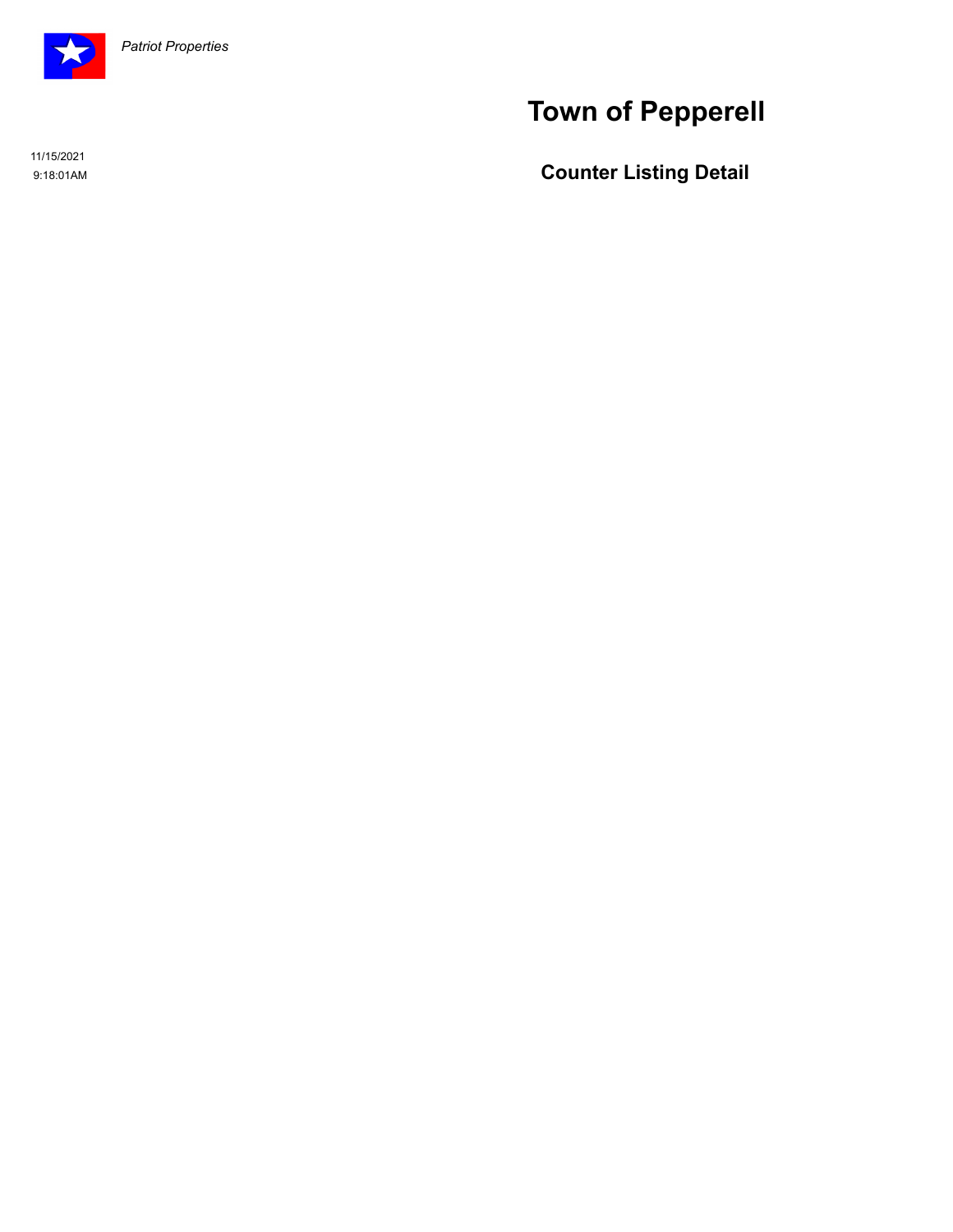*Patriot Properties*

# Town of Pepperell

11/15/2021

9:18:01AM

## Counter Listing Detail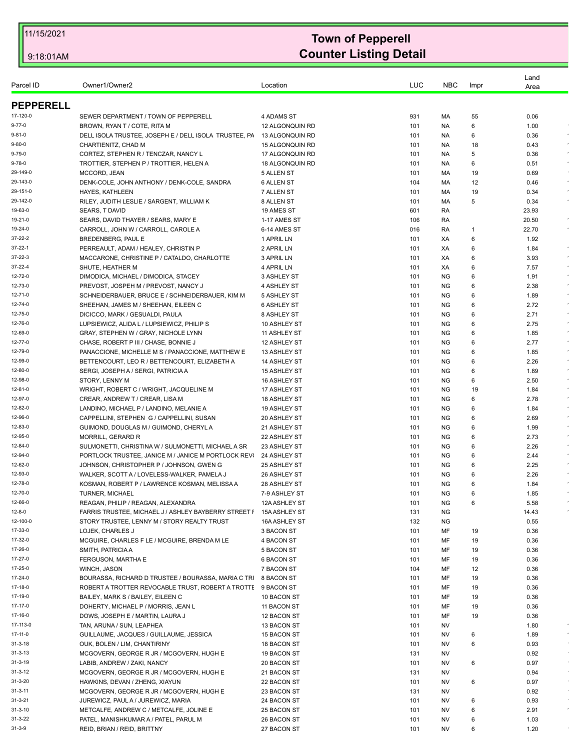# Town of Pepperell
## Counter Listing Detail

| Parcel ID | Owner1/Owner2 | Location | LUC | NBC | Impr | Land Area |
|---|---|---|---|---|---|---|
| **PEPPERELL** | | | | | | |
| 17-120-0 | SEWER DEPARTMENT / TOWN OF PEPPERELL | 4 ADAMS ST | 931 | MA | 55 | 0.06 |
| 9-77-0 | BROWN, RYAN T / COTE, RITA M | 12 ALGONQUIN RD | 101 | NA | 6 | 1.00 |
| 9-81-0 | DELL ISOLA TRUSTEE, JOSEPH E / DELL ISOLA TRUSTEE, PA | 13 ALGONQUIN RD | 101 | NA | 6 | 0.36 |
| 9-80-0 | CHARTIENITZ, CHAD M | 15 ALGONQUIN RD | 101 | NA | 18 | 0.43 |
| 9-79-0 | CORTEZ, STEPHEN R / TENCZAR, NANCY L | 17 ALGONQUIN RD | 101 | NA | 5 | 0.36 |
| 9-78-0 | TROTTIER, STEPHEN P / TROTTIER, HELEN A | 18 ALGONQUIN RD | 101 | NA | 6 | 0.51 |
| 29-149-0 | MCCORD, JEAN | 5 ALLEN ST | 101 | MA | 19 | 0.69 |
| 29-143-0 | DENK-COLE, JOHN ANTHONY / DENK-COLE, SANDRA | 6 ALLEN ST | 104 | MA | 12 | 0.46 |
| 29-151-0 | HAYES, KATHLEEN | 7 ALLEN ST | 101 | MA | 19 | 0.34 |
| 29-142-0 | RILEY, JUDITH LESLIE / SARGENT, WILLIAM K | 8 ALLEN ST | 101 | MA | 5 | 0.34 |
| 19-63-0 | SEARS, T DAVID | 19 AMES ST | 601 | RA | | 23.93 |
| 19-21-0 | SEARS, DAVID THAYER / SEARS, MARY E | 1-17 AMES ST | 106 | RA | | 20.50 |
| 19-24-0 | CARROLL, JOHN W / CARROLL, CAROLE A | 6-14 AMES ST | 016 | RA | 1 | 22.70 |
| 37-22-2 | BREDENBERG, PAUL E | 1 APRIL LN | 101 | XA | 6 | 1.92 |
| 37-22-1 | PERREAULT, ADAM / HEALEY, CHRISTIN P | 2 APRIL LN | 101 | XA | 6 | 1.84 |
| 37-22-3 | MACCARONE, CHRISTINE P / CATALDO, CHARLOTTE | 3 APRIL LN | 101 | XA | 6 | 3.93 |
| 37-22-4 | SHUTE, HEATHER M | 4 APRIL LN | 101 | XA | 6 | 7.57 |
| 12-72-0 | DIMODICA, MICHAEL / DIMODICA, STACEY | 3 ASHLEY ST | 101 | NG | 6 | 1.91 |
| 12-73-0 | PREVOST, JOSPEH M / PREVOST, NANCY J | 4 ASHLEY ST | 101 | NG | 6 | 2.38 |
| 12-71-0 | SCHNEIDERBAUER, BRUCE E / SCHNEIDERBAUER, KIM M | 5 ASHLEY ST | 101 | NG | 6 | 1.89 |
| 12-74-0 | SHEEHAN, JAMES M / SHEEHAN, EILEEN C | 6 ASHLEY ST | 101 | NG | 6 | 2.72 |
| 12-75-0 | DICICCO, MARK / GESUALDI, PAULA | 8 ASHLEY ST | 101 | NG | 6 | 2.71 |
| 12-76-0 | LUPSIEWICZ, ALIDA L / LUPSIEWICZ, PHILIP S | 10 ASHLEY ST | 101 | NG | 6 | 2.75 |
| 12-69-0 | GRAY, STEPHEN W / GRAY, NICHOLE LYNN | 11 ASHLEY ST | 101 | NG | 6 | 1.85 |
| 12-77-0 | CHASE, ROBERT P III / CHASE, BONNIE J | 12 ASHLEY ST | 101 | NG | 6 | 2.77 |
| 12-79-0 | PANACCIONE, MICHELLE M S / PANACCIONE, MATTHEW E | 13 ASHLEY ST | 101 | NG | 6 | 1.85 |
| 12-99-0 | BETTENCOURT, LEO R / BETTENCOURT, ELIZABETH A | 14 ASHLEY ST | 101 | NG | 6 | 2.26 |
| 12-80-0 | SERGI, JOSEPH A / SERGI, PATRICIA A | 15 ASHLEY ST | 101 | NG | 6 | 1.89 |
| 12-98-0 | STORY, LENNY M | 16 ASHLEY ST | 101 | NG | 6 | 2.50 |
| 12-81-0 | WRIGHT, ROBERT C / WRIGHT, JACQUELINE M | 17 ASHLEY ST | 101 | NG | 19 | 1.84 |
| 12-97-0 | CREAR, ANDREW T / CREAR, LISA M | 18 ASHLEY ST | 101 | NG | 6 | 2.78 |
| 12-82-0 | LANDINO, MICHAEL P / LANDINO, MELANIE A | 19 ASHLEY ST | 101 | NG | 6 | 1.84 |
| 12-96-0 | CAPPELLINI, STEPHEN G / CAPPELLINI, SUSAN | 20 ASHLEY ST | 101 | NG | 6 | 2.69 |
| 12-83-0 | GUIMOND, DOUGLAS M / GUIMOND, CHERYL A | 21 ASHLEY ST | 101 | NG | 6 | 1.99 |
| 12-95-0 | MORRILL, GERARD R | 22 ASHLEY ST | 101 | NG | 6 | 2.73 |
| 12-84-0 | SULMONETTI, CHRISTINA W / SULMONETTI, MICHAEL A SR | 23 ASHLEY ST | 101 | NG | 6 | 2.26 |
| 12-94-0 | PORTLOCK TRUSTEE, JANICE M / JANICE M PORTLOCK REV( | 24 ASHLEY ST | 101 | NG | 6 | 2.44 |
| 12-62-0 | JOHNSON, CHRISTOPHER P / JOHNSON, GWEN G | 25 ASHLEY ST | 101 | NG | 6 | 2.25 |
| 12-93-0 | WALKER, SCOTT A / LOVELESS-WALKER, PAMELA J | 26 ASHLEY ST | 101 | NG | 6 | 2.26 |
| 12-78-0 | KOSMAN, ROBERT P / LAWRENCE KOSMAN, MELISSA A | 28 ASHLEY ST | 101 | NG | 6 | 1.84 |
| 12-70-0 | TURNER, MICHAEL | 7-9 ASHLEY ST | 101 | NG | 6 | 1.85 |
| 12-66-0 | REAGAN, PHILIP / REAGAN, ALEXANDRA | 12A ASHLEY ST | 101 | NG | 6 | 5.58 |
| 12-8-0 | FARRIS TRUSTEE, MICHAEL J / ASHLEY BAYBERRY STREET F | 15A ASHLEY ST | 131 | NG | | 14.43 |
| 12-100-0 | STORY TRUSTEE, LENNY M / STORY REALTY TRUST | 16A ASHLEY ST | 132 | NG | | 0.55 |
| 17-33-0 | LOJEK, CHARLES J | 3 BACON ST | 101 | MF | 19 | 0.36 |
| 17-32-0 | MCGUIRE, CHARLES F LE / MCGUIRE, BRENDA M LE | 4 BACON ST | 101 | MF | 19 | 0.36 |
| 17-26-0 | SMITH, PATRICIA A | 5 BACON ST | 101 | MF | 19 | 0.36 |
| 17-27-0 | FERGUSON, MARTHA E | 6 BACON ST | 101 | MF | 19 | 0.36 |
| 17-25-0 | WINCH, JASON | 7 BACON ST | 104 | MF | 12 | 0.36 |
| 17-24-0 | BOURASSA, RICHARD D TRUSTEE / BOURASSA, MARIA C TRI | 8 BACON ST | 101 | MF | 19 | 0.36 |
| 17-18-0 | ROBERT A TROTTER REVOCABLE TRUST, ROBERT A TROTTE | 9 BACON ST | 101 | MF | 19 | 0.36 |
| 17-19-0 | BAILEY, MARK S / BAILEY, EILEEN C | 10 BACON ST | 101 | MF | 19 | 0.36 |
| 17-17-0 | DOHERTY, MICHAEL P / MORRIS, JEAN L | 11 BACON ST | 101 | MF | 19 | 0.36 |
| 17-16-0 | DOWS, JOSEPH E / MARTIN, LAURA J | 12 BACON ST | 101 | MF | 19 | 0.36 |
| 17-113-0 | TAN, ARUNA / SUN, LEAPHEA | 13 BACON ST | 101 | NV | | 1.80 |
| 17-11-0 | GUILLAUME, JACQUES / GUILLAUME, JESSICA | 15 BACON ST | 101 | NV | 6 | 1.89 |
| 31-3-18 | OUK, BOLEN / LIM, CHANTIRINY | 18 BACON ST | 101 | NV | 6 | 0.93 |
| 31-3-13 | MCGOVERN, GEORGE R JR / MCGOVERN, HUGH E | 19 BACON ST | 131 | NV | | 0.92 |
| 31-3-19 | LABIB, ANDREW / ZAKI, NANCY | 20 BACON ST | 101 | NV | 6 | 0.97 |
| 31-3-12 | MCGOVERN, GEORGE R JR / MCGOVERN, HUGH E | 21 BACON ST | 131 | NV | | 0.94 |
| 31-3-20 | HAWKINS, DEVAN / ZHENG, XIAYUN | 22 BACON ST | 101 | NV | 6 | 0.97 |
| 31-3-11 | MCGOVERN, GEORGE R JR / MCGOVERN, HUGH E | 23 BACON ST | 131 | NV | | 0.92 |
| 31-3-21 | JUREWICZ, PAUL A / JUREWICZ, MARIA | 24 BACON ST | 101 | NV | 6 | 0.93 |
| 31-3-10 | METCALFE, ANDREW C / METCALFE, JOLINE E | 25 BACON ST | 101 | NV | 6 | 2.91 |
| 31-3-22 | PATEL, MANISHKUMAR A / PATEL, PARUL M | 26 BACON ST | 101 | NV | 6 | 1.03 |
| 31-3-9 | REID, BRIAN / REID, BRITTNY | 27 BACON ST | 101 | NV | 6 | 1.20 |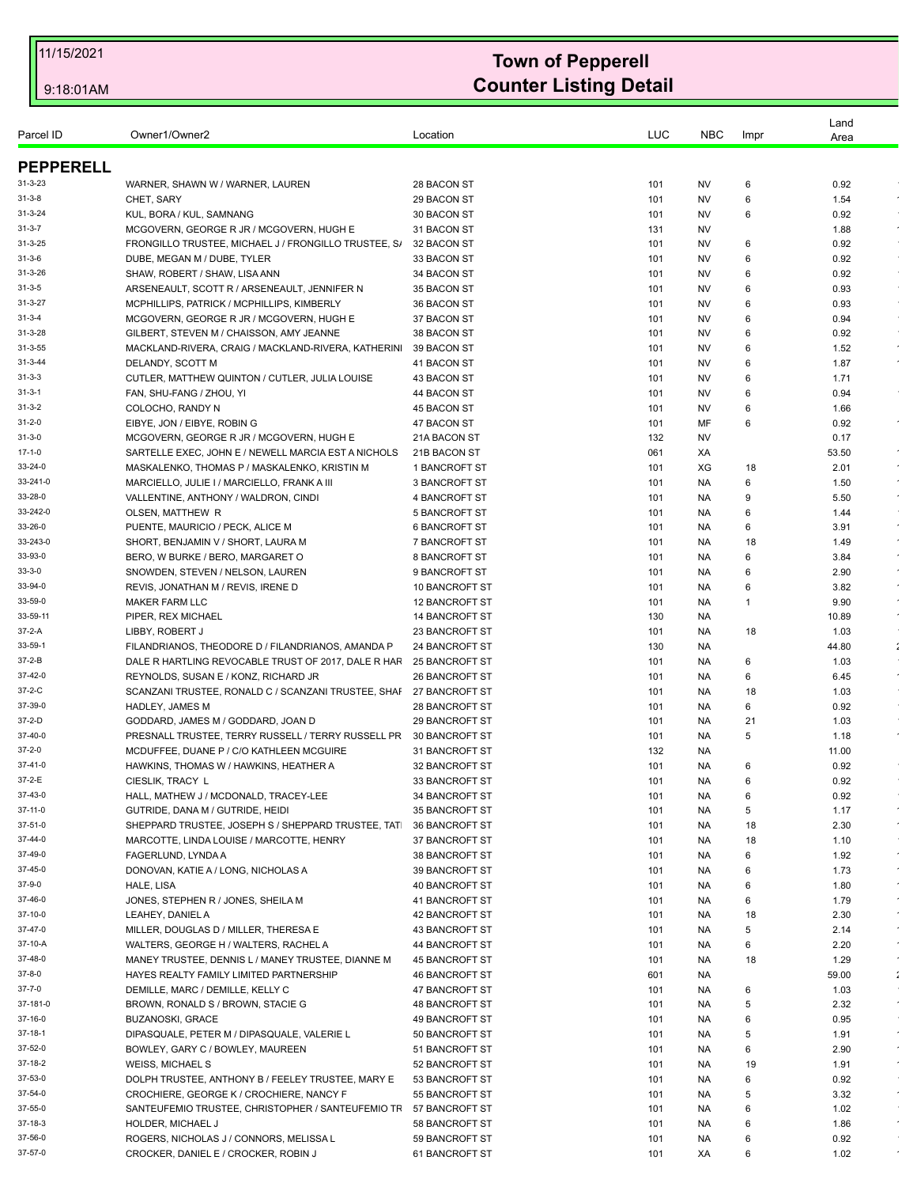# Town of Pepperell
## Counter Listing Detail

| Parcel ID | Owner1/Owner2 | Location | LUC | NBC | Impr | Land Area |
|---|---|---|---|---|---|---|
| **PEPPERELL** | | | | | | |
| 31-3-23 | WARNER, SHAWN W / WARNER, LAUREN | 28 BACON ST | 101 | NV | 6 | 0.92 |
| 31-3-8 | CHET, SARY | 29 BACON ST | 101 | NV | 6 | 1.54 |
| 31-3-24 | KUL, BORA / KUL, SAMNANG | 30 BACON ST | 101 | NV | 6 | 0.92 |
| 31-3-7 | MCGOVERN, GEORGE R JR / MCGOVERN, HUGH E | 31 BACON ST | 131 | NV | | 1.88 |
| 31-3-25 | FRONGILLO TRUSTEE, MICHAEL J / FRONGILLO TRUSTEE, S/ | 32 BACON ST | 101 | NV | 6 | 0.92 |
| 31-3-6 | DUBE, MEGAN M / DUBE, TYLER | 33 BACON ST | 101 | NV | 6 | 0.92 |
| 31-3-26 | SHAW, ROBERT / SHAW, LISA ANN | 34 BACON ST | 101 | NV | 6 | 0.92 |
| 31-3-5 | ARSENEAULT, SCOTT R / ARSENEAULT, JENNIFER N | 35 BACON ST | 101 | NV | 6 | 0.93 |
| 31-3-27 | MCPHILLIPS, PATRICK / MCPHILLIPS, KIMBERLY | 36 BACON ST | 101 | NV | 6 | 0.93 |
| 31-3-4 | MCGOVERN, GEORGE R JR / MCGOVERN, HUGH E | 37 BACON ST | 101 | NV | 6 | 0.94 |
| 31-3-28 | GILBERT, STEVEN M / CHAISSON, AMY JEANNE | 38 BACON ST | 101 | NV | 6 | 0.92 |
| 31-3-55 | MACKLAND-RIVERA, CRAIG / MACKLAND-RIVERA, KATHERINI | 39 BACON ST | 101 | NV | 6 | 1.52 |
| 31-3-44 | DELANDY, SCOTT M | 41 BACON ST | 101 | NV | 6 | 1.87 |
| 31-3-3 | CUTLER, MATTHEW QUINTON / CUTLER, JULIA LOUISE | 43 BACON ST | 101 | NV | 6 | 1.71 |
| 31-3-1 | FAN, SHU-FANG / ZHOU, YI | 44 BACON ST | 101 | NV | 6 | 0.94 |
| 31-3-2 | COLOCHO, RANDY N | 45 BACON ST | 101 | NV | 6 | 1.66 |
| 31-2-0 | EIBYE, JON / EIBYE, ROBIN G | 47 BACON ST | 101 | MF | 6 | 0.92 |
| 31-3-0 | MCGOVERN, GEORGE R JR / MCGOVERN, HUGH E | 21A BACON ST | 132 | NV | | 0.17 |
| 17-1-0 | SARTELLE EXEC, JOHN E / NEWELL MARCIA EST A NICHOLS | 21B BACON ST | 061 | XA | | 53.50 |
| 33-24-0 | MASKALENKO, THOMAS P / MASKALENKO, KRISTIN M | 1 BANCROFT ST | 101 | XG | 18 | 2.01 |
| 33-241-0 | MARCIELLO, JULIE I / MARCIELLO, FRANK A III | 3 BANCROFT ST | 101 | NA | 6 | 1.50 |
| 33-28-0 | VALLENTINE, ANTHONY / WALDRON, CINDI | 4 BANCROFT ST | 101 | NA | 9 | 5.50 |
| 33-242-0 | OLSEN, MATTHEW R | 5 BANCROFT ST | 101 | NA | 6 | 1.44 |
| 33-26-0 | PUENTE, MAURICIO / PECK, ALICE M | 6 BANCROFT ST | 101 | NA | 6 | 3.91 |
| 33-243-0 | SHORT, BENJAMIN V / SHORT, LAURA M | 7 BANCROFT ST | 101 | NA | 18 | 1.49 |
| 33-93-0 | BERO, W BURKE / BERO, MARGARET O | 8 BANCROFT ST | 101 | NA | 6 | 3.84 |
| 33-3-0 | SNOWDEN, STEVEN / NELSON, LAUREN | 9 BANCROFT ST | 101 | NA | 6 | 2.90 |
| 33-94-0 | REVIS, JONATHAN M / REVIS, IRENE D | 10 BANCROFT ST | 101 | NA | 6 | 3.82 |
| 33-59-0 | MAKER FARM LLC | 12 BANCROFT ST | 101 | NA | 1 | 9.90 |
| 33-59-11 | PIPER, REX MICHAEL | 14 BANCROFT ST | 130 | NA | | 10.89 |
| 37-2-A | LIBBY, ROBERT J | 23 BANCROFT ST | 101 | NA | 18 | 1.03 |
| 33-59-1 | FILANDRIANOS, THEODORE D / FILANDRIANOS, AMANDA P | 24 BANCROFT ST | 130 | NA | | 44.80 |
| 37-2-B | DALE R HARTLING REVOCABLE TRUST OF 2017, DALE R HAR | 25 BANCROFT ST | 101 | NA | 6 | 1.03 |
| 37-42-0 | REYNOLDS, SUSAN E / KONZ, RICHARD JR | 26 BANCROFT ST | 101 | NA | 6 | 6.45 |
| 37-2-C | SCANZANI TRUSTEE, RONALD C / SCANZANI TRUSTEE, SHAI | 27 BANCROFT ST | 101 | NA | 18 | 1.03 |
| 37-39-0 | HADLEY, JAMES M | 28 BANCROFT ST | 101 | NA | 6 | 0.92 |
| 37-2-D | GODDARD, JAMES M / GODDARD, JOAN D | 29 BANCROFT ST | 101 | NA | 21 | 1.03 |
| 37-40-0 | PRESNALL TRUSTEE, TERRY RUSSELL / TERRY RUSSELL PR | 30 BANCROFT ST | 101 | NA | 5 | 1.18 |
| 37-2-0 | MCDUFFEE, DUANE P / C/O KATHLEEN MCGUIRE | 31 BANCROFT ST | 132 | NA | | 11.00 |
| 37-41-0 | HAWKINS, THOMAS W / HAWKINS, HEATHER A | 32 BANCROFT ST | 101 | NA | 6 | 0.92 |
| 37-2-E | CIESLIK, TRACY L | 33 BANCROFT ST | 101 | NA | 6 | 0.92 |
| 37-43-0 | HALL, MATHEW J / MCDONALD, TRACEY-LEE | 34 BANCROFT ST | 101 | NA | 6 | 0.92 |
| 37-11-0 | GUTRIDE, DANA M / GUTRIDE, HEIDI | 35 BANCROFT ST | 101 | NA | 5 | 1.17 |
| 37-51-0 | SHEPPARD TRUSTEE, JOSEPH S / SHEPPARD TRUSTEE, TATI | 36 BANCROFT ST | 101 | NA | 18 | 2.30 |
| 37-44-0 | MARCOTTE, LINDA LOUISE / MARCOTTE, HENRY | 37 BANCROFT ST | 101 | NA | 18 | 1.10 |
| 37-49-0 | FAGERLUND, LYNDA A | 38 BANCROFT ST | 101 | NA | 6 | 1.92 |
| 37-45-0 | DONOVAN, KATIE A / LONG, NICHOLAS A | 39 BANCROFT ST | 101 | NA | 6 | 1.73 |
| 37-9-0 | HALE, LISA | 40 BANCROFT ST | 101 | NA | 6 | 1.80 |
| 37-46-0 | JONES, STEPHEN R / JONES, SHEILA M | 41 BANCROFT ST | 101 | NA | 6 | 1.79 |
| 37-10-0 | LEAHEY, DANIEL A | 42 BANCROFT ST | 101 | NA | 18 | 2.30 |
| 37-47-0 | MILLER, DOUGLAS D / MILLER, THERESA E | 43 BANCROFT ST | 101 | NA | 5 | 2.14 |
| 37-10-A | WALTERS, GEORGE H / WALTERS, RACHEL A | 44 BANCROFT ST | 101 | NA | 6 | 2.20 |
| 37-48-0 | MANEY TRUSTEE, DENNIS L / MANEY TRUSTEE, DIANNE M | 45 BANCROFT ST | 101 | NA | 18 | 1.29 |
| 37-8-0 | HAYES REALTY FAMILY LIMITED PARTNERSHIP | 46 BANCROFT ST | 601 | NA | | 59.00 |
| 37-7-0 | DEMILLE, MARC / DEMILLE, KELLY C | 47 BANCROFT ST | 101 | NA | 6 | 1.03 |
| 37-181-0 | BROWN, RONALD S / BROWN, STACIE G | 48 BANCROFT ST | 101 | NA | 5 | 2.32 |
| 37-16-0 | BUZANOSKI, GRACE | 49 BANCROFT ST | 101 | NA | 6 | 0.95 |
| 37-18-1 | DIPASQUALE, PETER M / DIPASQUALE, VALERIE L | 50 BANCROFT ST | 101 | NA | 5 | 1.91 |
| 37-52-0 | BOWLEY, GARY C / BOWLEY, MAUREEN | 51 BANCROFT ST | 101 | NA | 6 | 2.90 |
| 37-18-2 | WEISS, MICHAEL S | 52 BANCROFT ST | 101 | NA | 19 | 1.91 |
| 37-53-0 | DOLPH TRUSTEE, ANTHONY B / FEELEY TRUSTEE, MARY E | 53 BANCROFT ST | 101 | NA | 6 | 0.92 |
| 37-54-0 | CROCHIERE, GEORGE K / CROCHIERE, NANCY F | 55 BANCROFT ST | 101 | NA | 5 | 3.32 |
| 37-55-0 | SANTEUFEMIO TRUSTEE, CHRISTOPHER / SANTEUFEMIO TR | 57 BANCROFT ST | 101 | NA | 6 | 1.02 |
| 37-18-3 | HOLDER, MICHAEL J | 58 BANCROFT ST | 101 | NA | 6 | 1.86 |
| 37-56-0 | ROGERS, NICHOLAS J / CONNORS, MELISSA L | 59 BANCROFT ST | 101 | NA | 6 | 0.92 |
| 37-57-0 | CROCKER, DANIEL E / CROCKER, ROBIN J | 61 BANCROFT ST | 101 | XA | 6 | 1.02 |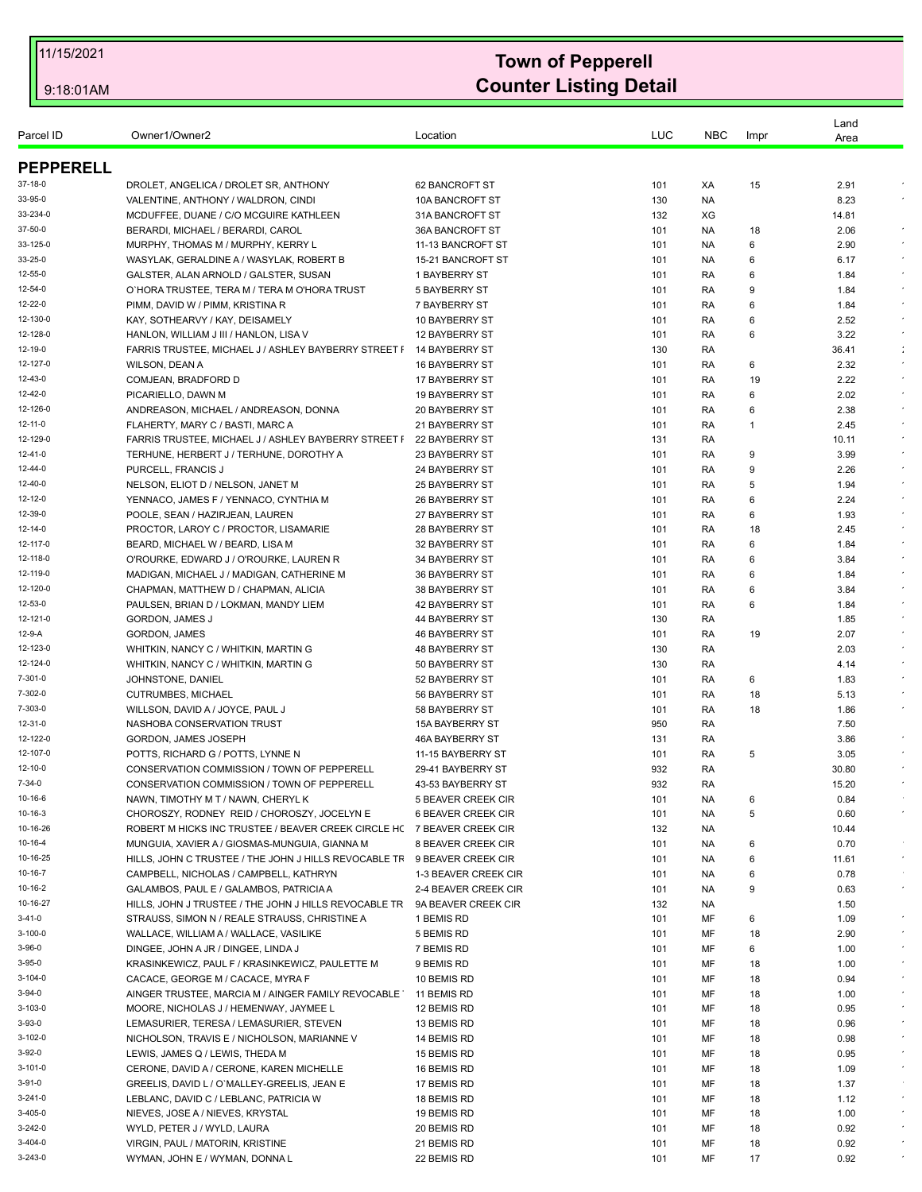# Town of Pepperell
## Counter Listing Detail

11/15/2021
9:18:01AM

| Parcel ID | Owner1/Owner2 | Location | LUC | NBC | Impr | Land Area |
|---|---|---|---|---|---|---|
| **PEPPERELL** | | | | | | |
| 37-18-0 | DROLET, ANGELICA / DROLET SR, ANTHONY | 62 BANCROFT ST | 101 | XA | 15 | 2.91 |
| 33-95-0 | VALENTINE, ANTHONY / WALDRON, CINDI | 10A BANCROFT ST | 130 | NA | | 8.23 |
| 33-234-0 | MCDUFFEE, DUANE / C/O MCGUIRE KATHLEEN | 31A BANCROFT ST | 132 | XG | | 14.81 |
| 37-50-0 | BERARDI, MICHAEL / BERARDI, CAROL | 36A BANCROFT ST | 101 | NA | 18 | 2.06 |
| 33-125-0 | MURPHY, THOMAS M / MURPHY, KERRY L | 11-13 BANCROFT ST | 101 | NA | 6 | 2.90 |
| 33-25-0 | WASYLAK, GERALDINE A / WASYLAK, ROBERT B | 15-21 BANCROFT ST | 101 | NA | 6 | 6.17 |
| 12-55-0 | GALSTER, ALAN ARNOLD / GALSTER, SUSAN | 1 BAYBERRY ST | 101 | RA | 6 | 1.84 |
| 12-54-0 | O`HORA TRUSTEE, TERA M / TERA M O'HORA TRUST | 5 BAYBERRY ST | 101 | RA | 9 | 1.84 |
| 12-22-0 | PIMM, DAVID W / PIMM, KRISTINA R | 7 BAYBERRY ST | 101 | RA | 6 | 1.84 |
| 12-130-0 | KAY, SOTHEARVY / KAY, DEISAMELY | 10 BAYBERRY ST | 101 | RA | 6 | 2.52 |
| 12-128-0 | HANLON, WILLIAM J III / HANLON, LISA V | 12 BAYBERRY ST | 101 | RA | 6 | 3.22 |
| 12-19-0 | FARRIS TRUSTEE, MICHAEL J / ASHLEY BAYBERRY STREET F | 14 BAYBERRY ST | 130 | RA | | 36.41 |
| 12-127-0 | WILSON, DEAN A | 16 BAYBERRY ST | 101 | RA | 6 | 2.32 |
| 12-43-0 | COMJEAN, BRADFORD D | 17 BAYBERRY ST | 101 | RA | 19 | 2.22 |
| 12-42-0 | PICARIELLO, DAWN M | 19 BAYBERRY ST | 101 | RA | 6 | 2.02 |
| 12-126-0 | ANDREASON, MICHAEL / ANDREASON, DONNA | 20 BAYBERRY ST | 101 | RA | 6 | 2.38 |
| 12-11-0 | FLAHERTY, MARY C / BASTI, MARC A | 21 BAYBERRY ST | 101 | RA | 1 | 2.45 |
| 12-129-0 | FARRIS TRUSTEE, MICHAEL J / ASHLEY BAYBERRY STREET F | 22 BAYBERRY ST | 131 | RA | | 10.11 |
| 12-41-0 | TERHUNE, HERBERT J / TERHUNE, DOROTHY A | 23 BAYBERRY ST | 101 | RA | 9 | 3.99 |
| 12-44-0 | PURCELL, FRANCIS J | 24 BAYBERRY ST | 101 | RA | 9 | 2.26 |
| 12-40-0 | NELSON, ELIOT D / NELSON, JANET M | 25 BAYBERRY ST | 101 | RA | 5 | 1.94 |
| 12-12-0 | YENNACO, JAMES F / YENNACO, CYNTHIA M | 26 BAYBERRY ST | 101 | RA | 6 | 2.24 |
| 12-39-0 | POOLE, SEAN / HAZIRJEAN, LAUREN | 27 BAYBERRY ST | 101 | RA | 6 | 1.93 |
| 12-14-0 | PROCTOR, LAROY C / PROCTOR, LISAMARIE | 28 BAYBERRY ST | 101 | RA | 18 | 2.45 |
| 12-117-0 | BEARD, MICHAEL W / BEARD, LISA M | 32 BAYBERRY ST | 101 | RA | 6 | 1.84 |
| 12-118-0 | O'ROURKE, EDWARD J / O'ROURKE, LAUREN R | 34 BAYBERRY ST | 101 | RA | 6 | 3.84 |
| 12-119-0 | MADIGAN, MICHAEL J / MADIGAN, CATHERINE M | 36 BAYBERRY ST | 101 | RA | 6 | 1.84 |
| 12-120-0 | CHAPMAN, MATTHEW D / CHAPMAN, ALICIA | 38 BAYBERRY ST | 101 | RA | 6 | 3.84 |
| 12-53-0 | PAULSEN, BRIAN D / LOKMAN, MANDY LIEM | 42 BAYBERRY ST | 101 | RA | 6 | 1.84 |
| 12-121-0 | GORDON, JAMES J | 44 BAYBERRY ST | 130 | RA | | 1.85 |
| 12-9-A | GORDON, JAMES | 46 BAYBERRY ST | 101 | RA | 19 | 2.07 |
| 12-123-0 | WHITKIN, NANCY C / WHITKIN, MARTIN G | 48 BAYBERRY ST | 130 | RA | | 2.03 |
| 12-124-0 | WHITKIN, NANCY C / WHITKIN, MARTIN G | 50 BAYBERRY ST | 130 | RA | | 4.14 |
| 7-301-0 | JOHNSTONE, DANIEL | 52 BAYBERRY ST | 101 | RA | 6 | 1.83 |
| 7-302-0 | CUTRUMBES, MICHAEL | 56 BAYBERRY ST | 101 | RA | 18 | 5.13 |
| 7-303-0 | WILLSON, DAVID A / JOYCE, PAUL J | 58 BAYBERRY ST | 101 | RA | 18 | 1.86 |
| 12-31-0 | NASHOBA CONSERVATION TRUST | 15A BAYBERRY ST | 950 | RA | | 7.50 |
| 12-122-0 | GORDON, JAMES JOSEPH | 46A BAYBERRY ST | 131 | RA | | 3.86 |
| 12-107-0 | POTTS, RICHARD G / POTTS, LYNNE N | 11-15 BAYBERRY ST | 101 | RA | 5 | 3.05 |
| 12-10-0 | CONSERVATION COMMISSION / TOWN OF PEPPERELL | 29-41 BAYBERRY ST | 932 | RA | | 30.80 |
| 7-34-0 | CONSERVATION COMMISSION / TOWN OF PEPPERELL | 43-53 BAYBERRY ST | 932 | RA | | 15.20 |
| 10-16-6 | NAWN, TIMOTHY M T / NAWN, CHERYL K | 5 BEAVER CREEK CIR | 101 | NA | 6 | 0.84 |
| 10-16-3 | CHOROSZY, RODNEY REID / CHOROSZY, JOCELYN E | 6 BEAVER CREEK CIR | 101 | NA | 5 | 0.60 |
| 10-16-26 | ROBERT M HICKS INC TRUSTEE / BEAVER CREEK CIRCLE HC | 7 BEAVER CREEK CIR | 132 | NA | | 10.44 |
| 10-16-4 | MUNGUIA, XAVIER A / GIOSMAS-MUNGUIA, GIANNA M | 8 BEAVER CREEK CIR | 101 | NA | 6 | 0.70 |
| 10-16-25 | HILLS, JOHN C TRUSTEE / THE JOHN J HILLS REVOCABLE TR | 9 BEAVER CREEK CIR | 101 | NA | 6 | 11.61 |
| 10-16-7 | CAMPBELL, NICHOLAS / CAMPBELL, KATHRYN | 1-3 BEAVER CREEK CIR | 101 | NA | 6 | 0.78 |
| 10-16-2 | GALAMBOS, PAUL E / GALAMBOS, PATRICIA A | 2-4 BEAVER CREEK CIR | 101 | NA | 9 | 0.63 |
| 10-16-27 | HILLS, JOHN J TRUSTEE / THE JOHN J HILLS REVOCABLE TR | 9A BEAVER CREEK CIR | 132 | NA | | 1.50 |
| 3-41-0 | STRAUSS, SIMON N / REALE STRAUSS, CHRISTINE A | 1 BEMIS RD | 101 | MF | 6 | 1.09 |
| 3-100-0 | WALLACE, WILLIAM A / WALLACE, VASILIKE | 5 BEMIS RD | 101 | MF | 18 | 2.90 |
| 3-96-0 | DINGEE, JOHN A JR / DINGEE, LINDA J | 7 BEMIS RD | 101 | MF | 6 | 1.00 |
| 3-95-0 | KRASINKEWICZ, PAUL F / KRASINKEWICZ, PAULETTE M | 9 BEMIS RD | 101 | MF | 18 | 1.00 |
| 3-104-0 | CACACE, GEORGE M / CACACE, MYRA F | 10 BEMIS RD | 101 | MF | 18 | 0.94 |
| 3-94-0 | AINGER TRUSTEE, MARCIA M / AINGER FAMILY REVOCABLE | 11 BEMIS RD | 101 | MF | 18 | 1.00 |
| 3-103-0 | MOORE, NICHOLAS J / HEMENWAY, JAYMEE L | 12 BEMIS RD | 101 | MF | 18 | 0.95 |
| 3-93-0 | LEMASURIER, TERESA / LEMASURIER, STEVEN | 13 BEMIS RD | 101 | MF | 18 | 0.96 |
| 3-102-0 | NICHOLSON, TRAVIS E / NICHOLSON, MARIANNE V | 14 BEMIS RD | 101 | MF | 18 | 0.98 |
| 3-92-0 | LEWIS, JAMES Q / LEWIS, THEDA M | 15 BEMIS RD | 101 | MF | 18 | 0.95 |
| 3-101-0 | CERONE, DAVID A / CERONE, KAREN MICHELLE | 16 BEMIS RD | 101 | MF | 18 | 1.09 |
| 3-91-0 | GREELIS, DAVID L / O`MALLEY-GREELIS, JEAN E | 17 BEMIS RD | 101 | MF | 18 | 1.37 |
| 3-241-0 | LEBLANC, DAVID C / LEBLANC, PATRICIA W | 18 BEMIS RD | 101 | MF | 18 | 1.12 |
| 3-405-0 | NIEVES, JOSE A / NIEVES, KRYSTAL | 19 BEMIS RD | 101 | MF | 18 | 1.00 |
| 3-242-0 | WYLD, PETER J / WYLD, LAURA | 20 BEMIS RD | 101 | MF | 18 | 0.92 |
| 3-404-0 | VIRGIN, PAUL / MATORIN, KRISTINE | 21 BEMIS RD | 101 | MF | 18 | 0.92 |
| 3-243-0 | WYMAN, JOHN E / WYMAN, DONNA L | 22 BEMIS RD | 101 | MF | 17 | 0.92 |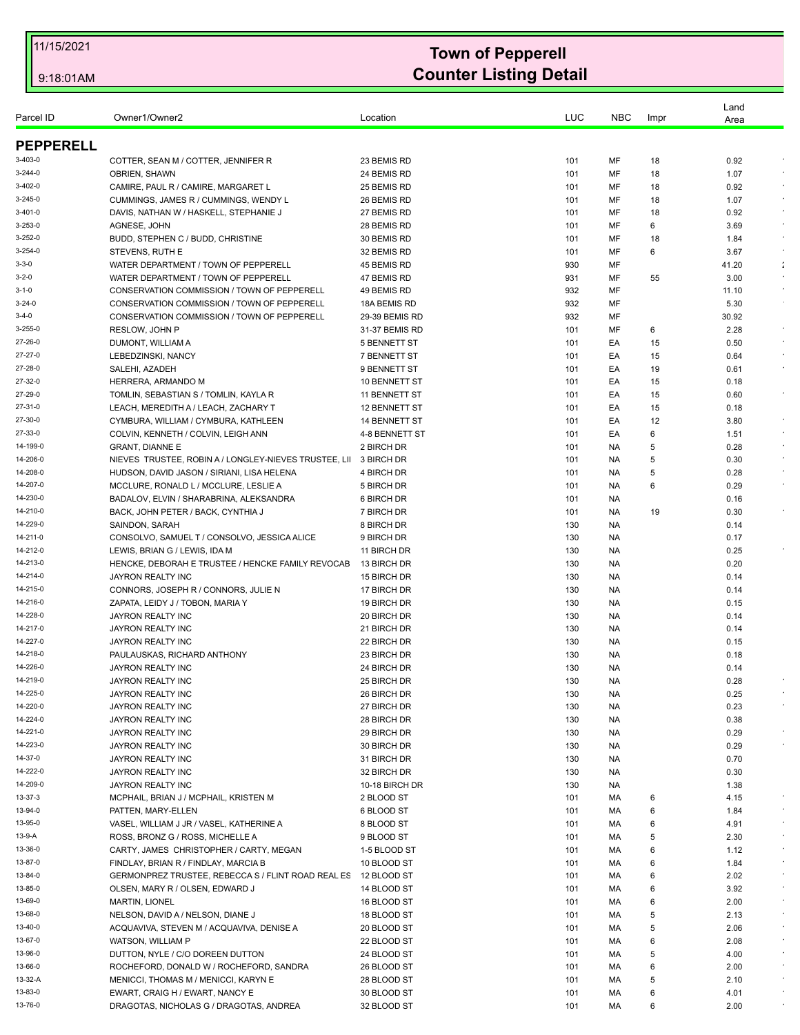# Town of Pepperell
## Counter Listing Detail

11/15/2021
9:18:01AM

| Parcel ID | Owner1/Owner2 | Location | LUC | NBC | Impr | Land Area |
|---|---|---|---|---|---|---|
| **PEPPERELL** | | | | | | |
| 3-403-0 | COTTER, SEAN M / COTTER, JENNIFER R | 23 BEMIS RD | 101 | MF | 18 | 0.92 |
| 3-244-0 | OBRIEN, SHAWN | 24 BEMIS RD | 101 | MF | 18 | 1.07 |
| 3-402-0 | CAMIRE, PAUL R / CAMIRE, MARGARET L | 25 BEMIS RD | 101 | MF | 18 | 0.92 |
| 3-245-0 | CUMMINGS, JAMES R / CUMMINGS, WENDY L | 26 BEMIS RD | 101 | MF | 18 | 1.07 |
| 3-401-0 | DAVIS, NATHAN W / HASKELL, STEPHANIE J | 27 BEMIS RD | 101 | MF | 18 | 0.92 |
| 3-253-0 | AGNESE, JOHN | 28 BEMIS RD | 101 | MF | 6 | 3.69 |
| 3-252-0 | BUDD, STEPHEN C / BUDD, CHRISTINE | 30 BEMIS RD | 101 | MF | 18 | 1.84 |
| 3-254-0 | STEVENS, RUTH E | 32 BEMIS RD | 101 | MF | 6 | 3.67 |
| 3-3-0 | WATER DEPARTMENT / TOWN OF PEPPERELL | 45 BEMIS RD | 930 | MF | | 41.20 |
| 3-2-0 | WATER DEPARTMENT / TOWN OF PEPPERELL | 47 BEMIS RD | 931 | MF | 55 | 3.00 |
| 3-1-0 | CONSERVATION COMMISSION / TOWN OF PEPPERELL | 49 BEMIS RD | 932 | MF | | 11.10 |
| 3-24-0 | CONSERVATION COMMISSION / TOWN OF PEPPERELL | 18A BEMIS RD | 932 | MF | | 5.30 |
| 3-4-0 | CONSERVATION COMMISSION / TOWN OF PEPPERELL | 29-39 BEMIS RD | 932 | MF | | 30.92 |
| 3-255-0 | RESLOW, JOHN P | 31-37 BEMIS RD | 101 | MF | 6 | 2.28 |
| 27-26-0 | DUMONT, WILLIAM A | 5 BENNETT ST | 101 | EA | 15 | 0.50 |
| 27-27-0 | LEBEDZINSKI, NANCY | 7 BENNETT ST | 101 | EA | 15 | 0.64 |
| 27-28-0 | SALEHI, AZADEH | 9 BENNETT ST | 101 | EA | 19 | 0.61 |
| 27-32-0 | HERRERA, ARMANDO M | 10 BENNETT ST | 101 | EA | 15 | 0.18 |
| 27-29-0 | TOMLIN, SEBASTIAN S / TOMLIN, KAYLA R | 11 BENNETT ST | 101 | EA | 15 | 0.60 |
| 27-31-0 | LEACH, MEREDITH A / LEACH, ZACHARY T | 12 BENNETT ST | 101 | EA | 15 | 0.18 |
| 27-30-0 | CYMBURA, WILLIAM / CYMBURA, KATHLEEN | 14 BENNETT ST | 101 | EA | 12 | 3.80 |
| 27-33-0 | COLVIN, KENNETH / COLVIN, LEIGH ANN | 4-8 BENNETT ST | 101 | EA | 6 | 1.51 |
| 14-199-0 | GRANT, DIANNE E | 2 BIRCH DR | 101 | NA | 5 | 0.28 |
| 14-206-0 | NIEVES TRUSTEE, ROBIN A / LONGLEY-NIEVES TRUSTEE, LII | 3 BIRCH DR | 101 | NA | 5 | 0.30 |
| 14-208-0 | HUDSON, DAVID JASON / SIRIANI, LISA HELENA | 4 BIRCH DR | 101 | NA | 5 | 0.28 |
| 14-207-0 | MCCLURE, RONALD L / MCCLURE, LESLIE A | 5 BIRCH DR | 101 | NA | 6 | 0.29 |
| 14-230-0 | BADALOV, ELVIN / SHARABRINA, ALEKSANDRA | 6 BIRCH DR | 101 | NA | | 0.16 |
| 14-210-0 | BACK, JOHN PETER / BACK, CYNTHIA J | 7 BIRCH DR | 101 | NA | 19 | 0.30 |
| 14-229-0 | SAINDON, SARAH | 8 BIRCH DR | 130 | NA | | 0.14 |
| 14-211-0 | CONSOLVO, SAMUEL T / CONSOLVO, JESSICA ALICE | 9 BIRCH DR | 130 | NA | | 0.17 |
| 14-212-0 | LEWIS, BRIAN G / LEWIS, IDA M | 11 BIRCH DR | 130 | NA | | 0.25 |
| 14-213-0 | HENCKE, DEBORAH E TRUSTEE / HENCKE FAMILY REVOCAB | 13 BIRCH DR | 130 | NA | | 0.20 |
| 14-214-0 | JAYRON REALTY INC | 15 BIRCH DR | 130 | NA | | 0.14 |
| 14-215-0 | CONNORS, JOSEPH R / CONNORS, JULIE N | 17 BIRCH DR | 130 | NA | | 0.14 |
| 14-216-0 | ZAPATA, LEIDY J / TOBON, MARIA Y | 19 BIRCH DR | 130 | NA | | 0.15 |
| 14-228-0 | JAYRON REALTY INC | 20 BIRCH DR | 130 | NA | | 0.14 |
| 14-217-0 | JAYRON REALTY INC | 21 BIRCH DR | 130 | NA | | 0.14 |
| 14-227-0 | JAYRON REALTY INC | 22 BIRCH DR | 130 | NA | | 0.15 |
| 14-218-0 | PAULAUSKAS, RICHARD ANTHONY | 23 BIRCH DR | 130 | NA | | 0.18 |
| 14-226-0 | JAYRON REALTY INC | 24 BIRCH DR | 130 | NA | | 0.14 |
| 14-219-0 | JAYRON REALTY INC | 25 BIRCH DR | 130 | NA | | 0.28 |
| 14-225-0 | JAYRON REALTY INC | 26 BIRCH DR | 130 | NA | | 0.25 |
| 14-220-0 | JAYRON REALTY INC | 27 BIRCH DR | 130 | NA | | 0.23 |
| 14-224-0 | JAYRON REALTY INC | 28 BIRCH DR | 130 | NA | | 0.38 |
| 14-221-0 | JAYRON REALTY INC | 29 BIRCH DR | 130 | NA | | 0.29 |
| 14-223-0 | JAYRON REALTY INC | 30 BIRCH DR | 130 | NA | | 0.29 |
| 14-37-0 | JAYRON REALTY INC | 31 BIRCH DR | 130 | NA | | 0.70 |
| 14-222-0 | JAYRON REALTY INC | 32 BIRCH DR | 130 | NA | | 0.30 |
| 14-209-0 | JAYRON REALTY INC | 10-18 BIRCH DR | 130 | NA | | 1.38 |
| 13-37-3 | MCPHAIL, BRIAN J / MCPHAIL, KRISTEN M | 2 BLOOD ST | 101 | MA | 6 | 4.15 |
| 13-94-0 | PATTEN, MARY-ELLEN | 6 BLOOD ST | 101 | MA | 6 | 1.84 |
| 13-95-0 | VASEL, WILLIAM J JR / VASEL, KATHERINE A | 8 BLOOD ST | 101 | MA | 6 | 4.91 |
| 13-9-A | ROSS, BRONZ G / ROSS, MICHELLE A | 9 BLOOD ST | 101 | MA | 5 | 2.30 |
| 13-36-0 | CARTY, JAMES CHRISTOPHER / CARTY, MEGAN | 1-5 BLOOD ST | 101 | MA | 6 | 1.12 |
| 13-87-0 | FINDLAY, BRIAN R / FINDLAY, MARCIA B | 10 BLOOD ST | 101 | MA | 6 | 1.84 |
| 13-84-0 | GERMONPREZ TRUSTEE, REBECCA S / FLINT ROAD REAL ES | 12 BLOOD ST | 101 | MA | 6 | 2.02 |
| 13-85-0 | OLSEN, MARY R / OLSEN, EDWARD J | 14 BLOOD ST | 101 | MA | 6 | 3.92 |
| 13-69-0 | MARTIN, LIONEL | 16 BLOOD ST | 101 | MA | 6 | 2.00 |
| 13-68-0 | NELSON, DAVID A / NELSON, DIANE J | 18 BLOOD ST | 101 | MA | 5 | 2.13 |
| 13-40-0 | ACQUAVIVA, STEVEN M / ACQUAVIVA, DENISE A | 20 BLOOD ST | 101 | MA | 5 | 2.06 |
| 13-67-0 | WATSON, WILLIAM P | 22 BLOOD ST | 101 | MA | 6 | 2.08 |
| 13-96-0 | DUTTON, NYLE / C/O DOREEN DUTTON | 24 BLOOD ST | 101 | MA | 5 | 4.00 |
| 13-66-0 | ROCHEFORD, DONALD W / ROCHEFORD, SANDRA | 26 BLOOD ST | 101 | MA | 6 | 2.00 |
| 13-32-A | MENICCI, THOMAS M / MENICCI, KARYN E | 28 BLOOD ST | 101 | MA | 5 | 2.10 |
| 13-83-0 | EWART, CRAIG H / EWART, NANCY E | 30 BLOOD ST | 101 | MA | 6 | 4.01 |
| 13-76-0 | DRAGOTAS, NICHOLAS G / DRAGOTAS, ANDREA | 32 BLOOD ST | 101 | MA | 6 | 2.00 |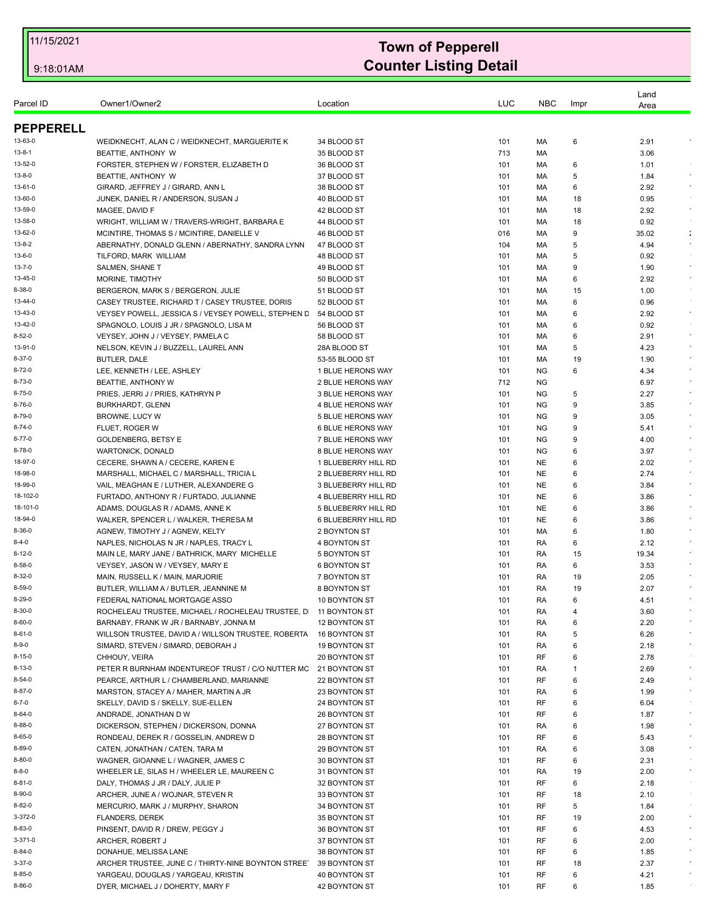## Town of Pepperell
## Counter Listing Detail

11/15/2021
9:18:01AM

| Parcel ID | Owner1/Owner2 | Location | LUC | NBC | Impr | Land Area |
|---|---|---|---|---|---|---|
| **PEPPERELL** | | | | | | |
| 13-63-0 | WEIDKNECHT, ALAN C / WEIDKNECHT, MARGUERITE K | 34 BLOOD ST | 101 | MA | 6 | 2.91 |
| 13-8-1 | BEATTIE, ANTHONY W | 35 BLOOD ST | 713 | MA | | 3.06 |
| 13-52-0 | FORSTER, STEPHEN W / FORSTER, ELIZABETH D | 36 BLOOD ST | 101 | MA | 6 | 1.01 |
| 13-8-0 | BEATTIE, ANTHONY W | 37 BLOOD ST | 101 | MA | 5 | 1.84 |
| 13-61-0 | GIRARD, JEFFREY J / GIRARD, ANN L | 38 BLOOD ST | 101 | MA | 6 | 2.92 |
| 13-60-0 | JUNEK, DANIEL R / ANDERSON, SUSAN J | 40 BLOOD ST | 101 | MA | 18 | 0.95 |
| 13-59-0 | MAGEE, DAVID F | 42 BLOOD ST | 101 | MA | 18 | 2.92 |
| 13-58-0 | WRIGHT, WILLIAM W / TRAVERS-WRIGHT, BARBARA E | 44 BLOOD ST | 101 | MA | 18 | 0.92 |
| 13-62-0 | MCINTIRE, THOMAS S / MCINTIRE, DANIELLE V | 46 BLOOD ST | 016 | MA | 9 | 35.02 |
| 13-8-2 | ABERNATHY, DONALD GLENN / ABERNATHY, SANDRA LYNN | 47 BLOOD ST | 104 | MA | 5 | 4.94 |
| 13-6-0 | TILFORD, MARK WILLIAM | 48 BLOOD ST | 101 | MA | 5 | 0.92 |
| 13-7-0 | SALMEN, SHANE T | 49 BLOOD ST | 101 | MA | 9 | 1.90 |
| 13-45-0 | MORINE, TIMOTHY | 50 BLOOD ST | 101 | MA | 6 | 2.92 |
| 8-38-0 | BERGERON, MARK S / BERGERON, JULIE | 51 BLOOD ST | 101 | MA | 15 | 1.00 |
| 13-44-0 | CASEY TRUSTEE, RICHARD T / CASEY TRUSTEE, DORIS | 52 BLOOD ST | 101 | MA | 6 | 0.96 |
| 13-43-0 | VEYSEY POWELL, JESSICA S / VEYSEY POWELL, STEPHEN D | 54 BLOOD ST | 101 | MA | 6 | 2.92 |
| 13-42-0 | SPAGNOLO, LOUIS J JR / SPAGNOLO, LISA M | 56 BLOOD ST | 101 | MA | 6 | 0.92 |
| 8-52-0 | VEYSEY, JOHN J / VEYSEY, PAMELA C | 58 BLOOD ST | 101 | MA | 6 | 2.91 |
| 13-91-0 | NELSON, KEVIN J / BUZZELL, LAUREL ANN | 28A BLOOD ST | 101 | MA | 5 | 4.23 |
| 8-37-0 | BUTLER, DALE | 53-55 BLOOD ST | 101 | MA | 19 | 1.90 |
| 8-72-0 | LEE, KENNETH / LEE, ASHLEY | 1 BLUE HERONS WAY | 101 | NG | 6 | 4.34 |
| 8-73-0 | BEATTIE, ANTHONY W | 2 BLUE HERONS WAY | 712 | NG | | 6.97 |
| 8-75-0 | PRIES, JERRI J / PRIES, KATHRYN P | 3 BLUE HERONS WAY | 101 | NG | 5 | 2.27 |
| 8-76-0 | BURKHARDT, GLENN | 4 BLUE HERONS WAY | 101 | NG | 9 | 3.85 |
| 8-79-0 | BROWNE, LUCY W | 5 BLUE HERONS WAY | 101 | NG | 9 | 3.05 |
| 8-74-0 | FLUET, ROGER W | 6 BLUE HERONS WAY | 101 | NG | 9 | 5.41 |
| 8-77-0 | GOLDENBERG, BETSY E | 7 BLUE HERONS WAY | 101 | NG | 9 | 4.00 |
| 8-78-0 | WARTONICK, DONALD | 8 BLUE HERONS WAY | 101 | NG | 6 | 3.97 |
| 18-97-0 | CECERE, SHAWN A / CECERE, KAREN E | 1 BLUEBERRY HILL RD | 101 | NE | 6 | 2.02 |
| 18-98-0 | MARSHALL, MICHAEL C / MARSHALL, TRICIA L | 2 BLUEBERRY HILL RD | 101 | NE | 6 | 2.74 |
| 18-99-0 | VAIL, MEAGHAN E / LUTHER, ALEXANDERE G | 3 BLUEBERRY HILL RD | 101 | NE | 6 | 3.84 |
| 18-102-0 | FURTADO, ANTHONY R / FURTADO, JULIANNE | 4 BLUEBERRY HILL RD | 101 | NE | 6 | 3.86 |
| 18-101-0 | ADAMS, DOUGLAS R / ADAMS, ANNE K | 5 BLUEBERRY HILL RD | 101 | NE | 6 | 3.86 |
| 18-94-0 | WALKER, SPENCER L / WALKER, THERESA M | 6 BLUEBERRY HILL RD | 101 | NE | 6 | 3.86 |
| 8-36-0 | AGNEW, TIMOTHY J / AGNEW, KELTY | 2 BOYNTON ST | 101 | MA | 6 | 1.80 |
| 8-4-0 | NAPLES, NICHOLAS N JR / NAPLES, TRACY L | 4 BOYNTON ST | 101 | RA | 6 | 2.12 |
| 8-12-0 | MAIN LE, MARY JANE / BATHRICK, MARY MICHELLE | 5 BOYNTON ST | 101 | RA | 15 | 19.34 |
| 8-58-0 | VEYSEY, JASON W / VEYSEY, MARY E | 6 BOYNTON ST | 101 | RA | 6 | 3.53 |
| 8-32-0 | MAIN, RUSSELL K / MAIN, MARJORIE | 7 BOYNTON ST | 101 | RA | 19 | 2.05 |
| 8-59-0 | BUTLER, WILLIAM A / BUTLER, JEANNINE M | 8 BOYNTON ST | 101 | RA | 19 | 2.07 |
| 8-29-0 | FEDERAL NATIONAL MORTGAGE ASSO | 10 BOYNTON ST | 101 | RA | 6 | 4.51 |
| 8-30-0 | ROCHELEAU TRUSTEE, MICHAEL / ROCHELEAU TRUSTEE, DI | 11 BOYNTON ST | 101 | RA | 4 | 3.60 |
| 8-60-0 | BARNABY, FRANK W JR / BARNABY, JONNA M | 12 BOYNTON ST | 101 | RA | 6 | 2.20 |
| 8-61-0 | WILLSON TRUSTEE, DAVID A / WILLSON TRUSTEE, ROBERTA | 16 BOYNTON ST | 101 | RA | 5 | 6.26 |
| 8-9-0 | SIMARD, STEVEN / SIMARD, DEBORAH J | 19 BOYNTON ST | 101 | RA | 6 | 2.18 |
| 8-15-0 | CHHOUY, VEIRA | 20 BOYNTON ST | 101 | RF | 6 | 2.78 |
| 8-13-0 | PETER R BURNHAM INDENTUREOF TRUST / C/O NUTTER MC | 21 BOYNTON ST | 101 | RA | 1 | 2.69 |
| 8-54-0 | PEARCE, ARTHUR L / CHAMBERLAND, MARIANNE | 22 BOYNTON ST | 101 | RF | 6 | 2.49 |
| 8-87-0 | MARSTON, STACEY A / MAHER, MARTIN A JR | 23 BOYNTON ST | 101 | RA | 6 | 1.99 |
| 8-7-0 | SKELLY, DAVID S / SKELLY, SUE-ELLEN | 24 BOYNTON ST | 101 | RF | 6 | 6.04 |
| 8-64-0 | ANDRADE, JONATHAN D W | 26 BOYNTON ST | 101 | RF | 6 | 1.87 |
| 8-88-0 | DICKERSON, STEPHEN / DICKERSON, DONNA | 27 BOYNTON ST | 101 | RA | 6 | 1.98 |
| 8-65-0 | RONDEAU, DEREK R / GOSSELIN, ANDREW D | 28 BOYNTON ST | 101 | RF | 6 | 5.43 |
| 8-89-0 | CATEN, JONATHAN / CATEN, TARA M | 29 BOYNTON ST | 101 | RA | 6 | 3.08 |
| 8-80-0 | WAGNER, GIOANNE L / WAGNER, JAMES C | 30 BOYNTON ST | 101 | RF | 6 | 2.31 |
| 8-8-0 | WHEELER LE, SILAS H / WHEELER LE, MAUREEN C | 31 BOYNTON ST | 101 | RA | 19 | 2.00 |
| 8-81-0 | DALY, THOMAS J JR / DALY, JULIE P | 32 BOYNTON ST | 101 | RF | 6 | 2.18 |
| 8-90-0 | ARCHER, JUNE A / WOJNAR, STEVEN R | 33 BOYNTON ST | 101 | RF | 18 | 2.10 |
| 8-82-0 | MERCURIO, MARK J / MURPHY, SHARON | 34 BOYNTON ST | 101 | RF | 5 | 1.84 |
| 3-372-0 | FLANDERS, DEREK | 35 BOYNTON ST | 101 | RF | 19 | 2.00 |
| 8-83-0 | PINSENT, DAVID R / DREW, PEGGY J | 36 BOYNTON ST | 101 | RF | 6 | 4.53 |
| 3-371-0 | ARCHER, ROBERT J | 37 BOYNTON ST | 101 | RF | 6 | 2.00 |
| 8-84-0 | DONAHUE, MELISSA LANE | 38 BOYNTON ST | 101 | RF | 6 | 1.85 |
| 3-37-0 | ARCHER TRUSTEE, JUNE C / THIRTY-NINE BOYNTON STREE | 39 BOYNTON ST | 101 | RF | 18 | 2.37 |
| 8-85-0 | YARGEAU, DOUGLAS / YARGEAU, KRISTIN | 40 BOYNTON ST | 101 | RF | 6 | 4.21 |
| 8-86-0 | DYER, MICHAEL J / DOHERTY, MARY F | 42 BOYNTON ST | 101 | RF | 6 | 1.85 |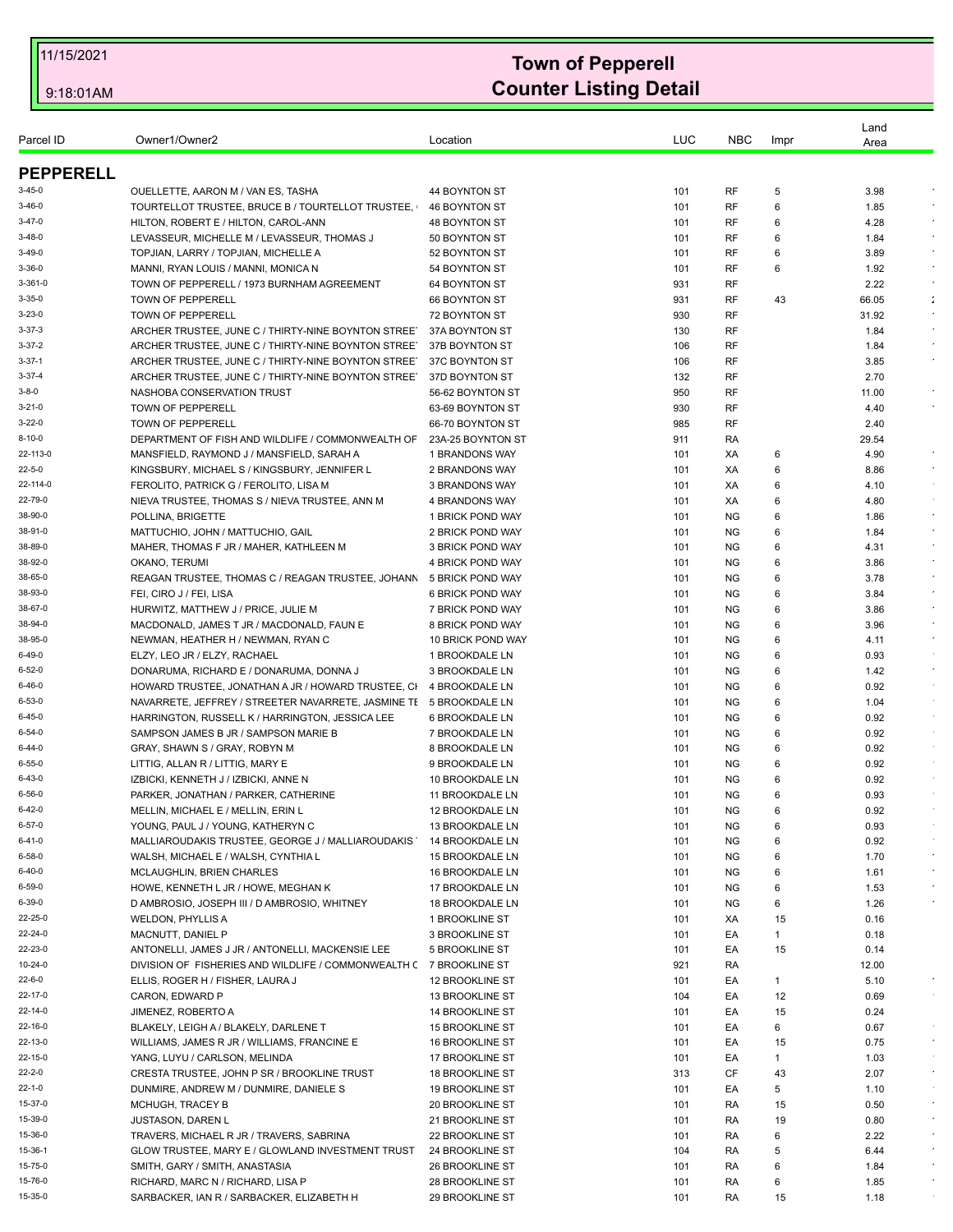# Town of Pepperell
## Counter Listing Detail

## PEPPERELL

| Parcel ID | Owner1/Owner2 | Location | LUC | NBC | Impr | Land Area |
|---|---|---|---|---|---|---|
| 3-45-0 | OUELLETTE, AARON M / VAN ES, TASHA | 44 BOYNTON ST | 101 | RF | 5 | 3.98 |
| 3-46-0 | TOURTELLOT TRUSTEE, BRUCE B / TOURTELLOT TRUSTEE, | 46 BOYNTON ST | 101 | RF | 6 | 1.85 |
| 3-47-0 | HILTON, ROBERT E / HILTON, CAROL-ANN | 48 BOYNTON ST | 101 | RF | 6 | 4.28 |
| 3-48-0 | LEVASSEUR, MICHELLE M / LEVASSEUR, THOMAS J | 50 BOYNTON ST | 101 | RF | 6 | 1.84 |
| 3-49-0 | TOPJIAN, LARRY / TOPJIAN, MICHELLE A | 52 BOYNTON ST | 101 | RF | 6 | 3.89 |
| 3-36-0 | MANNI, RYAN LOUIS / MANNI, MONICA N | 54 BOYNTON ST | 101 | RF | 6 | 1.92 |
| 3-361-0 | TOWN OF PEPPERELL / 1973 BURNHAM AGREEMENT | 64 BOYNTON ST | 931 | RF | | 2.22 |
| 3-35-0 | TOWN OF PEPPERELL | 66 BOYNTON ST | 931 | RF | 43 | 66.05 |
| 3-23-0 | TOWN OF PEPPERELL | 72 BOYNTON ST | 930 | RF | | 31.92 |
| 3-37-3 | ARCHER TRUSTEE, JUNE C / THIRTY-NINE BOYNTON STREE | 37A BOYNTON ST | 130 | RF | | 1.84 |
| 3-37-2 | ARCHER TRUSTEE, JUNE C / THIRTY-NINE BOYNTON STREE | 37B BOYNTON ST | 106 | RF | | 1.84 |
| 3-37-1 | ARCHER TRUSTEE, JUNE C / THIRTY-NINE BOYNTON STREE | 37C BOYNTON ST | 106 | RF | | 3.85 |
| 3-37-4 | ARCHER TRUSTEE, JUNE C / THIRTY-NINE BOYNTON STREE | 37D BOYNTON ST | 132 | RF | | 2.70 |
| 3-8-0 | NASHOBA CONSERVATION TRUST | 56-62 BOYNTON ST | 950 | RF | | 11.00 |
| 3-21-0 | TOWN OF PEPPERELL | 63-69 BOYNTON ST | 930 | RF | | 4.40 |
| 3-22-0 | TOWN OF PEPPERELL | 66-70 BOYNTON ST | 985 | RF | | 2.40 |
| 8-10-0 | DEPARTMENT OF FISH AND WILDLIFE / COMMONWEALTH OF | 23A-25 BOYNTON ST | 911 | RA | | 29.54 |
| 22-113-0 | MANSFIELD, RAYMOND J / MANSFIELD, SARAH A | 1 BRANDONS WAY | 101 | XA | 6 | 4.90 |
| 22-5-0 | KINGSBURY, MICHAEL S / KINGSBURY, JENNIFER L | 2 BRANDONS WAY | 101 | XA | 6 | 8.86 |
| 22-114-0 | FEROLITO, PATRICK G / FEROLITO, LISA M | 3 BRANDONS WAY | 101 | XA | 6 | 4.10 |
| 22-79-0 | NIEVA TRUSTEE, THOMAS S / NIEVA TRUSTEE, ANN M | 4 BRANDONS WAY | 101 | XA | 6 | 4.80 |
| 38-90-0 | POLLINA, BRIGETTE | 1 BRICK POND WAY | 101 | NG | 6 | 1.86 |
| 38-91-0 | MATTUCHIO, JOHN / MATTUCHIO, GAIL | 2 BRICK POND WAY | 101 | NG | 6 | 1.84 |
| 38-89-0 | MAHER, THOMAS F JR / MAHER, KATHLEEN M | 3 BRICK POND WAY | 101 | NG | 6 | 4.31 |
| 38-92-0 | OKANO, TERUMI | 4 BRICK POND WAY | 101 | NG | 6 | 3.86 |
| 38-65-0 | REAGAN TRUSTEE, THOMAS C / REAGAN TRUSTEE, JOHANN | 5 BRICK POND WAY | 101 | NG | 6 | 3.78 |
| 38-93-0 | FEI, CIRO J / FEI, LISA | 6 BRICK POND WAY | 101 | NG | 6 | 3.84 |
| 38-67-0 | HURWITZ, MATTHEW J / PRICE, JULIE M | 7 BRICK POND WAY | 101 | NG | 6 | 3.86 |
| 38-94-0 | MACDONALD, JAMES T JR / MACDONALD, FAUN E | 8 BRICK POND WAY | 101 | NG | 6 | 3.96 |
| 38-95-0 | NEWMAN, HEATHER H / NEWMAN, RYAN C | 10 BRICK POND WAY | 101 | NG | 6 | 4.11 |
| 6-49-0 | ELZY, LEO JR / ELZY, RACHAEL | 1 BROOKDALE LN | 101 | NG | 6 | 0.93 |
| 6-52-0 | DONARUMA, RICHARD E / DONARUMA, DONNA J | 3 BROOKDALE LN | 101 | NG | 6 | 1.42 |
| 6-46-0 | HOWARD TRUSTEE, JONATHAN A JR / HOWARD TRUSTEE, CH | 4 BROOKDALE LN | 101 | NG | 6 | 0.92 |
| 6-53-0 | NAVARRETE, JEFFREY / STREETER NAVARRETE, JASMINE TE | 5 BROOKDALE LN | 101 | NG | 6 | 1.04 |
| 6-45-0 | HARRINGTON, RUSSELL K / HARRINGTON, JESSICA LEE | 6 BROOKDALE LN | 101 | NG | 6 | 0.92 |
| 6-54-0 | SAMPSON JAMES B JR / SAMPSON MARIE B | 7 BROOKDALE LN | 101 | NG | 6 | 0.92 |
| 6-44-0 | GRAY, SHAWN S / GRAY, ROBYN M | 8 BROOKDALE LN | 101 | NG | 6 | 0.92 |
| 6-55-0 | LITTIG, ALLAN R / LITTIG, MARY E | 9 BROOKDALE LN | 101 | NG | 6 | 0.92 |
| 6-43-0 | IZBICKI, KENNETH J / IZBICKI, ANNE N | 10 BROOKDALE LN | 101 | NG | 6 | 0.92 |
| 6-56-0 | PARKER, JONATHAN / PARKER, CATHERINE | 11 BROOKDALE LN | 101 | NG | 6 | 0.93 |
| 6-42-0 | MELLIN, MICHAEL E / MELLIN, ERIN L | 12 BROOKDALE LN | 101 | NG | 6 | 0.92 |
| 6-57-0 | YOUNG, PAUL J / YOUNG, KATHERYN C | 13 BROOKDALE LN | 101 | NG | 6 | 0.93 |
| 6-41-0 | MALLIAROUDAKIS TRUSTEE, GEORGE J / MALLIAROUDAKIS | 14 BROOKDALE LN | 101 | NG | 6 | 0.92 |
| 6-58-0 | WALSH, MICHAEL E / WALSH, CYNTHIA L | 15 BROOKDALE LN | 101 | NG | 6 | 1.70 |
| 6-40-0 | MCLAUGHLIN, BRIEN CHARLES | 16 BROOKDALE LN | 101 | NG | 6 | 1.61 |
| 6-59-0 | HOWE, KENNETH L JR / HOWE, MEGHAN K | 17 BROOKDALE LN | 101 | NG | 6 | 1.53 |
| 6-39-0 | D AMBROSIO, JOSEPH III / D AMBROSIO, WHITNEY | 18 BROOKDALE LN | 101 | NG | 6 | 1.26 |
| 22-25-0 | WELDON, PHYLLIS A | 1 BROOKLINE ST | 101 | XA | 15 | 0.16 |
| 22-24-0 | MACNUTT, DANIEL P | 3 BROOKLINE ST | 101 | EA | 1 | 0.18 |
| 22-23-0 | ANTONELLI, JAMES J JR / ANTONELLI, MACKENSIE LEE | 5 BROOKLINE ST | 101 | EA | 15 | 0.14 |
| 10-24-0 | DIVISION OF FISHERIES AND WILDLIFE / COMMONWEALTH C | 7 BROOKLINE ST | 921 | RA | | 12.00 |
| 22-6-0 | ELLIS, ROGER H / FISHER, LAURA J | 12 BROOKLINE ST | 101 | EA | 1 | 5.10 |
| 22-17-0 | CARON, EDWARD P | 13 BROOKLINE ST | 104 | EA | 12 | 0.69 |
| 22-14-0 | JIMENEZ, ROBERTO A | 14 BROOKLINE ST | 101 | EA | 15 | 0.24 |
| 22-16-0 | BLAKELY, LEIGH A / BLAKELY, DARLENE T | 15 BROOKLINE ST | 101 | EA | 6 | 0.67 |
| 22-13-0 | WILLIAMS, JAMES R JR / WILLIAMS, FRANCINE E | 16 BROOKLINE ST | 101 | EA | 15 | 0.75 |
| 22-15-0 | YANG, LUYU / CARLSON, MELINDA | 17 BROOKLINE ST | 101 | EA | 1 | 1.03 |
| 22-2-0 | CRESTA TRUSTEE, JOHN P SR / BROOKLINE TRUST | 18 BROOKLINE ST | 313 | CF | 43 | 2.07 |
| 22-1-0 | DUNMIRE, ANDREW M / DUNMIRE, DANIELE S | 19 BROOKLINE ST | 101 | EA | 5 | 1.10 |
| 15-37-0 | MCHUGH, TRACEY B | 20 BROOKLINE ST | 101 | RA | 15 | 0.50 |
| 15-39-0 | JUSTASON, DAREN L | 21 BROOKLINE ST | 101 | RA | 19 | 0.80 |
| 15-36-0 | TRAVERS, MICHAEL R JR / TRAVERS, SABRINA | 22 BROOKLINE ST | 101 | RA | 6 | 2.22 |
| 15-36-1 | GLOW TRUSTEE, MARY E / GLOWLAND INVESTMENT TRUST | 24 BROOKLINE ST | 104 | RA | 5 | 6.44 |
| 15-75-0 | SMITH, GARY / SMITH, ANASTASIA | 26 BROOKLINE ST | 101 | RA | 6 | 1.84 |
| 15-76-0 | RICHARD, MARC N / RICHARD, LISA P | 28 BROOKLINE ST | 101 | RA | 6 | 1.85 |
| 15-35-0 | SARBACKER, IAN R / SARBACKER, ELIZABETH H | 29 BROOKLINE ST | 101 | RA | 15 | 1.18 |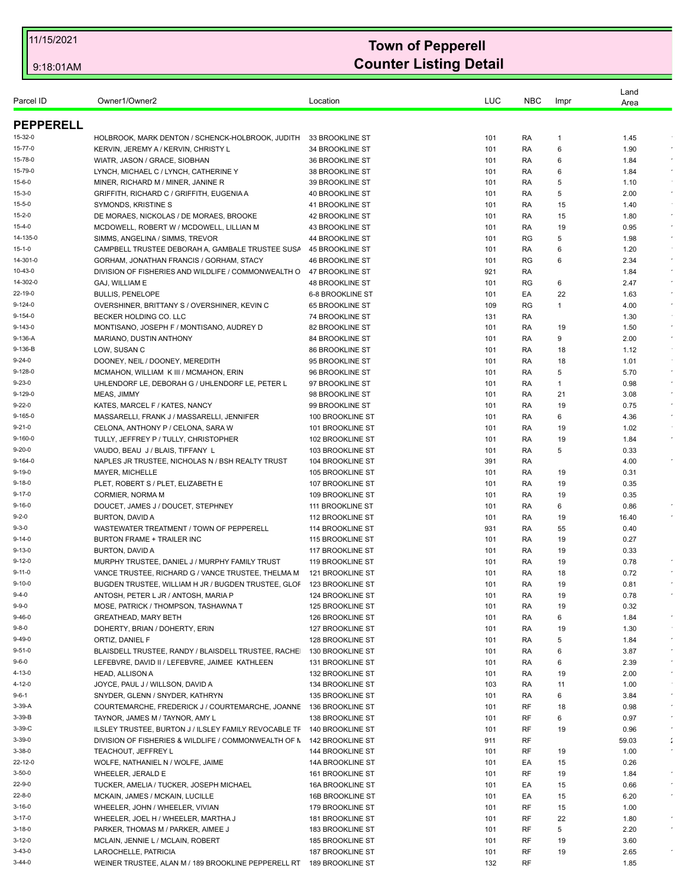# Town of Pepperell
## Counter Listing Detail

| Parcel ID | Owner1/Owner2 | Location | LUC | NBC | Impr | Land Area |
|---|---|---|---|---|---|---|
| **PEPPERELL** | | | | | | |
| 15-32-0 | HOLBROOK, MARK DENTON / SCHENCK-HOLBROOK, JUDITH | 33 BROOKLINE ST | 101 | RA | 1 | 1.45 |
| 15-77-0 | KERVIN, JEREMY A / KERVIN, CHRISTY L | 34 BROOKLINE ST | 101 | RA | 6 | 1.90 |
| 15-78-0 | WIATR, JASON / GRACE, SIOBHAN | 36 BROOKLINE ST | 101 | RA | 6 | 1.84 |
| 15-79-0 | LYNCH, MICHAEL C / LYNCH, CATHERINE Y | 38 BROOKLINE ST | 101 | RA | 6 | 1.84 |
| 15-6-0 | MINER, RICHARD M / MINER, JANINE R | 39 BROOKLINE ST | 101 | RA | 5 | 1.10 |
| 15-3-0 | GRIFFITH, RICHARD C / GRIFFITH, EUGENIA A | 40 BROOKLINE ST | 101 | RA | 5 | 2.00 |
| 15-5-0 | SYMONDS, KRISTINE S | 41 BROOKLINE ST | 101 | RA | 15 | 1.40 |
| 15-2-0 | DE MORAES, NICKOLAS / DE MORAES, BROOKE | 42 BROOKLINE ST | 101 | RA | 15 | 1.80 |
| 15-4-0 | MCDOWELL, ROBERT W / MCDOWELL, LILLIAN M | 43 BROOKLINE ST | 101 | RA | 19 | 0.95 |
| 14-135-0 | SIMMS, ANGELINA / SIMMS, TREVOR | 44 BROOKLINE ST | 101 | RG | 5 | 1.98 |
| 15-1-0 | CAMPBELL TRUSTEE DEBORAH A, GAMBALE TRUSTEE SUSA | 45 BROOKLINE ST | 101 | RA | 6 | 1.20 |
| 14-301-0 | GORHAM, JONATHAN FRANCIS / GORHAM, STACY | 46 BROOKLINE ST | 101 | RG | 6 | 2.34 |
| 10-43-0 | DIVISION OF FISHERIES AND WILDLIFE / COMMONWEALTH O | 47 BROOKLINE ST | 921 | RA | | 1.84 |
| 14-302-0 | GAJ, WILLIAM E | 48 BROOKLINE ST | 101 | RG | 6 | 2.47 |
| 22-19-0 | BULLIS, PENELOPE | 6-8 BROOKLINE ST | 101 | EA | 22 | 1.63 |
| 9-124-0 | OVERSHINER, BRITTANY S / OVERSHINER, KEVIN C | 65 BROOKLINE ST | 109 | RG | 1 | 4.00 |
| 9-154-0 | BECKER HOLDING CO. LLC | 74 BROOKLINE ST | 131 | RA | | 1.30 |
| 9-143-0 | MONTISANO, JOSEPH F / MONTISANO, AUDREY D | 82 BROOKLINE ST | 101 | RA | 19 | 1.50 |
| 9-136-A | MARIANO, DUSTIN ANTHONY | 84 BROOKLINE ST | 101 | RA | 9 | 2.00 |
| 9-136-B | LOW, SUSAN C | 86 BROOKLINE ST | 101 | RA | 18 | 1.12 |
| 9-24-0 | DOONEY, NEIL / DOONEY, MEREDITH | 95 BROOKLINE ST | 101 | RA | 18 | 1.01 |
| 9-128-0 | MCMAHON, WILLIAM K III / MCMAHON, ERIN | 96 BROOKLINE ST | 101 | RA | 5 | 5.70 |
| 9-23-0 | UHLENDORF LE, DEBORAH G / UHLENDORF LE, PETER L | 97 BROOKLINE ST | 101 | RA | 1 | 0.98 |
| 9-129-0 | MEAS, JIMMY | 98 BROOKLINE ST | 101 | RA | 21 | 3.08 |
| 9-22-0 | KATES, MARCEL F / KATES, NANCY | 99 BROOKLINE ST | 101 | RA | 19 | 0.75 |
| 9-165-0 | MASSARELLI, FRANK J / MASSARELLI, JENNIFER | 100 BROOKLINE ST | 101 | RA | 6 | 4.36 |
| 9-21-0 | CELONA, ANTHONY P / CELONA, SARA W | 101 BROOKLINE ST | 101 | RA | 19 | 1.02 |
| 9-160-0 | TULLY, JEFFREY P / TULLY, CHRISTOPHER | 102 BROOKLINE ST | 101 | RA | 19 | 1.84 |
| 9-20-0 | VAUDO, BEAU J / BLAIS, TIFFANY L | 103 BROOKLINE ST | 101 | RA | 5 | 0.33 |
| 9-164-0 | NAPLES JR TRUSTEE, NICHOLAS N / BSH REALTY TRUST | 104 BROOKLINE ST | 391 | RA | | 4.00 |
| 9-19-0 | MAYER, MICHELLE | 105 BROOKLINE ST | 101 | RA | 19 | 0.31 |
| 9-18-0 | PLET, ROBERT S / PLET, ELIZABETH E | 107 BROOKLINE ST | 101 | RA | 19 | 0.35 |
| 9-17-0 | CORMIER, NORMA M | 109 BROOKLINE ST | 101 | RA | 19 | 0.35 |
| 9-16-0 | DOUCET, JAMES J / DOUCET, STEPHNEY | 111 BROOKLINE ST | 101 | RA | 6 | 0.86 |
| 9-2-0 | BURTON, DAVID A | 112 BROOKLINE ST | 101 | RA | 19 | 16.40 |
| 9-3-0 | WASTEWATER TREATMENT / TOWN OF PEPPERELL | 114 BROOKLINE ST | 931 | RA | 55 | 0.40 |
| 9-14-0 | BURTON FRAME + TRAILER INC | 115 BROOKLINE ST | 101 | RA | 19 | 0.27 |
| 9-13-0 | BURTON, DAVID A | 117 BROOKLINE ST | 101 | RA | 19 | 0.33 |
| 9-12-0 | MURPHY TRUSTEE, DANIEL J / MURPHY FAMILY TRUST | 119 BROOKLINE ST | 101 | RA | 19 | 0.78 |
| 9-11-0 | VANCE TRUSTEE, RICHARD G / VANCE TRUSTEE, THELMA M | 121 BROOKLINE ST | 101 | RA | 18 | 0.72 |
| 9-10-0 | BUGDEN TRUSTEE, WILLIAM H JR / BUGDEN TRUSTEE, GLOF | 123 BROOKLINE ST | 101 | RA | 19 | 0.81 |
| 9-4-0 | ANTOSH, PETER L JR / ANTOSH, MARIA P | 124 BROOKLINE ST | 101 | RA | 19 | 0.78 |
| 9-9-0 | MOSE, PATRICK / THOMPSON, TASHAWNA T | 125 BROOKLINE ST | 101 | RA | 19 | 0.32 |
| 9-46-0 | GREATHEAD, MARY BETH | 126 BROOKLINE ST | 101 | RA | 6 | 1.84 |
| 9-8-0 | DOHERTY, BRIAN / DOHERTY, ERIN | 127 BROOKLINE ST | 101 | RA | 19 | 1.30 |
| 9-49-0 | ORTIZ, DANIEL F | 128 BROOKLINE ST | 101 | RA | 5 | 1.84 |
| 9-51-0 | BLAISDELL TRUSTEE, RANDY / BLAISDELL TRUSTEE, RACHEI | 130 BROOKLINE ST | 101 | RA | 6 | 3.87 |
| 9-6-0 | LEFEBVRE, DAVID II / LEFEBVRE, JAIMEE KATHLEEN | 131 BROOKLINE ST | 101 | RA | 6 | 2.39 |
| 4-13-0 | HEAD, ALLISON A | 132 BROOKLINE ST | 101 | RA | 19 | 2.00 |
| 4-12-0 | JOYCE, PAUL J / WILLSON, DAVID A | 134 BROOKLINE ST | 103 | RA | 11 | 1.00 |
| 9-6-1 | SNYDER, GLENN / SNYDER, KATHRYN | 135 BROOKLINE ST | 101 | RA | 6 | 3.84 |
| 3-39-A | COURTEMARCHE, FREDERICK J / COURTEMARCHE, JOANNE | 136 BROOKLINE ST | 101 | RF | 18 | 0.98 |
| 3-39-B | TAYNOR, JAMES M / TAYNOR, AMY L | 138 BROOKLINE ST | 101 | RF | 6 | 0.97 |
| 3-39-C | ILSLEY TRUSTEE, BURTON J / ILSLEY FAMILY REVOCABLE TF | 140 BROOKLINE ST | 101 | RF | 19 | 0.96 |
| 3-39-0 | DIVISION OF FISHERIES & WILDLIFE / COMMONWEALTH OF M | 142 BROOKLINE ST | 911 | RF | | 59.03 |
| 3-38-0 | TEACHOUT, JEFFREY L | 144 BROOKLINE ST | 101 | RF | 19 | 1.00 |
| 22-12-0 | WOLFE, NATHANIEL N / WOLFE, JAIME | 14A BROOKLINE ST | 101 | EA | 15 | 0.26 |
| 3-50-0 | WHEELER, JERALD E | 161 BROOKLINE ST | 101 | RF | 19 | 1.84 |
| 22-9-0 | TUCKER, AMELIA / TUCKER, JOSEPH MICHAEL | 16A BROOKLINE ST | 101 | EA | 15 | 0.66 |
| 22-8-0 | MCKAIN, JAMES / MCKAIN, LUCILLE | 16B BROOKLINE ST | 101 | EA | 15 | 6.20 |
| 3-16-0 | WHEELER, JOHN / WHEELER, VIVIAN | 179 BROOKLINE ST | 101 | RF | 15 | 1.00 |
| 3-17-0 | WHEELER, JOEL H / WHEELER, MARTHA J | 181 BROOKLINE ST | 101 | RF | 22 | 1.80 |
| 3-18-0 | PARKER, THOMAS M / PARKER, AIMEE J | 183 BROOKLINE ST | 101 | RF | 5 | 2.20 |
| 3-12-0 | MCLAIN, JENNIE L / MCLAIN, ROBERT | 185 BROOKLINE ST | 101 | RF | 19 | 3.60 |
| 3-43-0 | LAROCHELLE, PATRICIA | 187 BROOKLINE ST | 101 | RF | 19 | 2.65 |
| 3-44-0 | WEINER TRUSTEE, ALAN M / 189 BROOKLINE PEPPERELL RT | 189 BROOKLINE ST | 132 | RF | | 1.85 |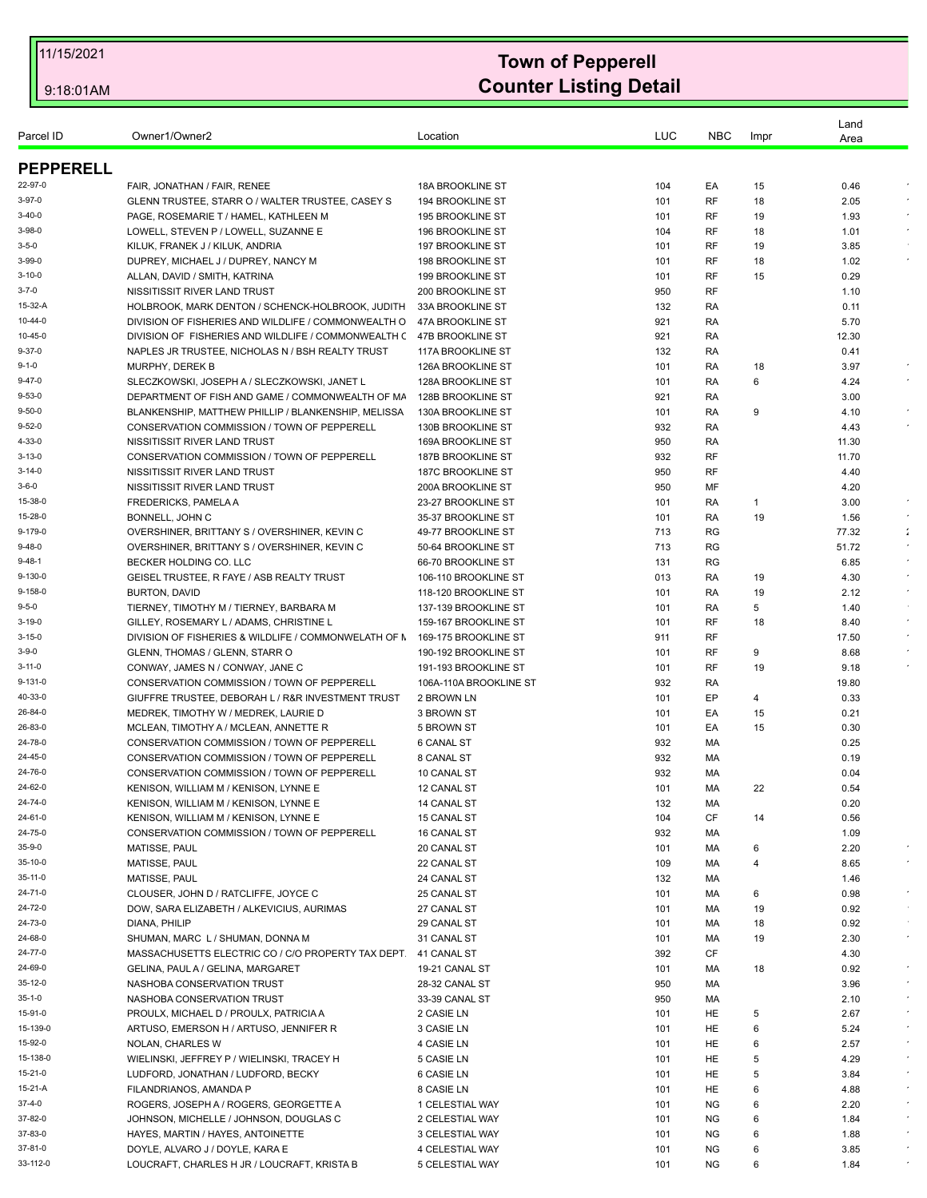# Town of Pepperell
## Counter Listing Detail

| Parcel ID | Owner1/Owner2 | Location | LUC | NBC | Impr | Land Area |
|---|---|---|---|---|---|---|
| **PEPPERELL** | | | | | | |
| 22-97-0 | FAIR, JONATHAN / FAIR, RENEE | 18A BROOKLINE ST | 104 | EA | 15 | 0.46 |
| 3-97-0 | GLENN TRUSTEE, STARR O / WALTER TRUSTEE, CASEY S | 194 BROOKLINE ST | 101 | RF | 18 | 2.05 |
| 3-40-0 | PAGE, ROSEMARIE T / HAMEL, KATHLEEN M | 195 BROOKLINE ST | 101 | RF | 19 | 1.93 |
| 3-98-0 | LOWELL, STEVEN P / LOWELL, SUZANNE E | 196 BROOKLINE ST | 104 | RF | 18 | 1.01 |
| 3-5-0 | KILUK, FRANEK J / KILUK, ANDRIA | 197 BROOKLINE ST | 101 | RF | 19 | 3.85 |
| 3-99-0 | DUPREY, MICHAEL J / DUPREY, NANCY M | 198 BROOKLINE ST | 101 | RF | 18 | 1.02 |
| 3-10-0 | ALLAN, DAVID / SMITH, KATRINA | 199 BROOKLINE ST | 101 | RF | 15 | 0.29 |
| 3-7-0 | NISSITISSIT RIVER LAND TRUST | 200 BROOKLINE ST | 950 | RF | | 1.10 |
| 15-32-A | HOLBROOK, MARK DENTON / SCHENCK-HOLBROOK, JUDITH | 33A BROOKLINE ST | 132 | RA | | 0.11 |
| 10-44-0 | DIVISION OF FISHERIES AND WILDLIFE / COMMONWEALTH O | 47A BROOKLINE ST | 921 | RA | | 5.70 |
| 10-45-0 | DIVISION OF FISHERIES AND WILDLIFE / COMMONWEALTH C | 47B BROOKLINE ST | 921 | RA | | 12.30 |
| 9-37-0 | NAPLES JR TRUSTEE, NICHOLAS N / BSH REALTY TRUST | 117A BROOKLINE ST | 132 | RA | | 0.41 |
| 9-1-0 | MURPHY, DEREK B | 126A BROOKLINE ST | 101 | RA | 18 | 3.97 |
| 9-47-0 | SLECZKOWSKI, JOSEPH A / SLECZKOWSKI, JANET L | 128A BROOKLINE ST | 101 | RA | 6 | 4.24 |
| 9-53-0 | DEPARTMENT OF FISH AND GAME / COMMONWEALTH OF MA | 128B BROOKLINE ST | 921 | RA | | 3.00 |
| 9-50-0 | BLANKENSHIP, MATTHEW PHILLIP / BLANKENSHIP, MELISSA | 130A BROOKLINE ST | 101 | RA | 9 | 4.10 |
| 9-52-0 | CONSERVATION COMMISSION / TOWN OF PEPPERELL | 130B BROOKLINE ST | 932 | RA | | 4.43 |
| 4-33-0 | NISSITISSIT RIVER LAND TRUST | 169A BROOKLINE ST | 950 | RA | | 11.30 |
| 3-13-0 | CONSERVATION COMMISSION / TOWN OF PEPPERELL | 187B BROOKLINE ST | 932 | RF | | 11.70 |
| 3-14-0 | NISSITISSIT RIVER LAND TRUST | 187C BROOKLINE ST | 950 | RF | | 4.40 |
| 3-6-0 | NISSITISSIT RIVER LAND TRUST | 200A BROOKLINE ST | 950 | MF | | 4.20 |
| 15-38-0 | FREDERICKS, PAMELA A | 23-27 BROOKLINE ST | 101 | RA | 1 | 3.00 |
| 15-28-0 | BONNELL, JOHN C | 35-37 BROOKLINE ST | 101 | RA | 19 | 1.56 |
| 9-179-0 | OVERSHINER, BRITTANY S / OVERSHINER, KEVIN C | 49-77 BROOKLINE ST | 713 | RG | | 77.32 |
| 9-48-0 | OVERSHINER, BRITTANY S / OVERSHINER, KEVIN C | 50-64 BROOKLINE ST | 713 | RG | | 51.72 |
| 9-48-1 | BECKER HOLDING CO. LLC | 66-70 BROOKLINE ST | 131 | RG | | 6.85 |
| 9-130-0 | GEISEL TRUSTEE, R FAYE / ASB REALTY TRUST | 106-110 BROOKLINE ST | 013 | RA | 19 | 4.30 |
| 9-158-0 | BURTON, DAVID | 118-120 BROOKLINE ST | 101 | RA | 19 | 2.12 |
| 9-5-0 | TIERNEY, TIMOTHY M / TIERNEY, BARBARA M | 137-139 BROOKLINE ST | 101 | RA | 5 | 1.40 |
| 3-19-0 | GILLEY, ROSEMARY L / ADAMS, CHRISTINE L | 159-167 BROOKLINE ST | 101 | RF | 18 | 8.40 |
| 3-15-0 | DIVISION OF FISHERIES & WILDLIFE / COMMONWELATH OF M | 169-175 BROOKLINE ST | 911 | RF | | 17.50 |
| 3-9-0 | GLENN, THOMAS / GLENN, STARR O | 190-192 BROOKLINE ST | 101 | RF | 9 | 8.68 |
| 3-11-0 | CONWAY, JAMES N / CONWAY, JANE C | 191-193 BROOKLINE ST | 101 | RF | 19 | 9.18 |
| 9-131-0 | CONSERVATION COMMISSION / TOWN OF PEPPERELL | 106A-110A BROOKLINE ST | 932 | RA | | 19.80 |
| 40-33-0 | GIUFFRE TRUSTEE, DEBORAH L / R&R INVESTMENT TRUST | 2 BROWN LN | 101 | EP | 4 | 0.33 |
| 26-84-0 | MEDREK, TIMOTHY W / MEDREK, LAURIE D | 3 BROWN ST | 101 | EA | 15 | 0.21 |
| 26-83-0 | MCLEAN, TIMOTHY A / MCLEAN, ANNETTE R | 5 BROWN ST | 101 | EA | 15 | 0.30 |
| 24-78-0 | CONSERVATION COMMISSION / TOWN OF PEPPERELL | 6 CANAL ST | 932 | MA | | 0.25 |
| 24-45-0 | CONSERVATION COMMISSION / TOWN OF PEPPERELL | 8 CANAL ST | 932 | MA | | 0.19 |
| 24-76-0 | CONSERVATION COMMISSION / TOWN OF PEPPERELL | 10 CANAL ST | 932 | MA | | 0.04 |
| 24-62-0 | KENISON, WILLIAM M / KENISON, LYNNE E | 12 CANAL ST | 101 | MA | 22 | 0.54 |
| 24-74-0 | KENISON, WILLIAM M / KENISON, LYNNE E | 14 CANAL ST | 132 | MA | | 0.20 |
| 24-61-0 | KENISON, WILLIAM M / KENISON, LYNNE E | 15 CANAL ST | 104 | CF | 14 | 0.56 |
| 24-75-0 | CONSERVATION COMMISSION / TOWN OF PEPPERELL | 16 CANAL ST | 932 | MA | | 1.09 |
| 35-9-0 | MATISSE, PAUL | 20 CANAL ST | 101 | MA | 6 | 2.20 |
| 35-10-0 | MATISSE, PAUL | 22 CANAL ST | 109 | MA | 4 | 8.65 |
| 35-11-0 | MATISSE, PAUL | 24 CANAL ST | 132 | MA | | 1.46 |
| 24-71-0 | CLOUSER, JOHN D / RATCLIFFE, JOYCE C | 25 CANAL ST | 101 | MA | 6 | 0.98 |
| 24-72-0 | DOW, SARA ELIZABETH / ALKEVICIUS, AURIMAS | 27 CANAL ST | 101 | MA | 19 | 0.92 |
| 24-73-0 | DIANA, PHILIP | 29 CANAL ST | 101 | MA | 18 | 0.92 |
| 24-68-0 | SHUMAN, MARC L / SHUMAN, DONNA M | 31 CANAL ST | 101 | MA | 19 | 2.30 |
| 24-77-0 | MASSACHUSETTS ELECTRIC CO / C/O PROPERTY TAX DEPT. | 41 CANAL ST | 392 | CF | | 4.30 |
| 24-69-0 | GELINA, PAUL A / GELINA, MARGARET | 19-21 CANAL ST | 101 | MA | 18 | 0.92 |
| 35-12-0 | NASHOBA CONSERVATION TRUST | 28-32 CANAL ST | 950 | MA | | 3.96 |
| 35-1-0 | NASHOBA CONSERVATION TRUST | 33-39 CANAL ST | 950 | MA | | 2.10 |
| 15-91-0 | PROULX, MICHAEL D / PROULX, PATRICIA A | 2 CASIE LN | 101 | HE | 5 | 2.67 |
| 15-139-0 | ARTUSO, EMERSON H / ARTUSO, JENNIFER R | 3 CASIE LN | 101 | HE | 6 | 5.24 |
| 15-92-0 | NOLAN, CHARLES W | 4 CASIE LN | 101 | HE | 6 | 2.57 |
| 15-138-0 | WIELINSKI, JEFFREY P / WIELINSKI, TRACEY H | 5 CASIE LN | 101 | HE | 5 | 4.29 |
| 15-21-0 | LUDFORD, JONATHAN / LUDFORD, BECKY | 6 CASIE LN | 101 | HE | 5 | 3.84 |
| 15-21-A | FILANDRIANOS, AMANDA P | 8 CASIE LN | 101 | HE | 6 | 4.88 |
| 37-4-0 | ROGERS, JOSEPH A / ROGERS, GEORGETTE A | 1 CELESTIAL WAY | 101 | NG | 6 | 2.20 |
| 37-82-0 | JOHNSON, MICHELLE / JOHNSON, DOUGLAS C | 2 CELESTIAL WAY | 101 | NG | 6 | 1.84 |
| 37-83-0 | HAYES, MARTIN / HAYES, ANTOINETTE | 3 CELESTIAL WAY | 101 | NG | 6 | 1.88 |
| 37-81-0 | DOYLE, ALVARO J / DOYLE, KARA E | 4 CELESTIAL WAY | 101 | NG | 6 | 3.85 |
| 33-112-0 | LOUCRAFT, CHARLES H JR / LOUCRAFT, KRISTA B | 5 CELESTIAL WAY | 101 | NG | 6 | 1.84 |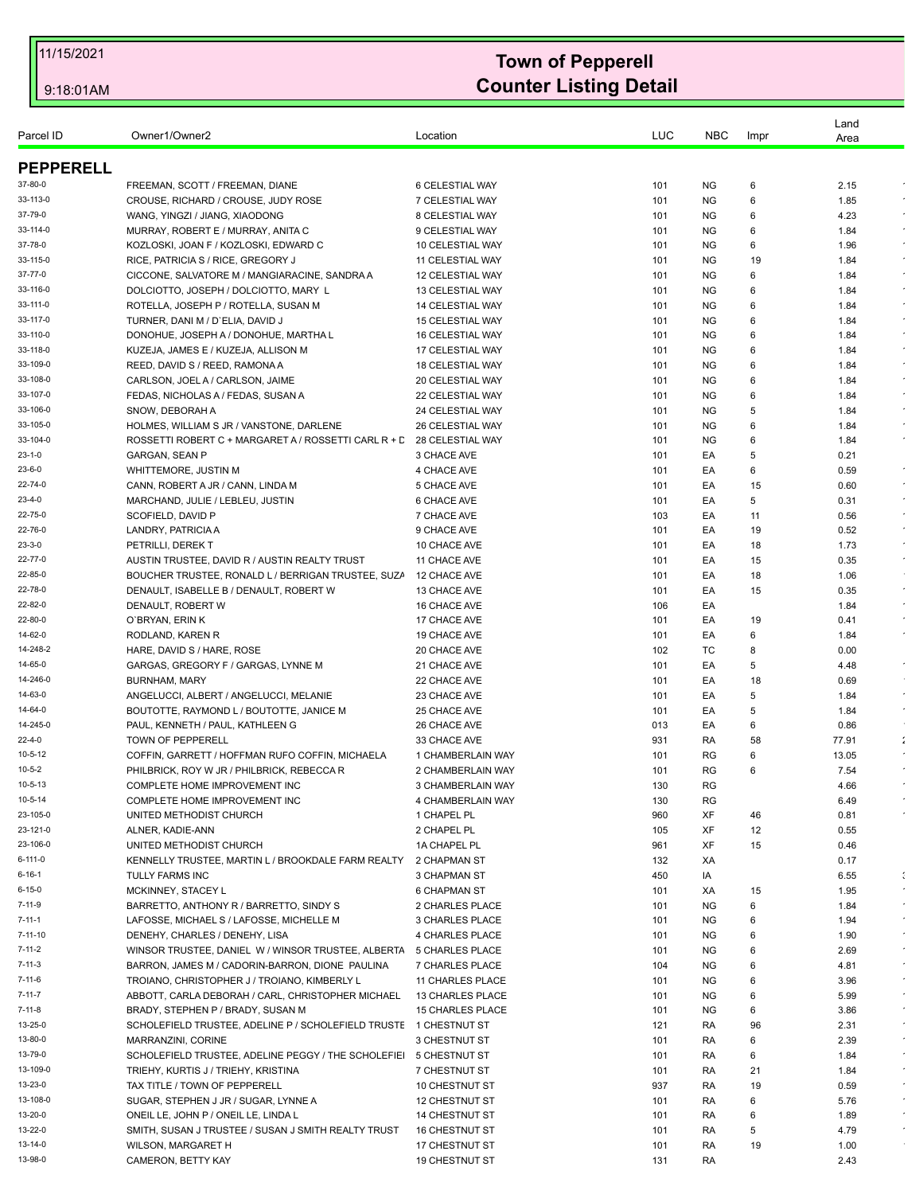# Town of Pepperell
## Counter Listing Detail

| Parcel ID | Owner1/Owner2 | Location | LUC | NBC | Impr | Land Area |
|---|---|---|---|---|---|---|
| **PEPPERELL** | | | | | | |
| 37-80-0 | FREEMAN, SCOTT / FREEMAN, DIANE | 6 CELESTIAL WAY | 101 | NG | 6 | 2.15 |
| 33-113-0 | CROUSE, RICHARD / CROUSE, JUDY ROSE | 7 CELESTIAL WAY | 101 | NG | 6 | 1.85 |
| 37-79-0 | WANG, YINGZI / JIANG, XIAODONG | 8 CELESTIAL WAY | 101 | NG | 6 | 4.23 |
| 33-114-0 | MURRAY, ROBERT E / MURRAY, ANITA C | 9 CELESTIAL WAY | 101 | NG | 6 | 1.84 |
| 37-78-0 | KOZLOSKI, JOAN F / KOZLOSKI, EDWARD C | 10 CELESTIAL WAY | 101 | NG | 6 | 1.96 |
| 33-115-0 | RICE, PATRICIA S / RICE, GREGORY J | 11 CELESTIAL WAY | 101 | NG | 19 | 1.84 |
| 37-77-0 | CICCONE, SALVATORE M / MANGIARACINE, SANDRA A | 12 CELESTIAL WAY | 101 | NG | 6 | 1.84 |
| 33-116-0 | DOLCIOTTO, JOSEPH / DOLCIOTTO, MARY L | 13 CELESTIAL WAY | 101 | NG | 6 | 1.84 |
| 33-111-0 | ROTELLA, JOSEPH P / ROTELLA, SUSAN M | 14 CELESTIAL WAY | 101 | NG | 6 | 1.84 |
| 33-117-0 | TURNER, DANI M / D`ELIA, DAVID J | 15 CELESTIAL WAY | 101 | NG | 6 | 1.84 |
| 33-110-0 | DONOHUE, JOSEPH A / DONOHUE, MARTHA L | 16 CELESTIAL WAY | 101 | NG | 6 | 1.84 |
| 33-118-0 | KUZEJA, JAMES E / KUZEJA, ALLISON M | 17 CELESTIAL WAY | 101 | NG | 6 | 1.84 |
| 33-109-0 | REED, DAVID S / REED, RAMONA A | 18 CELESTIAL WAY | 101 | NG | 6 | 1.84 |
| 33-108-0 | CARLSON, JOEL A / CARLSON, JAIME | 20 CELESTIAL WAY | 101 | NG | 6 | 1.84 |
| 33-107-0 | FEDAS, NICHOLAS A / FEDAS, SUSAN A | 22 CELESTIAL WAY | 101 | NG | 6 | 1.84 |
| 33-106-0 | SNOW, DEBORAH A | 24 CELESTIAL WAY | 101 | NG | 5 | 1.84 |
| 33-105-0 | HOLMES, WILLIAM S JR / VANSTONE, DARLENE | 26 CELESTIAL WAY | 101 | NG | 6 | 1.84 |
| 33-104-0 | ROSSETTI ROBERT C + MARGARET A / ROSSETTI CARL R + D | 28 CELESTIAL WAY | 101 | NG | 6 | 1.84 |
| 23-1-0 | GARGAN, SEAN P | 3 CHACE AVE | 101 | EA | 5 | 0.21 |
| 23-6-0 | WHITTEMORE, JUSTIN M | 4 CHACE AVE | 101 | EA | 6 | 0.59 |
| 22-74-0 | CANN, ROBERT A JR / CANN, LINDA M | 5 CHACE AVE | 101 | EA | 15 | 0.60 |
| 23-4-0 | MARCHAND, JULIE / LEBLEU, JUSTIN | 6 CHACE AVE | 101 | EA | 5 | 0.31 |
| 22-75-0 | SCOFIELD, DAVID P | 7 CHACE AVE | 103 | EA | 11 | 0.56 |
| 22-76-0 | LANDRY, PATRICIA A | 9 CHACE AVE | 101 | EA | 19 | 0.52 |
| 23-3-0 | PETRILLI, DEREK T | 10 CHACE AVE | 101 | EA | 18 | 1.73 |
| 22-77-0 | AUSTIN TRUSTEE, DAVID R / AUSTIN REALTY TRUST | 11 CHACE AVE | 101 | EA | 15 | 0.35 |
| 22-85-0 | BOUCHER TRUSTEE, RONALD L / BERRIGAN TRUSTEE, SUZA | 12 CHACE AVE | 101 | EA | 18 | 1.06 |
| 22-78-0 | DENAULT, ISABELLE B / DENAULT, ROBERT W | 13 CHACE AVE | 101 | EA | 15 | 0.35 |
| 22-82-0 | DENAULT, ROBERT W | 16 CHACE AVE | 106 | EA | | 1.84 |
| 22-80-0 | O`BRYAN, ERIN K | 17 CHACE AVE | 101 | EA | 19 | 0.41 |
| 14-62-0 | RODLAND, KAREN R | 19 CHACE AVE | 101 | EA | 6 | 1.84 |
| 14-248-2 | HARE, DAVID S / HARE, ROSE | 20 CHACE AVE | 102 | TC | 8 | 0.00 |
| 14-65-0 | GARGAS, GREGORY F / GARGAS, LYNNE M | 21 CHACE AVE | 101 | EA | 5 | 4.48 |
| 14-246-0 | BURNHAM, MARY | 22 CHACE AVE | 101 | EA | 18 | 0.69 |
| 14-63-0 | ANGELUCCI, ALBERT / ANGELUCCI, MELANIE | 23 CHACE AVE | 101 | EA | 5 | 1.84 |
| 14-64-0 | BOUTOTTE, RAYMOND L / BOUTOTTE, JANICE M | 25 CHACE AVE | 101 | EA | 5 | 1.84 |
| 14-245-0 | PAUL, KENNETH / PAUL, KATHLEEN G | 26 CHACE AVE | 013 | EA | 6 | 0.86 |
| 22-4-0 | TOWN OF PEPPERELL | 33 CHACE AVE | 931 | RA | 58 | 77.91 |
| 10-5-12 | COFFIN, GARRETT / HOFFMAN RUFO COFFIN, MICHAELA | 1 CHAMBERLAIN WAY | 101 | RG | 6 | 13.05 |
| 10-5-2 | PHILBRICK, ROY W JR / PHILBRICK, REBECCA R | 2 CHAMBERLAIN WAY | 101 | RG | 6 | 7.54 |
| 10-5-13 | COMPLETE HOME IMPROVEMENT INC | 3 CHAMBERLAIN WAY | 130 | RG | | 4.66 |
| 10-5-14 | COMPLETE HOME IMPROVEMENT INC | 4 CHAMBERLAIN WAY | 130 | RG | | 6.49 |
| 23-105-0 | UNITED METHODIST CHURCH | 1 CHAPEL PL | 960 | XF | 46 | 0.81 |
| 23-121-0 | ALNER, KADIE-ANN | 2 CHAPEL PL | 105 | XF | 12 | 0.55 |
| 23-106-0 | UNITED METHODIST CHURCH | 1A CHAPEL PL | 961 | XF | 15 | 0.46 |
| 6-111-0 | KENNELLY TRUSTEE, MARTIN L / BROOKDALE FARM REALTY | 2 CHAPMAN ST | 132 | XA | | 0.17 |
| 6-16-1 | TULLY FARMS INC | 3 CHAPMAN ST | 450 | IA | | 6.55 |
| 6-15-0 | MCKINNEY, STACEY L | 6 CHAPMAN ST | 101 | XA | 15 | 1.95 |
| 7-11-9 | BARRETTO, ANTHONY R / BARRETTO, SINDY S | 2 CHARLES PLACE | 101 | NG | 6 | 1.84 |
| 7-11-1 | LAFOSSE, MICHAEL S / LAFOSSE, MICHELLE M | 3 CHARLES PLACE | 101 | NG | 6 | 1.94 |
| 7-11-10 | DENEHY, CHARLES / DENEHY, LISA | 4 CHARLES PLACE | 101 | NG | 6 | 1.90 |
| 7-11-2 | WINSOR TRUSTEE, DANIEL W / WINSOR TRUSTEE, ALBERTA | 5 CHARLES PLACE | 101 | NG | 6 | 2.69 |
| 7-11-3 | BARRON, JAMES M / CADORIN-BARRON, DIONE PAULINA | 7 CHARLES PLACE | 104 | NG | 6 | 4.81 |
| 7-11-6 | TROIANO, CHRISTOPHER J / TROIANO, KIMBERLY L | 11 CHARLES PLACE | 101 | NG | 6 | 3.96 |
| 7-11-7 | ABBOTT, CARLA DEBORAH / CARL, CHRISTOPHER MICHAEL | 13 CHARLES PLACE | 101 | NG | 6 | 5.99 |
| 7-11-8 | BRADY, STEPHEN P / BRADY, SUSAN M | 15 CHARLES PLACE | 101 | NG | 6 | 3.86 |
| 13-25-0 | SCHOLEFIELD TRUSTEE, ADELINE P / SCHOLEFIELD TRUSTE | 1 CHESTNUT ST | 121 | RA | 96 | 2.31 |
| 13-80-0 | MARRANZINI, CORINE | 3 CHESTNUT ST | 101 | RA | 6 | 2.39 |
| 13-79-0 | SCHOLEFIELD TRUSTEE, ADELINE PEGGY / THE SCHOLEFIEI | 5 CHESTNUT ST | 101 | RA | 6 | 1.84 |
| 13-109-0 | TRIEHY, KURTIS J / TRIEHY, KRISTINA | 7 CHESTNUT ST | 101 | RA | 21 | 1.84 |
| 13-23-0 | TAX TITLE / TOWN OF PEPPERELL | 10 CHESTNUT ST | 937 | RA | 19 | 0.59 |
| 13-108-0 | SUGAR, STEPHEN J JR / SUGAR, LYNNE A | 12 CHESTNUT ST | 101 | RA | 6 | 5.76 |
| 13-20-0 | ONEIL LE, JOHN P / ONEIL LE, LINDA L | 14 CHESTNUT ST | 101 | RA | 6 | 1.89 |
| 13-22-0 | SMITH, SUSAN J TRUSTEE / SUSAN J SMITH REALTY TRUST | 16 CHESTNUT ST | 101 | RA | 5 | 4.79 |
| 13-14-0 | WILSON, MARGARET H | 17 CHESTNUT ST | 101 | RA | 19 | 1.00 |
| 13-98-0 | CAMERON, BETTY KAY | 19 CHESTNUT ST | 131 | RA | | 2.43 |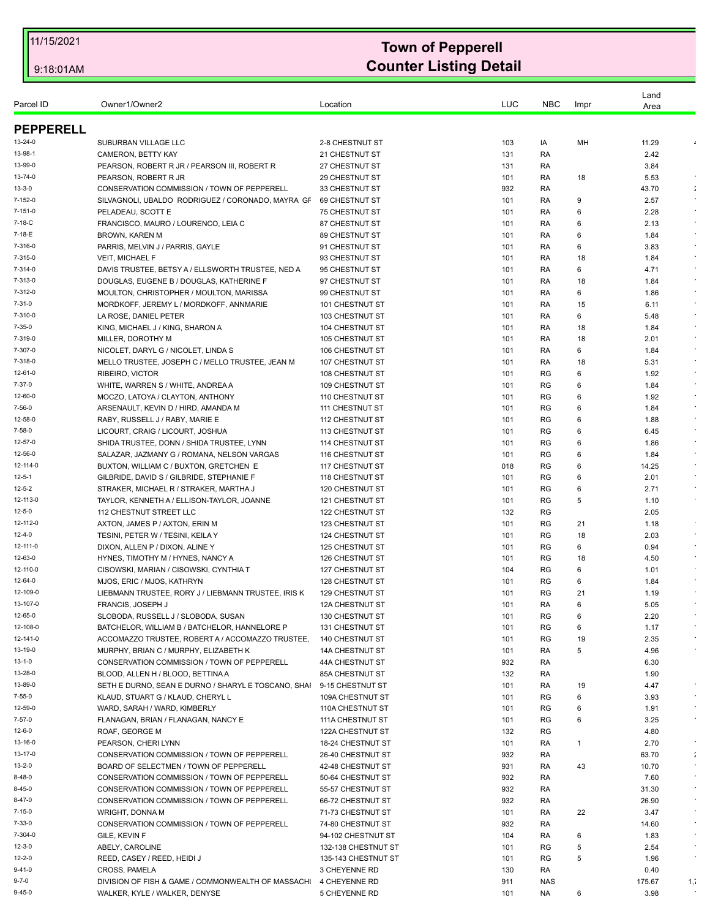# Town of Pepperell
## Counter Listing Detail

| Parcel ID | Owner1/Owner2 | Location | LUC | NBC | Impr | Land Area |
|---|---|---|---|---|---|---|
| **PEPPERELL** | | | | | | |
| 13-24-0 | SUBURBAN VILLAGE LLC | 2-8 CHESTNUT ST | 103 | IA | MH | 11.29 |
| 13-98-1 | CAMERON, BETTY KAY | 21 CHESTNUT ST | 131 | RA | | 2.42 |
| 13-99-0 | PEARSON, ROBERT R JR / PEARSON III, ROBERT R | 27 CHESTNUT ST | 131 | RA | | 3.84 |
| 13-74-0 | PEARSON, ROBERT R JR | 29 CHESTNUT ST | 101 | RA | 18 | 5.53 |
| 13-3-0 | CONSERVATION COMMISSION / TOWN OF PEPPERELL | 33 CHESTNUT ST | 932 | RA | | 43.70 |
| 7-152-0 | SILVAGNOLI, UBALDO RODRIGUEZ / CORONADO, MAYRA GF | 69 CHESTNUT ST | 101 | RA | 9 | 2.57 |
| 7-151-0 | PELADEAU, SCOTT E | 75 CHESTNUT ST | 101 | RA | 6 | 2.28 |
| 7-18-C | FRANCISCO, MAURO / LOURENCO, LEIA C | 87 CHESTNUT ST | 101 | RA | 6 | 2.13 |
| 7-18-E | BROWN, KAREN M | 89 CHESTNUT ST | 101 | RA | 6 | 1.84 |
| 7-316-0 | PARRIS, MELVIN J / PARRIS, GAYLE | 91 CHESTNUT ST | 101 | RA | 6 | 3.83 |
| 7-315-0 | VEIT, MICHAEL F | 93 CHESTNUT ST | 101 | RA | 18 | 1.84 |
| 7-314-0 | DAVIS TRUSTEE, BETSY A / ELLSWORTH TRUSTEE, NED A | 95 CHESTNUT ST | 101 | RA | 6 | 4.71 |
| 7-313-0 | DOUGLAS, EUGENE B / DOUGLAS, KATHERINE F | 97 CHESTNUT ST | 101 | RA | 18 | 1.84 |
| 7-312-0 | MOULTON, CHRISTOPHER / MOULTON, MARISSA | 99 CHESTNUT ST | 101 | RA | 6 | 1.86 |
| 7-31-0 | MORDKOFF, JEREMY L / MORDKOFF, ANNMARIE | 101 CHESTNUT ST | 101 | RA | 15 | 6.11 |
| 7-310-0 | LA ROSE, DANIEL PETER | 103 CHESTNUT ST | 101 | RA | 6 | 5.48 |
| 7-35-0 | KING, MICHAEL J / KING, SHARON A | 104 CHESTNUT ST | 101 | RA | 18 | 1.84 |
| 7-319-0 | MILLER, DOROTHY M | 105 CHESTNUT ST | 101 | RA | 18 | 2.01 |
| 7-307-0 | NICOLET, DARYL G / NICOLET, LINDA S | 106 CHESTNUT ST | 101 | RA | 6 | 1.84 |
| 7-318-0 | MELLO TRUSTEE, JOSEPH C / MELLO TRUSTEE, JEAN M | 107 CHESTNUT ST | 101 | RA | 18 | 5.31 |
| 12-61-0 | RIBEIRO, VICTOR | 108 CHESTNUT ST | 101 | RG | 6 | 1.92 |
| 7-37-0 | WHITE, WARREN S / WHITE, ANDREA A | 109 CHESTNUT ST | 101 | RG | 6 | 1.84 |
| 12-60-0 | MOCZO, LATOYA / CLAYTON, ANTHONY | 110 CHESTNUT ST | 101 | RG | 6 | 1.92 |
| 7-56-0 | ARSENAULT, KEVIN D / HIRD, AMANDA M | 111 CHESTNUT ST | 101 | RG | 6 | 1.84 |
| 12-58-0 | RABY, RUSSELL J / RABY, MARIE E | 112 CHESTNUT ST | 101 | RG | 6 | 1.88 |
| 7-58-0 | LICOURT, CRAIG / LICOURT, JOSHUA | 113 CHESTNUT ST | 101 | RG | 6 | 6.45 |
| 12-57-0 | SHIDA TRUSTEE, DONN / SHIDA TRUSTEE, LYNN | 114 CHESTNUT ST | 101 | RG | 6 | 1.86 |
| 12-56-0 | SALAZAR, JAZMANY G / ROMANA, NELSON VARGAS | 116 CHESTNUT ST | 101 | RG | 6 | 1.84 |
| 12-114-0 | BUXTON, WILLIAM C / BUXTON, GRETCHEN E | 117 CHESTNUT ST | 018 | RG | 6 | 14.25 |
| 12-5-1 | GILBRIDE, DAVID S / GILBRIDE, STEPHANIE F | 118 CHESTNUT ST | 101 | RG | 6 | 2.01 |
| 12-5-2 | STRAKER, MICHAEL R / STRAKER, MARTHA J | 120 CHESTNUT ST | 101 | RG | 6 | 2.71 |
| 12-113-0 | TAYLOR, KENNETH A / ELLISON-TAYLOR, JOANNE | 121 CHESTNUT ST | 101 | RG | 5 | 1.10 |
| 12-5-0 | 112 CHESTNUT STREET LLC | 122 CHESTNUT ST | 132 | RG | | 2.05 |
| 12-112-0 | AXTON, JAMES P / AXTON, ERIN M | 123 CHESTNUT ST | 101 | RG | 21 | 1.18 |
| 12-4-0 | TESINI, PETER W / TESINI, KEILA Y | 124 CHESTNUT ST | 101 | RG | 18 | 2.03 |
| 12-111-0 | DIXON, ALLEN P / DIXON, ALINE Y | 125 CHESTNUT ST | 101 | RG | 6 | 0.94 |
| 12-63-0 | HYNES, TIMOTHY M / HYNES, NANCY A | 126 CHESTNUT ST | 101 | RG | 18 | 4.50 |
| 12-110-0 | CISOWSKI, MARIAN / CISOWSKI, CYNTHIA T | 127 CHESTNUT ST | 104 | RG | 6 | 1.01 |
| 12-64-0 | MJOS, ERIC / MJOS, KATHRYN | 128 CHESTNUT ST | 101 | RG | 6 | 1.84 |
| 12-109-0 | LIEBMANN TRUSTEE, RORY J / LIEBMANN TRUSTEE, IRIS K | 129 CHESTNUT ST | 101 | RG | 21 | 1.19 |
| 13-107-0 | FRANCIS, JOSEPH J | 12A CHESTNUT ST | 101 | RA | 6 | 5.05 |
| 12-65-0 | SLOBODA, RUSSELL J / SLOBODA, SUSAN | 130 CHESTNUT ST | 101 | RG | 6 | 2.20 |
| 12-108-0 | BATCHELOR, WILLIAM B / BATCHELOR, HANNELORE P | 131 CHESTNUT ST | 101 | RG | 6 | 1.17 |
| 12-141-0 | ACCOMAZZO TRUSTEE, ROBERT A / ACCOMAZZO TRUSTEE, | 140 CHESTNUT ST | 101 | RG | 19 | 2.35 |
| 13-19-0 | MURPHY, BRIAN C / MURPHY, ELIZABETH K | 14A CHESTNUT ST | 101 | RA | 5 | 4.96 |
| 13-1-0 | CONSERVATION COMMISSION / TOWN OF PEPPERELL | 44A CHESTNUT ST | 932 | RA | | 6.30 |
| 13-28-0 | BLOOD, ALLEN H / BLOOD, BETTINA A | 85A CHESTNUT ST | 132 | RA | | 1.90 |
| 13-89-0 | SETH E DURNO, SEAN E DURNO / SHARYL E TOSCANO, SHAI | 9-15 CHESTNUT ST | 101 | RA | 19 | 4.47 |
| 7-55-0 | KLAUD, STUART G / KLAUD, CHERYL L | 109A CHESTNUT ST | 101 | RG | 6 | 3.93 |
| 12-59-0 | WARD, SARAH / WARD, KIMBERLY | 110A CHESTNUT ST | 101 | RG | 6 | 1.91 |
| 7-57-0 | FLANAGAN, BRIAN / FLANAGAN, NANCY E | 111A CHESTNUT ST | 101 | RG | 6 | 3.25 |
| 12-6-0 | ROAF, GEORGE M | 122A CHESTNUT ST | 132 | RG | | 4.80 |
| 13-16-0 | PEARSON, CHERI LYNN | 18-24 CHESTNUT ST | 101 | RA | 1 | 2.70 |
| 13-17-0 | CONSERVATION COMMISSION / TOWN OF PEPPERELL | 26-40 CHESTNUT ST | 932 | RA | | 63.70 |
| 13-2-0 | BOARD OF SELECTMEN / TOWN OF PEPPERELL | 42-48 CHESTNUT ST | 931 | RA | 43 | 10.70 |
| 8-48-0 | CONSERVATION COMMISSION / TOWN OF PEPPERELL | 50-64 CHESTNUT ST | 932 | RA | | 7.60 |
| 8-45-0 | CONSERVATION COMMISSION / TOWN OF PEPPERELL | 55-57 CHESTNUT ST | 932 | RA | | 31.30 |
| 8-47-0 | CONSERVATION COMMISSION / TOWN OF PEPPERELL | 66-72 CHESTNUT ST | 932 | RA | | 26.90 |
| 7-15-0 | WRIGHT, DONNA M | 71-73 CHESTNUT ST | 101 | RA | 22 | 3.47 |
| 7-33-0 | CONSERVATION COMMISSION / TOWN OF PEPPERELL | 74-80 CHESTNUT ST | 932 | RA | | 14.60 |
| 7-304-0 | GILE, KEVIN F | 94-102 CHESTNUT ST | 104 | RA | 6 | 1.83 |
| 12-3-0 | ABELY, CAROLINE | 132-138 CHESTNUT ST | 101 | RG | 5 | 2.54 |
| 12-2-0 | REED, CASEY / REED, HEIDI J | 135-143 CHESTNUT ST | 101 | RG | 5 | 1.96 |
| 9-41-0 | CROSS, PAMELA | 3 CHEYENNE RD | 130 | RA | | 0.40 |
| 9-7-0 | DIVISION OF FISH & GAME / COMMONWEALTH OF MASSACHI | 4 CHEYENNE RD | 911 | NAS | | 175.67 |
| 9-45-0 | WALKER, KYLE / WALKER, DENYSE | 5 CHEYENNE RD | 101 | NA | 6 | 3.98 |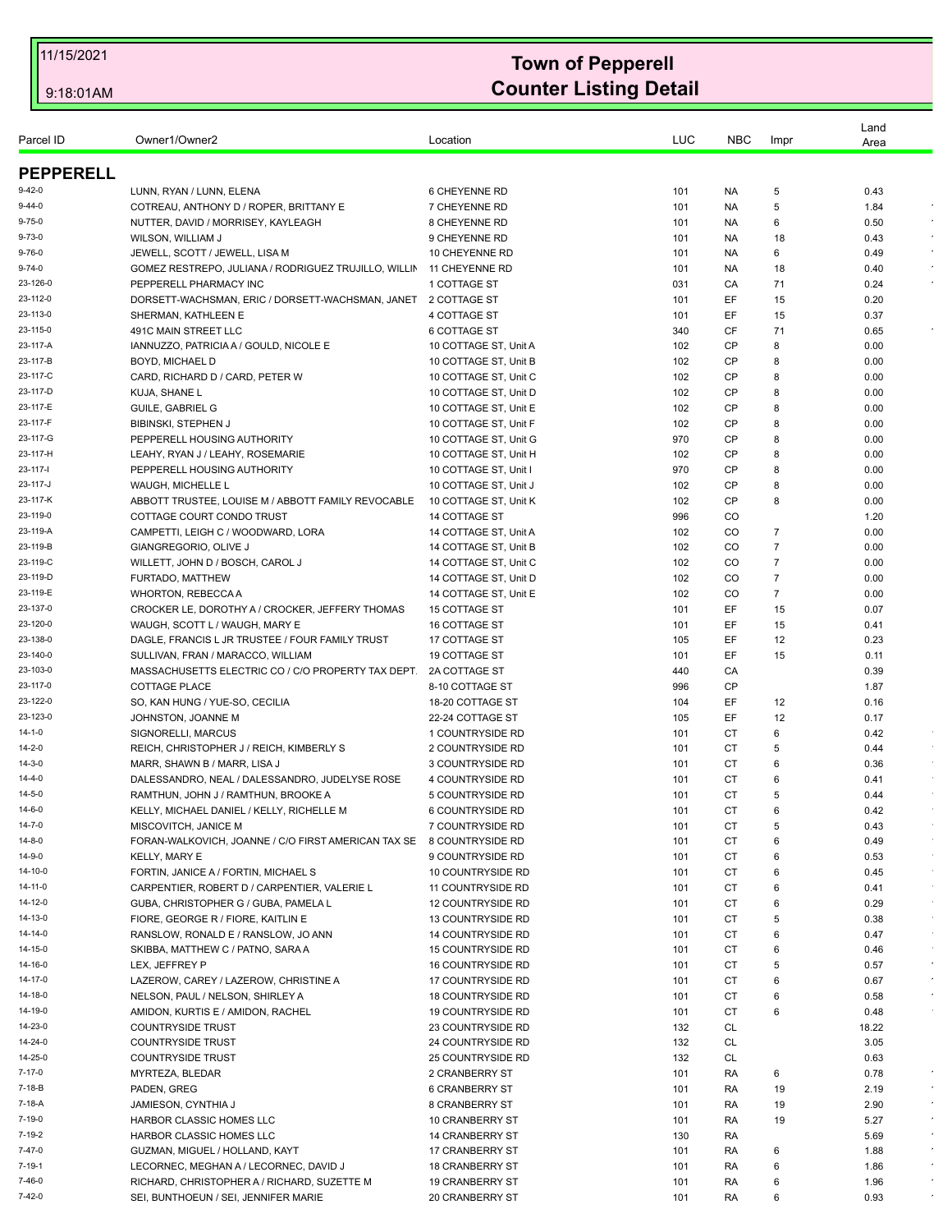## Town of Pepperell
## Counter Listing Detail

11/15/2021
9:18:01AM

| Parcel ID | Owner1/Owner2 | Location | LUC | NBC | Impr | Land Area |
|---|---|---|---|---|---|---|
| **PEPPERELL** | | | | | | |
| 9-42-0 | LUNN, RYAN / LUNN, ELENA | 6 CHEYENNE RD | 101 | NA | 5 | 0.43 |
| 9-44-0 | COTREAU, ANTHONY D / ROPER, BRITTANY E | 7 CHEYENNE RD | 101 | NA | 5 | 1.84 |
| 9-75-0 | NUTTER, DAVID / MORRISEY, KAYLEAGH | 8 CHEYENNE RD | 101 | NA | 6 | 0.50 |
| 9-73-0 | WILSON, WILLIAM J | 9 CHEYENNE RD | 101 | NA | 18 | 0.43 |
| 9-76-0 | JEWELL, SCOTT / JEWELL, LISA M | 10 CHEYENNE RD | 101 | NA | 6 | 0.49 |
| 9-74-0 | GOMEZ RESTREPO, JULIANA / RODRIGUEZ TRUJILLO, WILLIN | 11 CHEYENNE RD | 101 | NA | 18 | 0.40 |
| 23-126-0 | PEPPERELL PHARMACY INC | 1 COTTAGE ST | 031 | CA | 71 | 0.24 |
| 23-112-0 | DORSETT-WACHSMAN, ERIC / DORSETT-WACHSMAN, JANET | 2 COTTAGE ST | 101 | EF | 15 | 0.20 |
| 23-113-0 | SHERMAN, KATHLEEN E | 4 COTTAGE ST | 101 | EF | 15 | 0.37 |
| 23-115-0 | 491C MAIN STREET LLC | 6 COTTAGE ST | 340 | CF | 71 | 0.65 |
| 23-117-A | IANNUZZO, PATRICIA A / GOULD, NICOLE E | 10 COTTAGE ST, Unit A | 102 | CP | 8 | 0.00 |
| 23-117-B | BOYD, MICHAEL D | 10 COTTAGE ST, Unit B | 102 | CP | 8 | 0.00 |
| 23-117-C | CARD, RICHARD D / CARD, PETER W | 10 COTTAGE ST, Unit C | 102 | CP | 8 | 0.00 |
| 23-117-D | KUJA, SHANE L | 10 COTTAGE ST, Unit D | 102 | CP | 8 | 0.00 |
| 23-117-E | GUILE, GABRIEL G | 10 COTTAGE ST, Unit E | 102 | CP | 8 | 0.00 |
| 23-117-F | BIBINSKI, STEPHEN J | 10 COTTAGE ST, Unit F | 102 | CP | 8 | 0.00 |
| 23-117-G | PEPPERELL HOUSING AUTHORITY | 10 COTTAGE ST, Unit G | 970 | CP | 8 | 0.00 |
| 23-117-H | LEAHY, RYAN J / LEAHY, ROSEMARIE | 10 COTTAGE ST, Unit H | 102 | CP | 8 | 0.00 |
| 23-117-I | PEPPERELL HOUSING AUTHORITY | 10 COTTAGE ST, Unit I | 970 | CP | 8 | 0.00 |
| 23-117-J | WAUGH, MICHELLE L | 10 COTTAGE ST, Unit J | 102 | CP | 8 | 0.00 |
| 23-117-K | ABBOTT TRUSTEE, LOUISE M / ABBOTT FAMILY REVOCABLE | 10 COTTAGE ST, Unit K | 102 | CP | 8 | 0.00 |
| 23-119-0 | COTTAGE COURT CONDO TRUST | 14 COTTAGE ST | 996 | CO | | 1.20 |
| 23-119-A | CAMPETTI, LEIGH C / WOODWARD, LORA | 14 COTTAGE ST, Unit A | 102 | CO | 7 | 0.00 |
| 23-119-B | GIANGREGORIO, OLIVE J | 14 COTTAGE ST, Unit B | 102 | CO | 7 | 0.00 |
| 23-119-C | WILLETT, JOHN D / BOSCH, CAROL J | 14 COTTAGE ST, Unit C | 102 | CO | 7 | 0.00 |
| 23-119-D | FURTADO, MATTHEW | 14 COTTAGE ST, Unit D | 102 | CO | 7 | 0.00 |
| 23-119-E | WHORTON, REBECCA A | 14 COTTAGE ST, Unit E | 102 | CO | 7 | 0.00 |
| 23-137-0 | CROCKER LE, DOROTHY A / CROCKER, JEFFERY THOMAS | 15 COTTAGE ST | 101 | EF | 15 | 0.07 |
| 23-120-0 | WAUGH, SCOTT L / WAUGH, MARY E | 16 COTTAGE ST | 101 | EF | 15 | 0.41 |
| 23-138-0 | DAGLE, FRANCIS L JR TRUSTEE / FOUR FAMILY TRUST | 17 COTTAGE ST | 105 | EF | 12 | 0.23 |
| 23-140-0 | SULLIVAN, FRAN / MARACCO, WILLIAM | 19 COTTAGE ST | 101 | EF | 15 | 0.11 |
| 23-103-0 | MASSACHUSETTS ELECTRIC CO / C/O PROPERTY TAX DEPT. | 2A COTTAGE ST | 440 | CA | | 0.39 |
| 23-117-0 | COTTAGE PLACE | 8-10 COTTAGE ST | 996 | CP | | 1.87 |
| 23-122-0 | SO, KAN HUNG / YUE-SO, CECILIA | 18-20 COTTAGE ST | 104 | EF | 12 | 0.16 |
| 23-123-0 | JOHNSTON, JOANNE M | 22-24 COTTAGE ST | 105 | EF | 12 | 0.17 |
| 14-1-0 | SIGNORELLI, MARCUS | 1 COUNTRYSIDE RD | 101 | CT | 6 | 0.42 |
| 14-2-0 | REICH, CHRISTOPHER J / REICH, KIMBERLY S | 2 COUNTRYSIDE RD | 101 | CT | 5 | 0.44 |
| 14-3-0 | MARR, SHAWN B / MARR, LISA J | 3 COUNTRYSIDE RD | 101 | CT | 6 | 0.36 |
| 14-4-0 | DALESSANDRO, NEAL / DALESSANDRO, JUDELYSE ROSE | 4 COUNTRYSIDE RD | 101 | CT | 6 | 0.41 |
| 14-5-0 | RAMTHUN, JOHN J / RAMTHUN, BROOKE A | 5 COUNTRYSIDE RD | 101 | CT | 5 | 0.44 |
| 14-6-0 | KELLY, MICHAEL DANIEL / KELLY, RICHELLE M | 6 COUNTRYSIDE RD | 101 | CT | 6 | 0.42 |
| 14-7-0 | MISCOVITCH, JANICE M | 7 COUNTRYSIDE RD | 101 | CT | 5 | 0.43 |
| 14-8-0 | FORAN-WALKOVICH, JOANNE / C/O FIRST AMERICAN TAX SE | 8 COUNTRYSIDE RD | 101 | CT | 6 | 0.49 |
| 14-9-0 | KELLY, MARY E | 9 COUNTRYSIDE RD | 101 | CT | 6 | 0.53 |
| 14-10-0 | FORTIN, JANICE A / FORTIN, MICHAEL S | 10 COUNTRYSIDE RD | 101 | CT | 6 | 0.45 |
| 14-11-0 | CARPENTIER, ROBERT D / CARPENTIER, VALERIE L | 11 COUNTRYSIDE RD | 101 | CT | 6 | 0.41 |
| 14-12-0 | GUBA, CHRISTOPHER G / GUBA, PAMELA L | 12 COUNTRYSIDE RD | 101 | CT | 6 | 0.29 |
| 14-13-0 | FIORE, GEORGE R / FIORE, KAITLIN E | 13 COUNTRYSIDE RD | 101 | CT | 5 | 0.38 |
| 14-14-0 | RANSLOW, RONALD E / RANSLOW, JO ANN | 14 COUNTRYSIDE RD | 101 | CT | 6 | 0.47 |
| 14-15-0 | SKIBBA, MATTHEW C / PATNO, SARA A | 15 COUNTRYSIDE RD | 101 | CT | 6 | 0.46 |
| 14-16-0 | LEX, JEFFREY P | 16 COUNTRYSIDE RD | 101 | CT | 5 | 0.57 |
| 14-17-0 | LAZEROW, CAREY / LAZEROW, CHRISTINE A | 17 COUNTRYSIDE RD | 101 | CT | 6 | 0.67 |
| 14-18-0 | NELSON, PAUL / NELSON, SHIRLEY A | 18 COUNTRYSIDE RD | 101 | CT | 6 | 0.58 |
| 14-19-0 | AMIDON, KURTIS E / AMIDON, RACHEL | 19 COUNTRYSIDE RD | 101 | CT | 6 | 0.48 |
| 14-23-0 | COUNTRYSIDE TRUST | 23 COUNTRYSIDE RD | 132 | CL | | 18.22 |
| 14-24-0 | COUNTRYSIDE TRUST | 24 COUNTRYSIDE RD | 132 | CL | | 3.05 |
| 14-25-0 | COUNTRYSIDE TRUST | 25 COUNTRYSIDE RD | 132 | CL | | 0.63 |
| 7-17-0 | MYRTEZA, BLEDAR | 2 CRANBERRY ST | 101 | RA | 6 | 0.78 |
| 7-18-B | PADEN, GREG | 6 CRANBERRY ST | 101 | RA | 19 | 2.19 |
| 7-18-A | JAMIESON, CYNTHIA J | 8 CRANBERRY ST | 101 | RA | 19 | 2.90 |
| 7-19-0 | HARBOR CLASSIC HOMES LLC | 10 CRANBERRY ST | 101 | RA | 19 | 5.27 |
| 7-19-2 | HARBOR CLASSIC HOMES LLC | 14 CRANBERRY ST | 130 | RA | | 5.69 |
| 7-47-0 | GUZMAN, MIGUEL / HOLLAND, KAYT | 17 CRANBERRY ST | 101 | RA | 6 | 1.88 |
| 7-19-1 | LECORNEC, MEGHAN A / LECORNEC, DAVID J | 18 CRANBERRY ST | 101 | RA | 6 | 1.86 |
| 7-46-0 | RICHARD, CHRISTOPHER A / RICHARD, SUZETTE M | 19 CRANBERRY ST | 101 | RA | 6 | 1.96 |
| 7-42-0 | SEI, BUNTHOEUN / SEI, JENNIFER MARIE | 20 CRANBERRY ST | 101 | RA | 6 | 0.93 |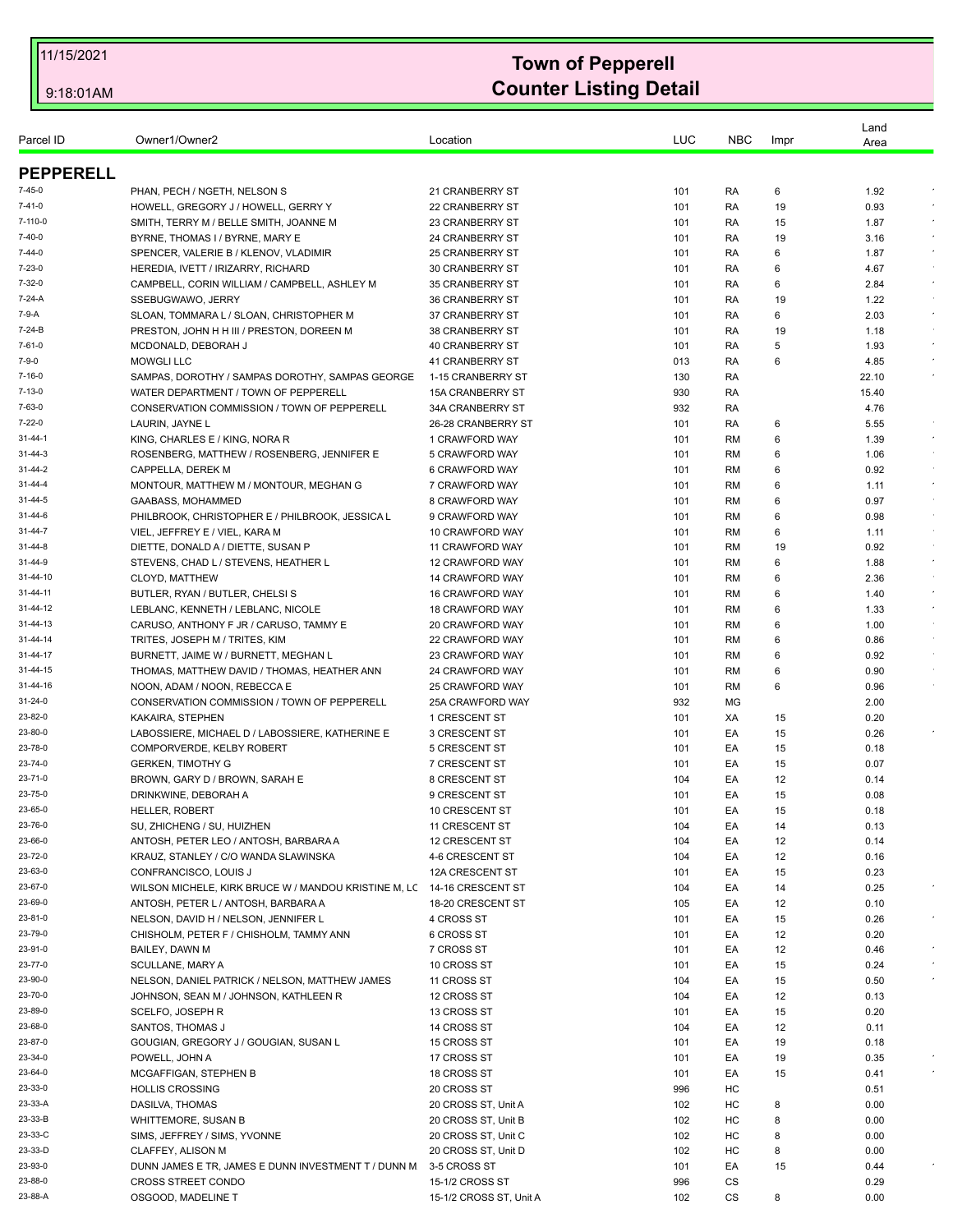# Town of Pepperell
## Counter Listing Detail

| Parcel ID | Owner1/Owner2 | Location | LUC | NBC | Impr | Land Area |
|---|---|---|---|---|---|---|
| **PEPPERELL** | | | | | | |
| 7-45-0 | PHAN, PECH / NGETH, NELSON S | 21 CRANBERRY ST | 101 | RA | 6 | 1.92 |
| 7-41-0 | HOWELL, GREGORY J / HOWELL, GERRY Y | 22 CRANBERRY ST | 101 | RA | 19 | 0.93 |
| 7-110-0 | SMITH, TERRY M / BELLE SMITH, JOANNE M | 23 CRANBERRY ST | 101 | RA | 15 | 1.87 |
| 7-40-0 | BYRNE, THOMAS I / BYRNE, MARY E | 24 CRANBERRY ST | 101 | RA | 19 | 3.16 |
| 7-44-0 | SPENCER, VALERIE B / KLENOV, VLADIMIR | 25 CRANBERRY ST | 101 | RA | 6 | 1.87 |
| 7-23-0 | HEREDIA, IVETT / IRIZARRY, RICHARD | 30 CRANBERRY ST | 101 | RA | 6 | 4.67 |
| 7-32-0 | CAMPBELL, CORIN WILLIAM / CAMPBELL, ASHLEY M | 35 CRANBERRY ST | 101 | RA | 6 | 2.84 |
| 7-24-A | SSEBUGWAWO, JERRY | 36 CRANBERRY ST | 101 | RA | 19 | 1.22 |
| 7-9-A | SLOAN, TOMMARA L / SLOAN, CHRISTOPHER M | 37 CRANBERRY ST | 101 | RA | 6 | 2.03 |
| 7-24-B | PRESTON, JOHN H H III / PRESTON, DOREEN M | 38 CRANBERRY ST | 101 | RA | 19 | 1.18 |
| 7-61-0 | MCDONALD, DEBORAH J | 40 CRANBERRY ST | 101 | RA | 5 | 1.93 |
| 7-9-0 | MOWGLI LLC | 41 CRANBERRY ST | 013 | RA | 6 | 4.85 |
| 7-16-0 | SAMPAS, DOROTHY / SAMPAS DOROTHY, SAMPAS GEORGE | 1-15 CRANBERRY ST | 130 | RA | | 22.10 |
| 7-13-0 | WATER DEPARTMENT / TOWN OF PEPPERELL | 15A CRANBERRY ST | 930 | RA | | 15.40 |
| 7-63-0 | CONSERVATION COMMISSION / TOWN OF PEPPERELL | 34A CRANBERRY ST | 932 | RA | | 4.76 |
| 7-22-0 | LAURIN, JAYNE L | 26-28 CRANBERRY ST | 101 | RA | 6 | 5.55 |
| 31-44-1 | KING, CHARLES E / KING, NORA R | 1 CRAWFORD WAY | 101 | RM | 6 | 1.39 |
| 31-44-3 | ROSENBERG, MATTHEW / ROSENBERG, JENNIFER E | 5 CRAWFORD WAY | 101 | RM | 6 | 1.06 |
| 31-44-2 | CAPPELLA, DEREK M | 6 CRAWFORD WAY | 101 | RM | 6 | 0.92 |
| 31-44-4 | MONTOUR, MATTHEW M / MONTOUR, MEGHAN G | 7 CRAWFORD WAY | 101 | RM | 6 | 1.11 |
| 31-44-5 | GAABASS, MOHAMMED | 8 CRAWFORD WAY | 101 | RM | 6 | 0.97 |
| 31-44-6 | PHILBROOK, CHRISTOPHER E / PHILBROOK, JESSICA L | 9 CRAWFORD WAY | 101 | RM | 6 | 0.98 |
| 31-44-7 | VIEL, JEFFREY E / VIEL, KARA M | 10 CRAWFORD WAY | 101 | RM | 6 | 1.11 |
| 31-44-8 | DIETTE, DONALD A / DIETTE, SUSAN P | 11 CRAWFORD WAY | 101 | RM | 19 | 0.92 |
| 31-44-9 | STEVENS, CHAD L / STEVENS, HEATHER L | 12 CRAWFORD WAY | 101 | RM | 6 | 1.88 |
| 31-44-10 | CLOYD, MATTHEW | 14 CRAWFORD WAY | 101 | RM | 6 | 2.36 |
| 31-44-11 | BUTLER, RYAN / BUTLER, CHELSI S | 16 CRAWFORD WAY | 101 | RM | 6 | 1.40 |
| 31-44-12 | LEBLANC, KENNETH / LEBLANC, NICOLE | 18 CRAWFORD WAY | 101 | RM | 6 | 1.33 |
| 31-44-13 | CARUSO, ANTHONY F JR / CARUSO, TAMMY E | 20 CRAWFORD WAY | 101 | RM | 6 | 1.00 |
| 31-44-14 | TRITES, JOSEPH M / TRITES, KIM | 22 CRAWFORD WAY | 101 | RM | 6 | 0.86 |
| 31-44-17 | BURNETT, JAIME W / BURNETT, MEGHAN L | 23 CRAWFORD WAY | 101 | RM | 6 | 0.92 |
| 31-44-15 | THOMAS, MATTHEW DAVID / THOMAS, HEATHER ANN | 24 CRAWFORD WAY | 101 | RM | 6 | 0.90 |
| 31-44-16 | NOON, ADAM / NOON, REBECCA E | 25 CRAWFORD WAY | 101 | RM | 6 | 0.96 |
| 31-24-0 | CONSERVATION COMMISSION / TOWN OF PEPPERELL | 25A CRAWFORD WAY | 932 | MG | | 2.00 |
| 23-82-0 | KAKAIRA, STEPHEN | 1 CRESCENT ST | 101 | XA | 15 | 0.20 |
| 23-80-0 | LABOSSIERE, MICHAEL D / LABOSSIERE, KATHERINE E | 3 CRESCENT ST | 101 | EA | 15 | 0.26 |
| 23-78-0 | COMPORVERDE, KELBY ROBERT | 5 CRESCENT ST | 101 | EA | 15 | 0.18 |
| 23-74-0 | GERKEN, TIMOTHY G | 7 CRESCENT ST | 101 | EA | 15 | 0.07 |
| 23-71-0 | BROWN, GARY D / BROWN, SARAH E | 8 CRESCENT ST | 104 | EA | 12 | 0.14 |
| 23-75-0 | DRINKWINE, DEBORAH A | 9 CRESCENT ST | 101 | EA | 15 | 0.08 |
| 23-65-0 | HELLER, ROBERT | 10 CRESCENT ST | 101 | EA | 15 | 0.18 |
| 23-76-0 | SU, ZHICHENG / SU, HUIZHEN | 11 CRESCENT ST | 104 | EA | 14 | 0.13 |
| 23-66-0 | ANTOSH, PETER LEO / ANTOSH, BARBARA A | 12 CRESCENT ST | 104 | EA | 12 | 0.14 |
| 23-72-0 | KRAUZ, STANLEY / C/O WANDA SLAWINSKA | 4-6 CRESCENT ST | 104 | EA | 12 | 0.16 |
| 23-63-0 | CONFRANCISCO, LOUIS J | 12A CRESCENT ST | 101 | EA | 15 | 0.23 |
| 23-67-0 | WILSON MICHELE, KIRK BRUCE W / MANDOU KRISTINE M, LC | 14-16 CRESCENT ST | 104 | EA | 14 | 0.25 |
| 23-69-0 | ANTOSH, PETER L / ANTOSH, BARBARA A | 18-20 CRESCENT ST | 105 | EA | 12 | 0.10 |
| 23-81-0 | NELSON, DAVID H / NELSON, JENNIFER L | 4 CROSS ST | 101 | EA | 15 | 0.26 |
| 23-79-0 | CHISHOLM, PETER F / CHISHOLM, TAMMY ANN | 6 CROSS ST | 101 | EA | 12 | 0.20 |
| 23-91-0 | BAILEY, DAWN M | 7 CROSS ST | 101 | EA | 12 | 0.46 |
| 23-77-0 | SCULLANE, MARY A | 10 CROSS ST | 101 | EA | 15 | 0.24 |
| 23-90-0 | NELSON, DANIEL PATRICK / NELSON, MATTHEW JAMES | 11 CROSS ST | 104 | EA | 15 | 0.50 |
| 23-70-0 | JOHNSON, SEAN M / JOHNSON, KATHLEEN R | 12 CROSS ST | 104 | EA | 12 | 0.13 |
| 23-89-0 | SCELFO, JOSEPH R | 13 CROSS ST | 101 | EA | 15 | 0.20 |
| 23-68-0 | SANTOS, THOMAS J | 14 CROSS ST | 104 | EA | 12 | 0.11 |
| 23-87-0 | GOUGIAN, GREGORY J / GOUGIAN, SUSAN L | 15 CROSS ST | 101 | EA | 19 | 0.18 |
| 23-34-0 | POWELL, JOHN A | 17 CROSS ST | 101 | EA | 19 | 0.35 |
| 23-64-0 | MCGAFFIGAN, STEPHEN B | 18 CROSS ST | 101 | EA | 15 | 0.41 |
| 23-33-0 | HOLLIS CROSSING | 20 CROSS ST | 996 | HC | | 0.51 |
| 23-33-A | DASILVA, THOMAS | 20 CROSS ST, Unit A | 102 | HC | 8 | 0.00 |
| 23-33-B | WHITTEMORE, SUSAN B | 20 CROSS ST, Unit B | 102 | HC | 8 | 0.00 |
| 23-33-C | SIMS, JEFFREY / SIMS, YVONNE | 20 CROSS ST, Unit C | 102 | HC | 8 | 0.00 |
| 23-33-D | CLAFFEY, ALISON M | 20 CROSS ST, Unit D | 102 | HC | 8 | 0.00 |
| 23-93-0 | DUNN JAMES E TR, JAMES E DUNN INVESTMENT T / DUNN M | 3-5 CROSS ST | 101 | EA | 15 | 0.44 |
| 23-88-0 | CROSS STREET CONDO | 15-1/2 CROSS ST | 996 | CS | | 0.29 |
| 23-88-A | OSGOOD, MADELINE T | 15-1/2 CROSS ST, Unit A | 102 | CS | 8 | 0.00 |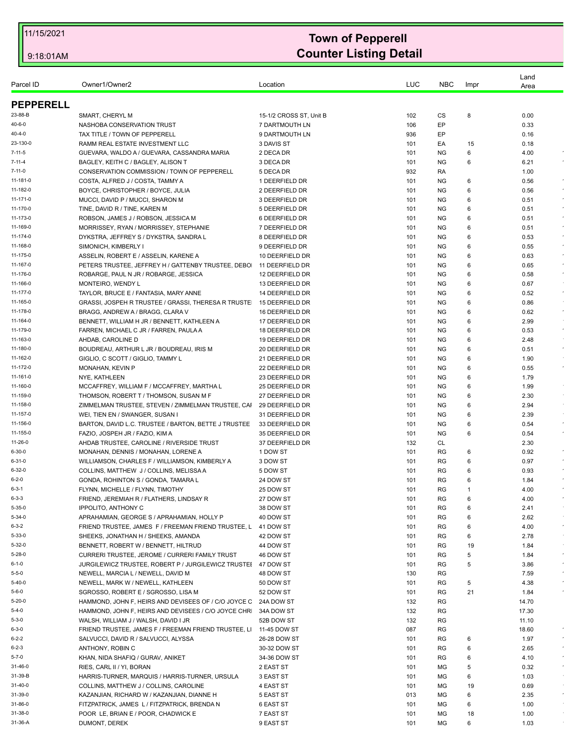# Town of Pepperell
## Counter Listing Detail

11/15/2021
9:18:01AM

| Parcel ID | Owner1/Owner2 | Location | LUC | NBC | Impr | Land Area |
|---|---|---|---|---|---|---|
| **PEPPERELL** | | | | | | |
| 23-88-B | SMART, CHERYL M | 15-1/2 CROSS ST, Unit B | 102 | CS | 8 | 0.00 |
| 40-6-0 | NASHOBA CONSERVATION TRUST | 7 DARTMOUTH LN | 106 | EP | | 0.33 |
| 40-4-0 | TAX TITLE / TOWN OF PEPPERELL | 9 DARTMOUTH LN | 936 | EP | | 0.16 |
| 23-130-0 | RAMM REAL ESTATE INVESTMENT LLC | 3 DAVIS ST | 101 | EA | 15 | 0.18 |
| 7-11-5 | GUEVARA, WALDO A / GUEVARA, CASSANDRA MARIA | 2 DECA DR | 101 | NG | 6 | 4.00 |
| 7-11-4 | BAGLEY, KEITH C / BAGLEY, ALISON T | 3 DECA DR | 101 | NG | 6 | 6.21 |
| 7-11-0 | CONSERVATION COMMISSION / TOWN OF PEPPERELL | 5 DECA DR | 932 | RA | | 1.00 |
| 11-181-0 | COSTA, ALFRED J / COSTA, TAMMY A | 1 DEERFIELD DR | 101 | NG | 6 | 0.56 |
| 11-182-0 | BOYCE, CHRISTOPHER / BOYCE, JULIA | 2 DEERFIELD DR | 101 | NG | 6 | 0.56 |
| 11-171-0 | MUCCI, DAVID P / MUCCI, SHARON M | 3 DEERFIELD DR | 101 | NG | 6 | 0.51 |
| 11-170-0 | TINE, DAVID R / TINE, KAREN M | 5 DEERFIELD DR | 101 | NG | 6 | 0.51 |
| 11-173-0 | ROBSON, JAMES J / ROBSON, JESSICA M | 6 DEERFIELD DR | 101 | NG | 6 | 0.51 |
| 11-169-0 | MORRISSEY, RYAN / MORRISSEY, STEPHANIE | 7 DEERFIELD DR | 101 | NG | 6 | 0.51 |
| 11-174-0 | DYKSTRA, JEFFREY S / DYKSTRA, SANDRA L | 8 DEERFIELD DR | 101 | NG | 6 | 0.53 |
| 11-168-0 | SIMONICH, KIMBERLY I | 9 DEERFIELD DR | 101 | NG | 6 | 0.55 |
| 11-175-0 | ASSELIN, ROBERT E / ASSELIN, KARENE A | 10 DEERFIELD DR | 101 | NG | 6 | 0.63 |
| 11-167-0 | PETERS TRUSTEE, JEFFREY H / GATTENBY TRUSTEE, DEBO | 11 DEERFIELD DR | 101 | NG | 6 | 0.65 |
| 11-176-0 | ROBARGE, PAUL N JR / ROBARGE, JESSICA | 12 DEERFIELD DR | 101 | NG | 6 | 0.58 |
| 11-166-0 | MONTEIRO, WENDY L | 13 DEERFIELD DR | 101 | NG | 6 | 0.67 |
| 11-177-0 | TAYLOR, BRUCE E / FANTASIA, MARY ANNE | 14 DEERFIELD DR | 101 | NG | 6 | 0.52 |
| 11-165-0 | GRASSI, JOSPEH R TRUSTEE / GRASSI, THERESA R TRUSTE | 15 DEERFIELD DR | 101 | NG | 6 | 0.86 |
| 11-178-0 | BRAGG, ANDREW A / BRAGG, CLARA V | 16 DEERFIELD DR | 101 | NG | 6 | 0.62 |
| 11-164-0 | BENNETT, WILLIAM H JR / BENNETT, KATHLEEN A | 17 DEERFIELD DR | 101 | NG | 6 | 2.99 |
| 11-179-0 | FARREN, MICHAEL C JR / FARREN, PAULA A | 18 DEERFIELD DR | 101 | NG | 6 | 0.53 |
| 11-163-0 | AHDAB, CAROLINE D | 19 DEERFIELD DR | 101 | NG | 6 | 2.48 |
| 11-180-0 | BOUDREAU, ARTHUR L JR / BOUDREAU, IRIS M | 20 DEERFIELD DR | 101 | NG | 6 | 0.51 |
| 11-162-0 | GIGLIO, C SCOTT / GIGLIO, TAMMY L | 21 DEERFIELD DR | 101 | NG | 6 | 1.90 |
| 11-172-0 | MONAHAN, KEVIN P | 22 DEERFIELD DR | 101 | NG | 6 | 0.55 |
| 11-161-0 | NYE, KATHLEEN | 23 DEERFIELD DR | 101 | NG | 6 | 1.79 |
| 11-160-0 | MCCAFFREY, WILLIAM F / MCCAFFREY, MARTHA L | 25 DEERFIELD DR | 101 | NG | 6 | 1.99 |
| 11-159-0 | THOMSON, ROBERT T / THOMSON, SUSAN M F | 27 DEERFIELD DR | 101 | NG | 6 | 2.30 |
| 11-158-0 | ZIMMELMAN TRUSTEE, STEVEN / ZIMMELMAN TRUSTEE, CA | 29 DEERFIELD DR | 101 | NG | 6 | 2.94 |
| 11-157-0 | WEI, TIEN EN / SWANGER, SUSAN I | 31 DEERFIELD DR | 101 | NG | 6 | 2.39 |
| 11-156-0 | BARTON, DAVID L.C. TRUSTEE / BARTON, BETTE J TRUSTEE | 33 DEERFIELD DR | 101 | NG | 6 | 0.54 |
| 11-155-0 | FAZIO, JOSPEH JR / FAZIO, KIM A | 35 DEERFIELD DR | 101 | NG | 6 | 0.54 |
| 11-26-0 | AHDAB TRUSTEE, CAROLINE / RIVERSIDE TRUST | 37 DEERFIELD DR | 132 | CL | | 2.30 |
| 6-30-0 | MONAHAN, DENNIS / MONAHAN, LORENE A | 1 DOW ST | 101 | RG | 6 | 0.92 |
| 6-31-0 | WILLIAMSON, CHARLES F / WILLIAMSON, KIMBERLY A | 3 DOW ST | 101 | RG | 6 | 0.97 |
| 6-32-0 | COLLINS, MATTHEW J / COLLINS, MELISSA A | 5 DOW ST | 101 | RG | 6 | 0.93 |
| 6-2-0 | GONDA, ROHINTON S / GONDA, TAMARA L | 24 DOW ST | 101 | RG | 6 | 1.84 |
| 6-3-1 | FLYNN, MICHELLE / FLYNN, TIMOTHY | 25 DOW ST | 101 | RG | 1 | 4.00 |
| 6-3-3 | FRIEND, JEREMIAH R / FLATHERS, LINDSAY R | 27 DOW ST | 101 | RG | 6 | 4.00 |
| 5-35-0 | IPPOLITO, ANTHONY C | 38 DOW ST | 101 | RG | 6 | 2.41 |
| 5-34-0 | APRAHAMIAN, GEORGE S / APRAHAMIAN, HOLLY P | 40 DOW ST | 101 | RG | 6 | 2.62 |
| 6-3-2 | FRIEND TRUSTEE, JAMES F / FREEMAN FRIEND TRUSTEE, L | 41 DOW ST | 101 | RG | 6 | 4.00 |
| 5-33-0 | SHEEKS, JONATHAN H / SHEEKS, AMANDA | 42 DOW ST | 101 | RG | 6 | 2.78 |
| 5-32-0 | BENNETT, ROBERT W / BENNETT, HILTRUD | 44 DOW ST | 101 | RG | 19 | 1.84 |
| 5-28-0 | CURRERI TRUSTEE, JEROME / CURRERI FAMILY TRUST | 46 DOW ST | 101 | RG | 5 | 1.84 |
| 6-1-0 | JURGILEWICZ TRUSTEE, ROBERT P / JURGILEWICZ TRUSTEE | 47 DOW ST | 101 | RG | 5 | 3.86 |
| 5-5-0 | NEWELL, MARCIA L / NEWELL, DAVID M | 48 DOW ST | 130 | RG | | 7.59 |
| 5-40-0 | NEWELL, MARK W / NEWELL, KATHLEEN | 50 DOW ST | 101 | RG | 5 | 4.38 |
| 5-6-0 | SGROSSO, ROBERT E / SGROSSO, LISA M | 52 DOW ST | 101 | RG | 21 | 1.84 |
| 5-20-0 | HAMMOND, JOHN F, HEIRS AND DEVISEES OF / C/O JOYCE C | 24A DOW ST | 132 | RG | | 14.70 |
| 5-4-0 | HAMMOND, JOHN F, HEIRS AND DEVISEES / C/O JOYCE CHR | 34A DOW ST | 132 | RG | | 17.30 |
| 5-3-0 | WALSH, WILLIAM J / WALSH, DAVID I JR | 52B DOW ST | 132 | RG | | 11.10 |
| 6-3-0 | FRIEND TRUSTEE, JAMES F / FREEMAN FRIEND TRUSTEE, LI | 11-45 DOW ST | 087 | RG | | 18.60 |
| 6-2-2 | SALVUCCI, DAVID R / SALVUCCI, ALYSSA | 26-28 DOW ST | 101 | RG | 6 | 1.97 |
| 6-2-3 | ANTHONY, ROBIN C | 30-32 DOW ST | 101 | RG | 6 | 2.65 |
| 5-7-0 | KHAN, NIDA SHAFIQ / GURAV, ANIKET | 34-36 DOW ST | 101 | RG | 6 | 4.10 |
| 31-46-0 | RIES, CARL II / YI, BORAN | 2 EAST ST | 101 | MG | 5 | 0.32 |
| 31-39-B | HARRIS-TURNER, MARQUIS / HARRIS-TURNER, URSULA | 3 EAST ST | 101 | MG | 6 | 1.03 |
| 31-40-0 | COLLINS, MATTHEW J / COLLINS, CAROLINE | 4 EAST ST | 101 | MG | 19 | 0.69 |
| 31-39-0 | KAZANJIAN, RICHARD W / KAZANJIAN, DIANNE H | 5 EAST ST | 013 | MG | 6 | 2.35 |
| 31-86-0 | FITZPATRICK, JAMES L / FITZPATRICK, BRENDA N | 6 EAST ST | 101 | MG | 6 | 1.00 |
| 31-38-0 | POOR LE, BRIAN E / POOR, CHADWICK E | 7 EAST ST | 101 | MG | 18 | 1.00 |
| 31-36-A | DUMONT, DEREK | 9 EAST ST | 101 | MG | 6 | 1.03 |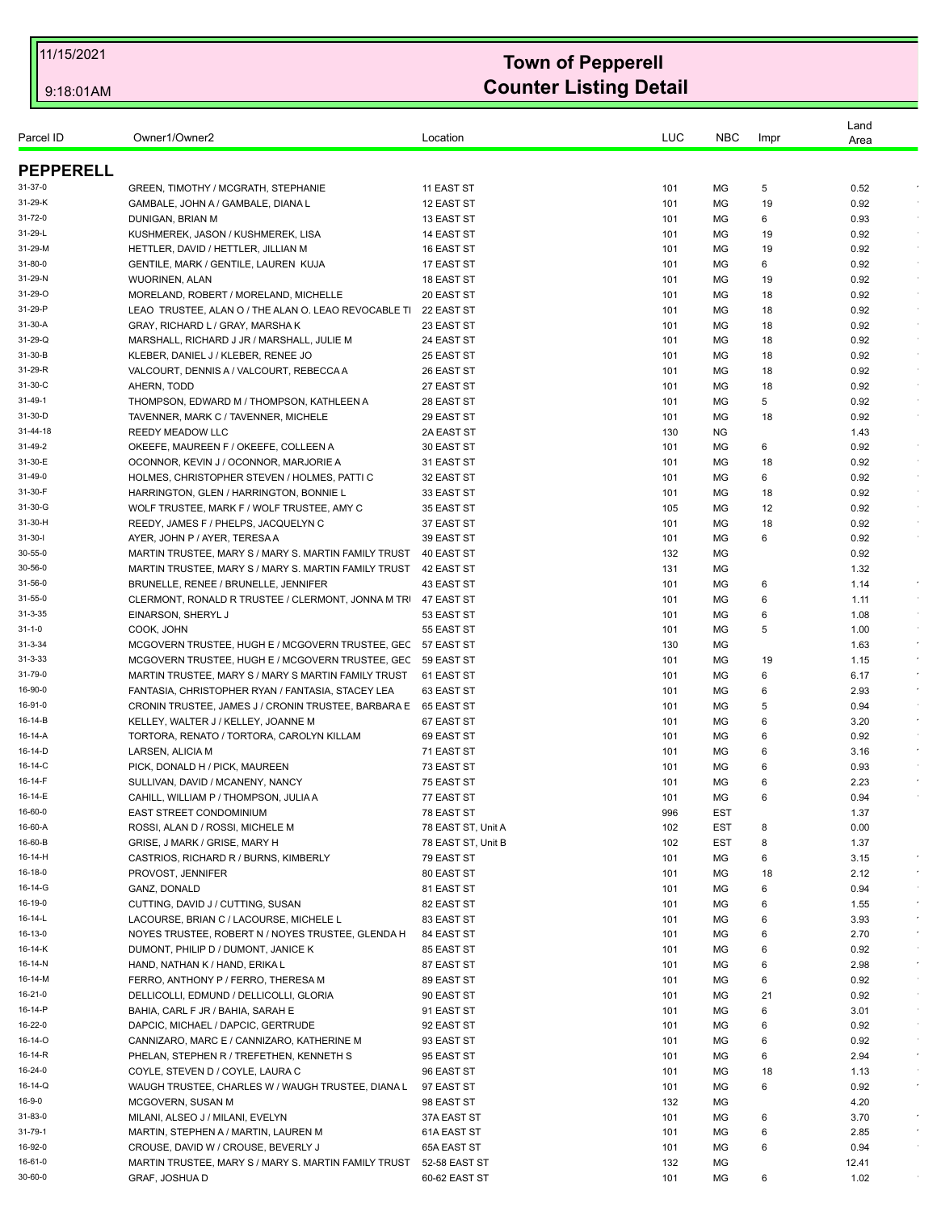# Town of Pepperell
## Counter Listing Detail

11/15/2021
9:18:01AM

| Parcel ID | Owner1/Owner2 | Location | LUC | NBC | Impr | Land Area |
|---|---|---|---|---|---|---|
| **PEPPERELL** | | | | | | |
| 31-37-0 | GREEN, TIMOTHY / MCGRATH, STEPHANIE | 11 EAST ST | 101 | MG | 5 | 0.52 |
| 31-29-K | GAMBALE, JOHN A / GAMBALE, DIANA L | 12 EAST ST | 101 | MG | 19 | 0.92 |
| 31-72-0 | DUNIGAN, BRIAN M | 13 EAST ST | 101 | MG | 6 | 0.93 |
| 31-29-L | KUSHMEREK, JASON / KUSHMEREK, LISA | 14 EAST ST | 101 | MG | 19 | 0.92 |
| 31-29-M | HETTLER, DAVID / HETTLER, JILLIAN M | 16 EAST ST | 101 | MG | 19 | 0.92 |
| 31-80-0 | GENTILE, MARK / GENTILE, LAUREN KUJA | 17 EAST ST | 101 | MG | 6 | 0.92 |
| 31-29-N | WUORINEN, ALAN | 18 EAST ST | 101 | MG | 19 | 0.92 |
| 31-29-O | MORELAND, ROBERT / MORELAND, MICHELLE | 20 EAST ST | 101 | MG | 18 | 0.92 |
| 31-29-P | LEAO TRUSTEE, ALAN O / THE ALAN O. LEAO REVOCABLE TI | 22 EAST ST | 101 | MG | 18 | 0.92 |
| 31-30-A | GRAY, RICHARD L / GRAY, MARSHA K | 23 EAST ST | 101 | MG | 18 | 0.92 |
| 31-29-Q | MARSHALL, RICHARD J JR / MARSHALL, JULIE M | 24 EAST ST | 101 | MG | 18 | 0.92 |
| 31-30-B | KLEBER, DANIEL J / KLEBER, RENEE JO | 25 EAST ST | 101 | MG | 18 | 0.92 |
| 31-29-R | VALCOURT, DENNIS A / VALCOURT, REBECCA A | 26 EAST ST | 101 | MG | 18 | 0.92 |
| 31-30-C | AHERN, TODD | 27 EAST ST | 101 | MG | 18 | 0.92 |
| 31-49-1 | THOMPSON, EDWARD M / THOMPSON, KATHLEEN A | 28 EAST ST | 101 | MG | 5 | 0.92 |
| 31-30-D | TAVENNER, MARK C / TAVENNER, MICHELE | 29 EAST ST | 101 | MG | 18 | 0.92 |
| 31-44-18 | REEDY MEADOW LLC | 2A EAST ST | 130 | NG | | 1.43 |
| 31-49-2 | OKEEFE, MAUREEN F / OKEEFE, COLLEEN A | 30 EAST ST | 101 | MG | 6 | 0.92 |
| 31-30-E | OCONNOR, KEVIN J / OCONNOR, MARJORIE A | 31 EAST ST | 101 | MG | 18 | 0.92 |
| 31-49-0 | HOLMES, CHRISTOPHER STEVEN / HOLMES, PATTI C | 32 EAST ST | 101 | MG | 6 | 0.92 |
| 31-30-F | HARRINGTON, GLEN / HARRINGTON, BONNIE L | 33 EAST ST | 101 | MG | 18 | 0.92 |
| 31-30-G | WOLF TRUSTEE, MARK F / WOLF TRUSTEE, AMY C | 35 EAST ST | 105 | MG | 12 | 0.92 |
| 31-30-H | REEDY, JAMES F / PHELPS, JACQUELYN C | 37 EAST ST | 101 | MG | 18 | 0.92 |
| 31-30-I | AYER, JOHN P / AYER, TERESA A | 39 EAST ST | 101 | MG | 6 | 0.92 |
| 30-55-0 | MARTIN TRUSTEE, MARY S / MARY S. MARTIN FAMILY TRUST | 40 EAST ST | 132 | MG | | 0.92 |
| 30-56-0 | MARTIN TRUSTEE, MARY S / MARY S. MARTIN FAMILY TRUST | 42 EAST ST | 131 | MG | | 1.32 |
| 31-56-0 | BRUNELLE, RENEE / BRUNELLE, JENNIFER | 43 EAST ST | 101 | MG | 6 | 1.14 |
| 31-55-0 | CLERMONT, RONALD R TRUSTEE / CLERMONT, JONNA M TRI | 47 EAST ST | 101 | MG | 6 | 1.11 |
| 31-3-35 | EINARSON, SHERYL J | 53 EAST ST | 101 | MG | 6 | 1.08 |
| 31-1-0 | COOK, JOHN | 55 EAST ST | 101 | MG | 5 | 1.00 |
| 31-3-34 | MCGOVERN TRUSTEE, HUGH E / MCGOVERN TRUSTEE, GEC | 57 EAST ST | 130 | MG | | 1.63 |
| 31-3-33 | MCGOVERN TRUSTEE, HUGH E / MCGOVERN TRUSTEE, GEC | 59 EAST ST | 101 | MG | 19 | 1.15 |
| 31-79-0 | MARTIN TRUSTEE, MARY S / MARY S MARTIN FAMILY TRUST | 61 EAST ST | 101 | MG | 6 | 6.17 |
| 16-90-0 | FANTASIA, CHRISTOPHER RYAN / FANTASIA, STACEY LEA | 63 EAST ST | 101 | MG | 6 | 2.93 |
| 16-91-0 | CRONIN TRUSTEE, JAMES J / CRONIN TRUSTEE, BARBARA E | 65 EAST ST | 101 | MG | 5 | 0.94 |
| 16-14-B | KELLEY, WALTER J / KELLEY, JOANNE M | 67 EAST ST | 101 | MG | 6 | 3.20 |
| 16-14-A | TORTORA, RENATO / TORTORA, CAROLYN KILLAM | 69 EAST ST | 101 | MG | 6 | 0.92 |
| 16-14-D | LARSEN, ALICIA M | 71 EAST ST | 101 | MG | 6 | 3.16 |
| 16-14-C | PICK, DONALD H / PICK, MAUREEN | 73 EAST ST | 101 | MG | 6 | 0.93 |
| 16-14-F | SULLIVAN, DAVID / MCANENY, NANCY | 75 EAST ST | 101 | MG | 6 | 2.23 |
| 16-14-E | CAHILL, WILLIAM P / THOMPSON, JULIA A | 77 EAST ST | 101 | MG | 6 | 0.94 |
| 16-60-0 | EAST STREET CONDOMINIUM | 78 EAST ST | 996 | EST | | 1.37 |
| 16-60-A | ROSSI, ALAN D / ROSSI, MICHELE M | 78 EAST ST, Unit A | 102 | EST | 8 | 0.00 |
| 16-60-B | GRISE, J MARK / GRISE, MARY H | 78 EAST ST, Unit B | 102 | EST | 8 | 1.37 |
| 16-14-H | CASTRIOS, RICHARD R / BURNS, KIMBERLY | 79 EAST ST | 101 | MG | 6 | 3.15 |
| 16-18-0 | PROVOST, JENNIFER | 80 EAST ST | 101 | MG | 18 | 2.12 |
| 16-14-G | GANZ, DONALD | 81 EAST ST | 101 | MG | 6 | 0.94 |
| 16-19-0 | CUTTING, DAVID J / CUTTING, SUSAN | 82 EAST ST | 101 | MG | 6 | 1.55 |
| 16-14-L | LACOURSE, BRIAN C / LACOURSE, MICHELE L | 83 EAST ST | 101 | MG | 6 | 3.93 |
| 16-13-0 | NOYES TRUSTEE, ROBERT N / NOYES TRUSTEE, GLENDA H | 84 EAST ST | 101 | MG | 6 | 2.70 |
| 16-14-K | DUMONT, PHILIP D / DUMONT, JANICE K | 85 EAST ST | 101 | MG | 6 | 0.92 |
| 16-14-N | HAND, NATHAN K / HAND, ERIKA L | 87 EAST ST | 101 | MG | 6 | 2.98 |
| 16-14-M | FERRO, ANTHONY P / FERRO, THERESA M | 89 EAST ST | 101 | MG | 6 | 0.92 |
| 16-21-0 | DELLICOLLI, EDMUND / DELLICOLLI, GLORIA | 90 EAST ST | 101 | MG | 21 | 0.92 |
| 16-14-P | BAHIA, CARL F JR / BAHIA, SARAH E | 91 EAST ST | 101 | MG | 6 | 3.01 |
| 16-22-0 | DAPCIC, MICHAEL / DAPCIC, GERTRUDE | 92 EAST ST | 101 | MG | 6 | 0.92 |
| 16-14-O | CANNIZARO, MARC E / CANNIZARO, KATHERINE M | 93 EAST ST | 101 | MG | 6 | 0.92 |
| 16-14-R | PHELAN, STEPHEN R / TREFETHEN, KENNETH S | 95 EAST ST | 101 | MG | 6 | 2.94 |
| 16-24-0 | COYLE, STEVEN D / COYLE, LAURA C | 96 EAST ST | 101 | MG | 18 | 1.13 |
| 16-14-Q | WAUGH TRUSTEE, CHARLES W / WAUGH TRUSTEE, DIANA L | 97 EAST ST | 101 | MG | 6 | 0.92 |
| 16-9-0 | MCGOVERN, SUSAN M | 98 EAST ST | 132 | MG | | 4.20 |
| 31-83-0 | MILANI, ALSEO J / MILANI, EVELYN | 37A EAST ST | 101 | MG | 6 | 3.70 |
| 31-79-1 | MARTIN, STEPHEN A / MARTIN, LAUREN M | 61A EAST ST | 101 | MG | 6 | 2.85 |
| 16-92-0 | CROUSE, DAVID W / CROUSE, BEVERLY J | 65A EAST ST | 101 | MG | 6 | 0.94 |
| 16-61-0 | MARTIN TRUSTEE, MARY S / MARY S. MARTIN FAMILY TRUST | 52-58 EAST ST | 132 | MG | | 12.41 |
| 30-60-0 | GRAF, JOSHUA D | 60-62 EAST ST | 101 | MG | 6 | 1.02 |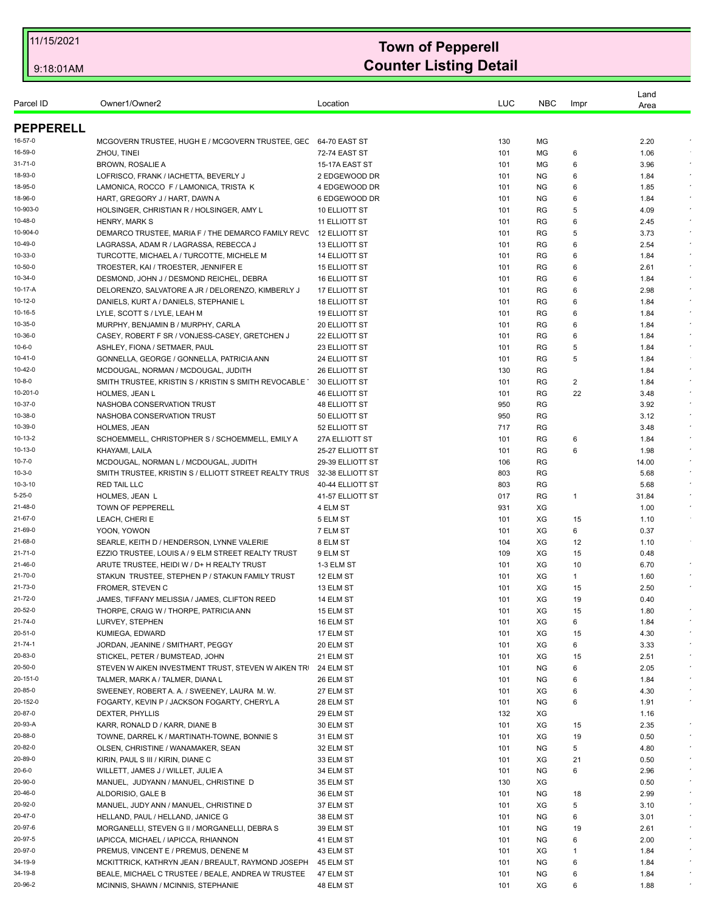# Town of Pepperell
## Counter Listing Detail

| Parcel ID | Owner1/Owner2 | Location | LUC | NBC | Impr | Land Area |
|---|---|---|---|---|---|---|
| **PEPPERELL** | | | | | | |
| 16-57-0 | MCGOVERN TRUSTEE, HUGH E / MCGOVERN TRUSTEE, GEC | 64-70 EAST ST | 130 | MG | | 2.20 |
| 16-59-0 | ZHOU, TINEI | 72-74 EAST ST | 101 | MG | 6 | 1.06 |
| 31-71-0 | BROWN, ROSALIE A | 15-17A EAST ST | 101 | MG | 6 | 3.96 |
| 18-93-0 | LOFRISCO, FRANK / IACHETTA, BEVERLY J | 2 EDGEWOOD DR | 101 | NG | 6 | 1.84 |
| 18-95-0 | LAMONICA, ROCCO F / LAMONICA, TRISTA K | 4 EDGEWOOD DR | 101 | NG | 6 | 1.85 |
| 18-96-0 | HART, GREGORY J / HART, DAWN A | 6 EDGEWOOD DR | 101 | NG | 6 | 1.84 |
| 10-903-0 | HOLSINGER, CHRISTIAN R / HOLSINGER, AMY L | 10 ELLIOTT ST | 101 | RG | 5 | 4.09 |
| 10-48-0 | HENRY, MARK S | 11 ELLIOTT ST | 101 | RG | 6 | 2.45 |
| 10-904-0 | DEMARCO TRUSTEE, MARIA F / THE DEMARCO FAMILY REVC | 12 ELLIOTT ST | 101 | RG | 5 | 3.73 |
| 10-49-0 | LAGRASSA, ADAM R / LAGRASSA, REBECCA J | 13 ELLIOTT ST | 101 | RG | 6 | 2.54 |
| 10-33-0 | TURCOTTE, MICHAEL A / TURCOTTE, MICHELE M | 14 ELLIOTT ST | 101 | RG | 6 | 1.84 |
| 10-50-0 | TROESTER, KAI / TROESTER, JENNIFER E | 15 ELLIOTT ST | 101 | RG | 6 | 2.61 |
| 10-34-0 | DESMOND, JOHN J / DESMOND REICHEL, DEBRA | 16 ELLIOTT ST | 101 | RG | 6 | 1.84 |
| 10-17-A | DELORENZO, SALVATORE A JR / DELORENZO, KIMBERLY J | 17 ELLIOTT ST | 101 | RG | 6 | 2.98 |
| 10-12-0 | DANIELS, KURT A / DANIELS, STEPHANIE L | 18 ELLIOTT ST | 101 | RG | 6 | 1.84 |
| 10-16-5 | LYLE, SCOTT S / LYLE, LEAH M | 19 ELLIOTT ST | 101 | RG | 6 | 1.84 |
| 10-35-0 | MURPHY, BENJAMIN B / MURPHY, CARLA | 20 ELLIOTT ST | 101 | RG | 6 | 1.84 |
| 10-36-0 | CASEY, ROBERT F SR / VONJESS-CASEY, GRETCHEN J | 22 ELLIOTT ST | 101 | RG | 6 | 1.84 |
| 10-6-0 | ASHLEY, FIONA / SETMAER, PAUL | 23 ELLIOTT ST | 101 | RG | 5 | 1.84 |
| 10-41-0 | GONNELLA, GEORGE / GONNELLA, PATRICIA ANN | 24 ELLIOTT ST | 101 | RG | 5 | 1.84 |
| 10-42-0 | MCDOUGAL, NORMAN / MCDOUGAL, JUDITH | 26 ELLIOTT ST | 130 | RG | | 1.84 |
| 10-8-0 | SMITH TRUSTEE, KRISTIN S / KRISTIN S SMITH REVOCABLE | 30 ELLIOTT ST | 101 | RG | 2 | 1.84 |
| 10-201-0 | HOLMES, JEAN L | 46 ELLIOTT ST | 101 | RG | 22 | 3.48 |
| 10-37-0 | NASHOBA CONSERVATION TRUST | 48 ELLIOTT ST | 950 | RG | | 3.92 |
| 10-38-0 | NASHOBA CONSERVATION TRUST | 50 ELLIOTT ST | 950 | RG | | 3.12 |
| 10-39-0 | HOLMES, JEAN | 52 ELLIOTT ST | 717 | RG | | 3.48 |
| 10-13-2 | SCHOEMMELL, CHRISTOPHER S / SCHOEMMELL, EMILY A | 27A ELLIOTT ST | 101 | RG | 6 | 1.84 |
| 10-13-0 | KHAYAMI, LAILA | 25-27 ELLIOTT ST | 101 | RG | 6 | 1.98 |
| 10-7-0 | MCDOUGAL, NORMAN L / MCDOUGAL, JUDITH | 29-39 ELLIOTT ST | 106 | RG | | 14.00 |
| 10-3-0 | SMITH TRUSTEE, KRISTIN S / ELLIOTT STREET REALTY TRUS | 32-38 ELLIOTT ST | 803 | RG | | 5.68 |
| 10-3-10 | RED TAIL LLC | 40-44 ELLIOTT ST | 803 | RG | | 5.68 |
| 5-25-0 | HOLMES, JEAN L | 41-57 ELLIOTT ST | 017 | RG | 1 | 31.84 |
| 21-48-0 | TOWN OF PEPPERELL | 4 ELM ST | 931 | XG | | 1.00 |
| 21-67-0 | LEACH, CHERI E | 5 ELM ST | 101 | XG | 15 | 1.10 |
| 21-69-0 | YOON, YOWON | 7 ELM ST | 101 | XG | 6 | 0.37 |
| 21-68-0 | SEARLE, KEITH D / HENDERSON, LYNNE VALERIE | 8 ELM ST | 104 | XG | 12 | 1.10 |
| 21-71-0 | EZZIO TRUSTEE, LOUIS A / 9 ELM STREET REALTY TRUST | 9 ELM ST | 109 | XG | 15 | 0.48 |
| 21-46-0 | ARUTE TRUSTEE, HEIDI W / D+ H REALTY TRUST | 1-3 ELM ST | 101 | XG | 10 | 6.70 |
| 21-70-0 | STAKUN TRUSTEE, STEPHEN P / STAKUN FAMILY TRUST | 12 ELM ST | 101 | XG | 1 | 1.60 |
| 21-73-0 | FROMER, STEVEN C | 13 ELM ST | 101 | XG | 15 | 2.50 |
| 21-72-0 | JAMES, TIFFANY MELISSIA / JAMES, CLIFTON REED | 14 ELM ST | 101 | XG | 19 | 0.40 |
| 20-52-0 | THORPE, CRAIG W / THORPE, PATRICIA ANN | 15 ELM ST | 101 | XG | 15 | 1.80 |
| 21-74-0 | LURVEY, STEPHEN | 16 ELM ST | 101 | XG | 6 | 1.84 |
| 20-51-0 | KUMIEGA, EDWARD | 17 ELM ST | 101 | XG | 15 | 4.30 |
| 21-74-1 | JORDAN, JEANINE / SMITHART, PEGGY | 20 ELM ST | 101 | XG | 6 | 3.33 |
| 20-83-0 | STICKEL, PETER / BUMSTEAD, JOHN | 21 ELM ST | 101 | XG | 15 | 2.51 |
| 20-50-0 | STEVEN W AIKEN INVESTMENT TRUST, STEVEN W AIKEN TRI | 24 ELM ST | 101 | NG | 6 | 2.05 |
| 20-151-0 | TALMER, MARK A / TALMER, DIANA L | 26 ELM ST | 101 | NG | 6 | 1.84 |
| 20-85-0 | SWEENEY, ROBERT A. A. / SWEENEY, LAURA M. W. | 27 ELM ST | 101 | XG | 6 | 4.30 |
| 20-152-0 | FOGARTY, KEVIN P / JACKSON FOGARTY, CHERYL A | 28 ELM ST | 101 | NG | 6 | 1.91 |
| 20-87-0 | DEXTER, PHYLLIS | 29 ELM ST | 132 | XG | | 1.16 |
| 20-93-A | KARR, RONALD D / KARR, DIANE B | 30 ELM ST | 101 | XG | 15 | 2.35 |
| 20-88-0 | TOWNE, DARREL K / MARTINATH-TOWNE, BONNIE S | 31 ELM ST | 101 | XG | 19 | 0.50 |
| 20-82-0 | OLSEN, CHRISTINE / WANAMAKER, SEAN | 32 ELM ST | 101 | NG | 5 | 4.80 |
| 20-89-0 | KIRIN, PAUL S III / KIRIN, DIANE C | 33 ELM ST | 101 | XG | 21 | 0.50 |
| 20-6-0 | WILLETT, JAMES J / WILLET, JULIE A | 34 ELM ST | 101 | NG | 6 | 2.96 |
| 20-90-0 | MANUEL, JUDYANN / MANUEL, CHRISTINE D | 35 ELM ST | 130 | XG | | 0.50 |
| 20-46-0 | ALDORISIO, GALE B | 36 ELM ST | 101 | NG | 18 | 2.99 |
| 20-92-0 | MANUEL, JUDY ANN / MANUEL, CHRISTINE D | 37 ELM ST | 101 | XG | 5 | 3.10 |
| 20-47-0 | HELLAND, PAUL / HELLAND, JANICE G | 38 ELM ST | 101 | NG | 6 | 3.01 |
| 20-97-6 | MORGANELLI, STEVEN G II / MORGANELLI, DEBRA S | 39 ELM ST | 101 | NG | 19 | 2.61 |
| 20-97-5 | IAPICCA, MICHAEL / IAPICCA, RHIANNON | 41 ELM ST | 101 | NG | 6 | 2.00 |
| 20-97-0 | PREMUS, VINCENT E / PREMUS, DENENE M | 43 ELM ST | 101 | XG | 1 | 1.84 |
| 34-19-9 | MCKITTRICK, KATHRYN JEAN / BREAULT, RAYMOND JOSEPH | 45 ELM ST | 101 | NG | 6 | 1.84 |
| 34-19-8 | BEALE, MICHAEL C TRUSTEE / BEALE, ANDREA W TRUSTEE | 47 ELM ST | 101 | NG | 6 | 1.84 |
| 20-96-2 | MCINNIS, SHAWN / MCINNIS, STEPHANIE | 48 ELM ST | 101 | XG | 6 | 1.88 |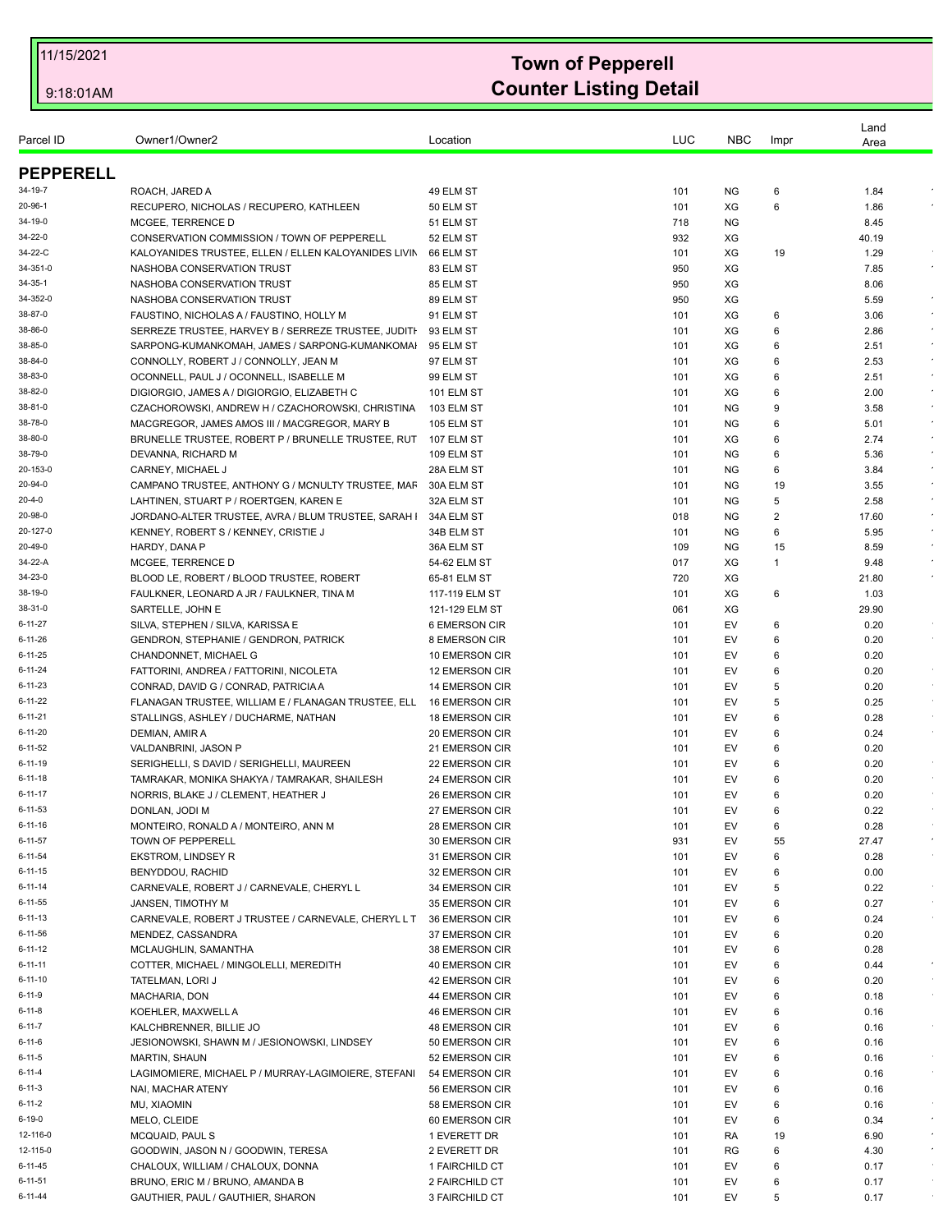# Town of Pepperell
## Counter Listing Detail

| Parcel ID | Owner1/Owner2 | Location | LUC | NBC | Impr | Land Area |
|---|---|---|---|---|---|---|
| **PEPPERELL** | | | | | | |
| 34-19-7 | ROACH, JARED A | 49 ELM ST | 101 | NG | 6 | 1.84 |
| 20-96-1 | RECUPERO, NICHOLAS / RECUPERO, KATHLEEN | 50 ELM ST | 101 | XG | 6 | 1.86 |
| 34-19-0 | MCGEE, TERRENCE D | 51 ELM ST | 718 | NG | | 8.45 |
| 34-22-0 | CONSERVATION COMMISSION / TOWN OF PEPPERELL | 52 ELM ST | 932 | XG | | 40.19 |
| 34-22-C | KALOYANIDES TRUSTEE, ELLEN / ELLEN KALOYANIDES LIVIN | 66 ELM ST | 101 | XG | 19 | 1.29 |
| 34-351-0 | NASHOBA CONSERVATION TRUST | 83 ELM ST | 950 | XG | | 7.85 |
| 34-35-1 | NASHOBA CONSERVATION TRUST | 85 ELM ST | 950 | XG | | 8.06 |
| 34-352-0 | NASHOBA CONSERVATION TRUST | 89 ELM ST | 950 | XG | | 5.59 |
| 38-87-0 | FAUSTINO, NICHOLAS A / FAUSTINO, HOLLY M | 91 ELM ST | 101 | XG | 6 | 3.06 |
| 38-86-0 | SERREZE TRUSTEE, HARVEY B / SERREZE TRUSTEE, JUDITH | 93 ELM ST | 101 | XG | 6 | 2.86 |
| 38-85-0 | SARPONG-KUMANKOMAH, JAMES / SARPONG-KUMANKOMAH | 95 ELM ST | 101 | XG | 6 | 2.51 |
| 38-84-0 | CONNOLLY, ROBERT J / CONNOLLY, JEAN M | 97 ELM ST | 101 | XG | 6 | 2.53 |
| 38-83-0 | OCONNELL, PAUL J / OCONNELL, ISABELLE M | 99 ELM ST | 101 | XG | 6 | 2.51 |
| 38-82-0 | DIGIORGIO, JAMES A / DIGIORGIO, ELIZABETH C | 101 ELM ST | 101 | XG | 6 | 2.00 |
| 38-81-0 | CZACHOROWSKI, ANDREW H / CZACHOROWSKI, CHRISTINA | 103 ELM ST | 101 | NG | 9 | 3.58 |
| 38-78-0 | MACGREGOR, JAMES AMOS III / MACGREGOR, MARY B | 105 ELM ST | 101 | NG | 6 | 5.01 |
| 38-80-0 | BRUNELLE TRUSTEE, ROBERT P / BRUNELLE TRUSTEE, RUT | 107 ELM ST | 101 | XG | 6 | 2.74 |
| 38-79-0 | DEVANNA, RICHARD M | 109 ELM ST | 101 | NG | 6 | 5.36 |
| 20-153-0 | CARNEY, MICHAEL J | 28A ELM ST | 101 | NG | 6 | 3.84 |
| 20-94-0 | CAMPANO TRUSTEE, ANTHONY G / MCNULTY TRUSTEE, MAR | 30A ELM ST | 101 | NG | 19 | 3.55 |
| 20-4-0 | LAHTINEN, STUART P / ROERTGEN, KAREN E | 32A ELM ST | 101 | NG | 5 | 2.58 |
| 20-98-0 | JORDANO-ALTER TRUSTEE, AVRA / BLUM TRUSTEE, SARAH I | 34A ELM ST | 018 | NG | 2 | 17.60 |
| 20-127-0 | KENNEY, ROBERT S / KENNEY, CRISTIE J | 34B ELM ST | 101 | NG | 6 | 5.95 |
| 20-49-0 | HARDY, DANA P | 36A ELM ST | 109 | NG | 15 | 8.59 |
| 34-22-A | MCGEE, TERRENCE D | 54-62 ELM ST | 017 | XG | 1 | 9.48 |
| 34-23-0 | BLOOD LE, ROBERT / BLOOD TRUSTEE, ROBERT | 65-81 ELM ST | 720 | XG | | 21.80 |
| 38-19-0 | FAULKNER, LEONARD A JR / FAULKNER, TINA M | 117-119 ELM ST | 101 | XG | 6 | 1.03 |
| 38-31-0 | SARTELLE, JOHN E | 121-129 ELM ST | 061 | XG | | 29.90 |
| 6-11-27 | SILVA, STEPHEN / SILVA, KARISSA E | 6 EMERSON CIR | 101 | EV | 6 | 0.20 |
| 6-11-26 | GENDRON, STEPHANIE / GENDRON, PATRICK | 8 EMERSON CIR | 101 | EV | 6 | 0.20 |
| 6-11-25 | CHANDONNET, MICHAEL G | 10 EMERSON CIR | 101 | EV | 6 | 0.20 |
| 6-11-24 | FATTORINI, ANDREA / FATTORINI, NICOLETA | 12 EMERSON CIR | 101 | EV | 6 | 0.20 |
| 6-11-23 | CONRAD, DAVID G / CONRAD, PATRICIA A | 14 EMERSON CIR | 101 | EV | 5 | 0.20 |
| 6-11-22 | FLANAGAN TRUSTEE, WILLIAM E / FLANAGAN TRUSTEE, ELL | 16 EMERSON CIR | 101 | EV | 5 | 0.25 |
| 6-11-21 | STALLINGS, ASHLEY / DUCHARME, NATHAN | 18 EMERSON CIR | 101 | EV | 6 | 0.28 |
| 6-11-20 | DEMIAN, AMIR A | 20 EMERSON CIR | 101 | EV | 6 | 0.24 |
| 6-11-52 | VALDANBRINI, JASON P | 21 EMERSON CIR | 101 | EV | 6 | 0.20 |
| 6-11-19 | SERIGHELLI, S DAVID / SERIGHELLI, MAUREEN | 22 EMERSON CIR | 101 | EV | 6 | 0.20 |
| 6-11-18 | TAMRAKAR, MONIKA SHAKYA / TAMRAKAR, SHAILESH | 24 EMERSON CIR | 101 | EV | 6 | 0.20 |
| 6-11-17 | NORRIS, BLAKE J / CLEMENT, HEATHER J | 26 EMERSON CIR | 101 | EV | 6 | 0.20 |
| 6-11-53 | DONLAN, JODI M | 27 EMERSON CIR | 101 | EV | 6 | 0.22 |
| 6-11-16 | MONTEIRO, RONALD A / MONTEIRO, ANN M | 28 EMERSON CIR | 101 | EV | 6 | 0.28 |
| 6-11-57 | TOWN OF PEPPERELL | 30 EMERSON CIR | 931 | EV | 55 | 27.47 |
| 6-11-54 | EKSTROM, LINDSEY R | 31 EMERSON CIR | 101 | EV | 6 | 0.28 |
| 6-11-15 | BENYDDOU, RACHID | 32 EMERSON CIR | 101 | EV | 6 | 0.00 |
| 6-11-14 | CARNEVALE, ROBERT J / CARNEVALE, CHERYL L | 34 EMERSON CIR | 101 | EV | 5 | 0.22 |
| 6-11-55 | JANSEN, TIMOTHY M | 35 EMERSON CIR | 101 | EV | 6 | 0.27 |
| 6-11-13 | CARNEVALE, ROBERT J TRUSTEE / CARNEVALE, CHERYL L T | 36 EMERSON CIR | 101 | EV | 6 | 0.24 |
| 6-11-56 | MENDEZ, CASSANDRA | 37 EMERSON CIR | 101 | EV | 6 | 0.20 |
| 6-11-12 | MCLAUGHLIN, SAMANTHA | 38 EMERSON CIR | 101 | EV | 6 | 0.28 |
| 6-11-11 | COTTER, MICHAEL / MINGOLELLI, MEREDITH | 40 EMERSON CIR | 101 | EV | 6 | 0.44 |
| 6-11-10 | TATELMAN, LORI J | 42 EMERSON CIR | 101 | EV | 6 | 0.20 |
| 6-11-9 | MACHARIA, DON | 44 EMERSON CIR | 101 | EV | 6 | 0.18 |
| 6-11-8 | KOEHLER, MAXWELL A | 46 EMERSON CIR | 101 | EV | 6 | 0.16 |
| 6-11-7 | KALCHBRENNER, BILLIE JO | 48 EMERSON CIR | 101 | EV | 6 | 0.16 |
| 6-11-6 | JESIONOWSKI, SHAWN M / JESIONOWSKI, LINDSEY | 50 EMERSON CIR | 101 | EV | 6 | 0.16 |
| 6-11-5 | MARTIN, SHAUN | 52 EMERSON CIR | 101 | EV | 6 | 0.16 |
| 6-11-4 | LAGIMOMIERE, MICHAEL P / MURRAY-LAGIMOIERE, STEFANI | 54 EMERSON CIR | 101 | EV | 6 | 0.16 |
| 6-11-3 | NAI, MACHAR ATENY | 56 EMERSON CIR | 101 | EV | 6 | 0.16 |
| 6-11-2 | MU, XIAOMIN | 58 EMERSON CIR | 101 | EV | 6 | 0.16 |
| 6-19-0 | MELO, CLEIDE | 60 EMERSON CIR | 101 | EV | 6 | 0.34 |
| 12-116-0 | MCQUAID, PAUL S | 1 EVERETT DR | 101 | RA | 19 | 6.90 |
| 12-115-0 | GOODWIN, JASON N / GOODWIN, TERESA | 2 EVERETT DR | 101 | RG | 6 | 4.30 |
| 6-11-45 | CHALOUX, WILLIAM / CHALOUX, DONNA | 1 FAIRCHILD CT | 101 | EV | 6 | 0.17 |
| 6-11-51 | BRUNO, ERIC M / BRUNO, AMANDA B | 2 FAIRCHILD CT | 101 | EV | 6 | 0.17 |
| 6-11-44 | GAUTHIER, PAUL / GAUTHIER, SHARON | 3 FAIRCHILD CT | 101 | EV | 5 | 0.17 |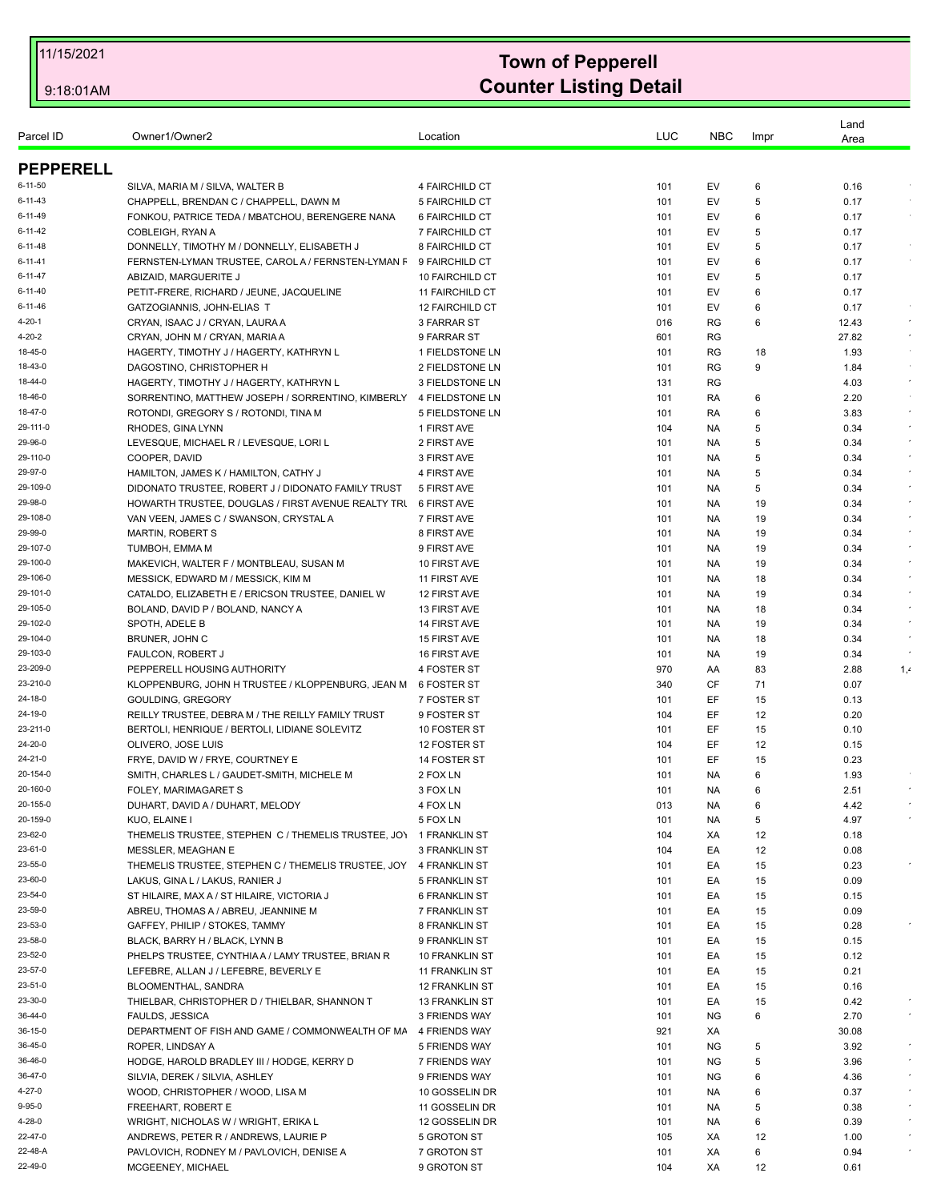# Town of Pepperell
## Counter Listing Detail

| Parcel ID | Owner1/Owner2 | Location | LUC | NBC | Impr | Land Area |
|---|---|---|---|---|---|---|
| **PEPPERELL** | | | | | | |
| 6-11-50 | SILVA, MARIA M / SILVA, WALTER B | 4 FAIRCHILD CT | 101 | EV | 6 | 0.16 |
| 6-11-43 | CHAPPELL, BRENDAN C / CHAPPELL, DAWN M | 5 FAIRCHILD CT | 101 | EV | 5 | 0.17 |
| 6-11-49 | FONKOU, PATRICE TEDA / MBATCHOU, BERENGERE NANA | 6 FAIRCHILD CT | 101 | EV | 6 | 0.17 |
| 6-11-42 | COBLEIGH, RYAN A | 7 FAIRCHILD CT | 101 | EV | 5 | 0.17 |
| 6-11-48 | DONNELLY, TIMOTHY M / DONNELLY, ELISABETH J | 8 FAIRCHILD CT | 101 | EV | 5 | 0.17 |
| 6-11-41 | FERNSTEN-LYMAN TRUSTEE, CAROL A / FERNSTEN-LYMAN F | 9 FAIRCHILD CT | 101 | EV | 6 | 0.17 |
| 6-11-47 | ABIZAID, MARGUERITE J | 10 FAIRCHILD CT | 101 | EV | 5 | 0.17 |
| 6-11-40 | PETIT-FRERE, RICHARD / JEUNE, JACQUELINE | 11 FAIRCHILD CT | 101 | EV | 6 | 0.17 |
| 6-11-46 | GATZOGIANNIS, JOHN-ELIAS T | 12 FAIRCHILD CT | 101 | EV | 6 | 0.17 |
| 4-20-1 | CRYAN, ISAAC J / CRYAN, LAURA A | 3 FARRAR ST | 016 | RG | 6 | 12.43 |
| 4-20-2 | CRYAN, JOHN M / CRYAN, MARIA A | 9 FARRAR ST | 601 | RG | | 27.82 |
| 18-45-0 | HAGERTY, TIMOTHY J / HAGERTY, KATHRYN L | 1 FIELDSTONE LN | 101 | RG | 18 | 1.93 |
| 18-43-0 | DAGOSTINO, CHRISTOPHER H | 2 FIELDSTONE LN | 101 | RG | 9 | 1.84 |
| 18-44-0 | HAGERTY, TIMOTHY J / HAGERTY, KATHRYN L | 3 FIELDSTONE LN | 131 | RG | | 4.03 |
| 18-46-0 | SORRENTINO, MATTHEW JOSEPH / SORRENTINO, KIMBERLY | 4 FIELDSTONE LN | 101 | RA | 6 | 2.20 |
| 18-47-0 | ROTONDI, GREGORY S / ROTONDI, TINA M | 5 FIELDSTONE LN | 101 | RA | 6 | 3.83 |
| 29-111-0 | RHODES, GINA LYNN | 1 FIRST AVE | 104 | NA | 5 | 0.34 |
| 29-96-0 | LEVESQUE, MICHAEL R / LEVESQUE, LORI L | 2 FIRST AVE | 101 | NA | 5 | 0.34 |
| 29-110-0 | COOPER, DAVID | 3 FIRST AVE | 101 | NA | 5 | 0.34 |
| 29-97-0 | HAMILTON, JAMES K / HAMILTON, CATHY J | 4 FIRST AVE | 101 | NA | 5 | 0.34 |
| 29-109-0 | DIDONATO TRUSTEE, ROBERT J / DIDONATO FAMILY TRUST | 5 FIRST AVE | 101 | NA | 5 | 0.34 |
| 29-98-0 | HOWARTH TRUSTEE, DOUGLAS / FIRST AVENUE REALTY TRU | 6 FIRST AVE | 101 | NA | 19 | 0.34 |
| 29-108-0 | VAN VEEN, JAMES C / SWANSON, CRYSTAL A | 7 FIRST AVE | 101 | NA | 19 | 0.34 |
| 29-99-0 | MARTIN, ROBERT S | 8 FIRST AVE | 101 | NA | 19 | 0.34 |
| 29-107-0 | TUMBOH, EMMA M | 9 FIRST AVE | 101 | NA | 19 | 0.34 |
| 29-100-0 | MAKEVICH, WALTER F / MONTBLEAU, SUSAN M | 10 FIRST AVE | 101 | NA | 19 | 0.34 |
| 29-106-0 | MESSICK, EDWARD M / MESSICK, KIM M | 11 FIRST AVE | 101 | NA | 18 | 0.34 |
| 29-101-0 | CATALDO, ELIZABETH E / ERICSON TRUSTEE, DANIEL W | 12 FIRST AVE | 101 | NA | 19 | 0.34 |
| 29-105-0 | BOLAND, DAVID P / BOLAND, NANCY A | 13 FIRST AVE | 101 | NA | 18 | 0.34 |
| 29-102-0 | SPOTH, ADELE B | 14 FIRST AVE | 101 | NA | 19 | 0.34 |
| 29-104-0 | BRUNER, JOHN C | 15 FIRST AVE | 101 | NA | 18 | 0.34 |
| 29-103-0 | FAULCON, ROBERT J | 16 FIRST AVE | 101 | NA | 19 | 0.34 |
| 23-209-0 | PEPPERELL HOUSING AUTHORITY | 4 FOSTER ST | 970 | AA | 83 | 2.88 |
| 23-210-0 | KLOPPENBURG, JOHN H TRUSTEE / KLOPPENBURG, JEAN M | 6 FOSTER ST | 340 | CF | 71 | 0.07 |
| 24-18-0 | GOULDING, GREGORY | 7 FOSTER ST | 101 | EF | 15 | 0.13 |
| 24-19-0 | REILLY TRUSTEE, DEBRA M / THE REILLY FAMILY TRUST | 9 FOSTER ST | 104 | EF | 12 | 0.20 |
| 23-211-0 | BERTOLI, HENRIQUE / BERTOLI, LIDIANE SOLEVITZ | 10 FOSTER ST | 101 | EF | 15 | 0.10 |
| 24-20-0 | OLIVERO, JOSE LUIS | 12 FOSTER ST | 104 | EF | 12 | 0.15 |
| 24-21-0 | FRYE, DAVID W / FRYE, COURTNEY E | 14 FOSTER ST | 101 | EF | 15 | 0.23 |
| 20-154-0 | SMITH, CHARLES L / GAUDET-SMITH, MICHELE M | 2 FOX LN | 101 | NA | 6 | 1.93 |
| 20-160-0 | FOLEY, MARIMAGARET S | 3 FOX LN | 101 | NA | 6 | 2.51 |
| 20-155-0 | DUHART, DAVID A / DUHART, MELODY | 4 FOX LN | 013 | NA | 6 | 4.42 |
| 20-159-0 | KUO, ELAINE I | 5 FOX LN | 101 | NA | 5 | 4.97 |
| 23-62-0 | THEMELIS TRUSTEE, STEPHEN C / THEMELIS TRUSTEE, JOY | 1 FRANKLIN ST | 104 | XA | 12 | 0.18 |
| 23-61-0 | MESSLER, MEAGHAN E | 3 FRANKLIN ST | 104 | EA | 12 | 0.08 |
| 23-55-0 | THEMELIS TRUSTEE, STEPHEN C / THEMELIS TRUSTEE, JOY | 4 FRANKLIN ST | 101 | EA | 15 | 0.23 |
| 23-60-0 | LAKUS, GINA L / LAKUS, RANIER J | 5 FRANKLIN ST | 101 | EA | 15 | 0.09 |
| 23-54-0 | ST HILAIRE, MAX A / ST HILAIRE, VICTORIA J | 6 FRANKLIN ST | 101 | EA | 15 | 0.15 |
| 23-59-0 | ABREU, THOMAS A / ABREU, JEANNINE M | 7 FRANKLIN ST | 101 | EA | 15 | 0.09 |
| 23-53-0 | GAFFEY, PHILIP / STOKES, TAMMY | 8 FRANKLIN ST | 101 | EA | 15 | 0.28 |
| 23-58-0 | BLACK, BARRY H / BLACK, LYNN B | 9 FRANKLIN ST | 101 | EA | 15 | 0.15 |
| 23-52-0 | PHELPS TRUSTEE, CYNTHIA A / LAMY TRUSTEE, BRIAN R | 10 FRANKLIN ST | 101 | EA | 15 | 0.12 |
| 23-57-0 | LEFEBRE, ALLAN J / LEFEBRE, BEVERLY E | 11 FRANKLIN ST | 101 | EA | 15 | 0.21 |
| 23-51-0 | BLOOMENTHAL, SANDRA | 12 FRANKLIN ST | 101 | EA | 15 | 0.16 |
| 23-30-0 | THIELBAR, CHRISTOPHER D / THIELBAR, SHANNON T | 13 FRANKLIN ST | 101 | EA | 15 | 0.42 |
| 36-44-0 | FAULDS, JESSICA | 3 FRIENDS WAY | 101 | NG | 6 | 2.70 |
| 36-15-0 | DEPARTMENT OF FISH AND GAME / COMMONWEALTH OF MA | 4 FRIENDS WAY | 921 | XA | | 30.08 |
| 36-45-0 | ROPER, LINDSAY A | 5 FRIENDS WAY | 101 | NG | 5 | 3.92 |
| 36-46-0 | HODGE, HAROLD BRADLEY III / HODGE, KERRY D | 7 FRIENDS WAY | 101 | NG | 5 | 3.96 |
| 36-47-0 | SILVIA, DEREK / SILVIA, ASHLEY | 9 FRIENDS WAY | 101 | NG | 6 | 4.36 |
| 4-27-0 | WOOD, CHRISTOPHER / WOOD, LISA M | 10 GOSSELIN DR | 101 | NA | 6 | 0.37 |
| 9-95-0 | FREEHART, ROBERT E | 11 GOSSELIN DR | 101 | NA | 5 | 0.38 |
| 4-28-0 | WRIGHT, NICHOLAS W / WRIGHT, ERIKA L | 12 GOSSELIN DR | 101 | NA | 6 | 0.39 |
| 22-47-0 | ANDREWS, PETER R / ANDREWS, LAURIE P | 5 GROTON ST | 105 | XA | 12 | 1.00 |
| 22-48-A | PAVLOVICH, RODNEY M / PAVLOVICH, DENISE A | 7 GROTON ST | 101 | XA | 6 | 0.94 |
| 22-49-0 | MCGEENEY, MICHAEL | 9 GROTON ST | 104 | XA | 12 | 0.61 |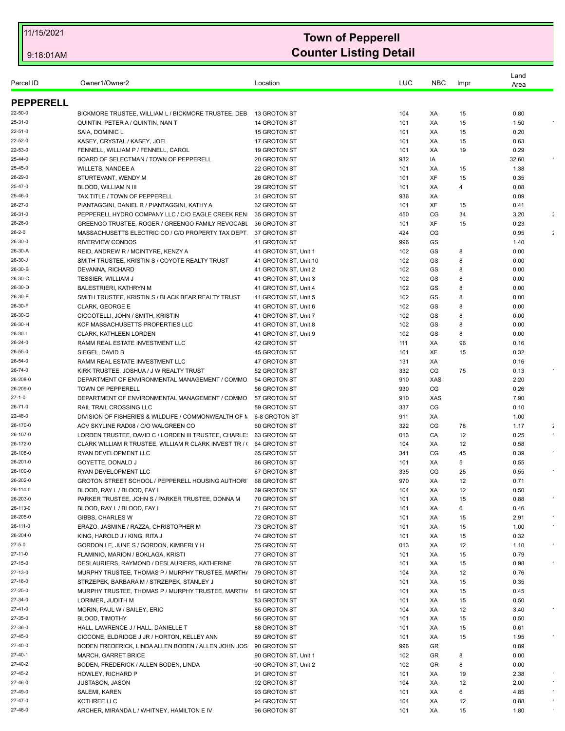# Town of Pepperell
## Counter Listing Detail

11/15/2021
9:18:01AM

| Parcel ID | Owner1/Owner2 | Location | LUC | NBC | Impr | Land Area |
|---|---|---|---|---|---|---|
| **PEPPERELL** | | | | | | |
| 22-50-0 | BICKMORE TRUSTEE, WILLIAM L / BICKMORE TRUSTEE, DEB | 13 GROTON ST | 104 | XA | 15 | 0.80 |
| 25-31-0 | QUINTIN, PETER A / QUINTIN, NAN T | 14 GROTON ST | 101 | XA | 15 | 1.50 |
| 22-51-0 | SAIA, DOMINIC L | 15 GROTON ST | 101 | XA | 15 | 0.20 |
| 22-52-0 | KASEY, CRYSTAL / KASEY, JOEL | 17 GROTON ST | 101 | XA | 15 | 0.63 |
| 22-53-0 | FENNELL, WILLIAM P / FENNELL, CAROL | 19 GROTON ST | 101 | XA | 19 | 0.29 |
| 25-44-0 | BOARD OF SELECTMAN / TOWN OF PEPPERELL | 20 GROTON ST | 932 | IA | | 32.60 |
| 25-45-0 | WILLETS, NANDEE A | 22 GROTON ST | 101 | XA | 15 | 1.38 |
| 26-29-0 | STURTEVANT, WENDY M | 26 GROTON ST | 101 | XF | 15 | 0.35 |
| 25-47-0 | BLOOD, WILLIAM N III | 29 GROTON ST | 101 | XA | 4 | 0.08 |
| 25-46-0 | TAX TITLE / TOWN OF PEPPERELL | 31 GROTON ST | 936 | XA | | 0.09 |
| 26-27-0 | PIANTAGGINI, DANIEL R / PIANTAGGINI, KATHY A | 32 GROTON ST | 101 | XF | 15 | 0.41 |
| 26-31-0 | PEPPERELL HYDRO COMPANY LLC / C/O EAGLE CREEK REN | 35 GROTON ST | 450 | CG | 34 | 3.20 |
| 26-26-0 | GREENGO TRUSTEE, ROGER / GREENGO FAMILY REVOCABL | 36 GROTON ST | 101 | XF | 15 | 0.23 |
| 26-2-0 | MASSACHUSETTS ELECTRIC CO / C/O PROPERTY TAX DEPT. | 37 GROTON ST | 424 | CG | | 0.95 |
| 26-30-0 | RIVERVIEW CONDOS | 41 GROTON ST | 996 | GS | | 1.40 |
| 26-30-A | REID, ANDREW R / MCINTYRE, KENZY A | 41 GROTON ST, Unit 1 | 102 | GS | 8 | 0.00 |
| 26-30-J | SMITH TRUSTEE, KRISTIN S / COYOTE REALTY TRUST | 41 GROTON ST, Unit 10 | 102 | GS | 8 | 0.00 |
| 26-30-B | DEVANNA, RICHARD | 41 GROTON ST, Unit 2 | 102 | GS | 8 | 0.00 |
| 26-30-C | TESSIER, WILLIAM J | 41 GROTON ST, Unit 3 | 102 | GS | 8 | 0.00 |
| 26-30-D | BALESTRIERI, KATHRYN M | 41 GROTON ST, Unit 4 | 102 | GS | 8 | 0.00 |
| 26-30-E | SMITH TRUSTEE, KRISTIN S / BLACK BEAR REALTY TRUST | 41 GROTON ST, Unit 5 | 102 | GS | 8 | 0.00 |
| 26-30-F | CLARK, GEORGE E | 41 GROTON ST, Unit 6 | 102 | GS | 8 | 0.00 |
| 26-30-G | CICCOTELLI, JOHN / SMITH, KRISTIN | 41 GROTON ST, Unit 7 | 102 | GS | 8 | 0.00 |
| 26-30-H | KCF MASSACHUSETTS PROPERTIES LLC | 41 GROTON ST, Unit 8 | 102 | GS | 8 | 0.00 |
| 26-30-I | CLARK, KATHLEEN LORDEN | 41 GROTON ST, Unit 9 | 102 | GS | 8 | 0.00 |
| 26-24-0 | RAMM REAL ESTATE INVESTMENT LLC | 42 GROTON ST | 111 | XA | 96 | 0.16 |
| 26-55-0 | SIEGEL, DAVID B | 45 GROTON ST | 101 | XF | 15 | 0.32 |
| 26-54-0 | RAMM REAL ESTATE INVESTMENT LLC | 47 GROTON ST | 131 | XA | | 0.16 |
| 26-74-0 | KIRK TRUSTEE, JOSHUA / J W REALTY TRUST | 52 GROTON ST | 332 | CG | 75 | 0.13 |
| 26-208-0 | DEPARTMENT OF ENVIRONMENTAL MANAGEMENT / COMMO | 54 GROTON ST | 910 | XAS | | 2.20 |
| 26-209-0 | TOWN OF PEPPERELL | 56 GROTON ST | 930 | CG | | 0.26 |
| 27-1-0 | DEPARTMENT OF ENVIRONMENTAL MANAGEMENT / COMMO | 57 GROTON ST | 910 | XAS | | 7.90 |
| 26-71-0 | RAIL TRAIL CROSSING LLC | 59 GROTON ST | 337 | CG | | 0.10 |
| 22-46-0 | DIVISION OF FISHERIES & WILDLIFE / COMMONWEALTH OF M | 6-8 GROTON ST | 911 | XA | | 1.00 |
| 26-170-0 | ACV SKYLINE RAD08 / C/O WALGREEN CO | 60 GROTON ST | 322 | CG | 78 | 1.17 |
| 26-107-0 | LORDEN TRUSTEE, DAVID C / LORDEN III TRUSTEE, CHARLES | 63 GROTON ST | 013 | CA | 12 | 0.25 |
| 26-172-0 | CLARK WILLIAM R TRUSTEE, WILLIAM R CLARK INVEST TR / ( | 64 GROTON ST | 104 | XA | 12 | 0.58 |
| 26-108-0 | RYAN DEVELOPMENT LLC | 65 GROTON ST | 341 | CG | 45 | 0.39 |
| 26-201-0 | GOYETTE, DONALD J | 66 GROTON ST | 101 | XA | 5 | 0.55 |
| 26-109-0 | RYAN DEVELOPMENT LLC | 67 GROTON ST | 335 | CG | 25 | 0.55 |
| 26-202-0 | GROTON STREET SCHOOL / PEPPERELL HOUSING AUTHORI | 68 GROTON ST | 970 | XA | 12 | 0.71 |
| 26-114-0 | BLOOD, RAY L / BLOOD, FAY I | 69 GROTON ST | 104 | XA | 12 | 0.50 |
| 26-203-0 | PARKER TRUSTEE, JOHN S / PARKER TRUSTEE, DONNA M | 70 GROTON ST | 101 | XA | 15 | 0.88 |
| 26-113-0 | BLOOD, RAY L / BLOOD, FAY I | 71 GROTON ST | 101 | XA | 6 | 0.46 |
| 26-205-0 | GIBBS, CHARLES W | 72 GROTON ST | 101 | XA | 15 | 2.91 |
| 26-111-0 | ERAZO, JASMINE / RAZZA, CHRISTOPHER M | 73 GROTON ST | 101 | XA | 15 | 1.00 |
| 26-204-0 | KING, HAROLD J / KING, RITA J | 74 GROTON ST | 101 | XA | 15 | 0.32 |
| 27-5-0 | GORDON LE, JUNE S / GORDON, KIMBERLY H | 75 GROTON ST | 013 | XA | 12 | 1.10 |
| 27-11-0 | FLAMINIO, MARION / BOKLAGA, KRISTI | 77 GROTON ST | 101 | XA | 15 | 0.79 |
| 27-15-0 | DESLAURIERS, RAYMOND / DESLAURIERS, KATHERINE | 78 GROTON ST | 101 | XA | 15 | 0.98 |
| 27-13-0 | MURPHY TRUSTEE, THOMAS P / MURPHY TRUSTEE, MARTHA | 79 GROTON ST | 104 | XA | 12 | 0.76 |
| 27-16-0 | STRZEPEK, BARBARA M / STRZEPEK, STANLEY J | 80 GROTON ST | 101 | XA | 15 | 0.35 |
| 27-25-0 | MURPHY TRUSTEE, THOMAS P / MURPHY TRUSTEE, MARTHA | 81 GROTON ST | 101 | XA | 15 | 0.45 |
| 27-34-0 | LORIMER, JUDITH M | 83 GROTON ST | 101 | XA | 15 | 0.50 |
| 27-41-0 | MORIN, PAUL W / BAILEY, ERIC | 85 GROTON ST | 104 | XA | 12 | 3.40 |
| 27-35-0 | BLOOD, TIMOTHY | 86 GROTON ST | 101 | XA | 15 | 0.50 |
| 27-36-0 | HALL, LAWRENCE J / HALL, DANIELLE T | 88 GROTON ST | 101 | XA | 15 | 0.61 |
| 27-45-0 | CICCONE, ELDRIDGE J JR / HORTON, KELLEY ANN | 89 GROTON ST | 101 | XA | 15 | 1.95 |
| 27-40-0 | BODEN FREDERICK, LINDA ALLEN BODEN / ALLEN JOHN JOS | 90 GROTON ST | 996 | GR | | 0.89 |
| 27-40-1 | MARCH, GARRET BRICE | 90 GROTON ST, Unit 1 | 102 | GR | 8 | 0.00 |
| 27-40-2 | BODEN, FREDERICK / ALLEN BODEN, LINDA | 90 GROTON ST, Unit 2 | 102 | GR | 8 | 0.00 |
| 27-45-2 | HOWLEY, RICHARD P | 91 GROTON ST | 101 | XA | 19 | 2.38 |
| 27-46-0 | JUSTASON, JASON | 92 GROTON ST | 104 | XA | 12 | 2.00 |
| 27-49-0 | SALEMI, KAREN | 93 GROTON ST | 101 | XA | 6 | 4.85 |
| 27-47-0 | KCTHREE LLC | 94 GROTON ST | 104 | XA | 12 | 0.88 |
| 27-48-0 | ARCHER, MIRANDA L / WHITNEY, HAMILTON E IV | 96 GROTON ST | 101 | XA | 15 | 1.80 |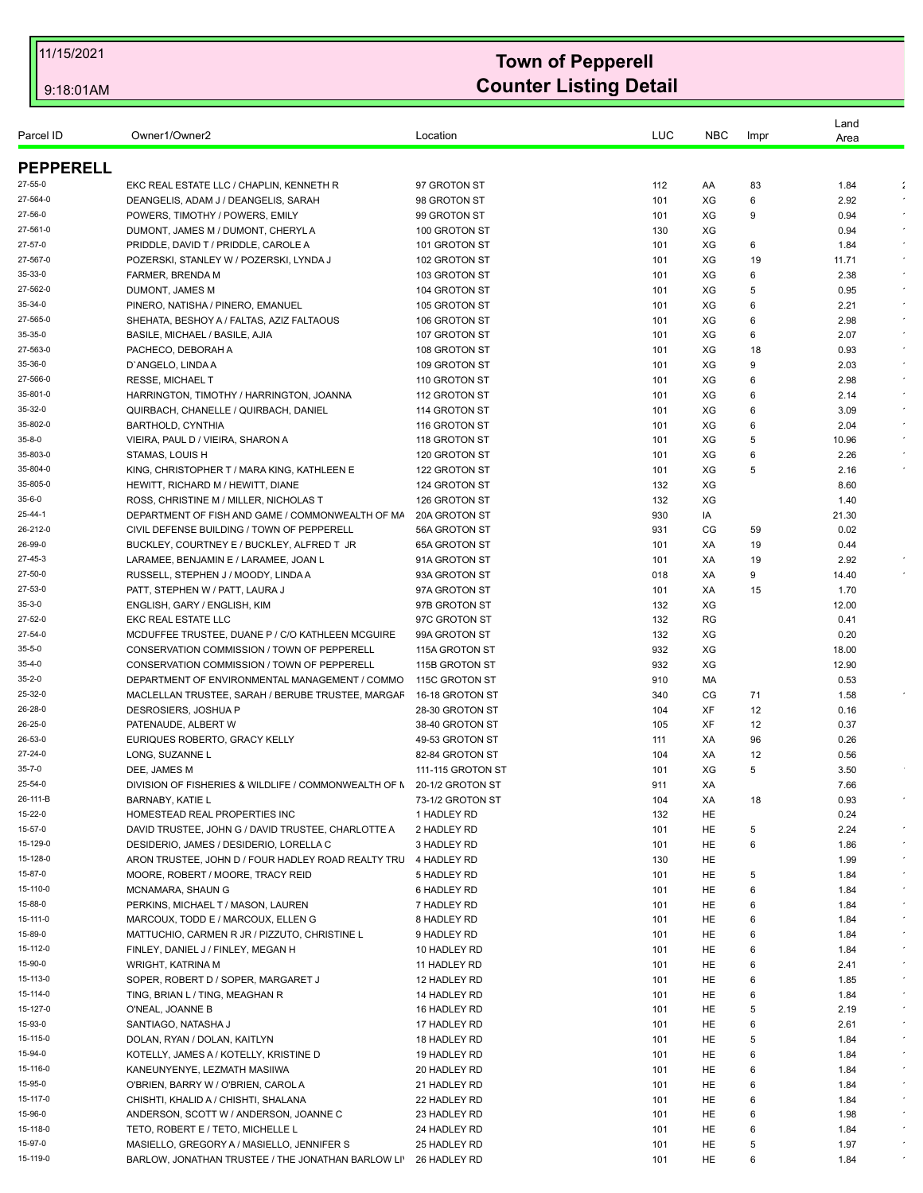# Town of Pepperell
## Counter Listing Detail

11/15/2021
9:18:01AM

| Parcel ID | Owner1/Owner2 | Location | LUC | NBC | Impr | Land Area |
|---|---|---|---|---|---|---|
| **PEPPERELL** | | | | | | |
| 27-55-0 | EKC REAL ESTATE LLC / CHAPLIN, KENNETH R | 97 GROTON ST | 112 | AA | 83 | 1.84 |
| 27-564-0 | DEANGELIS, ADAM J / DEANGELIS, SARAH | 98 GROTON ST | 101 | XG | 6 | 2.92 |
| 27-56-0 | POWERS, TIMOTHY / POWERS, EMILY | 99 GROTON ST | 101 | XG | 9 | 0.94 |
| 27-561-0 | DUMONT, JAMES M / DUMONT, CHERYL A | 100 GROTON ST | 130 | XG | | 0.94 |
| 27-57-0 | PRIDDLE, DAVID T / PRIDDLE, CAROLE A | 101 GROTON ST | 101 | XG | 6 | 1.84 |
| 27-567-0 | POZERSKI, STANLEY W / POZERSKI, LYNDA J | 102 GROTON ST | 101 | XG | 19 | 11.71 |
| 35-33-0 | FARMER, BRENDA M | 103 GROTON ST | 101 | XG | 6 | 2.38 |
| 27-562-0 | DUMONT, JAMES M | 104 GROTON ST | 101 | XG | 5 | 0.95 |
| 35-34-0 | PINERO, NATISHA / PINERO, EMANUEL | 105 GROTON ST | 101 | XG | 6 | 2.21 |
| 27-565-0 | SHEHATA, BESHOY A / FALTAS, AZIZ FALTAOUS | 106 GROTON ST | 101 | XG | 6 | 2.98 |
| 35-35-0 | BASILE, MICHAEL / BASILE, AJIA | 107 GROTON ST | 101 | XG | 6 | 2.07 |
| 27-563-0 | PACHECO, DEBORAH A | 108 GROTON ST | 101 | XG | 18 | 0.93 |
| 35-36-0 | D`ANGELO, LINDA A | 109 GROTON ST | 101 | XG | 9 | 2.03 |
| 27-566-0 | RESSE, MICHAEL T | 110 GROTON ST | 101 | XG | 6 | 2.98 |
| 35-801-0 | HARRINGTON, TIMOTHY / HARRINGTON, JOANNA | 112 GROTON ST | 101 | XG | 6 | 2.14 |
| 35-32-0 | QUIRBACH, CHANELLE / QUIRBACH, DANIEL | 114 GROTON ST | 101 | XG | 6 | 3.09 |
| 35-802-0 | BARTHOLD, CYNTHIA | 116 GROTON ST | 101 | XG | 6 | 2.04 |
| 35-8-0 | VIEIRA, PAUL D / VIEIRA, SHARON A | 118 GROTON ST | 101 | XG | 5 | 10.96 |
| 35-803-0 | STAMAS, LOUIS H | 120 GROTON ST | 101 | XG | 6 | 2.26 |
| 35-804-0 | KING, CHRISTOPHER T / MARA KING, KATHLEEN E | 122 GROTON ST | 101 | XG | 5 | 2.16 |
| 35-805-0 | HEWITT, RICHARD M / HEWITT, DIANE | 124 GROTON ST | 132 | XG | | 8.60 |
| 35-6-0 | ROSS, CHRISTINE M / MILLER, NICHOLAS T | 126 GROTON ST | 132 | XG | | 1.40 |
| 25-44-1 | DEPARTMENT OF FISH AND GAME / COMMONWEALTH OF MA | 20A GROTON ST | 930 | IA | | 21.30 |
| 26-212-0 | CIVIL DEFENSE BUILDING / TOWN OF PEPPERELL | 56A GROTON ST | 931 | CG | 59 | 0.02 |
| 26-99-0 | BUCKLEY, COURTNEY E / BUCKLEY, ALFRED T JR | 65A GROTON ST | 101 | XA | 19 | 0.44 |
| 27-45-3 | LARAMEE, BENJAMIN E / LARAMEE, JOAN L | 91A GROTON ST | 101 | XA | 19 | 2.92 |
| 27-50-0 | RUSSELL, STEPHEN J / MOODY, LINDA A | 93A GROTON ST | 018 | XA | 9 | 14.40 |
| 27-53-0 | PATT, STEPHEN W / PATT, LAURA J | 97A GROTON ST | 101 | XA | 15 | 1.70 |
| 35-3-0 | ENGLISH, GARY / ENGLISH, KIM | 97B GROTON ST | 132 | XG | | 12.00 |
| 27-52-0 | EKC REAL ESTATE LLC | 97C GROTON ST | 132 | RG | | 0.41 |
| 27-54-0 | MCDUFFEE TRUSTEE, DUANE P / C/O KATHLEEN MCGUIRE | 99A GROTON ST | 132 | XG | | 0.20 |
| 35-5-0 | CONSERVATION COMMISSION / TOWN OF PEPPERELL | 115A GROTON ST | 932 | XG | | 18.00 |
| 35-4-0 | CONSERVATION COMMISSION / TOWN OF PEPPERELL | 115B GROTON ST | 932 | XG | | 12.90 |
| 35-2-0 | DEPARTMENT OF ENVIRONMENTAL MANAGEMENT / COMMO | 115C GROTON ST | 910 | MA | | 0.53 |
| 25-32-0 | MACLELLAN TRUSTEE, SARAH / BERUBE TRUSTEE, MARGAF | 16-18 GROTON ST | 340 | CG | 71 | 1.58 |
| 26-28-0 | DESROSIERS, JOSHUA P | 28-30 GROTON ST | 104 | XF | 12 | 0.16 |
| 26-25-0 | PATENAUDE, ALBERT W | 38-40 GROTON ST | 105 | XF | 12 | 0.37 |
| 26-53-0 | EURIQUES ROBERTO, GRACY KELLY | 49-53 GROTON ST | 111 | XA | 96 | 0.26 |
| 27-24-0 | LONG, SUZANNE L | 82-84 GROTON ST | 104 | XA | 12 | 0.56 |
| 35-7-0 | DEE, JAMES M | 111-115 GROTON ST | 101 | XG | 5 | 3.50 |
| 25-54-0 | DIVISION OF FISHERIES & WILDLIFE / COMMONWEALTH OF M | 20-1/2 GROTON ST | 911 | XA | | 7.66 |
| 26-111-B | BARNABY, KATIE L | 73-1/2 GROTON ST | 104 | XA | 18 | 0.93 |
| 15-22-0 | HOMESTEAD REAL PROPERTIES INC | 1 HADLEY RD | 132 | HE | | 0.24 |
| 15-57-0 | DAVID TRUSTEE, JOHN G / DAVID TRUSTEE, CHARLOTTE A | 2 HADLEY RD | 101 | HE | 5 | 2.24 |
| 15-129-0 | DESIDERIO, JAMES / DESIDERIO, LORELLA C | 3 HADLEY RD | 101 | HE | 6 | 1.86 |
| 15-128-0 | ARON TRUSTEE, JOHN D / FOUR HADLEY ROAD REALTY TRU | 4 HADLEY RD | 130 | HE | | 1.99 |
| 15-87-0 | MOORE, ROBERT / MOORE, TRACY REID | 5 HADLEY RD | 101 | HE | 5 | 1.84 |
| 15-110-0 | MCNAMARA, SHAUN G | 6 HADLEY RD | 101 | HE | 6 | 1.84 |
| 15-88-0 | PERKINS, MICHAEL T / MASON, LAUREN | 7 HADLEY RD | 101 | HE | 6 | 1.84 |
| 15-111-0 | MARCOUX, TODD E / MARCOUX, ELLEN G | 8 HADLEY RD | 101 | HE | 6 | 1.84 |
| 15-89-0 | MATTUCHIO, CARMEN R JR / PIZZUTO, CHRISTINE L | 9 HADLEY RD | 101 | HE | 6 | 1.84 |
| 15-112-0 | FINLEY, DANIEL J / FINLEY, MEGAN H | 10 HADLEY RD | 101 | HE | 6 | 1.84 |
| 15-90-0 | WRIGHT, KATRINA M | 11 HADLEY RD | 101 | HE | 6 | 2.41 |
| 15-113-0 | SOPER, ROBERT D / SOPER, MARGARET J | 12 HADLEY RD | 101 | HE | 6 | 1.85 |
| 15-114-0 | TING, BRIAN L / TING, MEAGHAN R | 14 HADLEY RD | 101 | HE | 6 | 1.84 |
| 15-127-0 | O'NEAL, JOANNE B | 16 HADLEY RD | 101 | HE | 5 | 2.19 |
| 15-93-0 | SANTIAGO, NATASHA J | 17 HADLEY RD | 101 | HE | 6 | 2.61 |
| 15-115-0 | DOLAN, RYAN / DOLAN, KAITLYN | 18 HADLEY RD | 101 | HE | 5 | 1.84 |
| 15-94-0 | KOTELLY, JAMES A / KOTELLY, KRISTINE D | 19 HADLEY RD | 101 | HE | 6 | 1.84 |
| 15-116-0 | KANEUNYENYE, LEZMATH MASIIWA | 20 HADLEY RD | 101 | HE | 6 | 1.84 |
| 15-95-0 | O'BRIEN, BARRY W / O'BRIEN, CAROL A | 21 HADLEY RD | 101 | HE | 6 | 1.84 |
| 15-117-0 | CHISHTI, KHALID A / CHISHTI, SHALANA | 22 HADLEY RD | 101 | HE | 6 | 1.84 |
| 15-96-0 | ANDERSON, SCOTT W / ANDERSON, JOANNE C | 23 HADLEY RD | 101 | HE | 6 | 1.98 |
| 15-118-0 | TETO, ROBERT E / TETO, MICHELLE L | 24 HADLEY RD | 101 | HE | 6 | 1.84 |
| 15-97-0 | MASIELLO, GREGORY A / MASIELLO, JENNIFER S | 25 HADLEY RD | 101 | HE | 5 | 1.97 |
| 15-119-0 | BARLOW, JONATHAN TRUSTEE / THE JONATHAN BARLOW LI | 26 HADLEY RD | 101 | HE | 6 | 1.84 |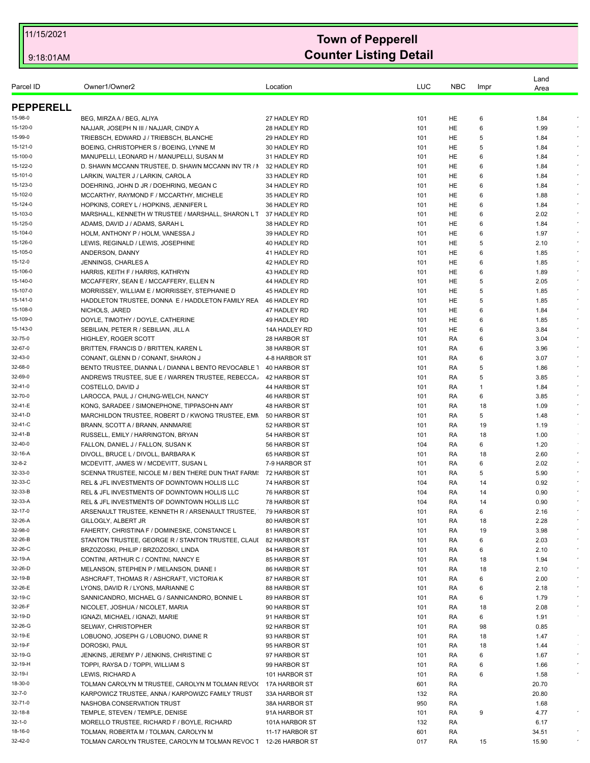# Town of Pepperell
## Counter Listing Detail

11/15/2021
9:18:01AM

| Parcel ID | Owner1/Owner2 | Location | LUC | NBC | Impr | Land Area |
|---|---|---|---|---|---|---|
| **PEPPERELL** | | | | | | |
| 15-98-0 | BEG, MIRZA A / BEG, ALIYA | 27 HADLEY RD | 101 | HE | 6 | 1.84 |
| 15-120-0 | NAJJAR, JOSEPH N III / NAJJAR, CINDY A | 28 HADLEY RD | 101 | HE | 6 | 1.99 |
| 15-99-0 | TRIEBSCH, EDWARD J / TRIEBSCH, BLANCHE | 29 HADLEY RD | 101 | HE | 5 | 1.84 |
| 15-121-0 | BOEING, CHRISTOPHER S / BOEING, LYNNE M | 30 HADLEY RD | 101 | HE | 5 | 1.84 |
| 15-100-0 | MANUPELLI, LEONARD H / MANUPELLI, SUSAN M | 31 HADLEY RD | 101 | HE | 6 | 1.84 |
| 15-122-0 | D. SHAWN MCCANN TRUSTEE, D. SHAWN MCCANN INV TR / M | 32 HADLEY RD | 101 | HE | 6 | 1.84 |
| 15-101-0 | LARKIN, WALTER J / LARKIN, CAROL A | 33 HADLEY RD | 101 | HE | 6 | 1.84 |
| 15-123-0 | DOEHRING, JOHN D JR / DOEHRING, MEGAN C | 34 HADLEY RD | 101 | HE | 6 | 1.84 |
| 15-102-0 | MCCARTHY, RAYMOND F / MCCARTHY, MICHELE | 35 HADLEY RD | 101 | HE | 6 | 1.88 |
| 15-124-0 | HOPKINS, COREY L / HOPKINS, JENNIFER L | 36 HADLEY RD | 101 | HE | 6 | 1.84 |
| 15-103-0 | MARSHALL, KENNETH W TRUSTEE / MARSHALL, SHARON L T | 37 HADLEY RD | 101 | HE | 6 | 2.02 |
| 15-125-0 | ADAMS, DAVID J / ADAMS, SARAH L | 38 HADLEY RD | 101 | HE | 6 | 1.84 |
| 15-104-0 | HOLM, ANTHONY P / HOLM, VANESSA J | 39 HADLEY RD | 101 | HE | 6 | 1.97 |
| 15-126-0 | LEWIS, REGINALD / LEWIS, JOSEPHINE | 40 HADLEY RD | 101 | HE | 5 | 2.10 |
| 15-105-0 | ANDERSON, DANNY | 41 HADLEY RD | 101 | HE | 6 | 1.85 |
| 15-12-0 | JENNINGS, CHARLES A | 42 HADLEY RD | 101 | HE | 6 | 1.85 |
| 15-106-0 | HARRIS, KEITH F / HARRIS, KATHRYN | 43 HADLEY RD | 101 | HE | 6 | 1.89 |
| 15-140-0 | MCCAFFERY, SEAN E / MCCAFFERY, ELLEN N | 44 HADLEY RD | 101 | HE | 5 | 2.05 |
| 15-107-0 | MORRISSEY, WILLIAM E / MORRISSEY, STEPHANIE D | 45 HADLEY RD | 101 | HE | 5 | 1.85 |
| 15-141-0 | HADDLETON TRUSTEE, DONNA E / HADDLETON FAMILY REA | 46 HADLEY RD | 101 | HE | 5 | 1.85 |
| 15-108-0 | NICHOLS, JARED | 47 HADLEY RD | 101 | HE | 6 | 1.84 |
| 15-109-0 | DOYLE, TIMOTHY / DOYLE, CATHERINE | 49 HADLEY RD | 101 | HE | 6 | 1.85 |
| 15-143-0 | SEBILIAN, PETER R / SEBILIAN, JILL A | 14A HADLEY RD | 101 | HE | 6 | 3.84 |
| 32-75-0 | HIGHLEY, ROGER SCOTT | 28 HARBOR ST | 101 | RA | 6 | 3.04 |
| 32-67-0 | BRITTEN, FRANCIS D / BRITTEN, KAREN L | 38 HARBOR ST | 101 | RA | 6 | 3.96 |
| 32-43-0 | CONANT, GLENN D / CONANT, SHARON J | 4-8 HARBOR ST | 101 | RA | 6 | 3.07 |
| 32-68-0 | BENTO TRUSTEE, DIANNA L / DIANNA L BENTO REVOCABLE T | 40 HARBOR ST | 101 | RA | 5 | 1.86 |
| 32-69-0 | ANDREWS TRUSTEE, SUE E / WARREN TRUSTEE, REBECCA A | 42 HARBOR ST | 101 | RA | 5 | 3.85 |
| 32-41-0 | COSTELLO, DAVID J | 44 HARBOR ST | 101 | RA | 1 | 1.84 |
| 32-70-0 | LAROCCA, PAUL J / CHUNG-WELCH, NANCY | 46 HARBOR ST | 101 | RA | 6 | 3.85 |
| 32-41-E | KONG, SARADEE / SIMONEPHONE, TIPPASOHN AMY | 48 HARBOR ST | 101 | RA | 18 | 1.09 |
| 32-41-D | MARCHILDON TRUSTEE, ROBERT D / KWONG TRUSTEE, EMM | 50 HARBOR ST | 101 | RA | 5 | 1.48 |
| 32-41-C | BRANN, SCOTT A / BRANN, ANNMARIE | 52 HARBOR ST | 101 | RA | 19 | 1.19 |
| 32-41-B | RUSSELL, EMILY / HARRINGTON, BRYAN | 54 HARBOR ST | 101 | RA | 18 | 1.00 |
| 32-40-0 | FALLON, DANIEL J / FALLON, SUSAN K | 56 HARBOR ST | 104 | RA | 6 | 1.20 |
| 32-16-A | DIVOLL, BRUCE L / DIVOLL, BARBARA K | 65 HARBOR ST | 101 | RA | 18 | 2.60 |
| 32-8-2 | MCDEVITT, JAMES W / MCDEVITT, SUSAN L | 7-9 HARBOR ST | 101 | RA | 6 | 2.02 |
| 32-33-0 | SCENNA TRUSTEE, NICOLE M / BEN THERE DUN THAT FARMS | 72 HARBOR ST | 101 | RA | 5 | 5.90 |
| 32-33-C | REL & JFL INVESTMENTS OF DOWNTOWN HOLLIS LLC | 74 HARBOR ST | 104 | RA | 14 | 0.92 |
| 32-33-B | REL & JFL INVESTMENTS OF DOWNTOWN HOLLIS LLC | 76 HARBOR ST | 104 | RA | 14 | 0.90 |
| 32-33-A | REL & JFL INVESTMENTS OF DOWNTOWN HOLLIS LLC | 78 HARBOR ST | 104 | RA | 14 | 0.90 |
| 32-17-0 | ARSENAULT TRUSTEE, KENNETH R / ARSENAULT TRUSTEE, | 79 HARBOR ST | 101 | RA | 6 | 2.16 |
| 32-26-A | GILLOGLY, ALBERT JR | 80 HARBOR ST | 101 | RA | 18 | 2.28 |
| 32-98-0 | FAHERTY, CHRISTINA F / DOMINESKE, CONSTANCE L | 81 HARBOR ST | 101 | RA | 19 | 3.98 |
| 32-26-B | STANTON TRUSTEE, GEORGE R / STANTON TRUSTEE, CLAUI | 82 HARBOR ST | 101 | RA | 6 | 2.03 |
| 32-26-C | BRZOZOSKI, PHILIP / BRZOZOSKI, LINDA | 84 HARBOR ST | 101 | RA | 6 | 2.10 |
| 32-19-A | CONTINI, ARTHUR C / CONTINI, NANCY E | 85 HARBOR ST | 101 | RA | 18 | 1.94 |
| 32-26-D | MELANSON, STEPHEN P / MELANSON, DIANE I | 86 HARBOR ST | 101 | RA | 18 | 2.10 |
| 32-19-B | ASHCRAFT, THOMAS R / ASHCRAFT, VICTORIA K | 87 HARBOR ST | 101 | RA | 6 | 2.00 |
| 32-26-E | LYONS, DAVID R / LYONS, MARIANNE C | 88 HARBOR ST | 101 | RA | 6 | 2.18 |
| 32-19-C | SANNICANDRO, MICHAEL G / SANNICANDRO, BONNIE L | 89 HARBOR ST | 101 | RA | 6 | 1.79 |
| 32-26-F | NICOLET, JOSHUA / NICOLET, MARIA | 90 HARBOR ST | 101 | RA | 18 | 2.08 |
| 32-19-D | IGNAZI, MICHAEL / IGNAZI, MARIE | 91 HARBOR ST | 101 | RA | 6 | 1.91 |
| 32-26-G | SELWAY, CHRISTOPHER | 92 HARBOR ST | 101 | RA | 98 | 0.85 |
| 32-19-E | LOBUONO, JOSEPH G / LOBUONO, DIANE R | 93 HARBOR ST | 101 | RA | 18 | 1.47 |
| 32-19-F | DOROSKI, PAUL | 95 HARBOR ST | 101 | RA | 18 | 1.44 |
| 32-19-G | JENKINS, JEREMY P / JENKINS, CHRISTINE C | 97 HARBOR ST | 101 | RA | 6 | 1.67 |
| 32-19-H | TOPPI, RAYSA D / TOPPI, WILLIAM S | 99 HARBOR ST | 101 | RA | 6 | 1.66 |
| 32-19-I | LEWIS, RICHARD A | 101 HARBOR ST | 101 | RA | 6 | 1.58 |
| 18-30-0 | TOLMAN CAROLYN M TRUSTEE, CAROLYN M TOLMAN REVOC | 17A HARBOR ST | 601 | RA | | 20.70 |
| 32-7-0 | KARPOWICZ TRUSTEE, ANNA / KARPOWIZC FAMILY TRUST | 33A HARBOR ST | 132 | RA | | 20.80 |
| 32-71-0 | NASHOBA CONSERVATION TRUST | 38A HARBOR ST | 950 | RA | | 1.68 |
| 32-18-8 | TEMPLE, STEVEN / TEMPLE, DENISE | 91A HARBOR ST | 101 | RA | 9 | 4.77 |
| 32-1-0 | MORELLO TRUSTEE, RICHARD F / BOYLE, RICHARD | 101A HARBOR ST | 132 | RA | | 6.17 |
| 18-16-0 | TOLMAN, ROBERTA M / TOLMAN, CAROLYN M | 11-17 HARBOR ST | 601 | RA | | 34.51 |
| 32-42-0 | TOLMAN CAROLYN TRUSTEE, CAROLYN M TOLMAN REVOC T | 12-26 HARBOR ST | 017 | RA | 15 | 15.90 |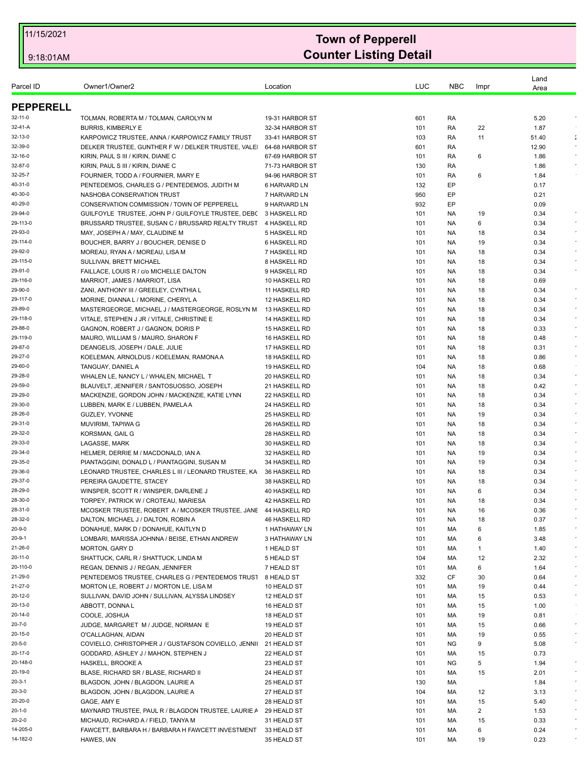# Town of Pepperell
## Counter Listing Detail

11/15/2021
9:18:01AM

| Parcel ID | Owner1/Owner2 | Location | LUC | NBC | Impr | Land Area |
|---|---|---|---|---|---|---|
| **PEPPERELL** | | | | | | |
| 32-11-0 | TOLMAN, ROBERTA M / TOLMAN, CAROLYN M | 19-31 HARBOR ST | 601 | RA | | 5.20 |
| 32-41-A | BURRIS, KIMBERLY E | 32-34 HARBOR ST | 101 | RA | 22 | 1.87 |
| 32-13-0 | KARPOWICZ TRUSTEE, ANNA / KARPOWICZ FAMILY TRUST | 33-41 HARBOR ST | 103 | RA | 11 | 51.40 |
| 32-39-0 | DELKER TRUSTEE, GUNTHER F W / DELKER TRUSTEE, VALEI | 64-68 HARBOR ST | 601 | RA | | 12.90 |
| 32-16-0 | KIRIN, PAUL S III / KIRIN, DIANE C | 67-69 HARBOR ST | 101 | RA | 6 | 1.86 |
| 32-87-0 | KIRIN, PAUL S III / KIRIN, DIANE C | 71-73 HARBOR ST | 130 | RA | | 1.86 |
| 32-25-7 | FOURNIER, TODD A / FOURNIER, MARY E | 94-96 HARBOR ST | 101 | RA | 6 | 1.84 |
| 40-31-0 | PENTEDEMOS, CHARLES G / PENTEDEMOS, JUDITH M | 6 HARVARD LN | 132 | EP | | 0.17 |
| 40-30-0 | NASHOBA CONSERVATION TRUST | 7 HARVARD LN | 950 | EP | | 0.21 |
| 40-29-0 | CONSERVATION COMMISSION / TOWN OF PEPPERELL | 9 HARVARD LN | 932 | EP | | 0.09 |
| 29-94-0 | GUILFOYLE TRUSTEE, JOHN P / GUILFOYLE TRUSTEE, DEBC | 3 HASKELL RD | 101 | NA | 19 | 0.34 |
| 29-113-0 | BRUSSARD TRUSTEE, SUSAN C / BRUSSARD REALTY TRUST | 4 HASKELL RD | 101 | NA | 6 | 0.34 |
| 29-93-0 | MAY, JOSEPH A / MAY, CLAUDINE M | 5 HASKELL RD | 101 | NA | 18 | 0.34 |
| 29-114-0 | BOUCHER, BARRY J / BOUCHER, DENISE D | 6 HASKELL RD | 101 | NA | 19 | 0.34 |
| 29-92-0 | MOREAU, RYAN A / MOREAU, LISA M | 7 HASKELL RD | 101 | NA | 18 | 0.34 |
| 29-115-0 | SULLIVAN, BRETT MICHAEL | 8 HASKELL RD | 101 | NA | 18 | 0.34 |
| 29-91-0 | FAILLACE, LOUIS R / c/o MICHELLE DALTON | 9 HASKELL RD | 101 | NA | 18 | 0.34 |
| 29-116-0 | MARRIOT, JAMES / MARRIOT, LISA | 10 HASKELL RD | 101 | NA | 18 | 0.69 |
| 29-90-0 | ZANI, ANTHONY III / GREELEY, CYNTHIA L | 11 HASKELL RD | 101 | NA | 18 | 0.34 |
| 29-117-0 | MORINE, DIANNA L / MORINE, CHERYL A | 12 HASKELL RD | 101 | NA | 18 | 0.34 |
| 29-89-0 | MASTERGEORGE, MICHAEL J / MASTERGEORGE, ROSLYN M | 13 HASKELL RD | 101 | NA | 18 | 0.34 |
| 29-118-0 | VITALE, STEPHEN J JR / VITALE, CHRISTINE E | 14 HASKELL RD | 101 | NA | 18 | 0.34 |
| 29-88-0 | GAGNON, ROBERT J / GAGNON, DORIS P | 15 HASKELL RD | 101 | NA | 18 | 0.33 |
| 29-119-0 | MAURO, WILLIAM S / MAURO, SHARON F | 16 HASKELL RD | 101 | NA | 18 | 0.48 |
| 29-87-0 | DEANGELIS, JOSEPH / DALE, JULIE | 17 HASKELL RD | 101 | NA | 18 | 0.31 |
| 29-27-0 | KOELEMAN, ARNOLDUS / KOELEMAN, RAMONA A | 18 HASKELL RD | 101 | NA | 18 | 0.86 |
| 29-60-0 | TANGUAY, DANIEL A | 19 HASKELL RD | 104 | NA | 18 | 0.68 |
| 29-28-0 | WHALEN LE, NANCY L / WHALEN, MICHAEL T | 20 HASKELL RD | 101 | NA | 18 | 0.34 |
| 29-59-0 | BLAUVELT, JENNIFER / SANTOSUOSSO, JOSEPH | 21 HASKELL RD | 101 | NA | 18 | 0.42 |
| 29-29-0 | MACKENZIE, GORDON JOHN / MACKENZIE, KATIE LYNN | 22 HASKELL RD | 101 | NA | 18 | 0.34 |
| 29-30-0 | LUBBEN, MARK E / LUBBEN, PAMELA A | 24 HASKELL RD | 101 | NA | 18 | 0.34 |
| 28-26-0 | GUZLEY, YVONNE | 25 HASKELL RD | 101 | NA | 19 | 0.34 |
| 29-31-0 | MUVIRIMI, TAPIWA G | 26 HASKELL RD | 101 | NA | 18 | 0.34 |
| 29-32-0 | KORSMAN, GAIL G | 28 HASKELL RD | 101 | NA | 18 | 0.34 |
| 29-33-0 | LAGASSE, MARK | 30 HASKELL RD | 101 | NA | 18 | 0.34 |
| 29-34-0 | HELMER, DERRIE M / MACDONALD, IAN A | 32 HASKELL RD | 101 | NA | 19 | 0.34 |
| 29-35-0 | PIANTAGGINI, DONALD L / PIANTAGGINI, SUSAN M | 34 HASKELL RD | 101 | NA | 19 | 0.34 |
| 29-36-0 | LEONARD TRUSTEE, CHARLES L III / LEONARD TRUSTEE, KA | 36 HASKELL RD | 101 | NA | 18 | 0.34 |
| 29-37-0 | PEREIRA GAUDETTE, STACEY | 38 HASKELL RD | 101 | NA | 18 | 0.34 |
| 28-29-0 | WINSPER, SCOTT R / WINSPER, DARLENE J | 40 HASKELL RD | 101 | NA | 6 | 0.34 |
| 28-30-0 | TORPEY, PATRICK W / CROTEAU, MARIESA | 42 HASKELL RD | 101 | NA | 18 | 0.34 |
| 28-31-0 | MCOSKER TRUSTEE, ROBERT A / MCOSKER TRUSTEE, JANE | 44 HASKELL RD | 101 | NA | 16 | 0.36 |
| 28-32-0 | DALTON, MICHAEL J / DALTON, ROBIN A | 46 HASKELL RD | 101 | NA | 18 | 0.37 |
| 20-9-0 | DONAHUE, MARK D / DONAHUE, KAITLYN D | 1 HATHAWAY LN | 101 | MA | 6 | 1.85 |
| 20-9-1 | LOMBARI, MARISSA JOHNNA / BEISE, ETHAN ANDREW | 3 HATHAWAY LN | 101 | MA | 6 | 3.48 |
| 21-26-0 | MORTON, GARY D | 1 HEALD ST | 101 | MA | 1 | 1.40 |
| 20-11-0 | SHATTUCK, CARL R / SHATTUCK, LINDA M | 5 HEALD ST | 104 | MA | 12 | 2.32 |
| 20-110-0 | REGAN, DENNIS J / REGAN, JENNIFER | 7 HEALD ST | 101 | MA | 6 | 1.64 |
| 21-29-0 | PENTEDEMOS TRUSTEE, CHARLES G / PENTEDEMOS TRUST | 8 HEALD ST | 332 | CF | 30 | 0.64 |
| 21-27-0 | MORTON LE, ROBERT J / MORTON LE, LISA M | 10 HEALD ST | 101 | MA | 19 | 0.44 |
| 20-12-0 | SULLIVAN, DAVID JOHN / SULLIVAN, ALYSSA LINDSEY | 12 HEALD ST | 101 | MA | 15 | 0.53 |
| 20-13-0 | ABBOTT, DONNA L | 16 HEALD ST | 101 | MA | 15 | 1.00 |
| 20-14-0 | COOLE, JOSHUA | 18 HEALD ST | 101 | MA | 19 | 0.81 |
| 20-7-0 | JUDGE, MARGARET M / JUDGE, NORMAN E | 19 HEALD ST | 101 | MA | 15 | 0.66 |
| 20-15-0 | O'CALLAGHAN, AIDAN | 20 HEALD ST | 101 | MA | 19 | 0.55 |
| 20-5-0 | COVIELLO, CHRISTOPHER J / GUSTAFSON COVIELLO, JENNII | 21 HEALD ST | 101 | NG | 9 | 5.08 |
| 20-17-0 | GODDARD, ASHLEY J / MAHON, STEPHEN J | 22 HEALD ST | 101 | MA | 15 | 0.73 |
| 20-148-0 | HASKELL, BROOKE A | 23 HEALD ST | 101 | NG | 5 | 1.94 |
| 20-19-0 | BLASE, RICHARD SR / BLASE, RICHARD II | 24 HEALD ST | 101 | MA | 15 | 2.01 |
| 20-3-1 | BLAGDON, JOHN / BLAGDON, LAURIE A | 25 HEALD ST | 130 | MA | | 1.84 |
| 20-3-0 | BLAGDON, JOHN / BLAGDON, LAURIE A | 27 HEALD ST | 104 | MA | 12 | 3.13 |
| 20-20-0 | GAGE, AMY E | 28 HEALD ST | 101 | MA | 15 | 5.40 |
| 20-1-0 | MAYNARD TRUSTEE, PAUL R / BLAGDON TRUSTEE, LAURIE A | 29 HEALD ST | 101 | MA | 2 | 1.53 |
| 20-2-0 | MICHAUD, RICHARD A / FIELD, TANYA M | 31 HEALD ST | 101 | MA | 15 | 0.33 |
| 14-205-0 | FAWCETT, BARBARA H / BARBARA H FAWCETT INVESTMENT | 33 HEALD ST | 101 | MA | 6 | 0.24 |
| 14-182-0 | HAWES, IAN | 35 HEALD ST | 101 | MA | 19 | 0.23 |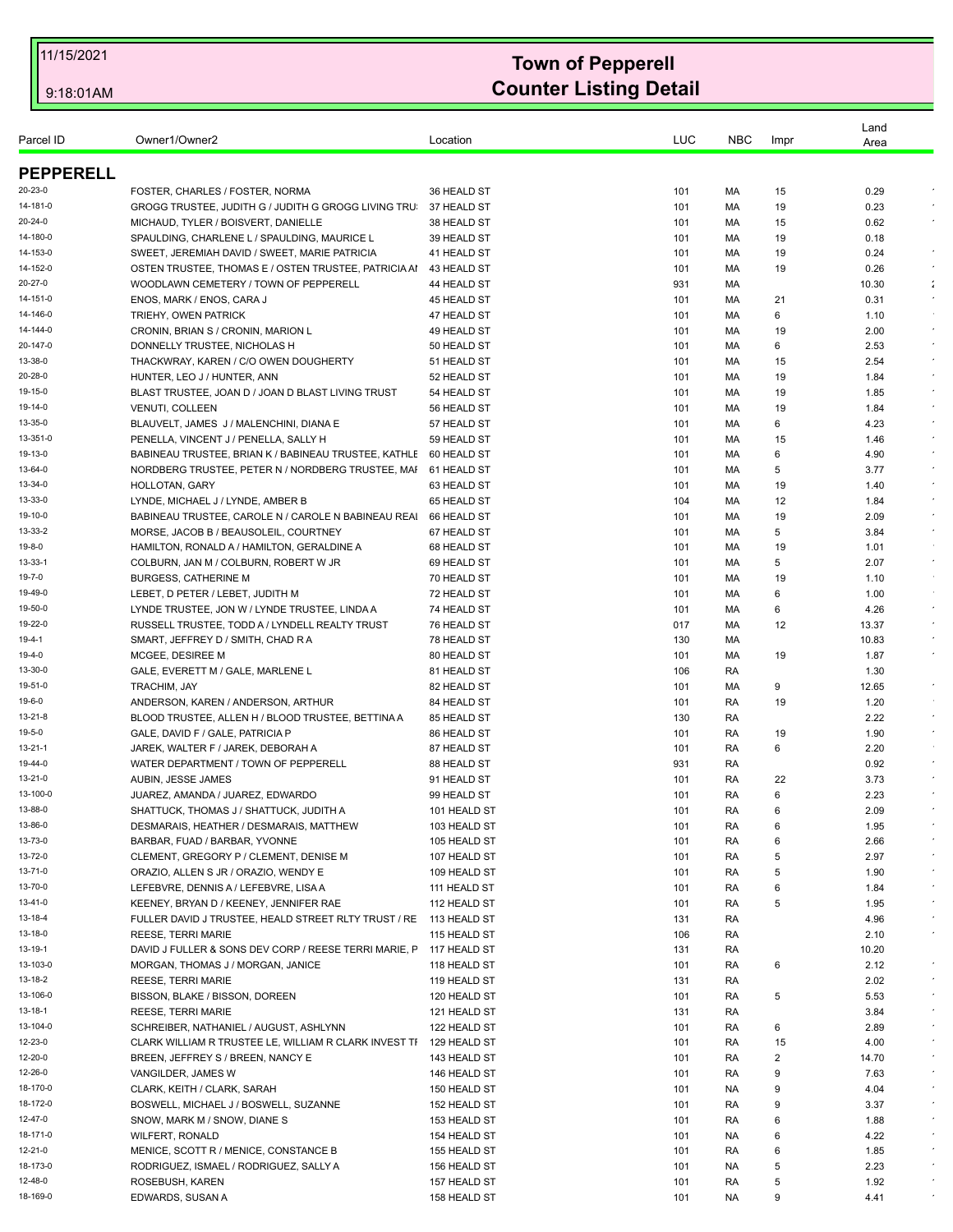# Town of Pepperell
## Counter Listing Detail

11/15/2021
9:18:01AM

| Parcel ID | Owner1/Owner2 | Location | LUC | NBC | Impr | Land Area |
|---|---|---|---|---|---|---|
| **PEPPERELL** | | | | | | |
| 20-23-0 | FOSTER, CHARLES / FOSTER, NORMA | 36 HEALD ST | 101 | MA | 15 | 0.29 |
| 14-181-0 | GROGG TRUSTEE, JUDITH G / JUDITH G GROGG LIVING TRU | 37 HEALD ST | 101 | MA | 19 | 0.23 |
| 20-24-0 | MICHAUD, TYLER / BOISVERT, DANIELLE | 38 HEALD ST | 101 | MA | 15 | 0.62 |
| 14-180-0 | SPAULDING, CHARLENE L / SPAULDING, MAURICE L | 39 HEALD ST | 101 | MA | 19 | 0.18 |
| 14-153-0 | SWEET, JEREMIAH DAVID / SWEET, MARIE PATRICIA | 41 HEALD ST | 101 | MA | 19 | 0.24 |
| 14-152-0 | OSTEN TRUSTEE, THOMAS E / OSTEN TRUSTEE, PATRICIA A | 43 HEALD ST | 101 | MA | 19 | 0.26 |
| 20-27-0 | WOODLAWN CEMETERY / TOWN OF PEPPERELL | 44 HEALD ST | 931 | MA | | 10.30 |
| 14-151-0 | ENOS, MARK / ENOS, CARA J | 45 HEALD ST | 101 | MA | 21 | 0.31 |
| 14-146-0 | TRIEHY, OWEN PATRICK | 47 HEALD ST | 101 | MA | 6 | 1.10 |
| 14-144-0 | CRONIN, BRIAN S / CRONIN, MARION L | 49 HEALD ST | 101 | MA | 19 | 2.00 |
| 20-147-0 | DONNELLY TRUSTEE, NICHOLAS H | 50 HEALD ST | 101 | MA | 6 | 2.53 |
| 13-38-0 | THACKWRAY, KAREN / C/O OWEN DOUGHERTY | 51 HEALD ST | 101 | MA | 15 | 2.54 |
| 20-28-0 | HUNTER, LEO J / HUNTER, ANN | 52 HEALD ST | 101 | MA | 19 | 1.84 |
| 19-15-0 | BLAST TRUSTEE, JOAN D / JOAN D BLAST LIVING TRUST | 54 HEALD ST | 101 | MA | 19 | 1.85 |
| 19-14-0 | VENUTI, COLLEEN | 56 HEALD ST | 101 | MA | 19 | 1.84 |
| 13-35-0 | BLAUVELT, JAMES J / MALENCHINI, DIANA E | 57 HEALD ST | 101 | MA | 6 | 4.23 |
| 13-351-0 | PENELLA, VINCENT J / PENELLA, SALLY H | 59 HEALD ST | 101 | MA | 15 | 1.46 |
| 19-13-0 | BABINEAU TRUSTEE, BRIAN K / BABINEAU TRUSTEE, KATHLE | 60 HEALD ST | 101 | MA | 6 | 4.90 |
| 13-64-0 | NORDBERG TRUSTEE, PETER N / NORDBERG TRUSTEE, MA | 61 HEALD ST | 101 | MA | 5 | 3.77 |
| 13-34-0 | HOLLOTAN, GARY | 63 HEALD ST | 101 | MA | 19 | 1.40 |
| 13-33-0 | LYNDE, MICHAEL J / LYNDE, AMBER B | 65 HEALD ST | 104 | MA | 12 | 1.84 |
| 19-10-0 | BABINEAU TRUSTEE, CAROLE N / CAROLE N BABINEAU REA | 66 HEALD ST | 101 | MA | 19 | 2.09 |
| 13-33-2 | MORSE, JACOB B / BEAUSOLEIL, COURTNEY | 67 HEALD ST | 101 | MA | 5 | 3.84 |
| 19-8-0 | HAMILTON, RONALD A / HAMILTON, GERALDINE A | 68 HEALD ST | 101 | MA | 19 | 1.01 |
| 13-33-1 | COLBURN, JAN M / COLBURN, ROBERT W JR | 69 HEALD ST | 101 | MA | 5 | 2.07 |
| 19-7-0 | BURGESS, CATHERINE M | 70 HEALD ST | 101 | MA | 19 | 1.10 |
| 19-49-0 | LEBET, D PETER / LEBET, JUDITH M | 72 HEALD ST | 101 | MA | 6 | 1.00 |
| 19-50-0 | LYNDE TRUSTEE, JON W / LYNDE TRUSTEE, LINDA A | 74 HEALD ST | 101 | MA | 6 | 4.26 |
| 19-22-0 | RUSSELL TRUSTEE, TODD A / LYNDELL REALTY TRUST | 76 HEALD ST | 017 | MA | 12 | 13.37 |
| 19-4-1 | SMART, JEFFREY D / SMITH, CHAD R A | 78 HEALD ST | 130 | MA | | 10.83 |
| 19-4-0 | MCGEE, DESIREE M | 80 HEALD ST | 101 | MA | 19 | 1.87 |
| 13-30-0 | GALE, EVERETT M / GALE, MARLENE L | 81 HEALD ST | 106 | RA | | 1.30 |
| 19-51-0 | TRACHIM, JAY | 82 HEALD ST | 101 | MA | 9 | 12.65 |
| 19-6-0 | ANDERSON, KAREN / ANDERSON, ARTHUR | 84 HEALD ST | 101 | RA | 19 | 1.20 |
| 13-21-8 | BLOOD TRUSTEE, ALLEN H / BLOOD TRUSTEE, BETTINA A | 85 HEALD ST | 130 | RA | | 2.22 |
| 19-5-0 | GALE, DAVID F / GALE, PATRICIA P | 86 HEALD ST | 101 | RA | 19 | 1.90 |
| 13-21-1 | JAREK, WALTER F / JAREK, DEBORAH A | 87 HEALD ST | 101 | RA | 6 | 2.20 |
| 19-44-0 | WATER DEPARTMENT / TOWN OF PEPPERELL | 88 HEALD ST | 931 | RA | | 0.92 |
| 13-21-0 | AUBIN, JESSE JAMES | 91 HEALD ST | 101 | RA | 22 | 3.73 |
| 13-100-0 | JUAREZ, AMANDA / JUAREZ, EDWARDO | 99 HEALD ST | 101 | RA | 6 | 2.23 |
| 13-88-0 | SHATTUCK, THOMAS J / SHATTUCK, JUDITH A | 101 HEALD ST | 101 | RA | 6 | 2.09 |
| 13-86-0 | DESMARAIS, HEATHER / DESMARAIS, MATTHEW | 103 HEALD ST | 101 | RA | 6 | 1.95 |
| 13-73-0 | BARBAR, FUAD / BARBAR, YVONNE | 105 HEALD ST | 101 | RA | 6 | 2.66 |
| 13-72-0 | CLEMENT, GREGORY P / CLEMENT, DENISE M | 107 HEALD ST | 101 | RA | 5 | 2.97 |
| 13-71-0 | ORAZIO, ALLEN S JR / ORAZIO, WENDY E | 109 HEALD ST | 101 | RA | 5 | 1.90 |
| 13-70-0 | LEFEBVRE, DENNIS A / LEFEBVRE, LISA A | 111 HEALD ST | 101 | RA | 6 | 1.84 |
| 13-41-0 | KEENEY, BRYAN D / KEENEY, JENNIFER RAE | 112 HEALD ST | 101 | RA | 5 | 1.95 |
| 13-18-4 | FULLER DAVID J TRUSTEE, HEALD STREET RLTY TRUST / RE | 113 HEALD ST | 131 | RA | | 4.96 |
| 13-18-0 | REESE, TERRI MARIE | 115 HEALD ST | 106 | RA | | 2.10 |
| 13-19-1 | DAVID J FULLER & SONS DEV CORP / REESE TERRI MARIE, P | 117 HEALD ST | 131 | RA | | 10.20 |
| 13-103-0 | MORGAN, THOMAS J / MORGAN, JANICE | 118 HEALD ST | 101 | RA | 6 | 2.12 |
| 13-18-2 | REESE, TERRI MARIE | 119 HEALD ST | 131 | RA | | 2.02 |
| 13-106-0 | BISSON, BLAKE / BISSON, DOREEN | 120 HEALD ST | 101 | RA | 5 | 5.53 |
| 13-18-1 | REESE, TERRI MARIE | 121 HEALD ST | 131 | RA | | 3.84 |
| 13-104-0 | SCHREIBER, NATHANIEL / AUGUST, ASHLYNN | 122 HEALD ST | 101 | RA | 6 | 2.89 |
| 12-23-0 | CLARK WILLIAM R TRUSTEE LE, WILLIAM R CLARK INVEST T | 129 HEALD ST | 101 | RA | 15 | 4.00 |
| 12-20-0 | BREEN, JEFFREY S / BREEN, NANCY E | 143 HEALD ST | 101 | RA | 2 | 14.70 |
| 12-26-0 | VANGILDER, JAMES W | 146 HEALD ST | 101 | RA | 9 | 7.63 |
| 18-170-0 | CLARK, KEITH / CLARK, SARAH | 150 HEALD ST | 101 | NA | 9 | 4.04 |
| 18-172-0 | BOSWELL, MICHAEL J / BOSWELL, SUZANNE | 152 HEALD ST | 101 | RA | 9 | 3.37 |
| 12-47-0 | SNOW, MARK M / SNOW, DIANE S | 153 HEALD ST | 101 | RA | 6 | 1.88 |
| 18-171-0 | WILFERT, RONALD | 154 HEALD ST | 101 | NA | 6 | 4.22 |
| 12-21-0 | MENICE, SCOTT R / MENICE, CONSTANCE B | 155 HEALD ST | 101 | RA | 6 | 1.85 |
| 18-173-0 | RODRIGUEZ, ISMAEL / RODRIGUEZ, SALLY A | 156 HEALD ST | 101 | NA | 5 | 2.23 |
| 12-48-0 | ROSEBUSH, KAREN | 157 HEALD ST | 101 | RA | 5 | 1.92 |
| 18-169-0 | EDWARDS, SUSAN A | 158 HEALD ST | 101 | NA | 9 | 4.41 |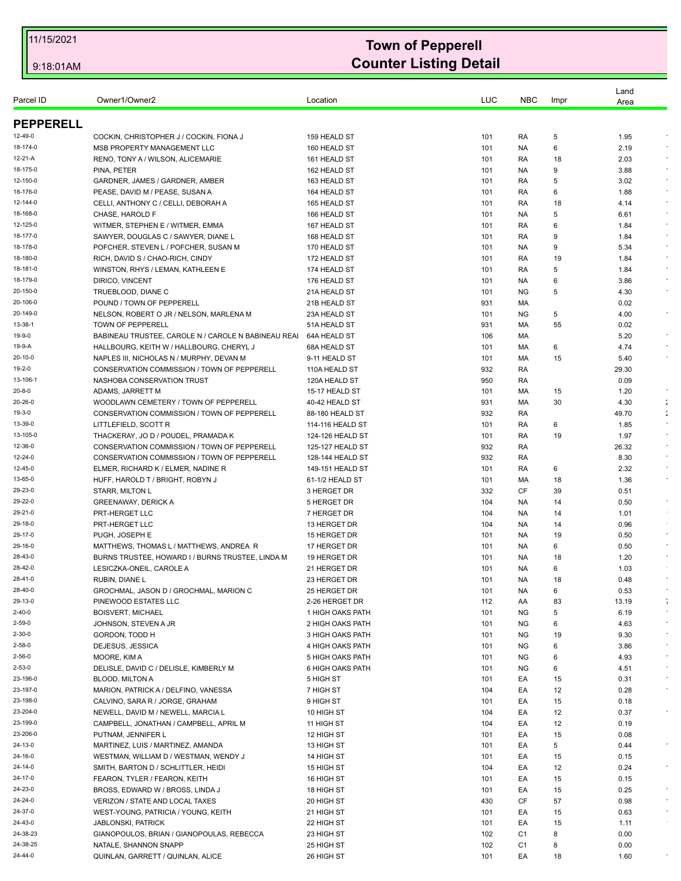# Town of Pepperell
## Counter Listing Detail

11/15/2021
9:18:01AM

| Parcel ID | Owner1/Owner2 | Location | LUC | NBC | Impr | Land Area |
|---|---|---|---|---|---|---|
| **PEPPERELL** | | | | | | |
| 12-49-0 | COCKIN, CHRISTOPHER J / COCKIN, FIONA J | 159 HEALD ST | 101 | RA | 5 | 1.95 |
| 18-174-0 | MSB PROPERTY MANAGEMENT LLC | 160 HEALD ST | 101 | NA | 6 | 2.19 |
| 12-21-A | RENO, TONY A / WILSON, ALICEMARIE | 161 HEALD ST | 101 | RA | 18 | 2.03 |
| 18-175-0 | PINA, PETER | 162 HEALD ST | 101 | NA | 9 | 3.88 |
| 12-150-0 | GARDNER, JAMES / GARDNER, AMBER | 163 HEALD ST | 101 | RA | 5 | 3.02 |
| 18-176-0 | PEASE, DAVID M / PEASE, SUSAN A | 164 HEALD ST | 101 | RA | 6 | 1.88 |
| 12-144-0 | CELLI, ANTHONY C / CELLI, DEBORAH A | 165 HEALD ST | 101 | RA | 18 | 4.14 |
| 18-168-0 | CHASE, HAROLD F | 166 HEALD ST | 101 | NA | 5 | 6.61 |
| 12-125-0 | WITMER, STEPHEN E / WITMER, EMMA | 167 HEALD ST | 101 | RA | 6 | 1.84 |
| 18-177-0 | SAWYER, DOUGLAS C / SAWYER, DIANE L | 168 HEALD ST | 101 | RA | 9 | 1.84 |
| 18-178-0 | POFCHER, STEVEN L / POFCHER, SUSAN M | 170 HEALD ST | 101 | NA | 9 | 5.34 |
| 18-180-0 | RICH, DAVID S / CHAO-RICH, CINDY | 172 HEALD ST | 101 | RA | 19 | 1.84 |
| 18-181-0 | WINSTON, RHYS / LEMAN, KATHLEEN E | 174 HEALD ST | 101 | RA | 5 | 1.84 |
| 18-179-0 | DIRICO, VINCENT | 176 HEALD ST | 101 | NA | 6 | 3.86 |
| 20-150-0 | TRUEBLOOD, DIANE C | 21A HEALD ST | 101 | NG | 5 | 4.30 |
| 20-106-0 | POUND / TOWN OF PEPPERELL | 21B HEALD ST | 931 | MA | | 0.02 |
| 20-149-0 | NELSON, ROBERT O JR / NELSON, MARLENA M | 23A HEALD ST | 101 | NG | 5 | 4.00 |
| 13-38-1 | TOWN OF PEPPERELL | 51A HEALD ST | 931 | MA | 55 | 0.02 |
| 19-9-0 | BABINEAU TRUSTEE, CAROLE N / CAROLE N BABINEAU REAI | 64A HEALD ST | 106 | MA | | 5.20 |
| 19-9-A | HALLBOURG, KEITH W / HALLBOURG, CHERYL J | 68A HEALD ST | 101 | MA | 6 | 4.74 |
| 20-10-0 | NAPLES III, NICHOLAS N / MURPHY, DEVAN M | 9-11 HEALD ST | 101 | MA | 15 | 5.40 |
| 19-2-0 | CONSERVATION COMMISSION / TOWN OF PEPPERELL | 110A HEALD ST | 932 | RA | | 29.30 |
| 13-106-1 | NASHOBA CONSERVATION TRUST | 120A HEALD ST | 950 | RA | | 0.09 |
| 20-8-0 | ADAMS, JARRETT M | 15-17 HEALD ST | 101 | MA | 15 | 1.20 |
| 20-26-0 | WOODLAWN CEMETERY / TOWN OF PEPPERELL | 40-42 HEALD ST | 931 | MA | 30 | 4.30 |
| 19-3-0 | CONSERVATION COMMISSION / TOWN OF PEPPERELL | 88-180 HEALD ST | 932 | RA | | 49.70 |
| 13-39-0 | LITTLEFIELD, SCOTT R | 114-116 HEALD ST | 101 | RA | 6 | 1.85 |
| 13-105-0 | THACKERAY, JO D / POUDEL, PRAMADA K | 124-126 HEALD ST | 101 | RA | 19 | 1.97 |
| 12-36-0 | CONSERVATION COMMISSION / TOWN OF PEPPERELL | 125-127 HEALD ST | 932 | RA | | 26.32 |
| 12-24-0 | CONSERVATION COMMISSION / TOWN OF PEPPERELL | 128-144 HEALD ST | 932 | RA | | 8.30 |
| 12-45-0 | ELMER, RICHARD K / ELMER, NADINE R | 149-151 HEALD ST | 101 | RA | 6 | 2.32 |
| 13-65-0 | HUFF, HAROLD T / BRIGHT, ROBYN J | 61-1/2 HEALD ST | 101 | MA | 18 | 1.36 |
| 29-23-0 | STARR, MILTON L | 3 HERGET DR | 332 | CF | 39 | 0.51 |
| 29-22-0 | GREENAWAY, DERICK A | 5 HERGET DR | 104 | NA | 14 | 0.50 |
| 29-21-0 | PRT-HERGET LLC | 7 HERGET DR | 104 | NA | 14 | 1.01 |
| 29-18-0 | PRT-HERGET LLC | 13 HERGET DR | 104 | NA | 14 | 0.96 |
| 29-17-0 | PUGH, JOSEPH E | 15 HERGET DR | 101 | NA | 19 | 0.50 |
| 29-16-0 | MATTHEWS, THOMAS L / MATTHEWS, ANDREA R | 17 HERGET DR | 101 | NA | 6 | 0.50 |
| 28-43-0 | BURNS TRUSTEE, HOWARD I / BURNS TRUSTEE, LINDA M | 19 HERGET DR | 101 | NA | 18 | 1.20 |
| 28-42-0 | LESICZKA-ONEIL, CAROLE A | 21 HERGET DR | 101 | NA | 6 | 1.03 |
| 28-41-0 | RUBIN, DIANE L | 23 HERGET DR | 101 | NA | 18 | 0.48 |
| 28-40-0 | GROCHMAL, JASON D / GROCHMAL, MARION C | 25 HERGET DR | 101 | NA | 6 | 0.53 |
| 29-13-0 | PINEWOOD ESTATES LLC | 2-26 HERGET DR | 112 | AA | 83 | 13.19 |
| 2-40-0 | BOISVERT, MICHAEL | 1 HIGH OAKS PATH | 101 | NG | 5 | 6.19 |
| 2-59-0 | JOHNSON, STEVEN A JR | 2 HIGH OAKS PATH | 101 | NG | 6 | 4.63 |
| 2-30-0 | GORDON, TODD H | 3 HIGH OAKS PATH | 101 | NG | 19 | 9.30 |
| 2-58-0 | DEJESUS, JESSICA | 4 HIGH OAKS PATH | 101 | NG | 6 | 3.86 |
| 2-56-0 | MOORE, KIM A | 5 HIGH OAKS PATH | 101 | NG | 6 | 4.93 |
| 2-53-0 | DELISLE, DAVID C / DELISLE, KIMBERLY M | 6 HIGH OAKS PATH | 101 | NG | 6 | 4.51 |
| 23-196-0 | BLOOD, MILTON A | 5 HIGH ST | 101 | EA | 15 | 0.31 |
| 23-197-0 | MARION, PATRICK A / DELFINO, VANESSA | 7 HIGH ST | 104 | EA | 12 | 0.28 |
| 23-198-0 | CALVINO, SARA R / JORGE, GRAHAM | 9 HIGH ST | 101 | EA | 15 | 0.18 |
| 23-204-0 | NEWELL, DAVID M / NEWELL, MARCIA L | 10 HIGH ST | 104 | EA | 12 | 0.37 |
| 23-199-0 | CAMPBELL, JONATHAN / CAMPBELL, APRIL M | 11 HIGH ST | 104 | EA | 12 | 0.19 |
| 23-206-0 | PUTNAM, JENNIFER L | 12 HIGH ST | 101 | EA | 15 | 0.08 |
| 24-13-0 | MARTINEZ, LUIS / MARTINEZ, AMANDA | 13 HIGH ST | 101 | EA | 5 | 0.44 |
| 24-16-0 | WESTMAN, WILLIAM D / WESTMAN, WENDY J | 14 HIGH ST | 101 | EA | 15 | 0.15 |
| 24-14-0 | SMITH, BARTON D / SCHLITTLER, HEIDI | 15 HIGH ST | 104 | EA | 12 | 0.24 |
| 24-17-0 | FEARON, TYLER / FEARON, KEITH | 16 HIGH ST | 101 | EA | 15 | 0.15 |
| 24-23-0 | BROSS, EDWARD W / BROSS, LINDA J | 18 HIGH ST | 101 | EA | 15 | 0.25 |
| 24-24-0 | VERIZON / STATE AND LOCAL TAXES | 20 HIGH ST | 430 | CF | 57 | 0.98 |
| 24-37-0 | WEST-YOUNG, PATRICIA / YOUNG, KEITH | 21 HIGH ST | 101 | EA | 15 | 0.63 |
| 24-43-0 | JABLONSKI, PATRICK | 22 HIGH ST | 101 | EA | 15 | 1.11 |
| 24-38-23 | GIANOPOULOS, BRIAN / GIANOPOULAS, REBECCA | 23 HIGH ST | 102 | C1 | 8 | 0.00 |
| 24-38-25 | NATALE, SHANNON SNAPP | 25 HIGH ST | 102 | C1 | 8 | 0.00 |
| 24-44-0 | QUINLAN, GARRETT / QUINLAN, ALICE | 26 HIGH ST | 101 | EA | 18 | 1.60 |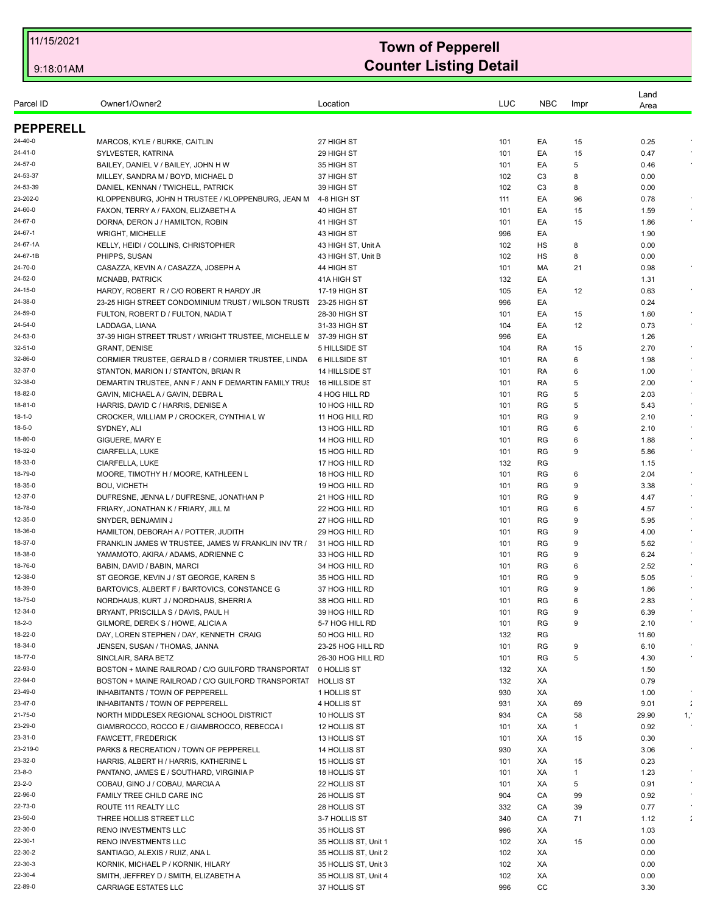# Town of Pepperell
## Counter Listing Detail

11/15/2021
9:18:01AM

| Parcel ID | Owner1/Owner2 | Location | LUC | NBC | Impr | Land Area |
|---|---|---|---|---|---|---|
| **PEPPERELL** | | | | | | |
| 24-40-0 | MARCOS, KYLE / BURKE, CAITLIN | 27 HIGH ST | 101 | EA | 15 | 0.25 |
| 24-41-0 | SYLVESTER, KATRINA | 29 HIGH ST | 101 | EA | 15 | 0.47 |
| 24-57-0 | BAILEY, DANIEL V / BAILEY, JOHN H W | 35 HIGH ST | 101 | EA | 5 | 0.46 |
| 24-53-37 | MILLEY, SANDRA M / BOYD, MICHAEL D | 37 HIGH ST | 102 | C3 | 8 | 0.00 |
| 24-53-39 | DANIEL, KENNAN / TWICHELL, PATRICK | 39 HIGH ST | 102 | C3 | 8 | 0.00 |
| 23-202-0 | KLOPPENBURG, JOHN H TRUSTEE / KLOPPENBURG, JEAN M | 4-8 HIGH ST | 111 | EA | 96 | 0.78 |
| 24-60-0 | FAXON, TERRY A / FAXON, ELIZABETH A | 40 HIGH ST | 101 | EA | 15 | 1.59 |
| 24-67-0 | DORNA, DERON J / HAMILTON, ROBIN | 41 HIGH ST | 101 | EA | 15 | 1.86 |
| 24-67-1 | WRIGHT, MICHELLE | 43 HIGH ST | 996 | EA | | 1.90 |
| 24-67-1A | KELLY, HEIDI / COLLINS, CHRISTOPHER | 43 HIGH ST, Unit A | 102 | HS | 8 | 0.00 |
| 24-67-1B | PHIPPS, SUSAN | 43 HIGH ST, Unit B | 102 | HS | 8 | 0.00 |
| 24-70-0 | CASAZZA, KEVIN A / CASAZZA, JOSEPH A | 44 HIGH ST | 101 | MA | 21 | 0.98 |
| 24-52-0 | MCNABB, PATRICK | 41A HIGH ST | 132 | EA | | 1.31 |
| 24-15-0 | HARDY, ROBERT R / C/O ROBERT R HARDY JR | 17-19 HIGH ST | 105 | EA | 12 | 0.63 |
| 24-38-0 | 23-25 HIGH STREET CONDOMINIUM TRUST / WILSON TRUSTE | 23-25 HIGH ST | 996 | EA | | 0.24 |
| 24-59-0 | FULTON, ROBERT D / FULTON, NADIA T | 28-30 HIGH ST | 101 | EA | 15 | 1.60 |
| 24-54-0 | LADDAGA, LIANA | 31-33 HIGH ST | 104 | EA | 12 | 0.73 |
| 24-53-0 | 37-39 HIGH STREET TRUST / WRIGHT TRUSTEE, MICHELLE M | 37-39 HIGH ST | 996 | EA | | 1.26 |
| 32-51-0 | GRANT, DENISE | 5 HILLSIDE ST | 104 | RA | 15 | 2.70 |
| 32-86-0 | CORMIER TRUSTEE, GERALD B / CORMIER TRUSTEE, LINDA | 6 HILLSIDE ST | 101 | RA | 6 | 1.98 |
| 32-37-0 | STANTON, MARION I / STANTON, BRIAN R | 14 HILLSIDE ST | 101 | RA | 6 | 1.00 |
| 32-38-0 | DEMARTIN TRUSTEE, ANN F / ANN F DEMARTIN FAMILY TRUS | 16 HILLSIDE ST | 101 | RA | 5 | 2.00 |
| 18-82-0 | GAVIN, MICHAEL A / GAVIN, DEBRA L | 4 HOG HILL RD | 101 | RG | 5 | 2.03 |
| 18-81-0 | HARRIS, DAVID C / HARRIS, DENISE A | 10 HOG HILL RD | 101 | RG | 5 | 5.43 |
| 18-1-0 | CROCKER, WILLIAM P / CROCKER, CYNTHIA L W | 11 HOG HILL RD | 101 | RG | 9 | 2.10 |
| 18-5-0 | SYDNEY, ALI | 13 HOG HILL RD | 101 | RG | 6 | 2.10 |
| 18-80-0 | GIGUERE, MARY E | 14 HOG HILL RD | 101 | RG | 6 | 1.88 |
| 18-32-0 | CIARFELLA, LUKE | 15 HOG HILL RD | 101 | RG | 9 | 5.86 |
| 18-33-0 | CIARFELLA, LUKE | 17 HOG HILL RD | 132 | RG | | 1.15 |
| 18-79-0 | MOORE, TIMOTHY H / MOORE, KATHLEEN L | 18 HOG HILL RD | 101 | RG | 6 | 2.04 |
| 18-35-0 | BOU, VICHETH | 19 HOG HILL RD | 101 | RG | 9 | 3.38 |
| 12-37-0 | DUFRESNE, JENNA L / DUFRESNE, JONATHAN P | 21 HOG HILL RD | 101 | RG | 9 | 4.47 |
| 18-78-0 | FRIARY, JONATHAN K / FRIARY, JILL M | 22 HOG HILL RD | 101 | RG | 6 | 4.57 |
| 12-35-0 | SNYDER, BENJAMIN J | 27 HOG HILL RD | 101 | RG | 9 | 5.95 |
| 18-36-0 | HAMILTON, DEBORAH A / POTTER, JUDITH | 29 HOG HILL RD | 101 | RG | 9 | 4.00 |
| 18-37-0 | FRANKLIN JAMES W TRUSTEE, JAMES W FRANKLIN INV TR / | 31 HOG HILL RD | 101 | RG | 9 | 5.62 |
| 18-38-0 | YAMAMOTO, AKIRA / ADAMS, ADRIENNE C | 33 HOG HILL RD | 101 | RG | 9 | 6.24 |
| 18-76-0 | BABIN, DAVID / BABIN, MARCI | 34 HOG HILL RD | 101 | RG | 6 | 2.52 |
| 12-38-0 | ST GEORGE, KEVIN J / ST GEORGE, KAREN S | 35 HOG HILL RD | 101 | RG | 9 | 5.05 |
| 18-39-0 | BARTOVICS, ALBERT F / BARTOVICS, CONSTANCE G | 37 HOG HILL RD | 101 | RG | 9 | 1.86 |
| 18-75-0 | NORDHAUS, KURT J / NORDHAUS, SHERRI A | 38 HOG HILL RD | 101 | RG | 6 | 2.83 |
| 12-34-0 | BRYANT, PRISCILLA S / DAVIS, PAUL H | 39 HOG HILL RD | 101 | RG | 9 | 6.39 |
| 18-2-0 | GILMORE, DEREK S / HOWE, ALICIA A | 5-7 HOG HILL RD | 101 | RG | 9 | 2.10 |
| 18-22-0 | DAY, LOREN STEPHEN / DAY, KENNETH CRAIG | 50 HOG HILL RD | 132 | RG | | 11.60 |
| 18-34-0 | JENSEN, SUSAN / THOMAS, JANNA | 23-25 HOG HILL RD | 101 | RG | 9 | 6.10 |
| 18-77-0 | SINCLAIR, SARA BETZ | 26-30 HOG HILL RD | 101 | RG | 5 | 4.30 |
| 22-93-0 | BOSTON + MAINE RAILROAD / C/O GUILFORD TRANSPORTAT | 0 HOLLIS ST | 132 | XA | | 1.50 |
| 22-94-0 | BOSTON + MAINE RAILROAD / C/O GUILFORD TRANSPORTAT | HOLLIS ST | 132 | XA | | 0.79 |
| 23-49-0 | INHABITANTS / TOWN OF PEPPERELL | 1 HOLLIS ST | 930 | XA | | 1.00 |
| 23-47-0 | INHABITANTS / TOWN OF PEPPERELL | 4 HOLLIS ST | 931 | XA | 69 | 9.01 |
| 21-75-0 | NORTH MIDDLESEX REGIONAL SCHOOL DISTRICT | 10 HOLLIS ST | 934 | CA | 58 | 29.90 |
| 23-29-0 | GIAMBROCCO, ROCCO E / GIAMBROCCO, REBECCA I | 12 HOLLIS ST | 101 | XA | 1 | 0.92 |
| 23-31-0 | FAWCETT, FREDERICK | 13 HOLLIS ST | 101 | XA | 15 | 0.30 |
| 23-219-0 | PARKS & RECREATION / TOWN OF PEPPERELL | 14 HOLLIS ST | 930 | XA | | 3.06 |
| 23-32-0 | HARRIS, ALBERT H / HARRIS, KATHERINE L | 15 HOLLIS ST | 101 | XA | 15 | 0.23 |
| 23-8-0 | PANTANO, JAMES E / SOUTHARD, VIRGINIA P | 18 HOLLIS ST | 101 | XA | 1 | 1.23 |
| 23-2-0 | COBAU, GINO J / COBAU, MARCIA A | 22 HOLLIS ST | 101 | XA | 5 | 0.91 |
| 22-96-0 | FAMILY TREE CHILD CARE INC | 26 HOLLIS ST | 904 | CA | 99 | 0.92 |
| 22-73-0 | ROUTE 111 REALTY LLC | 28 HOLLIS ST | 332 | CA | 39 | 0.77 |
| 23-50-0 | THREE HOLLIS STREET LLC | 3-7 HOLLIS ST | 340 | CA | 71 | 1.12 |
| 22-30-0 | RENO INVESTMENTS LLC | 35 HOLLIS ST | 996 | XA | | 1.03 |
| 22-30-1 | RENO INVESTMENTS LLC | 35 HOLLIS ST, Unit 1 | 102 | XA | 15 | 0.00 |
| 22-30-2 | SANTIAGO, ALEXIS / RUIZ, ANA L | 35 HOLLIS ST, Unit 2 | 102 | XA | | 0.00 |
| 22-30-3 | KORNIK, MICHAEL P / KORNIK, HILARY | 35 HOLLIS ST, Unit 3 | 102 | XA | | 0.00 |
| 22-30-4 | SMITH, JEFFREY D / SMITH, ELIZABETH A | 35 HOLLIS ST, Unit 4 | 102 | XA | | 0.00 |
| 22-89-0 | CARRIAGE ESTATES LLC | 37 HOLLIS ST | 996 | CC | | 3.30 |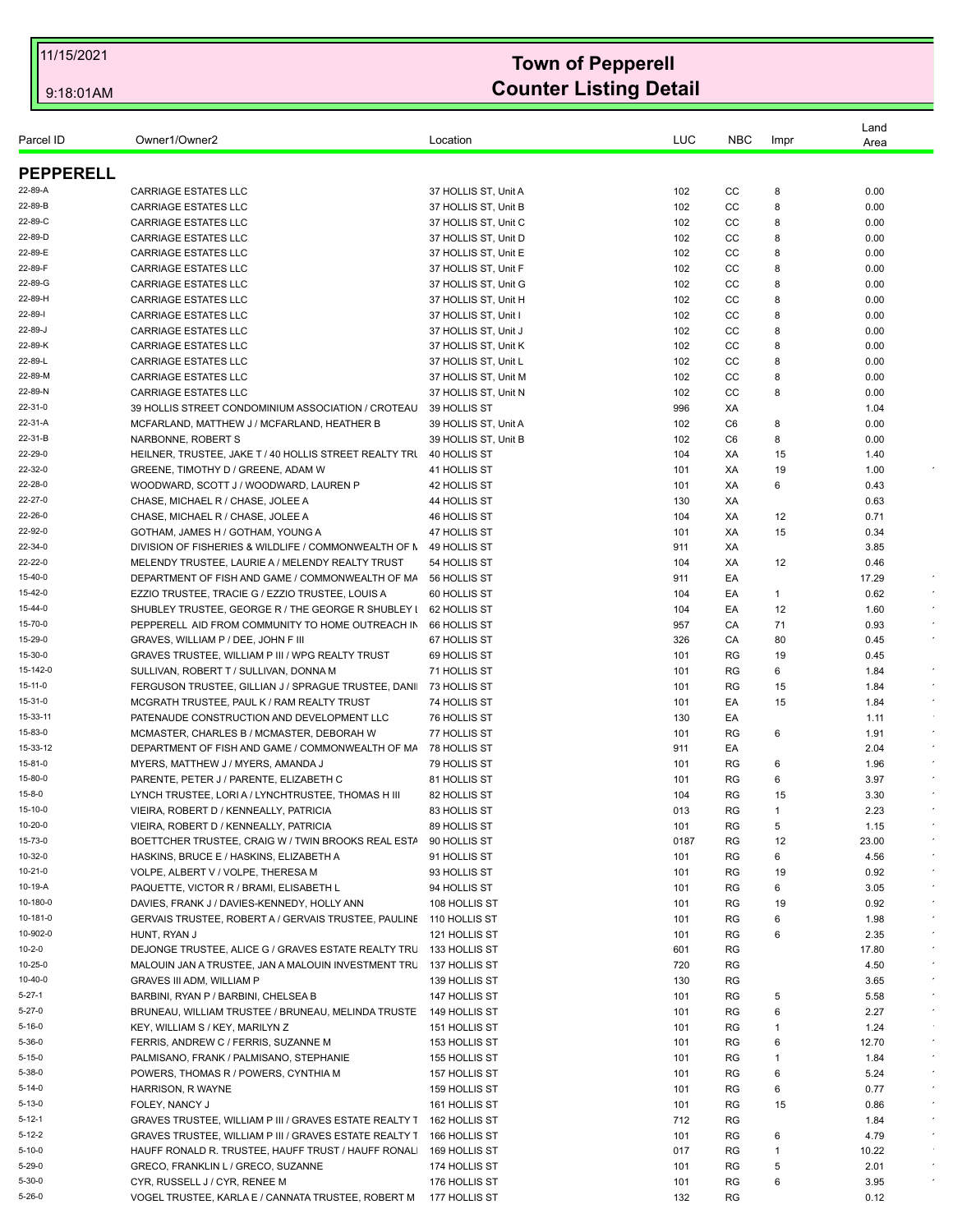# Town of Pepperell
## Counter Listing Detail

11/15/2021
9:18:01AM

| Parcel ID | Owner1/Owner2 | Location | LUC | NBC | Impr | Land Area |
|---|---|---|---|---|---|---|
| **PEPPERELL** | | | | | | |
| 22-89-A | CARRIAGE ESTATES LLC | 37 HOLLIS ST, Unit A | 102 | CC | 8 | 0.00 |
| 22-89-B | CARRIAGE ESTATES LLC | 37 HOLLIS ST, Unit B | 102 | CC | 8 | 0.00 |
| 22-89-C | CARRIAGE ESTATES LLC | 37 HOLLIS ST, Unit C | 102 | CC | 8 | 0.00 |
| 22-89-D | CARRIAGE ESTATES LLC | 37 HOLLIS ST, Unit D | 102 | CC | 8 | 0.00 |
| 22-89-E | CARRIAGE ESTATES LLC | 37 HOLLIS ST, Unit E | 102 | CC | 8 | 0.00 |
| 22-89-F | CARRIAGE ESTATES LLC | 37 HOLLIS ST, Unit F | 102 | CC | 8 | 0.00 |
| 22-89-G | CARRIAGE ESTATES LLC | 37 HOLLIS ST, Unit G | 102 | CC | 8 | 0.00 |
| 22-89-H | CARRIAGE ESTATES LLC | 37 HOLLIS ST, Unit H | 102 | CC | 8 | 0.00 |
| 22-89-I | CARRIAGE ESTATES LLC | 37 HOLLIS ST, Unit I | 102 | CC | 8 | 0.00 |
| 22-89-J | CARRIAGE ESTATES LLC | 37 HOLLIS ST, Unit J | 102 | CC | 8 | 0.00 |
| 22-89-K | CARRIAGE ESTATES LLC | 37 HOLLIS ST, Unit K | 102 | CC | 8 | 0.00 |
| 22-89-L | CARRIAGE ESTATES LLC | 37 HOLLIS ST, Unit L | 102 | CC | 8 | 0.00 |
| 22-89-M | CARRIAGE ESTATES LLC | 37 HOLLIS ST, Unit M | 102 | CC | 8 | 0.00 |
| 22-89-N | CARRIAGE ESTATES LLC | 37 HOLLIS ST, Unit N | 102 | CC | 8 | 0.00 |
| 22-31-0 | 39 HOLLIS STREET CONDOMINIUM ASSOCIATION / CROTEAU | 39 HOLLIS ST | 996 | XA | | 1.04 |
| 22-31-A | MCFARLAND, MATTHEW J / MCFARLAND, HEATHER B | 39 HOLLIS ST, Unit A | 102 | C6 | 8 | 0.00 |
| 22-31-B | NARBONNE, ROBERT S | 39 HOLLIS ST, Unit B | 102 | C6 | 8 | 0.00 |
| 22-29-0 | HEILNER, TRUSTEE, JAKE T / 40 HOLLIS STREET REALTY TRU | 40 HOLLIS ST | 104 | XA | 15 | 1.40 |
| 22-32-0 | GREENE, TIMOTHY D / GREENE, ADAM W | 41 HOLLIS ST | 101 | XA | 19 | 1.00 |
| 22-28-0 | WOODWARD, SCOTT J / WOODWARD, LAUREN P | 42 HOLLIS ST | 101 | XA | 6 | 0.43 |
| 22-27-0 | CHASE, MICHAEL R / CHASE, JOLEE A | 44 HOLLIS ST | 130 | XA | | 0.63 |
| 22-26-0 | CHASE, MICHAEL R / CHASE, JOLEE A | 46 HOLLIS ST | 104 | XA | 12 | 0.71 |
| 22-92-0 | GOTHAM, JAMES H / GOTHAM, YOUNG A | 47 HOLLIS ST | 101 | XA | 15 | 0.34 |
| 22-34-0 | DIVISION OF FISHERIES & WILDLIFE / COMMONWEALTH OF M | 49 HOLLIS ST | 911 | XA | | 3.85 |
| 22-22-0 | MELENDY TRUSTEE, LAURIE A / MELENDY REALTY TRUST | 54 HOLLIS ST | 104 | XA | 12 | 0.46 |
| 15-40-0 | DEPARTMENT OF FISH AND GAME / COMMONWEALTH OF MA | 56 HOLLIS ST | 911 | EA | | 17.29 |
| 15-42-0 | EZZIO TRUSTEE, TRACIE G / EZZIO TRUSTEE, LOUIS A | 60 HOLLIS ST | 104 | EA | 1 | 0.62 |
| 15-44-0 | SHUBLEY TRUSTEE, GEORGE R / THE GEORGE R SHUBLEY L | 62 HOLLIS ST | 104 | EA | 12 | 1.60 |
| 15-70-0 | PEPPERELL AID FROM COMMUNITY TO HOME OUTREACH IN | 66 HOLLIS ST | 957 | CA | 71 | 0.93 |
| 15-29-0 | GRAVES, WILLIAM P / DEE, JOHN F III | 67 HOLLIS ST | 326 | CA | 80 | 0.45 |
| 15-30-0 | GRAVES TRUSTEE, WILLIAM P III / WPG REALTY TRUST | 69 HOLLIS ST | 101 | RG | 19 | 0.45 |
| 15-142-0 | SULLIVAN, ROBERT T / SULLIVAN, DONNA M | 71 HOLLIS ST | 101 | RG | 6 | 1.84 |
| 15-11-0 | FERGUSON TRUSTEE, GILLIAN J / SPRAGUE TRUSTEE, DANI | 73 HOLLIS ST | 101 | RG | 15 | 1.84 |
| 15-31-0 | MCGRATH TRUSTEE, PAUL K / RAM REALTY TRUST | 74 HOLLIS ST | 101 | EA | 15 | 1.84 |
| 15-33-11 | PATENAUDE CONSTRUCTION AND DEVELOPMENT LLC | 76 HOLLIS ST | 130 | EA | | 1.11 |
| 15-83-0 | MCMASTER, CHARLES B / MCMASTER, DEBORAH W | 77 HOLLIS ST | 101 | RG | 6 | 1.91 |
| 15-33-12 | DEPARTMENT OF FISH AND GAME / COMMONWEALTH OF MA | 78 HOLLIS ST | 911 | EA | | 2.04 |
| 15-81-0 | MYERS, MATTHEW J / MYERS, AMANDA J | 79 HOLLIS ST | 101 | RG | 6 | 1.96 |
| 15-80-0 | PARENTE, PETER J / PARENTE, ELIZABETH C | 81 HOLLIS ST | 101 | RG | 6 | 3.97 |
| 15-8-0 | LYNCH TRUSTEE, LORI A / LYNCHTRUSTEE, THOMAS H III | 82 HOLLIS ST | 104 | RG | 15 | 3.30 |
| 15-10-0 | VIEIRA, ROBERT D / KENNEALLY, PATRICIA | 83 HOLLIS ST | 013 | RG | 1 | 2.23 |
| 10-20-0 | VIEIRA, ROBERT D / KENNEALLY, PATRICIA | 89 HOLLIS ST | 101 | RG | 5 | 1.15 |
| 15-73-0 | BOETTCHER TRUSTEE, CRAIG W / TWIN BROOKS REAL ESTA | 90 HOLLIS ST | 0187 | RG | 12 | 23.00 |
| 10-32-0 | HASKINS, BRUCE E / HASKINS, ELIZABETH A | 91 HOLLIS ST | 101 | RG | 6 | 4.56 |
| 10-21-0 | VOLPE, ALBERT V / VOLPE, THERESA M | 93 HOLLIS ST | 101 | RG | 19 | 0.92 |
| 10-19-A | PAQUETTE, VICTOR R / BRAMI, ELISABETH L | 94 HOLLIS ST | 101 | RG | 6 | 3.05 |
| 10-180-0 | DAVIES, FRANK J / DAVIES-KENNEDY, HOLLY ANN | 108 HOLLIS ST | 101 | RG | 19 | 0.92 |
| 10-181-0 | GERVAIS TRUSTEE, ROBERT A / GERVAIS TRUSTEE, PAULINE | 110 HOLLIS ST | 101 | RG | 6 | 1.98 |
| 10-902-0 | HUNT, RYAN J | 121 HOLLIS ST | 101 | RG | 6 | 2.35 |
| 10-2-0 | DEJONGE TRUSTEE, ALICE G / GRAVES ESTATE REALTY TRU | 133 HOLLIS ST | 601 | RG | | 17.80 |
| 10-25-0 | MALOUIN JAN A TRUSTEE, JAN A MALOUIN INVESTMENT TRU | 137 HOLLIS ST | 720 | RG | | 4.50 |
| 10-40-0 | GRAVES III ADM, WILLIAM P | 139 HOLLIS ST | 130 | RG | | 3.65 |
| 5-27-1 | BARBINI, RYAN P / BARBINI, CHELSEA B | 147 HOLLIS ST | 101 | RG | 5 | 5.58 |
| 5-27-0 | BRUNEAU, WILLIAM TRUSTEE / BRUNEAU, MELINDA TRUSTE | 149 HOLLIS ST | 101 | RG | 6 | 2.27 |
| 5-16-0 | KEY, WILLIAM S / KEY, MARILYN Z | 151 HOLLIS ST | 101 | RG | 1 | 1.24 |
| 5-36-0 | FERRIS, ANDREW C / FERRIS, SUZANNE M | 153 HOLLIS ST | 101 | RG | 6 | 12.70 |
| 5-15-0 | PALMISANO, FRANK / PALMISANO, STEPHANIE | 155 HOLLIS ST | 101 | RG | 1 | 1.84 |
| 5-38-0 | POWERS, THOMAS R / POWERS, CYNTHIA M | 157 HOLLIS ST | 101 | RG | 6 | 5.24 |
| 5-14-0 | HARRISON, R WAYNE | 159 HOLLIS ST | 101 | RG | 6 | 0.77 |
| 5-13-0 | FOLEY, NANCY J | 161 HOLLIS ST | 101 | RG | 15 | 0.86 |
| 5-12-1 | GRAVES TRUSTEE, WILLIAM P III / GRAVES ESTATE REALTY T | 162 HOLLIS ST | 712 | RG | | 1.84 |
| 5-12-2 | GRAVES TRUSTEE, WILLIAM P III / GRAVES ESTATE REALTY T | 166 HOLLIS ST | 101 | RG | 6 | 4.79 |
| 5-10-0 | HAUFF RONALD R. TRUSTEE, HAUFF TRUST / HAUFF RONALI | 169 HOLLIS ST | 017 | RG | 1 | 10.22 |
| 5-29-0 | GRECO, FRANKLIN L / GRECO, SUZANNE | 174 HOLLIS ST | 101 | RG | 5 | 2.01 |
| 5-30-0 | CYR, RUSSELL J / CYR, RENEE M | 176 HOLLIS ST | 101 | RG | 6 | 3.95 |
| 5-26-0 | VOGEL TRUSTEE, KARLA E / CANNATA TRUSTEE, ROBERT M | 177 HOLLIS ST | 132 | RG | | 0.12 |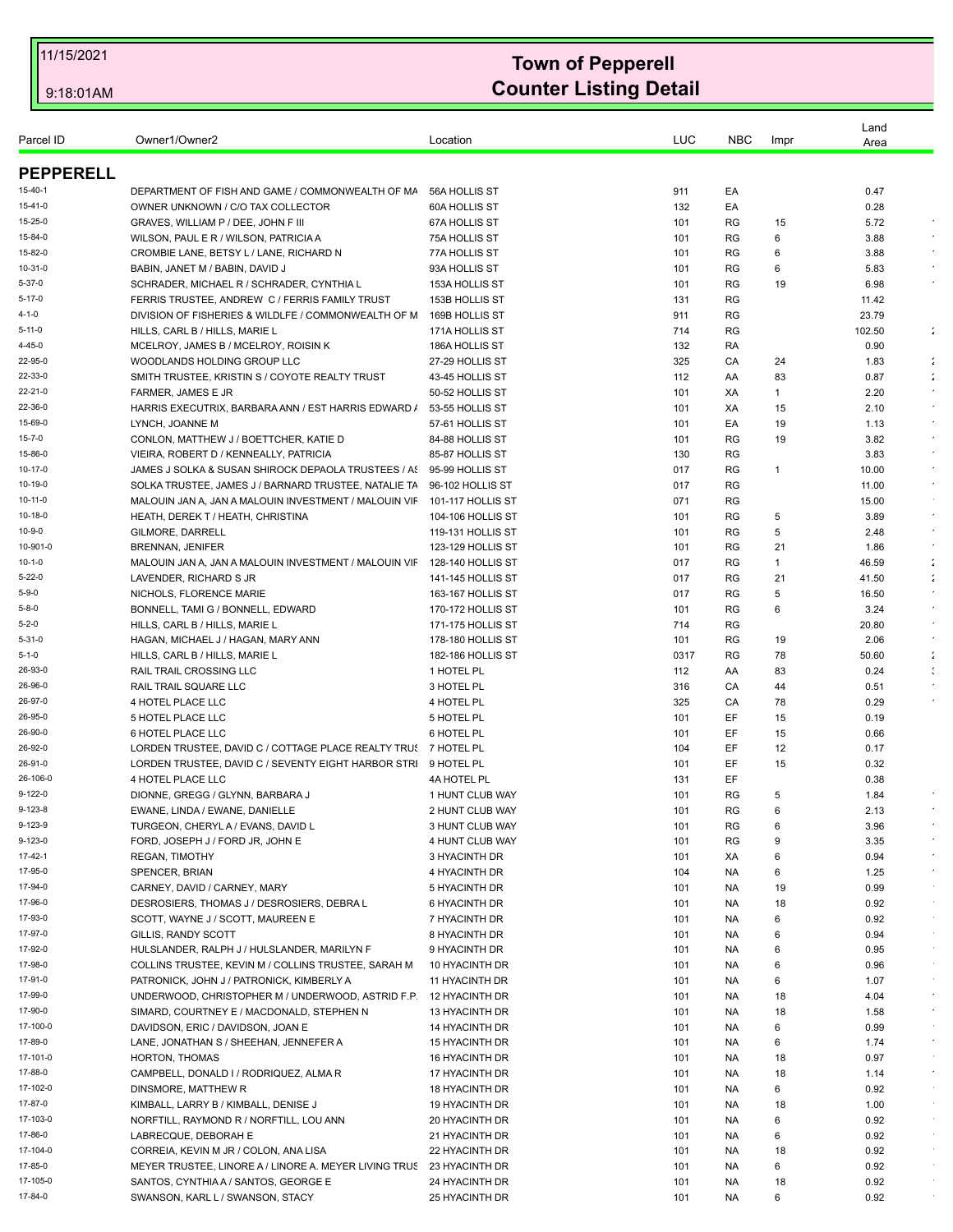# Town of Pepperell

## Counter Listing Detail

11/15/2021
9:18:01AM

| Parcel ID | Owner1/Owner2 | Location | LUC | NBC | Impr | Land Area |
|---|---|---|---|---|---|---|
| **PEPPERELL** | | | | | | |
| 15-40-1 | DEPARTMENT OF FISH AND GAME / COMMONWEALTH OF MA | 56A HOLLIS ST | 911 | EA | | 0.47 |
| 15-41-0 | OWNER UNKNOWN / C/O TAX COLLECTOR | 60A HOLLIS ST | 132 | EA | | 0.28 |
| 15-25-0 | GRAVES, WILLIAM P / DEE, JOHN F III | 67A HOLLIS ST | 101 | RG | 15 | 5.72 |
| 15-84-0 | WILSON, PAUL E R / WILSON, PATRICIA A | 75A HOLLIS ST | 101 | RG | 6 | 3.88 |
| 15-82-0 | CROMBIE LANE, BETSY L / LANE, RICHARD N | 77A HOLLIS ST | 101 | RG | 6 | 3.88 |
| 10-31-0 | BABIN, JANET M / BABIN, DAVID J | 93A HOLLIS ST | 101 | RG | 6 | 5.83 |
| 5-37-0 | SCHRADER, MICHAEL R / SCHRADER, CYNTHIA L | 153A HOLLIS ST | 101 | RG | 19 | 6.98 |
| 5-17-0 | FERRIS TRUSTEE, ANDREW C / FERRIS FAMILY TRUST | 153B HOLLIS ST | 131 | RG | | 11.42 |
| 4-1-0 | DIVISION OF FISHERIES & WILDLFE / COMMONWEALTH OF M | 169B HOLLIS ST | 911 | RG | | 23.79 |
| 5-11-0 | HILLS, CARL B / HILLS, MARIE L | 171A HOLLIS ST | 714 | RG | | 102.50 |
| 4-45-0 | MCELROY, JAMES B / MCELROY, ROISIN K | 186A HOLLIS ST | 132 | RA | | 0.90 |
| 22-95-0 | WOODLANDS HOLDING GROUP LLC | 27-29 HOLLIS ST | 325 | CA | 24 | 1.83 |
| 22-33-0 | SMITH TRUSTEE, KRISTIN S / COYOTE REALTY TRUST | 43-45 HOLLIS ST | 112 | AA | 83 | 0.87 |
| 22-21-0 | FARMER, JAMES E JR | 50-52 HOLLIS ST | 101 | XA | 1 | 2.20 |
| 22-36-0 | HARRIS EXECUTRIX, BARBARA ANN / EST HARRIS EDWARD A | 53-55 HOLLIS ST | 101 | XA | 15 | 2.10 |
| 15-69-0 | LYNCH, JOANNE M | 57-61 HOLLIS ST | 101 | EA | 19 | 1.13 |
| 15-7-0 | CONLON, MATTHEW J / BOETTCHER, KATIE D | 84-88 HOLLIS ST | 101 | RG | 19 | 3.82 |
| 15-86-0 | VIEIRA, ROBERT D / KENNEALLY, PATRICIA | 85-87 HOLLIS ST | 130 | RG | | 3.83 |
| 10-17-0 | JAMES J SOLKA & SUSAN SHIROCK DEPAOLA TRUSTEES / AS | 95-99 HOLLIS ST | 017 | RG | 1 | 10.00 |
| 10-19-0 | SOLKA TRUSTEE, JAMES J / BARNARD TRUSTEE, NATALIE TA | 96-102 HOLLIS ST | 017 | RG | | 11.00 |
| 10-11-0 | MALOUIN JAN A, JAN A MALOUIN INVESTMENT / MALOUIN VIF | 101-117 HOLLIS ST | 071 | RG | | 15.00 |
| 10-18-0 | HEATH, DEREK T / HEATH, CHRISTINA | 104-106 HOLLIS ST | 101 | RG | 5 | 3.89 |
| 10-9-0 | GILMORE, DARRELL | 119-131 HOLLIS ST | 101 | RG | 5 | 2.48 |
| 10-901-0 | BRENNAN, JENIFER | 123-129 HOLLIS ST | 101 | RG | 21 | 1.86 |
| 10-1-0 | MALOUIN JAN A, JAN A MALOUIN INVESTMENT / MALOUIN VIF | 128-140 HOLLIS ST | 017 | RG | 1 | 46.59 |
| 5-22-0 | LAVENDER, RICHARD S JR | 141-145 HOLLIS ST | 017 | RG | 21 | 41.50 |
| 5-9-0 | NICHOLS, FLORENCE MARIE | 163-167 HOLLIS ST | 017 | RG | 5 | 16.50 |
| 5-8-0 | BONNELL, TAMI G / BONNELL, EDWARD | 170-172 HOLLIS ST | 101 | RG | 6 | 3.24 |
| 5-2-0 | HILLS, CARL B / HILLS, MARIE L | 171-175 HOLLIS ST | 714 | RG | | 20.80 |
| 5-31-0 | HAGAN, MICHAEL J / HAGAN, MARY ANN | 178-180 HOLLIS ST | 101 | RG | 19 | 2.06 |
| 5-1-0 | HILLS, CARL B / HILLS, MARIE L | 182-186 HOLLIS ST | 0317 | RG | 78 | 50.60 |
| 26-93-0 | RAIL TRAIL CROSSING LLC | 1 HOTEL PL | 112 | AA | 83 | 0.24 |
| 26-96-0 | RAIL TRAIL SQUARE LLC | 3 HOTEL PL | 316 | CA | 44 | 0.51 |
| 26-97-0 | 4 HOTEL PLACE LLC | 4 HOTEL PL | 325 | CA | 78 | 0.29 |
| 26-95-0 | 5 HOTEL PLACE LLC | 5 HOTEL PL | 101 | EF | 15 | 0.19 |
| 26-90-0 | 6 HOTEL PLACE LLC | 6 HOTEL PL | 101 | EF | 15 | 0.66 |
| 26-92-0 | LORDEN TRUSTEE, DAVID C / COTTAGE PLACE REALTY TRUS | 7 HOTEL PL | 104 | EF | 12 | 0.17 |
| 26-91-0 | LORDEN TRUSTEE, DAVID C / SEVENTY EIGHT HARBOR STRI | 9 HOTEL PL | 101 | EF | 15 | 0.32 |
| 26-106-0 | 4 HOTEL PLACE LLC | 4A HOTEL PL | 131 | EF | | 0.38 |
| 9-122-0 | DIONNE, GREGG / GLYNN, BARBARA J | 1 HUNT CLUB WAY | 101 | RG | 5 | 1.84 |
| 9-123-8 | EWANE, LINDA / EWANE, DANIELLE | 2 HUNT CLUB WAY | 101 | RG | 6 | 2.13 |
| 9-123-9 | TURGEON, CHERYL A / EVANS, DAVID L | 3 HUNT CLUB WAY | 101 | RG | 6 | 3.96 |
| 9-123-0 | FORD, JOSEPH J / FORD JR, JOHN E | 4 HUNT CLUB WAY | 101 | RG | 9 | 3.35 |
| 17-42-1 | REGAN, TIMOTHY | 3 HYACINTH DR | 101 | XA | 6 | 0.94 |
| 17-95-0 | SPENCER, BRIAN | 4 HYACINTH DR | 104 | NA | 6 | 1.25 |
| 17-94-0 | CARNEY, DAVID / CARNEY, MARY | 5 HYACINTH DR | 101 | NA | 19 | 0.99 |
| 17-96-0 | DESROSIERS, THOMAS J / DESROSIERS, DEBRA L | 6 HYACINTH DR | 101 | NA | 18 | 0.92 |
| 17-93-0 | SCOTT, WAYNE J / SCOTT, MAUREEN E | 7 HYACINTH DR | 101 | NA | 6 | 0.92 |
| 17-97-0 | GILLIS, RANDY SCOTT | 8 HYACINTH DR | 101 | NA | 6 | 0.94 |
| 17-92-0 | HULSLANDER, RALPH J / HULSLANDER, MARILYN F | 9 HYACINTH DR | 101 | NA | 6 | 0.95 |
| 17-98-0 | COLLINS TRUSTEE, KEVIN M / COLLINS TRUSTEE, SARAH M | 10 HYACINTH DR | 101 | NA | 6 | 0.96 |
| 17-91-0 | PATRONICK, JOHN J / PATRONICK, KIMBERLY A | 11 HYACINTH DR | 101 | NA | 6 | 1.07 |
| 17-99-0 | UNDERWOOD, CHRISTOPHER M / UNDERWOOD, ASTRID F.P. | 12 HYACINTH DR | 101 | NA | 18 | 4.04 |
| 17-90-0 | SIMARD, COURTNEY E / MACDONALD, STEPHEN N | 13 HYACINTH DR | 101 | NA | 18 | 1.58 |
| 17-100-0 | DAVIDSON, ERIC / DAVIDSON, JOAN E | 14 HYACINTH DR | 101 | NA | 6 | 0.99 |
| 17-89-0 | LANE, JONATHAN S / SHEEHAN, JENNEFER A | 15 HYACINTH DR | 101 | NA | 6 | 1.74 |
| 17-101-0 | HORTON, THOMAS | 16 HYACINTH DR | 101 | NA | 18 | 0.97 |
| 17-88-0 | CAMPBELL, DONALD I / RODRIQUEZ, ALMA R | 17 HYACINTH DR | 101 | NA | 18 | 1.14 |
| 17-102-0 | DINSMORE, MATTHEW R | 18 HYACINTH DR | 101 | NA | 6 | 0.92 |
| 17-87-0 | KIMBALL, LARRY B / KIMBALL, DENISE J | 19 HYACINTH DR | 101 | NA | 18 | 1.00 |
| 17-103-0 | NORFTILL, RAYMOND R / NORFTILL, LOU ANN | 20 HYACINTH DR | 101 | NA | 6 | 0.92 |
| 17-86-0 | LABRECQUE, DEBORAH E | 21 HYACINTH DR | 101 | NA | 6 | 0.92 |
| 17-104-0 | CORREIA, KEVIN M JR / COLON, ANA LISA | 22 HYACINTH DR | 101 | NA | 18 | 0.92 |
| 17-85-0 | MEYER TRUSTEE, LINORE A / LINORE A. MEYER LIVING TRUS | 23 HYACINTH DR | 101 | NA | 6 | 0.92 |
| 17-105-0 | SANTOS, CYNTHIA A / SANTOS, GEORGE E | 24 HYACINTH DR | 101 | NA | 18 | 0.92 |
| 17-84-0 | SWANSON, KARL L / SWANSON, STACY | 25 HYACINTH DR | 101 | NA | 6 | 0.92 |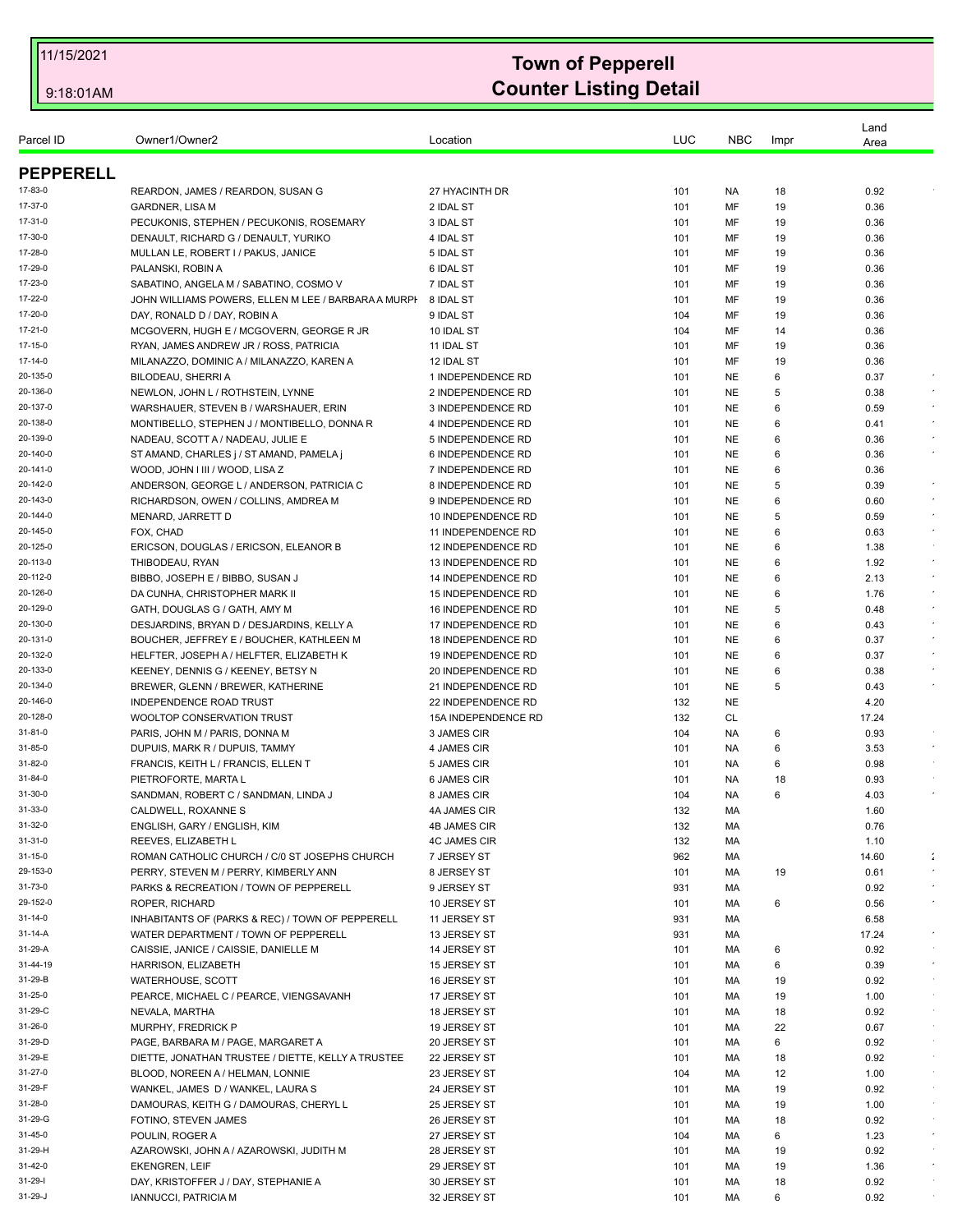# Town of Pepperell
## Counter Listing Detail

| Parcel ID | Owner1/Owner2 | Location | LUC | NBC | Impr | Land Area |
|---|---|---|---|---|---|---|
| **PEPPERELL** | | | | | | |
| 17-83-0 | REARDON, JAMES / REARDON, SUSAN G | 27 HYACINTH DR | 101 | NA | 18 | 0.92 |
| 17-37-0 | GARDNER, LISA M | 2 IDAL ST | 101 | MF | 19 | 0.36 |
| 17-31-0 | PECUKONIS, STEPHEN / PECUKONIS, ROSEMARY | 3 IDAL ST | 101 | MF | 19 | 0.36 |
| 17-30-0 | DENAULT, RICHARD G / DENAULT, YURIKO | 4 IDAL ST | 101 | MF | 19 | 0.36 |
| 17-28-0 | MULLAN LE, ROBERT I / PAKUS, JANICE | 5 IDAL ST | 101 | MF | 19 | 0.36 |
| 17-29-0 | PALANSKI, ROBIN A | 6 IDAL ST | 101 | MF | 19 | 0.36 |
| 17-23-0 | SABATINO, ANGELA M / SABATINO, COSMO V | 7 IDAL ST | 101 | MF | 19 | 0.36 |
| 17-22-0 | JOHN WILLIAMS POWERS, ELLEN M LEE / BARBARA A MURPH | 8 IDAL ST | 101 | MF | 19 | 0.36 |
| 17-20-0 | DAY, RONALD D / DAY, ROBIN A | 9 IDAL ST | 104 | MF | 19 | 0.36 |
| 17-21-0 | MCGOVERN, HUGH E / MCGOVERN, GEORGE R JR | 10 IDAL ST | 104 | MF | 14 | 0.36 |
| 17-15-0 | RYAN, JAMES ANDREW JR / ROSS, PATRICIA | 11 IDAL ST | 101 | MF | 19 | 0.36 |
| 17-14-0 | MILANAZZO, DOMINIC A / MILANAZZO, KAREN A | 12 IDAL ST | 101 | MF | 19 | 0.36 |
| 20-135-0 | BILODEAU, SHERRI A | 1 INDEPENDENCE RD | 101 | NE | 6 | 0.37 |
| 20-136-0 | NEWLON, JOHN L / ROTHSTEIN, LYNNE | 2 INDEPENDENCE RD | 101 | NE | 5 | 0.38 |
| 20-137-0 | WARSHAUER, STEVEN B / WARSHAUER, ERIN | 3 INDEPENDENCE RD | 101 | NE | 6 | 0.59 |
| 20-138-0 | MONTIBELLO, STEPHEN J / MONTIBELLO, DONNA R | 4 INDEPENDENCE RD | 101 | NE | 6 | 0.41 |
| 20-139-0 | NADEAU, SCOTT A / NADEAU, JULIE E | 5 INDEPENDENCE RD | 101 | NE | 6 | 0.36 |
| 20-140-0 | ST AMAND, CHARLES j / ST AMAND, PAMELA j | 6 INDEPENDENCE RD | 101 | NE | 6 | 0.36 |
| 20-141-0 | WOOD, JOHN I III / WOOD, LISA Z | 7 INDEPENDENCE RD | 101 | NE | 6 | 0.36 |
| 20-142-0 | ANDERSON, GEORGE L / ANDERSON, PATRICIA C | 8 INDEPENDENCE RD | 101 | NE | 5 | 0.39 |
| 20-143-0 | RICHARDSON, OWEN / COLLINS, ANDREA M | 9 INDEPENDENCE RD | 101 | NE | 6 | 0.60 |
| 20-144-0 | MENARD, JARRETT D | 10 INDEPENDENCE RD | 101 | NE | 5 | 0.59 |
| 20-145-0 | FOX, CHAD | 11 INDEPENDENCE RD | 101 | NE | 6 | 0.63 |
| 20-125-0 | ERICSON, DOUGLAS / ERICSON, ELEANOR B | 12 INDEPENDENCE RD | 101 | NE | 6 | 1.38 |
| 20-113-0 | THIBODEAU, RYAN | 13 INDEPENDENCE RD | 101 | NE | 6 | 1.92 |
| 20-112-0 | BIBBO, JOSEPH E / BIBBO, SUSAN J | 14 INDEPENDENCE RD | 101 | NE | 6 | 2.13 |
| 20-126-0 | DA CUNHA, CHRISTOPHER MARK II | 15 INDEPENDENCE RD | 101 | NE | 6 | 1.76 |
| 20-129-0 | GATH, DOUGLAS G / GATH, AMY M | 16 INDEPENDENCE RD | 101 | NE | 5 | 0.48 |
| 20-130-0 | DESJARDINS, BRYAN D / DESJARDINS, KELLY A | 17 INDEPENDENCE RD | 101 | NE | 6 | 0.43 |
| 20-131-0 | BOUCHER, JEFFREY E / BOUCHER, KATHLEEN M | 18 INDEPENDENCE RD | 101 | NE | 6 | 0.37 |
| 20-132-0 | HELFTER, JOSEPH A / HELFTER, ELIZABETH K | 19 INDEPENDENCE RD | 101 | NE | 6 | 0.37 |
| 20-133-0 | KEENEY, DENNIS G / KEENEY, BETSY N | 20 INDEPENDENCE RD | 101 | NE | 6 | 0.38 |
| 20-134-0 | BREWER, GLENN / BREWER, KATHERINE | 21 INDEPENDENCE RD | 101 | NE | 5 | 0.43 |
| 20-146-0 | INDEPENDENCE ROAD TRUST | 22 INDEPENDENCE RD | 132 | NE | | 4.20 |
| 20-128-0 | WOOLTOP CONSERVATION TRUST | 15A INDEPENDENCE RD | 132 | CL | | 17.24 |
| 31-81-0 | PARIS, JOHN M / PARIS, DONNA M | 3 JAMES CIR | 104 | NA | 6 | 0.93 |
| 31-85-0 | DUPUIS, MARK R / DUPUIS, TAMMY | 4 JAMES CIR | 101 | NA | 6 | 3.53 |
| 31-82-0 | FRANCIS, KEITH L / FRANCIS, ELLEN T | 5 JAMES CIR | 101 | NA | 6 | 0.98 |
| 31-84-0 | PIETROFORTE, MARTA L | 6 JAMES CIR | 101 | NA | 18 | 0.93 |
| 31-30-0 | SANDMAN, ROBERT C / SANDMAN, LINDA J | 8 JAMES CIR | 104 | NA | 6 | 4.03 |
| 31-33-0 | CALDWELL, ROXANNE S | 4A JAMES CIR | 132 | MA | | 1.60 |
| 31-32-0 | ENGLISH, GARY / ENGLISH, KIM | 4B JAMES CIR | 132 | MA | | 0.76 |
| 31-31-0 | REEVES, ELIZABETH L | 4C JAMES CIR | 132 | MA | | 1.10 |
| 31-15-0 | ROMAN CATHOLIC CHURCH / C/0 ST JOSEPHS CHURCH | 7 JERSEY ST | 962 | MA | | 14.60 |
| 29-153-0 | PERRY, STEVEN M / PERRY, KIMBERLY ANN | 8 JERSEY ST | 101 | MA | 19 | 0.61 |
| 31-73-0 | PARKS & RECREATION / TOWN OF PEPPERELL | 9 JERSEY ST | 931 | MA | | 0.92 |
| 29-152-0 | ROPER, RICHARD | 10 JERSEY ST | 101 | MA | 6 | 0.56 |
| 31-14-0 | INHABITANTS OF (PARKS & REC) / TOWN OF PEPPERELL | 11 JERSEY ST | 931 | MA | | 6.58 |
| 31-14-A | WATER DEPARTMENT / TOWN OF PEPPERELL | 13 JERSEY ST | 931 | MA | | 17.24 |
| 31-29-A | CAISSIE, JANICE / CAISSIE, DANIELLE M | 14 JERSEY ST | 101 | MA | 6 | 0.92 |
| 31-44-19 | HARRISON, ELIZABETH | 15 JERSEY ST | 101 | MA | 6 | 0.39 |
| 31-29-B | WATERHOUSE, SCOTT | 16 JERSEY ST | 101 | MA | 19 | 0.92 |
| 31-25-0 | PEARCE, MICHAEL C / PEARCE, VIENGSAVANH | 17 JERSEY ST | 101 | MA | 19 | 1.00 |
| 31-29-C | NEVALA, MARTHA | 18 JERSEY ST | 101 | MA | 18 | 0.92 |
| 31-26-0 | MURPHY, FREDRICK P | 19 JERSEY ST | 101 | MA | 22 | 0.67 |
| 31-29-D | PAGE, BARBARA M / PAGE, MARGARET A | 20 JERSEY ST | 101 | MA | 6 | 0.92 |
| 31-29-E | DIETTE, JONATHAN TRUSTEE / DIETTE, KELLY A TRUSTEE | 22 JERSEY ST | 101 | MA | 18 | 0.92 |
| 31-27-0 | BLOOD, NOREEN A / HELMAN, LONNIE | 23 JERSEY ST | 104 | MA | 12 | 1.00 |
| 31-29-F | WANKEL, JAMES D / WANKEL, LAURA S | 24 JERSEY ST | 101 | MA | 19 | 0.92 |
| 31-28-0 | DAMOURAS, KEITH G / DAMOURAS, CHERYL L | 25 JERSEY ST | 101 | MA | 19 | 1.00 |
| 31-29-G | FOTINO, STEVEN JAMES | 26 JERSEY ST | 101 | MA | 18 | 0.92 |
| 31-45-0 | POULIN, ROGER A | 27 JERSEY ST | 104 | MA | 6 | 1.23 |
| 31-29-H | AZAROWSKI, JOHN A / AZAROWSKI, JUDITH M | 28 JERSEY ST | 101 | MA | 19 | 0.92 |
| 31-42-0 | EKENGREN, LEIF | 29 JERSEY ST | 101 | MA | 19 | 1.36 |
| 31-29-I | DAY, KRISTOFFER J / DAY, STEPHANIE A | 30 JERSEY ST | 101 | MA | 18 | 0.92 |
| 31-29-J | IANNUCCI, PATRICIA M | 32 JERSEY ST | 101 | MA | 6 | 0.92 |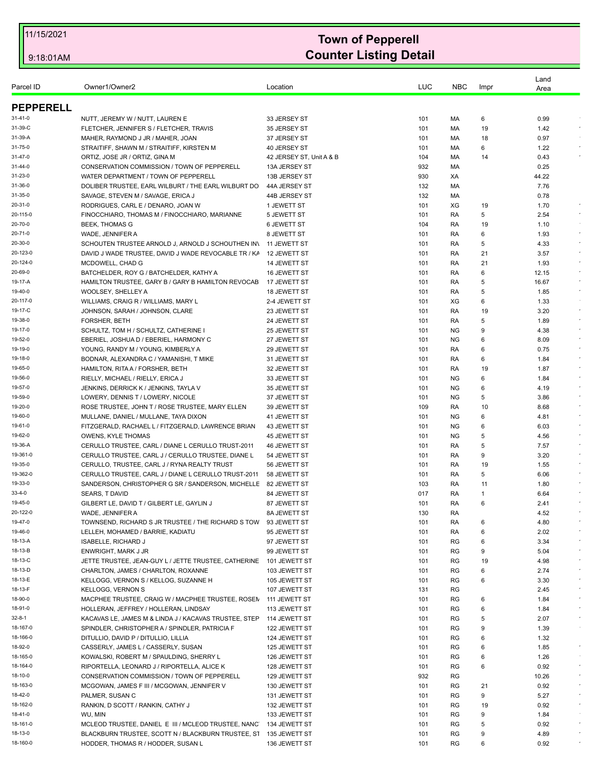# Town of Pepperell
## Counter Listing Detail

11/15/2021
9:18:01AM

| Parcel ID | Owner1/Owner2 | Location | LUC | NBC | Impr | Land Area |
|---|---|---|---|---|---|---|
| **PEPPERELL** | | | | | | |
| 31-41-0 | NUTT, JEREMY W / NUTT, LAUREN E | 33 JERSEY ST | 101 | MA | 6 | 0.99 |
| 31-39-C | FLETCHER, JENNIFER S / FLETCHER, TRAVIS | 35 JERSEY ST | 101 | MA | 19 | 1.42 |
| 31-39-A | MAHER, RAYMOND J JR / MAHER, JOAN | 37 JERSEY ST | 101 | MA | 18 | 0.97 |
| 31-75-0 | STRAITIFF, SHAWN M / STRAITIFF, KIRSTEN M | 40 JERSEY ST | 101 | MA | 6 | 1.22 |
| 31-47-0 | ORTIZ, JOSE JR / ORTIZ, GINA M | 42 JERSEY ST, Unit A & B | 104 | MA | 14 | 0.43 |
| 31-44-0 | CONSERVATION COMMISSION / TOWN OF PEPPERELL | 13A JERSEY ST | 932 | MA | | 0.25 |
| 31-23-0 | WATER DEPARTMENT / TOWN OF PEPPERELL | 13B JERSEY ST | 930 | XA | | 44.22 |
| 31-36-0 | DOLIBER TRUSTEE, EARL WILBURT / THE EARL WILBURT DO | 44A JERSEY ST | 132 | MA | | 7.76 |
| 31-35-0 | SAVAGE, STEVEN M / SAVAGE, ERICA J | 44B JERSEY ST | 132 | MA | | 0.78 |
| 20-31-0 | RODRIGUES, CARL E / DENARO, JOAN W | 1 JEWETT ST | 101 | XG | 19 | 1.70 |
| 20-115-0 | FINOCCHIARO, THOMAS M / FINOCCHIARO, MARIANNE | 5 JEWETT ST | 101 | RA | 5 | 2.54 |
| 20-70-0 | BEEK, THOMAS G | 6 JEWETT ST | 104 | RA | 19 | 1.10 |
| 20-71-0 | WADE, JENNIFER A | 8 JEWETT ST | 101 | RA | 6 | 1.93 |
| 20-30-0 | SCHOUTEN TRUSTEE ARNOLD J, ARNOLD J SCHOUTHEN INV | 11 JEWETT ST | 101 | RA | 5 | 4.33 |
| 20-123-0 | DAVID J WADE TRUSTEE, DAVID J WADE REVOCABLE TR / KA | 12 JEWETT ST | 101 | RA | 21 | 3.57 |
| 20-124-0 | MCDOWELL, CHAD G | 14 JEWETT ST | 101 | RA | 21 | 1.93 |
| 20-69-0 | BATCHELDER, ROY G / BATCHELDER, KATHY A | 16 JEWETT ST | 101 | RA | 6 | 12.15 |
| 19-17-A | HAMILTON TRUSTEE, GARY B / GARY B HAMILTON REVOCAB | 17 JEWETT ST | 101 | RA | 5 | 16.67 |
| 19-40-0 | WOOLSEY, SHELLEY A | 18 JEWETT ST | 101 | RA | 5 | 1.85 |
| 20-117-0 | WILLIAMS, CRAIG R / WILLIAMS, MARY L | 2-4 JEWETT ST | 101 | XG | 6 | 1.33 |
| 19-17-C | JOHNSON, SARAH / JOHNSON, CLARE | 23 JEWETT ST | 101 | RA | 19 | 3.20 |
| 19-38-0 | FORSHER, BETH | 24 JEWETT ST | 101 | RA | 5 | 1.89 |
| 19-17-0 | SCHULTZ, TOM H / SCHULTZ, CATHERINE I | 25 JEWETT ST | 101 | NG | 9 | 4.38 |
| 19-52-0 | EBERIEL, JOSHUA D / EBERIEL, HARMONY C | 27 JEWETT ST | 101 | NG | 6 | 8.09 |
| 19-19-0 | YOUNG, RANDY M / YOUNG, KIMBERLY A | 29 JEWETT ST | 101 | RA | 6 | 0.75 |
| 19-18-0 | BODNAR, ALEXANDRA C / YAMANISHI, T MIKE | 31 JEWETT ST | 101 | RA | 6 | 1.84 |
| 19-65-0 | HAMILTON, RITA A / FORSHER, BETH | 32 JEWETT ST | 101 | RA | 19 | 1.87 |
| 19-56-0 | RIELLY, MICHAEL / RIELLY, ERICA J | 33 JEWETT ST | 101 | NG | 6 | 1.84 |
| 19-57-0 | JENKINS, DERRICK K / JENKINS, TAYLA V | 35 JEWETT ST | 101 | NG | 6 | 4.19 |
| 19-59-0 | LOWERY, DENNIS T / LOWERY, NICOLE | 37 JEWETT ST | 101 | NG | 5 | 3.86 |
| 19-20-0 | ROSE TRUSTEE, JOHN T / ROSE TRUSTEE, MARY ELLEN | 39 JEWETT ST | 109 | RA | 10 | 8.68 |
| 19-60-0 | MULLANE, DANIEL / MULLANE, TAYA DIXON | 41 JEWETT ST | 101 | NG | 6 | 4.81 |
| 19-61-0 | FITZGERALD, RACHAEL L / FITZGERALD, LAWRENCE BRIAN | 43 JEWETT ST | 101 | NG | 6 | 6.03 |
| 19-62-0 | OWENS, KYLE THOMAS | 45 JEWETT ST | 101 | NG | 5 | 4.56 |
| 19-36-A | CERULLO TRUSTEE, CARL / DIANE L CERULLO TRUST-2011 | 46 JEWETT ST | 101 | RA | 5 | 7.57 |
| 19-361-0 | CERULLO TRUSTEE, CARL J / CERULLO TRUSTEE, DIANE L | 54 JEWETT ST | 101 | RA | 9 | 3.20 |
| 19-35-0 | CERULLO, TRUSTEE, CARL J / RYNA REALTY TRUST | 56 JEWETT ST | 101 | RA | 19 | 1.55 |
| 19-362-0 | CERULLO TRUSTEE, CARL J / DIANE L CERULLO TRUST-2011 | 58 JEWETT ST | 101 | RA | 5 | 6.06 |
| 19-33-0 | SANDERSON, CHRISTOPHER G SR / SANDERSON, MICHELLE | 82 JEWETT ST | 103 | RA | 11 | 1.80 |
| 33-4-0 | SEARS, T DAVID | 84 JEWETT ST | 017 | RA | 1 | 6.64 |
| 19-45-0 | GILBERT LE, DAVID T / GILBERT LE, GAYLIN J | 87 JEWETT ST | 101 | RA | 6 | 2.41 |
| 20-122-0 | WADE, JENNIFER A | 8A JEWETT ST | 130 | RA | | 4.52 |
| 19-47-0 | TOWNSEND, RICHARD S JR TRUSTEE / THE RICHARD S TOW | 93 JEWETT ST | 101 | RA | 6 | 4.80 |
| 19-46-0 | LELLEH, MOHAMED / BARRIE, KADIATU | 95 JEWETT ST | 101 | RA | 6 | 2.02 |
| 18-13-A | ISABELLE, RICHARD J | 97 JEWETT ST | 101 | RG | 6 | 3.34 |
| 18-13-B | ENWRIGHT, MARK J JR | 99 JEWETT ST | 101 | RG | 9 | 5.04 |
| 18-13-C | JETTE TRUSTEE, JEAN-GUY L / JETTE TRUSTEE, CATHERINE | 101 JEWETT ST | 101 | RG | 19 | 4.98 |
| 18-13-D | CHARLTON, JAMES / CHARLTON, ROXANNE | 103 JEWETT ST | 101 | RG | 6 | 2.74 |
| 18-13-E | KELLOGG, VERNON S / KELLOG, SUZANNE H | 105 JEWETT ST | 101 | RG | 6 | 3.30 |
| 18-13-F | KELLOGG, VERNON S | 107 JEWETT ST | 131 | RG | | 2.45 |
| 18-90-0 | MACPHEE TRUSTEE, CRAIG W / MACPHEE TRUSTEE, ROSEN | 111 JEWETT ST | 101 | RG | 6 | 1.84 |
| 18-91-0 | HOLLERAN, JEFFREY / HOLLERAN, LINDSAY | 113 JEWETT ST | 101 | RG | 6 | 1.84 |
| 32-8-1 | KACAVAS LE, JAMES M & LINDA J / KACAVAS TRUSTEE, STEP | 114 JEWETT ST | 101 | RG | 5 | 2.07 |
| 18-167-0 | SPINDLER, CHRISTOPHER A / SPINDLER, PATRICIA F | 122 JEWETT ST | 101 | RG | 9 | 1.39 |
| 18-166-0 | DITULLIO, DAVID P / DITULLIO, LILLIA | 124 JEWETT ST | 101 | RG | 6 | 1.32 |
| 18-92-0 | CASSERLY, JAMES L / CASSERLY, SUSAN | 125 JEWETT ST | 101 | RG | 6 | 1.85 |
| 18-165-0 | KOWALSKI, ROBERT M / SPAULDING, SHERRY L | 126 JEWETT ST | 101 | RG | 6 | 1.26 |
| 18-164-0 | RIPORTELLA, LEONARD J / RIPORTELLA, ALICE K | 128 JEWETT ST | 101 | RG | 6 | 0.92 |
| 18-10-0 | CONSERVATION COMMISSION / TOWN OF PEPPERELL | 129 JEWETT ST | 932 | RG | | 10.26 |
| 18-163-0 | MCGOWAN, JAMES F III / MCGOWAN, JENNIFER V | 130 JEWETT ST | 101 | RG | 21 | 0.92 |
| 18-42-0 | PALMER, SUSAN C | 131 JEWETT ST | 101 | RG | 9 | 5.27 |
| 18-162-0 | RANKIN, D SCOTT / RANKIN, CATHY J | 132 JEWETT ST | 101 | RG | 19 | 0.92 |
| 18-41-0 | WU, MIN | 133 JEWETT ST | 101 | RG | 9 | 1.84 |
| 18-161-0 | MCLEOD TRUSTEE, DANIEL E III / MCLEOD TRUSTEE, NANC | 134 JEWETT ST | 101 | RG | 5 | 0.92 |
| 18-13-0 | BLACKBURN TRUSTEE, SCOTT N / BLACKBURN TRUSTEE, ST | 135 JEWETT ST | 101 | RG | 9 | 4.89 |
| 18-160-0 | HODDER, THOMAS R / HODDER, SUSAN L | 136 JEWETT ST | 101 | RG | 6 | 0.92 |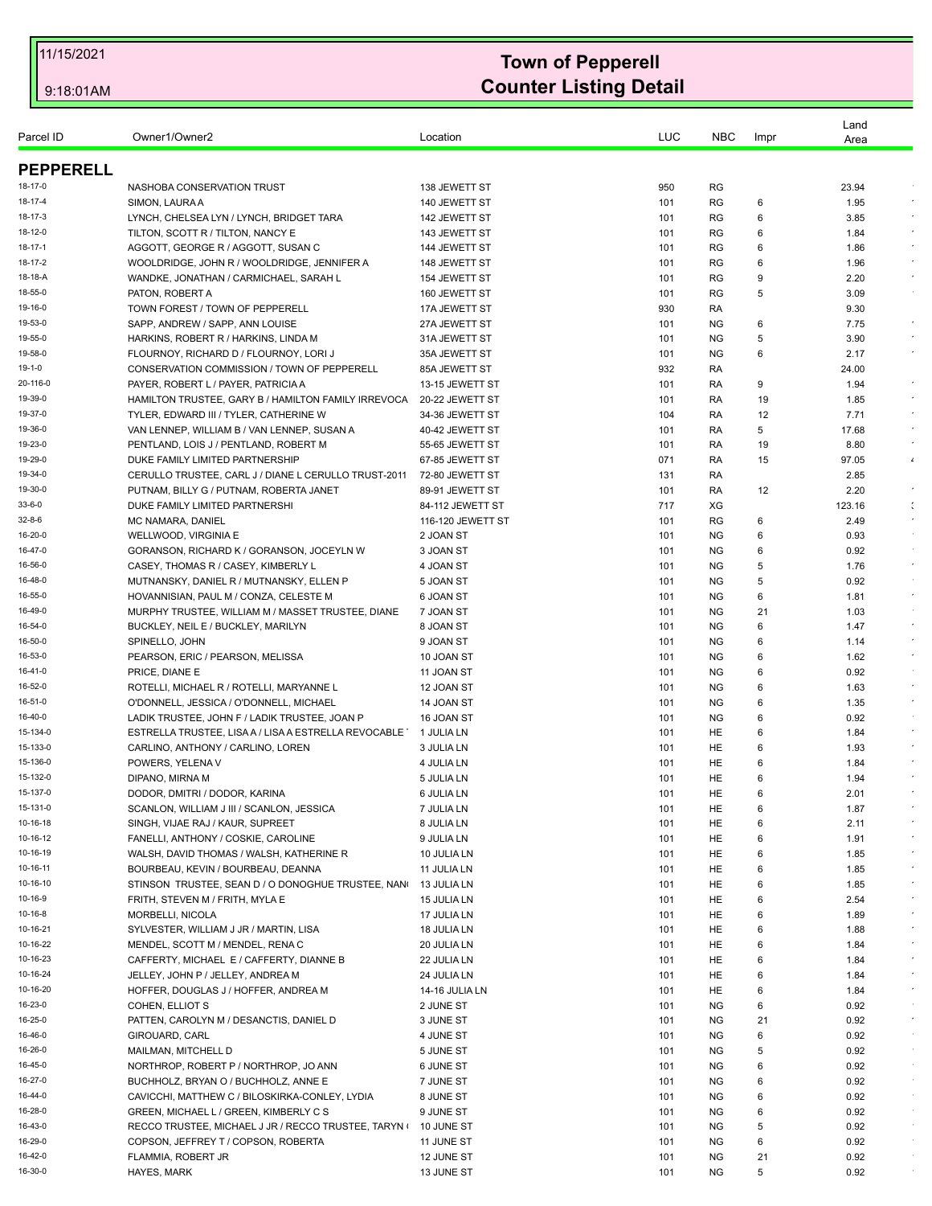# Town of Pepperell
## Counter Listing Detail

11/15/2021

9:18:01AM

| Parcel ID | Owner1/Owner2 | Location | LUC | NBC | Impr | Land Area |
|---|---|---|---|---|---|---|
| **PEPPERELL** | | | | | | |
| 18-17-0 | NASHOBA CONSERVATION TRUST | 138 JEWETT ST | 950 | RG | | 23.94 |
| 18-17-4 | SIMON, LAURA A | 140 JEWETT ST | 101 | RG | 6 | 1.95 |
| 18-17-3 | LYNCH, CHELSEA LYN / LYNCH, BRIDGET TARA | 142 JEWETT ST | 101 | RG | 6 | 3.85 |
| 18-12-0 | TILTON, SCOTT R / TILTON, NANCY E | 143 JEWETT ST | 101 | RG | 6 | 1.84 |
| 18-17-1 | AGGOTT, GEORGE R / AGGOTT, SUSAN C | 144 JEWETT ST | 101 | RG | 6 | 1.86 |
| 18-17-2 | WOOLDRIDGE, JOHN R / WOOLDRIDGE, JENNIFER A | 148 JEWETT ST | 101 | RG | 6 | 1.96 |
| 18-18-A | WANDKE, JONATHAN / CARMICHAEL, SARAH L | 154 JEWETT ST | 101 | RG | 9 | 2.20 |
| 18-55-0 | PATON, ROBERT A | 160 JEWETT ST | 101 | RG | 5 | 3.09 |
| 19-16-0 | TOWN FOREST / TOWN OF PEPPERELL | 17A JEWETT ST | 930 | RA | | 9.30 |
| 19-53-0 | SAPP, ANDREW / SAPP, ANN LOUISE | 27A JEWETT ST | 101 | NG | 6 | 7.75 |
| 19-55-0 | HARKINS, ROBERT R / HARKINS, LINDA M | 31A JEWETT ST | 101 | NG | 5 | 3.90 |
| 19-58-0 | FLOURNOY, RICHARD D / FLOURNOY, LORI J | 35A JEWETT ST | 101 | NG | 6 | 2.17 |
| 19-1-0 | CONSERVATION COMMISSION / TOWN OF PEPPERELL | 85A JEWETT ST | 932 | RA | | 24.00 |
| 20-116-0 | PAYER, ROBERT L / PAYER, PATRICIA A | 13-15 JEWETT ST | 101 | RA | 9 | 1.94 |
| 19-39-0 | HAMILTON TRUSTEE, GARY B / HAMILTON FAMILY IRREVOCA | 20-22 JEWETT ST | 101 | RA | 19 | 1.85 |
| 19-37-0 | TYLER, EDWARD III / TYLER, CATHERINE W | 34-36 JEWETT ST | 104 | RA | 12 | 7.71 |
| 19-36-0 | VAN LENNEP, WILLIAM B / VAN LENNEP, SUSAN A | 40-42 JEWETT ST | 101 | RA | 5 | 17.68 |
| 19-23-0 | PENTLAND, LOIS J / PENTLAND, ROBERT M | 55-65 JEWETT ST | 101 | RA | 19 | 8.80 |
| 19-29-0 | DUKE FAMILY LIMITED PARTNERSHIP | 67-85 JEWETT ST | 071 | RA | 15 | 97.05 |
| 19-34-0 | CERULLO TRUSTEE, CARL J / DIANE L CERULLO TRUST-2011 | 72-80 JEWETT ST | 131 | RA | | 2.85 |
| 19-30-0 | PUTNAM, BILLY G / PUTNAM, ROBERTA JANET | 89-91 JEWETT ST | 101 | RA | 12 | 2.20 |
| 33-6-0 | DUKE FAMILY LIMITED PARTNERSHI | 84-112 JEWETT ST | 717 | XG | | 123.16 |
| 32-8-6 | MC NAMARA, DANIEL | 116-120 JEWETT ST | 101 | RG | 6 | 2.49 |
| 16-20-0 | WELLWOOD, VIRGINIA E | 2 JOAN ST | 101 | NG | 6 | 0.93 |
| 16-47-0 | GORANSON, RICHARD K / GORANSON, JOCEYLN W | 3 JOAN ST | 101 | NG | 6 | 0.92 |
| 16-56-0 | CASEY, THOMAS R / CASEY, KIMBERLY L | 4 JOAN ST | 101 | NG | 5 | 1.76 |
| 16-48-0 | MUTNANSKY, DANIEL R / MUTNANSKY, ELLEN P | 5 JOAN ST | 101 | NG | 5 | 0.92 |
| 16-55-0 | HOVANNISIAN, PAUL M / CONZA, CELESTE M | 6 JOAN ST | 101 | NG | 6 | 1.81 |
| 16-49-0 | MURPHY TRUSTEE, WILLIAM M / MASSET TRUSTEE, DIANE | 7 JOAN ST | 101 | NG | 21 | 1.03 |
| 16-54-0 | BUCKLEY, NEIL E / BUCKLEY, MARILYN | 8 JOAN ST | 101 | NG | 6 | 1.47 |
| 16-50-0 | SPINELLO, JOHN | 9 JOAN ST | 101 | NG | 6 | 1.14 |
| 16-53-0 | PEARSON, ERIC / PEARSON, MELISSA | 10 JOAN ST | 101 | NG | 6 | 1.62 |
| 16-41-0 | PRICE, DIANE E | 11 JOAN ST | 101 | NG | 6 | 0.92 |
| 16-52-0 | ROTELLI, MICHAEL R / ROTELLI, MARYANNE L | 12 JOAN ST | 101 | NG | 6 | 1.63 |
| 16-51-0 | O'DONNELL, JESSICA / O'DONNELL, MICHAEL | 14 JOAN ST | 101 | NG | 6 | 1.35 |
| 16-40-0 | LADIK TRUSTEE, JOHN F / LADIK TRUSTEE, JOAN P | 16 JOAN ST | 101 | NG | 6 | 0.92 |
| 15-134-0 | ESTRELLA TRUSTEE, LISA A / LISA A ESTRELLA REVOCABLE | 1 JULIA LN | 101 | HE | 6 | 1.84 |
| 15-133-0 | CARLINO, ANTHONY / CARLINO, LOREN | 3 JULIA LN | 101 | HE | 6 | 1.93 |
| 15-136-0 | POWERS, YELENA V | 4 JULIA LN | 101 | HE | 6 | 1.84 |
| 15-132-0 | DIPANO, MIRNA M | 5 JULIA LN | 101 | HE | 6 | 1.94 |
| 15-137-0 | DODOR, DMITRI / DODOR, KARINA | 6 JULIA LN | 101 | HE | 6 | 2.01 |
| 15-131-0 | SCANLON, WILLIAM J III / SCANLON, JESSICA | 7 JULIA LN | 101 | HE | 6 | 1.87 |
| 10-16-18 | SINGH, VIJAE RAJ / KAUR, SUPREET | 8 JULIA LN | 101 | HE | 6 | 2.11 |
| 10-16-12 | FANELLI, ANTHONY / COSKIE, CAROLINE | 9 JULIA LN | 101 | HE | 6 | 1.91 |
| 10-16-19 | WALSH, DAVID THOMAS / WALSH, KATHERINE R | 10 JULIA LN | 101 | HE | 6 | 1.85 |
| 10-16-11 | BOURBEAU, KEVIN / BOURBEAU, DEANNA | 11 JULIA LN | 101 | HE | 6 | 1.85 |
| 10-16-10 | STINSON TRUSTEE, SEAN D / O DONOGHUE TRUSTEE, NAN | 13 JULIA LN | 101 | HE | 6 | 1.85 |
| 10-16-9 | FRITH, STEVEN M / FRITH, MYLA E | 15 JULIA LN | 101 | HE | 6 | 2.54 |
| 10-16-8 | MORBELLI, NICOLA | 17 JULIA LN | 101 | HE | 6 | 1.89 |
| 10-16-21 | SYLVESTER, WILLIAM J JR / MARTIN, LISA | 18 JULIA LN | 101 | HE | 6 | 1.88 |
| 10-16-22 | MENDEL, SCOTT M / MENDEL, RENA C | 20 JULIA LN | 101 | HE | 6 | 1.84 |
| 10-16-23 | CAFFERTY, MICHAEL E / CAFFERTY, DIANNE B | 22 JULIA LN | 101 | HE | 6 | 1.84 |
| 10-16-24 | JELLEY, JOHN P / JELLEY, ANDREA M | 24 JULIA LN | 101 | HE | 6 | 1.84 |
| 10-16-20 | HOFFER, DOUGLAS J / HOFFER, ANDREA M | 14-16 JULIA LN | 101 | HE | 6 | 1.84 |
| 16-23-0 | COHEN, ELLIOT S | 2 JUNE ST | 101 | NG | 6 | 0.92 |
| 16-25-0 | PATTEN, CAROLYN M / DESANCTIS, DANIEL D | 3 JUNE ST | 101 | NG | 21 | 0.92 |
| 16-46-0 | GIROUARD, CARL | 4 JUNE ST | 101 | NG | 6 | 0.92 |
| 16-26-0 | MAILMAN, MITCHELL D | 5 JUNE ST | 101 | NG | 5 | 0.92 |
| 16-45-0 | NORTHROP, ROBERT P / NORTHROP, JO ANN | 6 JUNE ST | 101 | NG | 6 | 0.92 |
| 16-27-0 | BUCHHOLZ, BRYAN O / BUCHHOLZ, ANNE E | 7 JUNE ST | 101 | NG | 6 | 0.92 |
| 16-44-0 | CAVICCHI, MATTHEW C / BILOSKIRKA-CONLEY, LYDIA | 8 JUNE ST | 101 | NG | 6 | 0.92 |
| 16-28-0 | GREEN, MICHAEL L / GREEN, KIMBERLY C S | 9 JUNE ST | 101 | NG | 6 | 0.92 |
| 16-43-0 | RECCO TRUSTEE, MICHAEL J JR / RECCO TRUSTEE, TARYN | 10 JUNE ST | 101 | NG | 5 | 0.92 |
| 16-29-0 | COPSON, JEFFREY T / COPSON, ROBERTA | 11 JUNE ST | 101 | NG | 6 | 0.92 |
| 16-42-0 | FLAMMIA, ROBERT JR | 12 JUNE ST | 101 | NG | 21 | 0.92 |
| 16-30-0 | HAYES, MARK | 13 JUNE ST | 101 | NG | 5 | 0.92 |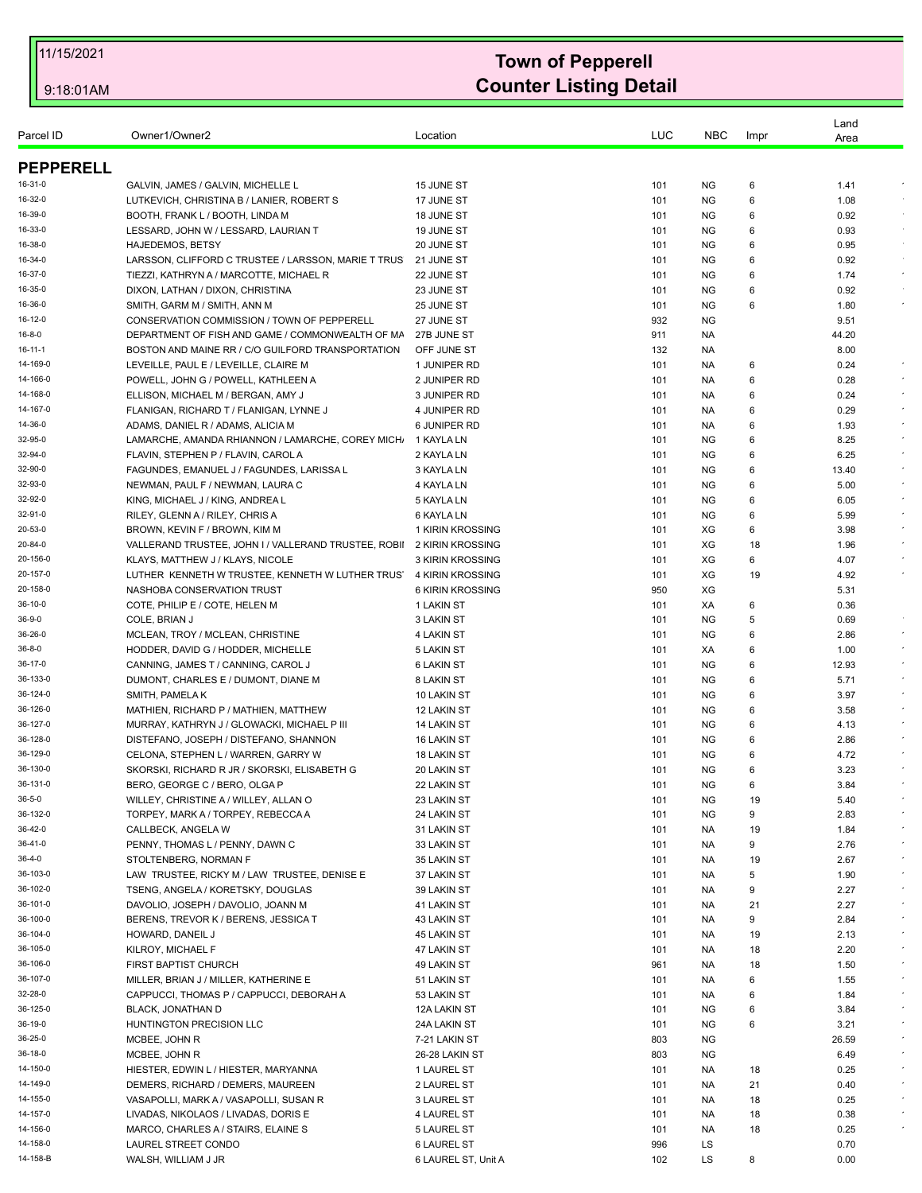# Town of Pepperell
## Counter Listing Detail

11/15/2021
9:18:01AM

| Parcel ID | Owner1/Owner2 | Location | LUC | NBC | Impr | Land Area |
|---|---|---|---|---|---|---|
| **PEPPERELL** | | | | | | |
| 16-31-0 | GALVIN, JAMES / GALVIN, MICHELLE L | 15 JUNE ST | 101 | NG | 6 | 1.41 |
| 16-32-0 | LUTKEVICH, CHRISTINA B / LANIER, ROBERT S | 17 JUNE ST | 101 | NG | 6 | 1.08 |
| 16-39-0 | BOOTH, FRANK L / BOOTH, LINDA M | 18 JUNE ST | 101 | NG | 6 | 0.92 |
| 16-33-0 | LESSARD, JOHN W / LESSARD, LAURIAN T | 19 JUNE ST | 101 | NG | 6 | 0.93 |
| 16-38-0 | HAJEDEMOS, BETSY | 20 JUNE ST | 101 | NG | 6 | 0.95 |
| 16-34-0 | LARSSON, CLIFFORD C TRUSTEE / LARSSON, MARIE T TRUS | 21 JUNE ST | 101 | NG | 6 | 0.92 |
| 16-37-0 | TIEZZI, KATHRYN A / MARCOTTE, MICHAEL R | 22 JUNE ST | 101 | NG | 6 | 1.74 |
| 16-35-0 | DIXON, LATHAN / DIXON, CHRISTINA | 23 JUNE ST | 101 | NG | 6 | 0.92 |
| 16-36-0 | SMITH, GARM M / SMITH, ANN M | 25 JUNE ST | 101 | NG | 6 | 1.80 |
| 16-12-0 | CONSERVATION COMMISSION / TOWN OF PEPPERELL | 27 JUNE ST | 932 | NG | | 9.51 |
| 16-8-0 | DEPARTMENT OF FISH AND GAME / COMMONWEALTH OF MA | 27B JUNE ST | 911 | NA | | 44.20 |
| 16-11-1 | BOSTON AND MAINE RR / C/O GUILFORD TRANSPORTATION | OFF JUNE ST | 132 | NA | | 8.00 |
| 14-169-0 | LEVEILLE, PAUL E / LEVEILLE, CLAIRE M | 1 JUNIPER RD | 101 | NA | 6 | 0.24 |
| 14-166-0 | POWELL, JOHN G / POWELL, KATHLEEN A | 2 JUNIPER RD | 101 | NA | 6 | 0.28 |
| 14-168-0 | ELLISON, MICHAEL M / BERGAN, AMY J | 3 JUNIPER RD | 101 | NA | 6 | 0.24 |
| 14-167-0 | FLANIGAN, RICHARD T / FLANIGAN, LYNNE J | 4 JUNIPER RD | 101 | NA | 6 | 0.29 |
| 14-36-0 | ADAMS, DANIEL R / ADAMS, ALICIA M | 6 JUNIPER RD | 101 | NA | 6 | 1.93 |
| 32-95-0 | LAMARCHE, AMANDA RHIANNON / LAMARCHE, COREY MICH | 1 KAYLA LN | 101 | NG | 6 | 8.25 |
| 32-94-0 | FLAVIN, STEPHEN P / FLAVIN, CAROL A | 2 KAYLA LN | 101 | NG | 6 | 6.25 |
| 32-90-0 | FAGUNDES, EMANUEL J / FAGUNDES, LARISSA L | 3 KAYLA LN | 101 | NG | 6 | 13.40 |
| 32-93-0 | NEWMAN, PAUL F / NEWMAN, LAURA C | 4 KAYLA LN | 101 | NG | 6 | 5.00 |
| 32-92-0 | KING, MICHAEL J / KING, ANDREA L | 5 KAYLA LN | 101 | NG | 6 | 6.05 |
| 32-91-0 | RILEY, GLENN A / RILEY, CHRIS A | 6 KAYLA LN | 101 | NG | 6 | 5.99 |
| 20-53-0 | BROWN, KEVIN F / BROWN, KIM M | 1 KIRIN KROSSING | 101 | XG | 6 | 3.98 |
| 20-84-0 | VALLERAND TRUSTEE, JOHN I / VALLERAND TRUSTEE, ROBI | 2 KIRIN KROSSING | 101 | XG | 18 | 1.96 |
| 20-156-0 | KLAYS, MATTHEW J / KLAYS, NICOLE | 3 KIRIN KROSSING | 101 | XG | 6 | 4.07 |
| 20-157-0 | LUTHER KENNETH W TRUSTEE, KENNETH W LUTHER TRUS | 4 KIRIN KROSSING | 101 | XG | 19 | 4.92 |
| 20-158-0 | NASHOBA CONSERVATION TRUST | 6 KIRIN KROSSING | 950 | XG | | 5.31 |
| 36-10-0 | COTE, PHILIP E / COTE, HELEN M | 1 LAKIN ST | 101 | XA | 6 | 0.36 |
| 36-9-0 | COLE, BRIAN J | 3 LAKIN ST | 101 | NG | 5 | 0.69 |
| 36-26-0 | MCLEAN, TROY / MCLEAN, CHRISTINE | 4 LAKIN ST | 101 | NG | 6 | 2.86 |
| 36-8-0 | HODDER, DAVID G / HODDER, MICHELLE | 5 LAKIN ST | 101 | XA | 6 | 1.00 |
| 36-17-0 | CANNING, JAMES T / CANNING, CAROL J | 6 LAKIN ST | 101 | NG | 6 | 12.93 |
| 36-133-0 | DUMONT, CHARLES E / DUMONT, DIANE M | 8 LAKIN ST | 101 | NG | 6 | 5.71 |
| 36-124-0 | SMITH, PAMELA K | 10 LAKIN ST | 101 | NG | 6 | 3.97 |
| 36-126-0 | MATHIEN, RICHARD P / MATHIEN, MATTHEW | 12 LAKIN ST | 101 | NG | 6 | 3.58 |
| 36-127-0 | MURRAY, KATHRYN J / GLOWACKI, MICHAEL P III | 14 LAKIN ST | 101 | NG | 6 | 4.13 |
| 36-128-0 | DISTEFANO, JOSEPH / DISTEFANO, SHANNON | 16 LAKIN ST | 101 | NG | 6 | 2.86 |
| 36-129-0 | CELONA, STEPHEN L / WARREN, GARRY W | 18 LAKIN ST | 101 | NG | 6 | 4.72 |
| 36-130-0 | SKORSKI, RICHARD R JR / SKORSKI, ELISABETH G | 20 LAKIN ST | 101 | NG | 6 | 3.23 |
| 36-131-0 | BERO, GEORGE C / BERO, OLGA P | 22 LAKIN ST | 101 | NG | 6 | 3.84 |
| 36-5-0 | WILLEY, CHRISTINE A / WILLEY, ALLAN O | 23 LAKIN ST | 101 | NG | 19 | 5.40 |
| 36-132-0 | TORPEY, MARK A / TORPEY, REBECCA A | 24 LAKIN ST | 101 | NG | 9 | 2.83 |
| 36-42-0 | CALLBECK, ANGELA W | 31 LAKIN ST | 101 | NA | 19 | 1.84 |
| 36-41-0 | PENNY, THOMAS L / PENNY, DAWN C | 33 LAKIN ST | 101 | NA | 9 | 2.76 |
| 36-4-0 | STOLTENBERG, NORMAN F | 35 LAKIN ST | 101 | NA | 19 | 2.67 |
| 36-103-0 | LAW TRUSTEE, RICKY M / LAW TRUSTEE, DENISE E | 37 LAKIN ST | 101 | NA | 5 | 1.90 |
| 36-102-0 | TSENG, ANGELA / KORETSKY, DOUGLAS | 39 LAKIN ST | 101 | NA | 9 | 2.27 |
| 36-101-0 | DAVOLIO, JOSEPH / DAVOLIO, JOANN M | 41 LAKIN ST | 101 | NA | 21 | 2.27 |
| 36-100-0 | BERENS, TREVOR K / BERENS, JESSICA T | 43 LAKIN ST | 101 | NA | 9 | 2.84 |
| 36-104-0 | HOWARD, DANEIL J | 45 LAKIN ST | 101 | NA | 19 | 2.13 |
| 36-105-0 | KILROY, MICHAEL F | 47 LAKIN ST | 101 | NA | 18 | 2.20 |
| 36-106-0 | FIRST BAPTIST CHURCH | 49 LAKIN ST | 961 | NA | 18 | 1.50 |
| 36-107-0 | MILLER, BRIAN J / MILLER, KATHERINE E | 51 LAKIN ST | 101 | NA | 6 | 1.55 |
| 32-28-0 | CAPPUCCI, THOMAS P / CAPPUCCI, DEBORAH A | 53 LAKIN ST | 101 | NA | 6 | 1.84 |
| 36-125-0 | BLACK, JONATHAN D | 12A LAKIN ST | 101 | NG | 6 | 3.84 |
| 36-19-0 | HUNTINGTON PRECISION LLC | 24A LAKIN ST | 101 | NG | 6 | 3.21 |
| 36-25-0 | MCBEE, JOHN R | 7-21 LAKIN ST | 803 | NG | | 26.59 |
| 36-18-0 | MCBEE, JOHN R | 26-28 LAKIN ST | 803 | NG | | 6.49 |
| 14-150-0 | HIESTER, EDWIN L / HIESTER, MARYANNA | 1 LAUREL ST | 101 | NA | 18 | 0.25 |
| 14-149-0 | DEMERS, RICHARD / DEMERS, MAUREEN | 2 LAUREL ST | 101 | NA | 21 | 0.40 |
| 14-155-0 | VASAPOLLI, MARK A / VASAPOLLI, SUSAN R | 3 LAUREL ST | 101 | NA | 18 | 0.25 |
| 14-157-0 | LIVADAS, NIKOLAOS / LIVADAS, DORIS E | 4 LAUREL ST | 101 | NA | 18 | 0.38 |
| 14-156-0 | MARCO, CHARLES A / STAIRS, ELAINE S | 5 LAUREL ST | 101 | NA | 18 | 0.25 |
| 14-158-0 | LAUREL STREET CONDO | 6 LAUREL ST | 996 | LS | | 0.70 |
| 14-158-B | WALSH, WILLIAM J JR | 6 LAUREL ST, Unit A | 102 | LS | 8 | 0.00 |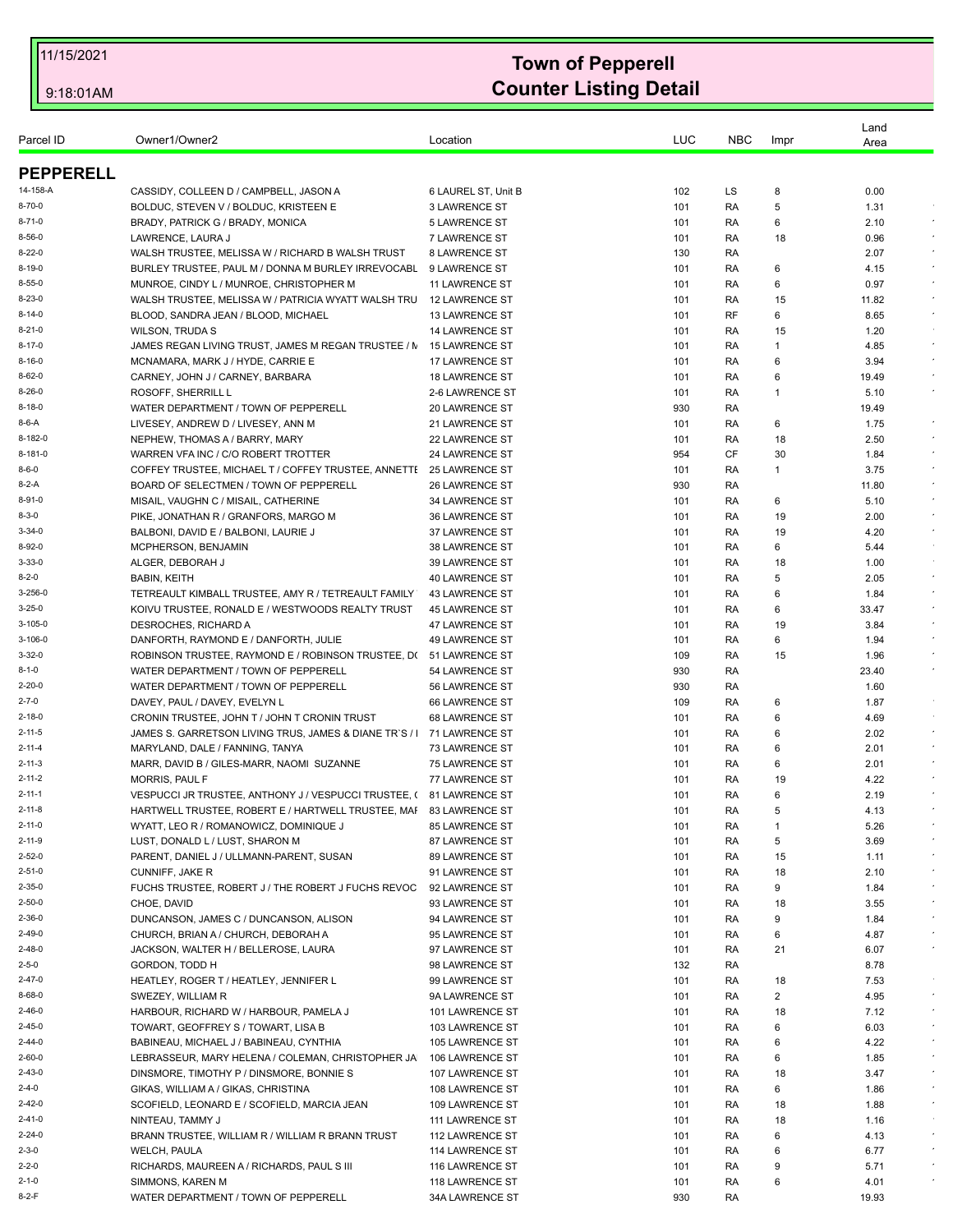# Town of Pepperell
## Counter Listing Detail

| Parcel ID | Owner1/Owner2 | Location | LUC | NBC | Impr | Land Area |
|---|---|---|---|---|---|---|
| **PEPPERELL** | | | | | | |
| 14-158-A | CASSIDY, COLLEEN D / CAMPBELL, JASON A | 6 LAUREL ST, Unit B | 102 | LS | 8 | 0.00 |
| 8-70-0 | BOLDUC, STEVEN V / BOLDUC, KRISTEEN E | 3 LAWRENCE ST | 101 | RA | 5 | 1.31 |
| 8-71-0 | BRADY, PATRICK G / BRADY, MONICA | 5 LAWRENCE ST | 101 | RA | 6 | 2.10 |
| 8-56-0 | LAWRENCE, LAURA J | 7 LAWRENCE ST | 101 | RA | 18 | 0.96 |
| 8-22-0 | WALSH TRUSTEE, MELISSA W / RICHARD B WALSH TRUST | 8 LAWRENCE ST | 130 | RA | | 2.07 |
| 8-19-0 | BURLEY TRUSTEE, PAUL M / DONNA M BURLEY IRREVOCABL | 9 LAWRENCE ST | 101 | RA | 6 | 4.15 |
| 8-55-0 | MUNROE, CINDY L / MUNROE, CHRISTOPHER M | 11 LAWRENCE ST | 101 | RA | 6 | 0.97 |
| 8-23-0 | WALSH TRUSTEE, MELISSA W / PATRICIA WYATT WALSH TRU | 12 LAWRENCE ST | 101 | RA | 15 | 11.82 |
| 8-14-0 | BLOOD, SANDRA JEAN / BLOOD, MICHAEL | 13 LAWRENCE ST | 101 | RF | 6 | 8.65 |
| 8-21-0 | WILSON, TRUDA S | 14 LAWRENCE ST | 101 | RA | 15 | 1.20 |
| 8-17-0 | JAMES REGAN LIVING TRUST, JAMES M REGAN TRUSTEE / M | 15 LAWRENCE ST | 101 | RA | 1 | 4.85 |
| 8-16-0 | MCNAMARA, MARK J / HYDE, CARRIE E | 17 LAWRENCE ST | 101 | RA | 6 | 3.94 |
| 8-62-0 | CARNEY, JOHN J / CARNEY, BARBARA | 18 LAWRENCE ST | 101 | RA | 6 | 19.49 |
| 8-26-0 | ROSOFF, SHERRILL L | 2-6 LAWRENCE ST | 101 | RA | 1 | 5.10 |
| 8-18-0 | WATER DEPARTMENT / TOWN OF PEPPERELL | 20 LAWRENCE ST | 930 | RA | | 19.49 |
| 8-6-A | LIVESEY, ANDREW D / LIVESEY, ANN M | 21 LAWRENCE ST | 101 | RA | 6 | 1.75 |
| 8-182-0 | NEPHEW, THOMAS A / BARRY, MARY | 22 LAWRENCE ST | 101 | RA | 18 | 2.50 |
| 8-181-0 | WARREN VFA INC / C/O ROBERT TROTTER | 24 LAWRENCE ST | 954 | CF | 30 | 1.84 |
| 8-6-0 | COFFEY TRUSTEE, MICHAEL T / COFFEY TRUSTEE, ANNETTE | 25 LAWRENCE ST | 101 | RA | 1 | 3.75 |
| 8-2-A | BOARD OF SELECTMEN / TOWN OF PEPPERELL | 26 LAWRENCE ST | 930 | RA | | 11.80 |
| 8-91-0 | MISAIL, VAUGHN C / MISAIL, CATHERINE | 34 LAWRENCE ST | 101 | RA | 6 | 5.10 |
| 8-3-0 | PIKE, JONATHAN R / GRANFORS, MARGO M | 36 LAWRENCE ST | 101 | RA | 19 | 2.00 |
| 3-34-0 | BALBONI, DAVID E / BALBONI, LAURIE J | 37 LAWRENCE ST | 101 | RA | 19 | 4.20 |
| 8-92-0 | MCPHERSON, BENJAMIN | 38 LAWRENCE ST | 101 | RA | 6 | 5.44 |
| 3-33-0 | ALGER, DEBORAH J | 39 LAWRENCE ST | 101 | RA | 18 | 1.00 |
| 8-2-0 | BABIN, KEITH | 40 LAWRENCE ST | 101 | RA | 5 | 2.05 |
| 3-256-0 | TETREAULT KIMBALL TRUSTEE, AMY R / TETREAULT FAMILY | 43 LAWRENCE ST | 101 | RA | 6 | 1.84 |
| 3-25-0 | KOIVU TRUSTEE, RONALD E / WESTWOODS REALTY TRUST | 45 LAWRENCE ST | 101 | RA | 6 | 33.47 |
| 3-105-0 | DESROCHES, RICHARD A | 47 LAWRENCE ST | 101 | RA | 19 | 3.84 |
| 3-106-0 | DANFORTH, RAYMOND E / DANFORTH, JULIE | 49 LAWRENCE ST | 101 | RA | 6 | 1.94 |
| 3-32-0 | ROBINSON TRUSTEE, RAYMOND E / ROBINSON TRUSTEE, DO | 51 LAWRENCE ST | 109 | RA | 15 | 1.96 |
| 8-1-0 | WATER DEPARTMENT / TOWN OF PEPPERELL | 54 LAWRENCE ST | 930 | RA | | 23.40 |
| 2-20-0 | WATER DEPARTMENT / TOWN OF PEPPERELL | 56 LAWRENCE ST | 930 | RA | | 1.60 |
| 2-7-0 | DAVEY, PAUL / DAVEY, EVELYN L | 66 LAWRENCE ST | 109 | RA | 6 | 1.87 |
| 2-18-0 | CRONIN TRUSTEE, JOHN T / JOHN T CRONIN TRUST | 68 LAWRENCE ST | 101 | RA | 6 | 4.69 |
| 2-11-5 | JAMES S. GARRETSON LIVING TRUS, JAMES & DIANE TR`S / I | 71 LAWRENCE ST | 101 | RA | 6 | 2.02 |
| 2-11-4 | MARYLAND, DALE / FANNING, TANYA | 73 LAWRENCE ST | 101 | RA | 6 | 2.01 |
| 2-11-3 | MARR, DAVID B / GILES-MARR, NAOMI SUZANNE | 75 LAWRENCE ST | 101 | RA | 6 | 2.01 |
| 2-11-2 | MORRIS, PAUL F | 77 LAWRENCE ST | 101 | RA | 19 | 4.22 |
| 2-11-1 | VESPUCCI JR TRUSTEE, ANTHONY J / VESPUCCI TRUSTEE, ( | 81 LAWRENCE ST | 101 | RA | 6 | 2.19 |
| 2-11-8 | HARTWELL TRUSTEE, ROBERT E / HARTWELL TRUSTEE, MAF | 83 LAWRENCE ST | 101 | RA | 5 | 4.13 |
| 2-11-0 | WYATT, LEO R / ROMANOWICZ, DOMINIQUE J | 85 LAWRENCE ST | 101 | RA | 1 | 5.26 |
| 2-11-9 | LUST, DONALD L / LUST, SHARON M | 87 LAWRENCE ST | 101 | RA | 5 | 3.69 |
| 2-52-0 | PARENT, DANIEL J / ULLMANN-PARENT, SUSAN | 89 LAWRENCE ST | 101 | RA | 15 | 1.11 |
| 2-51-0 | CUNNIFF, JAKE R | 91 LAWRENCE ST | 101 | RA | 18 | 2.10 |
| 2-35-0 | FUCHS TRUSTEE, ROBERT J / THE ROBERT J FUCHS REVOC | 92 LAWRENCE ST | 101 | RA | 9 | 1.84 |
| 2-50-0 | CHOE, DAVID | 93 LAWRENCE ST | 101 | RA | 18 | 3.55 |
| 2-36-0 | DUNCANSON, JAMES C / DUNCANSON, ALISON | 94 LAWRENCE ST | 101 | RA | 9 | 1.84 |
| 2-49-0 | CHURCH, BRIAN A / CHURCH, DEBORAH A | 95 LAWRENCE ST | 101 | RA | 6 | 4.87 |
| 2-48-0 | JACKSON, WALTER H / BELLEROSE, LAURA | 97 LAWRENCE ST | 101 | RA | 21 | 6.07 |
| 2-5-0 | GORDON, TODD H | 98 LAWRENCE ST | 132 | RA | | 8.78 |
| 2-47-0 | HEATLEY, ROGER T / HEATLEY, JENNIFER L | 99 LAWRENCE ST | 101 | RA | 18 | 7.53 |
| 8-68-0 | SWEZEY, WILLIAM R | 9A LAWRENCE ST | 101 | RA | 2 | 4.95 |
| 2-46-0 | HARBOUR, RICHARD W / HARBOUR, PAMELA J | 101 LAWRENCE ST | 101 | RA | 18 | 7.12 |
| 2-45-0 | TOWART, GEOFFREY S / TOWART, LISA B | 103 LAWRENCE ST | 101 | RA | 6 | 6.03 |
| 2-44-0 | BABINEAU, MICHAEL J / BABINEAU, CYNTHIA | 105 LAWRENCE ST | 101 | RA | 6 | 4.22 |
| 2-60-0 | LEBRASSEUR, MARY HELENA / COLEMAN, CHRISTOPHER JA | 106 LAWRENCE ST | 101 | RA | 6 | 1.85 |
| 2-43-0 | DINSMORE, TIMOTHY P / DINSMORE, BONNIE S | 107 LAWRENCE ST | 101 | RA | 18 | 3.47 |
| 2-4-0 | GIKAS, WILLIAM A / GIKAS, CHRISTINA | 108 LAWRENCE ST | 101 | RA | 6 | 1.86 |
| 2-42-0 | SCOFIELD, LEONARD E / SCOFIELD, MARCIA JEAN | 109 LAWRENCE ST | 101 | RA | 18 | 1.88 |
| 2-41-0 | NINTEAU, TAMMY J | 111 LAWRENCE ST | 101 | RA | 18 | 1.16 |
| 2-24-0 | BRANN TRUSTEE, WILLIAM R / WILLIAM R BRANN TRUST | 112 LAWRENCE ST | 101 | RA | 6 | 4.13 |
| 2-3-0 | WELCH, PAULA | 114 LAWRENCE ST | 101 | RA | 6 | 6.77 |
| 2-2-0 | RICHARDS, MAUREEN A / RICHARDS, PAUL S III | 116 LAWRENCE ST | 101 | RA | 9 | 5.71 |
| 2-1-0 | SIMMONS, KAREN M | 118 LAWRENCE ST | 101 | RA | 6 | 4.01 |
| 8-2-F | WATER DEPARTMENT / TOWN OF PEPPERELL | 34A LAWRENCE ST | 930 | RA | | 19.93 |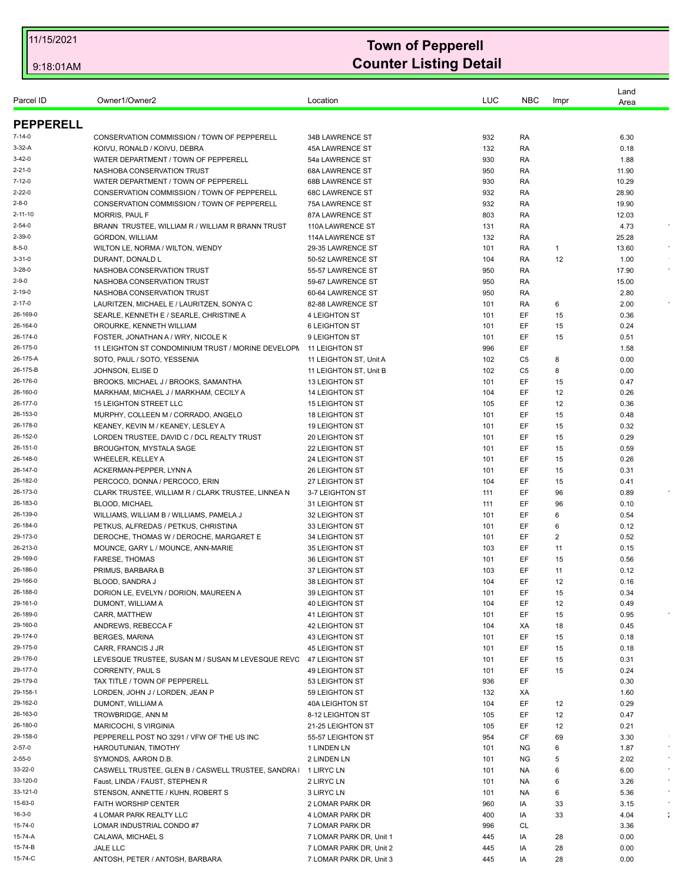# Town of Pepperell
## Counter Listing Detail

| Parcel ID | Owner1/Owner2 | Location | LUC | NBC | Impr | Land Area |
|---|---|---|---|---|---|---|
| **PEPPERELL** | | | | | | |
| 7-14-0 | CONSERVATION COMMISSION / TOWN OF PEPPERELL | 34B LAWRENCE ST | 932 | RA | | 6.30 |
| 3-32-A | KOIVU, RONALD / KOIVU, DEBRA | 45A LAWRENCE ST | 132 | RA | | 0.18 |
| 3-42-0 | WATER DEPARTMENT / TOWN OF PEPPERELL | 54a LAWRENCE ST | 930 | RA | | 1.88 |
| 2-21-0 | NASHOBA CONSERVATION TRUST | 68A LAWRENCE ST | 950 | RA | | 11.90 |
| 7-12-0 | WATER DEPARTMENT / TOWN OF PEPPERELL | 68B LAWRENCE ST | 930 | RA | | 10.29 |
| 2-22-0 | CONSERVATION COMMISSION / TOWN OF PEPPERELL | 68C LAWRENCE ST | 932 | RA | | 28.90 |
| 2-8-0 | CONSERVATION COMMISSION / TOWN OF PEPPERELL | 75A LAWRENCE ST | 932 | RA | | 19.90 |
| 2-11-10 | MORRIS, PAUL F | 87A LAWRENCE ST | 803 | RA | | 12.03 |
| 2-54-0 | BRANN TRUSTEE, WILLIAM R / WILLIAM R BRANN TRUST | 110A LAWRENCE ST | 131 | RA | | 4.73 |
| 2-39-0 | GORDON, WILLIAM | 114A LAWRENCE ST | 132 | RA | | 25.28 |
| 8-5-0 | WILTON LE, NORMA / WILTON, WENDY | 29-35 LAWRENCE ST | 101 | RA | 1 | 13.60 |
| 3-31-0 | DURANT, DONALD L | 50-52 LAWRENCE ST | 104 | RA | 12 | 1.00 |
| 3-28-0 | NASHOBA CONSERVATION TRUST | 55-57 LAWRENCE ST | 950 | RA | | 17.90 |
| 2-9-0 | NASHOBA CONSERVATION TRUST | 59-67 LAWRENCE ST | 950 | RA | | 15.00 |
| 2-19-0 | NASHOBA CONSERVATION TRUST | 60-64 LAWRENCE ST | 950 | RA | | 2.80 |
| 2-17-0 | LAURITZEN, MICHAEL E / LAURITZEN, SONYA C | 82-88 LAWRENCE ST | 101 | RA | 6 | 2.00 |
| 26-169-0 | SEARLE, KENNETH E / SEARLE, CHRISTINE A | 4 LEIGHTON ST | 101 | EF | 15 | 0.36 |
| 26-164-0 | OROURKE, KENNETH WILLIAM | 6 LEIGHTON ST | 101 | EF | 15 | 0.24 |
| 26-174-0 | FOSTER, JONATHAN A / WRY, NICOLE K | 9 LEIGHTON ST | 101 | EF | 15 | 0.51 |
| 26-175-0 | 11 LEIGHTON ST CONDOMINIUM TRUST / MORINE DEVELOPM | 11 LEIGHTON ST | 996 | EF | | 1.58 |
| 26-175-A | SOTO, PAUL / SOTO, YESSENIA | 11 LEIGHTON ST, Unit A | 102 | C5 | 8 | 0.00 |
| 26-175-B | JOHNSON, ELISE D | 11 LEIGHTON ST, Unit B | 102 | C5 | 8 | 0.00 |
| 26-176-0 | BROOKS, MICHAEL J / BROOKS, SAMANTHA | 13 LEIGHTON ST | 101 | EF | 15 | 0.47 |
| 26-160-0 | MARKHAM, MICHAEL J / MARKHAM, CECILY A | 14 LEIGHTON ST | 104 | EF | 12 | 0.26 |
| 26-177-0 | 15 LEIGHTON STREET LLC | 15 LEIGHTON ST | 105 | EF | 12 | 0.36 |
| 26-153-0 | MURPHY, COLLEEN M / CORRADO, ANGELO | 18 LEIGHTON ST | 101 | EF | 15 | 0.48 |
| 26-178-0 | KEANEY, KEVIN M / KEANEY, LESLEY A | 19 LEIGHTON ST | 101 | EF | 15 | 0.32 |
| 26-152-0 | LORDEN TRUSTEE, DAVID C / DCL REALTY TRUST | 20 LEIGHTON ST | 101 | EF | 15 | 0.29 |
| 26-151-0 | BROUGHTON, MYSTALA SAGE | 22 LEIGHTON ST | 101 | EF | 15 | 0.59 |
| 26-148-0 | WHEELER, KELLEY A | 24 LEIGHTON ST | 101 | EF | 15 | 0.26 |
| 26-147-0 | ACKERMAN-PEPPER, LYNN A | 26 LEIGHTON ST | 101 | EF | 15 | 0.31 |
| 26-182-0 | PERCOCO, DONNA / PERCOCO, ERIN | 27 LEIGHTON ST | 104 | EF | 15 | 0.41 |
| 26-173-0 | CLARK TRUSTEE, WILLIAM R / CLARK TRUSTEE, LINNEA N | 3-7 LEIGHTON ST | 111 | EF | 96 | 0.89 |
| 26-183-0 | BLOOD, MICHAEL | 31 LEIGHTON ST | 111 | EF | 96 | 0.10 |
| 26-139-0 | WILLIAMS, WILLIAM B / WILLIAMS, PAMELA J | 32 LEIGHTON ST | 101 | EF | 6 | 0.54 |
| 26-184-0 | PETKUS, ALFREDAS / PETKUS, CHRISTINA | 33 LEIGHTON ST | 101 | EF | 6 | 0.12 |
| 29-173-0 | DEROCHE, THOMAS W / DEROCHE, MARGARET E | 34 LEIGHTON ST | 101 | EF | 2 | 0.52 |
| 26-213-0 | MOUNCE, GARY L / MOUNCE, ANN-MARIE | 35 LEIGHTON ST | 103 | EF | 11 | 0.15 |
| 29-169-0 | FARESE, THOMAS | 36 LEIGHTON ST | 101 | EF | 15 | 0.56 |
| 26-186-0 | PRIMUS, BARBARA B | 37 LEIGHTON ST | 103 | EF | 11 | 0.12 |
| 29-166-0 | BLOOD, SANDRA J | 38 LEIGHTON ST | 104 | EF | 12 | 0.16 |
| 26-188-0 | DORION LE, EVELYN / DORION, MAUREEN A | 39 LEIGHTON ST | 101 | EF | 15 | 0.34 |
| 29-161-0 | DUMONT, WILLIAM A | 40 LEIGHTON ST | 104 | EF | 12 | 0.49 |
| 26-189-0 | CARR, MATTHEW | 41 LEIGHTON ST | 101 | EF | 15 | 0.95 |
| 29-160-0 | ANDREWS, REBECCA F | 42 LEIGHTON ST | 104 | XA | 18 | 0.45 |
| 29-174-0 | BERGES, MARINA | 43 LEIGHTON ST | 101 | EF | 15 | 0.18 |
| 29-175-0 | CARR, FRANCIS J JR | 45 LEIGHTON ST | 101 | EF | 15 | 0.18 |
| 29-176-0 | LEVESQUE TRUSTEE, SUSAN M / SUSAN M LEVESQUE REVO | 47 LEIGHTON ST | 101 | EF | 15 | 0.31 |
| 29-177-0 | CORRENTY, PAUL S | 49 LEIGHTON ST | 101 | EF | 15 | 0.24 |
| 29-179-0 | TAX TITLE / TOWN OF PEPPERELL | 53 LEIGHTON ST | 936 | EF | | 0.30 |
| 29-158-1 | LORDEN, JOHN J / LORDEN, JEAN P | 59 LEIGHTON ST | 132 | XA | | 1.60 |
| 29-162-0 | DUMONT, WILLIAM A | 40A LEIGHTON ST | 104 | EF | 12 | 0.29 |
| 26-163-0 | TROWBRIDGE, ANN M | 8-12 LEIGHTON ST | 105 | EF | 12 | 0.47 |
| 26-180-0 | MARICOCHI, S VIRGINIA | 21-25 LEIGHTON ST | 105 | EF | 12 | 0.21 |
| 29-158-0 | PEPPERELL POST NO 3291 / VFW OF THE US INC | 55-57 LEIGHTON ST | 954 | CF | 69 | 3.30 |
| 2-57-0 | HAROUTUNIAN, TIMOTHY | 1 LINDEN LN | 101 | NG | 6 | 1.87 |
| 2-55-0 | SYMONDS, AARON D.B. | 2 LINDEN LN | 101 | NG | 5 | 2.02 |
| 33-22-0 | CASWELL TRUSTEE, GLEN B / CASWELL TRUSTEE, SANDRA I | 1 LIRYC LN | 101 | NA | 6 | 6.00 |
| 33-120-0 | Faust, LINDA / FAUST, STEPHEN R | 2 LIRYC LN | 101 | NA | 6 | 3.26 |
| 33-121-0 | STENSON, ANNETTE / KUHN, ROBERT S | 3 LIRYC LN | 101 | NA | 6 | 5.36 |
| 15-63-0 | FAITH WORSHIP CENTER | 2 LOMAR PARK DR | 960 | IA | 33 | 3.15 |
| 16-3-0 | 4 LOMAR PARK REALTY LLC | 4 LOMAR PARK DR | 400 | IA | 33 | 4.04 |
| 15-74-0 | LOMAR INDUSTRIAL CONDO #7 | 7 LOMAR PARK DR | 996 | CL | | 3.36 |
| 15-74-A | CALAWA, MICHAEL S | 7 LOMAR PARK DR, Unit 1 | 445 | IA | 28 | 0.00 |
| 15-74-B | JALE LLC | 7 LOMAR PARK DR, Unit 2 | 445 | IA | 28 | 0.00 |
| 15-74-C | ANTOSH, PETER / ANTOSH, BARBARA | 7 LOMAR PARK DR, Unit 3 | 445 | IA | 28 | 0.00 |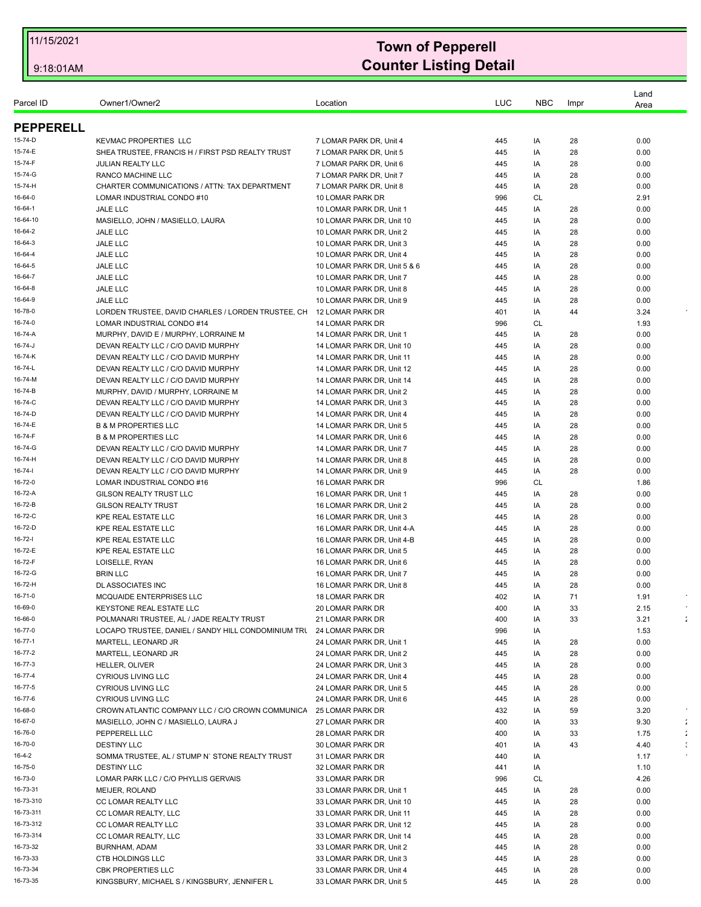# Town of Pepperell
## Counter Listing Detail

11/15/2021
9:18:01AM

| Parcel ID | Owner1/Owner2 | Location | LUC | NBC | Impr | Land Area |
|---|---|---|---|---|---|---|
| **PEPPERELL** | | | | | | |
| 15-74-D | KEVMAC PROPERTIES LLC | 7 LOMAR PARK DR, Unit 4 | 445 | IA | 28 | 0.00 |
| 15-74-E | SHEA TRUSTEE, FRANCIS H / FIRST PSD REALTY TRUST | 7 LOMAR PARK DR, Unit 5 | 445 | IA | 28 | 0.00 |
| 15-74-F | JULIAN REALTY LLC | 7 LOMAR PARK DR, Unit 6 | 445 | IA | 28 | 0.00 |
| 15-74-G | RANCO MACHINE LLC | 7 LOMAR PARK DR, Unit 7 | 445 | IA | 28 | 0.00 |
| 15-74-H | CHARTER COMMUNICATIONS / ATTN: TAX DEPARTMENT | 7 LOMAR PARK DR, Unit 8 | 445 | IA | 28 | 0.00 |
| 16-64-0 | LOMAR INDUSTRIAL CONDO #10 | 10 LOMAR PARK DR | 996 | CL | | 2.91 |
| 16-64-1 | JALE LLC | 10 LOMAR PARK DR, Unit 1 | 445 | IA | 28 | 0.00 |
| 16-64-10 | MASIELLO, JOHN / MASIELLO, LAURA | 10 LOMAR PARK DR, Unit 10 | 445 | IA | 28 | 0.00 |
| 16-64-2 | JALE LLC | 10 LOMAR PARK DR, Unit 2 | 445 | IA | 28 | 0.00 |
| 16-64-3 | JALE LLC | 10 LOMAR PARK DR, Unit 3 | 445 | IA | 28 | 0.00 |
| 16-64-4 | JALE LLC | 10 LOMAR PARK DR, Unit 4 | 445 | IA | 28 | 0.00 |
| 16-64-5 | JALE LLC | 10 LOMAR PARK DR, Unit 5 & 6 | 445 | IA | 28 | 0.00 |
| 16-64-7 | JALE LLC | 10 LOMAR PARK DR, Unit 7 | 445 | IA | 28 | 0.00 |
| 16-64-8 | JALE LLC | 10 LOMAR PARK DR, Unit 8 | 445 | IA | 28 | 0.00 |
| 16-64-9 | JALE LLC | 10 LOMAR PARK DR, Unit 9 | 445 | IA | 28 | 0.00 |
| 16-78-0 | LORDEN TRUSTEE, DAVID CHARLES / LORDEN TRUSTEE, CH | 12 LOMAR PARK DR | 401 | IA | 44 | 3.24 |
| 16-74-0 | LOMAR INDUSTRIAL CONDO #14 | 14 LOMAR PARK DR | 996 | CL | | 1.93 |
| 16-74-A | MURPHY, DAVID E / MURPHY, LORRAINE M | 14 LOMAR PARK DR, Unit 1 | 445 | IA | 28 | 0.00 |
| 16-74-J | DEVAN REALTY LLC / C/O DAVID MURPHY | 14 LOMAR PARK DR, Unit 10 | 445 | IA | 28 | 0.00 |
| 16-74-K | DEVAN REALTY LLC / C/O DAVID MURPHY | 14 LOMAR PARK DR, Unit 11 | 445 | IA | 28 | 0.00 |
| 16-74-L | DEVAN REALTY LLC / C/O DAVID MURPHY | 14 LOMAR PARK DR, Unit 12 | 445 | IA | 28 | 0.00 |
| 16-74-M | DEVAN REALTY LLC / C/O DAVID MURPHY | 14 LOMAR PARK DR, Unit 14 | 445 | IA | 28 | 0.00 |
| 16-74-B | MURPHY, DAVID / MURPHY, LORRAINE M | 14 LOMAR PARK DR, Unit 2 | 445 | IA | 28 | 0.00 |
| 16-74-C | DEVAN REALTY LLC / C/O DAVID MURPHY | 14 LOMAR PARK DR, Unit 3 | 445 | IA | 28 | 0.00 |
| 16-74-D | DEVAN REALTY LLC / C/O DAVID MURPHY | 14 LOMAR PARK DR, Unit 4 | 445 | IA | 28 | 0.00 |
| 16-74-E | B & M PROPERTIES LLC | 14 LOMAR PARK DR, Unit 5 | 445 | IA | 28 | 0.00 |
| 16-74-F | B & M PROPERTIES LLC | 14 LOMAR PARK DR, Unit 6 | 445 | IA | 28 | 0.00 |
| 16-74-G | DEVAN REALTY LLC / C/O DAVID MURPHY | 14 LOMAR PARK DR, Unit 7 | 445 | IA | 28 | 0.00 |
| 16-74-H | DEVAN REALTY LLC / C/O DAVID MURPHY | 14 LOMAR PARK DR, Unit 8 | 445 | IA | 28 | 0.00 |
| 16-74-I | DEVAN REALTY LLC / C/O DAVID MURPHY | 14 LOMAR PARK DR, Unit 9 | 445 | IA | 28 | 0.00 |
| 16-72-0 | LOMAR INDUSTRIAL CONDO #16 | 16 LOMAR PARK DR | 996 | CL | | 1.86 |
| 16-72-A | GILSON REALTY TRUST LLC | 16 LOMAR PARK DR, Unit 1 | 445 | IA | 28 | 0.00 |
| 16-72-B | GILSON REALTY TRUST | 16 LOMAR PARK DR, Unit 2 | 445 | IA | 28 | 0.00 |
| 16-72-C | KPE REAL ESTATE LLC | 16 LOMAR PARK DR, Unit 3 | 445 | IA | 28 | 0.00 |
| 16-72-D | KPE REAL ESTATE LLC | 16 LOMAR PARK DR, Unit 4-A | 445 | IA | 28 | 0.00 |
| 16-72-I | KPE REAL ESTATE LLC | 16 LOMAR PARK DR, Unit 4-B | 445 | IA | 28 | 0.00 |
| 16-72-E | KPE REAL ESTATE LLC | 16 LOMAR PARK DR, Unit 5 | 445 | IA | 28 | 0.00 |
| 16-72-F | LOISELLE, RYAN | 16 LOMAR PARK DR, Unit 6 | 445 | IA | 28 | 0.00 |
| 16-72-G | BRIN LLC | 16 LOMAR PARK DR, Unit 7 | 445 | IA | 28 | 0.00 |
| 16-72-H | DL ASSOCIATES INC | 16 LOMAR PARK DR, Unit 8 | 445 | IA | 28 | 0.00 |
| 16-71-0 | MCQUAIDE ENTERPRISES LLC | 18 LOMAR PARK DR | 402 | IA | 71 | 1.91 |
| 16-69-0 | KEYSTONE REAL ESTATE LLC | 20 LOMAR PARK DR | 400 | IA | 33 | 2.15 |
| 16-66-0 | POLMANARI TRUSTEE, AL / JADE REALTY TRUST | 21 LOMAR PARK DR | 400 | IA | 33 | 3.21 |
| 16-77-0 | LOCAPO TRUSTEE, DANIEL / SANDY HILL CONDOMINIUM TRU | 24 LOMAR PARK DR | 996 | IA | | 1.53 |
| 16-77-1 | MARTELL, LEONARD JR | 24 LOMAR PARK DR, Unit 1 | 445 | IA | 28 | 0.00 |
| 16-77-2 | MARTELL, LEONARD JR | 24 LOMAR PARK DR, Unit 2 | 445 | IA | 28 | 0.00 |
| 16-77-3 | HELLER, OLIVER | 24 LOMAR PARK DR, Unit 3 | 445 | IA | 28 | 0.00 |
| 16-77-4 | CYRIOUS LIVING LLC | 24 LOMAR PARK DR, Unit 4 | 445 | IA | 28 | 0.00 |
| 16-77-5 | CYRIOUS LIVING LLC | 24 LOMAR PARK DR, Unit 5 | 445 | IA | 28 | 0.00 |
| 16-77-6 | CYRIOUS LIVING LLC | 24 LOMAR PARK DR, Unit 6 | 445 | IA | 28 | 0.00 |
| 16-68-0 | CROWN ATLANTIC COMPANY LLC / C/O CROWN COMMUNICA | 25 LOMAR PARK DR | 432 | IA | 59 | 3.20 |
| 16-67-0 | MASIELLO, JOHN C / MASIELLO, LAURA J | 27 LOMAR PARK DR | 400 | IA | 33 | 9.30 |
| 16-76-0 | PEPPERELL LLC | 28 LOMAR PARK DR | 400 | IA | 33 | 1.75 |
| 16-70-0 | DESTINY LLC | 30 LOMAR PARK DR | 401 | IA | 43 | 4.40 |
| 16-4-2 | SOMMA TRUSTEE, AL / STUMP N` STONE REALTY TRUST | 31 LOMAR PARK DR | 440 | IA | | 1.17 |
| 16-75-0 | DESTINY LLC | 32 LOMAR PARK DR | 441 | IA | | 1.10 |
| 16-73-0 | LOMAR PARK LLC / C/O PHYLLIS GERVAIS | 33 LOMAR PARK DR | 996 | CL | | 4.26 |
| 16-73-31 | MEIJER, ROLAND | 33 LOMAR PARK DR, Unit 1 | 445 | IA | 28 | 0.00 |
| 16-73-310 | CC LOMAR REALTY LLC | 33 LOMAR PARK DR, Unit 10 | 445 | IA | 28 | 0.00 |
| 16-73-311 | CC LOMAR REALTY, LLC | 33 LOMAR PARK DR, Unit 11 | 445 | IA | 28 | 0.00 |
| 16-73-312 | CC LOMAR REALTY LLC | 33 LOMAR PARK DR, Unit 12 | 445 | IA | 28 | 0.00 |
| 16-73-314 | CC LOMAR REALTY, LLC | 33 LOMAR PARK DR, Unit 14 | 445 | IA | 28 | 0.00 |
| 16-73-32 | BURNHAM, ADAM | 33 LOMAR PARK DR, Unit 2 | 445 | IA | 28 | 0.00 |
| 16-73-33 | CTB HOLDINGS LLC | 33 LOMAR PARK DR, Unit 3 | 445 | IA | 28 | 0.00 |
| 16-73-34 | CBK PROPERTIES LLC | 33 LOMAR PARK DR, Unit 4 | 445 | IA | 28 | 0.00 |
| 16-73-35 | KINGSBURY, MICHAEL S / KINGSBURY, JENNIFER L | 33 LOMAR PARK DR, Unit 5 | 445 | IA | 28 | 0.00 |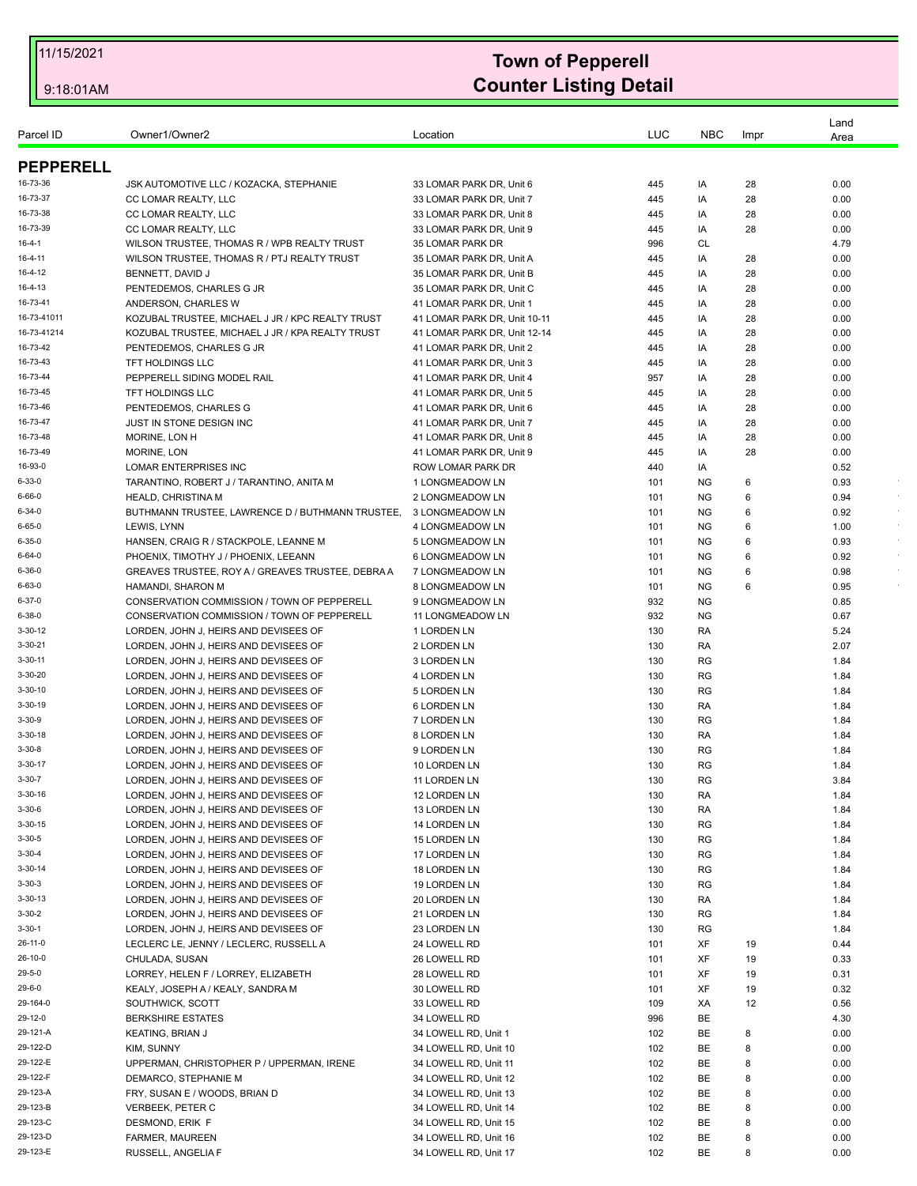# Town of Pepperell
## Counter Listing Detail

| Parcel ID | Owner1/Owner2 | Location | LUC | NBC | Impr | Land Area |
|---|---|---|---|---|---|---|
| **PEPPERELL** | | | | | | |
| 16-73-36 | JSK AUTOMOTIVE LLC / KOZACKA, STEPHANIE | 33 LOMAR PARK DR, Unit 6 | 445 | IA | 28 | 0.00 |
| 16-73-37 | CC LOMAR REALTY, LLC | 33 LOMAR PARK DR, Unit 7 | 445 | IA | 28 | 0.00 |
| 16-73-38 | CC LOMAR REALTY, LLC | 33 LOMAR PARK DR, Unit 8 | 445 | IA | 28 | 0.00 |
| 16-73-39 | CC LOMAR REALTY, LLC | 33 LOMAR PARK DR, Unit 9 | 445 | IA | 28 | 0.00 |
| 16-4-1 | WILSON TRUSTEE, THOMAS R / WPB REALTY TRUST | 35 LOMAR PARK DR | 996 | CL | | 4.79 |
| 16-4-11 | WILSON TRUSTEE, THOMAS R / PTJ REALTY TRUST | 35 LOMAR PARK DR, Unit A | 445 | IA | 28 | 0.00 |
| 16-4-12 | BENNETT, DAVID J | 35 LOMAR PARK DR, Unit B | 445 | IA | 28 | 0.00 |
| 16-4-13 | PENTEDEMOS, CHARLES G JR | 35 LOMAR PARK DR, Unit C | 445 | IA | 28 | 0.00 |
| 16-73-41 | ANDERSON, CHARLES W | 41 LOMAR PARK DR, Unit 1 | 445 | IA | 28 | 0.00 |
| 16-73-41011 | KOZUBAL TRUSTEE, MICHAEL J JR / KPC REALTY TRUST | 41 LOMAR PARK DR, Unit 10-11 | 445 | IA | 28 | 0.00 |
| 16-73-41214 | KOZUBAL TRUSTEE, MICHAEL J JR / KPA REALTY TRUST | 41 LOMAR PARK DR, Unit 12-14 | 445 | IA | 28 | 0.00 |
| 16-73-42 | PENTEDEMOS, CHARLES G JR | 41 LOMAR PARK DR, Unit 2 | 445 | IA | 28 | 0.00 |
| 16-73-43 | TFT HOLDINGS LLC | 41 LOMAR PARK DR, Unit 3 | 445 | IA | 28 | 0.00 |
| 16-73-44 | PEPPERELL SIDING MODEL RAIL | 41 LOMAR PARK DR, Unit 4 | 957 | IA | 28 | 0.00 |
| 16-73-45 | TFT HOLDINGS LLC | 41 LOMAR PARK DR, Unit 5 | 445 | IA | 28 | 0.00 |
| 16-73-46 | PENTEDEMOS, CHARLES G | 41 LOMAR PARK DR, Unit 6 | 445 | IA | 28 | 0.00 |
| 16-73-47 | JUST IN STONE DESIGN INC | 41 LOMAR PARK DR, Unit 7 | 445 | IA | 28 | 0.00 |
| 16-73-48 | MORINE, LON H | 41 LOMAR PARK DR, Unit 8 | 445 | IA | 28 | 0.00 |
| 16-73-49 | MORINE, LON | 41 LOMAR PARK DR, Unit 9 | 445 | IA | 28 | 0.00 |
| 16-93-0 | LOMAR ENTERPRISES INC | ROW LOMAR PARK DR | 440 | IA | | 0.52 |
| 6-33-0 | TARANTINO, ROBERT J / TARANTINO, ANITA M | 1 LONGMEADOW LN | 101 | NG | 6 | 0.93 |
| 6-66-0 | HEALD, CHRISTINA M | 2 LONGMEADOW LN | 101 | NG | 6 | 0.94 |
| 6-34-0 | BUTHMANN TRUSTEE, LAWRENCE D / BUTHMANN TRUSTEE, | 3 LONGMEADOW LN | 101 | NG | 6 | 0.92 |
| 6-65-0 | LEWIS, LYNN | 4 LONGMEADOW LN | 101 | NG | 6 | 1.00 |
| 6-35-0 | HANSEN, CRAIG R / STACKPOLE, LEANNE M | 5 LONGMEADOW LN | 101 | NG | 6 | 0.93 |
| 6-64-0 | PHOENIX, TIMOTHY J / PHOENIX, LEEANN | 6 LONGMEADOW LN | 101 | NG | 6 | 0.92 |
| 6-36-0 | GREAVES TRUSTEE, ROY A / GREAVES TRUSTEE, DEBRA A | 7 LONGMEADOW LN | 101 | NG | 6 | 0.98 |
| 6-63-0 | HAMANDI, SHARON M | 8 LONGMEADOW LN | 101 | NG | 6 | 0.95 |
| 6-37-0 | CONSERVATION COMMISSION / TOWN OF PEPPERELL | 9 LONGMEADOW LN | 932 | NG | | 0.85 |
| 6-38-0 | CONSERVATION COMMISSION / TOWN OF PEPPERELL | 11 LONGMEADOW LN | 932 | NG | | 0.67 |
| 3-30-12 | LORDEN, JOHN J, HEIRS AND DEVISEES OF | 1 LORDEN LN | 130 | RA | | 5.24 |
| 3-30-21 | LORDEN, JOHN J, HEIRS AND DEVISEES OF | 2 LORDEN LN | 130 | RA | | 2.07 |
| 3-30-11 | LORDEN, JOHN J, HEIRS AND DEVISEES OF | 3 LORDEN LN | 130 | RG | | 1.84 |
| 3-30-20 | LORDEN, JOHN J, HEIRS AND DEVISEES OF | 4 LORDEN LN | 130 | RG | | 1.84 |
| 3-30-10 | LORDEN, JOHN J, HEIRS AND DEVISEES OF | 5 LORDEN LN | 130 | RG | | 1.84 |
| 3-30-19 | LORDEN, JOHN J, HEIRS AND DEVISEES OF | 6 LORDEN LN | 130 | RA | | 1.84 |
| 3-30-9 | LORDEN, JOHN J, HEIRS AND DEVISEES OF | 7 LORDEN LN | 130 | RG | | 1.84 |
| 3-30-18 | LORDEN, JOHN J, HEIRS AND DEVISEES OF | 8 LORDEN LN | 130 | RA | | 1.84 |
| 3-30-8 | LORDEN, JOHN J, HEIRS AND DEVISEES OF | 9 LORDEN LN | 130 | RG | | 1.84 |
| 3-30-17 | LORDEN, JOHN J, HEIRS AND DEVISEES OF | 10 LORDEN LN | 130 | RG | | 1.84 |
| 3-30-7 | LORDEN, JOHN J, HEIRS AND DEVISEES OF | 11 LORDEN LN | 130 | RG | | 3.84 |
| 3-30-16 | LORDEN, JOHN J, HEIRS AND DEVISEES OF | 12 LORDEN LN | 130 | RA | | 1.84 |
| 3-30-6 | LORDEN, JOHN J, HEIRS AND DEVISEES OF | 13 LORDEN LN | 130 | RA | | 1.84 |
| 3-30-15 | LORDEN, JOHN J, HEIRS AND DEVISEES OF | 14 LORDEN LN | 130 | RG | | 1.84 |
| 3-30-5 | LORDEN, JOHN J, HEIRS AND DEVISEES OF | 15 LORDEN LN | 130 | RG | | 1.84 |
| 3-30-4 | LORDEN, JOHN J, HEIRS AND DEVISEES OF | 17 LORDEN LN | 130 | RG | | 1.84 |
| 3-30-14 | LORDEN, JOHN J, HEIRS AND DEVISEES OF | 18 LORDEN LN | 130 | RG | | 1.84 |
| 3-30-3 | LORDEN, JOHN J, HEIRS AND DEVISEES OF | 19 LORDEN LN | 130 | RG | | 1.84 |
| 3-30-13 | LORDEN, JOHN J, HEIRS AND DEVISEES OF | 20 LORDEN LN | 130 | RA | | 1.84 |
| 3-30-2 | LORDEN, JOHN J, HEIRS AND DEVISEES OF | 21 LORDEN LN | 130 | RG | | 1.84 |
| 3-30-1 | LORDEN, JOHN J, HEIRS AND DEVISEES OF | 23 LORDEN LN | 130 | RG | | 1.84 |
| 26-11-0 | LECLERC LE, JENNY / LECLERC, RUSSELL A | 24 LOWELL RD | 101 | XF | 19 | 0.44 |
| 26-10-0 | CHULADA, SUSAN | 26 LOWELL RD | 101 | XF | 19 | 0.33 |
| 29-5-0 | LORREY, HELEN F / LORREY, ELIZABETH | 28 LOWELL RD | 101 | XF | 19 | 0.31 |
| 29-6-0 | KEALY, JOSEPH A / KEALY, SANDRA M | 30 LOWELL RD | 101 | XF | 19 | 0.32 |
| 29-164-0 | SOUTHWICK, SCOTT | 33 LOWELL RD | 109 | XA | 12 | 0.56 |
| 29-12-0 | BERKSHIRE ESTATES | 34 LOWELL RD | 996 | BE | | 4.30 |
| 29-121-A | KEATING, BRIAN J | 34 LOWELL RD, Unit 1 | 102 | BE | 8 | 0.00 |
| 29-122-D | KIM, SUNNY | 34 LOWELL RD, Unit 10 | 102 | BE | 8 | 0.00 |
| 29-122-E | UPPERMAN, CHRISTOPHER P / UPPERMAN, IRENE | 34 LOWELL RD, Unit 11 | 102 | BE | 8 | 0.00 |
| 29-122-F | DEMARCO, STEPHANIE M | 34 LOWELL RD, Unit 12 | 102 | BE | 8 | 0.00 |
| 29-123-A | FRY, SUSAN E / WOODS, BRIAN D | 34 LOWELL RD, Unit 13 | 102 | BE | 8 | 0.00 |
| 29-123-B | VERBEEK, PETER C | 34 LOWELL RD, Unit 14 | 102 | BE | 8 | 0.00 |
| 29-123-C | DESMOND, ERIK F | 34 LOWELL RD, Unit 15 | 102 | BE | 8 | 0.00 |
| 29-123-D | FARMER, MAUREEN | 34 LOWELL RD, Unit 16 | 102 | BE | 8 | 0.00 |
| 29-123-E | RUSSELL, ANGELIA F | 34 LOWELL RD, Unit 17 | 102 | BE | 8 | 0.00 |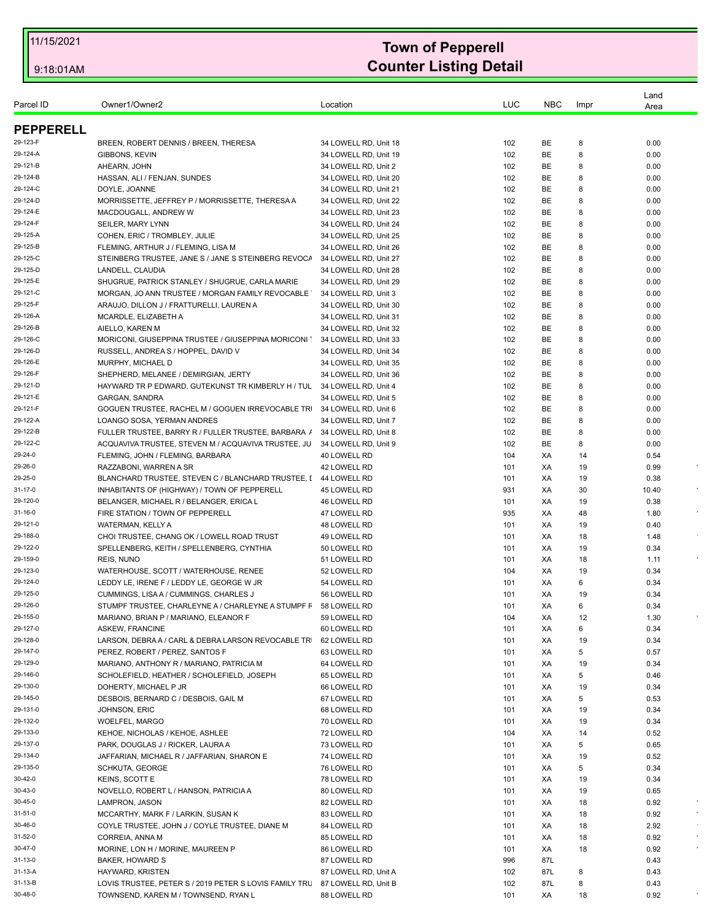# Town of Pepperell
## Counter Listing Detail

| Parcel ID | Owner1/Owner2 | Location | LUC | NBC | Impr | Land Area |
|---|---|---|---|---|---|---|
| **PEPPERELL** | | | | | | |
| 29-123-F | BREEN, ROBERT DENNIS / BREEN, THERESA | 34 LOWELL RD, Unit 18 | 102 | BE | 8 | 0.00 |
| 29-124-A | GIBBONS, KEVIN | 34 LOWELL RD, Unit 19 | 102 | BE | 8 | 0.00 |
| 29-121-B | AHEARN, JOHN | 34 LOWELL RD, Unit 2 | 102 | BE | 8 | 0.00 |
| 29-124-B | HASSAN, ALI / FENJAN, SUNDES | 34 LOWELL RD, Unit 20 | 102 | BE | 8 | 0.00 |
| 29-124-C | DOYLE, JOANNE | 34 LOWELL RD, Unit 21 | 102 | BE | 8 | 0.00 |
| 29-124-D | MORRISSETTE, JEFFREY P / MORRISSETTE, THERESA A | 34 LOWELL RD, Unit 22 | 102 | BE | 8 | 0.00 |
| 29-124-E | MACDOUGALL, ANDREW W | 34 LOWELL RD, Unit 23 | 102 | BE | 8 | 0.00 |
| 29-124-F | SEILER, MARY LYNN | 34 LOWELL RD, Unit 24 | 102 | BE | 8 | 0.00 |
| 29-125-A | COHEN, ERIC / TROMBLEY, JULIE | 34 LOWELL RD, Unit 25 | 102 | BE | 8 | 0.00 |
| 29-125-B | FLEMING, ARTHUR J / FLEMING, LISA M | 34 LOWELL RD, Unit 26 | 102 | BE | 8 | 0.00 |
| 29-125-C | STEINBERG TRUSTEE, JANE S / JANE S STEINBERG REVOCA | 34 LOWELL RD, Unit 27 | 102 | BE | 8 | 0.00 |
| 29-125-D | LANDELL, CLAUDIA | 34 LOWELL RD, Unit 28 | 102 | BE | 8 | 0.00 |
| 29-125-E | SHUGRUE, PATRICK STANLEY / SHUGRUE, CARLA MARIE | 34 LOWELL RD, Unit 29 | 102 | BE | 8 | 0.00 |
| 29-121-C | MORGAN, JO ANN TRUSTEE / MORGAN FAMILY REVOCABLE | 34 LOWELL RD, Unit 3 | 102 | BE | 8 | 0.00 |
| 29-125-F | ARAUJO, DILLON J / FRATTURELLI, LAUREN A | 34 LOWELL RD, Unit 30 | 102 | BE | 8 | 0.00 |
| 29-126-A | MCARDLE, ELIZABETH A | 34 LOWELL RD, Unit 31 | 102 | BE | 8 | 0.00 |
| 29-126-B | AIELLO, KAREN M | 34 LOWELL RD, Unit 32 | 102 | BE | 8 | 0.00 |
| 29-126-C | MORICONI, GIUSEPPINA TRUSTEE / GIUSEPPINA MORICONI T | 34 LOWELL RD, Unit 33 | 102 | BE | 8 | 0.00 |
| 29-126-D | RUSSELL, ANDREA S / HOPPEL, DAVID V | 34 LOWELL RD, Unit 34 | 102 | BE | 8 | 0.00 |
| 29-126-E | MURPHY, MICHAEL D | 34 LOWELL RD, Unit 35 | 102 | BE | 8 | 0.00 |
| 29-126-F | SHEPHERD, MELANEE / DEMIRGIAN, JERTY | 34 LOWELL RD, Unit 36 | 102 | BE | 8 | 0.00 |
| 29-121-D | HAYWARD TR P EDWARD, GUTEKUNST TR KIMBERLY H / TUL | 34 LOWELL RD, Unit 4 | 102 | BE | 8 | 0.00 |
| 29-121-E | GARGAN, SANDRA | 34 LOWELL RD, Unit 5 | 102 | BE | 8 | 0.00 |
| 29-121-F | GOGUEN TRUSTEE, RACHEL M / GOGUEN IRREVOCABLE TRI | 34 LOWELL RD, Unit 6 | 102 | BE | 8 | 0.00 |
| 29-122-A | LOANGO SOSA, YERMAN ANDRES | 34 LOWELL RD, Unit 7 | 102 | BE | 8 | 0.00 |
| 29-122-B | FULLER TRUSTEE, BARRY R / FULLER TRUSTEE, BARBARA / | 34 LOWELL RD, Unit 8 | 102 | BE | 8 | 0.00 |
| 29-122-C | ACQUAVIVA TRUSTEE, STEVEN M / ACQUAVIVA TRUSTEE, JU | 34 LOWELL RD, Unit 9 | 102 | BE | 8 | 0.00 |
| 29-24-0 | FLEMING, JOHN / FLEMING, BARBARA | 40 LOWELL RD | 104 | XA | 14 | 0.54 |
| 29-26-0 | RAZZABONI, WARREN A SR | 42 LOWELL RD | 101 | XA | 19 | 0.99 |
| 29-25-0 | BLANCHARD TRUSTEE, STEVEN C / BLANCHARD TRUSTEE, [ | 44 LOWELL RD | 101 | XA | 19 | 0.38 |
| 31-17-0 | INHABITANTS OF (HIGHWAY) / TOWN OF PEPPERELL | 45 LOWELL RD | 931 | XA | 30 | 10.40 |
| 29-120-0 | BELANGER, MICHAEL R / BELANGER, ERICA L | 46 LOWELL RD | 101 | XA | 19 | 0.38 |
| 31-16-0 | FIRE STATION / TOWN OF PEPPERELL | 47 LOWELL RD | 935 | XA | 48 | 1.80 |
| 29-121-0 | WATERMAN, KELLY A | 48 LOWELL RD | 101 | XA | 19 | 0.40 |
| 29-188-0 | CHOI TRUSTEE, CHANG OK / LOWELL ROAD TRUST | 49 LOWELL RD | 101 | XA | 18 | 1.48 |
| 29-122-0 | SPELLENBERG, KEITH / SPELLENBERG, CYNTHIA | 50 LOWELL RD | 101 | XA | 19 | 0.34 |
| 29-159-0 | REIS, NUNO | 51 LOWELL RD | 101 | XA | 18 | 1.11 |
| 29-123-0 | WATERHOUSE, SCOTT / WATERHOUSE, RENEE | 52 LOWELL RD | 104 | XA | 19 | 0.34 |
| 29-124-0 | LEDDY LE, IRENE F / LEDDY LE, GEORGE W JR | 54 LOWELL RD | 101 | XA | 6 | 0.34 |
| 29-125-0 | CUMMINGS, LISA A / CUMMINGS, CHARLES J | 56 LOWELL RD | 101 | XA | 19 | 0.34 |
| 29-126-0 | STUMPF TRUSTEE, CHARLEYNE A / CHARLEYNE A STUMPF F | 58 LOWELL RD | 101 | XA | 6 | 0.34 |
| 29-155-0 | MARIANO, BRIAN P / MARIANO, ELEANOR F | 59 LOWELL RD | 104 | XA | 12 | 1.30 |
| 29-127-0 | ASKEW, FRANCINE | 60 LOWELL RD | 101 | XA | 6 | 0.34 |
| 29-128-0 | LARSON, DEBRA A / CARL & DEBRA LARSON REVOCABLE TR | 62 LOWELL RD | 101 | XA | 19 | 0.34 |
| 29-147-0 | PEREZ, ROBERT / PEREZ, SANTOS F | 63 LOWELL RD | 101 | XA | 5 | 0.57 |
| 29-129-0 | MARIANO, ANTHONY R / MARIANO, PATRICIA M | 64 LOWELL RD | 101 | XA | 19 | 0.34 |
| 29-146-0 | SCHOLEFIELD, HEATHER / SCHOLEFIELD, JOSEPH | 65 LOWELL RD | 101 | XA | 5 | 0.46 |
| 29-130-0 | DOHERTY, MICHAEL P JR | 66 LOWELL RD | 101 | XA | 19 | 0.34 |
| 29-145-0 | DESBOIS, BERNARD C / DESBOIS, GAIL M | 67 LOWELL RD | 101 | XA | 5 | 0.53 |
| 29-131-0 | JOHNSON, ERIC | 68 LOWELL RD | 101 | XA | 19 | 0.34 |
| 29-132-0 | WOELFEL, MARGO | 70 LOWELL RD | 101 | XA | 19 | 0.34 |
| 29-133-0 | KEHOE, NICHOLAS / KEHOE, ASHLEE | 72 LOWELL RD | 104 | XA | 14 | 0.52 |
| 29-137-0 | PARK, DOUGLAS J / RICKER, LAURA A | 73 LOWELL RD | 101 | XA | 5 | 0.65 |
| 29-134-0 | JAFFARIAN, MICHAEL R / JAFFARIAN, SHARON E | 74 LOWELL RD | 101 | XA | 19 | 0.52 |
| 29-135-0 | SCHKUTA, GEORGE | 76 LOWELL RD | 101 | XA | 5 | 0.34 |
| 30-42-0 | KEINS, SCOTT E | 78 LOWELL RD | 101 | XA | 19 | 0.34 |
| 30-43-0 | NOVELLO, ROBERT L / HANSON, PATRICIA A | 80 LOWELL RD | 101 | XA | 19 | 0.65 |
| 30-45-0 | LAMPRON, JASON | 82 LOWELL RD | 101 | XA | 18 | 0.92 |
| 31-51-0 | MCCARTHY, MARK F / LARKIN, SUSAN K | 83 LOWELL RD | 101 | XA | 18 | 0.92 |
| 30-46-0 | COYLE TRUSTEE, JOHN J / COYLE TRUSTEE, DIANE M | 84 LOWELL RD | 101 | XA | 18 | 2.92 |
| 31-52-0 | CORREIA, ANNA M | 85 LOWELL RD | 101 | XA | 18 | 0.92 |
| 30-47-0 | MORINE, LON H / MORINE, MAUREEN P | 86 LOWELL RD | 101 | XA | 18 | 0.92 |
| 31-13-0 | BAKER, HOWARD S | 87 LOWELL RD | 996 | 87L | | 0.43 |
| 31-13-A | HAYWARD, KRISTEN | 87 LOWELL RD, Unit A | 102 | 87L | 8 | 0.43 |
| 31-13-B | LOVIS TRUSTEE, PETER S / 2019 PETER S LOVIS FAMILY TRU | 87 LOWELL RD, Unit B | 102 | 87L | 8 | 0.43 |
| 30-48-0 | TOWNSEND, KAREN M / TOWNSEND, RYAN L | 88 LOWELL RD | 101 | XA | 18 | 0.92 |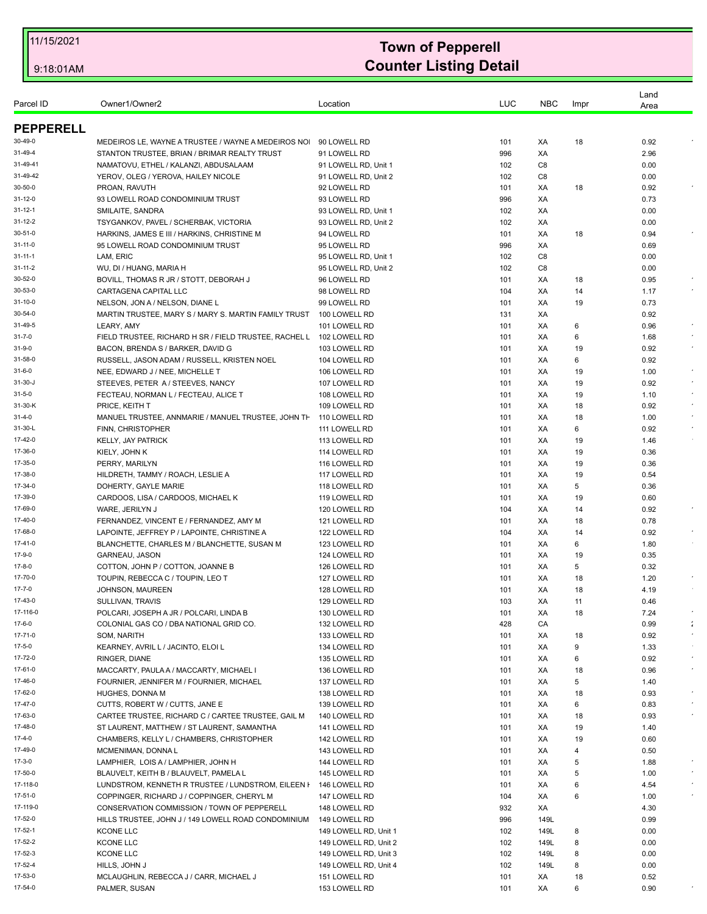# Town of Pepperell
## Counter Listing Detail

11/15/2021
9:18:01AM

| Parcel ID | Owner1/Owner2 | Location | LUC | NBC | Impr | Land Area |
|---|---|---|---|---|---|---|
| **PEPPERELL** | | | | | | |
| 30-49-0 | MEDEIROS LE, WAYNE A TRUSTEE / WAYNE A MEDEIROS NOI | 90 LOWELL RD | 101 | XA | 18 | 0.92 |
| 31-49-4 | STANTON TRUSTEE, BRIAN / BRIMAR REALTY TRUST | 91 LOWELL RD | 996 | XA | | 2.96 |
| 31-49-41 | NAMATOVU, ETHEL / KALANZI, ABDUSALAAM | 91 LOWELL RD, Unit 1 | 102 | C8 | | 0.00 |
| 31-49-42 | YEROV, OLEG / YEROVA, HAILEY NICOLE | 91 LOWELL RD, Unit 2 | 102 | C8 | | 0.00 |
| 30-50-0 | PROAN, RAVUTH | 92 LOWELL RD | 101 | XA | 18 | 0.92 |
| 31-12-0 | 93 LOWELL ROAD CONDOMINIUM TRUST | 93 LOWELL RD | 996 | XA | | 0.73 |
| 31-12-1 | SMILAITE, SANDRA | 93 LOWELL RD, Unit 1 | 102 | XA | | 0.00 |
| 31-12-2 | TSYGANKOV, PAVEL / SCHERBAK, VICTORIA | 93 LOWELL RD, Unit 2 | 102 | XA | | 0.00 |
| 30-51-0 | HARKINS, JAMES E III / HARKINS, CHRISTINE M | 94 LOWELL RD | 101 | XA | 18 | 0.94 |
| 31-11-0 | 95 LOWELL ROAD CONDOMINIUM TRUST | 95 LOWELL RD | 996 | XA | | 0.69 |
| 31-11-1 | LAM, ERIC | 95 LOWELL RD, Unit 1 | 102 | C8 | | 0.00 |
| 31-11-2 | WU, DI / HUANG, MARIA H | 95 LOWELL RD, Unit 2 | 102 | C8 | | 0.00 |
| 30-52-0 | BOVILL, THOMAS R JR / STOTT, DEBORAH J | 96 LOWELL RD | 101 | XA | 18 | 0.95 |
| 30-53-0 | CARTAGENA CAPITAL LLC | 98 LOWELL RD | 104 | XA | 14 | 1.17 |
| 31-10-0 | NELSON, JON A / NELSON, DIANE L | 99 LOWELL RD | 101 | XA | 19 | 0.73 |
| 30-54-0 | MARTIN TRUSTEE, MARY S / MARY S. MARTIN FAMILY TRUST | 100 LOWELL RD | 131 | XA | | 0.92 |
| 31-49-5 | LEARY, AMY | 101 LOWELL RD | 101 | XA | 6 | 0.96 |
| 31-7-0 | FIELD TRUSTEE, RICHARD H SR / FIELD TRUSTEE, RACHEL L | 102 LOWELL RD | 101 | XA | 6 | 1.68 |
| 31-9-0 | BACON, BRENDA S / BARKER, DAVID G | 103 LOWELL RD | 101 | XA | 19 | 0.92 |
| 31-58-0 | RUSSELL, JASON ADAM / RUSSELL, KRISTEN NOEL | 104 LOWELL RD | 101 | XA | 6 | 0.92 |
| 31-6-0 | NEE, EDWARD J / NEE, MICHELLE T | 106 LOWELL RD | 101 | XA | 19 | 1.00 |
| 31-30-J | STEEVES, PETER A / STEEVES, NANCY | 107 LOWELL RD | 101 | XA | 19 | 0.92 |
| 31-5-0 | FECTEAU, NORMAN L / FECTEAU, ALICE T | 108 LOWELL RD | 101 | XA | 19 | 1.10 |
| 31-30-K | PRICE, KEITH T | 109 LOWELL RD | 101 | XA | 18 | 0.92 |
| 31-4-0 | MANUEL TRUSTEE, ANNMARIE / MANUEL TRUSTEE, JOHN TH | 110 LOWELL RD | 101 | XA | 18 | 1.00 |
| 31-30-L | FINN, CHRISTOPHER | 111 LOWELL RD | 101 | XA | 6 | 0.92 |
| 17-42-0 | KELLY, JAY PATRICK | 113 LOWELL RD | 101 | XA | 19 | 1.46 |
| 17-36-0 | KIELY, JOHN K | 114 LOWELL RD | 101 | XA | 19 | 0.36 |
| 17-35-0 | PERRY, MARILYN | 116 LOWELL RD | 101 | XA | 19 | 0.36 |
| 17-38-0 | HILDRETH, TAMMY / ROACH, LESLIE A | 117 LOWELL RD | 101 | XA | 19 | 0.54 |
| 17-34-0 | DOHERTY, GAYLE MARIE | 118 LOWELL RD | 101 | XA | 5 | 0.36 |
| 17-39-0 | CARDOOS, LISA / CARDOOS, MICHAEL K | 119 LOWELL RD | 101 | XA | 19 | 0.60 |
| 17-69-0 | WARE, JERILYN J | 120 LOWELL RD | 104 | XA | 14 | 0.92 |
| 17-40-0 | FERNANDEZ, VINCENT E / FERNANDEZ, AMY M | 121 LOWELL RD | 101 | XA | 18 | 0.78 |
| 17-68-0 | LAPOINTE, JEFFREY P / LAPOINTE, CHRISTINE A | 122 LOWELL RD | 104 | XA | 14 | 0.92 |
| 17-41-0 | BLANCHETTE, CHARLES M / BLANCHETTE, SUSAN M | 123 LOWELL RD | 101 | XA | 6 | 1.80 |
| 17-9-0 | GARNEAU, JASON | 124 LOWELL RD | 101 | XA | 19 | 0.35 |
| 17-8-0 | COTTON, JOHN P / COTTON, JOANNE B | 126 LOWELL RD | 101 | XA | 5 | 0.32 |
| 17-70-0 | TOUPIN, REBECCA C / TOUPIN, LEO T | 127 LOWELL RD | 101 | XA | 18 | 1.20 |
| 17-7-0 | JOHNSON, MAUREEN | 128 LOWELL RD | 101 | XA | 18 | 4.19 |
| 17-43-0 | SULLIVAN, TRAVIS | 129 LOWELL RD | 103 | XA | 11 | 0.46 |
| 17-116-0 | POLCARI, JOSEPH A JR / POLCARI, LINDA B | 130 LOWELL RD | 101 | XA | 18 | 7.24 |
| 17-6-0 | COLONIAL GAS CO / DBA NATIONAL GRID CO. | 132 LOWELL RD | 428 | CA | | 0.99 |
| 17-71-0 | SOM, NARITH | 133 LOWELL RD | 101 | XA | 18 | 0.92 |
| 17-5-0 | KEARNEY, AVRIL L / JACINTO, ELOI L | 134 LOWELL RD | 101 | XA | 9 | 1.33 |
| 17-72-0 | RINGER, DIANE | 135 LOWELL RD | 101 | XA | 6 | 0.92 |
| 17-61-0 | MACCARTY, PAULA A / MACCARTY, MICHAEL I | 136 LOWELL RD | 101 | XA | 18 | 0.96 |
| 17-46-0 | FOURNIER, JENNIFER M / FOURNIER, MICHAEL | 137 LOWELL RD | 101 | XA | 5 | 1.40 |
| 17-62-0 | HUGHES, DONNA M | 138 LOWELL RD | 101 | XA | 18 | 0.93 |
| 17-47-0 | CUTTS, ROBERT W / CUTTS, JANE E | 139 LOWELL RD | 101 | XA | 6 | 0.83 |
| 17-63-0 | CARTEE TRUSTEE, RICHARD C / CARTEE TRUSTEE, GAIL M | 140 LOWELL RD | 101 | XA | 18 | 0.93 |
| 17-48-0 | ST LAURENT, MATTHEW / ST LAURENT, SAMANTHA | 141 LOWELL RD | 101 | XA | 19 | 1.40 |
| 17-4-0 | CHAMBERS, KELLY L / CHAMBERS, CHRISTOPHER | 142 LOWELL RD | 101 | XA | 19 | 0.60 |
| 17-49-0 | MCMENIMAN, DONNA L | 143 LOWELL RD | 101 | XA | 4 | 0.50 |
| 17-3-0 | LAMPHIER, LOIS A / LAMPHIER, JOHN H | 144 LOWELL RD | 101 | XA | 5 | 1.88 |
| 17-50-0 | BLAUVELT, KEITH B / BLAUVELT, PAMELA L | 145 LOWELL RD | 101 | XA | 5 | 1.00 |
| 17-118-0 | LUNDSTROM, KENNETH R TRUSTEE / LUNDSTROM, EILEEN I | 146 LOWELL RD | 101 | XA | 6 | 4.54 |
| 17-51-0 | COPPINGER, RICHARD J / COPPINGER, CHERYL M | 147 LOWELL RD | 104 | XA | 6 | 1.00 |
| 17-119-0 | CONSERVATION COMMISSION / TOWN OF PEPPERELL | 148 LOWELL RD | 932 | XA | | 4.30 |
| 17-52-0 | HILLS TRUSTEE, JOHN J / 149 LOWELL ROAD CONDOMINIUM | 149 LOWELL RD | 996 | 149L | | 0.99 |
| 17-52-1 | KCONE LLC | 149 LOWELL RD, Unit 1 | 102 | 149L | 8 | 0.00 |
| 17-52-2 | KCONE LLC | 149 LOWELL RD, Unit 2 | 102 | 149L | 8 | 0.00 |
| 17-52-3 | KCONE LLC | 149 LOWELL RD, Unit 3 | 102 | 149L | 8 | 0.00 |
| 17-52-4 | HILLS, JOHN J | 149 LOWELL RD, Unit 4 | 102 | 149L | 8 | 0.00 |
| 17-53-0 | MCLAUGHLIN, REBECCA J / CARR, MICHAEL J | 151 LOWELL RD | 101 | XA | 18 | 0.52 |
| 17-54-0 | PALMER, SUSAN | 153 LOWELL RD | 101 | XA | 6 | 0.90 |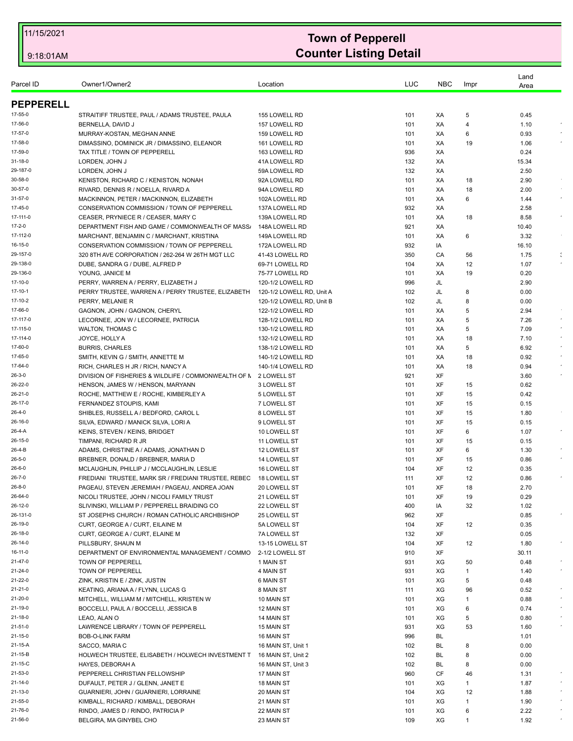# Town of Pepperell
## Counter Listing Detail

11/15/2021
9:18:01AM

| Parcel ID | Owner1/Owner2 | Location | LUC | NBC | Impr | Land Area |
|---|---|---|---|---|---|---|
| **PEPPERELL** | | | | | | |
| 17-55-0 | STRAITIFF TRUSTEE, PAUL / ADAMS TRUSTEE, PAULA | 155 LOWELL RD | 101 | XA | 5 | 0.45 |
| 17-56-0 | BERNELLA, DAVID J | 157 LOWELL RD | 101 | XA | 4 | 1.10 |
| 17-57-0 | MURRAY-KOSTAN, MEGHAN ANNE | 159 LOWELL RD | 101 | XA | 6 | 0.93 |
| 17-58-0 | DIMASSINO, DOMINICK JR / DIMASSINO, ELEANOR | 161 LOWELL RD | 101 | XA | 19 | 1.06 |
| 17-59-0 | TAX TITLE / TOWN OF PEPPERELL | 163 LOWELL RD | 936 | XA | | 0.24 |
| 31-18-0 | LORDEN, JOHN J | 41A LOWELL RD | 132 | XA | | 15.34 |
| 29-187-0 | LORDEN, JOHN J | 59A LOWELL RD | 132 | XA | | 2.50 |
| 30-58-0 | KENISTON, RICHARD C / KENISTON, NONAH | 92A LOWELL RD | 101 | XA | 18 | 2.90 |
| 30-57-0 | RIVARD, DENNIS R / NOELLA, RIVARD A | 94A LOWELL RD | 101 | XA | 18 | 2.00 |
| 31-57-0 | MACKINNON, PETER / MACKINNON, ELIZABETH | 102A LOWELL RD | 101 | XA | 6 | 1.44 |
| 17-45-0 | CONSERVATION COMMISSION / TOWN OF PEPPERELL | 137A LOWELL RD | 932 | XA | | 2.58 |
| 17-111-0 | CEASER, PRYNIECE R / CEASER, MARY C | 139A LOWELL RD | 101 | XA | 18 | 8.58 |
| 17-2-0 | DEPARTMENT FISH AND GAME / COMMONWEALTH OF MASS/ | 148A LOWELL RD | 921 | XA | | 10.40 |
| 17-112-0 | MARCHANT, BENJAMIN C / MARCHANT, KRISTINA | 149A LOWELL RD | 101 | XA | 6 | 3.32 |
| 16-15-0 | CONSERVATION COMMISSION / TOWN OF PEPPERELL | 172A LOWELL RD | 932 | IA | | 16.10 |
| 29-157-0 | 320 8TH AVE CORPORATION / 262-264 W 26TH MGT LLC | 41-43 LOWELL RD | 350 | CA | 56 | 1.75 |
| 29-138-0 | DUBE, SANDRA G / DUBE, ALFRED P | 69-71 LOWELL RD | 104 | XA | 12 | 1.07 |
| 29-136-0 | YOUNG, JANICE M | 75-77 LOWELL RD | 101 | XA | 19 | 0.20 |
| 17-10-0 | PERRY, WARREN A / PERRY, ELIZABETH J | 120-1/2 LOWELL RD | 996 | JL | | 2.90 |
| 17-10-1 | PERRY TRUSTEE, WARREN A / PERRY TRUSTEE, ELIZABETH | 120-1/2 LOWELL RD, Unit A | 102 | JL | 8 | 0.00 |
| 17-10-2 | PERRY, MELANIE R | 120-1/2 LOWELL RD, Unit B | 102 | JL | 8 | 0.00 |
| 17-66-0 | GAGNON, JOHN / GAGNON, CHERYL | 122-1/2 LOWELL RD | 101 | XA | 5 | 2.94 |
| 17-117-0 | LECORNEE, JON W / LECORNEE, PATRICIA | 128-1/2 LOWELL RD | 101 | XA | 5 | 7.26 |
| 17-115-0 | WALTON, THOMAS C | 130-1/2 LOWELL RD | 101 | XA | 5 | 7.09 |
| 17-114-0 | JOYCE, HOLLY A | 132-1/2 LOWELL RD | 101 | XA | 18 | 7.10 |
| 17-60-0 | BURRIS, CHARLES | 138-1/2 LOWELL RD | 101 | XA | 5 | 6.92 |
| 17-65-0 | SMITH, KEVIN G / SMITH, ANNETTE M | 140-1/2 LOWELL RD | 101 | XA | 18 | 0.92 |
| 17-64-0 | RICH, CHARLES H JR / RICH, NANCY A | 140-1/4 LOWELL RD | 101 | XA | 18 | 0.94 |
| 26-3-0 | DIVISION OF FISHERIES & WILDLIFE / COMMONWEALTH OF M | 2 LOWELL ST | 921 | XF | | 3.60 |
| 26-22-0 | HENSON, JAMES W / HENSON, MARYANN | 3 LOWELL ST | 101 | XF | 15 | 0.62 |
| 26-21-0 | ROCHE, MATTHEW E / ROCHE, KIMBERLEY A | 5 LOWELL ST | 101 | XF | 15 | 0.42 |
| 26-17-0 | FERNANDEZ STOUPIS, KAMI | 7 LOWELL ST | 101 | XF | 15 | 0.15 |
| 26-4-0 | SHIBLES, RUSSELL A / BEDFORD, CAROL L | 8 LOWELL ST | 101 | XF | 15 | 1.80 |
| 26-16-0 | SILVA, EDWARD / MANICK SILVA, LORI A | 9 LOWELL ST | 101 | XF | 15 | 0.15 |
| 26-4-A | KEINS, STEVEN / KEINS, BRIDGET | 10 LOWELL ST | 101 | XF | 6 | 1.07 |
| 26-15-0 | TIMPANI, RICHARD R JR | 11 LOWELL ST | 101 | XF | 15 | 0.15 |
| 26-4-B | ADAMS, CHRISTINE A / ADAMS, JONATHAN D | 12 LOWELL ST | 101 | XF | 6 | 1.30 |
| 26-5-0 | BREBNER, DONALD / BREBNER, MARIA D | 14 LOWELL ST | 101 | XF | 15 | 0.86 |
| 26-6-0 | MCLAUGHLIN, PHILLIP J / MCCLAUGHLIN, LESLIE | 16 LOWELL ST | 104 | XF | 12 | 0.35 |
| 26-7-0 | FREDIANI TRUSTEE, MARK SR / FREDIANI TRUSTEE, REBEC | 18 LOWELL ST | 111 | XF | 12 | 0.86 |
| 26-8-0 | PAGEAU, STEVEN JEREMIAH / PAGEAU, ANDREA JOAN | 20 LOWELL ST | 101 | XF | 18 | 2.70 |
| 26-64-0 | NICOLI TRUSTEE, JOHN / NICOLI FAMILY TRUST | 21 LOWELL ST | 101 | XF | 19 | 0.29 |
| 26-12-0 | SLIVINSKI, WILLIAM P / PEPPERELL BRAIDING CO | 22 LOWELL ST | 400 | IA | 32 | 1.02 |
| 26-131-0 | ST JOSEPHS CHURCH / ROMAN CATHOLIC ARCHBISHOP | 25 LOWELL ST | 962 | XF | | 0.85 |
| 26-19-0 | CURT, GEORGE A / CURT, EILAINE M | 5A LOWELL ST | 104 | XF | 12 | 0.35 |
| 26-18-0 | CURT, GEORGE A / CURT, ELAINE M | 7A LOWELL ST | 132 | XF | | 0.05 |
| 26-14-0 | PILLSBURY, SHAUN M | 13-15 LOWELL ST | 104 | XF | 12 | 1.80 |
| 16-11-0 | DEPARTMENT OF ENVIRONMENTAL MANAGEMENT / COMMO | 2-1/2 LOWELL ST | 910 | XF | | 30.11 |
| 21-47-0 | TOWN OF PEPPERELL | 1 MAIN ST | 931 | XG | 50 | 0.48 |
| 21-24-0 | TOWN OF PEPPERELL | 4 MAIN ST | 931 | XG | 1 | 1.40 |
| 21-22-0 | ZINK, KRISTIN E / ZINK, JUSTIN | 6 MAIN ST | 101 | XG | 5 | 0.48 |
| 21-21-0 | KEATING, ARIANA A / FLYNN, LUCAS G | 8 MAIN ST | 111 | XG | 96 | 0.52 |
| 21-20-0 | MITCHELL, WILLIAM M / MITCHELL, KRISTEN W | 10 MAIN ST | 101 | XG | 1 | 0.88 |
| 21-19-0 | BOCCELLI, PAUL A / BOCCELLI, JESSICA B | 12 MAIN ST | 101 | XG | 6 | 0.74 |
| 21-18-0 | LEAO, ALAN O | 14 MAIN ST | 101 | XG | 5 | 0.80 |
| 21-51-0 | LAWRENCE LIBRARY / TOWN OF PEPPERELL | 15 MAIN ST | 931 | XG | 53 | 1.60 |
| 21-15-0 | BOB-O-LINK FARM | 16 MAIN ST | 996 | BL | | 1.01 |
| 21-15-A | SACCO, MARIA C | 16 MAIN ST, Unit 1 | 102 | BL | 8 | 0.00 |
| 21-15-B | HOLWECH TRUSTEE, ELISABETH / HOLWECH INVESTMENT T | 16 MAIN ST, Unit 2 | 102 | BL | 8 | 0.00 |
| 21-15-C | HAYES, DEBORAH A | 16 MAIN ST, Unit 3 | 102 | BL | 8 | 0.00 |
| 21-53-0 | PEPPERELL CHRISTIAN FELLOWSHIP | 17 MAIN ST | 960 | CF | 46 | 1.31 |
| 21-14-0 | DUFAULT, PETER J / GLENN, JANET E | 18 MAIN ST | 101 | XG | 1 | 1.87 |
| 21-13-0 | GUARNIERI, JOHN / GUARNIERI, LORRAINE | 20 MAIN ST | 104 | XG | 12 | 1.88 |
| 21-55-0 | KIMBALL, RICHARD / KIMBALL, DEBORAH | 21 MAIN ST | 101 | XG | 1 | 1.90 |
| 21-76-0 | RINDO, JAMES D / RINDO, PATRICIA P | 22 MAIN ST | 101 | XG | 6 | 2.22 |
| 21-56-0 | BELGIRA, MA GINYBEL CHO | 23 MAIN ST | 109 | XG | 1 | 1.92 |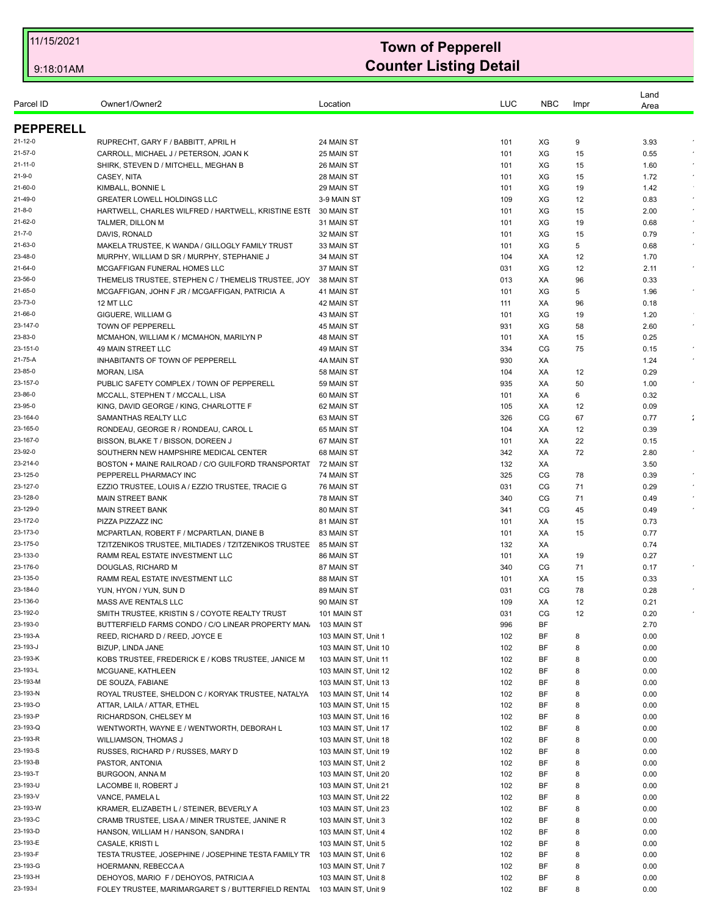11/15/2021

9:18:01AM

# Town of Pepperell
# Counter Listing Detail

| Parcel ID | Owner1/Owner2 | Location | LUC | NBC | Impr | Land Area |
|---|---|---|---|---|---|---|
| **PEPPERELL** | | | | | | |
| 21-12-0 | RUPRECHT, GARY F / BABBITT, APRIL H | 24 MAIN ST | 101 | XG | 9 | 3.93 |
| 21-57-0 | CARROLL, MICHAEL J / PETERSON, JOAN K | 25 MAIN ST | 101 | XG | 15 | 0.55 |
| 21-11-0 | SHIRK, STEVEN D / MITCHELL, MEGHAN B | 26 MAIN ST | 101 | XG | 15 | 1.60 |
| 21-9-0 | CASEY, NITA | 28 MAIN ST | 101 | XG | 15 | 1.72 |
| 21-60-0 | KIMBALL, BONNIE L | 29 MAIN ST | 101 | XG | 19 | 1.42 |
| 21-49-0 | GREATER LOWELL HOLDINGS LLC | 3-9 MAIN ST | 109 | XG | 12 | 0.83 |
| 21-8-0 | HARTWELL, CHARLES WILFRED / HARTWELL, KRISTINE ESTE | 30 MAIN ST | 101 | XG | 15 | 2.00 |
| 21-62-0 | TALMER, DILLON M | 31 MAIN ST | 101 | XG | 19 | 0.68 |
| 21-7-0 | DAVIS, RONALD | 32 MAIN ST | 101 | XG | 15 | 0.79 |
| 21-63-0 | MAKELA TRUSTEE, K WANDA / GILLOGLY FAMILY TRUST | 33 MAIN ST | 101 | XG | 5 | 0.68 |
| 23-48-0 | MURPHY, WILLIAM D SR / MURPHY, STEPHANIE J | 34 MAIN ST | 104 | XA | 12 | 1.70 |
| 21-64-0 | MCGAFFIGAN FUNERAL HOMES LLC | 37 MAIN ST | 031 | XG | 12 | 2.11 |
| 23-56-0 | THEMELIS TRUSTEE, STEPHEN C / THEMELIS TRUSTEE, JOY | 38 MAIN ST | 013 | XA | 96 | 0.33 |
| 21-65-0 | MCGAFFIGAN, JOHN F JR / MCGAFFIGAN, PATRICIA A | 41 MAIN ST | 101 | XG | 5 | 1.96 |
| 23-73-0 | 12 MT LLC | 42 MAIN ST | 111 | XA | 96 | 0.18 |
| 21-66-0 | GIGUERE, WILLIAM G | 43 MAIN ST | 101 | XG | 19 | 1.20 |
| 23-147-0 | TOWN OF PEPPERELL | 45 MAIN ST | 931 | XG | 58 | 2.60 |
| 23-83-0 | MCMAHON, WILLIAM K / MCMAHON, MARILYN P | 48 MAIN ST | 101 | XA | 15 | 0.25 |
| 23-151-0 | 49 MAIN STREET LLC | 49 MAIN ST | 334 | CG | 75 | 0.15 |
| 21-75-A | INHABITANTS OF TOWN OF PEPPERELL | 4A MAIN ST | 930 | XA | | 1.24 |
| 23-85-0 | MORAN, LISA | 58 MAIN ST | 104 | XA | 12 | 0.29 |
| 23-157-0 | PUBLIC SAFETY COMPLEX / TOWN OF PEPPERELL | 59 MAIN ST | 935 | XA | 50 | 1.00 |
| 23-86-0 | MCCALL, STEPHEN T / MCCALL, LISA | 60 MAIN ST | 101 | XA | 6 | 0.32 |
| 23-95-0 | KING, DAVID GEORGE / KING, CHARLOTTE F | 62 MAIN ST | 105 | XA | 12 | 0.09 |
| 23-164-0 | SAMANTHAS REALTY LLC | 63 MAIN ST | 326 | CG | 67 | 0.77 |
| 23-165-0 | RONDEAU, GEORGE R / RONDEAU, CAROL L | 65 MAIN ST | 104 | XA | 12 | 0.39 |
| 23-167-0 | BISSON, BLAKE T / BISSON, DOREEN J | 67 MAIN ST | 101 | XA | 22 | 0.15 |
| 23-92-0 | SOUTHERN NEW HAMPSHIRE MEDICAL CENTER | 68 MAIN ST | 342 | XA | 72 | 2.80 |
| 23-214-0 | BOSTON + MAINE RAILROAD / C/O GUILFORD TRANSPORTAT | 72 MAIN ST | 132 | XA | | 3.50 |
| 23-125-0 | PEPPERELL PHARMACY INC | 74 MAIN ST | 325 | CG | 78 | 0.39 |
| 23-127-0 | EZZIO TRUSTEE, LOUIS A / EZZIO TRUSTEE, TRACIE G | 76 MAIN ST | 031 | CG | 71 | 0.29 |
| 23-128-0 | MAIN STREET BANK | 78 MAIN ST | 340 | CG | 71 | 0.49 |
| 23-129-0 | MAIN STREET BANK | 80 MAIN ST | 341 | CG | 45 | 0.49 |
| 23-172-0 | PIZZA PIZZAZZ INC | 81 MAIN ST | 101 | XA | 15 | 0.73 |
| 23-173-0 | MCPARTLAN, ROBERT F / MCPARTLAN, DIANE B | 83 MAIN ST | 101 | XA | 15 | 0.77 |
| 23-175-0 | TZITZENIKOS TRUSTEE, MILTIADES / TZITZENIKOS TRUSTEE | 85 MAIN ST | 132 | XA | | 0.74 |
| 23-133-0 | RAMM REAL ESTATE INVESTMENT LLC | 86 MAIN ST | 101 | XA | 19 | 0.27 |
| 23-176-0 | DOUGLAS, RICHARD M | 87 MAIN ST | 340 | CG | 71 | 0.17 |
| 23-135-0 | RAMM REAL ESTATE INVESTMENT LLC | 88 MAIN ST | 101 | XA | 15 | 0.33 |
| 23-184-0 | YUN, HYON / YUN, SUN D | 89 MAIN ST | 031 | CG | 78 | 0.28 |
| 23-136-0 | MASS AVE RENTALS LLC | 90 MAIN ST | 109 | XA | 12 | 0.21 |
| 23-192-0 | SMITH TRUSTEE, KRISTIN S / COYOTE REALTY TRUST | 101 MAIN ST | 031 | CG | 12 | 0.20 |
| 23-193-0 | BUTTERFIELD FARMS CONDO / C/O LINEAR PROPERTY MAN | 103 MAIN ST | 996 | BF | | 2.70 |
| 23-193-A | REED, RICHARD D / REED, JOYCE E | 103 MAIN ST, Unit 1 | 102 | BF | 8 | 0.00 |
| 23-193-J | BIZUP, LINDA JANE | 103 MAIN ST, Unit 10 | 102 | BF | 8 | 0.00 |
| 23-193-K | KOBS TRUSTEE, FREDERICK E / KOBS TRUSTEE, JANICE M | 103 MAIN ST, Unit 11 | 102 | BF | 8 | 0.00 |
| 23-193-L | MCGUANE, KATHLEEN | 103 MAIN ST, Unit 12 | 102 | BF | 8 | 0.00 |
| 23-193-M | DE SOUZA, FABIANE | 103 MAIN ST, Unit 13 | 102 | BF | 8 | 0.00 |
| 23-193-N | ROYAL TRUSTEE, SHELDON C / KORYAK TRUSTEE, NATALYA | 103 MAIN ST, Unit 14 | 102 | BF | 8 | 0.00 |
| 23-193-O | ATTAR, LAILA / ATTAR, ETHEL | 103 MAIN ST, Unit 15 | 102 | BF | 8 | 0.00 |
| 23-193-P | RICHARDSON, CHELSEY M | 103 MAIN ST, Unit 16 | 102 | BF | 8 | 0.00 |
| 23-193-Q | WENTWORTH, WAYNE E / WENTWORTH, DEBORAH L | 103 MAIN ST, Unit 17 | 102 | BF | 8 | 0.00 |
| 23-193-R | WILLIAMSON, THOMAS J | 103 MAIN ST, Unit 18 | 102 | BF | 8 | 0.00 |
| 23-193-S | RUSSES, RICHARD P / RUSSES, MARY D | 103 MAIN ST, Unit 19 | 102 | BF | 8 | 0.00 |
| 23-193-B | PASTOR, ANTONIA | 103 MAIN ST, Unit 2 | 102 | BF | 8 | 0.00 |
| 23-193-T | BURGOON, ANNA M | 103 MAIN ST, Unit 20 | 102 | BF | 8 | 0.00 |
| 23-193-U | LACOMBE II, ROBERT J | 103 MAIN ST, Unit 21 | 102 | BF | 8 | 0.00 |
| 23-193-V | VANCE, PAMELA L | 103 MAIN ST, Unit 22 | 102 | BF | 8 | 0.00 |
| 23-193-W | KRAMER, ELIZABETH L / STEINER, BEVERLY A | 103 MAIN ST, Unit 23 | 102 | BF | 8 | 0.00 |
| 23-193-C | CRAMB TRUSTEE, LISA A / MINER TRUSTEE, JANINE R | 103 MAIN ST, Unit 3 | 102 | BF | 8 | 0.00 |
| 23-193-D | HANSON, WILLIAM H / HANSON, SANDRA I | 103 MAIN ST, Unit 4 | 102 | BF | 8 | 0.00 |
| 23-193-E | CASALE, KRISTI L | 103 MAIN ST, Unit 5 | 102 | BF | 8 | 0.00 |
| 23-193-F | TESTA TRUSTEE, JOSEPHINE / JOSEPHINE TESTA FAMILY TR | 103 MAIN ST, Unit 6 | 102 | BF | 8 | 0.00 |
| 23-193-G | HOERMANN, REBECCA A | 103 MAIN ST, Unit 7 | 102 | BF | 8 | 0.00 |
| 23-193-H | DEHOYOS, MARIO F / DEHOYOS, PATRICIA A | 103 MAIN ST, Unit 8 | 102 | BF | 8 | 0.00 |
| 23-193-I | FOLEY TRUSTEE, MARIMARGARET S / BUTTERFIELD RENTAL | 103 MAIN ST, Unit 9 | 102 | BF | 8 | 0.00 |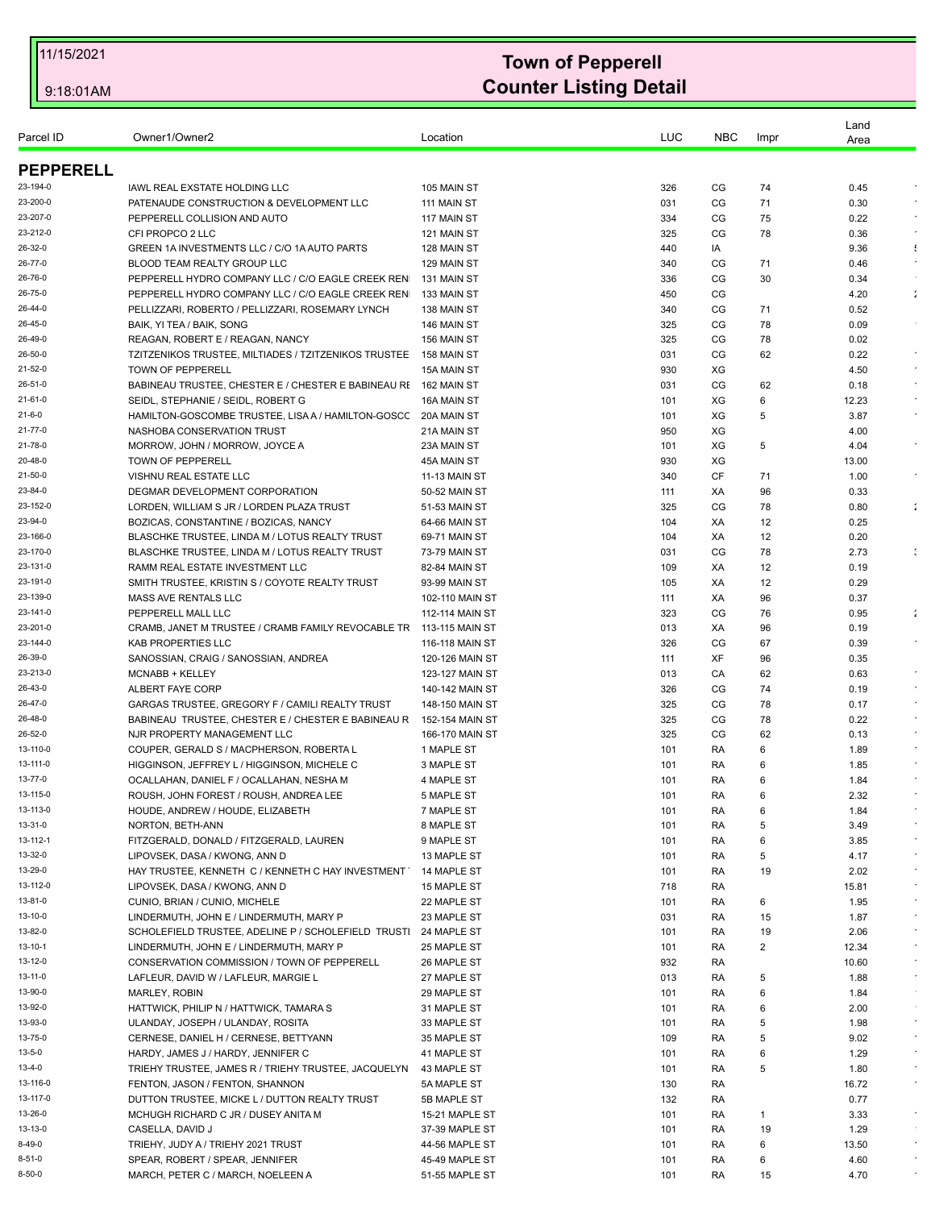# Town of Pepperell
## Counter Listing Detail

11/15/2021
9:18:01AM

| Parcel ID | Owner1/Owner2 | Location | LUC | NBC | Impr | Land Area |
|---|---|---|---|---|---|---|
| **PEPPERELL** | | | | | | |
| 23-194-0 | IAWL REAL EXSTATE HOLDING LLC | 105 MAIN ST | 326 | CG | 74 | 0.45 |
| 23-200-0 | PATENAUDE CONSTRUCTION & DEVELOPMENT LLC | 111 MAIN ST | 031 | CG | 71 | 0.30 |
| 23-207-0 | PEPPERELL COLLISION AND AUTO | 117 MAIN ST | 334 | CG | 75 | 0.22 |
| 23-212-0 | CFI PROPCO 2 LLC | 121 MAIN ST | 325 | CG | 78 | 0.36 |
| 26-32-0 | GREEN 1A INVESTMENTS LLC / C/O 1A AUTO PARTS | 128 MAIN ST | 440 | IA | | 9.36 |
| 26-77-0 | BLOOD TEAM REALTY GROUP LLC | 129 MAIN ST | 340 | CG | 71 | 0.46 |
| 26-76-0 | PEPPERELL HYDRO COMPANY LLC / C/O EAGLE CREEK REN | 131 MAIN ST | 336 | CG | 30 | 0.34 |
| 26-75-0 | PEPPERELL HYDRO COMPANY LLC / C/O EAGLE CREEK REN | 133 MAIN ST | 450 | CG | | 4.20 |
| 26-44-0 | PELLIZZARI, ROBERTO / PELLIZZARI, ROSEMARY LYNCH | 138 MAIN ST | 340 | CG | 71 | 0.52 |
| 26-45-0 | BAIK, YI TEA / BAIK, SONG | 146 MAIN ST | 325 | CG | 78 | 0.09 |
| 26-49-0 | REAGAN, ROBERT E / REAGAN, NANCY | 156 MAIN ST | 325 | CG | 78 | 0.02 |
| 26-50-0 | TZITZENIKOS TRUSTEE, MILTIADES / TZITZENIKOS TRUSTEE | 158 MAIN ST | 031 | CG | 62 | 0.22 |
| 21-52-0 | TOWN OF PEPPERELL | 15A MAIN ST | 930 | XG | | 4.50 |
| 26-51-0 | BABINEAU TRUSTEE, CHESTER E / CHESTER E BABINEAU RE | 162 MAIN ST | 031 | CG | 62 | 0.18 |
| 21-61-0 | SEIDL, STEPHANIE / SEIDL, ROBERT G | 16A MAIN ST | 101 | XG | 6 | 12.23 |
| 21-6-0 | HAMILTON-GOSCOMBE TRUSTEE, LISA A / HAMILTON-GOSCC | 20A MAIN ST | 101 | XG | 5 | 3.87 |
| 21-77-0 | NASHOBA CONSERVATION TRUST | 21A MAIN ST | 950 | XG | | 4.00 |
| 21-78-0 | MORROW, JOHN / MORROW, JOYCE A | 23A MAIN ST | 101 | XG | 5 | 4.04 |
| 20-48-0 | TOWN OF PEPPERELL | 45A MAIN ST | 930 | XG | | 13.00 |
| 21-50-0 | VISHNU REAL ESTATE LLC | 11-13 MAIN ST | 340 | CF | 71 | 1.00 |
| 23-84-0 | DEGMAR DEVELOPMENT CORPORATION | 50-52 MAIN ST | 111 | XA | 96 | 0.33 |
| 23-152-0 | LORDEN, WILLIAM S JR / LORDEN PLAZA TRUST | 51-53 MAIN ST | 325 | CG | 78 | 0.80 |
| 23-94-0 | BOZICAS, CONSTANTINE / BOZICAS, NANCY | 64-66 MAIN ST | 104 | XA | 12 | 0.25 |
| 23-166-0 | BLASCHKE TRUSTEE, LINDA M / LOTUS REALTY TRUST | 69-71 MAIN ST | 104 | XA | 12 | 0.20 |
| 23-170-0 | BLASCHKE TRUSTEE, LINDA M / LOTUS REALTY TRUST | 73-79 MAIN ST | 031 | CG | 78 | 2.73 |
| 23-131-0 | RAMM REAL ESTATE INVESTMENT LLC | 82-84 MAIN ST | 109 | XA | 12 | 0.19 |
| 23-191-0 | SMITH TRUSTEE, KRISTIN S / COYOTE REALTY TRUST | 93-99 MAIN ST | 105 | XA | 12 | 0.29 |
| 23-139-0 | MASS AVE RENTALS LLC | 102-110 MAIN ST | 111 | XA | 96 | 0.37 |
| 23-141-0 | PEPPERELL MALL LLC | 112-114 MAIN ST | 323 | CG | 76 | 0.95 |
| 23-201-0 | CRAMB, JANET M TRUSTEE / CRAMB FAMILY REVOCABLE TR | 113-115 MAIN ST | 013 | XA | 96 | 0.19 |
| 23-144-0 | KAB PROPERTIES LLC | 116-118 MAIN ST | 326 | CG | 67 | 0.39 |
| 26-39-0 | SANOSSIAN, CRAIG / SANOSSIAN, ANDREA | 120-126 MAIN ST | 111 | XF | 96 | 0.35 |
| 23-213-0 | MCNABB + KELLEY | 123-127 MAIN ST | 013 | CA | 62 | 0.63 |
| 26-43-0 | ALBERT FAYE CORP | 140-142 MAIN ST | 326 | CG | 74 | 0.19 |
| 26-47-0 | GARGAS TRUSTEE, GREGORY F / CAMILI REALTY TRUST | 148-150 MAIN ST | 325 | CG | 78 | 0.17 |
| 26-48-0 | BABINEAU TRUSTEE, CHESTER E / CHESTER E BABINEAU R | 152-154 MAIN ST | 325 | CG | 78 | 0.22 |
| 26-52-0 | NJR PROPERTY MANAGEMENT LLC | 166-170 MAIN ST | 325 | CG | 62 | 0.13 |
| 13-110-0 | COUPER, GERALD S / MACPHERSON, ROBERTA L | 1 MAPLE ST | 101 | RA | 6 | 1.89 |
| 13-111-0 | HIGGINSON, JEFFREY L / HIGGINSON, MICHELE C | 3 MAPLE ST | 101 | RA | 6 | 1.85 |
| 13-77-0 | OCALLAHAN, DANIEL F / OCALLAHAN, NESHA M | 4 MAPLE ST | 101 | RA | 6 | 1.84 |
| 13-115-0 | ROUSH, JOHN FOREST / ROUSH, ANDREA LEE | 5 MAPLE ST | 101 | RA | 6 | 2.32 |
| 13-113-0 | HOUDE, ANDREW / HOUDE, ELIZABETH | 7 MAPLE ST | 101 | RA | 6 | 1.84 |
| 13-31-0 | NORTON, BETH-ANN | 8 MAPLE ST | 101 | RA | 5 | 3.49 |
| 13-112-1 | FITZGERALD, DONALD / FITZGERALD, LAUREN | 9 MAPLE ST | 101 | RA | 6 | 3.85 |
| 13-32-0 | LIPOVSEK, DASA / KWONG, ANN D | 13 MAPLE ST | 101 | RA | 5 | 4.17 |
| 13-29-0 | HAY TRUSTEE, KENNETH C / KENNETH C HAY INVESTMENT | 14 MAPLE ST | 101 | RA | 19 | 2.02 |
| 13-112-0 | LIPOVSEK, DASA / KWONG, ANN D | 15 MAPLE ST | 718 | RA | | 15.81 |
| 13-81-0 | CUNIO, BRIAN / CUNIO, MICHELE | 22 MAPLE ST | 101 | RA | 6 | 1.95 |
| 13-10-0 | LINDERMUTH, JOHN E / LINDERMUTH, MARY P | 23 MAPLE ST | 031 | RA | 15 | 1.87 |
| 13-82-0 | SCHOLEFIELD TRUSTEE, ADELINE P / SCHOLEFIELD TRUSTI | 24 MAPLE ST | 101 | RA | 19 | 2.06 |
| 13-10-1 | LINDERMUTH, JOHN E / LINDERMUTH, MARY P | 25 MAPLE ST | 101 | RA | 2 | 12.34 |
| 13-12-0 | CONSERVATION COMMISSION / TOWN OF PEPPERELL | 26 MAPLE ST | 932 | RA | | 10.60 |
| 13-11-0 | LAFLEUR, DAVID W / LAFLEUR, MARGIE L | 27 MAPLE ST | 013 | RA | 5 | 1.88 |
| 13-90-0 | MARLEY, ROBIN | 29 MAPLE ST | 101 | RA | 6 | 1.84 |
| 13-92-0 | HATTWICK, PHILIP N / HATTWICK, TAMARA S | 31 MAPLE ST | 101 | RA | 6 | 2.00 |
| 13-93-0 | ULANDAY, JOSEPH / ULANDAY, ROSITA | 33 MAPLE ST | 101 | RA | 5 | 1.98 |
| 13-75-0 | CERNESE, DANIEL H / CERNESE, BETTYANN | 35 MAPLE ST | 109 | RA | 5 | 9.02 |
| 13-5-0 | HARDY, JAMES J / HARDY, JENNIFER C | 41 MAPLE ST | 101 | RA | 6 | 1.29 |
| 13-4-0 | TRIEHY TRUSTEE, JAMES R / TRIEHY TRUSTEE, JACQUELYN | 43 MAPLE ST | 101 | RA | 5 | 1.80 |
| 13-116-0 | FENTON, JASON / FENTON, SHANNON | 5A MAPLE ST | 130 | RA | | 16.72 |
| 13-117-0 | DUTTON TRUSTEE, MICKE L / DUTTON REALTY TRUST | 5B MAPLE ST | 132 | RA | | 0.77 |
| 13-26-0 | MCHUGH RICHARD C JR / DUSEY ANITA M | 15-21 MAPLE ST | 101 | RA | 1 | 3.33 |
| 13-13-0 | CASELLA, DAVID J | 37-39 MAPLE ST | 101 | RA | 19 | 1.29 |
| 8-49-0 | TRIEHY, JUDY A / TRIEHY 2021 TRUST | 44-56 MAPLE ST | 101 | RA | 6 | 13.50 |
| 8-51-0 | SPEAR, ROBERT / SPEAR, JENNIFER | 45-49 MAPLE ST | 101 | RA | 6 | 4.60 |
| 8-50-0 | MARCH, PETER C / MARCH, NOELEEN A | 51-55 MAPLE ST | 101 | RA | 15 | 4.70 |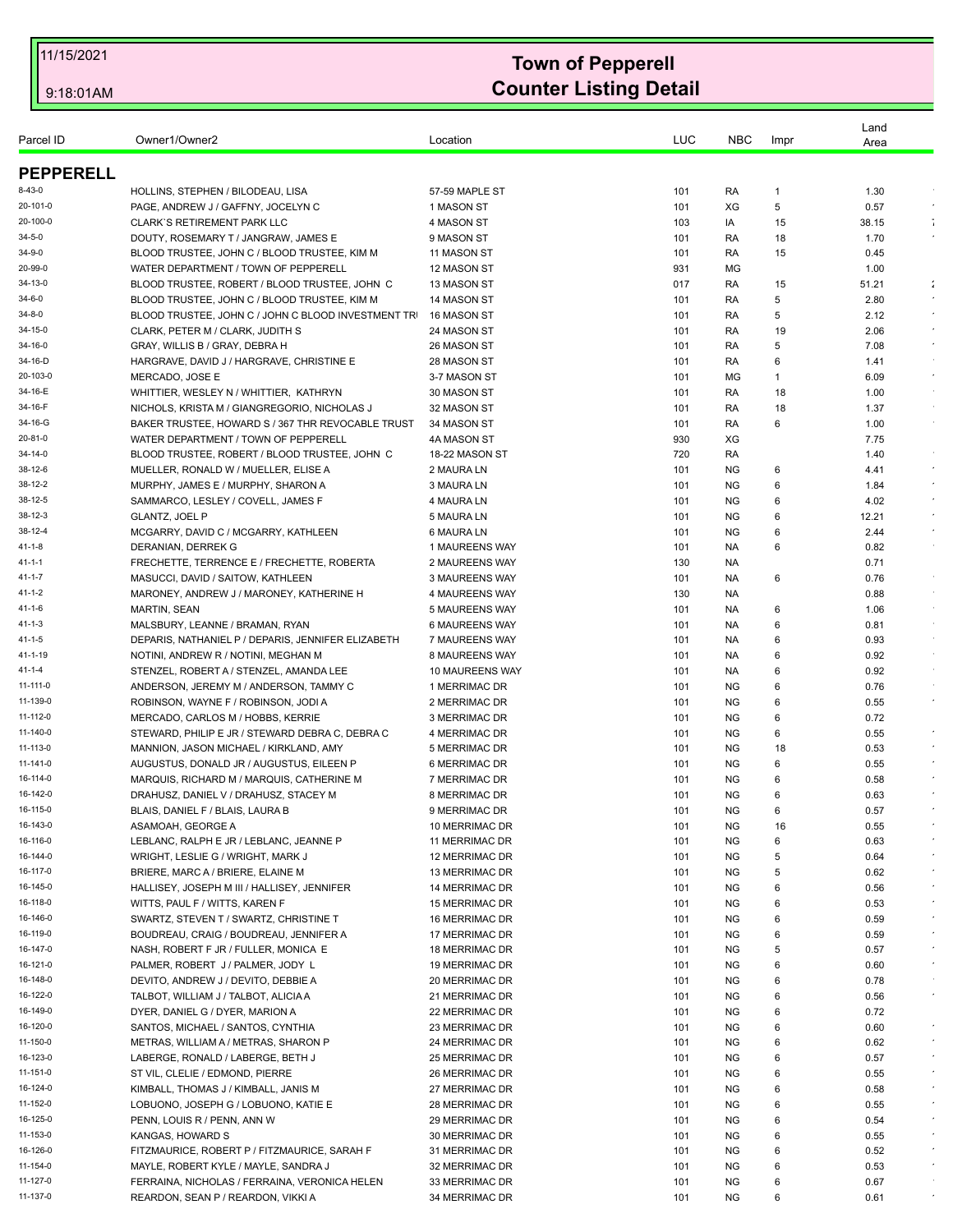# Town of Pepperell
## Counter Listing Detail

| Parcel ID | Owner1/Owner2 | Location | LUC | NBC | Impr | Land Area |
|---|---|---|---|---|---|---|
| **PEPPERELL** | | | | | | |
| 8-43-0 | HOLLINS, STEPHEN / BILODEAU, LISA | 57-59 MAPLE ST | 101 | RA | 1 | 1.30 |
| 20-101-0 | PAGE, ANDREW J / GAFFNY, JOCELYN C | 1 MASON ST | 101 | XG | 5 | 0.57 |
| 20-100-0 | CLARK`S RETIREMENT PARK LLC | 4 MASON ST | 103 | IA | 15 | 38.15 |
| 34-5-0 | DOUTY, ROSEMARY T / JANGRAW, JAMES E | 9 MASON ST | 101 | RA | 18 | 1.70 |
| 34-9-0 | BLOOD TRUSTEE, JOHN C / BLOOD TRUSTEE, KIM M | 11 MASON ST | 101 | RA | 15 | 0.45 |
| 20-99-0 | WATER DEPARTMENT / TOWN OF PEPPERELL | 12 MASON ST | 931 | MG | | 1.00 |
| 34-13-0 | BLOOD TRUSTEE, ROBERT / BLOOD TRUSTEE, JOHN C | 13 MASON ST | 017 | RA | 15 | 51.21 |
| 34-6-0 | BLOOD TRUSTEE, JOHN C / BLOOD TRUSTEE, KIM M | 14 MASON ST | 101 | RA | 5 | 2.80 |
| 34-8-0 | BLOOD TRUSTEE, JOHN C / JOHN C BLOOD INVESTMENT TR | 16 MASON ST | 101 | RA | 5 | 2.12 |
| 34-15-0 | CLARK, PETER M / CLARK, JUDITH S | 24 MASON ST | 101 | RA | 19 | 2.06 |
| 34-16-0 | GRAY, WILLIS B / GRAY, DEBRA H | 26 MASON ST | 101 | RA | 5 | 7.08 |
| 34-16-D | HARGRAVE, DAVID J / HARGRAVE, CHRISTINE E | 28 MASON ST | 101 | RA | 6 | 1.41 |
| 20-103-0 | MERCADO, JOSE E | 3-7 MASON ST | 101 | MG | 1 | 6.09 |
| 34-16-E | WHITTIER, WESLEY N / WHITTIER, KATHRYN | 30 MASON ST | 101 | RA | 18 | 1.00 |
| 34-16-F | NICHOLS, KRISTA M / GIANGREGORIO, NICHOLAS J | 32 MASON ST | 101 | RA | 18 | 1.37 |
| 34-16-G | BAKER TRUSTEE, HOWARD S / 367 THR REVOCABLE TRUST | 34 MASON ST | 101 | RA | 6 | 1.00 |
| 20-81-0 | WATER DEPARTMENT / TOWN OF PEPPERELL | 4A MASON ST | 930 | XG | | 7.75 |
| 34-14-0 | BLOOD TRUSTEE, ROBERT / BLOOD TRUSTEE, JOHN C | 18-22 MASON ST | 720 | RA | | 1.40 |
| 38-12-6 | MUELLER, RONALD W / MUELLER, ELISE A | 2 MAURA LN | 101 | NG | 6 | 4.41 |
| 38-12-2 | MURPHY, JAMES E / MURPHY, SHARON A | 3 MAURA LN | 101 | NG | 6 | 1.84 |
| 38-12-5 | SAMMARCO, LESLEY / COVELL, JAMES F | 4 MAURA LN | 101 | NG | 6 | 4.02 |
| 38-12-3 | GLANTZ, JOEL P | 5 MAURA LN | 101 | NG | 6 | 12.21 |
| 38-12-4 | MCGARRY, DAVID C / MCGARRY, KATHLEEN | 6 MAURA LN | 101 | NG | 6 | 2.44 |
| 41-1-8 | DERANIAN, DERREK G | 1 MAUREENS WAY | 101 | NA | 6 | 0.82 |
| 41-1-1 | FRECHETTE, TERRENCE E / FRECHETTE, ROBERTA | 2 MAUREENS WAY | 130 | NA | | 0.71 |
| 41-1-7 | MASUCCI, DAVID / SAITOW, KATHLEEN | 3 MAUREENS WAY | 101 | NA | 6 | 0.76 |
| 41-1-2 | MARONEY, ANDREW J / MARONEY, KATHERINE H | 4 MAUREENS WAY | 130 | NA | | 0.88 |
| 41-1-6 | MARTIN, SEAN | 5 MAUREENS WAY | 101 | NA | 6 | 1.06 |
| 41-1-3 | MALSBURY, LEANNE / BRAMAN, RYAN | 6 MAUREENS WAY | 101 | NA | 6 | 0.81 |
| 41-1-5 | DEPARIS, NATHANIEL P / DEPARIS, JENNIFER ELIZABETH | 7 MAUREENS WAY | 101 | NA | 6 | 0.93 |
| 41-1-19 | NOTINI, ANDREW R / NOTINI, MEGHAN M | 8 MAUREENS WAY | 101 | NA | 6 | 0.92 |
| 41-1-4 | STENZEL, ROBERT A / STENZEL, AMANDA LEE | 10 MAUREENS WAY | 101 | NA | 6 | 0.92 |
| 11-111-0 | ANDERSON, JEREMY M / ANDERSON, TAMMY C | 1 MERRIMAC DR | 101 | NG | 6 | 0.76 |
| 11-139-0 | ROBINSON, WAYNE F / ROBINSON, JODI A | 2 MERRIMAC DR | 101 | NG | 6 | 0.55 |
| 11-112-0 | MERCADO, CARLOS M / HOBBS, KERRIE | 3 MERRIMAC DR | 101 | NG | 6 | 0.72 |
| 11-140-0 | STEWARD, PHILIP E JR / STEWARD DEBRA C, DEBRA C | 4 MERRIMAC DR | 101 | NG | 6 | 0.55 |
| 11-113-0 | MANNION, JASON MICHAEL / KIRKLAND, AMY | 5 MERRIMAC DR | 101 | NG | 18 | 0.53 |
| 11-141-0 | AUGUSTUS, DONALD JR / AUGUSTUS, EILEEN P | 6 MERRIMAC DR | 101 | NG | 6 | 0.55 |
| 16-114-0 | MARQUIS, RICHARD M / MARQUIS, CATHERINE M | 7 MERRIMAC DR | 101 | NG | 6 | 0.58 |
| 16-142-0 | DRAHUSZ, DANIEL V / DRAHUSZ, STACEY M | 8 MERRIMAC DR | 101 | NG | 6 | 0.63 |
| 16-115-0 | BLAIS, DANIEL F / BLAIS, LAURA B | 9 MERRIMAC DR | 101 | NG | 6 | 0.57 |
| 16-143-0 | ASAMOAH, GEORGE A | 10 MERRIMAC DR | 101 | NG | 16 | 0.55 |
| 16-116-0 | LEBLANC, RALPH E JR / LEBLANC, JEANNE P | 11 MERRIMAC DR | 101 | NG | 6 | 0.63 |
| 16-144-0 | WRIGHT, LESLIE G / WRIGHT, MARK J | 12 MERRIMAC DR | 101 | NG | 5 | 0.64 |
| 16-117-0 | BRIERE, MARC A / BRIERE, ELAINE M | 13 MERRIMAC DR | 101 | NG | 5 | 0.62 |
| 16-145-0 | HALLISEY, JOSEPH M III / HALLISEY, JENNIFER | 14 MERRIMAC DR | 101 | NG | 6 | 0.56 |
| 16-118-0 | WITTS, PAUL F / WITTS, KAREN F | 15 MERRIMAC DR | 101 | NG | 6 | 0.53 |
| 16-146-0 | SWARTZ, STEVEN T / SWARTZ, CHRISTINE T | 16 MERRIMAC DR | 101 | NG | 6 | 0.59 |
| 16-119-0 | BOUDREAU, CRAIG / BOUDREAU, JENNIFER A | 17 MERRIMAC DR | 101 | NG | 6 | 0.59 |
| 16-147-0 | NASH, ROBERT F JR / FULLER, MONICA E | 18 MERRIMAC DR | 101 | NG | 5 | 0.57 |
| 16-121-0 | PALMER, ROBERT J / PALMER, JODY L | 19 MERRIMAC DR | 101 | NG | 6 | 0.60 |
| 16-148-0 | DEVITO, ANDREW J / DEVITO, DEBBIE A | 20 MERRIMAC DR | 101 | NG | 6 | 0.78 |
| 16-122-0 | TALBOT, WILLIAM J / TALBOT, ALICIA A | 21 MERRIMAC DR | 101 | NG | 6 | 0.56 |
| 16-149-0 | DYER, DANIEL G / DYER, MARION A | 22 MERRIMAC DR | 101 | NG | 6 | 0.72 |
| 16-120-0 | SANTOS, MICHAEL / SANTOS, CYNTHIA | 23 MERRIMAC DR | 101 | NG | 6 | 0.60 |
| 11-150-0 | METRAS, WILLIAM A / METRAS, SHARON P | 24 MERRIMAC DR | 101 | NG | 6 | 0.62 |
| 16-123-0 | LABERGE, RONALD / LABERGE, BETH J | 25 MERRIMAC DR | 101 | NG | 6 | 0.57 |
| 11-151-0 | ST VIL, CLELIE / EDMOND, PIERRE | 26 MERRIMAC DR | 101 | NG | 6 | 0.55 |
| 16-124-0 | KIMBALL, THOMAS J / KIMBALL, JANIS M | 27 MERRIMAC DR | 101 | NG | 6 | 0.58 |
| 11-152-0 | LOBUONO, JOSEPH G / LOBUONO, KATIE E | 28 MERRIMAC DR | 101 | NG | 6 | 0.55 |
| 16-125-0 | PENN, LOUIS R / PENN, ANN W | 29 MERRIMAC DR | 101 | NG | 6 | 0.54 |
| 11-153-0 | KANGAS, HOWARD S | 30 MERRIMAC DR | 101 | NG | 6 | 0.55 |
| 16-126-0 | FITZMAURICE, ROBERT P / FITZMAURICE, SARAH F | 31 MERRIMAC DR | 101 | NG | 6 | 0.52 |
| 11-154-0 | MAYLE, ROBERT KYLE / MAYLE, SANDRA J | 32 MERRIMAC DR | 101 | NG | 6 | 0.53 |
| 11-127-0 | FERRAINA, NICHOLAS / FERRAINA, VERONICA HELEN | 33 MERRIMAC DR | 101 | NG | 6 | 0.67 |
| 11-137-0 | REARDON, SEAN P / REARDON, VIKKI A | 34 MERRIMAC DR | 101 | NG | 6 | 0.61 |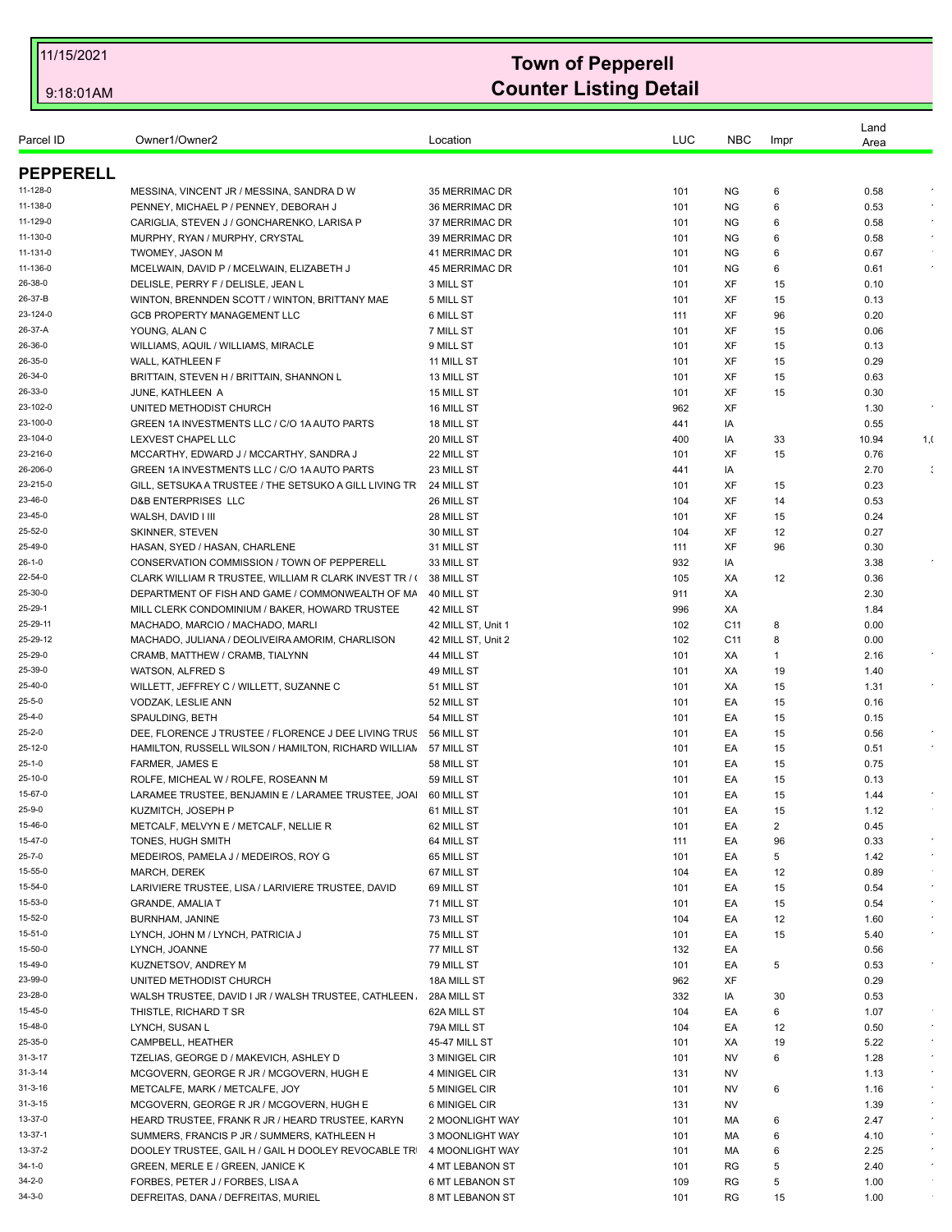# Town of Pepperell
## Counter Listing Detail

| Parcel ID | Owner1/Owner2 | Location | LUC | NBC | Impr | Land Area |
|---|---|---|---|---|---|---|
| **PEPPERELL** | | | | | | |
| 11-128-0 | MESSINA, VINCENT JR / MESSINA, SANDRA D W | 35 MERRIMAC DR | 101 | NG | 6 | 0.58 |
| 11-138-0 | PENNEY, MICHAEL P / PENNEY, DEBORAH J | 36 MERRIMAC DR | 101 | NG | 6 | 0.53 |
| 11-129-0 | CARIGLIA, STEVEN J / GONCHARENKO, LARISA P | 37 MERRIMAC DR | 101 | NG | 6 | 0.58 |
| 11-130-0 | MURPHY, RYAN / MURPHY, CRYSTAL | 39 MERRIMAC DR | 101 | NG | 6 | 0.58 |
| 11-131-0 | TWOMEY, JASON M | 41 MERRIMAC DR | 101 | NG | 6 | 0.67 |
| 11-136-0 | MCELWAIN, DAVID P / MCELWAIN, ELIZABETH J | 45 MERRIMAC DR | 101 | NG | 6 | 0.61 |
| 26-38-0 | DELISLE, PERRY F / DELISLE, JEAN L | 3 MILL ST | 101 | XF | 15 | 0.10 |
| 26-37-B | WINTON, BRENNDEN SCOTT / WINTON, BRITTANY MAE | 5 MILL ST | 101 | XF | 15 | 0.13 |
| 23-124-0 | GCB PROPERTY MANAGEMENT LLC | 6 MILL ST | 111 | XF | 96 | 0.20 |
| 26-37-A | YOUNG, ALAN C | 7 MILL ST | 101 | XF | 15 | 0.06 |
| 26-36-0 | WILLIAMS, AQUIL / WILLIAMS, MIRACLE | 9 MILL ST | 101 | XF | 15 | 0.13 |
| 26-35-0 | WALL, KATHLEEN F | 11 MILL ST | 101 | XF | 15 | 0.29 |
| 26-34-0 | BRITTAIN, STEVEN H / BRITTAIN, SHANNON L | 13 MILL ST | 101 | XF | 15 | 0.63 |
| 26-33-0 | JUNE, KATHLEEN A | 15 MILL ST | 101 | XF | 15 | 0.30 |
| 23-102-0 | UNITED METHODIST CHURCH | 16 MILL ST | 962 | XF | | 1.30 |
| 23-100-0 | GREEN 1A INVESTMENTS LLC / C/O 1A AUTO PARTS | 18 MILL ST | 441 | IA | | 0.55 |
| 23-104-0 | LEXVEST CHAPEL LLC | 20 MILL ST | 400 | IA | 33 | 10.94 |
| 23-216-0 | MCCARTHY, EDWARD J / MCCARTHY, SANDRA J | 22 MILL ST | 101 | XF | 15 | 0.76 |
| 26-206-0 | GREEN 1A INVESTMENTS LLC / C/O 1A AUTO PARTS | 23 MILL ST | 441 | IA | | 2.70 |
| 23-215-0 | GILL, SETSUKA A TRUSTEE / THE SETSUKO A GILL LIVING TR | 24 MILL ST | 101 | XF | 15 | 0.23 |
| 23-46-0 | D&B ENTERPRISES LLC | 26 MILL ST | 104 | XF | 14 | 0.53 |
| 23-45-0 | WALSH, DAVID I III | 28 MILL ST | 101 | XF | 15 | 0.24 |
| 25-52-0 | SKINNER, STEVEN | 30 MILL ST | 104 | XF | 12 | 0.27 |
| 25-49-0 | HASAN, SYED / HASAN, CHARLENE | 31 MILL ST | 111 | XF | 96 | 0.30 |
| 26-1-0 | CONSERVATION COMMISSION / TOWN OF PEPPERELL | 33 MILL ST | 932 | IA | | 3.38 |
| 22-54-0 | CLARK WILLIAM R TRUSTEE, WILLIAM R CLARK INVEST TR / ( | 38 MILL ST | 105 | XA | 12 | 0.36 |
| 25-30-0 | DEPARTMENT OF FISH AND GAME / COMMONWEALTH OF MA | 40 MILL ST | 911 | XA | | 2.30 |
| 25-29-1 | MILL CLERK CONDOMINIUM / BAKER, HOWARD TRUSTEE | 42 MILL ST | 996 | XA | | 1.84 |
| 25-29-11 | MACHADO, MARCIO / MACHADO, MARLI | 42 MILL ST, Unit 1 | 102 | C11 | 8 | 0.00 |
| 25-29-12 | MACHADO, JULIANA / DEOLIVEIRA AMORIM, CHARLISON | 42 MILL ST, Unit 2 | 102 | C11 | 8 | 0.00 |
| 25-29-0 | CRAMB, MATTHEW / CRAMB, TIALYNN | 44 MILL ST | 101 | XA | 1 | 2.16 |
| 25-39-0 | WATSON, ALFRED S | 49 MILL ST | 101 | XA | 19 | 1.40 |
| 25-40-0 | WILLETT, JEFFREY C / WILLETT, SUZANNE C | 51 MILL ST | 101 | XA | 15 | 1.31 |
| 25-5-0 | VODZAK, LESLIE ANN | 52 MILL ST | 101 | EA | 15 | 0.16 |
| 25-4-0 | SPAULDING, BETH | 54 MILL ST | 101 | EA | 15 | 0.15 |
| 25-2-0 | DEE, FLORENCE J TRUSTEE / FLORENCE J DEE LIVING TRUS | 56 MILL ST | 101 | EA | 15 | 0.56 |
| 25-12-0 | HAMILTON, RUSSELL WILSON / HAMILTON, RICHARD WILLIAM | 57 MILL ST | 101 | EA | 15 | 0.51 |
| 25-1-0 | FARMER, JAMES E | 58 MILL ST | 101 | EA | 15 | 0.75 |
| 25-10-0 | ROLFE, MICHEAL W / ROLFE, ROSEANN M | 59 MILL ST | 101 | EA | 15 | 0.13 |
| 15-67-0 | LARAMEE TRUSTEE, BENJAMIN E / LARAMEE TRUSTEE, JOAI | 60 MILL ST | 101 | EA | 15 | 1.44 |
| 25-9-0 | KUZMITCH, JOSEPH P | 61 MILL ST | 101 | EA | 15 | 1.12 |
| 15-46-0 | METCALF, MELVYN E / METCALF, NELLIE R | 62 MILL ST | 101 | EA | 2 | 0.45 |
| 15-47-0 | TONES, HUGH SMITH | 64 MILL ST | 111 | EA | 96 | 0.33 |
| 25-7-0 | MEDEIROS, PAMELA J / MEDEIROS, ROY G | 65 MILL ST | 101 | EA | 5 | 1.42 |
| 15-55-0 | MARCH, DEREK | 67 MILL ST | 104 | EA | 12 | 0.89 |
| 15-54-0 | LARIVIERE TRUSTEE, LISA / LARIVIERE TRUSTEE, DAVID | 69 MILL ST | 101 | EA | 15 | 0.54 |
| 15-53-0 | GRANDE, AMALIA T | 71 MILL ST | 101 | EA | 15 | 0.54 |
| 15-52-0 | BURNHAM, JANINE | 73 MILL ST | 104 | EA | 12 | 1.60 |
| 15-51-0 | LYNCH, JOHN M / LYNCH, PATRICIA J | 75 MILL ST | 101 | EA | 15 | 5.40 |
| 15-50-0 | LYNCH, JOANNE | 77 MILL ST | 132 | EA | | 0.56 |
| 15-49-0 | KUZNETSOV, ANDREY M | 79 MILL ST | 101 | EA | 5 | 0.53 |
| 23-99-0 | UNITED METHODIST CHURCH | 18A MILL ST | 962 | XF | | 0.29 |
| 23-28-0 | WALSH TRUSTEE, DAVID I JR / WALSH TRUSTEE, CATHLEEN | 28A MILL ST | 332 | IA | 30 | 0.53 |
| 15-45-0 | THISTLE, RICHARD T SR | 62A MILL ST | 104 | EA | 6 | 1.07 |
| 15-48-0 | LYNCH, SUSAN L | 79A MILL ST | 104 | EA | 12 | 0.50 |
| 25-35-0 | CAMPBELL, HEATHER | 45-47 MILL ST | 101 | XA | 19 | 5.22 |
| 31-3-17 | TZELIAS, GEORGE D / MAKEVICH, ASHLEY D | 3 MINIGEL CIR | 101 | NV | 6 | 1.28 |
| 31-3-14 | MCGOVERN, GEORGE R JR / MCGOVERN, HUGH E | 4 MINIGEL CIR | 131 | NV | | 1.13 |
| 31-3-16 | METCALFE, MARK / METCALFE, JOY | 5 MINIGEL CIR | 101 | NV | 6 | 1.16 |
| 31-3-15 | MCGOVERN, GEORGE R JR / MCGOVERN, HUGH E | 6 MINIGEL CIR | 131 | NV | | 1.39 |
| 13-37-0 | HEARD TRUSTEE, FRANK R JR / HEARD TRUSTEE, KARYN | 2 MOONLIGHT WAY | 101 | MA | 6 | 2.47 |
| 13-37-1 | SUMMERS, FRANCIS P JR / SUMMERS, KATHLEEN H | 3 MOONLIGHT WAY | 101 | MA | 6 | 4.10 |
| 13-37-2 | DOOLEY TRUSTEE, GAIL H / GAIL H DOOLEY REVOCABLE TR | 4 MOONLIGHT WAY | 101 | MA | 6 | 2.25 |
| 34-1-0 | GREEN, MERLE E / GREEN, JANICE K | 4 MT LEBANON ST | 101 | RG | 5 | 2.40 |
| 34-2-0 | FORBES, PETER J / FORBES, LISA A | 6 MT LEBANON ST | 109 | RG | 5 | 1.00 |
| 34-3-0 | DEFREITAS, DANA / DEFREITAS, MURIEL | 8 MT LEBANON ST | 101 | RG | 15 | 1.00 |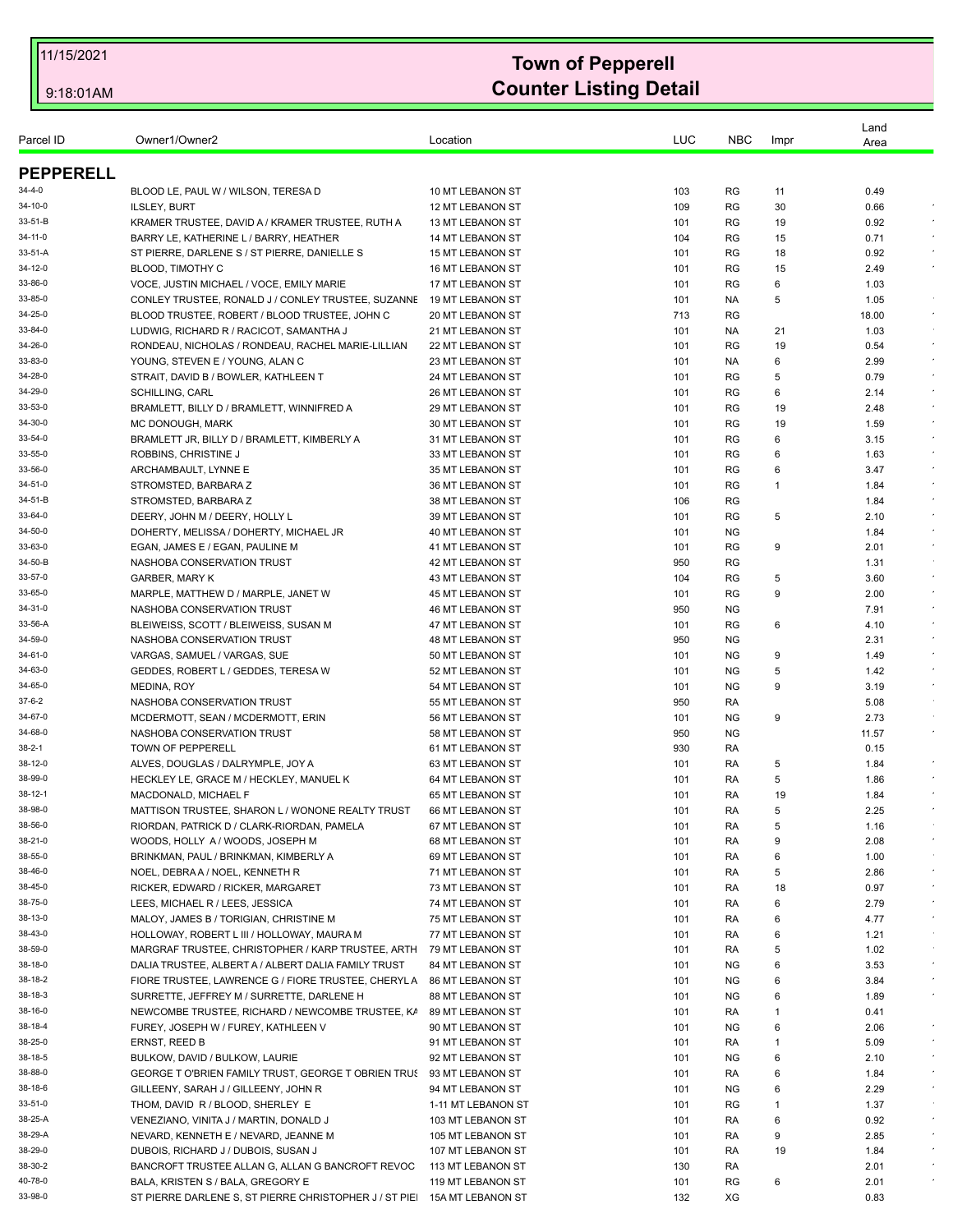# Town of Pepperell
## Counter Listing Detail

11/15/2021
9:18:01AM

| Parcel ID | Owner1/Owner2 | Location | LUC | NBC | Impr | Land Area |
|---|---|---|---|---|---|---|
| **PEPPERELL** | | | | | | |
| 34-4-0 | BLOOD LE, PAUL W / WILSON, TERESA D | 10 MT LEBANON ST | 103 | RG | 11 | 0.49 |
| 34-10-0 | ILSLEY, BURT | 12 MT LEBANON ST | 109 | RG | 30 | 0.66 |
| 33-51-B | KRAMER TRUSTEE, DAVID A / KRAMER TRUSTEE, RUTH A | 13 MT LEBANON ST | 101 | RG | 19 | 0.92 |
| 34-11-0 | BARRY LE, KATHERINE L / BARRY, HEATHER | 14 MT LEBANON ST | 104 | RG | 15 | 0.71 |
| 33-51-A | ST PIERRE, DARLENE S / ST PIERRE, DANIELLE S | 15 MT LEBANON ST | 101 | RG | 18 | 0.92 |
| 34-12-0 | BLOOD, TIMOTHY C | 16 MT LEBANON ST | 101 | RG | 15 | 2.49 |
| 33-86-0 | VOCE, JUSTIN MICHAEL / VOCE, EMILY MARIE | 17 MT LEBANON ST | 101 | RG | 6 | 1.03 |
| 33-85-0 | CONLEY TRUSTEE, RONALD J / CONLEY TRUSTEE, SUZANNE | 19 MT LEBANON ST | 101 | NA | 5 | 1.05 |
| 34-25-0 | BLOOD TRUSTEE, ROBERT / BLOOD TRUSTEE, JOHN C | 20 MT LEBANON ST | 713 | RG | | 18.00 |
| 33-84-0 | LUDWIG, RICHARD R / RACICOT, SAMANTHA J | 21 MT LEBANON ST | 101 | NA | 21 | 1.03 |
| 34-26-0 | RONDEAU, NICHOLAS / RONDEAU, RACHEL MARIE-LILLIAN | 22 MT LEBANON ST | 101 | RG | 19 | 0.54 |
| 33-83-0 | YOUNG, STEVEN E / YOUNG, ALAN C | 23 MT LEBANON ST | 101 | NA | 6 | 2.99 |
| 34-28-0 | STRAIT, DAVID B / BOWLER, KATHLEEN T | 24 MT LEBANON ST | 101 | RG | 5 | 0.79 |
| 34-29-0 | SCHILLING, CARL | 26 MT LEBANON ST | 101 | RG | 6 | 2.14 |
| 33-53-0 | BRAMLETT, BILLY D / BRAMLETT, WINNIFRED A | 29 MT LEBANON ST | 101 | RG | 19 | 2.48 |
| 34-30-0 | MC DONOUGH, MARK | 30 MT LEBANON ST | 101 | RG | 19 | 1.59 |
| 33-54-0 | BRAMLETT JR, BILLY D / BRAMLETT, KIMBERLY A | 31 MT LEBANON ST | 101 | RG | 6 | 3.15 |
| 33-55-0 | ROBBINS, CHRISTINE J | 33 MT LEBANON ST | 101 | RG | 6 | 1.63 |
| 33-56-0 | ARCHAMBAULT, LYNNE E | 35 MT LEBANON ST | 101 | RG | 6 | 3.47 |
| 34-51-0 | STROMSTED, BARBARA Z | 36 MT LEBANON ST | 101 | RG | 1 | 1.84 |
| 34-51-B | STROMSTED, BARBARA Z | 38 MT LEBANON ST | 106 | RG | | 1.84 |
| 33-64-0 | DEERY, JOHN M / DEERY, HOLLY L | 39 MT LEBANON ST | 101 | RG | 5 | 2.10 |
| 34-50-0 | DOHERTY, MELISSA / DOHERTY, MICHAEL JR | 40 MT LEBANON ST | 101 | NG | | 1.84 |
| 33-63-0 | EGAN, JAMES E / EGAN, PAULINE M | 41 MT LEBANON ST | 101 | RG | 9 | 2.01 |
| 34-50-B | NASHOBA CONSERVATION TRUST | 42 MT LEBANON ST | 950 | RG | | 1.31 |
| 33-57-0 | GARBER, MARY K | 43 MT LEBANON ST | 104 | RG | 5 | 3.60 |
| 33-65-0 | MARPLE, MATTHEW D / MARPLE, JANET W | 45 MT LEBANON ST | 101 | RG | 9 | 2.00 |
| 34-31-0 | NASHOBA CONSERVATION TRUST | 46 MT LEBANON ST | 950 | NG | | 7.91 |
| 33-56-A | BLEIWEISS, SCOTT / BLEIWEISS, SUSAN M | 47 MT LEBANON ST | 101 | RG | 6 | 4.10 |
| 34-59-0 | NASHOBA CONSERVATION TRUST | 48 MT LEBANON ST | 950 | NG | | 2.31 |
| 34-61-0 | VARGAS, SAMUEL / VARGAS, SUE | 50 MT LEBANON ST | 101 | NG | 9 | 1.49 |
| 34-63-0 | GEDDES, ROBERT L / GEDDES, TERESA W | 52 MT LEBANON ST | 101 | NG | 5 | 1.42 |
| 34-65-0 | MEDINA, ROY | 54 MT LEBANON ST | 101 | NG | 9 | 3.19 |
| 37-6-2 | NASHOBA CONSERVATION TRUST | 55 MT LEBANON ST | 950 | RA | | 5.08 |
| 34-67-0 | MCDERMOTT, SEAN / MCDERMOTT, ERIN | 56 MT LEBANON ST | 101 | NG | 9 | 2.73 |
| 34-68-0 | NASHOBA CONSERVATION TRUST | 58 MT LEBANON ST | 950 | NG | | 11.57 |
| 38-2-1 | TOWN OF PEPPERELL | 61 MT LEBANON ST | 930 | RA | | 0.15 |
| 38-12-0 | ALVES, DOUGLAS / DALRYMPLE, JOY A | 63 MT LEBANON ST | 101 | RA | 5 | 1.84 |
| 38-99-0 | HECKLEY LE, GRACE M / HECKLEY, MANUEL K | 64 MT LEBANON ST | 101 | RA | 5 | 1.86 |
| 38-12-1 | MACDONALD, MICHAEL F | 65 MT LEBANON ST | 101 | RA | 19 | 1.84 |
| 38-98-0 | MATTISON TRUSTEE, SHARON L / WONONE REALTY TRUST | 66 MT LEBANON ST | 101 | RA | 5 | 2.25 |
| 38-56-0 | RIORDAN, PATRICK D / CLARK-RIORDAN, PAMELA | 67 MT LEBANON ST | 101 | RA | 5 | 1.16 |
| 38-21-0 | WOODS, HOLLY A / WOODS, JOSEPH M | 68 MT LEBANON ST | 101 | RA | 9 | 2.08 |
| 38-55-0 | BRINKMAN, PAUL / BRINKMAN, KIMBERLY A | 69 MT LEBANON ST | 101 | RA | 6 | 1.00 |
| 38-46-0 | NOEL, DEBRA A / NOEL, KENNETH R | 71 MT LEBANON ST | 101 | RA | 5 | 2.86 |
| 38-45-0 | RICKER, EDWARD / RICKER, MARGARET | 73 MT LEBANON ST | 101 | RA | 18 | 0.97 |
| 38-75-0 | LEES, MICHAEL R / LEES, JESSICA | 74 MT LEBANON ST | 101 | RA | 6 | 2.79 |
| 38-13-0 | MALOY, JAMES B / TORIGIAN, CHRISTINE M | 75 MT LEBANON ST | 101 | RA | 6 | 4.77 |
| 38-43-0 | HOLLOWAY, ROBERT L III / HOLLOWAY, MAURA M | 77 MT LEBANON ST | 101 | RA | 6 | 1.21 |
| 38-59-0 | MARGRAF TRUSTEE, CHRISTOPHER / KARP TRUSTEE, ARTH | 79 MT LEBANON ST | 101 | RA | 5 | 1.02 |
| 38-18-0 | DALIA TRUSTEE, ALBERT A / ALBERT DALIA FAMILY TRUST | 84 MT LEBANON ST | 101 | NG | 6 | 3.53 |
| 38-18-2 | FIORE TRUSTEE, LAWRENCE G / FIORE TRUSTEE, CHERYL A | 86 MT LEBANON ST | 101 | NG | 6 | 3.84 |
| 38-18-3 | SURRETTE, JEFFREY M / SURRETTE, DARLENE H | 88 MT LEBANON ST | 101 | NG | 6 | 1.89 |
| 38-16-0 | NEWCOMBE TRUSTEE, RICHARD / NEWCOMBE TRUSTEE, KA | 89 MT LEBANON ST | 101 | RA | 1 | 0.41 |
| 38-18-4 | FUREY, JOSEPH W / FUREY, KATHLEEN V | 90 MT LEBANON ST | 101 | NG | 6 | 2.06 |
| 38-25-0 | ERNST, REED B | 91 MT LEBANON ST | 101 | RA | 1 | 5.09 |
| 38-18-5 | BULKOW, DAVID / BULKOW, LAURIE | 92 MT LEBANON ST | 101 | NG | 6 | 2.10 |
| 38-88-0 | GEORGE T O'BRIEN FAMILY TRUST, GEORGE T OBRIEN TRUS | 93 MT LEBANON ST | 101 | RA | 6 | 1.84 |
| 38-18-6 | GILLEENY, SARAH J / GILLEENY, JOHN R | 94 MT LEBANON ST | 101 | NG | 6 | 2.29 |
| 33-51-0 | THOM, DAVID R / BLOOD, SHERLEY E | 1-11 MT LEBANON ST | 101 | RG | 1 | 1.37 |
| 38-25-A | VENEZIANO, VINITA J / MARTIN, DONALD J | 103 MT LEBANON ST | 101 | RA | 6 | 0.92 |
| 38-29-A | NEVARD, KENNETH E / NEVARD, JEANNE M | 105 MT LEBANON ST | 101 | RA | 9 | 2.85 |
| 38-29-0 | DUBOIS, RICHARD J / DUBOIS, SUSAN J | 107 MT LEBANON ST | 101 | RA | 19 | 1.84 |
| 38-30-2 | BANCROFT TRUSTEE ALLAN G, ALLAN G BANCROFT REVOC | 113 MT LEBANON ST | 130 | RA | | 2.01 |
| 40-78-0 | BALA, KRISTEN S / BALA, GREGORY E | 119 MT LEBANON ST | 101 | RG | 6 | 2.01 |
| 33-98-0 | ST PIERRE DARLENE S, ST PIERRE CHRISTOPHER J / ST PIEI | 15A MT LEBANON ST | 132 | XG | | 0.83 |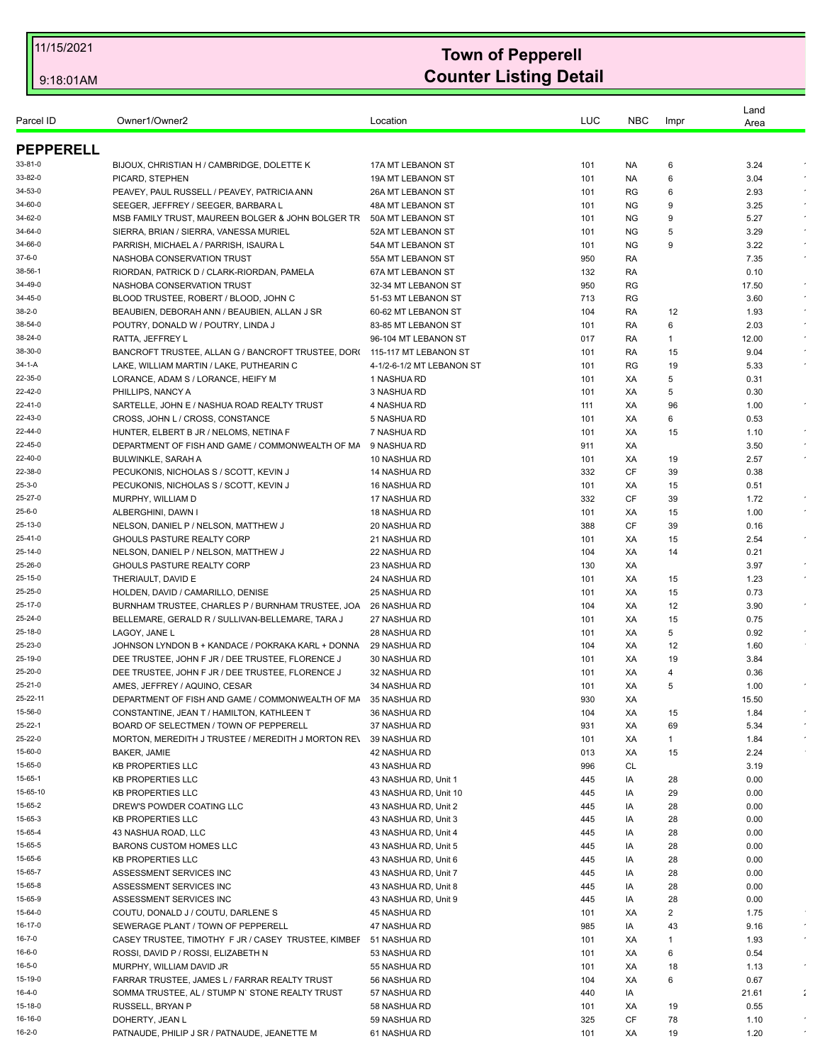## Town of Pepperell
## Counter Listing Detail

| Parcel ID | Owner1/Owner2 | Location | LUC | NBC | Impr | Land Area |
|---|---|---|---|---|---|---|
| **PEPPERELL** | | | | | | |
| 33-81-0 | BIJOUX, CHRISTIAN H / CAMBRIDGE, DOLETTE K | 17A MT LEBANON ST | 101 | NA | 6 | 3.24 |
| 33-82-0 | PICARD, STEPHEN | 19A MT LEBANON ST | 101 | NA | 6 | 3.04 |
| 34-53-0 | PEAVEY, PAUL RUSSELL / PEAVEY, PATRICIA ANN | 26A MT LEBANON ST | 101 | RG | 6 | 2.93 |
| 34-60-0 | SEEGER, JEFFREY / SEEGER, BARBARA L | 48A MT LEBANON ST | 101 | NG | 9 | 3.25 |
| 34-62-0 | MSB FAMILY TRUST, MAUREEN BOLGER & JOHN BOLGER TR | 50A MT LEBANON ST | 101 | NG | 9 | 5.27 |
| 34-64-0 | SIERRA, BRIAN / SIERRA, VANESSA MURIEL | 52A MT LEBANON ST | 101 | NG | 5 | 3.29 |
| 34-66-0 | PARRISH, MICHAEL A / PARRISH, ISAURA L | 54A MT LEBANON ST | 101 | NG | 9 | 3.22 |
| 37-6-0 | NASHOBA CONSERVATION TRUST | 55A MT LEBANON ST | 950 | RA | | 7.35 |
| 38-56-1 | RIORDAN, PATRICK D / CLARK-RIORDAN, PAMELA | 67A MT LEBANON ST | 132 | RA | | 0.10 |
| 34-49-0 | NASHOBA CONSERVATION TRUST | 32-34 MT LEBANON ST | 950 | RG | | 17.50 |
| 34-45-0 | BLOOD TRUSTEE, ROBERT / BLOOD, JOHN C | 51-53 MT LEBANON ST | 713 | RG | | 3.60 |
| 38-2-0 | BEAUBIEN, DEBORAH ANN / BEAUBIEN, ALLAN J SR | 60-62 MT LEBANON ST | 104 | RA | 12 | 1.93 |
| 38-54-0 | POUTRY, DONALD W / POUTRY, LINDA J | 83-85 MT LEBANON ST | 101 | RA | 6 | 2.03 |
| 38-24-0 | RATTA, JEFFREY L | 96-104 MT LEBANON ST | 017 | RA | 1 | 12.00 |
| 38-30-0 | BANCROFT TRUSTEE, ALLAN G / BANCROFT TRUSTEE, DOR( | 115-117 MT LEBANON ST | 101 | RA | 15 | 9.04 |
| 34-1-A | LAKE, WILLIAM MARTIN / LAKE, PUTHEARIN C | 4-1/2-6-1/2 MT LEBANON ST | 101 | RG | 19 | 5.33 |
| 22-35-0 | LORANCE, ADAM S / LORANCE, HEIFY M | 1 NASHUA RD | 101 | XA | 5 | 0.31 |
| 22-42-0 | PHILLIPS, NANCY A | 3 NASHUA RD | 101 | XA | 5 | 0.30 |
| 22-41-0 | SARTELLE, JOHN E / NASHUA ROAD REALTY TRUST | 4 NASHUA RD | 111 | XA | 96 | 1.00 |
| 22-43-0 | CROSS, JOHN L / CROSS, CONSTANCE | 5 NASHUA RD | 101 | XA | 6 | 0.53 |
| 22-44-0 | HUNTER, ELBERT B JR / NELOMS, NETINA F | 7 NASHUA RD | 101 | XA | 15 | 1.10 |
| 22-45-0 | DEPARTMENT OF FISH AND GAME / COMMONWEALTH OF MA | 9 NASHUA RD | 911 | XA | | 3.50 |
| 22-40-0 | BULWINKLE, SARAH A | 10 NASHUA RD | 101 | XA | 19 | 2.57 |
| 22-38-0 | PECUKONIS, NICHOLAS S / SCOTT, KEVIN J | 14 NASHUA RD | 332 | CF | 39 | 0.38 |
| 25-3-0 | PECUKONIS, NICHOLAS S / SCOTT, KEVIN J | 16 NASHUA RD | 101 | XA | 15 | 0.51 |
| 25-27-0 | MURPHY, WILLIAM D | 17 NASHUA RD | 332 | CF | 39 | 1.72 |
| 25-6-0 | ALBERGHINI, DAWN I | 18 NASHUA RD | 101 | XA | 15 | 1.00 |
| 25-13-0 | NELSON, DANIEL P / NELSON, MATTHEW J | 20 NASHUA RD | 388 | CF | 39 | 0.16 |
| 25-41-0 | GHOULS PASTURE REALTY CORP | 21 NASHUA RD | 101 | XA | 15 | 2.54 |
| 25-14-0 | NELSON, DANIEL P / NELSON, MATTHEW J | 22 NASHUA RD | 104 | XA | 14 | 0.21 |
| 25-26-0 | GHOULS PASTURE REALTY CORP | 23 NASHUA RD | 130 | XA | | 3.97 |
| 25-15-0 | THERIAULT, DAVID E | 24 NASHUA RD | 101 | XA | 15 | 1.23 |
| 25-25-0 | HOLDEN, DAVID / CAMARILLO, DENISE | 25 NASHUA RD | 101 | XA | 15 | 0.73 |
| 25-17-0 | BURNHAM TRUSTEE, CHARLES P / BURNHAM TRUSTEE, JOA | 26 NASHUA RD | 104 | XA | 12 | 3.90 |
| 25-24-0 | BELLEMARE, GERALD R / SULLIVAN-BELLEMARE, TARA J | 27 NASHUA RD | 101 | XA | 15 | 0.75 |
| 25-18-0 | LAGOY, JANE L | 28 NASHUA RD | 101 | XA | 5 | 0.92 |
| 25-23-0 | JOHNSON LYNDON B + KANDACE / POKRAKA KARL + DONNA | 29 NASHUA RD | 104 | XA | 12 | 1.60 |
| 25-19-0 | DEE TRUSTEE, JOHN F JR / DEE TRUSTEE, FLORENCE J | 30 NASHUA RD | 101 | XA | 19 | 3.84 |
| 25-20-0 | DEE TRUSTEE, JOHN F JR / DEE TRUSTEE, FLORENCE J | 32 NASHUA RD | 101 | XA | 4 | 0.36 |
| 25-21-0 | AMES, JEFFREY / AQUINO, CESAR | 34 NASHUA RD | 101 | XA | 5 | 1.00 |
| 25-22-11 | DEPARTMENT OF FISH AND GAME / COMMONWEALTH OF MA | 35 NASHUA RD | 930 | XA | | 15.50 |
| 15-56-0 | CONSTANTINE, JEAN T / HAMILTON, KATHLEEN T | 36 NASHUA RD | 104 | XA | 15 | 1.84 |
| 25-22-1 | BOARD OF SELECTMEN / TOWN OF PEPPERELL | 37 NASHUA RD | 931 | XA | 69 | 5.34 |
| 25-22-0 | MORTON, MEREDITH J TRUSTEE / MEREDITH J MORTON REV | 39 NASHUA RD | 101 | XA | 1 | 1.84 |
| 15-60-0 | BAKER, JAMIE | 42 NASHUA RD | 013 | XA | 15 | 2.24 |
| 15-65-0 | KB PROPERTIES LLC | 43 NASHUA RD | 996 | CL | | 3.19 |
| 15-65-1 | KB PROPERTIES LLC | 43 NASHUA RD, Unit 1 | 445 | IA | 28 | 0.00 |
| 15-65-10 | KB PROPERTIES LLC | 43 NASHUA RD, Unit 10 | 445 | IA | 29 | 0.00 |
| 15-65-2 | DREW'S POWDER COATING LLC | 43 NASHUA RD, Unit 2 | 445 | IA | 28 | 0.00 |
| 15-65-3 | KB PROPERTIES LLC | 43 NASHUA RD, Unit 3 | 445 | IA | 28 | 0.00 |
| 15-65-4 | 43 NASHUA ROAD, LLC | 43 NASHUA RD, Unit 4 | 445 | IA | 28 | 0.00 |
| 15-65-5 | BARONS CUSTOM HOMES LLC | 43 NASHUA RD, Unit 5 | 445 | IA | 28 | 0.00 |
| 15-65-6 | KB PROPERTIES LLC | 43 NASHUA RD, Unit 6 | 445 | IA | 28 | 0.00 |
| 15-65-7 | ASSESSMENT SERVICES INC | 43 NASHUA RD, Unit 7 | 445 | IA | 28 | 0.00 |
| 15-65-8 | ASSESSMENT SERVICES INC | 43 NASHUA RD, Unit 8 | 445 | IA | 28 | 0.00 |
| 15-65-9 | ASSESSMENT SERVICES INC | 43 NASHUA RD, Unit 9 | 445 | IA | 28 | 0.00 |
| 15-64-0 | COUTU, DONALD J / COUTU, DARLENE S | 45 NASHUA RD | 101 | XA | 2 | 1.75 |
| 16-17-0 | SEWERAGE PLANT / TOWN OF PEPPERELL | 47 NASHUA RD | 985 | IA | 43 | 9.16 |
| 16-7-0 | CASEY TRUSTEE, TIMOTHY F JR / CASEY TRUSTEE, KIMBEF | 51 NASHUA RD | 101 | XA | 1 | 1.93 |
| 16-6-0 | ROSSI, DAVID P / ROSSI, ELIZABETH N | 53 NASHUA RD | 101 | XA | 6 | 0.54 |
| 16-5-0 | MURPHY, WILLIAM DAVID JR | 55 NASHUA RD | 101 | XA | 18 | 1.13 |
| 15-19-0 | FARRAR TRUSTEE, JAMES L / FARRAR REALTY TRUST | 56 NASHUA RD | 104 | XA | 6 | 0.67 |
| 16-4-0 | SOMMA TRUSTEE, AL / STUMP N` STONE REALTY TRUST | 57 NASHUA RD | 440 | IA | | 21.61 |
| 15-18-0 | RUSSELL, BRYAN P | 58 NASHUA RD | 101 | XA | 19 | 0.55 |
| 16-16-0 | DOHERTY, JEAN L | 59 NASHUA RD | 325 | CF | 78 | 1.10 |
| 16-2-0 | PATNAUDE, PHILIP J SR / PATNAUDE, JEANETTE M | 61 NASHUA RD | 101 | XA | 19 | 1.20 |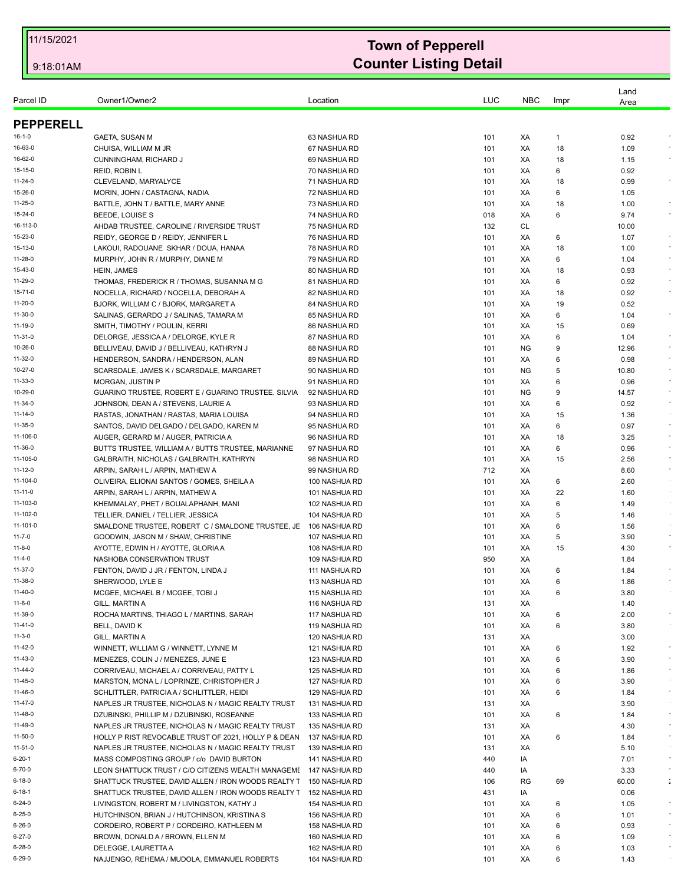# Town of Pepperell
## Counter Listing Detail

| Parcel ID | Owner1/Owner2 | Location | LUC | NBC | Impr | Land Area |
|---|---|---|---|---|---|---|
| **PEPPERELL** | | | | | | |
| 16-1-0 | GAETA, SUSAN M | 63 NASHUA RD | 101 | XA | 1 | 0.92 |
| 16-63-0 | CHUISA, WILLIAM M JR | 67 NASHUA RD | 101 | XA | 18 | 1.09 |
| 16-62-0 | CUNNINGHAM, RICHARD J | 69 NASHUA RD | 101 | XA | 18 | 1.15 |
| 15-15-0 | REID, ROBIN L | 70 NASHUA RD | 101 | XA | 6 | 0.92 |
| 11-24-0 | CLEVELAND, MARYALYCE | 71 NASHUA RD | 101 | XA | 18 | 0.99 |
| 15-26-0 | MORIN, JOHN / CASTAGNA, NADIA | 72 NASHUA RD | 101 | XA | 6 | 1.05 |
| 11-25-0 | BATTLE, JOHN T / BATTLE, MARY ANNE | 73 NASHUA RD | 101 | XA | 18 | 1.00 |
| 15-24-0 | BEEDE, LOUISE S | 74 NASHUA RD | 018 | XA | 6 | 9.74 |
| 16-113-0 | AHDAB TRUSTEE, CAROLINE / RIVERSIDE TRUST | 75 NASHUA RD | 132 | CL | | 10.00 |
| 15-23-0 | REIDY, GEORGE D / REIDY, JENNIFER L | 76 NASHUA RD | 101 | XA | 6 | 1.07 |
| 15-13-0 | LAKOUI, RADOUANE SKHAR / DOUA, HANAA | 78 NASHUA RD | 101 | XA | 18 | 1.00 |
| 11-28-0 | MURPHY, JOHN R / MURPHY, DIANE M | 79 NASHUA RD | 101 | XA | 6 | 1.04 |
| 15-43-0 | HEIN, JAMES | 80 NASHUA RD | 101 | XA | 18 | 0.93 |
| 11-29-0 | THOMAS, FREDERICK R / THOMAS, SUSANNA M G | 81 NASHUA RD | 101 | XA | 6 | 0.92 |
| 15-71-0 | NOCELLA, RICHARD / NOCELLA, DEBORAH A | 82 NASHUA RD | 101 | XA | 18 | 0.92 |
| 11-20-0 | BJORK, WILLIAM C / BJORK, MARGARET A | 84 NASHUA RD | 101 | XA | 19 | 0.52 |
| 11-30-0 | SALINAS, GERARDO J / SALINAS, TAMARA M | 85 NASHUA RD | 101 | XA | 6 | 1.04 |
| 11-19-0 | SMITH, TIMOTHY / POULIN, KERRI | 86 NASHUA RD | 101 | XA | 15 | 0.69 |
| 11-31-0 | DELORGE, JESSICA A / DELORGE, KYLE R | 87 NASHUA RD | 101 | XA | 6 | 1.04 |
| 10-26-0 | BELLIVEAU, DAVID J / BELLIVEAU, KATHRYN J | 88 NASHUA RD | 101 | NG | 9 | 12.96 |
| 11-32-0 | HENDERSON, SANDRA / HENDERSON, ALAN | 89 NASHUA RD | 101 | XA | 6 | 0.98 |
| 10-27-0 | SCARSDALE, JAMES K / SCARSDALE, MARGARET | 90 NASHUA RD | 101 | NG | 5 | 10.80 |
| 11-33-0 | MORGAN, JUSTIN P | 91 NASHUA RD | 101 | XA | 6 | 0.96 |
| 10-29-0 | GUARINO TRUSTEE, ROBERT E / GUARINO TRUSTEE, SILVIA | 92 NASHUA RD | 101 | NG | 9 | 14.57 |
| 11-34-0 | JOHNSON, DEAN A / STEVENS, LAURIE A | 93 NASHUA RD | 101 | XA | 6 | 0.92 |
| 11-14-0 | RASTAS, JONATHAN / RASTAS, MARIA LOUISA | 94 NASHUA RD | 101 | XA | 15 | 1.36 |
| 11-35-0 | SANTOS, DAVID DELGADO / DELGADO, KAREN M | 95 NASHUA RD | 101 | XA | 6 | 0.97 |
| 11-106-0 | AUGER, GERARD M / AUGER, PATRICIA A | 96 NASHUA RD | 101 | XA | 18 | 3.25 |
| 11-36-0 | BUTTS TRUSTEE, WILLIAM A / BUTTS TRUSTEE, MARIANNE | 97 NASHUA RD | 101 | XA | 6 | 0.96 |
| 11-105-0 | GALBRAITH, NICHOLAS / GALBRAITH, KATHRYN | 98 NASHUA RD | 101 | XA | 15 | 2.56 |
| 11-12-0 | ARPIN, SARAH L / ARPIN, MATHEW A | 99 NASHUA RD | 712 | XA | | 8.60 |
| 11-104-0 | OLIVEIRA, ELIONAI SANTOS / GOMES, SHEILA A | 100 NASHUA RD | 101 | XA | 6 | 2.60 |
| 11-11-0 | ARPIN, SARAH L / ARPIN, MATHEW A | 101 NASHUA RD | 101 | XA | 22 | 1.60 |
| 11-103-0 | KHEMMALAY, PHET / BOUALAPHANH, MANI | 102 NASHUA RD | 101 | XA | 6 | 1.49 |
| 11-102-0 | TELLIER, DANIEL / TELLIER, JESSICA | 104 NASHUA RD | 101 | XA | 5 | 1.46 |
| 11-101-0 | SMALDONE TRUSTEE, ROBERT C / SMALDONE TRUSTEE, JE | 106 NASHUA RD | 101 | XA | 6 | 1.56 |
| 11-7-0 | GOODWIN, JASON M / SHAW, CHRISTINE | 107 NASHUA RD | 101 | XA | 5 | 3.90 |
| 11-8-0 | AYOTTE, EDWIN H / AYOTTE, GLORIA A | 108 NASHUA RD | 101 | XA | 15 | 4.30 |
| 11-4-0 | NASHOBA CONSERVATION TRUST | 109 NASHUA RD | 950 | XA | | 1.84 |
| 11-37-0 | FENTON, DAVID J JR / FENTON, LINDA J | 111 NASHUA RD | 101 | XA | 6 | 1.84 |
| 11-38-0 | SHERWOOD, LYLE E | 113 NASHUA RD | 101 | XA | 6 | 1.86 |
| 11-40-0 | MCGEE, MICHAEL B / MCGEE, TOBI J | 115 NASHUA RD | 101 | XA | 6 | 3.80 |
| 11-6-0 | GILL, MARTIN A | 116 NASHUA RD | 131 | XA | | 1.40 |
| 11-39-0 | ROCHA MARTINS, THIAGO L / MARTINS, SARAH | 117 NASHUA RD | 101 | XA | 6 | 2.00 |
| 11-41-0 | BELL, DAVID K | 119 NASHUA RD | 101 | XA | 6 | 3.80 |
| 11-3-0 | GILL, MARTIN A | 120 NASHUA RD | 131 | XA | | 3.00 |
| 11-42-0 | WINNETT, WILLIAM G / WINNETT, LYNNE M | 121 NASHUA RD | 101 | XA | 6 | 1.92 |
| 11-43-0 | MENEZES, COLIN J / MENEZES, JUNE E | 123 NASHUA RD | 101 | XA | 6 | 3.90 |
| 11-44-0 | CORRIVEAU, MICHAEL A / CORRIVEAU, PATTY L | 125 NASHUA RD | 101 | XA | 6 | 1.86 |
| 11-45-0 | MARSTON, MONA L / LOPRINZE, CHRISTOPHER J | 127 NASHUA RD | 101 | XA | 6 | 3.90 |
| 11-46-0 | SCHLITTLER, PATRICIA A / SCHLITTLER, HEIDI | 129 NASHUA RD | 101 | XA | 6 | 1.84 |
| 11-47-0 | NAPLES JR TRUSTEE, NICHOLAS N / MAGIC REALTY TRUST | 131 NASHUA RD | 131 | XA | | 3.90 |
| 11-48-0 | DZUBINSKI, PHILLIP M / DZUBINSKI, ROSEANNE | 133 NASHUA RD | 101 | XA | 6 | 1.84 |
| 11-49-0 | NAPLES JR TRUSTEE, NICHOLAS N / MAGIC REALTY TRUST | 135 NASHUA RD | 131 | XA | | 4.30 |
| 11-50-0 | HOLLY P RIST REVOCABLE TRUST OF 2021, HOLLY P & DEAN | 137 NASHUA RD | 101 | XA | 6 | 1.84 |
| 11-51-0 | NAPLES JR TRUSTEE, NICHOLAS N / MAGIC REALTY TRUST | 139 NASHUA RD | 131 | XA | | 5.10 |
| 6-20-1 | MASS COMPOSTING GROUP / c/o DAVID BURTON | 141 NASHUA RD | 440 | IA | | 7.01 |
| 6-70-0 | LEON SHATTUCK TRUST / C/O CITIZENS WEALTH MANAGEME | 147 NASHUA RD | 440 | IA | | 3.33 |
| 6-18-0 | SHATTUCK TRUSTEE, DAVID ALLEN / IRON WOODS REALTY T | 150 NASHUA RD | 106 | RG | 69 | 60.00 |
| 6-18-1 | SHATTUCK TRUSTEE, DAVID ALLEN / IRON WOODS REALTY T | 152 NASHUA RD | 431 | IA | | 0.06 |
| 6-24-0 | LIVINGSTON, ROBERT M / LIVINGSTON, KATHY J | 154 NASHUA RD | 101 | XA | 6 | 1.05 |
| 6-25-0 | HUTCHINSON, BRIAN J / HUTCHINSON, KRISTINA S | 156 NASHUA RD | 101 | XA | 6 | 1.01 |
| 6-26-0 | CORDEIRO, ROBERT P / CORDEIRO, KATHLEEN M | 158 NASHUA RD | 101 | XA | 6 | 0.93 |
| 6-27-0 | BROWN, DONALD A / BROWN, ELLEN M | 160 NASHUA RD | 101 | XA | 6 | 1.09 |
| 6-28-0 | DELEGGE, LAURETTA A | 162 NASHUA RD | 101 | XA | 6 | 1.03 |
| 6-29-0 | NAJJENGO, REHEMA / MUDOLA, EMMANUEL ROBERTS | 164 NASHUA RD | 101 | XA | 6 | 1.43 |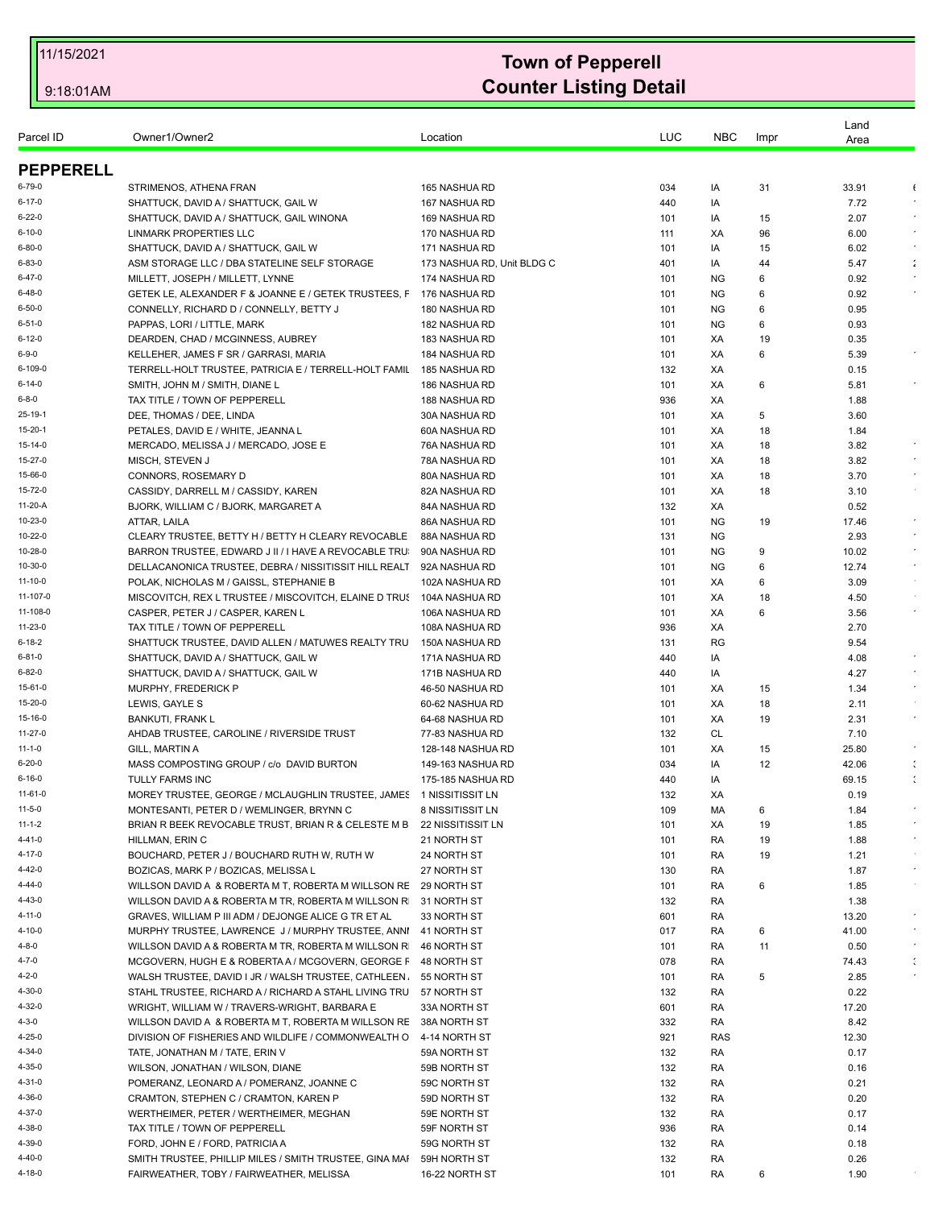# Town of Pepperell
## Counter Listing Detail

11/15/2021
9:18:01AM

| Parcel ID | Owner1/Owner2 | Location | LUC | NBC | Impr | Land Area |
|---|---|---|---|---|---|---|
| **PEPPERELL** | | | | | | |
| 6-79-0 | STRIMENOS, ATHENA FRAN | 165 NASHUA RD | 034 | IA | 31 | 33.91 |
| 6-17-0 | SHATTUCK, DAVID A / SHATTUCK, GAIL W | 167 NASHUA RD | 440 | IA | | 7.72 |
| 6-22-0 | SHATTUCK, DAVID A / SHATTUCK, GAIL WINONA | 169 NASHUA RD | 101 | IA | 15 | 2.07 |
| 6-10-0 | LINMARK PROPERTIES LLC | 170 NASHUA RD | 111 | XA | 96 | 6.00 |
| 6-80-0 | SHATTUCK, DAVID A / SHATTUCK, GAIL W | 171 NASHUA RD | 101 | IA | 15 | 6.02 |
| 6-83-0 | ASM STORAGE LLC / DBA STATELINE SELF STORAGE | 173 NASHUA RD, Unit BLDG C | 401 | IA | 44 | 5.47 |
| 6-47-0 | MILLETT, JOSEPH / MILLETT, LYNNE | 174 NASHUA RD | 101 | NG | 6 | 0.92 |
| 6-48-0 | GETEK LE, ALEXANDER F & JOANNE E / GETEK TRUSTEES, F | 176 NASHUA RD | 101 | NG | 6 | 0.92 |
| 6-50-0 | CONNELLY, RICHARD D / CONNELLY, BETTY J | 180 NASHUA RD | 101 | NG | 6 | 0.95 |
| 6-51-0 | PAPPAS, LORI / LITTLE, MARK | 182 NASHUA RD | 101 | NG | 6 | 0.93 |
| 6-12-0 | DEARDEN, CHAD / MCGINNESS, AUBREY | 183 NASHUA RD | 101 | XA | 19 | 0.35 |
| 6-9-0 | KELLEHER, JAMES F SR / GARRASI, MARIA | 184 NASHUA RD | 101 | XA | 6 | 5.39 |
| 6-109-0 | TERRELL-HOLT TRUSTEE, PATRICIA E / TERRELL-HOLT FAMIL | 185 NASHUA RD | 132 | XA | | 0.15 |
| 6-14-0 | SMITH, JOHN M / SMITH, DIANE L | 186 NASHUA RD | 101 | XA | 6 | 5.81 |
| 6-8-0 | TAX TITLE / TOWN OF PEPPERELL | 188 NASHUA RD | 936 | XA | | 1.88 |
| 25-19-1 | DEE, THOMAS / DEE, LINDA | 30A NASHUA RD | 101 | XA | 5 | 3.60 |
| 15-20-1 | PETALES, DAVID E / WHITE, JEANNA L | 60A NASHUA RD | 101 | XA | 18 | 1.84 |
| 15-14-0 | MERCADO, MELISSA J / MERCADO, JOSE E | 76A NASHUA RD | 101 | XA | 18 | 3.82 |
| 15-27-0 | MISCH, STEVEN J | 78A NASHUA RD | 101 | XA | 18 | 3.82 |
| 15-66-0 | CONNORS, ROSEMARY D | 80A NASHUA RD | 101 | XA | 18 | 3.70 |
| 15-72-0 | CASSIDY, DARRELL M / CASSIDY, KAREN | 82A NASHUA RD | 101 | XA | 18 | 3.10 |
| 11-20-A | BJORK, WILLIAM C / BJORK, MARGARET A | 84A NASHUA RD | 132 | XA | | 0.52 |
| 10-23-0 | ATTAR, LAILA | 86A NASHUA RD | 101 | NG | 19 | 17.46 |
| 10-22-0 | CLEARY TRUSTEE, BETTY H / BETTY H CLEARY REVOCABLE | 88A NASHUA RD | 131 | NG | | 2.93 |
| 10-28-0 | BARRON TRUSTEE, EDWARD J II / I HAVE A REVOCABLE TRU | 90A NASHUA RD | 101 | NG | 9 | 10.02 |
| 10-30-0 | DELLACANONICA TRUSTEE, DEBRA / NISSITISSIT HILL REALT | 92A NASHUA RD | 101 | NG | 6 | 12.74 |
| 11-10-0 | POLAK, NICHOLAS M / GAISSL, STEPHANIE B | 102A NASHUA RD | 101 | XA | 6 | 3.09 |
| 11-107-0 | MISCOVITCH, REX L TRUSTEE / MISCOVITCH, ELAINE D TRUS | 104A NASHUA RD | 101 | XA | 18 | 4.50 |
| 11-108-0 | CASPER, PETER J / CASPER, KAREN L | 106A NASHUA RD | 101 | XA | 6 | 3.56 |
| 11-23-0 | TAX TITLE / TOWN OF PEPPERELL | 108A NASHUA RD | 936 | XA | | 2.70 |
| 6-18-2 | SHATTUCK TRUSTEE, DAVID ALLEN / MATUWES REALTY TRU | 150A NASHUA RD | 131 | RG | | 9.54 |
| 6-81-0 | SHATTUCK, DAVID A / SHATTUCK, GAIL W | 171A NASHUA RD | 440 | IA | | 4.08 |
| 6-82-0 | SHATTUCK, DAVID A / SHATTUCK, GAIL W | 171B NASHUA RD | 440 | IA | | 4.27 |
| 15-61-0 | MURPHY, FREDERICK P | 46-50 NASHUA RD | 101 | XA | 15 | 1.34 |
| 15-20-0 | LEWIS, GAYLE S | 60-62 NASHUA RD | 101 | XA | 18 | 2.11 |
| 15-16-0 | BANKUTI, FRANK L | 64-68 NASHUA RD | 101 | XA | 19 | 2.31 |
| 11-27-0 | AHDAB TRUSTEE, CAROLINE / RIVERSIDE TRUST | 77-83 NASHUA RD | 132 | CL | | 7.10 |
| 11-1-0 | GILL, MARTIN A | 128-148 NASHUA RD | 101 | XA | 15 | 25.80 |
| 6-20-0 | MASS COMPOSTING GROUP / c/o DAVID BURTON | 149-163 NASHUA RD | 034 | IA | 12 | 42.06 |
| 6-16-0 | TULLY FARMS INC | 175-185 NASHUA RD | 440 | IA | | 69.15 |
| 11-61-0 | MOREY TRUSTEE, GEORGE / MCLAUGHLIN TRUSTEE, JAMES | 1 NISSITISSIT LN | 132 | XA | | 0.19 |
| 11-5-0 | MONTESANTI, PETER D / WEMLINGER, BRYNN C | 8 NISSITISSIT LN | 109 | MA | 6 | 1.84 |
| 11-1-2 | BRIAN R BEEK REVOCABLE TRUST, BRIAN R & CELESTE M B | 22 NISSITISSIT LN | 101 | XA | 19 | 1.85 |
| 4-41-0 | HILLMAN, ERIN C | 21 NORTH ST | 101 | RA | 19 | 1.88 |
| 4-17-0 | BOUCHARD, PETER J / BOUCHARD RUTH W, RUTH W | 24 NORTH ST | 101 | RA | 19 | 1.21 |
| 4-42-0 | BOZICAS, MARK P / BOZICAS, MELISSA L | 27 NORTH ST | 130 | RA | | 1.87 |
| 4-44-0 | WILLSON DAVID A & ROBERTA M T, ROBERTA M WILLSON RE | 29 NORTH ST | 101 | RA | 6 | 1.85 |
| 4-43-0 | WILLSON DAVID A & ROBERTA M TR, ROBERTA M WILLSON R | 31 NORTH ST | 132 | RA | | 1.38 |
| 4-11-0 | GRAVES, WILLIAM P III ADM / DEJONGE ALICE G TR ET AL | 33 NORTH ST | 601 | RA | | 13.20 |
| 4-10-0 | MURPHY TRUSTEE, LAWRENCE J / MURPHY TRUSTEE, ANNI | 41 NORTH ST | 017 | RA | 6 | 41.00 |
| 4-8-0 | WILLSON DAVID A & ROBERTA M TR, ROBERTA M WILLSON R | 46 NORTH ST | 101 | RA | 11 | 0.50 |
| 4-7-0 | MCGOVERN, HUGH E & ROBERTA A / MCGOVERN, GEORGE F | 48 NORTH ST | 078 | RA | | 74.43 |
| 4-2-0 | WALSH TRUSTEE, DAVID I JR / WALSH TRUSTEE, CATHLEEN | 55 NORTH ST | 101 | RA | 5 | 2.85 |
| 4-30-0 | STAHL TRUSTEE, RICHARD A / RICHARD A STAHL LIVING TRU | 57 NORTH ST | 132 | RA | | 0.22 |
| 4-32-0 | WRIGHT, WILLIAM W / TRAVERS-WRIGHT, BARBARA E | 33A NORTH ST | 601 | RA | | 17.20 |
| 4-3-0 | WILLSON DAVID A & ROBERTA M T, ROBERTA M WILLSON RE | 38A NORTH ST | 332 | RA | | 8.42 |
| 4-25-0 | DIVISION OF FISHERIES AND WILDLIFE / COMMONWEALTH O | 4-14 NORTH ST | 921 | RAS | | 12.30 |
| 4-34-0 | TATE, JONATHAN M / TATE, ERIN V | 59A NORTH ST | 132 | RA | | 0.17 |
| 4-35-0 | WILSON, JONATHAN / WILSON, DIANE | 59B NORTH ST | 132 | RA | | 0.16 |
| 4-31-0 | POMERANZ, LEONARD A / POMERANZ, JOANNE C | 59C NORTH ST | 132 | RA | | 0.21 |
| 4-36-0 | CRAMTON, STEPHEN C / CRAMTON, KAREN P | 59D NORTH ST | 132 | RA | | 0.20 |
| 4-37-0 | WERTHEIMER, PETER / WERTHEIMER, MEGHAN | 59E NORTH ST | 132 | RA | | 0.17 |
| 4-38-0 | TAX TITLE / TOWN OF PEPPERELL | 59F NORTH ST | 936 | RA | | 0.14 |
| 4-39-0 | FORD, JOHN E / FORD, PATRICIA A | 59G NORTH ST | 132 | RA | | 0.18 |
| 4-40-0 | SMITH TRUSTEE, PHILLIP MILES / SMITH TRUSTEE, GINA MAI | 59H NORTH ST | 132 | RA | | 0.26 |
| 4-18-0 | FAIRWEATHER, TOBY / FAIRWEATHER, MELISSA | 16-22 NORTH ST | 101 | RA | 6 | 1.90 |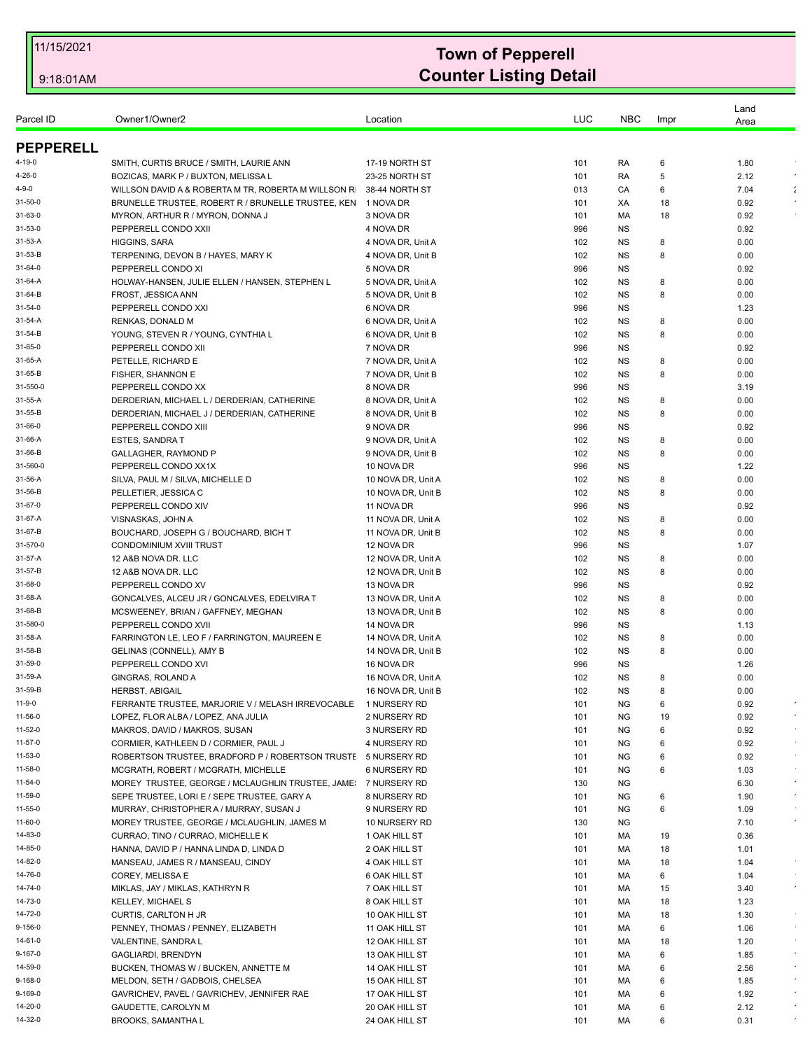# Town of Pepperell
## Counter Listing Detail

11/15/2021
9:18:01AM

| Parcel ID | Owner1/Owner2 | Location | LUC | NBC | Impr | Land Area |
|---|---|---|---|---|---|---|
| **PEPPERELL** | | | | | | |
| 4-19-0 | SMITH, CURTIS BRUCE / SMITH, LAURIE ANN | 17-19 NORTH ST | 101 | RA | 6 | 1.80 |
| 4-26-0 | BOZICAS, MARK P / BUXTON, MELISSA L | 23-25 NORTH ST | 101 | RA | 5 | 2.12 |
| 4-9-0 | WILLSON DAVID A & ROBERTA M TR, ROBERTA M WILLSON R | 38-44 NORTH ST | 013 | CA | 6 | 7.04 |
| 31-50-0 | BRUNELLE TRUSTEE, ROBERT R / BRUNELLE TRUSTEE, KEN | 1 NOVA DR | 101 | XA | 18 | 0.92 |
| 31-63-0 | MYRON, ARTHUR R / MYRON, DONNA J | 3 NOVA DR | 101 | MA | 18 | 0.92 |
| 31-53-0 | PEPPERELL CONDO XXII | 4 NOVA DR | 996 | NS | | 0.92 |
| 31-53-A | HIGGINS, SARA | 4 NOVA DR, Unit A | 102 | NS | 8 | 0.00 |
| 31-53-B | TERPENING, DEVON B / HAYES, MARY K | 4 NOVA DR, Unit B | 102 | NS | 8 | 0.00 |
| 31-64-0 | PEPPERELL CONDO XI | 5 NOVA DR | 996 | NS | | 0.92 |
| 31-64-A | HOLWAY-HANSEN, JULIE ELLEN / HANSEN, STEPHEN L | 5 NOVA DR, Unit A | 102 | NS | 8 | 0.00 |
| 31-64-B | FROST, JESSICA ANN | 5 NOVA DR, Unit B | 102 | NS | 8 | 0.00 |
| 31-54-0 | PEPPERELL CONDO XXI | 6 NOVA DR | 996 | NS | | 1.23 |
| 31-54-A | RENKAS, DONALD M | 6 NOVA DR, Unit A | 102 | NS | 8 | 0.00 |
| 31-54-B | YOUNG, STEVEN R / YOUNG, CYNTHIA L | 6 NOVA DR, Unit B | 102 | NS | 8 | 0.00 |
| 31-65-0 | PEPPERELL CONDO XII | 7 NOVA DR | 996 | NS | | 0.92 |
| 31-65-A | PETELLE, RICHARD E | 7 NOVA DR, Unit A | 102 | NS | 8 | 0.00 |
| 31-65-B | FISHER, SHANNON E | 7 NOVA DR, Unit B | 102 | NS | 8 | 0.00 |
| 31-550-0 | PEPPERELL CONDO XX | 8 NOVA DR | 996 | NS | | 3.19 |
| 31-55-A | DERDERIAN, MICHAEL L / DERDERIAN, CATHERINE | 8 NOVA DR, Unit A | 102 | NS | 8 | 0.00 |
| 31-55-B | DERDERIAN, MICHAEL J / DERDERIAN, CATHERINE | 8 NOVA DR, Unit B | 102 | NS | 8 | 0.00 |
| 31-66-0 | PEPPERELL CONDO XIII | 9 NOVA DR | 996 | NS | | 0.92 |
| 31-66-A | ESTES, SANDRA T | 9 NOVA DR, Unit A | 102 | NS | 8 | 0.00 |
| 31-66-B | GALLAGHER, RAYMOND P | 9 NOVA DR, Unit B | 102 | NS | 8 | 0.00 |
| 31-560-0 | PEPPERELL CONDO XX1X | 10 NOVA DR | 996 | NS | | 1.22 |
| 31-56-A | SILVA, PAUL M / SILVA, MICHELLE D | 10 NOVA DR, Unit A | 102 | NS | 8 | 0.00 |
| 31-56-B | PELLETIER, JESSICA C | 10 NOVA DR, Unit B | 102 | NS | 8 | 0.00 |
| 31-67-0 | PEPPERELL CONDO XIV | 11 NOVA DR | 996 | NS | | 0.92 |
| 31-67-A | VISNASKAS, JOHN A | 11 NOVA DR, Unit A | 102 | NS | 8 | 0.00 |
| 31-67-B | BOUCHARD, JOSEPH G / BOUCHARD, BICH T | 11 NOVA DR, Unit B | 102 | NS | 8 | 0.00 |
| 31-570-0 | CONDOMINIUM XVIII TRUST | 12 NOVA DR | 996 | NS | | 1.07 |
| 31-57-A | 12 A&B NOVA DR. LLC | 12 NOVA DR, Unit A | 102 | NS | 8 | 0.00 |
| 31-57-B | 12 A&B NOVA DR. LLC | 12 NOVA DR, Unit B | 102 | NS | 8 | 0.00 |
| 31-68-0 | PEPPERELL CONDO XV | 13 NOVA DR | 996 | NS | | 0.92 |
| 31-68-A | GONCALVES, ALCEU JR / GONCALVES, EDELVIRA T | 13 NOVA DR, Unit A | 102 | NS | 8 | 0.00 |
| 31-68-B | MCSWEENEY, BRIAN / GAFFNEY, MEGHAN | 13 NOVA DR, Unit B | 102 | NS | 8 | 0.00 |
| 31-580-0 | PEPPERELL CONDO XVII | 14 NOVA DR | 996 | NS | | 1.13 |
| 31-58-A | FARRINGTON LE, LEO F / FARRINGTON, MAUREEN E | 14 NOVA DR, Unit A | 102 | NS | 8 | 0.00 |
| 31-58-B | GELINAS (CONNELL), AMY B | 14 NOVA DR, Unit B | 102 | NS | 8 | 0.00 |
| 31-59-0 | PEPPERELL CONDO XVI | 16 NOVA DR | 996 | NS | | 1.26 |
| 31-59-A | GINGRAS, ROLAND A | 16 NOVA DR, Unit A | 102 | NS | 8 | 0.00 |
| 31-59-B | HERBST, ABIGAIL | 16 NOVA DR, Unit B | 102 | NS | 8 | 0.00 |
| 11-9-0 | FERRANTE TRUSTEE, MARJORIE V / MELASH IRREVOCABLE | 1 NURSERY RD | 101 | NG | 6 | 0.92 |
| 11-56-0 | LOPEZ, FLOR ALBA / LOPEZ, ANA JULIA | 2 NURSERY RD | 101 | NG | 19 | 0.92 |
| 11-52-0 | MAKROS, DAVID / MAKROS, SUSAN | 3 NURSERY RD | 101 | NG | 6 | 0.92 |
| 11-57-0 | CORMIER, KATHLEEN D / CORMIER, PAUL J | 4 NURSERY RD | 101 | NG | 6 | 0.92 |
| 11-53-0 | ROBERTSON TRUSTEE, BRADFORD P / ROBERTSON TRUSTE | 5 NURSERY RD | 101 | NG | 6 | 0.92 |
| 11-58-0 | MCGRATH, ROBERT / MCGRATH, MICHELLE | 6 NURSERY RD | 101 | NG | 6 | 1.03 |
| 11-54-0 | MOREY TRUSTEE, GEORGE / MCLAUGHLIN TRUSTEE, JAME | 7 NURSERY RD | 130 | NG | | 6.30 |
| 11-59-0 | SEPE TRUSTEE, LORI E / SEPE TRUSTEE, GARY A | 8 NURSERY RD | 101 | NG | 6 | 1.90 |
| 11-55-0 | MURRAY, CHRISTOPHER A / MURRAY, SUSAN J | 9 NURSERY RD | 101 | NG | 6 | 1.09 |
| 11-60-0 | MOREY TRUSTEE, GEORGE / MCLAUGHLIN, JAMES M | 10 NURSERY RD | 130 | NG | | 7.10 |
| 14-83-0 | CURRAO, TINO / CURRAO, MICHELLE K | 1 OAK HILL ST | 101 | MA | 19 | 0.36 |
| 14-85-0 | HANNA, DAVID P / HANNA LINDA D, LINDA D | 2 OAK HILL ST | 101 | MA | 18 | 1.01 |
| 14-82-0 | MANSEAU, JAMES R / MANSEAU, CINDY | 4 OAK HILL ST | 101 | MA | 18 | 1.04 |
| 14-76-0 | COREY, MELISSA E | 6 OAK HILL ST | 101 | MA | 6 | 1.04 |
| 14-74-0 | MIKLAS, JAY / MIKLAS, KATHRYN R | 7 OAK HILL ST | 101 | MA | 15 | 3.40 |
| 14-73-0 | KELLEY, MICHAEL S | 8 OAK HILL ST | 101 | MA | 18 | 1.23 |
| 14-72-0 | CURTIS, CARLTON H JR | 10 OAK HILL ST | 101 | MA | 18 | 1.30 |
| 9-156-0 | PENNEY, THOMAS / PENNEY, ELIZABETH | 11 OAK HILL ST | 101 | MA | 6 | 1.06 |
| 14-61-0 | VALENTINE, SANDRA L | 12 OAK HILL ST | 101 | MA | 18 | 1.20 |
| 9-167-0 | GAGLIARDI, BRENDYN | 13 OAK HILL ST | 101 | MA | 6 | 1.85 |
| 14-59-0 | BUCKEN, THOMAS W / BUCKEN, ANNETTE M | 14 OAK HILL ST | 101 | MA | 6 | 2.56 |
| 9-168-0 | MELDON, SETH / GADBOIS, CHELSEA | 15 OAK HILL ST | 101 | MA | 6 | 1.85 |
| 9-169-0 | GAVRICHEV, PAVEL / GAVRICHEV, JENNIFER RAE | 17 OAK HILL ST | 101 | MA | 6 | 1.92 |
| 14-20-0 | GAUDETTE, CAROLYN M | 20 OAK HILL ST | 101 | MA | 6 | 2.12 |
| 14-32-0 | BROOKS, SAMANTHA L | 24 OAK HILL ST | 101 | MA | 6 | 0.31 |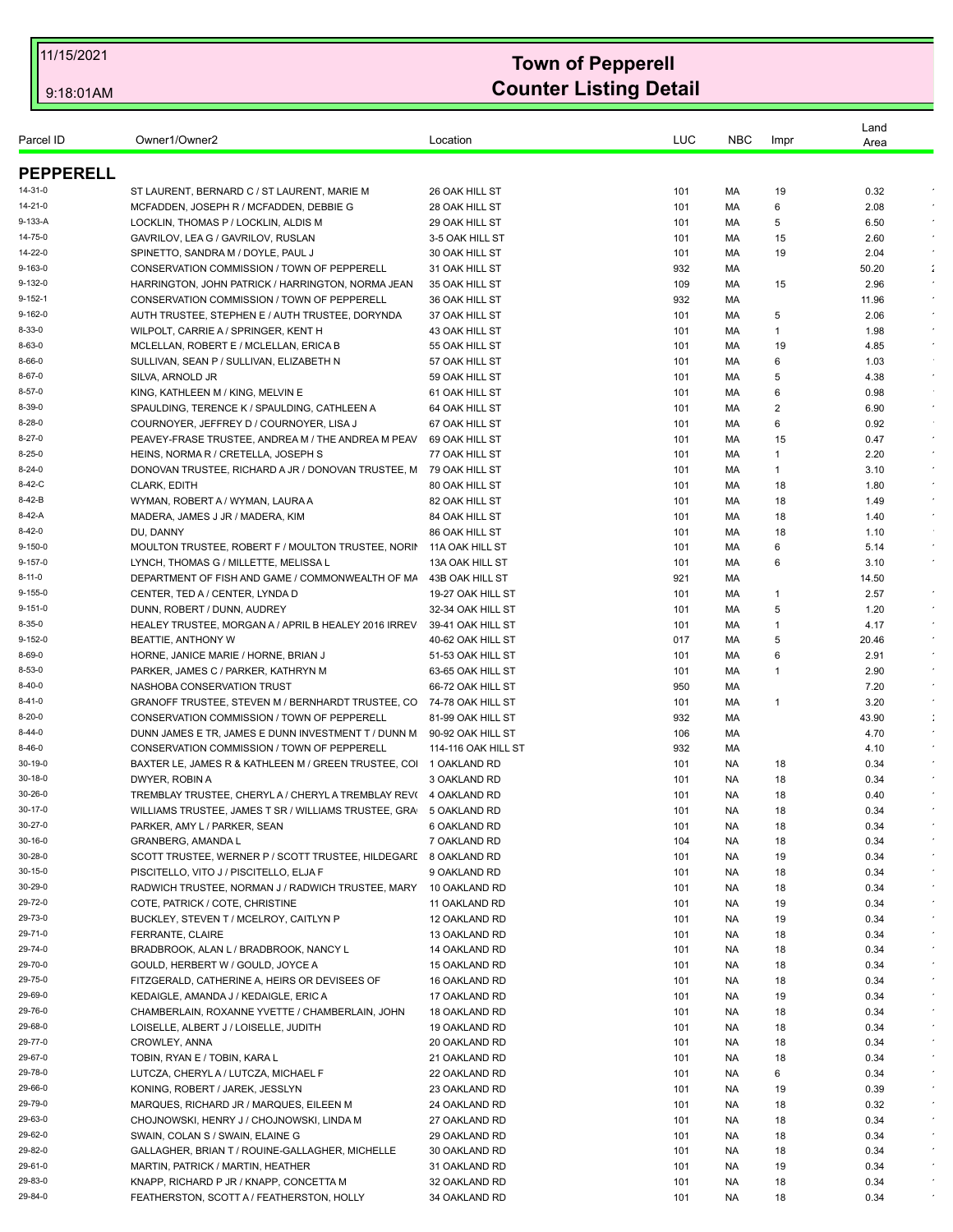# Town of Pepperell
## Counter Listing Detail

| Parcel ID | Owner1/Owner2 | Location | LUC | NBC | Impr | Land Area |
|---|---|---|---|---|---|---|
| **PEPPERELL** | | | | | | |
| 14-31-0 | ST LAURENT, BERNARD C / ST LAURENT, MARIE M | 26 OAK HILL ST | 101 | MA | 19 | 0.32 |
| 14-21-0 | MCFADDEN, JOSEPH R / MCFADDEN, DEBBIE G | 28 OAK HILL ST | 101 | MA | 6 | 2.08 |
| 9-133-A | LOCKLIN, THOMAS P / LOCKLIN, ALDIS M | 29 OAK HILL ST | 101 | MA | 5 | 6.50 |
| 14-75-0 | GAVRILOV, LEA G / GAVRILOV, RUSLAN | 3-5 OAK HILL ST | 101 | MA | 15 | 2.60 |
| 14-22-0 | SPINETTO, SANDRA M / DOYLE, PAUL J | 30 OAK HILL ST | 101 | MA | 19 | 2.04 |
| 9-163-0 | CONSERVATION COMMISSION / TOWN OF PEPPERELL | 31 OAK HILL ST | 932 | MA | | 50.20 |
| 9-132-0 | HARRINGTON, JOHN PATRICK / HARRINGTON, NORMA JEAN | 35 OAK HILL ST | 109 | MA | 15 | 2.96 |
| 9-152-1 | CONSERVATION COMMISSION / TOWN OF PEPPERELL | 36 OAK HILL ST | 932 | MA | | 11.96 |
| 9-162-0 | AUTH TRUSTEE, STEPHEN E / AUTH TRUSTEE, DORYNDA | 37 OAK HILL ST | 101 | MA | 5 | 2.06 |
| 8-33-0 | WILPOLT, CARRIE A / SPRINGER, KENT H | 43 OAK HILL ST | 101 | MA | 1 | 1.98 |
| 8-63-0 | MCLELLAN, ROBERT E / MCLELLAN, ERICA B | 55 OAK HILL ST | 101 | MA | 19 | 4.85 |
| 8-66-0 | SULLIVAN, SEAN P / SULLIVAN, ELIZABETH N | 57 OAK HILL ST | 101 | MA | 6 | 1.03 |
| 8-67-0 | SILVA, ARNOLD JR | 59 OAK HILL ST | 101 | MA | 5 | 4.38 |
| 8-57-0 | KING, KATHLEEN M / KING, MELVIN E | 61 OAK HILL ST | 101 | MA | 6 | 0.98 |
| 8-39-0 | SPAULDING, TERENCE K / SPAULDING, CATHLEEN A | 64 OAK HILL ST | 101 | MA | 2 | 6.90 |
| 8-28-0 | COURNOYER, JEFFREY D / COURNOYER, LISA J | 67 OAK HILL ST | 101 | MA | 6 | 0.92 |
| 8-27-0 | PEAVEY-FRASE TRUSTEE, ANDREA M / THE ANDREA M PEAV | 69 OAK HILL ST | 101 | MA | 15 | 0.47 |
| 8-25-0 | HEINS, NORMA R / CRETELLA, JOSEPH S | 77 OAK HILL ST | 101 | MA | 1 | 2.20 |
| 8-24-0 | DONOVAN TRUSTEE, RICHARD A JR / DONOVAN TRUSTEE, M | 79 OAK HILL ST | 101 | MA | 1 | 3.10 |
| 8-42-C | CLARK, EDITH | 80 OAK HILL ST | 101 | MA | 18 | 1.80 |
| 8-42-B | WYMAN, ROBERT A / WYMAN, LAURA A | 82 OAK HILL ST | 101 | MA | 18 | 1.49 |
| 8-42-A | MADERA, JAMES J JR / MADERA, KIM | 84 OAK HILL ST | 101 | MA | 18 | 1.40 |
| 8-42-0 | DU, DANNY | 86 OAK HILL ST | 101 | MA | 18 | 1.10 |
| 9-150-0 | MOULTON TRUSTEE, ROBERT F / MOULTON TRUSTEE, NORIN | 11A OAK HILL ST | 101 | MA | 6 | 5.14 |
| 9-157-0 | LYNCH, THOMAS G / MILLETTE, MELISSA L | 13A OAK HILL ST | 101 | MA | 6 | 3.10 |
| 8-11-0 | DEPARTMENT OF FISH AND GAME / COMMONWEALTH OF MA | 43B OAK HILL ST | 921 | MA | | 14.50 |
| 9-155-0 | CENTER, TED A / CENTER, LYNDA D | 19-27 OAK HILL ST | 101 | MA | 1 | 2.57 |
| 9-151-0 | DUNN, ROBERT / DUNN, AUDREY | 32-34 OAK HILL ST | 101 | MA | 5 | 1.20 |
| 8-35-0 | HEALEY TRUSTEE, MORGAN A / APRIL B HEALEY 2016 IRREV | 39-41 OAK HILL ST | 101 | MA | 1 | 4.17 |
| 9-152-0 | BEATTIE, ANTHONY W | 40-62 OAK HILL ST | 017 | MA | 5 | 20.46 |
| 8-69-0 | HORNE, JANICE MARIE / HORNE, BRIAN J | 51-53 OAK HILL ST | 101 | MA | 6 | 2.91 |
| 8-53-0 | PARKER, JAMES C / PARKER, KATHRYN M | 63-65 OAK HILL ST | 101 | MA | 1 | 2.90 |
| 8-40-0 | NASHOBA CONSERVATION TRUST | 66-72 OAK HILL ST | 950 | MA | | 7.20 |
| 8-41-0 | GRANOFF TRUSTEE, STEVEN M / BERNHARDT TRUSTEE, CO | 74-78 OAK HILL ST | 101 | MA | 1 | 3.20 |
| 8-20-0 | CONSERVATION COMMISSION / TOWN OF PEPPERELL | 81-99 OAK HILL ST | 932 | MA | | 43.90 |
| 8-44-0 | DUNN JAMES E TR, JAMES E DUNN INVESTMENT / DUNN M | 90-92 OAK HILL ST | 106 | MA | | 4.70 |
| 8-46-0 | CONSERVATION COMMISSION / TOWN OF PEPPERELL | 114-116 OAK HILL ST | 932 | MA | | 4.10 |
| 30-19-0 | BAXTER LE, JAMES R & KATHLEEN M / GREEN TRUSTEE, COI | 1 OAKLAND RD | 101 | NA | 18 | 0.34 |
| 30-18-0 | DWYER, ROBIN A | 3 OAKLAND RD | 101 | NA | 18 | 0.34 |
| 30-26-0 | TREMBLAY TRUSTEE, CHERYL A / CHERYL A TREMBLAY REV( | 4 OAKLAND RD | 101 | NA | 18 | 0.40 |
| 30-17-0 | WILLIAMS TRUSTEE, JAMES T SR / WILLIAMS TRUSTEE, GRA | 5 OAKLAND RD | 101 | NA | 18 | 0.34 |
| 30-27-0 | PARKER, AMY L / PARKER, SEAN | 6 OAKLAND RD | 101 | NA | 18 | 0.34 |
| 30-16-0 | GRANBERG, AMANDA L | 7 OAKLAND RD | 104 | NA | 18 | 0.34 |
| 30-28-0 | SCOTT TRUSTEE, WERNER P / SCOTT TRUSTEE, HILDEGARD | 8 OAKLAND RD | 101 | NA | 19 | 0.34 |
| 30-15-0 | PISCITELLO, VITO J / PISCITELLO, ELJA F | 9 OAKLAND RD | 101 | NA | 18 | 0.34 |
| 30-29-0 | RADWICH TRUSTEE, NORMAN J / RADWICH TRUSTEE, MARY | 10 OAKLAND RD | 101 | NA | 18 | 0.34 |
| 29-72-0 | COTE, PATRICK / COTE, CHRISTINE | 11 OAKLAND RD | 101 | NA | 19 | 0.34 |
| 29-73-0 | BUCKLEY, STEVEN T / MCELROY, CAITLYN P | 12 OAKLAND RD | 101 | NA | 19 | 0.34 |
| 29-71-0 | FERRANTE, CLAIRE | 13 OAKLAND RD | 101 | NA | 18 | 0.34 |
| 29-74-0 | BRADBROOK, ALAN L / BRADBROOK, NANCY L | 14 OAKLAND RD | 101 | NA | 18 | 0.34 |
| 29-70-0 | GOULD, HERBERT W / GOULD, JOYCE A | 15 OAKLAND RD | 101 | NA | 18 | 0.34 |
| 29-75-0 | FITZGERALD, CATHERINE A, HEIRS OR DEVISEES OF | 16 OAKLAND RD | 101 | NA | 18 | 0.34 |
| 29-69-0 | KEDAIGLE, AMANDA J / KEDAIGLE, ERIC A | 17 OAKLAND RD | 101 | NA | 19 | 0.34 |
| 29-76-0 | CHAMBERLAIN, ROXANNE YVETTE / CHAMBERLAIN, JOHN | 18 OAKLAND RD | 101 | NA | 18 | 0.34 |
| 29-68-0 | LOISELLE, ALBERT J / LOISELLE, JUDITH | 19 OAKLAND RD | 101 | NA | 18 | 0.34 |
| 29-77-0 | CROWLEY, ANNA | 20 OAKLAND RD | 101 | NA | 18 | 0.34 |
| 29-67-0 | TOBIN, RYAN E / TOBIN, KARA L | 21 OAKLAND RD | 101 | NA | 18 | 0.34 |
| 29-78-0 | LUTCZA, CHERYL A / LUTCZA, MICHAEL F | 22 OAKLAND RD | 101 | NA | 6 | 0.34 |
| 29-66-0 | KONING, ROBERT / JAREK, JESSLYN | 23 OAKLAND RD | 101 | NA | 19 | 0.39 |
| 29-79-0 | MARQUES, RICHARD JR / MARQUES, EILEEN M | 24 OAKLAND RD | 101 | NA | 18 | 0.32 |
| 29-63-0 | CHOJNOWSKI, HENRY J / CHOJNOWSKI, LINDA M | 27 OAKLAND RD | 101 | NA | 18 | 0.34 |
| 29-62-0 | SWAIN, COLAN S / SWAIN, ELAINE G | 29 OAKLAND RD | 101 | NA | 18 | 0.34 |
| 29-82-0 | GALLAGHER, BRIAN T / ROUINE-GALLAGHER, MICHELLE | 30 OAKLAND RD | 101 | NA | 18 | 0.34 |
| 29-61-0 | MARTIN, PATRICK / MARTIN, HEATHER | 31 OAKLAND RD | 101 | NA | 19 | 0.34 |
| 29-83-0 | KNAPP, RICHARD P JR / KNAPP, CONCETTA M | 32 OAKLAND RD | 101 | NA | 18 | 0.34 |
| 29-84-0 | FEATHERSTON, SCOTT A / FEATHERSTON, HOLLY | 34 OAKLAND RD | 101 | NA | 18 | 0.34 |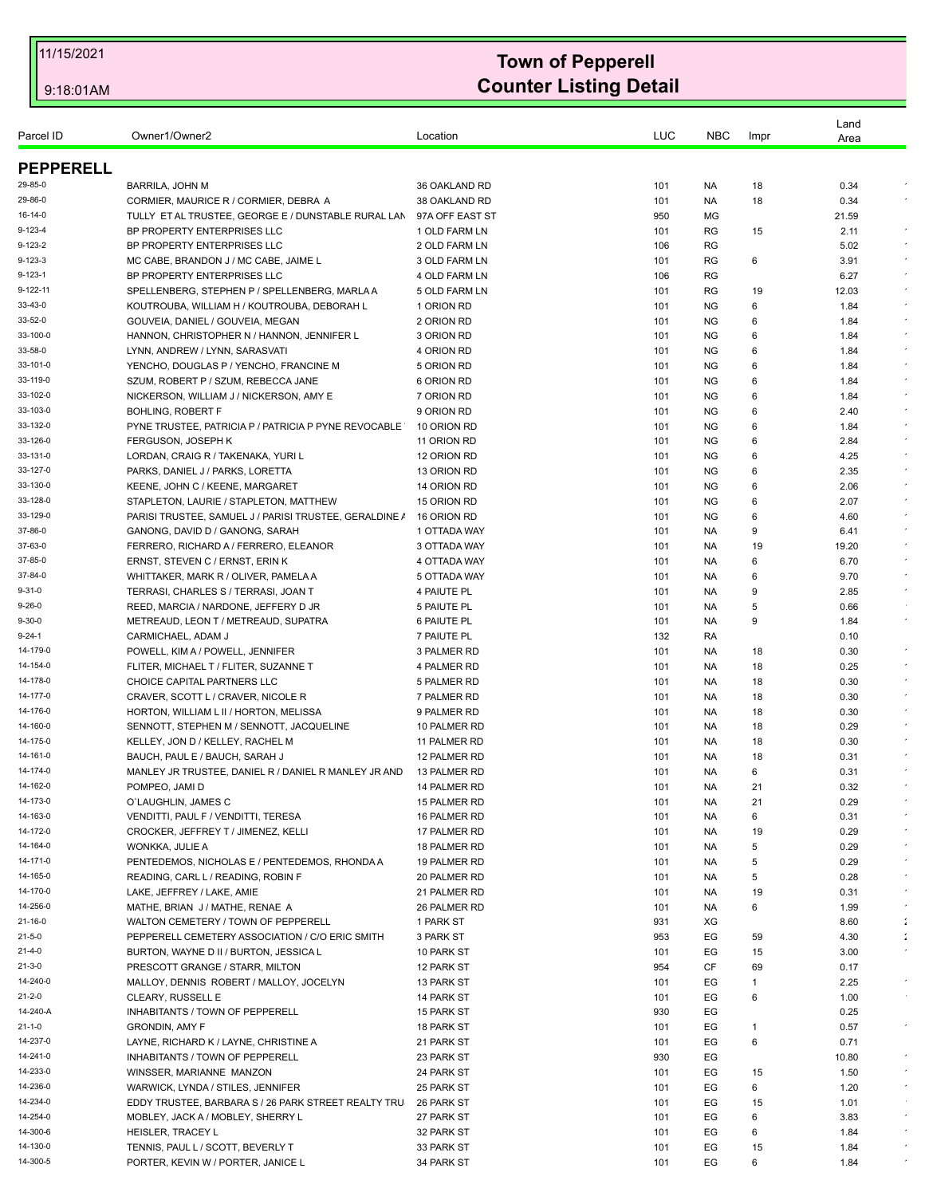# Town of Pepperell
## Counter Listing Detail

11/15/2021
9:18:01AM

| Parcel ID | Owner1/Owner2 | Location | LUC | NBC | Impr | Land Area |
|---|---|---|---|---|---|---|
| **PEPPERELL** | | | | | | |
| 29-85-0 | BARRILA, JOHN M | 36 OAKLAND RD | 101 | NA | 18 | 0.34 |
| 29-86-0 | CORMIER, MAURICE R / CORMIER, DEBRA A | 38 OAKLAND RD | 101 | NA | 18 | 0.34 |
| 16-14-0 | TULLY ET AL TRUSTEE, GEORGE E / DUNSTABLE RURAL LAN | 97A OFF EAST ST | 950 | MG | | 21.59 |
| 9-123-4 | BP PROPERTY ENTERPRISES LLC | 1 OLD FARM LN | 101 | RG | 15 | 2.11 |
| 9-123-2 | BP PROPERTY ENTERPRISES LLC | 2 OLD FARM LN | 106 | RG | | 5.02 |
| 9-123-3 | MC CABE, BRANDON J / MC CABE, JAIME L | 3 OLD FARM LN | 101 | RG | 6 | 3.91 |
| 9-123-1 | BP PROPERTY ENTERPRISES LLC | 4 OLD FARM LN | 106 | RG | | 6.27 |
| 9-122-11 | SPELLENBERG, STEPHEN P / SPELLENBERG, MARLA A | 5 OLD FARM LN | 101 | RG | 19 | 12.03 |
| 33-43-0 | KOUTROUBA, WILLIAM H / KOUTROUBA, DEBORAH L | 1 ORION RD | 101 | NG | 6 | 1.84 |
| 33-52-0 | GOUVEIA, DANIEL / GOUVEIA, MEGAN | 2 ORION RD | 101 | NG | 6 | 1.84 |
| 33-100-0 | HANNON, CHRISTOPHER N / HANNON, JENNIFER L | 3 ORION RD | 101 | NG | 6 | 1.84 |
| 33-58-0 | LYNN, ANDREW / LYNN, SARASVATI | 4 ORION RD | 101 | NG | 6 | 1.84 |
| 33-101-0 | YENCHO, DOUGLAS P / YENCHO, FRANCINE M | 5 ORION RD | 101 | NG | 6 | 1.84 |
| 33-119-0 | SZUM, ROBERT P / SZUM, REBECCA JANE | 6 ORION RD | 101 | NG | 6 | 1.84 |
| 33-102-0 | NICKERSON, WILLIAM J / NICKERSON, AMY E | 7 ORION RD | 101 | NG | 6 | 1.84 |
| 33-103-0 | BOHLING, ROBERT F | 9 ORION RD | 101 | NG | 6 | 2.40 |
| 33-132-0 | PYNE TRUSTEE, PATRICIA P / PATRICIA P PYNE REVOCABLE | 10 ORION RD | 101 | NG | 6 | 1.84 |
| 33-126-0 | FERGUSON, JOSEPH K | 11 ORION RD | 101 | NG | 6 | 2.84 |
| 33-131-0 | LORDAN, CRAIG R / TAKENAKA, YURI L | 12 ORION RD | 101 | NG | 6 | 4.25 |
| 33-127-0 | PARKS, DANIEL J / PARKS, LORETTA | 13 ORION RD | 101 | NG | 6 | 2.35 |
| 33-130-0 | KEENE, JOHN C / KEENE, MARGARET | 14 ORION RD | 101 | NG | 6 | 2.06 |
| 33-128-0 | STAPLETON, LAURIE / STAPLETON, MATTHEW | 15 ORION RD | 101 | NG | 6 | 2.07 |
| 33-129-0 | PARISI TRUSTEE, SAMUEL J / PARISI TRUSTEE, GERALDINE A | 16 ORION RD | 101 | NG | 6 | 4.60 |
| 37-86-0 | GANONG, DAVID D / GANONG, SARAH | 1 OTTADA WAY | 101 | NA | 9 | 6.41 |
| 37-63-0 | FERRERO, RICHARD A / FERRERO, ELEANOR | 3 OTTADA WAY | 101 | NA | 19 | 19.20 |
| 37-85-0 | ERNST, STEVEN C / ERNST, ERIN K | 4 OTTADA WAY | 101 | NA | 6 | 6.70 |
| 37-84-0 | WHITTAKER, MARK R / OLIVER, PAMELA A | 5 OTTADA WAY | 101 | NA | 6 | 9.70 |
| 9-31-0 | TERRASI, CHARLES S / TERRASI, JOAN T | 4 PAIUTE PL | 101 | NA | 9 | 2.85 |
| 9-26-0 | REED, MARCIA / NARDONE, JEFFERY D JR | 5 PAIUTE PL | 101 | NA | 5 | 0.66 |
| 9-30-0 | METREAUD, LEON T / METREAUD, SUPATRA | 6 PAIUTE PL | 101 | NA | 9 | 1.84 |
| 9-24-1 | CARMICHAEL, ADAM J | 7 PAIUTE PL | 132 | RA | | 0.10 |
| 14-179-0 | POWELL, KIM A / POWELL, JENNIFER | 3 PALMER RD | 101 | NA | 18 | 0.30 |
| 14-154-0 | FLITER, MICHAEL T / FLITER, SUZANNE T | 4 PALMER RD | 101 | NA | 18 | 0.25 |
| 14-178-0 | CHOICE CAPITAL PARTNERS LLC | 5 PALMER RD | 101 | NA | 18 | 0.30 |
| 14-177-0 | CRAVER, SCOTT L / CRAVER, NICOLE R | 7 PALMER RD | 101 | NA | 18 | 0.30 |
| 14-176-0 | HORTON, WILLIAM L II / HORTON, MELISSA | 9 PALMER RD | 101 | NA | 18 | 0.30 |
| 14-160-0 | SENNOTT, STEPHEN M / SENNOTT, JACQUELINE | 10 PALMER RD | 101 | NA | 18 | 0.29 |
| 14-175-0 | KELLEY, JON D / KELLEY, RACHEL M | 11 PALMER RD | 101 | NA | 18 | 0.30 |
| 14-161-0 | BAUCH, PAUL E / BAUCH, SARAH J | 12 PALMER RD | 101 | NA | 18 | 0.31 |
| 14-174-0 | MANLEY JR TRUSTEE, DANIEL R / DANIEL R MANLEY JR AND | 13 PALMER RD | 101 | NA | 6 | 0.31 |
| 14-162-0 | POMPEO, JAMI D | 14 PALMER RD | 101 | NA | 21 | 0.32 |
| 14-173-0 | O`LAUGHLIN, JAMES C | 15 PALMER RD | 101 | NA | 21 | 0.29 |
| 14-163-0 | VENDITTI, PAUL F / VENDITTI, TERESA | 16 PALMER RD | 101 | NA | 6 | 0.31 |
| 14-172-0 | CROCKER, JEFFREY T / JIMENEZ, KELLI | 17 PALMER RD | 101 | NA | 19 | 0.29 |
| 14-164-0 | WONKKA, JULIE A | 18 PALMER RD | 101 | NA | 5 | 0.29 |
| 14-171-0 | PENTEDEMOS, NICHOLAS E / PENTEDEMOS, RHONDA A | 19 PALMER RD | 101 | NA | 5 | 0.29 |
| 14-165-0 | READING, CARL L / READING, ROBIN F | 20 PALMER RD | 101 | NA | 5 | 0.28 |
| 14-170-0 | LAKE, JEFFREY / LAKE, AMIE | 21 PALMER RD | 101 | NA | 19 | 0.31 |
| 14-256-0 | MATHE, BRIAN J / MATHE, RENAE A | 26 PALMER RD | 101 | NA | 6 | 1.99 |
| 21-16-0 | WALTON CEMETERY / TOWN OF PEPPERELL | 1 PARK ST | 931 | XG | | 8.60 |
| 21-5-0 | PEPPERELL CEMETERY ASSOCIATION / C/O ERIC SMITH | 3 PARK ST | 953 | EG | 59 | 4.30 |
| 21-4-0 | BURTON, WAYNE D II / BURTON, JESSICA L | 10 PARK ST | 101 | EG | 15 | 3.00 |
| 21-3-0 | PRESCOTT GRANGE / STARR, MILTON | 12 PARK ST | 954 | CF | 69 | 0.17 |
| 14-240-0 | MALLOY, DENNIS ROBERT / MALLOY, JOCELYN | 13 PARK ST | 101 | EG | 1 | 2.25 |
| 21-2-0 | CLEARY, RUSSELL E | 14 PARK ST | 101 | EG | 6 | 1.00 |
| 14-240-A | INHABITANTS / TOWN OF PEPPERELL | 15 PARK ST | 930 | EG | | 0.25 |
| 21-1-0 | GRONDIN, AMY F | 18 PARK ST | 101 | EG | 1 | 0.57 |
| 14-237-0 | LAYNE, RICHARD K / LAYNE, CHRISTINE A | 21 PARK ST | 101 | EG | 6 | 0.71 |
| 14-241-0 | INHABITANTS / TOWN OF PEPPERELL | 23 PARK ST | 930 | EG | | 10.80 |
| 14-233-0 | WINSSER, MARIANNE MANZON | 24 PARK ST | 101 | EG | 15 | 1.50 |
| 14-236-0 | WARWICK, LYNDA / STILES, JENNIFER | 25 PARK ST | 101 | EG | 6 | 1.20 |
| 14-234-0 | EDDY TRUSTEE, BARBARA S / 26 PARK STREET REALTY TRU | 26 PARK ST | 101 | EG | 15 | 1.01 |
| 14-254-0 | MOBLEY, JACK A / MOBLEY, SHERRY L | 27 PARK ST | 101 | EG | 6 | 3.83 |
| 14-300-6 | HEISLER, TRACEY L | 32 PARK ST | 101 | EG | 6 | 1.84 |
| 14-130-0 | TENNIS, PAUL L / SCOTT, BEVERLY T | 33 PARK ST | 101 | EG | 15 | 1.84 |
| 14-300-5 | PORTER, KEVIN W / PORTER, JANICE L | 34 PARK ST | 101 | EG | 6 | 1.84 |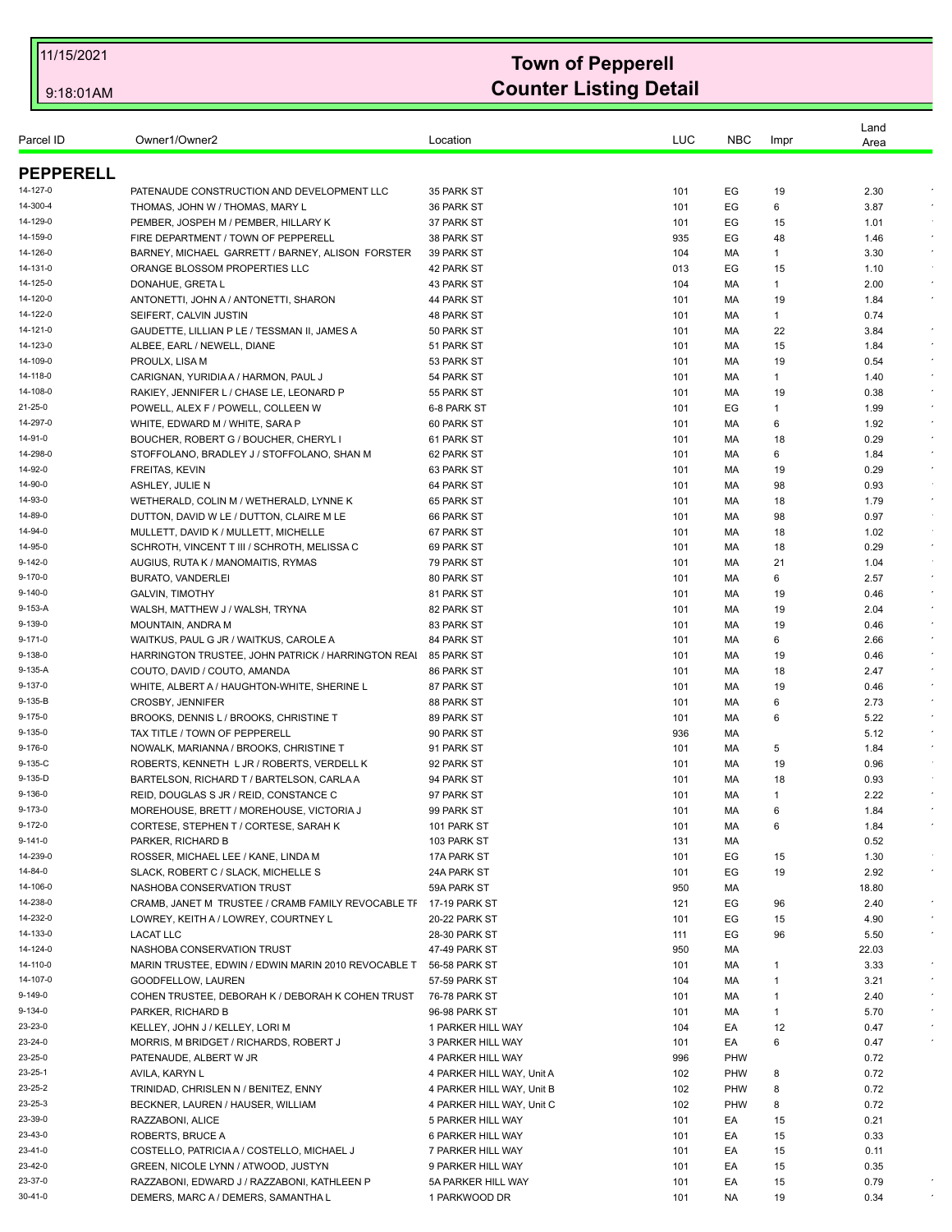# Town of Pepperell
## Counter Listing Detail

11/15/2021
9:18:01AM

| Parcel ID | Owner1/Owner2 | Location | LUC | NBC | Impr | Land Area |
|---|---|---|---|---|---|---|
| **PEPPERELL** | | | | | | |
| 14-127-0 | PATENAUDE CONSTRUCTION AND DEVELOPMENT LLC | 35 PARK ST | 101 | EG | 19 | 2.30 |
| 14-300-4 | THOMAS, JOHN W / THOMAS, MARY L | 36 PARK ST | 101 | EG | 6 | 3.87 |
| 14-129-0 | PEMBER, JOSPEH M / PEMBER, HILLARY K | 37 PARK ST | 101 | EG | 15 | 1.01 |
| 14-159-0 | FIRE DEPARTMENT / TOWN OF PEPPERELL | 38 PARK ST | 935 | EG | 48 | 1.46 |
| 14-126-0 | BARNEY, MICHAEL GARRETT / BARNEY, ALISON FORSTER | 39 PARK ST | 104 | MA | 1 | 3.30 |
| 14-131-0 | ORANGE BLOSSOM PROPERTIES LLC | 42 PARK ST | 013 | EG | 15 | 1.10 |
| 14-125-0 | DONAHUE, GRETA L | 43 PARK ST | 104 | MA | 1 | 2.00 |
| 14-120-0 | ANTONETTI, JOHN A / ANTONETTI, SHARON | 44 PARK ST | 101 | MA | 19 | 1.84 |
| 14-122-0 | SEIFERT, CALVIN JUSTIN | 48 PARK ST | 101 | MA | 1 | 0.74 |
| 14-121-0 | GAUDETTE, LILLIAN P LE / TESSMAN II, JAMES A | 50 PARK ST | 101 | MA | 22 | 3.84 |
| 14-123-0 | ALBEE, EARL / NEWELL, DIANE | 51 PARK ST | 101 | MA | 15 | 1.84 |
| 14-109-0 | PROULX, LISA M | 53 PARK ST | 101 | MA | 19 | 0.54 |
| 14-118-0 | CARIGNAN, YURIDIA A / HARMON, PAUL J | 54 PARK ST | 101 | MA | 1 | 1.40 |
| 14-108-0 | RAKIEY, JENNIFER L / CHASE LE, LEONARD P | 55 PARK ST | 101 | MA | 19 | 0.38 |
| 21-25-0 | POWELL, ALEX F / POWELL, COLLEEN W | 6-8 PARK ST | 101 | EG | 1 | 1.99 |
| 14-297-0 | WHITE, EDWARD M / WHITE, SARA P | 60 PARK ST | 101 | MA | 6 | 1.92 |
| 14-91-0 | BOUCHER, ROBERT G / BOUCHER, CHERYL I | 61 PARK ST | 101 | MA | 18 | 0.29 |
| 14-298-0 | STOFFOLANO, BRADLEY J / STOFFOLANO, SHAN M | 62 PARK ST | 101 | MA | 6 | 1.84 |
| 14-92-0 | FREITAS, KEVIN | 63 PARK ST | 101 | MA | 19 | 0.29 |
| 14-90-0 | ASHLEY, JULIE N | 64 PARK ST | 101 | MA | 98 | 0.93 |
| 14-93-0 | WETHERALD, COLIN M / WETHERALD, LYNNE K | 65 PARK ST | 101 | MA | 18 | 1.79 |
| 14-89-0 | DUTTON, DAVID W LE / DUTTON, CLAIRE M LE | 66 PARK ST | 101 | MA | 98 | 0.97 |
| 14-94-0 | MULLETT, DAVID K / MULLETT, MICHELLE | 67 PARK ST | 101 | MA | 18 | 1.02 |
| 14-95-0 | SCHROTH, VINCENT T III / SCHROTH, MELISSA C | 69 PARK ST | 101 | MA | 18 | 0.29 |
| 9-142-0 | AUGIUS, RUTA K / MANOMAITIS, RYMAS | 79 PARK ST | 101 | MA | 21 | 1.04 |
| 9-170-0 | BURATO, VANDERLEI | 80 PARK ST | 101 | MA | 6 | 2.57 |
| 9-140-0 | GALVIN, TIMOTHY | 81 PARK ST | 101 | MA | 19 | 0.46 |
| 9-153-A | WALSH, MATTHEW J / WALSH, TRYNA | 82 PARK ST | 101 | MA | 19 | 2.04 |
| 9-139-0 | MOUNTAIN, ANDRA M | 83 PARK ST | 101 | MA | 19 | 0.46 |
| 9-171-0 | WAITKUS, PAUL G JR / WAITKUS, CAROLE A | 84 PARK ST | 101 | MA | 6 | 2.66 |
| 9-138-0 | HARRINGTON TRUSTEE, JOHN PATRICK / HARRINGTON REAL | 85 PARK ST | 101 | MA | 19 | 0.46 |
| 9-135-A | COUTO, DAVID / COUTO, AMANDA | 86 PARK ST | 101 | MA | 18 | 2.47 |
| 9-137-0 | WHITE, ALBERT A / HAUGHTON-WHITE, SHERINE L | 87 PARK ST | 101 | MA | 19 | 0.46 |
| 9-135-B | CROSBY, JENNIFER | 88 PARK ST | 101 | MA | 6 | 2.73 |
| 9-175-0 | BROOKS, DENNIS L / BROOKS, CHRISTINE T | 89 PARK ST | 101 | MA | 6 | 5.22 |
| 9-135-0 | TAX TITLE / TOWN OF PEPPERELL | 90 PARK ST | 936 | MA | | 5.12 |
| 9-176-0 | NOWALK, MARIANNA / BROOKS, CHRISTINE T | 91 PARK ST | 101 | MA | 5 | 1.84 |
| 9-135-C | ROBERTS, KENNETH L JR / ROBERTS, VERDELL K | 92 PARK ST | 101 | MA | 19 | 0.96 |
| 9-135-D | BARTELSON, RICHARD T / BARTELSON, CARLA A | 94 PARK ST | 101 | MA | 18 | 0.93 |
| 9-136-0 | REID, DOUGLAS S JR / REID, CONSTANCE C | 97 PARK ST | 101 | MA | 1 | 2.22 |
| 9-173-0 | MOREHOUSE, BRETT / MOREHOUSE, VICTORIA J | 99 PARK ST | 101 | MA | 6 | 1.84 |
| 9-172-0 | CORTESE, STEPHEN T / CORTESE, SARAH K | 101 PARK ST | 101 | MA | 6 | 1.84 |
| 9-141-0 | PARKER, RICHARD B | 103 PARK ST | 131 | MA | | 0.52 |
| 14-239-0 | ROSSER, MICHAEL LEE / KANE, LINDA M | 17A PARK ST | 101 | EG | 15 | 1.30 |
| 14-84-0 | SLACK, ROBERT C / SLACK, MICHELLE S | 24A PARK ST | 101 | EG | 19 | 2.92 |
| 14-106-0 | NASHOBA CONSERVATION TRUST | 59A PARK ST | 950 | MA | | 18.80 |
| 14-238-0 | CRAMB, JANET M TRUSTEE / CRAMB FAMILY REVOCABLE TF | 17-19 PARK ST | 121 | EG | 96 | 2.40 |
| 14-232-0 | LOWREY, KEITH A / LOWREY, COURTNEY L | 20-22 PARK ST | 101 | EG | 15 | 4.90 |
| 14-133-0 | LACAT LLC | 28-30 PARK ST | 111 | EG | 96 | 5.50 |
| 14-124-0 | NASHOBA CONSERVATION TRUST | 47-49 PARK ST | 950 | MA | | 22.03 |
| 14-110-0 | MARIN TRUSTEE, EDWIN / EDWIN MARIN 2010 REVOCABLE T | 56-58 PARK ST | 101 | MA | 1 | 3.33 |
| 14-107-0 | GOODFELLOW, LAUREN | 57-59 PARK ST | 104 | MA | 1 | 3.21 |
| 9-149-0 | COHEN TRUSTEE, DEBORAH K / DEBORAH K COHEN TRUST | 76-78 PARK ST | 101 | MA | 1 | 2.40 |
| 9-134-0 | PARKER, RICHARD B | 96-98 PARK ST | 101 | MA | 1 | 5.70 |
| 23-23-0 | KELLEY, JOHN J / KELLEY, LORI M | 1 PARKER HILL WAY | 104 | EA | 12 | 0.47 |
| 23-24-0 | MORRIS, M BRIDGET / RICHARDS, ROBERT J | 3 PARKER HILL WAY | 101 | EA | 6 | 0.47 |
| 23-25-0 | PATENAUDE, ALBERT W JR | 4 PARKER HILL WAY | 996 | PHW | | 0.72 |
| 23-25-1 | AVILA, KARYN L | 4 PARKER HILL WAY, Unit A | 102 | PHW | 8 | 0.72 |
| 23-25-2 | TRINIDAD, CHRISLEN N / BENITEZ, ENNY | 4 PARKER HILL WAY, Unit B | 102 | PHW | 8 | 0.72 |
| 23-25-3 | BECKNER, LAUREN / HAUSER, WILLIAM | 4 PARKER HILL WAY, Unit C | 102 | PHW | 8 | 0.72 |
| 23-39-0 | RAZZABONI, ALICE | 5 PARKER HILL WAY | 101 | EA | 15 | 0.21 |
| 23-43-0 | ROBERTS, BRUCE A | 6 PARKER HILL WAY | 101 | EA | 15 | 0.33 |
| 23-41-0 | COSTELLO, PATRICIA A / COSTELLO, MICHAEL J | 7 PARKER HILL WAY | 101 | EA | 15 | 0.11 |
| 23-42-0 | GREEN, NICOLE LYNN / ATWOOD, JUSTYN | 9 PARKER HILL WAY | 101 | EA | 15 | 0.35 |
| 23-37-0 | RAZZABONI, EDWARD J / RAZZABONI, KATHLEEN P | 5A PARKER HILL WAY | 101 | EA | 15 | 0.79 |
| 30-41-0 | DEMERS, MARC A / DEMERS, SAMANTHA L | 1 PARKWOOD DR | 101 | NA | 19 | 0.34 |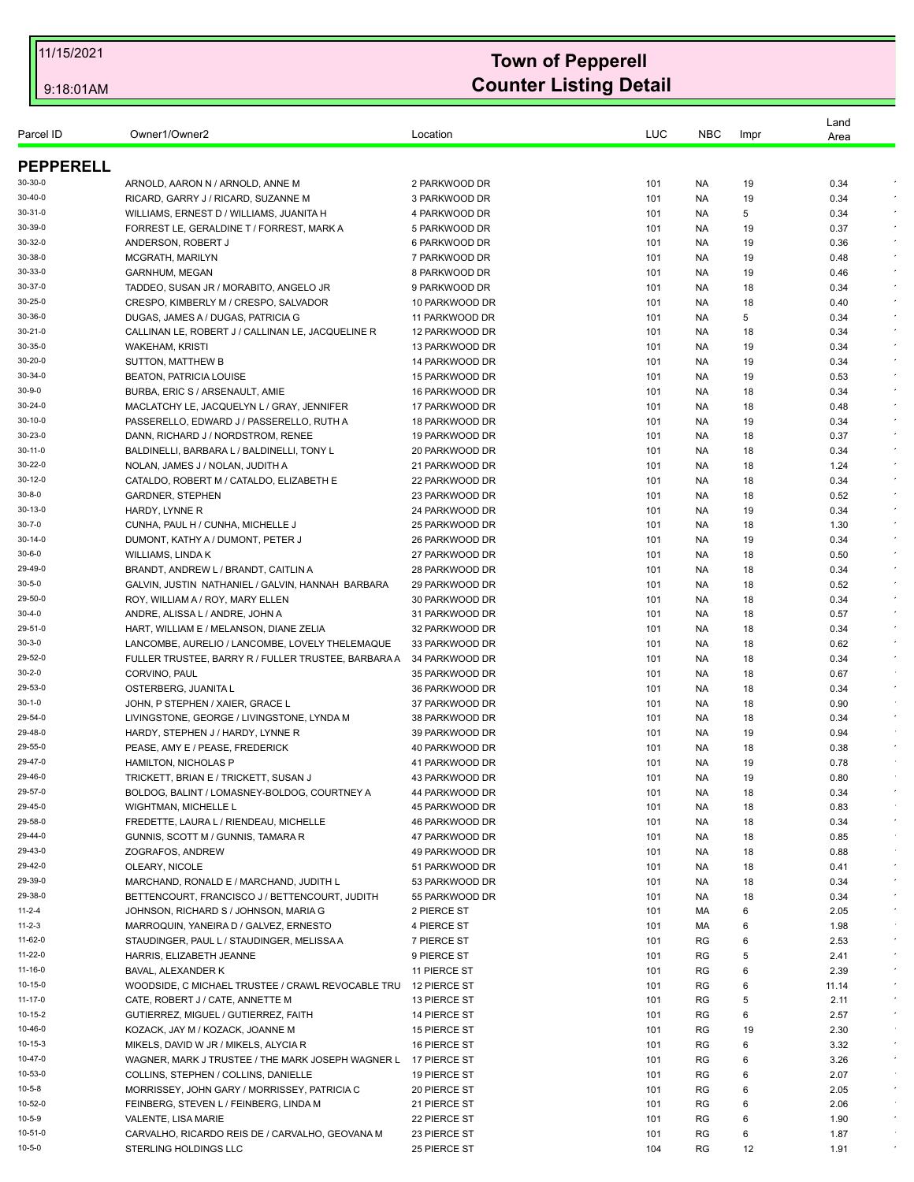# Town of Pepperell
## Counter Listing Detail

| Parcel ID | Owner1/Owner2 | Location | LUC | NBC | Impr | Land Area |
|---|---|---|---|---|---|---|
| **PEPPERELL** | | | | | | |
| 30-30-0 | ARNOLD, AARON N / ARNOLD, ANNE M | 2 PARKWOOD DR | 101 | NA | 19 | 0.34 |
| 30-40-0 | RICARD, GARRY J / RICARD, SUZANNE M | 3 PARKWOOD DR | 101 | NA | 19 | 0.34 |
| 30-31-0 | WILLIAMS, ERNEST D / WILLIAMS, JUANITA H | 4 PARKWOOD DR | 101 | NA | 5 | 0.34 |
| 30-39-0 | FORREST LE, GERALDINE T / FORREST, MARK A | 5 PARKWOOD DR | 101 | NA | 19 | 0.37 |
| 30-32-0 | ANDERSON, ROBERT J | 6 PARKWOOD DR | 101 | NA | 19 | 0.36 |
| 30-38-0 | MCGRATH, MARILYN | 7 PARKWOOD DR | 101 | NA | 19 | 0.48 |
| 30-33-0 | GARNHUM, MEGAN | 8 PARKWOOD DR | 101 | NA | 19 | 0.46 |
| 30-37-0 | TADDEO, SUSAN JR / MORABITO, ANGELO JR | 9 PARKWOOD DR | 101 | NA | 18 | 0.34 |
| 30-25-0 | CRESPO, KIMBERLY M / CRESPO, SALVADOR | 10 PARKWOOD DR | 101 | NA | 18 | 0.40 |
| 30-36-0 | DUGAS, JAMES A / DUGAS, PATRICIA G | 11 PARKWOOD DR | 101 | NA | 5 | 0.34 |
| 30-21-0 | CALLINAN LE, ROBERT J / CALLINAN LE, JACQUELINE R | 12 PARKWOOD DR | 101 | NA | 18 | 0.34 |
| 30-35-0 | WAKEHAM, KRISTI | 13 PARKWOOD DR | 101 | NA | 19 | 0.34 |
| 30-20-0 | SUTTON, MATTHEW B | 14 PARKWOOD DR | 101 | NA | 19 | 0.34 |
| 30-34-0 | BEATON, PATRICIA LOUISE | 15 PARKWOOD DR | 101 | NA | 19 | 0.53 |
| 30-9-0 | BURBA, ERIC S / ARSENAULT, AMIE | 16 PARKWOOD DR | 101 | NA | 18 | 0.34 |
| 30-24-0 | MACLATCHY LE, JACQUELYN L / GRAY, JENNIFER | 17 PARKWOOD DR | 101 | NA | 18 | 0.48 |
| 30-10-0 | PASSERELLO, EDWARD J / PASSERELLO, RUTH A | 18 PARKWOOD DR | 101 | NA | 19 | 0.34 |
| 30-23-0 | DANN, RICHARD J / NORDSTROM, RENEE | 19 PARKWOOD DR | 101 | NA | 18 | 0.37 |
| 30-11-0 | BALDINELLI, BARBARA L / BALDINELLI, TONY L | 20 PARKWOOD DR | 101 | NA | 18 | 0.34 |
| 30-22-0 | NOLAN, JAMES J / NOLAN, JUDITH A | 21 PARKWOOD DR | 101 | NA | 18 | 1.24 |
| 30-12-0 | CATALDO, ROBERT M / CATALDO, ELIZABETH E | 22 PARKWOOD DR | 101 | NA | 18 | 0.34 |
| 30-8-0 | GARDNER, STEPHEN | 23 PARKWOOD DR | 101 | NA | 18 | 0.52 |
| 30-13-0 | HARDY, LYNNE R | 24 PARKWOOD DR | 101 | NA | 19 | 0.34 |
| 30-7-0 | CUNHA, PAUL H / CUNHA, MICHELLE J | 25 PARKWOOD DR | 101 | NA | 18 | 1.30 |
| 30-14-0 | DUMONT, KATHY A / DUMONT, PETER J | 26 PARKWOOD DR | 101 | NA | 19 | 0.34 |
| 30-6-0 | WILLIAMS, LINDA K | 27 PARKWOOD DR | 101 | NA | 18 | 0.50 |
| 29-49-0 | BRANDT, ANDREW L / BRANDT, CAITLIN A | 28 PARKWOOD DR | 101 | NA | 18 | 0.34 |
| 30-5-0 | GALVIN, JUSTIN NATHANIEL / GALVIN, HANNAH BARBARA | 29 PARKWOOD DR | 101 | NA | 18 | 0.52 |
| 29-50-0 | ROY, WILLIAM A / ROY, MARY ELLEN | 30 PARKWOOD DR | 101 | NA | 18 | 0.34 |
| 30-4-0 | ANDRE, ALISSA L / ANDRE, JOHN A | 31 PARKWOOD DR | 101 | NA | 18 | 0.57 |
| 29-51-0 | HART, WILLIAM E / MELANSON, DIANE ZELIA | 32 PARKWOOD DR | 101 | NA | 18 | 0.34 |
| 30-3-0 | LANCOMBE, AURELIO / LANCOMBE, LOVELY THELEMAQUE | 33 PARKWOOD DR | 101 | NA | 18 | 0.62 |
| 29-52-0 | FULLER TRUSTEE, BARRY R / FULLER TRUSTEE, BARBARA A | 34 PARKWOOD DR | 101 | NA | 18 | 0.34 |
| 30-2-0 | CORVINO, PAUL | 35 PARKWOOD DR | 101 | NA | 18 | 0.67 |
| 29-53-0 | OSTERBERG, JUANITA L | 36 PARKWOOD DR | 101 | NA | 18 | 0.34 |
| 30-1-0 | JOHN, P STEPHEN / XAIER, GRACE L | 37 PARKWOOD DR | 101 | NA | 18 | 0.90 |
| 29-54-0 | LIVINGSTONE, GEORGE / LIVINGSTONE, LYNDA M | 38 PARKWOOD DR | 101 | NA | 18 | 0.34 |
| 29-48-0 | HARDY, STEPHEN J / HARDY, LYNNE R | 39 PARKWOOD DR | 101 | NA | 19 | 0.94 |
| 29-55-0 | PEASE, AMY E / PEASE, FREDERICK | 40 PARKWOOD DR | 101 | NA | 18 | 0.38 |
| 29-47-0 | HAMILTON, NICHOLAS P | 41 PARKWOOD DR | 101 | NA | 19 | 0.78 |
| 29-46-0 | TRICKETT, BRIAN E / TRICKETT, SUSAN J | 43 PARKWOOD DR | 101 | NA | 19 | 0.80 |
| 29-57-0 | BOLDOG, BALINT / LOMASNEY-BOLDOG, COURTNEY A | 44 PARKWOOD DR | 101 | NA | 18 | 0.34 |
| 29-45-0 | WIGHTMAN, MICHELLE L | 45 PARKWOOD DR | 101 | NA | 18 | 0.83 |
| 29-58-0 | FREDETTE, LAURA L / RIENDEAU, MICHELLE | 46 PARKWOOD DR | 101 | NA | 18 | 0.34 |
| 29-44-0 | GUNNIS, SCOTT M / GUNNIS, TAMARA R | 47 PARKWOOD DR | 101 | NA | 18 | 0.85 |
| 29-43-0 | ZOGRAFOS, ANDREW | 49 PARKWOOD DR | 101 | NA | 18 | 0.88 |
| 29-42-0 | OLEARY, NICOLE | 51 PARKWOOD DR | 101 | NA | 18 | 0.41 |
| 29-39-0 | MARCHAND, RONALD E / MARCHAND, JUDITH L | 53 PARKWOOD DR | 101 | NA | 18 | 0.34 |
| 29-38-0 | BETTENCOURT, FRANCISCO J / BETTENCOURT, JUDITH | 55 PARKWOOD DR | 101 | NA | 18 | 0.34 |
| 11-2-4 | JOHNSON, RICHARD S / JOHNSON, MARIA G | 2 PIERCE ST | 101 | MA | 6 | 2.05 |
| 11-2-3 | MARROQUIN, YANEIRA D / GALVEZ, ERNESTO | 4 PIERCE ST | 101 | MA | 6 | 1.98 |
| 11-62-0 | STAUDINGER, PAUL L / STAUDINGER, MELISSA A | 7 PIERCE ST | 101 | RG | 6 | 2.53 |
| 11-22-0 | HARRIS, ELIZABETH JEANNE | 9 PIERCE ST | 101 | RG | 5 | 2.41 |
| 11-16-0 | BAVAL, ALEXANDER K | 11 PIERCE ST | 101 | RG | 6 | 2.39 |
| 10-15-0 | WOODSIDE, C MICHAEL TRUSTEE / CRAWL REVOCABLE TRU | 12 PIERCE ST | 101 | RG | 6 | 11.14 |
| 11-17-0 | CATE, ROBERT J / CATE, ANNETTE M | 13 PIERCE ST | 101 | RG | 5 | 2.11 |
| 10-15-2 | GUTIERREZ, MIGUEL / GUTIERREZ, FAITH | 14 PIERCE ST | 101 | RG | 6 | 2.57 |
| 10-46-0 | KOZACK, JAY M / KOZACK, JOANNE M | 15 PIERCE ST | 101 | RG | 19 | 2.30 |
| 10-15-3 | MIKELS, DAVID W JR / MIKELS, ALYCIA R | 16 PIERCE ST | 101 | RG | 6 | 3.32 |
| 10-47-0 | WAGNER, MARK J TRUSTEE / THE MARK JOSEPH WAGNER L | 17 PIERCE ST | 101 | RG | 6 | 3.26 |
| 10-53-0 | COLLINS, STEPHEN / COLLINS, DANIELLE | 19 PIERCE ST | 101 | RG | 6 | 2.07 |
| 10-5-8 | MORRISSEY, JOHN GARY / MORRISSEY, PATRICIA C | 20 PIERCE ST | 101 | RG | 6 | 2.05 |
| 10-52-0 | FEINBERG, STEVEN L / FEINBERG, LINDA M | 21 PIERCE ST | 101 | RG | 6 | 2.06 |
| 10-5-9 | VALENTE, LISA MARIE | 22 PIERCE ST | 101 | RG | 6 | 1.90 |
| 10-51-0 | CARVALHO, RICARDO REIS DE / CARVALHO, GEOVANA M | 23 PIERCE ST | 101 | RG | 6 | 1.87 |
| 10-5-0 | STERLING HOLDINGS LLC | 25 PIERCE ST | 104 | RG | 12 | 1.91 |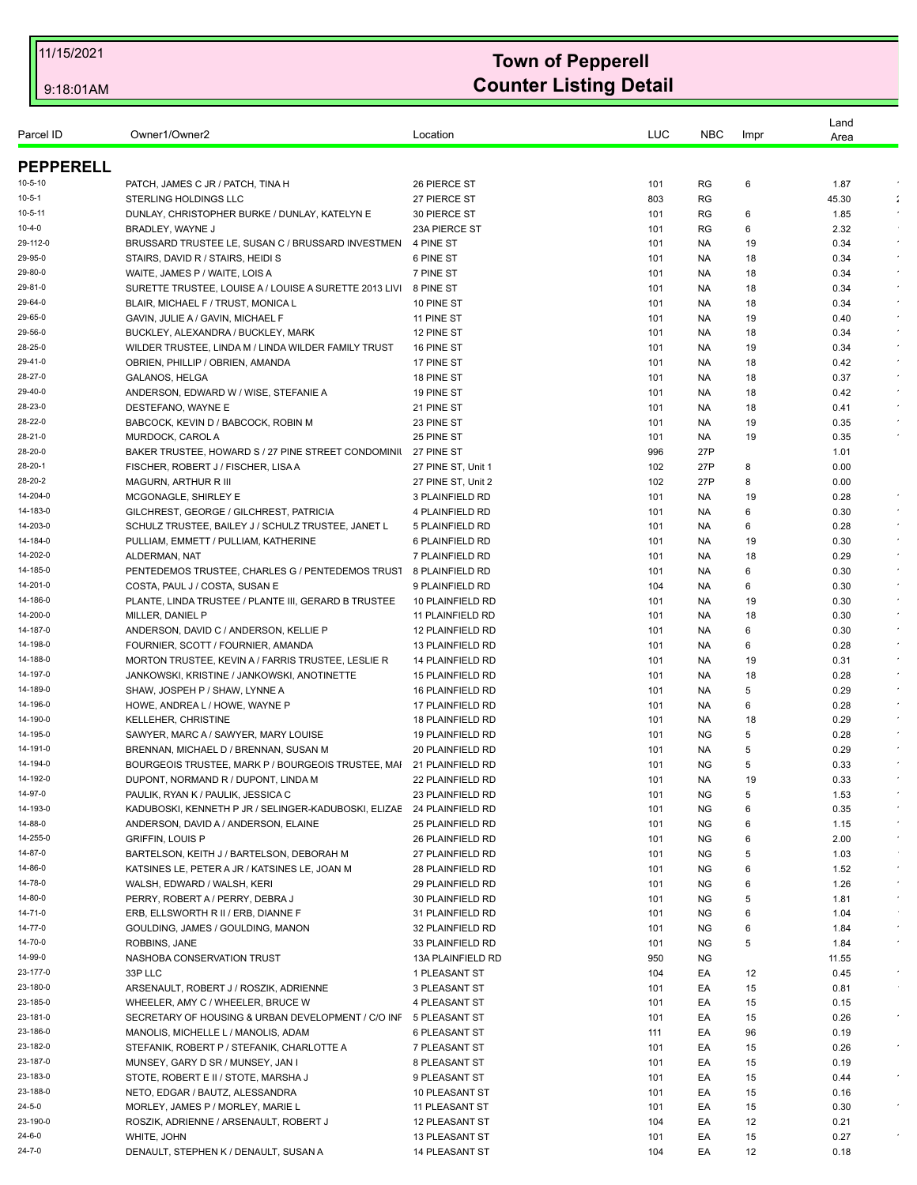# Town of Pepperell
## Counter Listing Detail

| Parcel ID | Owner1/Owner2 | Location | LUC | NBC | Impr | Land Area |
|---|---|---|---|---|---|---|
| **PEPPERELL** | | | | | | |
| 10-5-10 | PATCH, JAMES C JR / PATCH, TINA H | 26 PIERCE ST | 101 | RG | 6 | 1.87 |
| 10-5-1 | STERLING HOLDINGS LLC | 27 PIERCE ST | 803 | RG | | 45.30 |
| 10-5-11 | DUNLAY, CHRISTOPHER BURKE / DUNLAY, KATELYN E | 30 PIERCE ST | 101 | RG | 6 | 1.85 |
| 10-4-0 | BRADLEY, WAYNE J | 23A PIERCE ST | 101 | RG | 6 | 2.32 |
| 29-112-0 | BRUSSARD TRUSTEE LE, SUSAN C / BRUSSARD INVESTMEN | 4 PINE ST | 101 | NA | 19 | 0.34 |
| 29-95-0 | STAIRS, DAVID R / STAIRS, HEIDI S | 6 PINE ST | 101 | NA | 18 | 0.34 |
| 29-80-0 | WAITE, JAMES P / WAITE, LOIS A | 7 PINE ST | 101 | NA | 18 | 0.34 |
| 29-81-0 | SURETTE TRUSTEE, LOUISE A / LOUISE A SURETTE 2013 LIVI | 8 PINE ST | 101 | NA | 18 | 0.34 |
| 29-64-0 | BLAIR, MICHAEL F / TRUST, MONICA L | 10 PINE ST | 101 | NA | 18 | 0.34 |
| 29-65-0 | GAVIN, JULIE A / GAVIN, MICHAEL F | 11 PINE ST | 101 | NA | 19 | 0.40 |
| 29-56-0 | BUCKLEY, ALEXANDRA / BUCKLEY, MARK | 12 PINE ST | 101 | NA | 18 | 0.34 |
| 28-25-0 | WILDER TRUSTEE, LINDA M / LINDA WILDER FAMILY TRUST | 16 PINE ST | 101 | NA | 19 | 0.34 |
| 29-41-0 | OBRIEN, PHILLIP / OBRIEN, AMANDA | 17 PINE ST | 101 | NA | 18 | 0.42 |
| 28-27-0 | GALANOS, HELGA | 18 PINE ST | 101 | NA | 18 | 0.37 |
| 29-40-0 | ANDERSON, EDWARD W / WISE, STEFANIE A | 19 PINE ST | 101 | NA | 18 | 0.42 |
| 28-23-0 | DESTEFANO, WAYNE E | 21 PINE ST | 101 | NA | 18 | 0.41 |
| 28-22-0 | BABCOCK, KEVIN D / BABCOCK, ROBIN M | 23 PINE ST | 101 | NA | 19 | 0.35 |
| 28-21-0 | MURDOCK, CAROL A | 25 PINE ST | 101 | NA | 19 | 0.35 |
| 28-20-0 | BAKER TRUSTEE, HOWARD S / 27 PINE STREET CONDOMINIU | 27 PINE ST | 996 | 27P | | 1.01 |
| 28-20-1 | FISCHER, ROBERT J / FISCHER, LISA A | 27 PINE ST, Unit 1 | 102 | 27P | 8 | 0.00 |
| 28-20-2 | MAGURN, ARTHUR R III | 27 PINE ST, Unit 2 | 102 | 27P | 8 | 0.00 |
| 14-204-0 | MCGONAGLE, SHIRLEY E | 3 PLAINFIELD RD | 101 | NA | 19 | 0.28 |
| 14-183-0 | GILCHREST, GEORGE / GILCHREST, PATRICIA | 4 PLAINFIELD RD | 101 | NA | 6 | 0.30 |
| 14-203-0 | SCHULZ TRUSTEE, BAILEY J / SCHULZ TRUSTEE, JANET L | 5 PLAINFIELD RD | 101 | NA | 6 | 0.28 |
| 14-184-0 | PULLIAM, EMMETT / PULLIAM, KATHERINE | 6 PLAINFIELD RD | 101 | NA | 19 | 0.30 |
| 14-202-0 | ALDERMAN, NAT | 7 PLAINFIELD RD | 101 | NA | 18 | 0.29 |
| 14-185-0 | PENTEDEMOS TRUSTEE, CHARLES G / PENTEDEMOS TRUST | 8 PLAINFIELD RD | 101 | NA | 6 | 0.30 |
| 14-201-0 | COSTA, PAUL J / COSTA, SUSAN E | 9 PLAINFIELD RD | 104 | NA | 6 | 0.30 |
| 14-186-0 | PLANTE, LINDA TRUSTEE / PLANTE III, GERARD B TRUSTEE | 10 PLAINFIELD RD | 101 | NA | 19 | 0.30 |
| 14-200-0 | MILLER, DANIEL P | 11 PLAINFIELD RD | 101 | NA | 18 | 0.30 |
| 14-187-0 | ANDERSON, DAVID C / ANDERSON, KELLIE P | 12 PLAINFIELD RD | 101 | NA | 6 | 0.30 |
| 14-198-0 | FOURNIER, SCOTT / FOURNIER, AMANDA | 13 PLAINFIELD RD | 101 | NA | 6 | 0.28 |
| 14-188-0 | MORTON TRUSTEE, KEVIN A / FARRIS TRUSTEE, LESLIE R | 14 PLAINFIELD RD | 101 | NA | 19 | 0.31 |
| 14-197-0 | JANKOWSKI, KRISTINE / JANKOWSKI, ANOTINETTE | 15 PLAINFIELD RD | 101 | NA | 18 | 0.28 |
| 14-189-0 | SHAW, JOSPEH P / SHAW, LYNNE A | 16 PLAINFIELD RD | 101 | NA | 5 | 0.29 |
| 14-196-0 | HOWE, ANDREA L / HOWE, WAYNE P | 17 PLAINFIELD RD | 101 | NA | 6 | 0.28 |
| 14-190-0 | KELLEHER, CHRISTINE | 18 PLAINFIELD RD | 101 | NA | 18 | 0.29 |
| 14-195-0 | SAWYER, MARC A / SAWYER, MARY LOUISE | 19 PLAINFIELD RD | 101 | NG | 5 | 0.28 |
| 14-191-0 | BRENNAN, MICHAEL D / BRENNAN, SUSAN M | 20 PLAINFIELD RD | 101 | NA | 5 | 0.29 |
| 14-194-0 | BOURGEOIS TRUSTEE, MARK P / BOURGEOIS TRUSTEE, MAI | 21 PLAINFIELD RD | 101 | NG | 5 | 0.33 |
| 14-192-0 | DUPONT, NORMAND R / DUPONT, LINDA M | 22 PLAINFIELD RD | 101 | NA | 19 | 0.33 |
| 14-97-0 | PAULIK, RYAN K / PAULIK, JESSICA C | 23 PLAINFIELD RD | 101 | NG | 5 | 1.53 |
| 14-193-0 | KADUBOSKI, KENNETH P JR / SELINGER-KADUBOSKI, ELIZAE | 24 PLAINFIELD RD | 101 | NG | 6 | 0.35 |
| 14-88-0 | ANDERSON, DAVID A / ANDERSON, ELAINE | 25 PLAINFIELD RD | 101 | NG | 6 | 1.15 |
| 14-255-0 | GRIFFIN, LOUIS P | 26 PLAINFIELD RD | 101 | NG | 6 | 2.00 |
| 14-87-0 | BARTELSON, KEITH J / BARTELSON, DEBORAH M | 27 PLAINFIELD RD | 101 | NG | 5 | 1.03 |
| 14-86-0 | KATSINES LE, PETER A JR / KATSINES LE, JOAN M | 28 PLAINFIELD RD | 101 | NG | 6 | 1.52 |
| 14-78-0 | WALSH, EDWARD / WALSH, KERI | 29 PLAINFIELD RD | 101 | NG | 6 | 1.26 |
| 14-80-0 | PERRY, ROBERT A / PERRY, DEBRA J | 30 PLAINFIELD RD | 101 | NG | 5 | 1.81 |
| 14-71-0 | ERB, ELLSWORTH R II / ERB, DIANNE F | 31 PLAINFIELD RD | 101 | NG | 6 | 1.04 |
| 14-77-0 | GOULDING, JAMES / GOULDING, MANON | 32 PLAINFIELD RD | 101 | NG | 6 | 1.84 |
| 14-70-0 | ROBBINS, JANE | 33 PLAINFIELD RD | 101 | NG | 5 | 1.84 |
| 14-99-0 | NASHOBA CONSERVATION TRUST | 13A PLAINFIELD RD | 950 | NG | | 11.55 |
| 23-177-0 | 33P LLC | 1 PLEASANT ST | 104 | EA | 12 | 0.45 |
| 23-180-0 | ARSENAULT, ROBERT J / ROSZIK, ADRIENNE | 3 PLEASANT ST | 101 | EA | 15 | 0.81 |
| 23-185-0 | WHEELER, AMY C / WHEELER, BRUCE W | 4 PLEASANT ST | 101 | EA | 15 | 0.15 |
| 23-181-0 | SECRETARY OF HOUSING & URBAN DEVELOPMENT / C/O INF | 5 PLEASANT ST | 101 | EA | 15 | 0.26 |
| 23-186-0 | MANOLIS, MICHELLE L / MANOLIS, ADAM | 6 PLEASANT ST | 111 | EA | 96 | 0.19 |
| 23-182-0 | STEFANIK, ROBERT P / STEFANIK, CHARLOTTE A | 7 PLEASANT ST | 101 | EA | 15 | 0.26 |
| 23-187-0 | MUNSEY, GARY D SR / MUNSEY, JAN I | 8 PLEASANT ST | 101 | EA | 15 | 0.19 |
| 23-183-0 | STOTE, ROBERT E II / STOTE, MARSHA J | 9 PLEASANT ST | 101 | EA | 15 | 0.44 |
| 23-188-0 | NETO, EDGAR / BAUTZ, ALESSANDRA | 10 PLEASANT ST | 101 | EA | 15 | 0.16 |
| 24-5-0 | MORLEY, JAMES P / MORLEY, MARIE L | 11 PLEASANT ST | 101 | EA | 15 | 0.30 |
| 23-190-0 | ROSZIK, ADRIENNE / ARSENAULT, ROBERT J | 12 PLEASANT ST | 104 | EA | 12 | 0.21 |
| 24-6-0 | WHITE, JOHN | 13 PLEASANT ST | 101 | EA | 15 | 0.27 |
| 24-7-0 | DENAULT, STEPHEN K / DENAULT, SUSAN A | 14 PLEASANT ST | 104 | EA | 12 | 0.18 |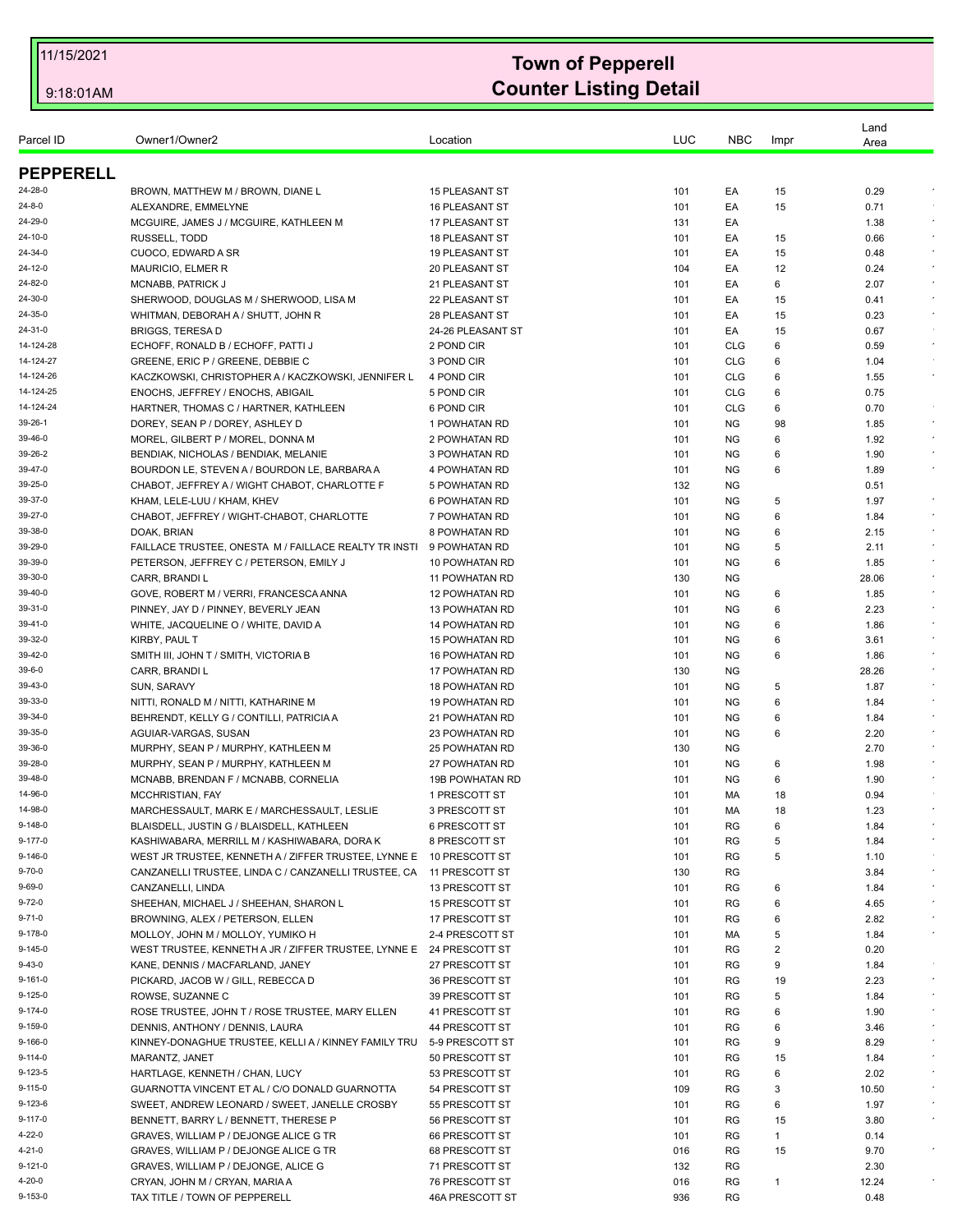# Town of Pepperell
## Counter Listing Detail

| Parcel ID | Owner1/Owner2 | Location | LUC | NBC | Impr | Land Area |
|---|---|---|---|---|---|---|

**PEPPERELL**

| Parcel ID | Owner1/Owner2 | Location | LUC | NBC | Impr | Land Area |
|---|---|---|---|---|---|---|
| 24-28-0 | BROWN, MATTHEW M / BROWN, DIANE L | 15 PLEASANT ST | 101 | EA | 15 | 0.29 |
| 24-8-0 | ALEXANDRE, EMMELYNE | 16 PLEASANT ST | 101 | EA | 15 | 0.71 |
| 24-29-0 | MCGUIRE, JAMES J / MCGUIRE, KATHLEEN M | 17 PLEASANT ST | 131 | EA | | 1.38 |
| 24-10-0 | RUSSELL, TODD | 18 PLEASANT ST | 101 | EA | 15 | 0.66 |
| 24-34-0 | CUOCO, EDWARD A SR | 19 PLEASANT ST | 101 | EA | 15 | 0.48 |
| 24-12-0 | MAURICIO, ELMER R | 20 PLEASANT ST | 104 | EA | 12 | 0.24 |
| 24-82-0 | MCNABB, PATRICK J | 21 PLEASANT ST | 101 | EA | 6 | 2.07 |
| 24-30-0 | SHERWOOD, DOUGLAS M / SHERWOOD, LISA M | 22 PLEASANT ST | 101 | EA | 15 | 0.41 |
| 24-35-0 | WHITMAN, DEBORAH A / SHUTT, JOHN R | 28 PLEASANT ST | 101 | EA | 15 | 0.23 |
| 24-31-0 | BRIGGS, TERESA D | 24-26 PLEASANT ST | 101 | EA | 15 | 0.67 |
| 14-124-28 | ECHOFF, RONALD B / ECHOFF, PATTI J | 2 POND CIR | 101 | CLG | 6 | 0.59 |
| 14-124-27 | GREENE, ERIC P / GREENE, DEBBIE C | 3 POND CIR | 101 | CLG | 6 | 1.04 |
| 14-124-26 | KACZKOWSKI, CHRISTOPHER A / KACZKOWSKI, JENNIFER L | 4 POND CIR | 101 | CLG | 6 | 1.55 |
| 14-124-25 | ENOCHS, JEFFREY / ENOCHS, ABIGAIL | 5 POND CIR | 101 | CLG | 6 | 0.75 |
| 14-124-24 | HARTNER, THOMAS C / HARTNER, KATHLEEN | 6 POND CIR | 101 | CLG | 6 | 0.70 |
| 39-26-1 | DOREY, SEAN P / DOREY, ASHLEY D | 1 POWHATAN RD | 101 | NG | 98 | 1.85 |
| 39-46-0 | MOREL, GILBERT P / MOREL, DONNA M | 2 POWHATAN RD | 101 | NG | 6 | 1.92 |
| 39-26-2 | BENDIAK, NICHOLAS / BENDIAK, MELANIE | 3 POWHATAN RD | 101 | NG | 6 | 1.90 |
| 39-47-0 | BOURDON LE, STEVEN A / BOURDON LE, BARBARA A | 4 POWHATAN RD | 101 | NG | 6 | 1.89 |
| 39-25-0 | CHABOT, JEFFREY A / WIGHT CHABOT, CHARLOTTE F | 5 POWHATAN RD | 132 | NG | | 0.51 |
| 39-37-0 | KHAM, LELE-LUU / KHAM, KHEV | 6 POWHATAN RD | 101 | NG | 5 | 1.97 |
| 39-27-0 | CHABOT, JEFFREY / WIGHT-CHABOT, CHARLOTTE | 7 POWHATAN RD | 101 | NG | 6 | 1.84 |
| 39-38-0 | DOAK, BRIAN | 8 POWHATAN RD | 101 | NG | 6 | 2.15 |
| 39-29-0 | FAILLACE TRUSTEE, ONESTA M / FAILLACE REALTY TR INSTI | 9 POWHATAN RD | 101 | NG | 5 | 2.11 |
| 39-39-0 | PETERSON, JEFFREY C / PETERSON, EMILY J | 10 POWHATAN RD | 101 | NG | 6 | 1.85 |
| 39-30-0 | CARR, BRANDI L | 11 POWHATAN RD | 130 | NG | | 28.06 |
| 39-40-0 | GOVE, ROBERT M / VERRI, FRANCESCA ANNA | 12 POWHATAN RD | 101 | NG | 6 | 1.85 |
| 39-31-0 | PINNEY, JAY D / PINNEY, BEVERLY JEAN | 13 POWHATAN RD | 101 | NG | 6 | 2.23 |
| 39-41-0 | WHITE, JACQUELINE O / WHITE, DAVID A | 14 POWHATAN RD | 101 | NG | 6 | 1.86 |
| 39-32-0 | KIRBY, PAUL T | 15 POWHATAN RD | 101 | NG | 6 | 3.61 |
| 39-42-0 | SMITH III, JOHN T / SMITH, VICTORIA B | 16 POWHATAN RD | 101 | NG | 6 | 1.86 |
| 39-6-0 | CARR, BRANDI L | 17 POWHATAN RD | 130 | NG | | 28.26 |
| 39-43-0 | SUN, SARAVY | 18 POWHATAN RD | 101 | NG | 5 | 1.87 |
| 39-33-0 | NITTI, RONALD M / NITTI, KATHARINE M | 19 POWHATAN RD | 101 | NG | 6 | 1.84 |
| 39-34-0 | BEHRENDT, KELLY G / CONTILLI, PATRICIA A | 21 POWHATAN RD | 101 | NG | 6 | 1.84 |
| 39-35-0 | AGUIAR-VARGAS, SUSAN | 23 POWHATAN RD | 101 | NG | 6 | 2.20 |
| 39-36-0 | MURPHY, SEAN P / MURPHY, KATHLEEN M | 25 POWHATAN RD | 130 | NG | | 2.70 |
| 39-28-0 | MURPHY, SEAN P / MURPHY, KATHLEEN M | 27 POWHATAN RD | 101 | NG | 6 | 1.98 |
| 39-48-0 | MCNABB, BRENDAN F / MCNABB, CORNELIA | 19B POWHATAN RD | 101 | NG | 6 | 1.90 |
| 14-96-0 | MCCHRISTIAN, FAY | 1 PRESCOTT ST | 101 | MA | 18 | 0.94 |
| 14-98-0 | MARCHESSAULT, MARK E / MARCHESSAULT, LESLIE | 3 PRESCOTT ST | 101 | MA | 18 | 1.23 |
| 9-148-0 | BLAISDELL, JUSTIN G / BLAISDELL, KATHLEEN | 6 PRESCOTT ST | 101 | RG | 6 | 1.84 |
| 9-177-0 | KASHIWABARA, MERRILL M / KASHIWABARA, DORA K | 8 PRESCOTT ST | 101 | RG | 5 | 1.84 |
| 9-146-0 | WEST JR TRUSTEE, KENNETH A / ZIFFER TRUSTEE, LYNNE E | 10 PRESCOTT ST | 101 | RG | 5 | 1.10 |
| 9-70-0 | CANZANELLI TRUSTEE, LINDA C / CANZANELLI TRUSTEE, CA | 11 PRESCOTT ST | 130 | RG | | 3.84 |
| 9-69-0 | CANZANELLI, LINDA | 13 PRESCOTT ST | 101 | RG | 6 | 1.84 |
| 9-72-0 | SHEEHAN, MICHAEL J / SHEEHAN, SHARON L | 15 PRESCOTT ST | 101 | RG | 6 | 4.65 |
| 9-71-0 | BROWNING, ALEX / PETERSON, ELLEN | 17 PRESCOTT ST | 101 | RG | 6 | 2.82 |
| 9-178-0 | MOLLOY, JOHN M / MOLLOY, YUMIKO H | 2-4 PRESCOTT ST | 101 | MA | 5 | 1.84 |
| 9-145-0 | WEST JR TRUSTEE, KENNETH A / ZIFFER TRUSTEE, LYNNE E | 24 PRESCOTT ST | 101 | RG | 2 | 0.20 |
| 9-43-0 | KANE, DENNIS / MACFARLAND, JANEY | 27 PRESCOTT ST | 101 | RG | 9 | 1.84 |
| 9-161-0 | PICKARD, JACOB W / GILL, REBECCA D | 36 PRESCOTT ST | 101 | RG | 19 | 2.23 |
| 9-125-0 | ROWSE, SUZANNE C | 39 PRESCOTT ST | 101 | RG | 5 | 1.84 |
| 9-174-0 | ROSE TRUSTEE, JOHN T / ROSE TRUSTEE, MARY ELLEN | 41 PRESCOTT ST | 101 | RG | 6 | 1.90 |
| 9-159-0 | DENNIS, ANTHONY / DENNIS, LAURA | 44 PRESCOTT ST | 101 | RG | 6 | 3.46 |
| 9-166-0 | KINNEY-DONAGHUE TRUSTEE, KELLI A / KINNEY FAMILY TRU | 5-9 PRESCOTT ST | 101 | RG | 9 | 8.29 |
| 9-114-0 | MARANTZ, JANET | 50 PRESCOTT ST | 101 | RG | 15 | 1.84 |
| 9-123-5 | HARTLAGE, KENNETH / CHAN, LUCY | 53 PRESCOTT ST | 101 | RG | 6 | 2.02 |
| 9-115-0 | GUARNOTTA VINCENT ET AL / C/O DONALD GUARNOTTA | 54 PRESCOTT ST | 109 | RG | 3 | 10.50 |
| 9-123-6 | SWEET, ANDREW LEONARD / SWEET, JANELLE CROSBY | 55 PRESCOTT ST | 101 | RG | 6 | 1.97 |
| 9-117-0 | BENNETT, BARRY L / BENNETT, THERESE P | 56 PRESCOTT ST | 101 | RG | 15 | 3.80 |
| 4-22-0 | GRAVES, WILLIAM P / DEJONGE ALICE G TR | 66 PRESCOTT ST | 101 | RG | 1 | 0.14 |
| 4-21-0 | GRAVES, WILLIAM P / DEJONGE ALICE G TR | 68 PRESCOTT ST | 016 | RG | 15 | 9.70 |
| 9-121-0 | GRAVES, WILLIAM P / DEJONGE, ALICE G | 71 PRESCOTT ST | 132 | RG | | 2.30 |
| 4-20-0 | CRYAN, JOHN M / CRYAN, MARIA A | 76 PRESCOTT ST | 016 | RG | 1 | 12.24 |
| 9-153-0 | TAX TITLE / TOWN OF PEPPERELL | 46A PRESCOTT ST | 936 | RG | | 0.48 |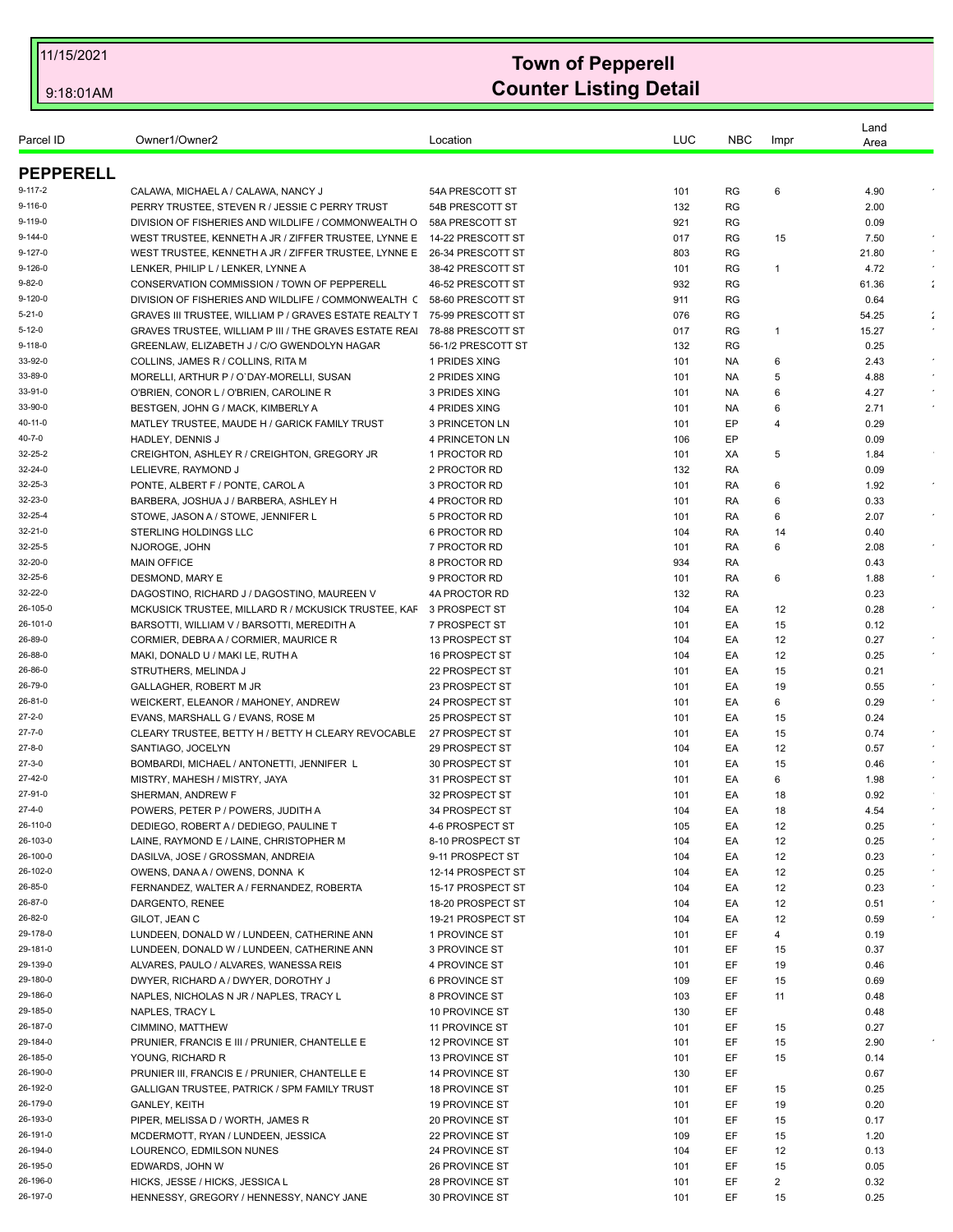# Town of Pepperell
## Counter Listing Detail

11/15/2021
9:18:01AM

| Parcel ID | Owner1/Owner2 | Location | LUC | NBC | Impr | Land Area |
|---|---|---|---|---|---|---|
| **PEPPERELL** | | | | | | |
| 9-117-2 | CALAWA, MICHAEL A / CALAWA, NANCY J | 54A PRESCOTT ST | 101 | RG | 6 | 4.90 |
| 9-116-0 | PERRY TRUSTEE, STEVEN R / JESSIE C PERRY TRUST | 54B PRESCOTT ST | 132 | RG | | 2.00 |
| 9-119-0 | DIVISION OF FISHERIES AND WILDLIFE / COMMONWEALTH O | 58A PRESCOTT ST | 921 | RG | | 0.09 |
| 9-144-0 | WEST TRUSTEE, KENNETH A JR / ZIFFER TRUSTEE, LYNNE E | 14-22 PRESCOTT ST | 017 | RG | 15 | 7.50 |
| 9-127-0 | WEST TRUSTEE, KENNETH A JR / ZIFFER TRUSTEE, LYNNE E | 26-34 PRESCOTT ST | 803 | RG | | 21.80 |
| 9-126-0 | LENKER, PHILIP L / LENKER, LYNNE A | 38-42 PRESCOTT ST | 101 | RG | 1 | 4.72 |
| 9-82-0 | CONSERVATION COMMISSION / TOWN OF PEPPERELL | 46-52 PRESCOTT ST | 932 | RG | | 61.36 |
| 9-120-0 | DIVISION OF FISHERIES AND WILDLIFE / COMMONWEALTH C | 58-60 PRESCOTT ST | 911 | RG | | 0.64 |
| 5-21-0 | GRAVES III TRUSTEE, WILLIAM P / GRAVES ESTATE REALTY T | 75-99 PRESCOTT ST | 076 | RG | | 54.25 |
| 5-12-0 | GRAVES TRUSTEE, WILLIAM P III / THE GRAVES ESTATE REAI | 78-88 PRESCOTT ST | 017 | RG | 1 | 15.27 |
| 9-118-0 | GREENLAW, ELIZABETH J / C/O GWENDOLYN HAGAR | 56-1/2 PRESCOTT ST | 132 | RG | | 0.25 |
| 33-92-0 | COLLINS, JAMES R / COLLINS, RITA M | 1 PRIDES XING | 101 | NA | 6 | 2.43 |
| 33-89-0 | MORELLI, ARTHUR P / O`DAY-MORELLI, SUSAN | 2 PRIDES XING | 101 | NA | 5 | 4.88 |
| 33-91-0 | O'BRIEN, CONOR L / O'BRIEN, CAROLINE R | 3 PRIDES XING | 101 | NA | 6 | 4.27 |
| 33-90-0 | BESTGEN, JOHN G / MACK, KIMBERLY A | 4 PRIDES XING | 101 | NA | 6 | 2.71 |
| 40-11-0 | MATLEY TRUSTEE, MAUDE H / GARICK FAMILY TRUST | 3 PRINCETON LN | 101 | EP | 4 | 0.29 |
| 40-7-0 | HADLEY, DENNIS J | 4 PRINCETON LN | 106 | EP | | 0.09 |
| 32-25-2 | CREIGHTON, ASHLEY R / CREIGHTON, GREGORY JR | 1 PROCTOR RD | 101 | XA | 5 | 1.84 |
| 32-24-0 | LELIEVRE, RAYMOND J | 2 PROCTOR RD | 132 | RA | | 0.09 |
| 32-25-3 | PONTE, ALBERT F / PONTE, CAROL A | 3 PROCTOR RD | 101 | RA | 6 | 1.92 |
| 32-23-0 | BARBERA, JOSHUA J / BARBERA, ASHLEY H | 4 PROCTOR RD | 101 | RA | 6 | 0.33 |
| 32-25-4 | STOWE, JASON A / STOWE, JENNIFER L | 5 PROCTOR RD | 101 | RA | 6 | 2.07 |
| 32-21-0 | STERLING HOLDINGS LLC | 6 PROCTOR RD | 104 | RA | 14 | 0.40 |
| 32-25-5 | NJOROGE, JOHN | 7 PROCTOR RD | 101 | RA | 6 | 2.08 |
| 32-20-0 | MAIN OFFICE | 8 PROCTOR RD | 934 | RA | | 0.43 |
| 32-25-6 | DESMOND, MARY E | 9 PROCTOR RD | 101 | RA | 6 | 1.88 |
| 32-22-0 | DAGOSTINO, RICHARD J / DAGOSTINO, MAUREEN V | 4A PROCTOR RD | 132 | RA | | 0.23 |
| 26-105-0 | MCKUSICK TRUSTEE, MILLARD R / MCKUSICK TRUSTEE, KAF | 3 PROSPECT ST | 104 | EA | 12 | 0.28 |
| 26-101-0 | BARSOTTI, WILLIAM V / BARSOTTI, MEREDITH A | 7 PROSPECT ST | 101 | EA | 15 | 0.12 |
| 26-89-0 | CORMIER, DEBRA A / CORMIER, MAURICE R | 13 PROSPECT ST | 104 | EA | 12 | 0.27 |
| 26-88-0 | MAKI, DONALD U / MAKI LE, RUTH A | 16 PROSPECT ST | 104 | EA | 12 | 0.25 |
| 26-86-0 | STRUTHERS, MELINDA J | 22 PROSPECT ST | 101 | EA | 15 | 0.21 |
| 26-79-0 | GALLAGHER, ROBERT M JR | 23 PROSPECT ST | 101 | EA | 19 | 0.55 |
| 26-81-0 | WEICKERT, ELEANOR / MAHONEY, ANDREW | 24 PROSPECT ST | 101 | EA | 6 | 0.29 |
| 27-2-0 | EVANS, MARSHALL G / EVANS, ROSE M | 25 PROSPECT ST | 101 | EA | 15 | 0.24 |
| 27-7-0 | CLEARY TRUSTEE, BETTY H / BETTY H CLEARY REVOCABLE | 27 PROSPECT ST | 101 | EA | 15 | 0.74 |
| 27-8-0 | SANTIAGO, JOCELYN | 29 PROSPECT ST | 104 | EA | 12 | 0.57 |
| 27-3-0 | BOMBARDI, MICHAEL / ANTONETTI, JENNIFER L | 30 PROSPECT ST | 101 | EA | 15 | 0.46 |
| 27-42-0 | MISTRY, MAHESH / MISTRY, JAYA | 31 PROSPECT ST | 101 | EA | 6 | 1.98 |
| 27-91-0 | SHERMAN, ANDREW F | 32 PROSPECT ST | 101 | EA | 18 | 0.92 |
| 27-4-0 | POWERS, PETER P / POWERS, JUDITH A | 34 PROSPECT ST | 104 | EA | 18 | 4.54 |
| 26-110-0 | DEDIEGO, ROBERT A / DEDIEGO, PAULINE T | 4-6 PROSPECT ST | 105 | EA | 12 | 0.25 |
| 26-103-0 | LAINE, RAYMOND E / LAINE, CHRISTOPHER M | 8-10 PROSPECT ST | 104 | EA | 12 | 0.25 |
| 26-100-0 | DASILVA, JOSE / GROSSMAN, ANDREIA | 9-11 PROSPECT ST | 104 | EA | 12 | 0.23 |
| 26-102-0 | OWENS, DANA A / OWENS, DONNA K | 12-14 PROSPECT ST | 104 | EA | 12 | 0.25 |
| 26-85-0 | FERNANDEZ, WALTER A / FERNANDEZ, ROBERTA | 15-17 PROSPECT ST | 104 | EA | 12 | 0.23 |
| 26-87-0 | DARGENTO, RENEE | 18-20 PROSPECT ST | 104 | EA | 12 | 0.51 |
| 26-82-0 | GILOT, JEAN C | 19-21 PROSPECT ST | 104 | EA | 12 | 0.59 |
| 29-178-0 | LUNDEEN, DONALD W / LUNDEEN, CATHERINE ANN | 1 PROVINCE ST | 101 | EF | 4 | 0.19 |
| 29-181-0 | LUNDEEN, DONALD W / LUNDEEN, CATHERINE ANN | 3 PROVINCE ST | 101 | EF | 15 | 0.37 |
| 29-139-0 | ALVARES, PAULO / ALVARES, WANESSA REIS | 4 PROVINCE ST | 101 | EF | 19 | 0.46 |
| 29-180-0 | DWYER, RICHARD A / DWYER, DOROTHY J | 6 PROVINCE ST | 109 | EF | 15 | 0.69 |
| 29-186-0 | NAPLES, NICHOLAS N JR / NAPLES, TRACY L | 8 PROVINCE ST | 103 | EF | 11 | 0.48 |
| 29-185-0 | NAPLES, TRACY L | 10 PROVINCE ST | 130 | EF | | 0.48 |
| 26-187-0 | CIMMINO, MATTHEW | 11 PROVINCE ST | 101 | EF | 15 | 0.27 |
| 29-184-0 | PRUNIER, FRANCIS E III / PRUNIER, CHANTELLE E | 12 PROVINCE ST | 101 | EF | 15 | 2.90 |
| 26-185-0 | YOUNG, RICHARD R | 13 PROVINCE ST | 101 | EF | 15 | 0.14 |
| 26-190-0 | PRUNIER III, FRANCIS E / PRUNIER, CHANTELLE E | 14 PROVINCE ST | 130 | EF | | 0.67 |
| 26-192-0 | GALLIGAN TRUSTEE, PATRICK / SPM FAMILY TRUST | 18 PROVINCE ST | 101 | EF | 15 | 0.25 |
| 26-179-0 | GANLEY, KEITH | 19 PROVINCE ST | 101 | EF | 19 | 0.20 |
| 26-193-0 | PIPER, MELISSA D / WORTH, JAMES R | 20 PROVINCE ST | 101 | EF | 15 | 0.17 |
| 26-191-0 | MCDERMOTT, RYAN / LUNDEEN, JESSICA | 22 PROVINCE ST | 109 | EF | 15 | 1.20 |
| 26-194-0 | LOURENCO, EDMILSON NUNES | 24 PROVINCE ST | 104 | EF | 12 | 0.13 |
| 26-195-0 | EDWARDS, JOHN W | 26 PROVINCE ST | 101 | EF | 15 | 0.05 |
| 26-196-0 | HICKS, JESSE / HICKS, JESSICA L | 28 PROVINCE ST | 101 | EF | 2 | 0.32 |
| 26-197-0 | HENNESSY, GREGORY / HENNESSY, NANCY JANE | 30 PROVINCE ST | 101 | EF | 15 | 0.25 |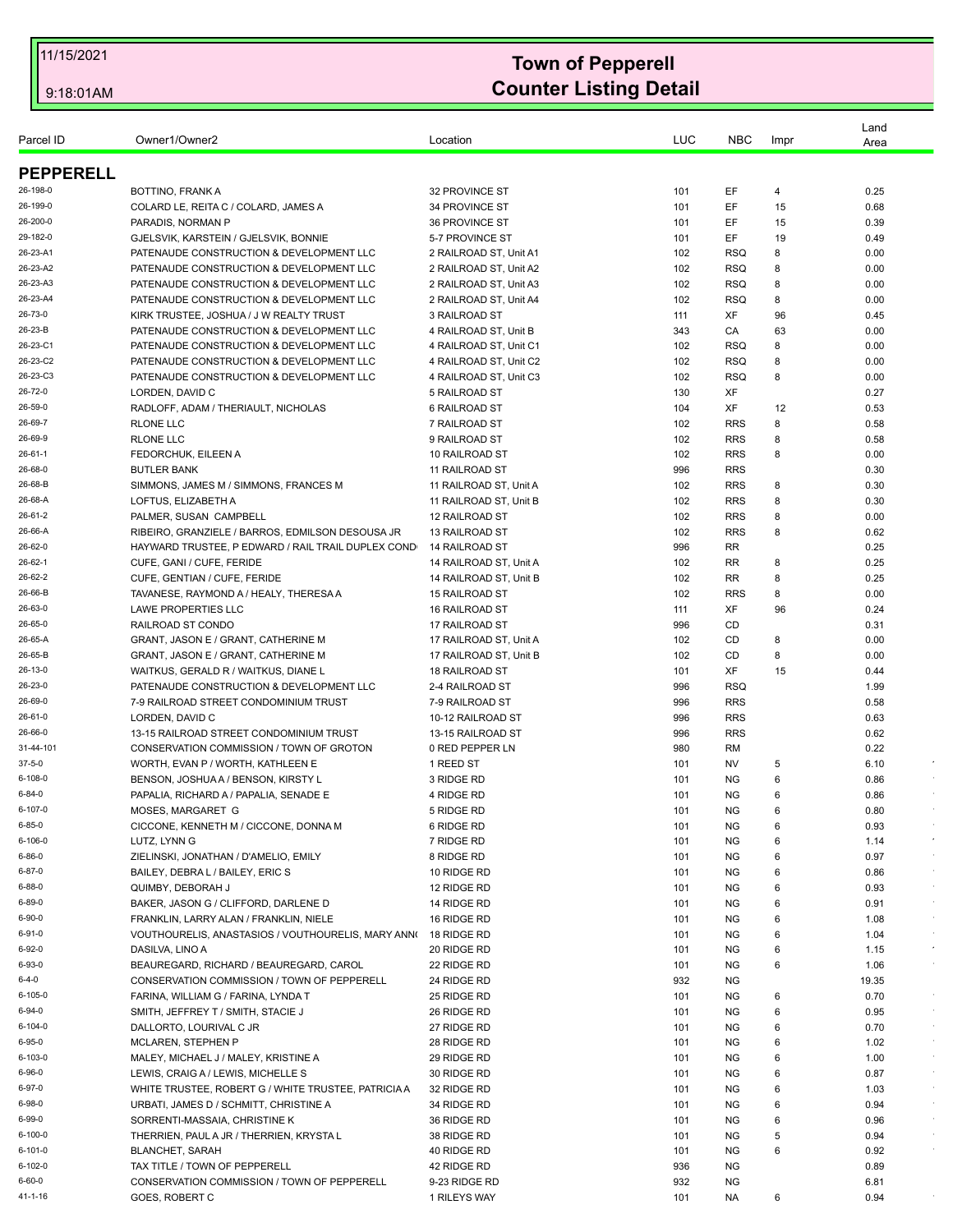# Town of Pepperell
## Counter Listing Detail

| Parcel ID | Owner1/Owner2 | Location | LUC | NBC | Impr | Land Area |
|---|---|---|---|---|---|---|
| **PEPPERELL** | | | | | | |
| 26-198-0 | BOTTINO, FRANK A | 32 PROVINCE ST | 101 | EF | 4 | 0.25 |
| 26-199-0 | COLARD LE, REITA C / COLARD, JAMES A | 34 PROVINCE ST | 101 | EF | 15 | 0.68 |
| 26-200-0 | PARADIS, NORMAN P | 36 PROVINCE ST | 101 | EF | 15 | 0.39 |
| 29-182-0 | GJELSVIK, KARSTEIN / GJELSVIK, BONNIE | 5-7 PROVINCE ST | 101 | EF | 19 | 0.49 |
| 26-23-A1 | PATENAUDE CONSTRUCTION & DEVELOPMENT LLC | 2 RAILROAD ST, Unit A1 | 102 | RSQ | 8 | 0.00 |
| 26-23-A2 | PATENAUDE CONSTRUCTION & DEVELOPMENT LLC | 2 RAILROAD ST, Unit A2 | 102 | RSQ | 8 | 0.00 |
| 26-23-A3 | PATENAUDE CONSTRUCTION & DEVELOPMENT LLC | 2 RAILROAD ST, Unit A3 | 102 | RSQ | 8 | 0.00 |
| 26-23-A4 | PATENAUDE CONSTRUCTION & DEVELOPMENT LLC | 2 RAILROAD ST, Unit A4 | 102 | RSQ | 8 | 0.00 |
| 26-73-0 | KIRK TRUSTEE, JOSHUA / J W REALTY TRUST | 3 RAILROAD ST | 111 | XF | 96 | 0.45 |
| 26-23-B | PATENAUDE CONSTRUCTION & DEVELOPMENT LLC | 4 RAILROAD ST, Unit B | 343 | CA | 63 | 0.00 |
| 26-23-C1 | PATENAUDE CONSTRUCTION & DEVELOPMENT LLC | 4 RAILROAD ST, Unit C1 | 102 | RSQ | 8 | 0.00 |
| 26-23-C2 | PATENAUDE CONSTRUCTION & DEVELOPMENT LLC | 4 RAILROAD ST, Unit C2 | 102 | RSQ | 8 | 0.00 |
| 26-23-C3 | PATENAUDE CONSTRUCTION & DEVELOPMENT LLC | 4 RAILROAD ST, Unit C3 | 102 | RSQ | 8 | 0.00 |
| 26-72-0 | LORDEN, DAVID C | 5 RAILROAD ST | 130 | XF | | 0.27 |
| 26-59-0 | RADLOFF, ADAM / THERIAULT, NICHOLAS | 6 RAILROAD ST | 104 | XF | 12 | 0.53 |
| 26-69-7 | RLONE LLC | 7 RAILROAD ST | 102 | RRS | 8 | 0.58 |
| 26-69-9 | RLONE LLC | 9 RAILROAD ST | 102 | RRS | 8 | 0.58 |
| 26-61-1 | FEDORCHUK, EILEEN A | 10 RAILROAD ST | 102 | RRS | 8 | 0.00 |
| 26-68-0 | BUTLER BANK | 11 RAILROAD ST | 996 | RRS | | 0.30 |
| 26-68-B | SIMMONS, JAMES M / SIMMONS, FRANCES M | 11 RAILROAD ST, Unit A | 102 | RRS | 8 | 0.30 |
| 26-68-A | LOFTUS, ELIZABETH A | 11 RAILROAD ST, Unit B | 102 | RRS | 8 | 0.30 |
| 26-61-2 | PALMER, SUSAN CAMPBELL | 12 RAILROAD ST | 102 | RRS | 8 | 0.00 |
| 26-66-A | RIBEIRO, GRANZIELE / BARROS, EDMILSON DESOUSA JR | 13 RAILROAD ST | 102 | RRS | 8 | 0.62 |
| 26-62-0 | HAYWARD TRUSTEE, P EDWARD / RAIL TRAIL DUPLEX COND | 14 RAILROAD ST | 996 | RR | | 0.25 |
| 26-62-1 | CUFE, GANI / CUFE, FERIDE | 14 RAILROAD ST, Unit A | 102 | RR | 8 | 0.25 |
| 26-62-2 | CUFE, GENTIAN / CUFE, FERIDE | 14 RAILROAD ST, Unit B | 102 | RR | 8 | 0.25 |
| 26-66-B | TAVANESE, RAYMOND A / HEALY, THERESA A | 15 RAILROAD ST | 102 | RRS | 8 | 0.00 |
| 26-63-0 | LAWE PROPERTIES LLC | 16 RAILROAD ST | 111 | XF | 96 | 0.24 |
| 26-65-0 | RAILROAD ST CONDO | 17 RAILROAD ST | 996 | CD | | 0.31 |
| 26-65-A | GRANT, JASON E / GRANT, CATHERINE M | 17 RAILROAD ST, Unit A | 102 | CD | 8 | 0.00 |
| 26-65-B | GRANT, JASON E / GRANT, CATHERINE M | 17 RAILROAD ST, Unit B | 102 | CD | 8 | 0.00 |
| 26-13-0 | WAITKUS, GERALD R / WAITKUS, DIANE L | 18 RAILROAD ST | 101 | XF | 15 | 0.44 |
| 26-23-0 | PATENAUDE CONSTRUCTION & DEVELOPMENT LLC | 2-4 RAILROAD ST | 996 | RSQ | | 1.99 |
| 26-69-0 | 7-9 RAILROAD STREET CONDOMINIUM TRUST | 7-9 RAILROAD ST | 996 | RRS | | 0.58 |
| 26-61-0 | LORDEN, DAVID C | 10-12 RAILROAD ST | 996 | RRS | | 0.63 |
| 26-66-0 | 13-15 RAILROAD STREET CONDOMINIUM TRUST | 13-15 RAILROAD ST | 996 | RRS | | 0.62 |
| 31-44-101 | CONSERVATION COMMISSION / TOWN OF GROTON | 0 RED PEPPER LN | 980 | RM | | 0.22 |
| 37-5-0 | WORTH, EVAN P / WORTH, KATHLEEN E | 1 REED ST | 101 | NV | 5 | 6.10 |
| 6-108-0 | BENSON, JOSHUA A / BENSON, KIRSTY L | 3 RIDGE RD | 101 | NG | 6 | 0.86 |
| 6-84-0 | PAPALIA, RICHARD A / PAPALIA, SENADE E | 4 RIDGE RD | 101 | NG | 6 | 0.86 |
| 6-107-0 | MOSES, MARGARET G | 5 RIDGE RD | 101 | NG | 6 | 0.80 |
| 6-85-0 | CICCONE, KENNETH M / CICCONE, DONNA M | 6 RIDGE RD | 101 | NG | 6 | 0.93 |
| 6-106-0 | LUTZ, LYNN G | 7 RIDGE RD | 101 | NG | 6 | 1.14 |
| 6-86-0 | ZIELINSKI, JONATHAN / D'AMELIO, EMILY | 8 RIDGE RD | 101 | NG | 6 | 0.97 |
| 6-87-0 | BAILEY, DEBRA L / BAILEY, ERIC S | 10 RIDGE RD | 101 | NG | 6 | 0.86 |
| 6-88-0 | QUIMBY, DEBORAH J | 12 RIDGE RD | 101 | NG | 6 | 0.93 |
| 6-89-0 | BAKER, JASON G / CLIFFORD, DARLENE D | 14 RIDGE RD | 101 | NG | 6 | 0.91 |
| 6-90-0 | FRANKLIN, LARRY ALAN / FRANKLIN, NIELE | 16 RIDGE RD | 101 | NG | 6 | 1.08 |
| 6-91-0 | VOUTHOURELIS, ANASTASIOS / VOUTHOURELIS, MARY ANN | 18 RIDGE RD | 101 | NG | 6 | 1.04 |
| 6-92-0 | DASILVA, LINO A | 20 RIDGE RD | 101 | NG | 6 | 1.15 |
| 6-93-0 | BEAUREGARD, RICHARD / BEAUREGARD, CAROL | 22 RIDGE RD | 101 | NG | 6 | 1.06 |
| 6-4-0 | CONSERVATION COMMISSION / TOWN OF PEPPERELL | 24 RIDGE RD | 932 | NG | | 19.35 |
| 6-105-0 | FARINA, WILLIAM G / FARINA, LYNDA T | 25 RIDGE RD | 101 | NG | 6 | 0.70 |
| 6-94-0 | SMITH, JEFFREY T / SMITH, STACIE J | 26 RIDGE RD | 101 | NG | 6 | 0.95 |
| 6-104-0 | DALLORTO, LOURIVAL C JR | 27 RIDGE RD | 101 | NG | 6 | 0.70 |
| 6-95-0 | MCLAREN, STEPHEN P | 28 RIDGE RD | 101 | NG | 6 | 1.02 |
| 6-103-0 | MALEY, MICHAEL J / MALEY, KRISTINE A | 29 RIDGE RD | 101 | NG | 6 | 1.00 |
| 6-96-0 | LEWIS, CRAIG A / LEWIS, MICHELLE S | 30 RIDGE RD | 101 | NG | 6 | 0.87 |
| 6-97-0 | WHITE TRUSTEE, ROBERT G / WHITE TRUSTEE, PATRICIA A | 32 RIDGE RD | 101 | NG | 6 | 1.03 |
| 6-98-0 | URBATI, JAMES D / SCHMITT, CHRISTINE A | 34 RIDGE RD | 101 | NG | 6 | 0.94 |
| 6-99-0 | SORRENTI-MASSAIA, CHRISTINE K | 36 RIDGE RD | 101 | NG | 6 | 0.96 |
| 6-100-0 | THERRIEN, PAUL A JR / THERRIEN, KRYSTA L | 38 RIDGE RD | 101 | NG | 5 | 0.94 |
| 6-101-0 | BLANCHET, SARAH | 40 RIDGE RD | 101 | NG | 6 | 0.92 |
| 6-102-0 | TAX TITLE / TOWN OF PEPPERELL | 42 RIDGE RD | 936 | NG | | 0.89 |
| 6-60-0 | CONSERVATION COMMISSION / TOWN OF PEPPERELL | 9-23 RIDGE RD | 932 | NG | | 6.81 |
| 41-1-16 | GOES, ROBERT C | 1 RILEYS WAY | 101 | NA | 6 | 0.94 |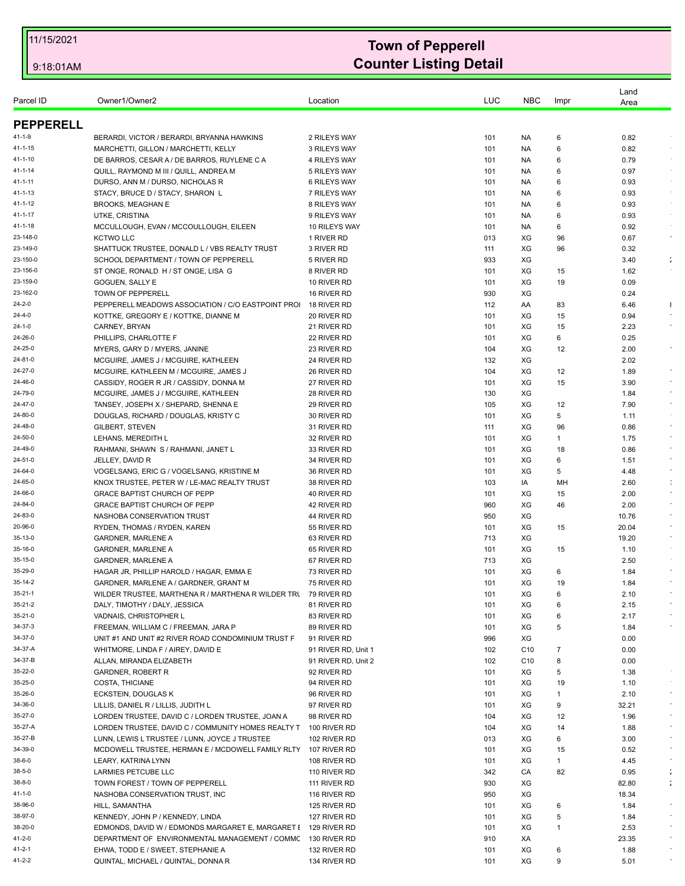# Town of Pepperell
## Counter Listing Detail

11/15/2021
9:18:01AM

| Parcel ID | Owner1/Owner2 | Location | LUC | NBC | Impr | Land Area |
|---|---|---|---|---|---|---|
| **PEPPERELL** | | | | | | |
| 41-1-9 | BERARDI, VICTOR / BERARDI, BRYANNA HAWKINS | 2 RILEYS WAY | 101 | NA | 6 | 0.82 |
| 41-1-15 | MARCHETTI, GILLON / MARCHETTI, KELLY | 3 RILEYS WAY | 101 | NA | 6 | 0.82 |
| 41-1-10 | DE BARROS, CESAR A / DE BARROS, RUYLENE C A | 4 RILEYS WAY | 101 | NA | 6 | 0.79 |
| 41-1-14 | QUILL, RAYMOND M III / QUILL, ANDREA M | 5 RILEYS WAY | 101 | NA | 6 | 0.97 |
| 41-1-11 | DURSO, ANN M / DURSO, NICHOLAS R | 6 RILEYS WAY | 101 | NA | 6 | 0.93 |
| 41-1-13 | STACY, BRUCE D / STACY, SHARON L | 7 RILEYS WAY | 101 | NA | 6 | 0.93 |
| 41-1-12 | BROOKS, MEAGHAN E | 8 RILEYS WAY | 101 | NA | 6 | 0.93 |
| 41-1-17 | UTKE, CRISTINA | 9 RILEYS WAY | 101 | NA | 6 | 0.93 |
| 41-1-18 | MCCULLOUGH, EVAN / MCCOULLOUGH, EILEEN | 10 RILEYS WAY | 101 | NA | 6 | 0.92 |
| 23-148-0 | KCTWO LLC | 1 RIVER RD | 013 | XG | 96 | 0.67 |
| 23-149-0 | SHATTUCK TRUSTEE, DONALD L / VBS REALTY TRUST | 3 RIVER RD | 111 | XG | 96 | 0.32 |
| 23-150-0 | SCHOOL DEPARTMENT / TOWN OF PEPPERELL | 5 RIVER RD | 933 | XG | | 3.40 |
| 23-156-0 | ST ONGE, RONALD H / ST ONGE, LISA G | 8 RIVER RD | 101 | XG | 15 | 1.62 |
| 23-159-0 | GOGUEN, SALLY E | 10 RIVER RD | 101 | XG | 19 | 0.09 |
| 23-162-0 | TOWN OF PEPPERELL | 16 RIVER RD | 930 | XG | | 0.24 |
| 24-2-0 | PEPPERELL MEADOWS ASSOCIATION / C/O EASTPOINT PROI | 18 RIVER RD | 112 | AA | 83 | 6.46 |
| 24-4-0 | KOTTKE, GREGORY E / KOTTKE, DIANNE M | 20 RIVER RD | 101 | XG | 15 | 0.94 |
| 24-1-0 | CARNEY, BRYAN | 21 RIVER RD | 101 | XG | 15 | 2.23 |
| 24-26-0 | PHILLIPS, CHARLOTTE F | 22 RIVER RD | 101 | XG | 6 | 0.25 |
| 24-25-0 | MYERS, GARY D / MYERS, JANINE | 23 RIVER RD | 104 | XG | 12 | 2.00 |
| 24-81-0 | MCGUIRE, JAMES J / MCGUIRE, KATHLEEN | 24 RIVER RD | 132 | XG | | 2.02 |
| 24-27-0 | MCGUIRE, KATHLEEN M / MCGUIRE, JAMES J | 26 RIVER RD | 104 | XG | 12 | 1.89 |
| 24-46-0 | CASSIDY, ROGER R JR / CASSIDY, DONNA M | 27 RIVER RD | 101 | XG | 15 | 3.90 |
| 24-79-0 | MCGUIRE, JAMES J / MCGUIRE, KATHLEEN | 28 RIVER RD | 130 | XG | | 1.84 |
| 24-47-0 | TANSEY, JOSEPH X / SHEPARD, SHENNA E | 29 RIVER RD | 105 | XG | 12 | 7.90 |
| 24-80-0 | DOUGLAS, RICHARD / DOUGLAS, KRISTY C | 30 RIVER RD | 101 | XG | 5 | 1.11 |
| 24-48-0 | GILBERT, STEVEN | 31 RIVER RD | 111 | XG | 96 | 0.86 |
| 24-50-0 | LEHANS, MEREDITH L | 32 RIVER RD | 101 | XG | 1 | 1.75 |
| 24-49-0 | RAHMANI, SHAWN S / RAHMANI, JANET L | 33 RIVER RD | 101 | XG | 18 | 0.86 |
| 24-51-0 | JELLEY, DAVID R | 34 RIVER RD | 101 | XG | 6 | 1.51 |
| 24-64-0 | VOGELSANG, ERIC G / VOGELSANG, KRISTINE M | 36 RIVER RD | 101 | XG | 5 | 4.48 |
| 24-65-0 | KNOX TRUSTEE, PETER W / LE-MAC REALTY TRUST | 38 RIVER RD | 103 | IA | MH | 2.60 |
| 24-66-0 | GRACE BAPTIST CHURCH OF PEPP | 40 RIVER RD | 101 | XG | 15 | 2.00 |
| 24-84-0 | GRACE BAPTIST CHURCH OF PEPP | 42 RIVER RD | 960 | XG | 46 | 2.00 |
| 24-83-0 | NASHOBA CONSERVATION TRUST | 44 RIVER RD | 950 | XG | | 10.76 |
| 20-96-0 | RYDEN, THOMAS / RYDEN, KAREN | 55 RIVER RD | 101 | XG | 15 | 20.04 |
| 35-13-0 | GARDNER, MARLENE A | 63 RIVER RD | 713 | XG | | 19.20 |
| 35-16-0 | GARDNER, MARLENE A | 65 RIVER RD | 101 | XG | 15 | 1.10 |
| 35-15-0 | GARDNER, MARLENE A | 67 RIVER RD | 713 | XG | | 2.50 |
| 35-29-0 | HAGAR JR, PHILLIP HAROLD / HAGAR, EMMA E | 73 RIVER RD | 101 | XG | 6 | 1.84 |
| 35-14-2 | GARDNER, MARLENE A / GARDNER, GRANT M | 75 RIVER RD | 101 | XG | 19 | 1.84 |
| 35-21-1 | WILDER TRUSTEE, MARTHENA R / MARTHENA R WILDER TRU | 79 RIVER RD | 101 | XG | 6 | 2.10 |
| 35-21-2 | DALY, TIMOTHY / DALY, JESSICA | 81 RIVER RD | 101 | XG | 6 | 2.15 |
| 35-21-0 | VADNAIS, CHRISTOPHER L | 83 RIVER RD | 101 | XG | 6 | 2.17 |
| 34-37-3 | FREEMAN, WILLIAM C / FREEMAN, JARA P | 89 RIVER RD | 101 | XG | 5 | 1.84 |
| 34-37-0 | UNIT #1 AND UNIT #2 RIVER ROAD CONDOMINIUM TRUST F | 91 RIVER RD | 996 | XG | | 0.00 |
| 34-37-A | WHITMORE, LINDA F / AIREY, DAVID E | 91 RIVER RD, Unit 1 | 102 | C10 | 7 | 0.00 |
| 34-37-B | ALLAN, MIRANDA ELIZABETH | 91 RIVER RD, Unit 2 | 102 | C10 | 8 | 0.00 |
| 35-22-0 | GARDNER, ROBERT R | 92 RIVER RD | 101 | XG | 5 | 1.38 |
| 35-25-0 | COSTA, THICIANE | 94 RIVER RD | 101 | XG | 19 | 1.10 |
| 35-26-0 | ECKSTEIN, DOUGLAS K | 96 RIVER RD | 101 | XG | 1 | 2.10 |
| 34-36-0 | LILLIS, DANIEL R / LILLIS, JUDITH L | 97 RIVER RD | 101 | XG | 9 | 32.21 |
| 35-27-0 | LORDEN TRUSTEE, DAVID C / LORDEN TRUSTEE, JOAN A | 98 RIVER RD | 104 | XG | 12 | 1.96 |
| 35-27-A | LORDEN TRUSTEE, DAVID C / COMMUNITY HOMES REALTY T | 100 RIVER RD | 104 | XG | 14 | 1.88 |
| 35-27-B | LUNN, LEWIS L TRUSTEE / LUNN, JOYCE J TRUSTEE | 102 RIVER RD | 013 | XG | 6 | 3.00 |
| 34-39-0 | MCDOWELL TRUSTEE, HERMAN E / MCDOWELL FAMILY RLTY | 107 RIVER RD | 101 | XG | 15 | 0.52 |
| 38-6-0 | LEARY, KATRINA LYNN | 108 RIVER RD | 101 | XG | 1 | 4.45 |
| 38-5-0 | LARMIES PETCUBE LLC | 110 RIVER RD | 342 | CA | 82 | 0.95 |
| 38-8-0 | TOWN FOREST / TOWN OF PEPPERELL | 111 RIVER RD | 930 | XG | | 82.80 |
| 41-1-0 | NASHOBA CONSERVATION TRUST, INC | 116 RIVER RD | 950 | XG | | 18.34 |
| 38-96-0 | HILL, SAMANTHA | 125 RIVER RD | 101 | XG | 6 | 1.84 |
| 38-97-0 | KENNEDY, JOHN P / KENNEDY, LINDA | 127 RIVER RD | 101 | XG | 5 | 1.84 |
| 38-20-0 | EDMONDS, DAVID W / EDMONDS MARGARET E, MARGARET E | 129 RIVER RD | 101 | XG | 1 | 2.53 |
| 41-2-0 | DEPARTMENT OF ENVIRONMENTAL MANAGEMENT / COMMC | 130 RIVER RD | 910 | XA | | 23.35 |
| 41-2-1 | EHWA, TODD E / SWEET, STEPHANIE A | 132 RIVER RD | 101 | XG | 6 | 1.88 |
| 41-2-2 | QUINTAL, MICHAEL / QUINTAL, DONNA R | 134 RIVER RD | 101 | XG | 9 | 5.01 |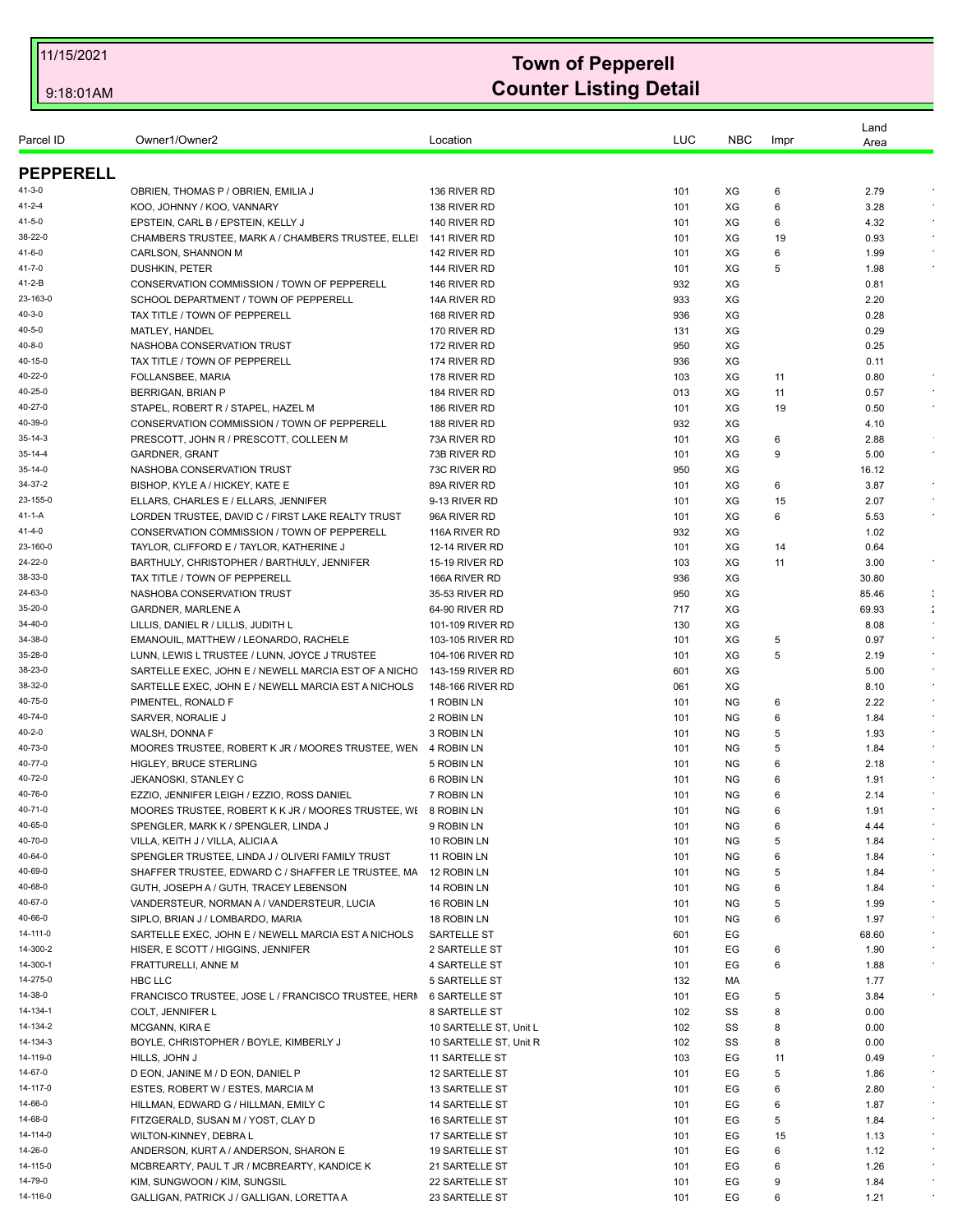# Town of Pepperell
## Counter Listing Detail

| Parcel ID | Owner1/Owner2 | Location | LUC | NBC | Impr | Land Area |
|---|---|---|---|---|---|---|
| **PEPPERELL** | | | | | | |
| 41-3-0 | OBRIEN, THOMAS P / OBRIEN, EMILIA J | 136 RIVER RD | 101 | XG | 6 | 2.79 |
| 41-2-4 | KOO, JOHNNY / KOO, VANNARY | 138 RIVER RD | 101 | XG | 6 | 3.28 |
| 41-5-0 | EPSTEIN, CARL B / EPSTEIN, KELLY J | 140 RIVER RD | 101 | XG | 6 | 4.32 |
| 38-22-0 | CHAMBERS TRUSTEE, MARK A / CHAMBERS TRUSTEE, ELLEI | 141 RIVER RD | 101 | XG | 19 | 0.93 |
| 41-6-0 | CARLSON, SHANNON M | 142 RIVER RD | 101 | XG | 6 | 1.99 |
| 41-7-0 | DUSHKIN, PETER | 144 RIVER RD | 101 | XG | 5 | 1.98 |
| 41-2-B | CONSERVATION COMMISSION / TOWN OF PEPPERELL | 146 RIVER RD | 932 | XG | | 0.81 |
| 23-163-0 | SCHOOL DEPARTMENT / TOWN OF PEPPERELL | 14A RIVER RD | 933 | XG | | 2.20 |
| 40-3-0 | TAX TITLE / TOWN OF PEPPERELL | 168 RIVER RD | 936 | XG | | 0.28 |
| 40-5-0 | MATLEY, HANDEL | 170 RIVER RD | 131 | XG | | 0.29 |
| 40-8-0 | NASHOBA CONSERVATION TRUST | 172 RIVER RD | 950 | XG | | 0.25 |
| 40-15-0 | TAX TITLE / TOWN OF PEPPERELL | 174 RIVER RD | 936 | XG | | 0.11 |
| 40-22-0 | FOLLANSBEE, MARIA | 178 RIVER RD | 103 | XG | 11 | 0.80 |
| 40-25-0 | BERRIGAN, BRIAN P | 184 RIVER RD | 013 | XG | 11 | 0.57 |
| 40-27-0 | STAPEL, ROBERT R / STAPEL, HAZEL M | 186 RIVER RD | 101 | XG | 19 | 0.50 |
| 40-39-0 | CONSERVATION COMMISSION / TOWN OF PEPPERELL | 188 RIVER RD | 932 | XG | | 4.10 |
| 35-14-3 | PRESCOTT, JOHN R / PRESCOTT, COLLEEN M | 73A RIVER RD | 101 | XG | 6 | 2.88 |
| 35-14-4 | GARDNER, GRANT | 73B RIVER RD | 101 | XG | 9 | 5.00 |
| 35-14-0 | NASHOBA CONSERVATION TRUST | 73C RIVER RD | 950 | XG | | 16.12 |
| 34-37-2 | BISHOP, KYLE A / HICKEY, KATE E | 89A RIVER RD | 101 | XG | 6 | 3.87 |
| 23-155-0 | ELLARS, CHARLES E / ELLARS, JENNIFER | 9-13 RIVER RD | 101 | XG | 15 | 2.07 |
| 41-1-A | LORDEN TRUSTEE, DAVID C / FIRST LAKE REALTY TRUST | 96A RIVER RD | 101 | XG | 6 | 5.53 |
| 41-4-0 | CONSERVATION COMMISSION / TOWN OF PEPPERELL | 116A RIVER RD | 932 | XG | | 1.02 |
| 23-160-0 | TAYLOR, CLIFFORD E / TAYLOR, KATHERINE J | 12-14 RIVER RD | 101 | XG | 14 | 0.64 |
| 24-22-0 | BARTHULY, CHRISTOPHER / BARTHULY, JENNIFER | 15-19 RIVER RD | 103 | XG | 11 | 3.00 |
| 38-33-0 | TAX TITLE / TOWN OF PEPPERELL | 166A RIVER RD | 936 | XG | | 30.80 |
| 24-63-0 | NASHOBA CONSERVATION TRUST | 35-53 RIVER RD | 950 | XG | | 85.46 |
| 35-20-0 | GARDNER, MARLENE A | 64-90 RIVER RD | 717 | XG | | 69.93 |
| 34-40-0 | LILLIS, DANIEL R / LILLIS, JUDITH L | 101-109 RIVER RD | 130 | XG | | 8.08 |
| 34-38-0 | EMANOUIL, MATTHEW / LEONARDO, RACHELE | 103-105 RIVER RD | 101 | XG | 5 | 0.97 |
| 35-28-0 | LUNN, LEWIS L TRUSTEE / LUNN, JOYCE J TRUSTEE | 104-106 RIVER RD | 101 | XG | 5 | 2.19 |
| 38-23-0 | SARTELLE EXEC, JOHN E / NEWELL MARCIA EST OF A NICHO | 143-159 RIVER RD | 601 | XG | | 5.00 |
| 38-32-0 | SARTELLE EXEC, JOHN E / NEWELL MARCIA EST A NICHOLS | 148-166 RIVER RD | 061 | XG | | 8.10 |
| 40-75-0 | PIMENTEL, RONALD F | 1 ROBIN LN | 101 | NG | 6 | 2.22 |
| 40-74-0 | SARVER, NORALIE J | 2 ROBIN LN | 101 | NG | 6 | 1.84 |
| 40-2-0 | WALSH, DONNA F | 3 ROBIN LN | 101 | NG | 5 | 1.93 |
| 40-73-0 | MOORES TRUSTEE, ROBERT K JR / MOORES TRUSTEE, WEN | 4 ROBIN LN | 101 | NG | 5 | 1.84 |
| 40-77-0 | HIGLEY, BRUCE STERLING | 5 ROBIN LN | 101 | NG | 6 | 2.18 |
| 40-72-0 | JEKANOSKI, STANLEY C | 6 ROBIN LN | 101 | NG | 6 | 1.91 |
| 40-76-0 | EZZIO, JENNIFER LEIGH / EZZIO, ROSS DANIEL | 7 ROBIN LN | 101 | NG | 6 | 2.14 |
| 40-71-0 | MOORES TRUSTEE, ROBERT K K JR / MOORES TRUSTEE, WE | 8 ROBIN LN | 101 | NG | 6 | 1.91 |
| 40-65-0 | SPENGLER, MARK K / SPENGLER, LINDA J | 9 ROBIN LN | 101 | NG | 6 | 4.44 |
| 40-70-0 | VILLA, KEITH J / VILLA, ALICIA A | 10 ROBIN LN | 101 | NG | 5 | 1.84 |
| 40-64-0 | SPENGLER TRUSTEE, LINDA J / OLIVERI FAMILY TRUST | 11 ROBIN LN | 101 | NG | 6 | 1.84 |
| 40-69-0 | SHAFFER TRUSTEE, EDWARD C / SHAFFER LE TRUSTEE, MA | 12 ROBIN LN | 101 | NG | 5 | 1.84 |
| 40-68-0 | GUTH, JOSEPH A / GUTH, TRACEY LEBENSON | 14 ROBIN LN | 101 | NG | 6 | 1.84 |
| 40-67-0 | VANDERSTEUR, NORMAN A / VANDERSTEUR, LUCIA | 16 ROBIN LN | 101 | NG | 5 | 1.99 |
| 40-66-0 | SIPLO, BRIAN J / LOMBARDO, MARIA | 18 ROBIN LN | 101 | NG | 6 | 1.97 |
| 14-111-0 | SARTELLE EXEC, JOHN E / NEWELL MARCIA EST A NICHOLS | SARTELLE ST | 601 | EG | | 68.60 |
| 14-300-2 | HISER, E SCOTT / HIGGINS, JENNIFER | 2 SARTELLE ST | 101 | EG | 6 | 1.90 |
| 14-300-1 | FRATTURELLI, ANNE M | 4 SARTELLE ST | 101 | EG | 6 | 1.88 |
| 14-275-0 | HBC LLC | 5 SARTELLE ST | 132 | MA | | 1.77 |
| 14-38-0 | FRANCISCO TRUSTEE, JOSE L / FRANCISCO TRUSTEE, HERM | 6 SARTELLE ST | 101 | EG | 5 | 3.84 |
| 14-134-1 | COLT, JENNIFER L | 8 SARTELLE ST | 102 | SS | 8 | 0.00 |
| 14-134-2 | MCGANN, KIRA E | 10 SARTELLE ST, Unit L | 102 | SS | 8 | 0.00 |
| 14-134-3 | BOYLE, CHRISTOPHER / BOYLE, KIMBERLY J | 10 SARTELLE ST, Unit R | 102 | SS | 8 | 0.00 |
| 14-119-0 | HILLS, JOHN J | 11 SARTELLE ST | 103 | EG | 11 | 0.49 |
| 14-67-0 | D EON, JANINE M / D EON, DANIEL P | 12 SARTELLE ST | 101 | EG | 5 | 1.86 |
| 14-117-0 | ESTES, ROBERT W / ESTES, MARCIA M | 13 SARTELLE ST | 101 | EG | 6 | 2.80 |
| 14-66-0 | HILLMAN, EDWARD G / HILLMAN, EMILY C | 14 SARTELLE ST | 101 | EG | 6 | 1.87 |
| 14-68-0 | FITZGERALD, SUSAN M / YOST, CLAY D | 16 SARTELLE ST | 101 | EG | 5 | 1.84 |
| 14-114-0 | WILTON-KINNEY, DEBRA L | 17 SARTELLE ST | 101 | EG | 15 | 1.13 |
| 14-26-0 | ANDERSON, KURT A / ANDERSON, SHARON E | 19 SARTELLE ST | 101 | EG | 6 | 1.12 |
| 14-115-0 | MCBREARTY, PAUL T JR / MCBREARTY, KANDICE K | 21 SARTELLE ST | 101 | EG | 6 | 1.26 |
| 14-79-0 | KIM, SUNGWOON / KIM, SUNGSIL | 22 SARTELLE ST | 101 | EG | 9 | 1.84 |
| 14-116-0 | GALLIGAN, PATRICK J / GALLIGAN, LORETTA A | 23 SARTELLE ST | 101 | EG | 6 | 1.21 |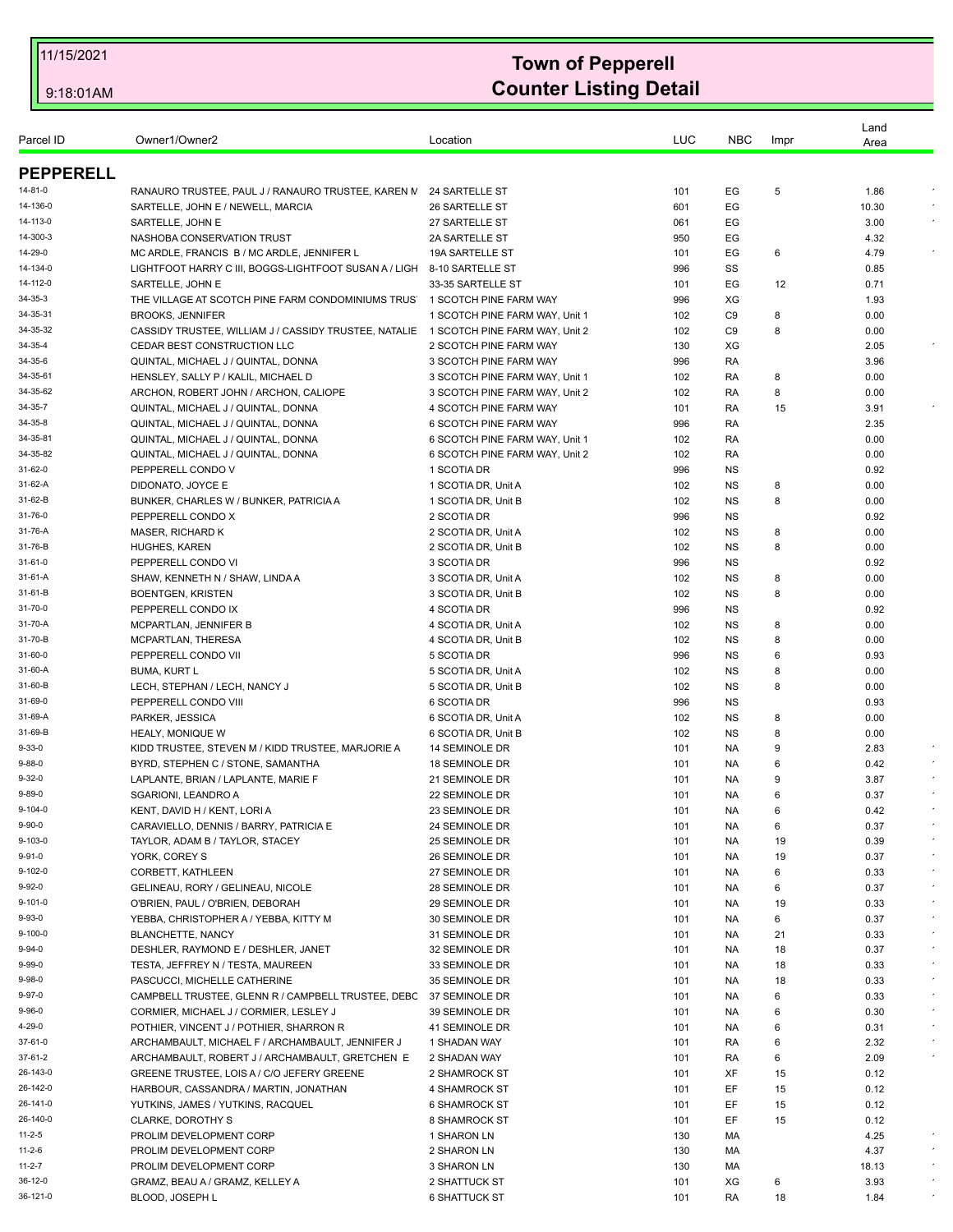# Town of Pepperell
## Counter Listing Detail

11/15/2021
9:18:01AM

| Parcel ID | Owner1/Owner2 | Location | LUC | NBC | Impr | Land Area |
|---|---|---|---|---|---|---|
| **PEPPERELL** | | | | | | |
| 14-81-0 | RANAURO TRUSTEE, PAUL J / RANAURO TRUSTEE, KAREN M | 24 SARTELLE ST | 101 | EG | 5 | 1.86 |
| 14-136-0 | SARTELLE, JOHN E / NEWELL, MARCIA | 26 SARTELLE ST | 601 | EG | | 10.30 |
| 14-113-0 | SARTELLE, JOHN E | 27 SARTELLE ST | 061 | EG | | 3.00 |
| 14-300-3 | NASHOBA CONSERVATION TRUST | 2A SARTELLE ST | 950 | EG | | 4.32 |
| 14-29-0 | MC ARDLE, FRANCIS B / MC ARDLE, JENNIFER L | 19A SARTELLE ST | 101 | EG | 6 | 4.79 |
| 14-134-0 | LIGHTFOOT HARRY C III, BOGGS-LIGHTFOOT SUSAN A / LIGH | 8-10 SARTELLE ST | 996 | SS | | 0.85 |
| 14-112-0 | SARTELLE, JOHN E | 33-35 SARTELLE ST | 101 | EG | 12 | 0.71 |
| 34-35-3 | THE VILLAGE AT SCOTCH PINE FARM CONDOMINIUMS TRUST | 1 SCOTCH PINE FARM WAY | 996 | XG | | 1.93 |
| 34-35-31 | BROOKS, JENNIFER | 1 SCOTCH PINE FARM WAY, Unit 1 | 102 | C9 | 8 | 0.00 |
| 34-35-32 | CASSIDY TRUSTEE, WILLIAM J / CASSIDY TRUSTEE, NATALIE | 1 SCOTCH PINE FARM WAY, Unit 2 | 102 | C9 | 8 | 0.00 |
| 34-35-4 | CEDAR BEST CONSTRUCTION LLC | 2 SCOTCH PINE FARM WAY | 130 | XG | | 2.05 |
| 34-35-6 | QUINTAL, MICHAEL J / QUINTAL, DONNA | 3 SCOTCH PINE FARM WAY | 996 | RA | | 3.96 |
| 34-35-61 | HENSLEY, SALLY P / KALIL, MICHAEL D | 3 SCOTCH PINE FARM WAY, Unit 1 | 102 | RA | 8 | 0.00 |
| 34-35-62 | ARCHON, ROBERT JOHN / ARCHON, CALIOPE | 3 SCOTCH PINE FARM WAY, Unit 2 | 102 | RA | 8 | 0.00 |
| 34-35-7 | QUINTAL, MICHAEL J / QUINTAL, DONNA | 4 SCOTCH PINE FARM WAY | 101 | RA | 15 | 3.91 |
| 34-35-8 | QUINTAL, MICHAEL J / QUINTAL, DONNA | 6 SCOTCH PINE FARM WAY | 996 | RA | | 2.35 |
| 34-35-81 | QUINTAL, MICHAEL J / QUINTAL, DONNA | 6 SCOTCH PINE FARM WAY, Unit 1 | 102 | RA | | 0.00 |
| 34-35-82 | QUINTAL, MICHAEL J / QUINTAL, DONNA | 6 SCOTCH PINE FARM WAY, Unit 2 | 102 | RA | | 0.00 |
| 31-62-0 | PEPPERELL CONDO V | 1 SCOTIA DR | 996 | NS | | 0.92 |
| 31-62-A | DIDONATO, JOYCE E | 1 SCOTIA DR, Unit A | 102 | NS | 8 | 0.00 |
| 31-62-B | BUNKER, CHARLES W / BUNKER, PATRICIA A | 1 SCOTIA DR, Unit B | 102 | NS | 8 | 0.00 |
| 31-76-0 | PEPPERELL CONDO X | 2 SCOTIA DR | 996 | NS | | 0.92 |
| 31-76-A | MASER, RICHARD K | 2 SCOTIA DR, Unit A | 102 | NS | 8 | 0.00 |
| 31-76-B | HUGHES, KAREN | 2 SCOTIA DR, Unit B | 102 | NS | 8 | 0.00 |
| 31-61-0 | PEPPERELL CONDO VI | 3 SCOTIA DR | 996 | NS | | 0.92 |
| 31-61-A | SHAW, KENNETH N / SHAW, LINDA A | 3 SCOTIA DR, Unit A | 102 | NS | 8 | 0.00 |
| 31-61-B | BOENTGEN, KRISTEN | 3 SCOTIA DR, Unit B | 102 | NS | 8 | 0.00 |
| 31-70-0 | PEPPERELL CONDO IX | 4 SCOTIA DR | 996 | NS | | 0.92 |
| 31-70-A | MCPARTLAN, JENNIFER B | 4 SCOTIA DR, Unit A | 102 | NS | 8 | 0.00 |
| 31-70-B | MCPARTLAN, THERESA | 4 SCOTIA DR, Unit B | 102 | NS | 8 | 0.00 |
| 31-60-0 | PEPPERELL CONDO VII | 5 SCOTIA DR | 996 | NS | 6 | 0.93 |
| 31-60-A | BUMA, KURT L | 5 SCOTIA DR, Unit A | 102 | NS | 8 | 0.00 |
| 31-60-B | LECH, STEPHAN / LECH, NANCY J | 5 SCOTIA DR, Unit B | 102 | NS | 8 | 0.00 |
| 31-69-0 | PEPPERELL CONDO VIII | 6 SCOTIA DR | 996 | NS | | 0.93 |
| 31-69-A | PARKER, JESSICA | 6 SCOTIA DR, Unit A | 102 | NS | 8 | 0.00 |
| 31-69-B | HEALY, MONIQUE W | 6 SCOTIA DR, Unit B | 102 | NS | 8 | 0.00 |
| 9-33-0 | KIDD TRUSTEE, STEVEN M / KIDD TRUSTEE, MARJORIE A | 14 SEMINOLE DR | 101 | NA | 9 | 2.83 |
| 9-88-0 | BYRD, STEPHEN C / STONE, SAMANTHA | 18 SEMINOLE DR | 101 | NA | 6 | 0.42 |
| 9-32-0 | LAPLANTE, BRIAN / LAPLANTE, MARIE F | 21 SEMINOLE DR | 101 | NA | 9 | 3.87 |
| 9-89-0 | SGARIONI, LEANDRO A | 22 SEMINOLE DR | 101 | NA | 6 | 0.37 |
| 9-104-0 | KENT, DAVID H / KENT, LORI A | 23 SEMINOLE DR | 101 | NA | 6 | 0.42 |
| 9-90-0 | CARAVIELLO, DENNIS / BARRY, PATRICIA E | 24 SEMINOLE DR | 101 | NA | 6 | 0.37 |
| 9-103-0 | TAYLOR, ADAM B / TAYLOR, STACEY | 25 SEMINOLE DR | 101 | NA | 19 | 0.39 |
| 9-91-0 | YORK, COREY S | 26 SEMINOLE DR | 101 | NA | 19 | 0.37 |
| 9-102-0 | CORBETT, KATHLEEN | 27 SEMINOLE DR | 101 | NA | 6 | 0.33 |
| 9-92-0 | GELINEAU, RORY / GELINEAU, NICOLE | 28 SEMINOLE DR | 101 | NA | 6 | 0.37 |
| 9-101-0 | O'BRIEN, PAUL / O'BRIEN, DEBORAH | 29 SEMINOLE DR | 101 | NA | 19 | 0.33 |
| 9-93-0 | YEBBA, CHRISTOPHER A / YEBBA, KITTY M | 30 SEMINOLE DR | 101 | NA | 6 | 0.37 |
| 9-100-0 | BLANCHETTE, NANCY | 31 SEMINOLE DR | 101 | NA | 21 | 0.33 |
| 9-94-0 | DESHLER, RAYMOND E / DESHLER, JANET | 32 SEMINOLE DR | 101 | NA | 18 | 0.37 |
| 9-99-0 | TESTA, JEFFREY N / TESTA, MAUREEN | 33 SEMINOLE DR | 101 | NA | 18 | 0.33 |
| 9-98-0 | PASCUCCI, MICHELLE CATHERINE | 35 SEMINOLE DR | 101 | NA | 18 | 0.33 |
| 9-97-0 | CAMPBELL TRUSTEE, GLENN R / CAMPBELL TRUSTEE, DEBC | 37 SEMINOLE DR | 101 | NA | 6 | 0.33 |
| 9-96-0 | CORMIER, MICHAEL J / CORMIER, LESLEY J | 39 SEMINOLE DR | 101 | NA | 6 | 0.30 |
| 4-29-0 | POTHIER, VINCENT J / POTHIER, SHARRON R | 41 SEMINOLE DR | 101 | NA | 6 | 0.31 |
| 37-61-0 | ARCHAMBAULT, MICHAEL F / ARCHAMBAULT, JENNIFER J | 1 SHADAN WAY | 101 | RA | 6 | 2.32 |
| 37-61-2 | ARCHAMBAULT, ROBERT J / ARCHAMBAULT, GRETCHEN E | 2 SHADAN WAY | 101 | RA | 6 | 2.09 |
| 26-143-0 | GREENE TRUSTEE, LOIS A / C/O JEFERY GREENE | 2 SHAMROCK ST | 101 | XF | 15 | 0.12 |
| 26-142-0 | HARBOUR, CASSANDRA / MARTIN, JONATHAN | 4 SHAMROCK ST | 101 | EF | 15 | 0.12 |
| 26-141-0 | YUTKINS, JAMES / YUTKINS, RACQUEL | 6 SHAMROCK ST | 101 | EF | 15 | 0.12 |
| 26-140-0 | CLARKE, DOROTHY S | 8 SHAMROCK ST | 101 | EF | 15 | 0.12 |
| 11-2-5 | PROLIM DEVELOPMENT CORP | 1 SHARON LN | 130 | MA | | 4.25 |
| 11-2-6 | PROLIM DEVELOPMENT CORP | 2 SHARON LN | 130 | MA | | 4.37 |
| 11-2-7 | PROLIM DEVELOPMENT CORP | 3 SHARON LN | 130 | MA | | 18.13 |
| 36-12-0 | GRAMZ, BEAU A / GRAMZ, KELLEY A | 2 SHATTUCK ST | 101 | XG | 6 | 3.93 |
| 36-121-0 | BLOOD, JOSEPH L | 6 SHATTUCK ST | 101 | RA | 18 | 1.84 |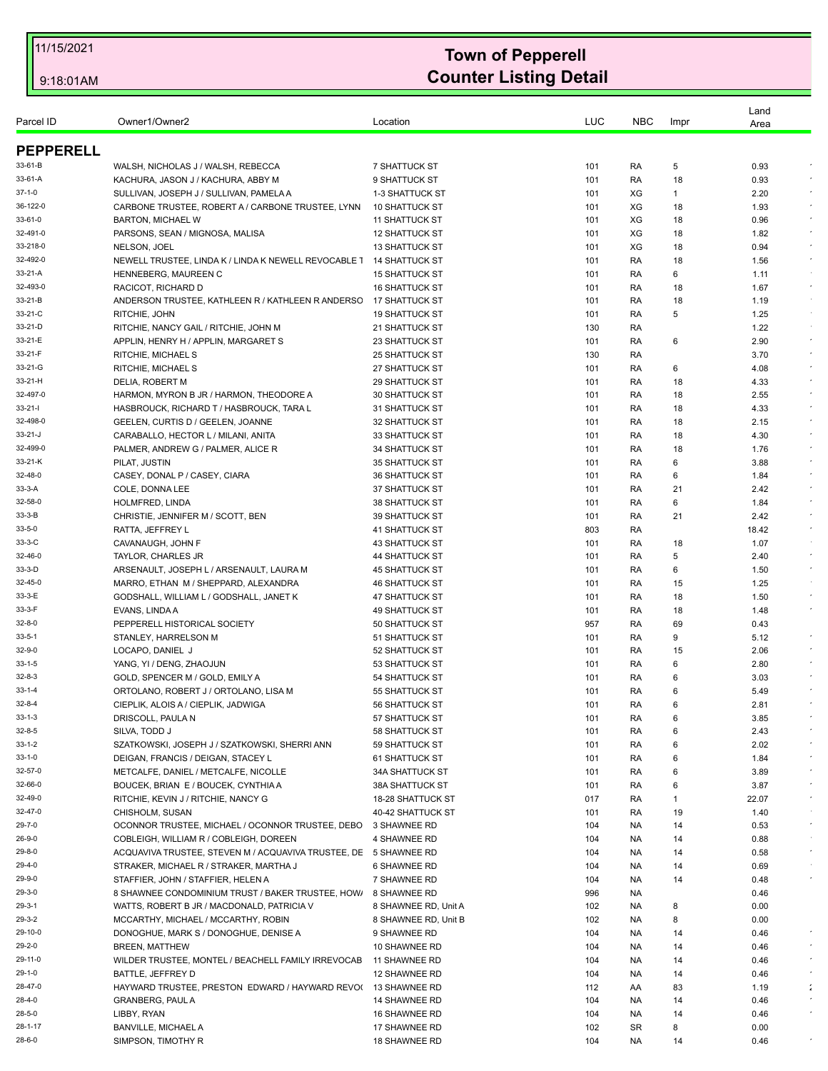# Town of Pepperell
## Counter Listing Detail

11/15/2021
9:18:01AM

| Parcel ID | Owner1/Owner2 | Location | LUC | NBC | Impr | Land Area |
|---|---|---|---|---|---|---|
| **PEPPERELL** | | | | | | |
| 33-61-B | WALSH, NICHOLAS J / WALSH, REBECCA | 7 SHATTUCK ST | 101 | RA | 5 | 0.93 |
| 33-61-A | KACHURA, JASON J / KACHURA, ABBY M | 9 SHATTUCK ST | 101 | RA | 18 | 0.93 |
| 37-1-0 | SULLIVAN, JOSEPH J / SULLIVAN, PAMELA A | 1-3 SHATTUCK ST | 101 | XG | 1 | 2.20 |
| 36-122-0 | CARBONE TRUSTEE, ROBERT A / CARBONE TRUSTEE, LYNN | 10 SHATTUCK ST | 101 | XG | 18 | 1.93 |
| 33-61-0 | BARTON, MICHAEL W | 11 SHATTUCK ST | 101 | XG | 18 | 0.96 |
| 32-491-0 | PARSONS, SEAN / MIGNOSA, MALISA | 12 SHATTUCK ST | 101 | XG | 18 | 1.82 |
| 33-218-0 | NELSON, JOEL | 13 SHATTUCK ST | 101 | XG | 18 | 0.94 |
| 32-492-0 | NEWELL TRUSTEE, LINDA K / LINDA K NEWELL REVOCABLE T | 14 SHATTUCK ST | 101 | RA | 18 | 1.56 |
| 33-21-A | HENNEBERG, MAUREEN C | 15 SHATTUCK ST | 101 | RA | 6 | 1.11 |
| 32-493-0 | RACICOT, RICHARD D | 16 SHATTUCK ST | 101 | RA | 18 | 1.67 |
| 33-21-B | ANDERSON TRUSTEE, KATHLEEN R / KATHLEEN R ANDERSO | 17 SHATTUCK ST | 101 | RA | 18 | 1.19 |
| 33-21-C | RITCHIE, JOHN | 19 SHATTUCK ST | 101 | RA | 5 | 1.25 |
| 33-21-D | RITCHIE, NANCY GAIL / RITCHIE, JOHN M | 21 SHATTUCK ST | 130 | RA | | 1.22 |
| 33-21-E | APPLIN, HENRY H / APPLIN, MARGARET S | 23 SHATTUCK ST | 101 | RA | 6 | 2.90 |
| 33-21-F | RITCHIE, MICHAEL S | 25 SHATTUCK ST | 130 | RA | | 3.70 |
| 33-21-G | RITCHIE, MICHAEL S | 27 SHATTUCK ST | 101 | RA | 6 | 4.08 |
| 33-21-H | DELIA, ROBERT M | 29 SHATTUCK ST | 101 | RA | 18 | 4.33 |
| 32-497-0 | HARMON, MYRON B JR / HARMON, THEODORE A | 30 SHATTUCK ST | 101 | RA | 18 | 2.55 |
| 33-21-I | HASBROUCK, RICHARD T / HASBROUCK, TARA L | 31 SHATTUCK ST | 101 | RA | 18 | 4.33 |
| 32-498-0 | GEELEN, CURTIS D / GEELEN, JOANNE | 32 SHATTUCK ST | 101 | RA | 18 | 2.15 |
| 33-21-J | CARABALLO, HECTOR L / MILANI, ANITA | 33 SHATTUCK ST | 101 | RA | 18 | 4.30 |
| 32-499-0 | PALMER, ANDREW G / PALMER, ALICE R | 34 SHATTUCK ST | 101 | RA | 18 | 1.76 |
| 33-21-K | PILAT, JUSTIN | 35 SHATTUCK ST | 101 | RA | 6 | 3.88 |
| 32-48-0 | CASEY, DONAL P / CASEY, CIARA | 36 SHATTUCK ST | 101 | RA | 6 | 1.84 |
| 33-3-A | COLE, DONNA LEE | 37 SHATTUCK ST | 101 | RA | 21 | 2.42 |
| 32-58-0 | HOLMFRED, LINDA | 38 SHATTUCK ST | 101 | RA | 6 | 1.84 |
| 33-3-B | CHRISTIE, JENNIFER M / SCOTT, BEN | 39 SHATTUCK ST | 101 | RA | 21 | 2.42 |
| 33-5-0 | RATTA, JEFFREY L | 41 SHATTUCK ST | 803 | RA | | 18.42 |
| 33-3-C | CAVANAUGH, JOHN F | 43 SHATTUCK ST | 101 | RA | 18 | 1.07 |
| 32-46-0 | TAYLOR, CHARLES JR | 44 SHATTUCK ST | 101 | RA | 5 | 2.40 |
| 33-3-D | ARSENAULT, JOSEPH L / ARSENAULT, LAURA M | 45 SHATTUCK ST | 101 | RA | 6 | 1.50 |
| 32-45-0 | MARRO, ETHAN M / SHEPPARD, ALEXANDRA | 46 SHATTUCK ST | 101 | RA | 15 | 1.25 |
| 33-3-E | GODSHALL, WILLIAM L / GODSHALL, JANET K | 47 SHATTUCK ST | 101 | RA | 18 | 1.50 |
| 33-3-F | EVANS, LINDA A | 49 SHATTUCK ST | 101 | RA | 18 | 1.48 |
| 32-8-0 | PEPPERELL HISTORICAL SOCIETY | 50 SHATTUCK ST | 957 | RA | 69 | 0.43 |
| 33-5-1 | STANLEY, HARRELSON M | 51 SHATTUCK ST | 101 | RA | 9 | 5.12 |
| 32-9-0 | LOCAPO, DANIEL J | 52 SHATTUCK ST | 101 | RA | 15 | 2.06 |
| 33-1-5 | YANG, YI / DENG, ZHAOJUN | 53 SHATTUCK ST | 101 | RA | 6 | 2.80 |
| 32-8-3 | GOLD, SPENCER M / GOLD, EMILY A | 54 SHATTUCK ST | 101 | RA | 6 | 3.03 |
| 33-1-4 | ORTOLANO, ROBERT J / ORTOLANO, LISA M | 55 SHATTUCK ST | 101 | RA | 6 | 5.49 |
| 32-8-4 | CIEPLIK, ALOIS A / CIEPLIK, JADWIGA | 56 SHATTUCK ST | 101 | RA | 6 | 2.81 |
| 33-1-3 | DRISCOLL, PAULA N | 57 SHATTUCK ST | 101 | RA | 6 | 3.85 |
| 32-8-5 | SILVA, TODD J | 58 SHATTUCK ST | 101 | RA | 6 | 2.43 |
| 33-1-2 | SZATKOWSKI, JOSEPH J / SZATKOWSKI, SHERRI ANN | 59 SHATTUCK ST | 101 | RA | 6 | 2.02 |
| 33-1-0 | DEIGAN, FRANCIS / DEIGAN, STACEY L | 61 SHATTUCK ST | 101 | RA | 6 | 1.84 |
| 32-57-0 | METCALFE, DANIEL / METCALFE, NICOLLE | 34A SHATTUCK ST | 101 | RA | 6 | 3.89 |
| 32-66-0 | BOUCEK, BRIAN E / BOUCEK, CYNTHIA A | 38A SHATTUCK ST | 101 | RA | 6 | 3.87 |
| 32-49-0 | RITCHIE, KEVIN J / RITCHIE, NANCY G | 18-28 SHATTUCK ST | 017 | RA | 1 | 22.07 |
| 32-47-0 | CHISHOLM, SUSAN | 40-42 SHATTUCK ST | 101 | RA | 19 | 1.40 |
| 29-7-0 | OCONNOR TRUSTEE, MICHAEL / OCONNOR TRUSTEE, DEBO | 3 SHAWNEE RD | 104 | NA | 14 | 0.53 |
| 26-9-0 | COBLEIGH, WILLIAM R / COBLEIGH, DOREEN | 4 SHAWNEE RD | 104 | NA | 14 | 0.88 |
| 29-8-0 | ACQUAVIVA TRUSTEE, STEVEN M / ACQUAVIVA TRUSTEE, DE | 5 SHAWNEE RD | 104 | NA | 14 | 0.58 |
| 29-4-0 | STRAKER, MICHAEL R / STRAKER, MARTHA J | 6 SHAWNEE RD | 104 | NA | 14 | 0.69 |
| 29-9-0 | STAFFIER, JOHN / STAFFIER, HELEN A | 7 SHAWNEE RD | 104 | NA | 14 | 0.48 |
| 29-3-0 | 8 SHAWNEE CONDOMINIUM TRUST / BAKER TRUSTEE, HOW/ | 8 SHAWNEE RD | 996 | NA | | 0.46 |
| 29-3-1 | WATTS, ROBERT B JR / MACDONALD, PATRICIA V | 8 SHAWNEE RD, Unit A | 102 | NA | 8 | 0.00 |
| 29-3-2 | MCCARTHY, MICHAEL / MCCARTHY, ROBIN | 8 SHAWNEE RD, Unit B | 102 | NA | 8 | 0.00 |
| 29-10-0 | DONOGHUE, MARK S / DONOGHUE, DENISE A | 9 SHAWNEE RD | 104 | NA | 14 | 0.46 |
| 29-2-0 | BREEN, MATTHEW | 10 SHAWNEE RD | 104 | NA | 14 | 0.46 |
| 29-11-0 | WILDER TRUSTEE, MONTEL / BEACHELL FAMILY IRREVOCAB | 11 SHAWNEE RD | 104 | NA | 14 | 0.46 |
| 29-1-0 | BATTLE, JEFFREY D | 12 SHAWNEE RD | 104 | NA | 14 | 0.46 |
| 28-47-0 | HAYWARD TRUSTEE, PRESTON EDWARD / HAYWARD REVO( | 13 SHAWNEE RD | 112 | AA | 83 | 1.19 |
| 28-4-0 | GRANBERG, PAUL A | 14 SHAWNEE RD | 104 | NA | 14 | 0.46 |
| 28-5-0 | LIBBY, RYAN | 16 SHAWNEE RD | 104 | NA | 14 | 0.46 |
| 28-1-17 | BANVILLE, MICHAEL A | 17 SHAWNEE RD | 102 | SR | 8 | 0.00 |
| 28-6-0 | SIMPSON, TIMOTHY R | 18 SHAWNEE RD | 104 | NA | 14 | 0.46 |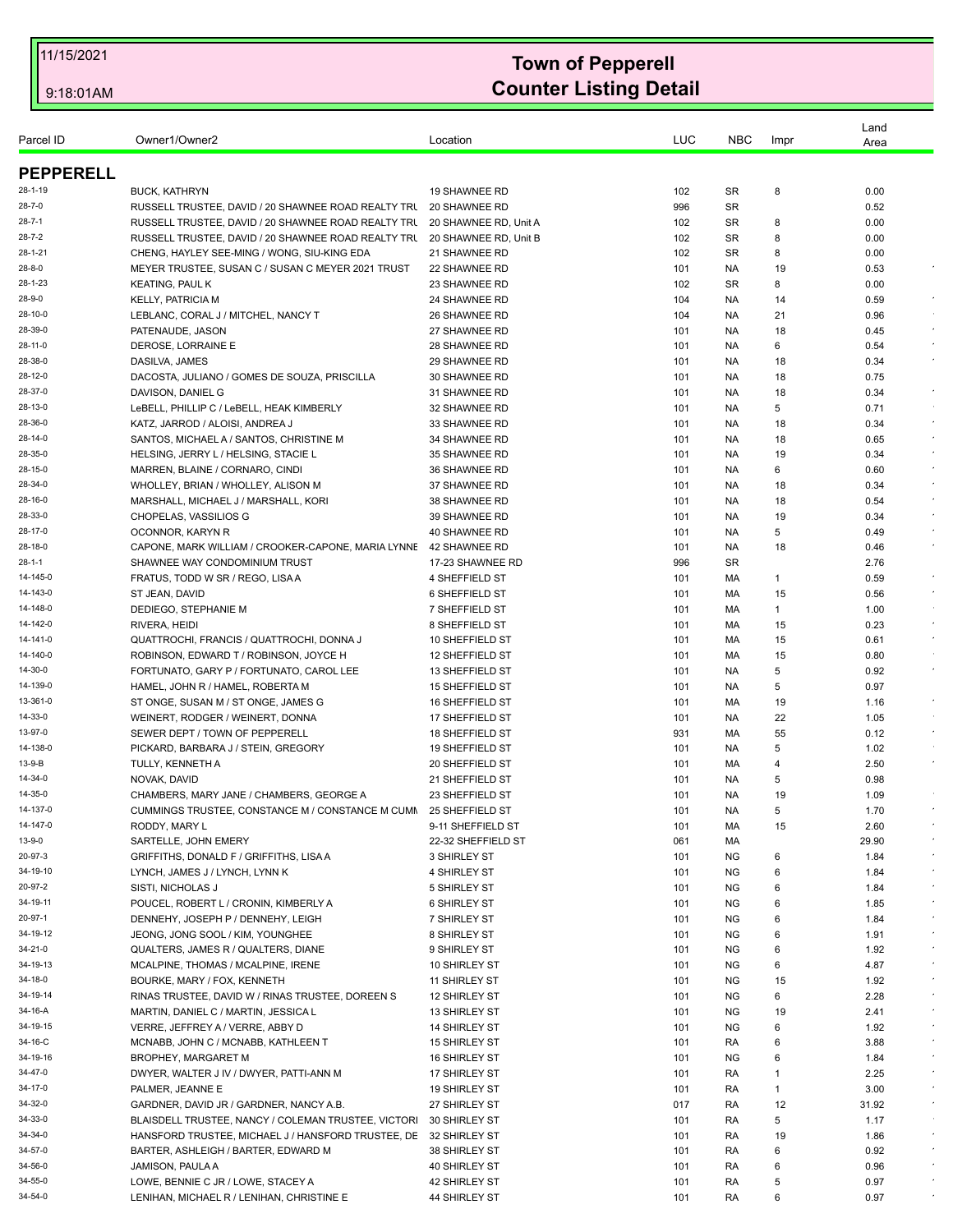# Town of Pepperell
## Counter Listing Detail

11/15/2021
9:18:01AM

| Parcel ID | Owner1/Owner2 | Location | LUC | NBC | Impr | Land Area |
|---|---|---|---|---|---|---|
| **PEPPERELL** | | | | | | |
| 28-1-19 | BUCK, KATHRYN | 19 SHAWNEE RD | 102 | SR | 8 | 0.00 |
| 28-7-0 | RUSSELL TRUSTEE, DAVID / 20 SHAWNEE ROAD REALTY TRU | 20 SHAWNEE RD | 996 | SR | | 0.52 |
| 28-7-1 | RUSSELL TRUSTEE, DAVID / 20 SHAWNEE ROAD REALTY TRU | 20 SHAWNEE RD, Unit A | 102 | SR | 8 | 0.00 |
| 28-7-2 | RUSSELL TRUSTEE, DAVID / 20 SHAWNEE ROAD REALTY TRU | 20 SHAWNEE RD, Unit B | 102 | SR | 8 | 0.00 |
| 28-1-21 | CHENG, HAYLEY SEE-MING / WONG, SIU-KING EDA | 21 SHAWNEE RD | 102 | SR | 8 | 0.00 |
| 28-8-0 | MEYER TRUSTEE, SUSAN C / SUSAN C MEYER 2021 TRUST | 22 SHAWNEE RD | 101 | NA | 19 | 0.53 |
| 28-1-23 | KEATING, PAUL K | 23 SHAWNEE RD | 102 | SR | 8 | 0.00 |
| 28-9-0 | KELLY, PATRICIA M | 24 SHAWNEE RD | 104 | NA | 14 | 0.59 |
| 28-10-0 | LEBLANC, CORAL J / MITCHEL, NANCY T | 26 SHAWNEE RD | 104 | NA | 21 | 0.96 |
| 28-39-0 | PATENAUDE, JASON | 27 SHAWNEE RD | 101 | NA | 18 | 0.45 |
| 28-11-0 | DEROSE, LORRAINE E | 28 SHAWNEE RD | 101 | NA | 6 | 0.54 |
| 28-38-0 | DASILVA, JAMES | 29 SHAWNEE RD | 101 | NA | 18 | 0.34 |
| 28-12-0 | DACOSTA, JULIANO / GOMES DE SOUZA, PRISCILLA | 30 SHAWNEE RD | 101 | NA | 18 | 0.75 |
| 28-37-0 | DAVISON, DANIEL G | 31 SHAWNEE RD | 101 | NA | 18 | 0.34 |
| 28-13-0 | LeBELL, PHILLIP C / LeBELL, HEAK KIMBERLY | 32 SHAWNEE RD | 101 | NA | 5 | 0.71 |
| 28-36-0 | KATZ, JARROD / ALOISI, ANDREA J | 33 SHAWNEE RD | 101 | NA | 18 | 0.34 |
| 28-14-0 | SANTOS, MICHAEL A / SANTOS, CHRISTINE M | 34 SHAWNEE RD | 101 | NA | 18 | 0.65 |
| 28-35-0 | HELSING, JERRY L / HELSING, STACIE L | 35 SHAWNEE RD | 101 | NA | 19 | 0.34 |
| 28-15-0 | MARREN, BLAINE / CORNARO, CINDI | 36 SHAWNEE RD | 101 | NA | 6 | 0.60 |
| 28-34-0 | WHOLLEY, BRIAN / WHOLLEY, ALISON M | 37 SHAWNEE RD | 101 | NA | 18 | 0.34 |
| 28-16-0 | MARSHALL, MICHAEL J / MARSHALL, KORI | 38 SHAWNEE RD | 101 | NA | 18 | 0.54 |
| 28-33-0 | CHOPELAS, VASSILIOS G | 39 SHAWNEE RD | 101 | NA | 19 | 0.34 |
| 28-17-0 | OCONNOR, KARYN R | 40 SHAWNEE RD | 101 | NA | 5 | 0.49 |
| 28-18-0 | CAPONE, MARK WILLIAM / CROOKER-CAPONE, MARIA LYNNE | 42 SHAWNEE RD | 101 | NA | 18 | 0.46 |
| 28-1-1 | SHAWNEE WAY CONDOMINIUM TRUST | 17-23 SHAWNEE RD | 996 | SR | | 2.76 |
| 14-145-0 | FRATUS, TODD W SR / REGO, LISA A | 4 SHEFFIELD ST | 101 | MA | 1 | 0.59 |
| 14-143-0 | ST JEAN, DAVID | 6 SHEFFIELD ST | 101 | MA | 15 | 0.56 |
| 14-148-0 | DEDIEGO, STEPHANIE M | 7 SHEFFIELD ST | 101 | MA | 1 | 1.00 |
| 14-142-0 | RIVERA, HEIDI | 8 SHEFFIELD ST | 101 | MA | 15 | 0.23 |
| 14-141-0 | QUATTROCHI, FRANCIS / QUATTROCHI, DONNA J | 10 SHEFFIELD ST | 101 | MA | 15 | 0.61 |
| 14-140-0 | ROBINSON, EDWARD T / ROBINSON, JOYCE H | 12 SHEFFIELD ST | 101 | MA | 15 | 0.80 |
| 14-30-0 | FORTUNATO, GARY P / FORTUNATO, CAROL LEE | 13 SHEFFIELD ST | 101 | NA | 5 | 0.92 |
| 14-139-0 | HAMEL, JOHN R / HAMEL, ROBERTA M | 15 SHEFFIELD ST | 101 | NA | 5 | 0.97 |
| 13-361-0 | ST ONGE, SUSAN M / ST ONGE, JAMES G | 16 SHEFFIELD ST | 101 | MA | 19 | 1.16 |
| 14-33-0 | WEINERT, RODGER / WEINERT, DONNA | 17 SHEFFIELD ST | 101 | NA | 22 | 1.05 |
| 13-97-0 | SEWER DEPT / TOWN OF PEPPERELL | 18 SHEFFIELD ST | 931 | MA | 55 | 0.12 |
| 14-138-0 | PICKARD, BARBARA J / STEIN, GREGORY | 19 SHEFFIELD ST | 101 | NA | 5 | 1.02 |
| 13-9-B | TULLY, KENNETH A | 20 SHEFFIELD ST | 101 | MA | 4 | 2.50 |
| 14-34-0 | NOVAK, DAVID | 21 SHEFFIELD ST | 101 | NA | 5 | 0.98 |
| 14-35-0 | CHAMBERS, MARY JANE / CHAMBERS, GEORGE A | 23 SHEFFIELD ST | 101 | NA | 19 | 1.09 |
| 14-137-0 | CUMMINGS TRUSTEE, CONSTANCE M / CONSTANCE M CUMM | 25 SHEFFIELD ST | 101 | NA | 5 | 1.70 |
| 14-147-0 | RODDY, MARY L | 9-11 SHEFFIELD ST | 101 | MA | 15 | 2.60 |
| 13-9-0 | SARTELLE, JOHN EMERY | 22-32 SHEFFIELD ST | 061 | MA | | 29.90 |
| 20-97-3 | GRIFFITHS, DONALD F / GRIFFITHS, LISA A | 3 SHIRLEY ST | 101 | NG | 6 | 1.84 |
| 34-19-10 | LYNCH, JAMES J / LYNCH, LYNN K | 4 SHIRLEY ST | 101 | NG | 6 | 1.84 |
| 20-97-2 | SISTI, NICHOLAS J | 5 SHIRLEY ST | 101 | NG | 6 | 1.84 |
| 34-19-11 | POUCEL, ROBERT L / CRONIN, KIMBERLY A | 6 SHIRLEY ST | 101 | NG | 6 | 1.85 |
| 20-97-1 | DENNEHY, JOSEPH P / DENNEHY, LEIGH | 7 SHIRLEY ST | 101 | NG | 6 | 1.84 |
| 34-19-12 | JEONG, JONG SOOL / KIM, YOUNGHEE | 8 SHIRLEY ST | 101 | NG | 6 | 1.91 |
| 34-21-0 | QUALTERS, JAMES R / QUALTERS, DIANE | 9 SHIRLEY ST | 101 | NG | 6 | 1.92 |
| 34-19-13 | MCALPINE, THOMAS / MCALPINE, IRENE | 10 SHIRLEY ST | 101 | NG | 6 | 4.87 |
| 34-18-0 | BOURKE, MARY / FOX, KENNETH | 11 SHIRLEY ST | 101 | NG | 15 | 1.92 |
| 34-19-14 | RINAS TRUSTEE, DAVID W / RINAS TRUSTEE, DOREEN S | 12 SHIRLEY ST | 101 | NG | 6 | 2.28 |
| 34-16-A | MARTIN, DANIEL C / MARTIN, JESSICA L | 13 SHIRLEY ST | 101 | NG | 19 | 2.41 |
| 34-19-15 | VERRE, JEFFREY A / VERRE, ABBY D | 14 SHIRLEY ST | 101 | NG | 6 | 1.92 |
| 34-16-C | MCNABB, JOHN C / MCNABB, KATHLEEN T | 15 SHIRLEY ST | 101 | RA | 6 | 3.88 |
| 34-19-16 | BROPHEY, MARGARET M | 16 SHIRLEY ST | 101 | NG | 6 | 1.84 |
| 34-47-0 | DWYER, WALTER J IV / DWYER, PATTI-ANN M | 17 SHIRLEY ST | 101 | RA | 1 | 2.25 |
| 34-17-0 | PALMER, JEANNE E | 19 SHIRLEY ST | 101 | RA | 1 | 3.00 |
| 34-32-0 | GARDNER, DAVID JR / GARDNER, NANCY A.B. | 27 SHIRLEY ST | 017 | RA | 12 | 31.92 |
| 34-33-0 | BLAISDELL TRUSTEE, NANCY / COLEMAN TRUSTEE, VICTORI | 30 SHIRLEY ST | 101 | RA | 5 | 1.17 |
| 34-34-0 | HANSFORD TRUSTEE, MICHAEL J / HANSFORD TRUSTEE, DE | 32 SHIRLEY ST | 101 | RA | 19 | 1.86 |
| 34-57-0 | BARTER, ASHLEIGH / BARTER, EDWARD M | 38 SHIRLEY ST | 101 | RA | 6 | 0.92 |
| 34-56-0 | JAMISON, PAULA A | 40 SHIRLEY ST | 101 | RA | 6 | 0.96 |
| 34-55-0 | LOWE, BENNIE C JR / LOWE, STACEY A | 42 SHIRLEY ST | 101 | RA | 5 | 0.97 |
| 34-54-0 | LENIHAN, MICHAEL R / LENIHAN, CHRISTINE E | 44 SHIRLEY ST | 101 | RA | 6 | 0.97 |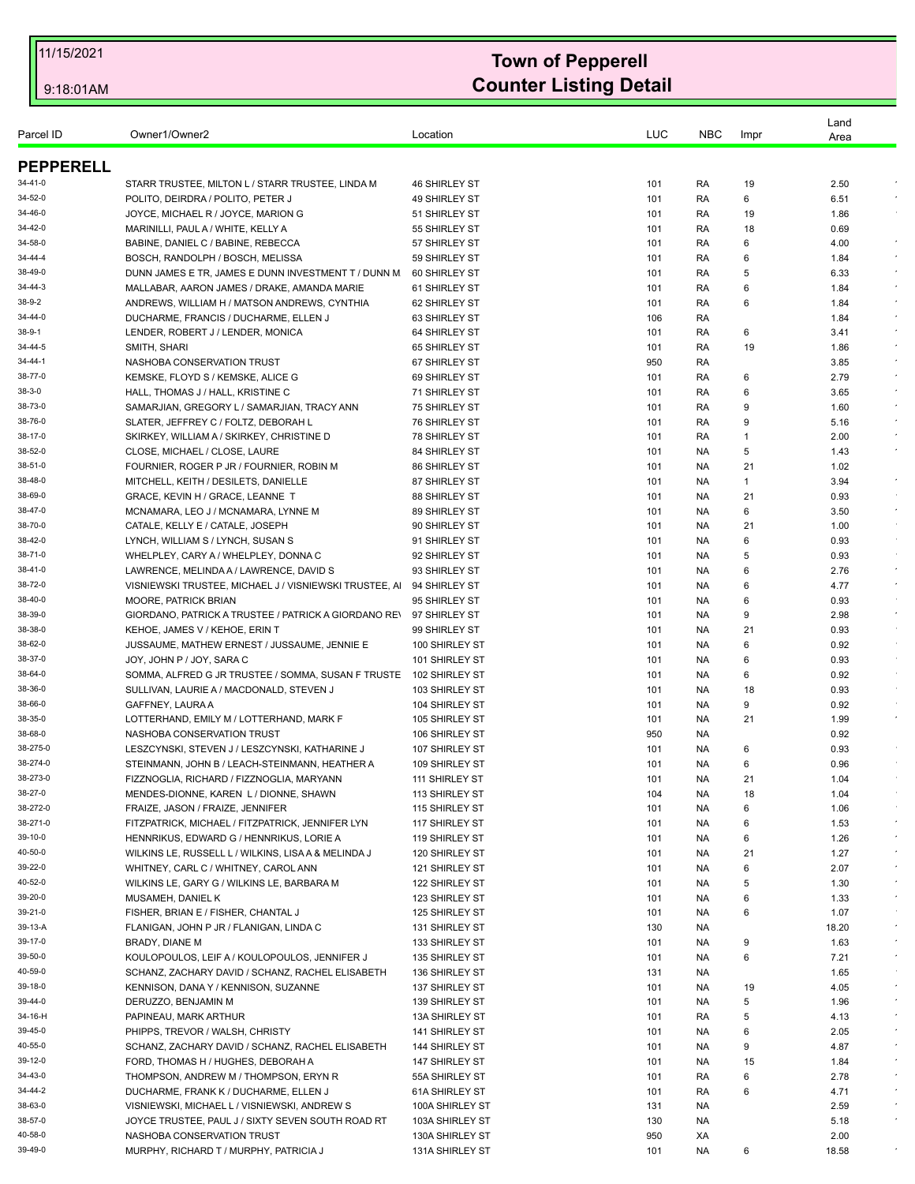# Town of Pepperell
## Counter Listing Detail

| Parcel ID | Owner1/Owner2 | Location | LUC | NBC | Impr | Land Area |
|---|---|---|---|---|---|---|
| **PEPPERELL** | | | | | | |
| 34-41-0 | STARR TRUSTEE, MILTON L / STARR TRUSTEE, LINDA M | 46 SHIRLEY ST | 101 | RA | 19 | 2.50 |
| 34-52-0 | POLITO, DEIRDRA / POLITO, PETER J | 49 SHIRLEY ST | 101 | RA | 6 | 6.51 |
| 34-46-0 | JOYCE, MICHAEL R / JOYCE, MARION G | 51 SHIRLEY ST | 101 | RA | 19 | 1.86 |
| 34-42-0 | MARINILLI, PAUL A / WHITE, KELLY A | 55 SHIRLEY ST | 101 | RA | 18 | 0.69 |
| 34-58-0 | BABINE, DANIEL C / BABINE, REBECCA | 57 SHIRLEY ST | 101 | RA | 6 | 4.00 |
| 34-44-4 | BOSCH, RANDOLPH / BOSCH, MELISSA | 59 SHIRLEY ST | 101 | RA | 6 | 1.84 |
| 38-49-0 | DUNN JAMES E TR, JAMES E DUNN INVESTMENT T / DUNN M | 60 SHIRLEY ST | 101 | RA | 5 | 6.33 |
| 34-44-3 | MALLABAR, AARON JAMES / DRAKE, AMANDA MARIE | 61 SHIRLEY ST | 101 | RA | 6 | 1.84 |
| 38-9-2 | ANDREWS, WILLIAM H / MATSON ANDREWS, CYNTHIA | 62 SHIRLEY ST | 101 | RA | 6 | 1.84 |
| 34-44-0 | DUCHARME, FRANCIS / DUCHARME, ELLEN J | 63 SHIRLEY ST | 106 | RA | | 1.84 |
| 38-9-1 | LENDER, ROBERT J / LENDER, MONICA | 64 SHIRLEY ST | 101 | RA | 6 | 3.41 |
| 34-44-5 | SMITH, SHARI | 65 SHIRLEY ST | 101 | RA | 19 | 1.86 |
| 34-44-1 | NASHOBA CONSERVATION TRUST | 67 SHIRLEY ST | 950 | RA | | 3.85 |
| 38-77-0 | KEMSKE, FLOYD S / KEMSKE, ALICE G | 69 SHIRLEY ST | 101 | RA | 6 | 2.79 |
| 38-3-0 | HALL, THOMAS J / HALL, KRISTINE C | 71 SHIRLEY ST | 101 | RA | 6 | 3.65 |
| 38-73-0 | SAMARJIAN, GREGORY L / SAMARJIAN, TRACY ANN | 75 SHIRLEY ST | 101 | RA | 9 | 1.60 |
| 38-76-0 | SLATER, JEFFREY C / FOLTZ, DEBORAH L | 76 SHIRLEY ST | 101 | RA | 9 | 5.16 |
| 38-17-0 | SKIRKEY, WILLIAM A / SKIRKEY, CHRISTINE D | 78 SHIRLEY ST | 101 | RA | 1 | 2.00 |
| 38-52-0 | CLOSE, MICHAEL / CLOSE, LAURE | 84 SHIRLEY ST | 101 | NA | 5 | 1.43 |
| 38-51-0 | FOURNIER, ROGER P JR / FOURNIER, ROBIN M | 86 SHIRLEY ST | 101 | NA | 21 | 1.02 |
| 38-48-0 | MITCHELL, KEITH / DESILETS, DANIELLE | 87 SHIRLEY ST | 101 | NA | 1 | 3.94 |
| 38-69-0 | GRACE, KEVIN H / GRACE, LEANNE T | 88 SHIRLEY ST | 101 | NA | 21 | 0.93 |
| 38-47-0 | MCNAMARA, LEO J / MCNAMARA, LYNNE M | 89 SHIRLEY ST | 101 | NA | 6 | 3.50 |
| 38-70-0 | CATALE, KELLY E / CATALE, JOSEPH | 90 SHIRLEY ST | 101 | NA | 21 | 1.00 |
| 38-42-0 | LYNCH, WILLIAM S / LYNCH, SUSAN S | 91 SHIRLEY ST | 101 | NA | 6 | 0.93 |
| 38-71-0 | WHELPLEY, CARY A / WHELPLEY, DONNA C | 92 SHIRLEY ST | 101 | NA | 5 | 0.93 |
| 38-41-0 | LAWRENCE, MELINDA A / LAWRENCE, DAVID S | 93 SHIRLEY ST | 101 | NA | 6 | 2.76 |
| 38-72-0 | VISNIEWSKI TRUSTEE, MICHAEL J / VISNIEWSKI TRUSTEE, AI | 94 SHIRLEY ST | 101 | NA | 6 | 4.77 |
| 38-40-0 | MOORE, PATRICK BRIAN | 95 SHIRLEY ST | 101 | NA | 6 | 0.93 |
| 38-39-0 | GIORDANO, PATRICK A TRUSTEE / PATRICK A GIORDANO REV | 97 SHIRLEY ST | 101 | NA | 9 | 2.98 |
| 38-38-0 | KEHOE, JAMES V / KEHOE, ERIN T | 99 SHIRLEY ST | 101 | NA | 21 | 0.93 |
| 38-62-0 | JUSSAUME, MATHEW ERNEST / JUSSAUME, JENNIE E | 100 SHIRLEY ST | 101 | NA | 6 | 0.92 |
| 38-37-0 | JOY, JOHN P / JOY, SARA C | 101 SHIRLEY ST | 101 | NA | 6 | 0.93 |
| 38-64-0 | SOMMA, ALFRED G JR TRUSTEE / SOMMA, SUSAN F TRUSTE | 102 SHIRLEY ST | 101 | NA | 6 | 0.92 |
| 38-36-0 | SULLIVAN, LAURIE A / MACDONALD, STEVEN J | 103 SHIRLEY ST | 101 | NA | 18 | 0.93 |
| 38-66-0 | GAFFNEY, LAURA A | 104 SHIRLEY ST | 101 | NA | 9 | 0.92 |
| 38-35-0 | LOTTERHAND, EMILY M / LOTTERHAND, MARK F | 105 SHIRLEY ST | 101 | NA | 21 | 1.99 |
| 38-68-0 | NASHOBA CONSERVATION TRUST | 106 SHIRLEY ST | 950 | NA | | 0.92 |
| 38-275-0 | LESZCYNSKI, STEVEN J / LESZCYNSKI, KATHARINE J | 107 SHIRLEY ST | 101 | NA | 6 | 0.93 |
| 38-274-0 | STEINMANN, JOHN B / LEACH-STEINMANN, HEATHER A | 109 SHIRLEY ST | 101 | NA | 6 | 0.96 |
| 38-273-0 | FIZZNOGLIA, RICHARD / FIZZNOGLIA, MARYANN | 111 SHIRLEY ST | 101 | NA | 21 | 1.04 |
| 38-27-0 | MENDES-DIONNE, KAREN L / DIONNE, SHAWN | 113 SHIRLEY ST | 104 | NA | 18 | 1.04 |
| 38-272-0 | FRAIZE, JASON / FRAIZE, JENNIFER | 115 SHIRLEY ST | 101 | NA | 6 | 1.06 |
| 38-271-0 | FITZPATRICK, MICHAEL / FITZPATRICK, JENNIFER LYN | 117 SHIRLEY ST | 101 | NA | 6 | 1.53 |
| 39-10-0 | HENNRIKUS, EDWARD G / HENNRIKUS, LORIE A | 119 SHIRLEY ST | 101 | NA | 6 | 1.26 |
| 40-50-0 | WILKINS LE, RUSSELL L / WILKINS, LISA A & MELINDA J | 120 SHIRLEY ST | 101 | NA | 21 | 1.27 |
| 39-22-0 | WHITNEY, CARL C / WHITNEY, CAROL ANN | 121 SHIRLEY ST | 101 | NA | 6 | 2.07 |
| 40-52-0 | WILKINS LE, GARY G / WILKINS LE, BARBARA M | 122 SHIRLEY ST | 101 | NA | 5 | 1.30 |
| 39-20-0 | MUSAMEH, DANIEL K | 123 SHIRLEY ST | 101 | NA | 6 | 1.33 |
| 39-21-0 | FISHER, BRIAN E / FISHER, CHANTAL J | 125 SHIRLEY ST | 101 | NA | 6 | 1.07 |
| 39-13-A | FLANIGAN, JOHN P JR / FLANIGAN, LINDA C | 131 SHIRLEY ST | 130 | NA | | 18.20 |
| 39-17-0 | BRADY, DIANE M | 133 SHIRLEY ST | 101 | NA | 9 | 1.63 |
| 39-50-0 | KOULOPOULOS, LEIF A / KOULOPOULOS, JENNIFER J | 135 SHIRLEY ST | 101 | NA | 6 | 7.21 |
| 40-59-0 | SCHANZ, ZACHARY DAVID / SCHANZ, RACHEL ELISABETH | 136 SHIRLEY ST | 131 | NA | | 1.65 |
| 39-18-0 | KENNISON, DANA Y / KENNISON, SUZANNE | 137 SHIRLEY ST | 101 | NA | 19 | 4.05 |
| 39-44-0 | DERUZZO, BENJAMIN M | 139 SHIRLEY ST | 101 | NA | 5 | 1.96 |
| 34-16-H | PAPINEAU, MARK ARTHUR | 13A SHIRLEY ST | 101 | RA | 5 | 4.13 |
| 39-45-0 | PHIPPS, TREVOR / WALSH, CHRISTY | 141 SHIRLEY ST | 101 | NA | 6 | 2.05 |
| 40-55-0 | SCHANZ, ZACHARY DAVID / SCHANZ, RACHEL ELISABETH | 144 SHIRLEY ST | 101 | NA | 9 | 4.87 |
| 39-12-0 | FORD, THOMAS H / HUGHES, DEBORAH A | 147 SHIRLEY ST | 101 | NA | 15 | 1.84 |
| 34-43-0 | THOMPSON, ANDREW M / THOMPSON, ERYN R | 55A SHIRLEY ST | 101 | RA | 6 | 2.78 |
| 34-44-2 | DUCHARME, FRANK K / DUCHARME, ELLEN J | 61A SHIRLEY ST | 101 | RA | 6 | 4.71 |
| 38-63-0 | VISNIEWSKI, MICHAEL L / VISNIEWSKI, ANDREW S | 100A SHIRLEY ST | 131 | NA | | 2.59 |
| 38-57-0 | JOYCE TRUSTEE, PAUL J / SIXTY SEVEN SOUTH ROAD RT | 103A SHIRLEY ST | 130 | NA | | 5.18 |
| 40-58-0 | NASHOBA CONSERVATION TRUST | 130A SHIRLEY ST | 950 | XA | | 2.00 |
| 39-49-0 | MURPHY, RICHARD T / MURPHY, PATRICIA J | 131A SHIRLEY ST | 101 | NA | 6 | 18.58 |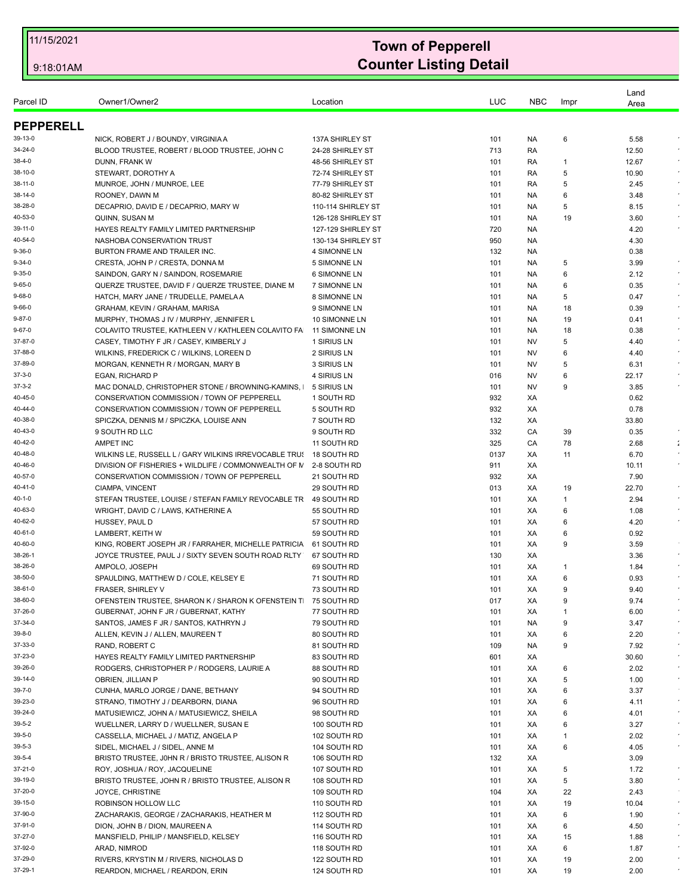# Town of Pepperell
## Counter Listing Detail

11/15/2021
9:18:01AM

| Parcel ID | Owner1/Owner2 | Location | LUC | NBC | Impr | Land Area |
|---|---|---|---|---|---|---|
| **PEPPERELL** | | | | | | |
| 39-13-0 | NICK, ROBERT J / BOUNDY, VIRGINIA A | 137A SHIRLEY ST | 101 | NA | 6 | 5.58 |
| 34-24-0 | BLOOD TRUSTEE, ROBERT / BLOOD TRUSTEE, JOHN C | 24-28 SHIRLEY ST | 713 | RA | | 12.50 |
| 38-4-0 | DUNN, FRANK W | 48-56 SHIRLEY ST | 101 | RA | 1 | 12.67 |
| 38-10-0 | STEWART, DOROTHY A | 72-74 SHIRLEY ST | 101 | RA | 5 | 10.90 |
| 38-11-0 | MUNROE, JOHN / MUNROE, LEE | 77-79 SHIRLEY ST | 101 | RA | 5 | 2.45 |
| 38-14-0 | ROONEY, DAWN M | 80-82 SHIRLEY ST | 101 | NA | 6 | 3.48 |
| 38-28-0 | DECAPRIO, DAVID E / DECAPRIO, MARY W | 110-114 SHIRLEY ST | 101 | NA | 5 | 8.15 |
| 40-53-0 | QUINN, SUSAN M | 126-128 SHIRLEY ST | 101 | NA | 19 | 3.60 |
| 39-11-0 | HAYES REALTY FAMILY LIMITED PARTNERSHIP | 127-129 SHIRLEY ST | 720 | NA | | 4.20 |
| 40-54-0 | NASHOBA CONSERVATION TRUST | 130-134 SHIRLEY ST | 950 | NA | | 4.30 |
| 9-36-0 | BURTON FRAME AND TRAILER INC. | 4 SIMONNE LN | 132 | NA | | 0.38 |
| 9-34-0 | CRESTA, JOHN P / CRESTA, DONNA M | 5 SIMONNE LN | 101 | NA | 5 | 3.99 |
| 9-35-0 | SAINDON, GARY N / SAINDON, ROSEMARIE | 6 SIMONNE LN | 101 | NA | 6 | 2.12 |
| 9-65-0 | QUERZE TRUSTEE, DAVID F / QUERZE TRUSTEE, DIANE M | 7 SIMONNE LN | 101 | NA | 6 | 0.35 |
| 9-68-0 | HATCH, MARY JANE / TRUDELLE, PAMELA A | 8 SIMONNE LN | 101 | NA | 5 | 0.47 |
| 9-66-0 | GRAHAM, KEVIN / GRAHAM, MARISA | 9 SIMONNE LN | 101 | NA | 18 | 0.39 |
| 9-87-0 | MURPHY, THOMAS J IV / MURPHY, JENNIFER L | 10 SIMONNE LN | 101 | NA | 19 | 0.41 |
| 9-67-0 | COLAVITO TRUSTEE, KATHLEEN V / KATHLEEN COLAVITO FA | 11 SIMONNE LN | 101 | NA | 18 | 0.38 |
| 37-87-0 | CASEY, TIMOTHY F JR / CASEY, KIMBERLY J | 1 SIRIUS LN | 101 | NV | 5 | 4.40 |
| 37-88-0 | WILKINS, FREDERICK C / WILKINS, LOREEN D | 2 SIRIUS LN | 101 | NV | 6 | 4.40 |
| 37-89-0 | MORGAN, KENNETH R / MORGAN, MARY B | 3 SIRIUS LN | 101 | NV | 5 | 6.31 |
| 37-3-0 | EGAN, RICHARD P | 4 SIRIUS LN | 016 | NV | 6 | 22.17 |
| 37-3-2 | MAC DONALD, CHRISTOPHER STONE / BROWNING-KAMINS, I | 5 SIRIUS LN | 101 | NV | 9 | 3.85 |
| 40-45-0 | CONSERVATION COMMISSION / TOWN OF PEPPERELL | 1 SOUTH RD | 932 | XA | | 0.62 |
| 40-44-0 | CONSERVATION COMMISSION / TOWN OF PEPPERELL | 5 SOUTH RD | 932 | XA | | 0.78 |
| 40-38-0 | SPICZKA, DENNIS M / SPICZKA, LOUISE ANN | 7 SOUTH RD | 132 | XA | | 33.80 |
| 40-43-0 | 9 SOUTH RD LLC | 9 SOUTH RD | 332 | CA | 39 | 0.35 |
| 40-42-0 | AMPET INC | 11 SOUTH RD | 325 | CA | 78 | 2.68 |
| 40-48-0 | WILKINS LE, RUSSELL L / GARY WILKINS IRREVOCABLE TRUS | 18 SOUTH RD | 0137 | XA | 11 | 6.70 |
| 40-46-0 | DIVISION OF FISHERIES + WILDLIFE / COMMONWEALTH OF M | 2-8 SOUTH RD | 911 | XA | | 10.11 |
| 40-57-0 | CONSERVATION COMMISSION / TOWN OF PEPPERELL | 21 SOUTH RD | 932 | XA | | 7.90 |
| 40-41-0 | CIAMPA, VINCENT | 29 SOUTH RD | 013 | XA | 19 | 22.70 |
| 40-1-0 | STEFAN TRUSTEE, LOUISE / STEFAN FAMILY REVOCABLE TR | 49 SOUTH RD | 101 | XA | 1 | 2.94 |
| 40-63-0 | WRIGHT, DAVID C / LAWS, KATHERINE A | 55 SOUTH RD | 101 | XA | 6 | 1.08 |
| 40-62-0 | HUSSEY, PAUL D | 57 SOUTH RD | 101 | XA | 6 | 4.20 |
| 40-61-0 | LAMBERT, KEITH W | 59 SOUTH RD | 101 | XA | 6 | 0.92 |
| 40-60-0 | KING, ROBERT JOSEPH JR / FARRAHER, MICHELLE PATRICIA | 61 SOUTH RD | 101 | XA | 9 | 3.59 |
| 38-26-1 | JOYCE TRUSTEE, PAUL J / SIXTY SEVEN SOUTH ROAD RLTY | 67 SOUTH RD | 130 | XA | | 3.36 |
| 38-26-0 | AMPOLO, JOSEPH | 69 SOUTH RD | 101 | XA | 1 | 1.84 |
| 38-50-0 | SPAULDING, MATTHEW D / COLE, KELSEY E | 71 SOUTH RD | 101 | XA | 6 | 0.93 |
| 38-61-0 | FRASER, SHIRLEY V | 73 SOUTH RD | 101 | XA | 9 | 9.40 |
| 38-60-0 | OFENSTEIN TRUSTEE, SHARON K / SHARON K OFENSTEIN TI | 75 SOUTH RD | 017 | XA | 9 | 9.74 |
| 37-26-0 | GUBERNAT, JOHN F JR / GUBERNAT, KATHY | 77 SOUTH RD | 101 | XA | 1 | 6.00 |
| 37-34-0 | SANTOS, JAMES F JR / SANTOS, KATHRYN J | 79 SOUTH RD | 101 | NA | 9 | 3.47 |
| 39-8-0 | ALLEN, KEVIN J / ALLEN, MAUREEN T | 80 SOUTH RD | 101 | XA | 6 | 2.20 |
| 37-33-0 | RAND, ROBERT C | 81 SOUTH RD | 109 | NA | 9 | 7.92 |
| 37-23-0 | HAYES REALTY FAMILY LIMITED PARTNERSHIP | 83 SOUTH RD | 601 | XA | | 30.60 |
| 39-26-0 | RODGERS, CHRISTOPHER P / RODGERS, LAURIE A | 88 SOUTH RD | 101 | XA | 6 | 2.02 |
| 39-14-0 | OBRIEN, JILLIAN P | 90 SOUTH RD | 101 | XA | 5 | 1.00 |
| 39-7-0 | CUNHA, MARLO JORGE / DANE, BETHANY | 94 SOUTH RD | 101 | XA | 6 | 3.37 |
| 39-23-0 | STRANO, TIMOTHY J / DEARBORN, DIANA | 96 SOUTH RD | 101 | XA | 6 | 4.11 |
| 39-24-0 | MATUSIEWICZ, JOHN A / MATUSIEWICZ, SHEILA | 98 SOUTH RD | 101 | XA | 6 | 4.01 |
| 39-5-2 | WUELLNER, LARRY D / WUELLNER, SUSAN E | 100 SOUTH RD | 101 | XA | 6 | 3.27 |
| 39-5-0 | CASSELLA, MICHAEL J / MATIZ, ANGELA P | 102 SOUTH RD | 101 | XA | 1 | 2.02 |
| 39-5-3 | SIDEL, MICHAEL J / SIDEL, ANNE M | 104 SOUTH RD | 101 | XA | 6 | 4.05 |
| 39-5-4 | BRISTO TRUSTEE, J0HN R / BRISTO TRUSTEE, ALISON R | 106 SOUTH RD | 132 | XA | | 3.09 |
| 37-21-0 | ROY, JOSHUA / ROY, JACQUELINE | 107 SOUTH RD | 101 | XA | 5 | 1.72 |
| 39-19-0 | BRISTO TRUSTEE, JOHN R / BRISTO TRUSTEE, ALISON R | 108 SOUTH RD | 101 | XA | 5 | 3.80 |
| 37-20-0 | JOYCE, CHRISTINE | 109 SOUTH RD | 104 | XA | 22 | 2.43 |
| 39-15-0 | ROBINSON HOLLOW LLC | 110 SOUTH RD | 101 | XA | 19 | 10.04 |
| 37-90-0 | ZACHARAKIS, GEORGE / ZACHARAKIS, HEATHER M | 112 SOUTH RD | 101 | XA | 6 | 1.90 |
| 37-91-0 | DION, JOHN B / DION, MAUREEN A | 114 SOUTH RD | 101 | XA | 6 | 4.50 |
| 37-27-0 | MANSFIELD, PHILIP / MANSFIELD, KELSEY | 116 SOUTH RD | 101 | XA | 15 | 1.88 |
| 37-92-0 | ARAD, NIMROD | 118 SOUTH RD | 101 | XA | 6 | 1.87 |
| 37-29-0 | RIVERS, KRYSTIN M / RIVERS, NICHOLAS D | 122 SOUTH RD | 101 | XA | 19 | 2.00 |
| 37-29-1 | REARDON, MICHAEL / REARDON, ERIN | 124 SOUTH RD | 101 | XA | 19 | 2.00 |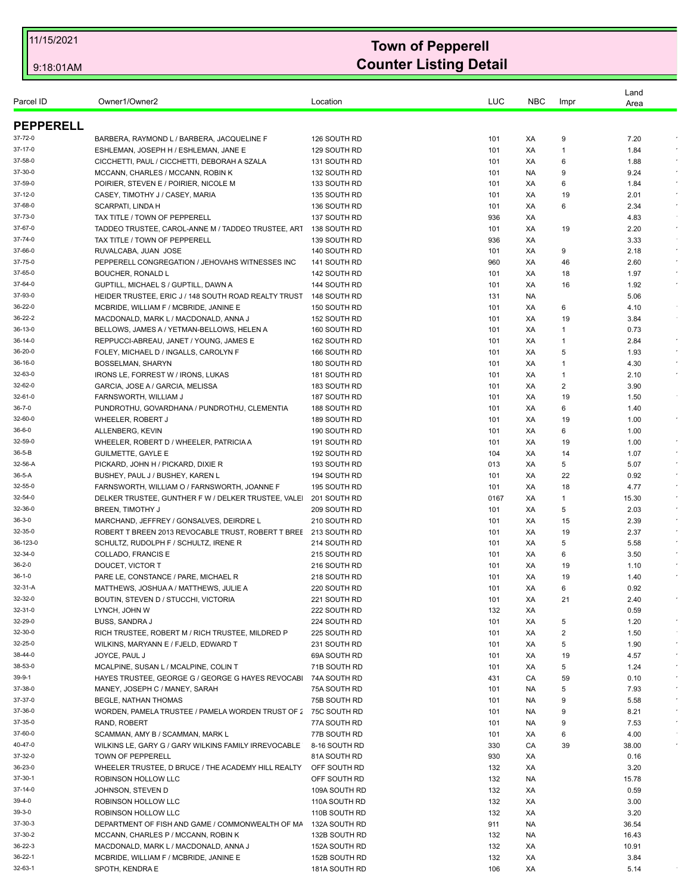# Town of Pepperell
## Counter Listing Detail

11/15/2021
9:18:01AM

| Parcel ID | Owner1/Owner2 | Location | LUC | NBC | Impr | Land Area |
|---|---|---|---|---|---|---|
| **PEPPERELL** | | | | | | |
| 37-72-0 | BARBERA, RAYMOND L / BARBERA, JACQUELINE F | 126 SOUTH RD | 101 | XA | 9 | 7.20 |
| 37-17-0 | ESHLEMAN, JOSEPH H / ESHLEMAN, JANE E | 129 SOUTH RD | 101 | XA | 1 | 1.84 |
| 37-58-0 | CICCHETTI, PAUL / CICCHETTI, DEBORAH A SZALA | 131 SOUTH RD | 101 | XA | 6 | 1.88 |
| 37-30-0 | MCCANN, CHARLES / MCCANN, ROBIN K | 132 SOUTH RD | 101 | NA | 9 | 9.24 |
| 37-59-0 | POIRIER, STEVEN E / POIRIER, NICOLE M | 133 SOUTH RD | 101 | XA | 6 | 1.84 |
| 37-12-0 | CASEY, TIMOTHY J / CASEY, MARIA | 135 SOUTH RD | 101 | XA | 19 | 2.01 |
| 37-68-0 | SCARPATI, LINDA H | 136 SOUTH RD | 101 | XA | 6 | 2.34 |
| 37-73-0 | TAX TITLE / TOWN OF PEPPERELL | 137 SOUTH RD | 936 | XA | | 4.83 |
| 37-67-0 | TADDEO TRUSTEE, CAROL-ANNE M / TADDEO TRUSTEE, ART | 138 SOUTH RD | 101 | XA | 19 | 2.20 |
| 37-74-0 | TAX TITLE / TOWN OF PEPPERELL | 139 SOUTH RD | 936 | XA | | 3.33 |
| 37-66-0 | RUVALCABA, JUAN JOSE | 140 SOUTH RD | 101 | XA | 9 | 2.18 |
| 37-75-0 | PEPPERELL CONGREGATION / JEHOVAHS WITNESSES INC | 141 SOUTH RD | 960 | XA | 46 | 2.60 |
| 37-65-0 | BOUCHER, RONALD L | 142 SOUTH RD | 101 | XA | 18 | 1.97 |
| 37-64-0 | GUPTILL, MICHAEL S / GUPTILL, DAWN A | 144 SOUTH RD | 101 | XA | 16 | 1.92 |
| 37-93-0 | HEIDER TRUSTEE, ERIC J / 148 SOUTH ROAD REALTY TRUST | 148 SOUTH RD | 131 | NA | | 5.06 |
| 36-22-0 | MCBRIDE, WILLIAM F / MCBRIDE, JANINE E | 150 SOUTH RD | 101 | XA | 6 | 4.10 |
| 36-22-2 | MACDONALD, MARK L / MACDONALD, ANNA J | 152 SOUTH RD | 101 | XA | 19 | 3.84 |
| 36-13-0 | BELLOWS, JAMES A / YETMAN-BELLOWS, HELEN A | 160 SOUTH RD | 101 | XA | 1 | 0.73 |
| 36-14-0 | REPPUCCI-ABREAU, JANET / YOUNG, JAMES E | 162 SOUTH RD | 101 | XA | 1 | 2.84 |
| 36-20-0 | FOLEY, MICHAEL D / INGALLS, CAROLYN F | 166 SOUTH RD | 101 | XA | 5 | 1.93 |
| 36-16-0 | BOSSELMAN, SHARYN | 180 SOUTH RD | 101 | XA | 1 | 4.30 |
| 32-63-0 | IRONS LE, FORREST W / IRONS, LUKAS | 181 SOUTH RD | 101 | XA | 1 | 2.10 |
| 32-62-0 | GARCIA, JOSE A / GARCIA, MELISSA | 183 SOUTH RD | 101 | XA | 2 | 3.90 |
| 32-61-0 | FARNSWORTH, WILLIAM J | 187 SOUTH RD | 101 | XA | 19 | 1.50 |
| 36-7-0 | PUNDROTHU, GOVARDHANA / PUNDROTHU, CLEMENTIA | 188 SOUTH RD | 101 | XA | 6 | 1.40 |
| 32-60-0 | WHEELER, ROBERT J | 189 SOUTH RD | 101 | XA | 19 | 1.00 |
| 36-6-0 | ALLENBERG, KEVIN | 190 SOUTH RD | 101 | XA | 6 | 1.00 |
| 32-59-0 | WHEELER, ROBERT D / WHEELER, PATRICIA A | 191 SOUTH RD | 101 | XA | 19 | 1.00 |
| 36-5-B | GUILMETTE, GAYLE E | 192 SOUTH RD | 104 | XA | 14 | 1.07 |
| 32-56-A | PICKARD, JOHN H / PICKARD, DIXIE R | 193 SOUTH RD | 013 | XA | 5 | 5.07 |
| 36-5-A | BUSHEY, PAUL J / BUSHEY, KAREN L | 194 SOUTH RD | 101 | XA | 22 | 0.92 |
| 32-55-0 | FARNSWORTH, WILLIAM O / FARNSWORTH, JOANNE F | 195 SOUTH RD | 101 | XA | 18 | 4.77 |
| 32-54-0 | DELKER TRUSTEE, GUNTHER F W / DELKER TRUSTEE, VALEI | 201 SOUTH RD | 0167 | XA | 1 | 15.30 |
| 32-36-0 | BREEN, TIMOTHY J | 209 SOUTH RD | 101 | XA | 5 | 2.03 |
| 36-3-0 | MARCHAND, JEFFREY / GONSALVES, DEIRDRE L | 210 SOUTH RD | 101 | XA | 15 | 2.39 |
| 32-35-0 | ROBERT T BREEN 2013 REVOCABLE TRUST, ROBERT T BREE | 213 SOUTH RD | 101 | XA | 19 | 2.37 |
| 36-123-0 | SCHULTZ, RUDOLPH F / SCHULTZ, IRENE R | 214 SOUTH RD | 101 | XA | 5 | 5.58 |
| 32-34-0 | COLLADO, FRANCIS E | 215 SOUTH RD | 101 | XA | 6 | 3.50 |
| 36-2-0 | DOUCET, VICTOR T | 216 SOUTH RD | 101 | XA | 19 | 1.10 |
| 36-1-0 | PARE LE, CONSTANCE / PARE, MICHAEL R | 218 SOUTH RD | 101 | XA | 19 | 1.40 |
| 32-31-A | MATTHEWS, JOSHUA A / MATTHEWS, JULIE A | 220 SOUTH RD | 101 | XA | 6 | 0.92 |
| 32-32-0 | BOUTIN, STEVEN D / STUCCHI, VICTORIA | 221 SOUTH RD | 101 | XA | 21 | 2.40 |
| 32-31-0 | LYNCH, JOHN W | 222 SOUTH RD | 132 | XA | | 0.59 |
| 32-29-0 | BUSS, SANDRA J | 224 SOUTH RD | 101 | XA | 5 | 1.20 |
| 32-30-0 | RICH TRUSTEE, ROBERT M / RICH TRUSTEE, MILDRED P | 225 SOUTH RD | 101 | XA | 2 | 1.50 |
| 32-25-0 | WILKINS, MARYANN E / FJELD, EDWARD T | 231 SOUTH RD | 101 | XA | 5 | 1.90 |
| 38-44-0 | JOYCE, PAUL J | 69A SOUTH RD | 101 | XA | 19 | 4.57 |
| 38-53-0 | MCALPINE, SUSAN L / MCALPINE, COLIN T | 71B SOUTH RD | 101 | XA | 5 | 1.24 |
| 39-9-1 | HAYES TRUSTEE, GEORGE G / GEORGE G HAYES REVOCABI | 74A SOUTH RD | 431 | CA | 59 | 0.10 |
| 37-38-0 | MANEY, JOSEPH C / MANEY, SARAH | 75A SOUTH RD | 101 | NA | 5 | 7.93 |
| 37-37-0 | BEGLE, NATHAN THOMAS | 75B SOUTH RD | 101 | NA | 9 | 5.58 |
| 37-36-0 | WORDEN, PAMELA TRUSTEE / PAMELA WORDEN TRUST OF 2 | 75C SOUTH RD | 101 | NA | 9 | 8.21 |
| 37-35-0 | RAND, ROBERT | 77A SOUTH RD | 101 | NA | 9 | 7.53 |
| 37-60-0 | SCAMMAN, AMY B / SCAMMAN, MARK L | 77B SOUTH RD | 101 | XA | 6 | 4.00 |
| 40-47-0 | WILKINS LE, GARY G / GARY WILKINS FAMILY IRREVOCABLE | 8-16 SOUTH RD | 330 | CA | 39 | 38.00 |
| 37-32-0 | TOWN OF PEPPERELL | 81A SOUTH RD | 930 | XA | | 0.16 |
| 36-23-0 | WHEELER TRUSTEE, D BRUCE / THE ACADEMY HILL REALTY | OFF SOUTH RD | 132 | XA | | 3.20 |
| 37-30-1 | ROBINSON HOLLOW LLC | OFF SOUTH RD | 132 | NA | | 15.78 |
| 37-14-0 | JOHNSON, STEVEN D | 109A SOUTH RD | 132 | XA | | 0.59 |
| 39-4-0 | ROBINSON HOLLOW LLC | 110A SOUTH RD | 132 | XA | | 3.00 |
| 39-3-0 | ROBINSON HOLLOW LLC | 110B SOUTH RD | 132 | XA | | 3.20 |
| 37-30-3 | DEPARTMENT OF FISH AND GAME / COMMONWEALTH OF MA | 132A SOUTH RD | 911 | NA | | 36.54 |
| 37-30-2 | MCCANN, CHARLES P / MCCANN, ROBIN K | 132B SOUTH RD | 132 | NA | | 16.43 |
| 36-22-3 | MACDONALD, MARK L / MACDONALD, ANNA J | 152A SOUTH RD | 132 | XA | | 10.91 |
| 36-22-1 | MCBRIDE, WILLIAM F / MCBRIDE, JANINE E | 152B SOUTH RD | 132 | XA | | 3.84 |
| 32-63-1 | SPOTH, KENDRA E | 181A SOUTH RD | 106 | XA | | 5.14 |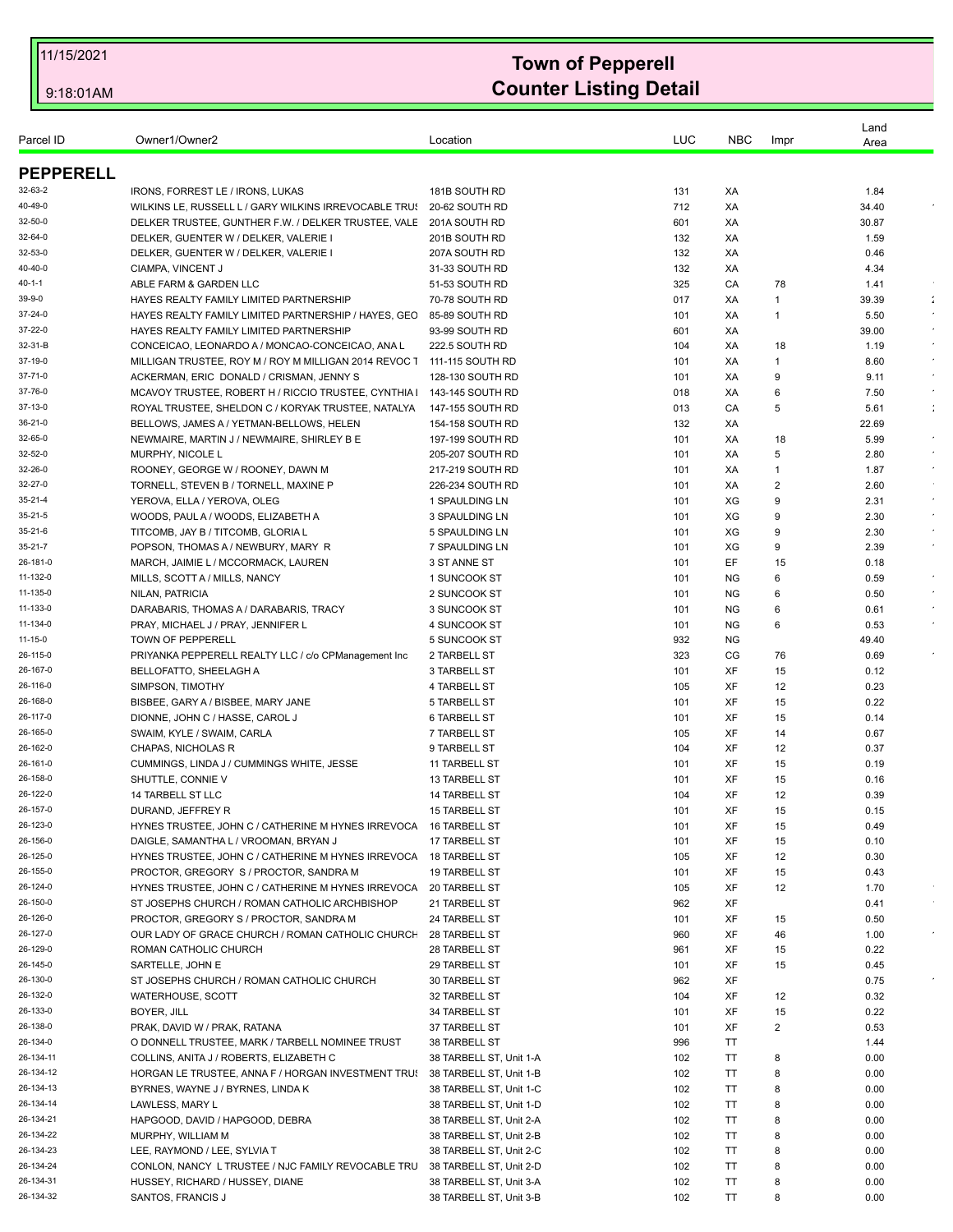# Town of Pepperell
## Counter Listing Detail

| Parcel ID | Owner1/Owner2 | Location | LUC | NBC | Impr | Land Area |
|---|---|---|---|---|---|---|
| **PEPPERELL** | | | | | | |
| 32-63-2 | IRONS, FORREST LE / IRONS, LUKAS | 181B SOUTH RD | 131 | XA | | 1.84 |
| 40-49-0 | WILKINS LE, RUSSELL L / GARY WILKINS IRREVOCABLE TRUS | 20-62 SOUTH RD | 712 | XA | | 34.40 |
| 32-50-0 | DELKER TRUSTEE, GUNTHER F.W. / DELKER TRUSTEE, VALE | 201A SOUTH RD | 601 | XA | | 30.87 |
| 32-64-0 | DELKER, GUENTER W / DELKER, VALERIE I | 201B SOUTH RD | 132 | XA | | 1.59 |
| 32-53-0 | DELKER, GUENTER W / DELKER, VALERIE I | 207A SOUTH RD | 132 | XA | | 0.46 |
| 40-40-0 | CIAMPA, VINCENT J | 31-33 SOUTH RD | 132 | XA | | 4.34 |
| 40-1-1 | ABLE FARM & GARDEN LLC | 51-53 SOUTH RD | 325 | CA | 78 | 1.41 |
| 39-9-0 | HAYES REALTY FAMILY LIMITED PARTNERSHIP | 70-78 SOUTH RD | 017 | XA | 1 | 39.39 |
| 37-24-0 | HAYES REALTY FAMILY LIMITED PARTNERSHIP / HAYES, GEO | 85-89 SOUTH RD | 101 | XA | 1 | 5.50 |
| 37-22-0 | HAYES REALTY FAMILY LIMITED PARTNERSHIP | 93-99 SOUTH RD | 601 | XA | | 39.00 |
| 32-31-B | CONCEICAO, LEONARDO A / MONCAO-CONCEICAO, ANA L | 222.5 SOUTH RD | 104 | XA | 18 | 1.19 |
| 37-19-0 | MILLIGAN TRUSTEE, ROY M / ROY M MILLIGAN 2014 REVOC T | 111-115 SOUTH RD | 101 | XA | 1 | 8.60 |
| 37-71-0 | ACKERMAN, ERIC DONALD / CRISMAN, JENNY S | 128-130 SOUTH RD | 101 | XA | 9 | 9.11 |
| 37-76-0 | MCAVOY TRUSTEE, ROBERT H / RICCIO TRUSTEE, CYNTHIA I | 143-145 SOUTH RD | 018 | XA | 6 | 7.50 |
| 37-13-0 | ROYAL TRUSTEE, SHELDON C / KORYAK TRUSTEE, NATALYA | 147-155 SOUTH RD | 013 | CA | 5 | 5.61 |
| 36-21-0 | BELLOWS, JAMES A / YETMAN-BELLOWS, HELEN | 154-158 SOUTH RD | 132 | XA | | 22.69 |
| 32-65-0 | NEWMAIRE, MARTIN J / NEWMAIRE, SHIRLEY B E | 197-199 SOUTH RD | 101 | XA | 18 | 5.99 |
| 32-52-0 | MURPHY, NICOLE L | 205-207 SOUTH RD | 101 | XA | 5 | 2.80 |
| 32-26-0 | ROONEY, GEORGE W / ROONEY, DAWN M | 217-219 SOUTH RD | 101 | XA | 1 | 1.87 |
| 32-27-0 | TORNELL, STEVEN B / TORNELL, MAXINE P | 226-234 SOUTH RD | 101 | XA | 2 | 2.60 |
| 35-21-4 | YEROVA, ELLA / YEROVA, OLEG | 1 SPAULDING LN | 101 | XG | 9 | 2.31 |
| 35-21-5 | WOODS, PAUL A / WOODS, ELIZABETH A | 3 SPAULDING LN | 101 | XG | 9 | 2.30 |
| 35-21-6 | TITCOMB, JAY B / TITCOMB, GLORIA L | 5 SPAULDING LN | 101 | XG | 9 | 2.30 |
| 35-21-7 | POPSON, THOMAS A / NEWBURY, MARY R | 7 SPAULDING LN | 101 | XG | 9 | 2.39 |
| 26-181-0 | MARCH, JAIMIE L / MCCORMACK, LAUREN | 3 ST ANNE ST | 101 | EF | 15 | 0.18 |
| 11-132-0 | MILLS, SCOTT A / MILLS, NANCY | 1 SUNCOOK ST | 101 | NG | 6 | 0.59 |
| 11-135-0 | NILAN, PATRICIA | 2 SUNCOOK ST | 101 | NG | 6 | 0.50 |
| 11-133-0 | DARABARIS, THOMAS A / DARABARIS, TRACY | 3 SUNCOOK ST | 101 | NG | 6 | 0.61 |
| 11-134-0 | PRAY, MICHAEL J / PRAY, JENNIFER L | 4 SUNCOOK ST | 101 | NG | 6 | 0.53 |
| 11-15-0 | TOWN OF PEPPERELL | 5 SUNCOOK ST | 932 | NG | | 49.40 |
| 26-115-0 | PRIYANKA PEPPERELL REALTY LLC / c/o CPManagement Inc | 2 TARBELL ST | 323 | CG | 76 | 0.69 |
| 26-167-0 | BELLOFATTO, SHEELAGH A | 3 TARBELL ST | 101 | XF | 15 | 0.12 |
| 26-116-0 | SIMPSON, TIMOTHY | 4 TARBELL ST | 105 | XF | 12 | 0.23 |
| 26-168-0 | BISBEE, GARY A / BISBEE, MARY JANE | 5 TARBELL ST | 101 | XF | 15 | 0.22 |
| 26-117-0 | DIONNE, JOHN C / HASSE, CAROL J | 6 TARBELL ST | 101 | XF | 15 | 0.14 |
| 26-165-0 | SWAIM, KYLE / SWAIM, CARLA | 7 TARBELL ST | 105 | XF | 14 | 0.67 |
| 26-162-0 | CHAPAS, NICHOLAS R | 9 TARBELL ST | 104 | XF | 12 | 0.37 |
| 26-161-0 | CUMMINGS, LINDA J / CUMMINGS WHITE, JESSE | 11 TARBELL ST | 101 | XF | 15 | 0.19 |
| 26-158-0 | SHUTTLE, CONNIE V | 13 TARBELL ST | 101 | XF | 15 | 0.16 |
| 26-122-0 | 14 TARBELL ST LLC | 14 TARBELL ST | 104 | XF | 12 | 0.39 |
| 26-157-0 | DURAND, JEFFREY R | 15 TARBELL ST | 101 | XF | 15 | 0.15 |
| 26-123-0 | HYNES TRUSTEE, JOHN C / CATHERINE M HYNES IRREVOCA | 16 TARBELL ST | 101 | XF | 15 | 0.49 |
| 26-156-0 | DAIGLE, SAMANTHA L / VROOMAN, BRYAN J | 17 TARBELL ST | 101 | XF | 15 | 0.10 |
| 26-125-0 | HYNES TRUSTEE, JOHN C / CATHERINE M HYNES IRREVOCA | 18 TARBELL ST | 105 | XF | 12 | 0.30 |
| 26-155-0 | PROCTOR, GREGORY S / PROCTOR, SANDRA M | 19 TARBELL ST | 101 | XF | 15 | 0.43 |
| 26-124-0 | HYNES TRUSTEE, JOHN C / CATHERINE M HYNES IRREVOCA | 20 TARBELL ST | 105 | XF | 12 | 1.70 |
| 26-150-0 | ST JOSEPHS CHURCH / ROMAN CATHOLIC ARCHBISHOP | 21 TARBELL ST | 962 | XF | | 0.41 |
| 26-126-0 | PROCTOR, GREGORY S / PROCTOR, SANDRA M | 24 TARBELL ST | 101 | XF | 15 | 0.50 |
| 26-127-0 | OUR LADY OF GRACE CHURCH / ROMAN CATHOLIC CHURCH | 28 TARBELL ST | 960 | XF | 46 | 1.00 |
| 26-129-0 | ROMAN CATHOLIC CHURCH | 28 TARBELL ST | 961 | XF | 15 | 0.22 |
| 26-145-0 | SARTELLE, JOHN E | 29 TARBELL ST | 101 | XF | 15 | 0.45 |
| 26-130-0 | ST JOSEPHS CHURCH / ROMAN CATHOLIC CHURCH | 30 TARBELL ST | 962 | XF | | 0.75 |
| 26-132-0 | WATERHOUSE, SCOTT | 32 TARBELL ST | 104 | XF | 12 | 0.32 |
| 26-133-0 | BOYER, JILL | 34 TARBELL ST | 101 | XF | 15 | 0.22 |
| 26-138-0 | PRAK, DAVID W / PRAK, RATANA | 37 TARBELL ST | 101 | XF | 2 | 0.53 |
| 26-134-0 | O DONNELL TRUSTEE, MARK / TARBELL NOMINEE TRUST | 38 TARBELL ST | 996 | TT | | 1.44 |
| 26-134-11 | COLLINS, ANITA J / ROBERTS, ELIZABETH C | 38 TARBELL ST, Unit 1-A | 102 | TT | 8 | 0.00 |
| 26-134-12 | HORGAN LE TRUSTEE, ANNA F / HORGAN INVESTMENT TRUS | 38 TARBELL ST, Unit 1-B | 102 | TT | 8 | 0.00 |
| 26-134-13 | BYRNES, WAYNE J / BYRNES, LINDA K | 38 TARBELL ST, Unit 1-C | 102 | TT | 8 | 0.00 |
| 26-134-14 | LAWLESS, MARY L | 38 TARBELL ST, Unit 1-D | 102 | TT | 8 | 0.00 |
| 26-134-21 | HAPGOOD, DAVID / HAPGOOD, DEBRA | 38 TARBELL ST, Unit 2-A | 102 | TT | 8 | 0.00 |
| 26-134-22 | MURPHY, WILLIAM M | 38 TARBELL ST, Unit 2-B | 102 | TT | 8 | 0.00 |
| 26-134-23 | LEE, RAYMOND / LEE, SYLVIA T | 38 TARBELL ST, Unit 2-C | 102 | TT | 8 | 0.00 |
| 26-134-24 | CONLON, NANCY L TRUSTEE / NJC FAMILY REVOCABLE TRU | 38 TARBELL ST, Unit 2-D | 102 | TT | 8 | 0.00 |
| 26-134-31 | HUSSEY, RICHARD / HUSSEY, DIANE | 38 TARBELL ST, Unit 3-A | 102 | TT | 8 | 0.00 |
| 26-134-32 | SANTOS, FRANCIS J | 38 TARBELL ST, Unit 3-B | 102 | TT | 8 | 0.00 |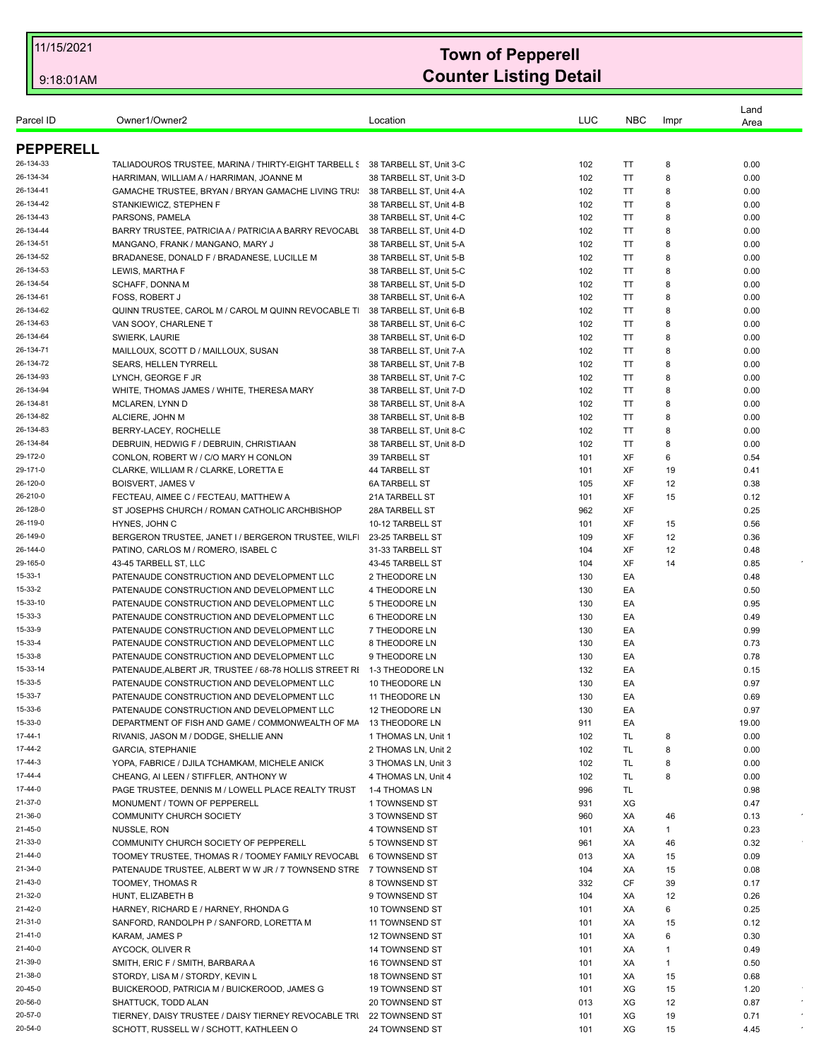# Town of Pepperell
## Counter Listing Detail

| Parcel ID | Owner1/Owner2 | Location | LUC | NBC | Impr | Land Area |
|---|---|---|---|---|---|---|
| **PEPPERELL** | | | | | | |
| 26-134-33 | TALIADOUROS TRUSTEE, MARINA / THIRTY-EIGHT TARBELL S | 38 TARBELL ST, Unit 3-C | 102 | TT | 8 | 0.00 |
| 26-134-34 | HARRIMAN, WILLIAM A / HARRIMAN, JOANNE M | 38 TARBELL ST, Unit 3-D | 102 | TT | 8 | 0.00 |
| 26-134-41 | GAMACHE TRUSTEE, BRYAN / BRYAN GAMACHE LIVING TRU! | 38 TARBELL ST, Unit 4-A | 102 | TT | 8 | 0.00 |
| 26-134-42 | STANKIEWICZ, STEPHEN F | 38 TARBELL ST, Unit 4-B | 102 | TT | 8 | 0.00 |
| 26-134-43 | PARSONS, PAMELA | 38 TARBELL ST, Unit 4-C | 102 | TT | 8 | 0.00 |
| 26-134-44 | BARRY TRUSTEE, PATRICIA A / PATRICIA A BARRY REVOCABL | 38 TARBELL ST, Unit 4-D | 102 | TT | 8 | 0.00 |
| 26-134-51 | MANGANO, FRANK / MANGANO, MARY J | 38 TARBELL ST, Unit 5-A | 102 | TT | 8 | 0.00 |
| 26-134-52 | BRADANESE, DONALD F / BRADANESE, LUCILLE M | 38 TARBELL ST, Unit 5-B | 102 | TT | 8 | 0.00 |
| 26-134-53 | LEWIS, MARTHA F | 38 TARBELL ST, Unit 5-C | 102 | TT | 8 | 0.00 |
| 26-134-54 | SCHAFF, DONNA M | 38 TARBELL ST, Unit 5-D | 102 | TT | 8 | 0.00 |
| 26-134-61 | FOSS, ROBERT J | 38 TARBELL ST, Unit 6-A | 102 | TT | 8 | 0.00 |
| 26-134-62 | QUINN TRUSTEE, CAROL M / CAROL M QUINN REVOCABLE TI | 38 TARBELL ST, Unit 6-B | 102 | TT | 8 | 0.00 |
| 26-134-63 | VAN SOOY, CHARLENE T | 38 TARBELL ST, Unit 6-C | 102 | TT | 8 | 0.00 |
| 26-134-64 | SWIERK, LAURIE | 38 TARBELL ST, Unit 6-D | 102 | TT | 8 | 0.00 |
| 26-134-71 | MAILLOUX, SCOTT D / MAILLOUX, SUSAN | 38 TARBELL ST, Unit 7-A | 102 | TT | 8 | 0.00 |
| 26-134-72 | SEARS, HELLEN TYRRELL | 38 TARBELL ST, Unit 7-B | 102 | TT | 8 | 0.00 |
| 26-134-93 | LYNCH, GEORGE F JR | 38 TARBELL ST, Unit 7-C | 102 | TT | 8 | 0.00 |
| 26-134-94 | WHITE, THOMAS JAMES / WHITE, THERESA MARY | 38 TARBELL ST, Unit 7-D | 102 | TT | 8 | 0.00 |
| 26-134-81 | MCLAREN, LYNN D | 38 TARBELL ST, Unit 8-A | 102 | TT | 8 | 0.00 |
| 26-134-82 | ALCIERE, JOHN M | 38 TARBELL ST, Unit 8-B | 102 | TT | 8 | 0.00 |
| 26-134-83 | BERRY-LACEY, ROCHELLE | 38 TARBELL ST, Unit 8-C | 102 | TT | 8 | 0.00 |
| 26-134-84 | DEBRUIN, HEDWIG F / DEBRUIN, CHRISTIAAN | 38 TARBELL ST, Unit 8-D | 102 | TT | 8 | 0.00 |
| 29-172-0 | CONLON, ROBERT W / C/O MARY H CONLON | 39 TARBELL ST | 101 | XF | 6 | 0.54 |
| 29-171-0 | CLARKE, WILLIAM R / CLARKE, LORETTA E | 44 TARBELL ST | 101 | XF | 19 | 0.41 |
| 26-120-0 | BOISVERT, JAMES V | 6A TARBELL ST | 105 | XF | 12 | 0.38 |
| 26-210-0 | FECTEAU, AIMEE C / FECTEAU, MATTHEW A | 21A TARBELL ST | 101 | XF | 15 | 0.12 |
| 26-128-0 | ST JOSEPHS CHURCH / ROMAN CATHOLIC ARCHBISHOP | 28A TARBELL ST | 962 | XF | | 0.25 |
| 26-119-0 | HYNES, JOHN C | 10-12 TARBELL ST | 101 | XF | 15 | 0.56 |
| 26-149-0 | BERGERON TRUSTEE, JANET I / BERGERON TRUSTEE, WILFI | 23-25 TARBELL ST | 109 | XF | 12 | 0.36 |
| 26-144-0 | PATINO, CARLOS M / ROMERO, ISABEL C | 31-33 TARBELL ST | 104 | XF | 12 | 0.48 |
| 29-165-0 | 43-45 TARBELL ST, LLC | 43-45 TARBELL ST | 104 | XF | 14 | 0.85 |
| 15-33-1 | PATENAUDE CONSTRUCTION AND DEVELOPMENT LLC | 2 THEODORE LN | 130 | EA | | 0.48 |
| 15-33-2 | PATENAUDE CONSTRUCTION AND DEVELOPMENT LLC | 4 THEODORE LN | 130 | EA | | 0.50 |
| 15-33-10 | PATENAUDE CONSTRUCTION AND DEVELOPMENT LLC | 5 THEODORE LN | 130 | EA | | 0.95 |
| 15-33-3 | PATENAUDE CONSTRUCTION AND DEVELOPMENT LLC | 6 THEODORE LN | 130 | EA | | 0.49 |
| 15-33-9 | PATENAUDE CONSTRUCTION AND DEVELOPMENT LLC | 7 THEODORE LN | 130 | EA | | 0.99 |
| 15-33-4 | PATENAUDE CONSTRUCTION AND DEVELOPMENT LLC | 8 THEODORE LN | 130 | EA | | 0.73 |
| 15-33-8 | PATENAUDE CONSTRUCTION AND DEVELOPMENT LLC | 9 THEODORE LN | 130 | EA | | 0.78 |
| 15-33-14 | PATENAUDE,ALBERT JR, TRUSTEE / 68-78 HOLLIS STREET RI | 1-3 THEODORE LN | 132 | EA | | 0.15 |
| 15-33-5 | PATENAUDE CONSTRUCTION AND DEVELOPMENT LLC | 10 THEODORE LN | 130 | EA | | 0.97 |
| 15-33-7 | PATENAUDE CONSTRUCTION AND DEVELOPMENT LLC | 11 THEODORE LN | 130 | EA | | 0.69 |
| 15-33-6 | PATENAUDE CONSTRUCTION AND DEVELOPMENT LLC | 12 THEODORE LN | 130 | EA | | 0.97 |
| 15-33-0 | DEPARTMENT OF FISH AND GAME / COMMONWEALTH OF MA | 13 THEODORE LN | 911 | EA | | 19.00 |
| 17-44-1 | RIVANIS, JASON M / DODGE, SHELLIE ANN | 1 THOMAS LN, Unit 1 | 102 | TL | 8 | 0.00 |
| 17-44-2 | GARCIA, STEPHANIE | 2 THOMAS LN, Unit 2 | 102 | TL | 8 | 0.00 |
| 17-44-3 | YOPA, FABRICE / DJILA TCHAMKAM, MICHELE ANICK | 3 THOMAS LN, Unit 3 | 102 | TL | 8 | 0.00 |
| 17-44-4 | CHEANG, AI LEEN / STIFFLER, ANTHONY W | 4 THOMAS LN, Unit 4 | 102 | TL | 8 | 0.00 |
| 17-44-0 | PAGE TRUSTEE, DENNIS M / LOWELL PLACE REALTY TRUST | 1-4 THOMAS LN | 996 | TL | | 0.98 |
| 21-37-0 | MONUMENT / TOWN OF PEPPERELL | 1 TOWNSEND ST | 931 | XG | | 0.47 |
| 21-36-0 | COMMUNITY CHURCH SOCIETY | 3 TOWNSEND ST | 960 | XA | 46 | 0.13 |
| 21-45-0 | NUSSLE, RON | 4 TOWNSEND ST | 101 | XA | 1 | 0.23 |
| 21-33-0 | COMMUNITY CHURCH SOCIETY OF PEPPERELL | 5 TOWNSEND ST | 961 | XA | 46 | 0.32 |
| 21-44-0 | TOOMEY TRUSTEE, THOMAS R / TOOMEY FAMILY REVOCABL | 6 TOWNSEND ST | 013 | XA | 15 | 0.09 |
| 21-34-0 | PATENAUDE TRUSTEE, ALBERT W W JR / 7 TOWNSEND STRE | 7 TOWNSEND ST | 104 | XA | 15 | 0.08 |
| 21-43-0 | TOOMEY, THOMAS R | 8 TOWNSEND ST | 332 | CF | 39 | 0.17 |
| 21-32-0 | HUNT, ELIZABETH B | 9 TOWNSEND ST | 104 | XA | 12 | 0.26 |
| 21-42-0 | HARNEY, RICHARD E / HARNEY, RHONDA G | 10 TOWNSEND ST | 101 | XA | 6 | 0.25 |
| 21-31-0 | SANFORD, RANDOLPH P / SANFORD, LORETTA M | 11 TOWNSEND ST | 101 | XA | 15 | 0.12 |
| 21-41-0 | KARAM, JAMES P | 12 TOWNSEND ST | 101 | XA | 6 | 0.30 |
| 21-40-0 | AYCOCK, OLIVER R | 14 TOWNSEND ST | 101 | XA | 1 | 0.49 |
| 21-39-0 | SMITH, ERIC F / SMITH, BARBARA A | 16 TOWNSEND ST | 101 | XA | 1 | 0.50 |
| 21-38-0 | STORDY, LISA M / STORDY, KEVIN L | 18 TOWNSEND ST | 101 | XA | 15 | 0.68 |
| 20-45-0 | BUICKEROOD, PATRICIA M / BUICKEROOD, JAMES G | 19 TOWNSEND ST | 101 | XG | 15 | 1.20 |
| 20-56-0 | SHATTUCK, TODD ALAN | 20 TOWNSEND ST | 013 | XG | 12 | 0.87 |
| 20-57-0 | TIERNEY, DAISY TRUSTEE / DAISY TIERNEY REVOCABLE TRU | 22 TOWNSEND ST | 101 | XG | 19 | 0.71 |
| 20-54-0 | SCHOTT, RUSSELL W / SCHOTT, KATHLEEN O | 24 TOWNSEND ST | 101 | XG | 15 | 4.45 |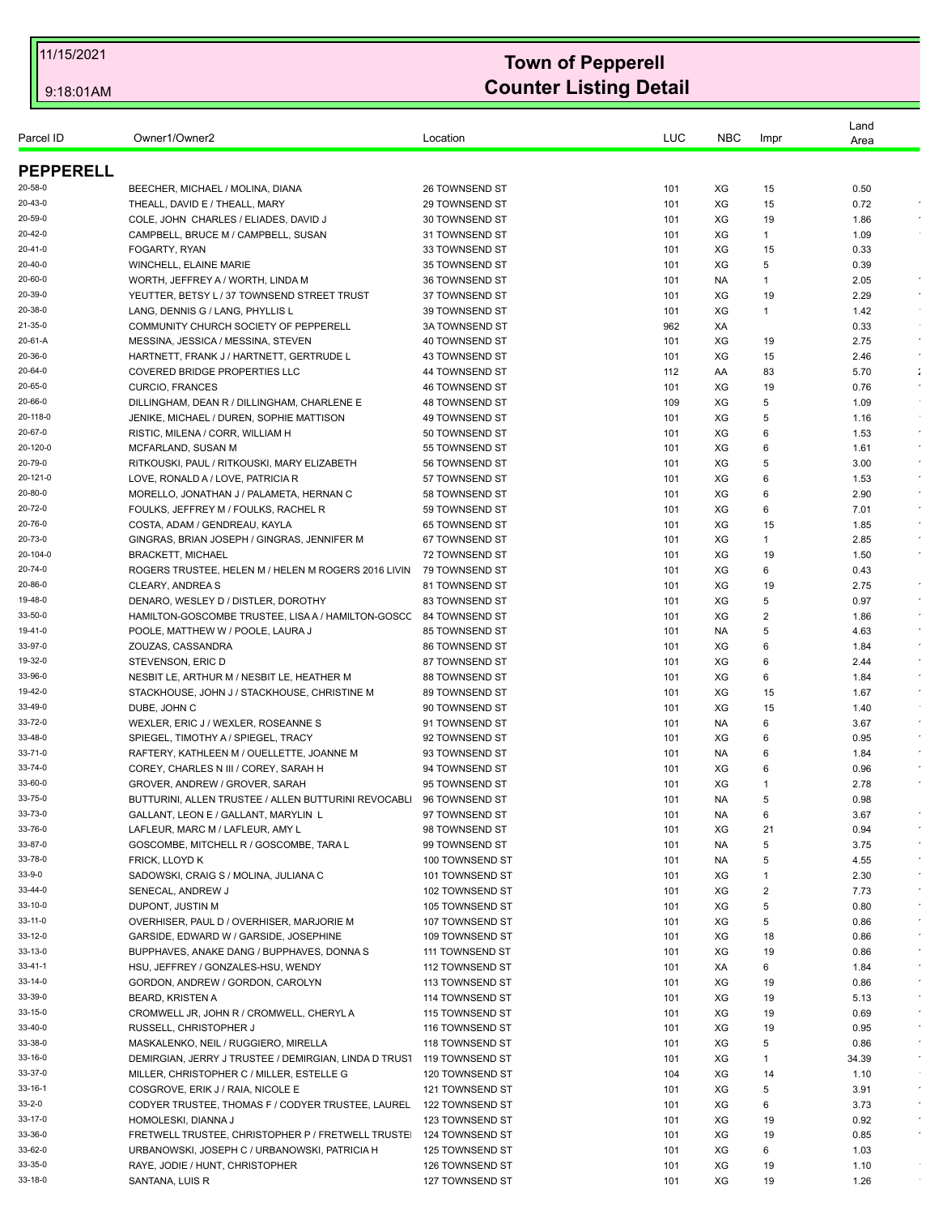# Town of Pepperell
## Counter Listing Detail

| Parcel ID | Owner1/Owner2 | Location | LUC | NBC | Impr | Land Area |
|---|---|---|---|---|---|---|
| **PEPPERELL** | | | | | | |
| 20-58-0 | BEECHER, MICHAEL / MOLINA, DIANA | 26 TOWNSEND ST | 101 | XG | 15 | 0.50 |
| 20-43-0 | THEALL, DAVID E / THEALL, MARY | 29 TOWNSEND ST | 101 | XG | 15 | 0.72 |
| 20-59-0 | COLE, JOHN CHARLES / ELIADES, DAVID J | 30 TOWNSEND ST | 101 | XG | 19 | 1.86 |
| 20-42-0 | CAMPBELL, BRUCE M / CAMPBELL, SUSAN | 31 TOWNSEND ST | 101 | XG | 1 | 1.09 |
| 20-41-0 | FOGARTY, RYAN | 33 TOWNSEND ST | 101 | XG | 15 | 0.33 |
| 20-40-0 | WINCHELL, ELAINE MARIE | 35 TOWNSEND ST | 101 | XG | 5 | 0.39 |
| 20-60-0 | WORTH, JEFFREY A / WORTH, LINDA M | 36 TOWNSEND ST | 101 | NA | 1 | 2.05 |
| 20-39-0 | YEUTTER, BETSY L / 37 TOWNSEND STREET TRUST | 37 TOWNSEND ST | 101 | XG | 19 | 2.29 |
| 20-38-0 | LANG, DENNIS G / LANG, PHYLLIS L | 39 TOWNSEND ST | 101 | XG | 1 | 1.42 |
| 21-35-0 | COMMUNITY CHURCH SOCIETY OF PEPPERELL | 3A TOWNSEND ST | 962 | XA | | 0.33 |
| 20-61-A | MESSINA, JESSICA / MESSINA, STEVEN | 40 TOWNSEND ST | 101 | XG | 19 | 2.75 |
| 20-36-0 | HARTNETT, FRANK J / HARTNETT, GERTRUDE L | 43 TOWNSEND ST | 101 | XG | 15 | 2.46 |
| 20-64-0 | COVERED BRIDGE PROPERTIES LLC | 44 TOWNSEND ST | 112 | AA | 83 | 5.70 |
| 20-65-0 | CURCIO, FRANCES | 46 TOWNSEND ST | 101 | XG | 19 | 0.76 |
| 20-66-0 | DILLINGHAM, DEAN R / DILLINGHAM, CHARLENE E | 48 TOWNSEND ST | 109 | XG | 5 | 1.09 |
| 20-118-0 | JENIKE, MICHAEL / DUREN, SOPHIE MATTISON | 49 TOWNSEND ST | 101 | XG | 5 | 1.16 |
| 20-67-0 | RISTIC, MILENA / CORR, WILLIAM H | 50 TOWNSEND ST | 101 | XG | 6 | 1.53 |
| 20-120-0 | MCFARLAND, SUSAN M | 55 TOWNSEND ST | 101 | XG | 6 | 1.61 |
| 20-79-0 | RITKOUSKI, PAUL / RITKOUSKI, MARY ELIZABETH | 56 TOWNSEND ST | 101 | XG | 5 | 3.00 |
| 20-121-0 | LOVE, RONALD A / LOVE, PATRICIA R | 57 TOWNSEND ST | 101 | XG | 6 | 1.53 |
| 20-80-0 | MORELLO, JONATHAN J / PALAMETA, HERNAN C | 58 TOWNSEND ST | 101 | XG | 6 | 2.90 |
| 20-72-0 | FOULKS, JEFFREY M / FOULKS, RACHEL R | 59 TOWNSEND ST | 101 | XG | 6 | 7.01 |
| 20-76-0 | COSTA, ADAM / GENDREAU, KAYLA | 65 TOWNSEND ST | 101 | XG | 15 | 1.85 |
| 20-73-0 | GINGRAS, BRIAN JOSEPH / GINGRAS, JENNIFER M | 67 TOWNSEND ST | 101 | XG | 1 | 2.85 |
| 20-104-0 | BRACKETT, MICHAEL | 72 TOWNSEND ST | 101 | XG | 19 | 1.50 |
| 20-74-0 | ROGERS TRUSTEE, HELEN M / HELEN M ROGERS 2016 LIVIN | 79 TOWNSEND ST | 101 | XG | 6 | 0.43 |
| 20-86-0 | CLEARY, ANDREA S | 81 TOWNSEND ST | 101 | XG | 19 | 2.75 |
| 19-48-0 | DENARO, WESLEY D / DISTLER, DOROTHY | 83 TOWNSEND ST | 101 | XG | 5 | 0.97 |
| 33-50-0 | HAMILTON-GOSCOMBE TRUSTEE, LISA A / HAMILTON-GOSCC | 84 TOWNSEND ST | 101 | XG | 2 | 1.86 |
| 19-41-0 | POOLE, MATTHEW W / POOLE, LAURA J | 85 TOWNSEND ST | 101 | NA | 5 | 4.63 |
| 33-97-0 | ZOUZAS, CASSANDRA | 86 TOWNSEND ST | 101 | XG | 6 | 1.84 |
| 19-32-0 | STEVENSON, ERIC D | 87 TOWNSEND ST | 101 | XG | 6 | 2.44 |
| 33-96-0 | NESBIT LE, ARTHUR M / NESBIT LE, HEATHER M | 88 TOWNSEND ST | 101 | XG | 6 | 1.84 |
| 19-42-0 | STACKHOUSE, JOHN J / STACKHOUSE, CHRISTINE M | 89 TOWNSEND ST | 101 | XG | 15 | 1.67 |
| 33-49-0 | DUBE, JOHN C | 90 TOWNSEND ST | 101 | XG | 15 | 1.40 |
| 33-72-0 | WEXLER, ERIC J / WEXLER, ROSEANNE S | 91 TOWNSEND ST | 101 | NA | 6 | 3.67 |
| 33-48-0 | SPIEGEL, TIMOTHY A / SPIEGEL, TRACY | 92 TOWNSEND ST | 101 | XG | 6 | 0.95 |
| 33-71-0 | RAFTERY, KATHLEEN M / OUELLETTE, JOANNE M | 93 TOWNSEND ST | 101 | NA | 6 | 1.84 |
| 33-74-0 | COREY, CHARLES N III / COREY, SARAH H | 94 TOWNSEND ST | 101 | XG | 6 | 0.96 |
| 33-60-0 | GROVER, ANDREW / GROVER, SARAH | 95 TOWNSEND ST | 101 | XG | 1 | 2.78 |
| 33-75-0 | BUTTURINI, ALLEN TRUSTEE / ALLEN BUTTURINI REVOCABLI | 96 TOWNSEND ST | 101 | NA | 5 | 0.98 |
| 33-73-0 | GALLANT, LEON E / GALLANT, MARYLIN L | 97 TOWNSEND ST | 101 | NA | 6 | 3.67 |
| 33-76-0 | LAFLEUR, MARC M / LAFLEUR, AMY L | 98 TOWNSEND ST | 101 | XG | 21 | 0.94 |
| 33-87-0 | GOSCOMBE, MITCHELL R / GOSCOMBE, TARA L | 99 TOWNSEND ST | 101 | NA | 5 | 3.75 |
| 33-78-0 | FRICK, LLOYD K | 100 TOWNSEND ST | 101 | NA | 5 | 4.55 |
| 33-9-0 | SADOWSKI, CRAIG S / MOLINA, JULIANA C | 101 TOWNSEND ST | 101 | XG | 1 | 2.30 |
| 33-44-0 | SENECAL, ANDREW J | 102 TOWNSEND ST | 101 | XG | 2 | 7.73 |
| 33-10-0 | DUPONT, JUSTIN M | 105 TOWNSEND ST | 101 | XG | 5 | 0.80 |
| 33-11-0 | OVERHISER, PAUL D / OVERHISER, MARJORIE M | 107 TOWNSEND ST | 101 | XG | 5 | 0.86 |
| 33-12-0 | GARSIDE, EDWARD W / GARSIDE, JOSEPHINE | 109 TOWNSEND ST | 101 | XG | 18 | 0.86 |
| 33-13-0 | BUPPHAVES, ANAKE DANG / BUPPHAVES, DONNA S | 111 TOWNSEND ST | 101 | XG | 19 | 0.86 |
| 33-41-1 | HSU, JEFFREY / GONZALES-HSU, WENDY | 112 TOWNSEND ST | 101 | XA | 6 | 1.84 |
| 33-14-0 | GORDON, ANDREW / GORDON, CAROLYN | 113 TOWNSEND ST | 101 | XG | 19 | 0.86 |
| 33-39-0 | BEARD, KRISTEN A | 114 TOWNSEND ST | 101 | XG | 19 | 5.13 |
| 33-15-0 | CROMWELL JR, JOHN R / CROMWELL, CHERYL A | 115 TOWNSEND ST | 101 | XG | 19 | 0.69 |
| 33-40-0 | RUSSELL, CHRISTOPHER J | 116 TOWNSEND ST | 101 | XG | 19 | 0.95 |
| 33-38-0 | MASKALENKO, NEIL / RUGGIERO, MIRELLA | 118 TOWNSEND ST | 101 | XG | 5 | 0.86 |
| 33-16-0 | DEMIRGIAN, JERRY J TRUSTEE / DEMIRGIAN, LINDA D TRUST | 119 TOWNSEND ST | 101 | XG | 1 | 34.39 |
| 33-37-0 | MILLER, CHRISTOPHER C / MILLER, ESTELLE G | 120 TOWNSEND ST | 104 | XG | 14 | 1.10 |
| 33-16-1 | COSGROVE, ERIK J / RAIA, NICOLE E | 121 TOWNSEND ST | 101 | XG | 5 | 3.91 |
| 33-2-0 | CODYER TRUSTEE, THOMAS F / CODYER TRUSTEE, LAUREL | 122 TOWNSEND ST | 101 | XG | 6 | 3.73 |
| 33-17-0 | HOMOLESKI, DIANNA J | 123 TOWNSEND ST | 101 | XG | 19 | 0.92 |
| 33-36-0 | FRETWELL TRUSTEE, CHRISTOPHER P / FRETWELL TRUSTEI | 124 TOWNSEND ST | 101 | XG | 19 | 0.85 |
| 33-62-0 | URBANOWSKI, JOSEPH C / URBANOWSKI, PATRICIA H | 125 TOWNSEND ST | 101 | XG | 6 | 1.03 |
| 33-35-0 | RAYE, JODIE / HUNT, CHRISTOPHER | 126 TOWNSEND ST | 101 | XG | 19 | 1.10 |
| 33-18-0 | SANTANA, LUIS R | 127 TOWNSEND ST | 101 | XG | 19 | 1.26 |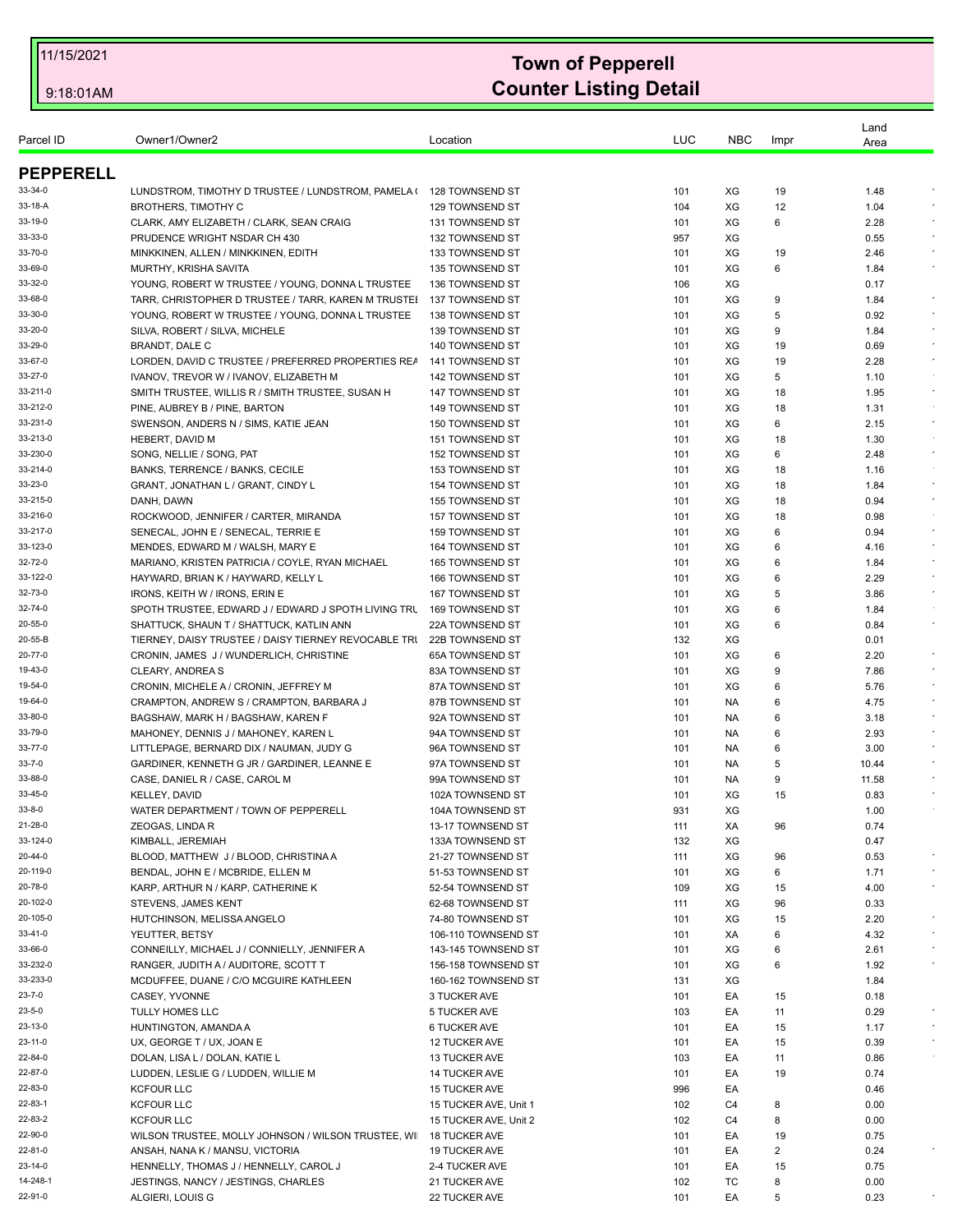# Town of Pepperell
## Counter Listing Detail

11/15/2021
9:18:01AM

| Parcel ID | Owner1/Owner2 | Location | LUC | NBC | Impr | Land Area |
|---|---|---|---|---|---|---|
| **PEPPERELL** | | | | | | |
| 33-34-0 | LUNDSTROM, TIMOTHY D TRUSTEE / LUNDSTROM, PAMELA ( | 128 TOWNSEND ST | 101 | XG | 19 | 1.48 |
| 33-18-A | BROTHERS, TIMOTHY C | 129 TOWNSEND ST | 104 | XG | 12 | 1.04 |
| 33-19-0 | CLARK, AMY ELIZABETH / CLARK, SEAN CRAIG | 131 TOWNSEND ST | 101 | XG | 6 | 2.28 |
| 33-33-0 | PRUDENCE WRIGHT NSDAR CH 430 | 132 TOWNSEND ST | 957 | XG | | 0.55 |
| 33-70-0 | MINKKINEN, ALLEN / MINKKINEN, EDITH | 133 TOWNSEND ST | 101 | XG | 19 | 2.46 |
| 33-69-0 | MURTHY, KRISHA SAVITA | 135 TOWNSEND ST | 101 | XG | 6 | 1.84 |
| 33-32-0 | YOUNG, ROBERT W TRUSTEE / YOUNG, DONNA L TRUSTEE | 136 TOWNSEND ST | 106 | XG | | 0.17 |
| 33-68-0 | TARR, CHRISTOPHER D TRUSTEE / TARR, KAREN M TRUSTEI | 137 TOWNSEND ST | 101 | XG | 9 | 1.84 |
| 33-30-0 | YOUNG, ROBERT W TRUSTEE / YOUNG, DONNA L TRUSTEE | 138 TOWNSEND ST | 101 | XG | 5 | 0.92 |
| 33-20-0 | SILVA, ROBERT / SILVA, MICHELE | 139 TOWNSEND ST | 101 | XG | 9 | 1.84 |
| 33-29-0 | BRANDT, DALE C | 140 TOWNSEND ST | 101 | XG | 19 | 0.69 |
| 33-67-0 | LORDEN, DAVID C TRUSTEE / PREFERRED PROPERTIES REA | 141 TOWNSEND ST | 101 | XG | 19 | 2.28 |
| 33-27-0 | IVANOV, TREVOR W / IVANOV, ELIZABETH M | 142 TOWNSEND ST | 101 | XG | 5 | 1.10 |
| 33-211-0 | SMITH TRUSTEE, WILLIS R / SMITH TRUSTEE, SUSAN H | 147 TOWNSEND ST | 101 | XG | 18 | 1.95 |
| 33-212-0 | PINE, AUBREY B / PINE, BARTON | 149 TOWNSEND ST | 101 | XG | 18 | 1.31 |
| 33-231-0 | SWENSON, ANDERS N / SIMS, KATIE JEAN | 150 TOWNSEND ST | 101 | XG | 6 | 2.15 |
| 33-213-0 | HEBERT, DAVID M | 151 TOWNSEND ST | 101 | XG | 18 | 1.30 |
| 33-230-0 | SONG, NELLIE / SONG, PAT | 152 TOWNSEND ST | 101 | XG | 6 | 2.48 |
| 33-214-0 | BANKS, TERRENCE / BANKS, CECILE | 153 TOWNSEND ST | 101 | XG | 18 | 1.16 |
| 33-23-0 | GRANT, JONATHAN L / GRANT, CINDY L | 154 TOWNSEND ST | 101 | XG | 18 | 1.84 |
| 33-215-0 | DANH, DAWN | 155 TOWNSEND ST | 101 | XG | 18 | 0.94 |
| 33-216-0 | ROCKWOOD, JENNIFER / CARTER, MIRANDA | 157 TOWNSEND ST | 101 | XG | 18 | 0.98 |
| 33-217-0 | SENECAL, JOHN E / SENECAL, TERRIE E | 159 TOWNSEND ST | 101 | XG | 6 | 0.94 |
| 33-123-0 | MENDES, EDWARD M / WALSH, MARY E | 164 TOWNSEND ST | 101 | XG | 6 | 4.16 |
| 32-72-0 | MARIANO, KRISTEN PATRICIA / COYLE, RYAN MICHAEL | 165 TOWNSEND ST | 101 | XG | 6 | 1.84 |
| 33-122-0 | HAYWARD, BRIAN K / HAYWARD, KELLY L | 166 TOWNSEND ST | 101 | XG | 6 | 2.29 |
| 32-73-0 | IRONS, KEITH W / IRONS, ERIN E | 167 TOWNSEND ST | 101 | XG | 5 | 3.86 |
| 32-74-0 | SPOTH TRUSTEE, EDWARD J / EDWARD J SPOTH LIVING TRU | 169 TOWNSEND ST | 101 | XG | 6 | 1.84 |
| 20-55-0 | SHATTUCK, SHAUN T / SHATTUCK, KATLIN ANN | 22A TOWNSEND ST | 101 | XG | 6 | 0.84 |
| 20-55-B | TIERNEY, DAISY TRUSTEE / DAISY TIERNEY REVOCABLE TRU | 22B TOWNSEND ST | 132 | XG | | 0.01 |
| 20-77-0 | CRONIN, JAMES J / WUNDERLICH, CHRISTINE | 65A TOWNSEND ST | 101 | XG | 6 | 2.20 |
| 19-43-0 | CLEARY, ANDREA S | 83A TOWNSEND ST | 101 | XG | 9 | 7.86 |
| 19-54-0 | CRONIN, MICHELE A / CRONIN, JEFFREY M | 87A TOWNSEND ST | 101 | XG | 6 | 5.76 |
| 19-64-0 | CRAMPTON, ANDREW S / CRAMPTON, BARBARA J | 87B TOWNSEND ST | 101 | NA | 6 | 4.75 |
| 33-80-0 | BAGSHAW, MARK H / BAGSHAW, KAREN F | 92A TOWNSEND ST | 101 | NA | 6 | 3.18 |
| 33-79-0 | MAHONEY, DENNIS J / MAHONEY, KAREN L | 94A TOWNSEND ST | 101 | NA | 6 | 2.93 |
| 33-77-0 | LITTLEPAGE, BERNARD DIX / NAUMAN, JUDY G | 96A TOWNSEND ST | 101 | NA | 6 | 3.00 |
| 33-7-0 | GARDINER, KENNETH G JR / GARDINER, LEANNE E | 97A TOWNSEND ST | 101 | NA | 5 | 10.44 |
| 33-88-0 | CASE, DANIEL R / CASE, CAROL M | 99A TOWNSEND ST | 101 | NA | 9 | 11.58 |
| 33-45-0 | KELLEY, DAVID | 102A TOWNSEND ST | 101 | XG | 15 | 0.83 |
| 33-8-0 | WATER DEPARTMENT / TOWN OF PEPPERELL | 104A TOWNSEND ST | 931 | XG | | 1.00 |
| 21-28-0 | ZEOGAS, LINDA R | 13-17 TOWNSEND ST | 111 | XA | 96 | 0.74 |
| 33-124-0 | KIMBALL, JEREMIAH | 133A TOWNSEND ST | 132 | XG | | 0.47 |
| 20-44-0 | BLOOD, MATTHEW J / BLOOD, CHRISTINA A | 21-27 TOWNSEND ST | 111 | XG | 96 | 0.53 |
| 20-119-0 | BENDAL, JOHN E / MCBRIDE, ELLEN M | 51-53 TOWNSEND ST | 101 | XG | 6 | 1.71 |
| 20-78-0 | KARP, ARTHUR N / KARP, CATHERINE K | 52-54 TOWNSEND ST | 109 | XG | 15 | 4.00 |
| 20-102-0 | STEVENS, JAMES KENT | 62-68 TOWNSEND ST | 111 | XG | 96 | 0.33 |
| 20-105-0 | HUTCHINSON, MELISSA ANGELO | 74-80 TOWNSEND ST | 101 | XG | 15 | 2.20 |
| 33-41-0 | YEUTTER, BETSY | 106-110 TOWNSEND ST | 101 | XA | 6 | 4.32 |
| 33-66-0 | CONNEILLY, MICHAEL J / CONNIELLY, JENNIFER A | 143-145 TOWNSEND ST | 101 | XG | 6 | 2.61 |
| 33-232-0 | RANGER, JUDITH A / AUDITORE, SCOTT T | 156-158 TOWNSEND ST | 101 | XG | 6 | 1.92 |
| 33-233-0 | MCDUFFEE, DUANE / C/O MCGUIRE KATHLEEN | 160-162 TOWNSEND ST | 131 | XG | | 1.84 |
| 23-7-0 | CASEY, YVONNE | 3 TUCKER AVE | 101 | EA | 15 | 0.18 |
| 23-5-0 | TULLY HOMES LLC | 5 TUCKER AVE | 103 | EA | 11 | 0.29 |
| 23-13-0 | HUNTINGTON, AMANDA A | 6 TUCKER AVE | 101 | EA | 15 | 1.17 |
| 23-11-0 | UX, GEORGE T / UX, JOAN E | 12 TUCKER AVE | 101 | EA | 15 | 0.39 |
| 22-84-0 | DOLAN, LISA L / DOLAN, KATIE L | 13 TUCKER AVE | 103 | EA | 11 | 0.86 |
| 22-87-0 | LUDDEN, LESLIE G / LUDDEN, WILLIE M | 14 TUCKER AVE | 101 | EA | 19 | 0.74 |
| 22-83-0 | KCFOUR LLC | 15 TUCKER AVE | 996 | EA | | 0.46 |
| 22-83-1 | KCFOUR LLC | 15 TUCKER AVE, Unit 1 | 102 | C4 | 8 | 0.00 |
| 22-83-2 | KCFOUR LLC | 15 TUCKER AVE, Unit 2 | 102 | C4 | 8 | 0.00 |
| 22-90-0 | WILSON TRUSTEE, MOLLY JOHNSON / WILSON TRUSTEE, WI | 18 TUCKER AVE | 101 | EA | 19 | 0.75 |
| 22-81-0 | ANSAH, NANA K / MANSU, VICTORIA | 19 TUCKER AVE | 101 | EA | 2 | 0.24 |
| 23-14-0 | HENNELLY, THOMAS J / HENNELLY, CAROL J | 2-4 TUCKER AVE | 101 | EA | 15 | 0.75 |
| 14-248-1 | JESTINGS, NANCY / JESTINGS, CHARLES | 21 TUCKER AVE | 102 | TC | 8 | 0.00 |
| 22-91-0 | ALGIERI, LOUIS G | 22 TUCKER AVE | 101 | EA | 5 | 0.23 |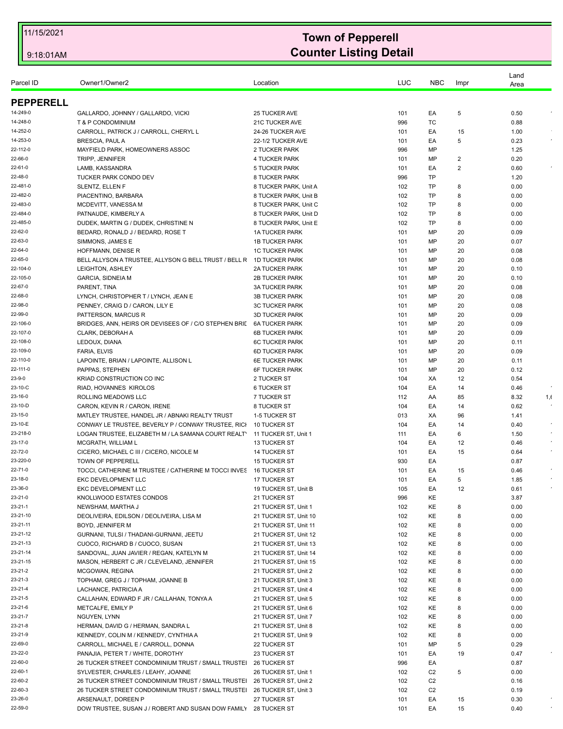# Town of Pepperell
## Counter Listing Detail

11/15/2021
9:18:01AM

| Parcel ID | Owner1/Owner2 | Location | LUC | NBC | Impr | Land Area |
|---|---|---|---|---|---|---|
| **PEPPERELL** | | | | | | |
| 14-249-0 | GALLARDO, JOHNNY / GALLARDO, VICKI | 25 TUCKER AVE | 101 | EA | 5 | 0.50 |
| 14-248-0 | T & P CONDOMINIUM | 21C TUCKER AVE | 996 | TC | | 0.88 |
| 14-252-0 | CARROLL, PATRICK J / CARROLL, CHERYL L | 24-26 TUCKER AVE | 101 | EA | 15 | 1.00 |
| 14-253-0 | BRESCIA, PAUL A | 22-1/2 TUCKER AVE | 101 | EA | 5 | 0.23 |
| 22-112-0 | MAYFIELD PARK, HOMEOWNERS ASSOC | 2 TUCKER PARK | 996 | MP | | 1.25 |
| 22-66-0 | TRIPP, JENNIFER | 4 TUCKER PARK | 101 | MP | 2 | 0.20 |
| 22-61-0 | LAMB, KASSANDRA | 5 TUCKER PARK | 101 | EA | 2 | 0.60 |
| 22-48-0 | TUCKER PARK CONDO DEV | 8 TUCKER PARK | 996 | TP | | 1.20 |
| 22-481-0 | SLENTZ, ELLEN F | 8 TUCKER PARK, Unit A | 102 | TP | 8 | 0.00 |
| 22-482-0 | PIACENTINO, BARBARA | 8 TUCKER PARK, Unit B | 102 | TP | 8 | 0.00 |
| 22-483-0 | MCDEVITT, VANESSA M | 8 TUCKER PARK, Unit C | 102 | TP | 8 | 0.00 |
| 22-484-0 | PATNAUDE, KIMBERLY A | 8 TUCKER PARK, Unit D | 102 | TP | 8 | 0.00 |
| 22-485-0 | DUDEK, MARTIN G / DUDEK, CHRISTINE N | 8 TUCKER PARK, Unit E | 102 | TP | 8 | 0.00 |
| 22-62-0 | BEDARD, RONALD J / BEDARD, ROSE T | 1A TUCKER PARK | 101 | MP | 20 | 0.09 |
| 22-63-0 | SIMMONS, JAMES E | 1B TUCKER PARK | 101 | MP | 20 | 0.07 |
| 22-64-0 | HOFFMANN, DENISE R | 1C TUCKER PARK | 101 | MP | 20 | 0.08 |
| 22-65-0 | BELL ALLYSON A TRUSTEE, ALLYSON G BELL TRUST / BELL R | 1D TUCKER PARK | 101 | MP | 20 | 0.08 |
| 22-104-0 | LEIGHTON, ASHLEY | 2A TUCKER PARK | 101 | MP | 20 | 0.10 |
| 22-105-0 | GARCIA, SIDNEIA M | 2B TUCKER PARK | 101 | MP | 20 | 0.10 |
| 22-67-0 | PARENT, TINA | 3A TUCKER PARK | 101 | MP | 20 | 0.08 |
| 22-68-0 | LYNCH, CHRISTOPHER T / LYNCH, JEAN E | 3B TUCKER PARK | 101 | MP | 20 | 0.08 |
| 22-98-0 | PENNEY, CRAIG D / CARON, LILY E | 3C TUCKER PARK | 101 | MP | 20 | 0.08 |
| 22-99-0 | PATTERSON, MARCUS R | 3D TUCKER PARK | 101 | MP | 20 | 0.09 |
| 22-106-0 | BRIDGES, ANN, HEIRS OR DEVISEES OF / C/O STEPHEN BRID | 6A TUCKER PARK | 101 | MP | 20 | 0.09 |
| 22-107-0 | CLARK, DEBORAH A | 6B TUCKER PARK | 101 | MP | 20 | 0.09 |
| 22-108-0 | LEDOUX, DIANA | 6C TUCKER PARK | 101 | MP | 20 | 0.11 |
| 22-109-0 | FARIA, ELVIS | 6D TUCKER PARK | 101 | MP | 20 | 0.09 |
| 22-110-0 | LAPOINTE, BRIAN / LAPOINTE, ALLISON L | 6E TUCKER PARK | 101 | MP | 20 | 0.11 |
| 22-111-0 | PAPPAS, STEPHEN | 6F TUCKER PARK | 101 | MP | 20 | 0.12 |
| 23-9-0 | KRIAD CONSTRUCTION CO INC | 2 TUCKER ST | 104 | XA | 12 | 0.54 |
| 23-10-C | RIAD, HOVANNES KIROLOS | 6 TUCKER ST | 104 | EA | 14 | 0.46 |
| 23-16-0 | ROLLING MEADOWS LLC | 7 TUCKER ST | 112 | AA | 85 | 8.32 |
| 23-10-D | CARON, KEVIN R / CARON, IRENE | 8 TUCKER ST | 104 | EA | 14 | 0.62 |
| 23-15-0 | MATLEY TRUSTEE, HANDEL JR / ABNAKI REALTY TRUST | 1-5 TUCKER ST | 013 | XA | 96 | 1.41 |
| 23-10-E | CONWAY LE TRUSTEE, BEVERLY P / CONWAY TRUSTEE, RICH | 10 TUCKER ST | 104 | EA | 14 | 0.40 |
| 23-218-0 | LOGAN TRUSTEE, ELIZABETH M / LA SAMANA COURT REALTY | 11 TUCKER ST, Unit 1 | 111 | EA | 6 | 1.50 |
| 23-17-0 | MCGRATH, WILLIAM L | 13 TUCKER ST | 104 | EA | 12 | 0.46 |
| 22-72-0 | CICERO, MICHAEL C III / CICERO, NICOLE M | 14 TUCKER ST | 101 | EA | 15 | 0.64 |
| 23-220-0 | TOWN OF PEPPERELL | 15 TUCKER ST | 930 | EA | | 0.87 |
| 22-71-0 | TOCCI, CATHERINE M TRUSTEE / CATHERINE M TOCCI INVES | 16 TUCKER ST | 101 | EA | 15 | 0.46 |
| 23-18-0 | EKC DEVELOPMENT LLC | 17 TUCKER ST | 101 | EA | 5 | 1.85 |
| 23-36-0 | EKC DEVELOPMENT LLC | 19 TUCKER ST, Unit B | 105 | EA | 12 | 0.61 |
| 23-21-0 | KNOLLWOOD ESTATES CONDOS | 21 TUCKER ST | 996 | KE | | 3.87 |
| 23-21-1 | NEWSHAM, MARTHA J | 21 TUCKER ST, Unit 1 | 102 | KE | 8 | 0.00 |
| 23-21-10 | DEOLIVEIRA, EDILSON / DEOLIVEIRA, LISA M | 21 TUCKER ST, Unit 10 | 102 | KE | 8 | 0.00 |
| 23-21-11 | BOYD, JENNIFER M | 21 TUCKER ST, Unit 11 | 102 | KE | 8 | 0.00 |
| 23-21-12 | GURNANI, TULSI / THADANI-GURNANI, JEETU | 21 TUCKER ST, Unit 12 | 102 | KE | 8 | 0.00 |
| 23-21-13 | CUOCO, RICHARD B / CUOCO, SUSAN | 21 TUCKER ST, Unit 13 | 102 | KE | 8 | 0.00 |
| 23-21-14 | SANDOVAL, JUAN JAVIER / REGAN, KATELYN M | 21 TUCKER ST, Unit 14 | 102 | KE | 8 | 0.00 |
| 23-21-15 | MASON, HERBERT C JR / CLEVELAND, JENNIFER | 21 TUCKER ST, Unit 15 | 102 | KE | 8 | 0.00 |
| 23-21-2 | MCGOWAN, REGINA | 21 TUCKER ST, Unit 2 | 102 | KE | 8 | 0.00 |
| 23-21-3 | TOPHAM, GREG J / TOPHAM, JOANNE B | 21 TUCKER ST, Unit 3 | 102 | KE | 8 | 0.00 |
| 23-21-4 | LACHANCE, PATRICIA A | 21 TUCKER ST, Unit 4 | 102 | KE | 8 | 0.00 |
| 23-21-5 | CALLAHAN, EDWARD F JR / CALLAHAN, TONYA A | 21 TUCKER ST, Unit 5 | 102 | KE | 8 | 0.00 |
| 23-21-6 | METCALFE, EMILY P | 21 TUCKER ST, Unit 6 | 102 | KE | 8 | 0.00 |
| 23-21-7 | NGUYEN, LYNN | 21 TUCKER ST, Unit 7 | 102 | KE | 8 | 0.00 |
| 23-21-8 | HERMAN, DAVID G / HERMAN, SANDRA L | 21 TUCKER ST, Unit 8 | 102 | KE | 8 | 0.00 |
| 23-21-9 | KENNEDY, COLIN M / KENNEDY, CYNTHIA A | 21 TUCKER ST, Unit 9 | 102 | KE | 8 | 0.00 |
| 22-69-0 | CARROLL, MICHAEL E / CARROLL, DONNA | 22 TUCKER ST | 101 | MP | 5 | 0.29 |
| 23-22-0 | PANAJIA, PETER T / WHITE, DOROTHY | 23 TUCKER ST | 101 | EA | 19 | 0.47 |
| 22-60-0 | 26 TUCKER STREET CONDOMINIUM TRUST / SMALL TRUSTEI | 26 TUCKER ST | 996 | EA | | 0.87 |
| 22-60-1 | SYLVESTER, CHARLES / LEAHY, JOANNE | 26 TUCKER ST, Unit 1 | 102 | C2 | 5 | 0.00 |
| 22-60-2 | 26 TUCKER STREET CONDOMINIUM TRUST / SMALL TRUSTEI | 26 TUCKER ST, Unit 2 | 102 | C2 | | 0.16 |
| 22-60-3 | 26 TUCKER STREET CONDOMINIUM TRUST / SMALL TRUSTEI | 26 TUCKER ST, Unit 3 | 102 | C2 | | 0.19 |
| 23-26-0 | ARSENAULT, DOREEN P | 27 TUCKER ST | 101 | EA | 15 | 0.30 |
| 22-59-0 | DOW TRUSTEE, SUSAN J / ROBERT AND SUSAN DOW FAMILY | 28 TUCKER ST | 101 | EA | 15 | 0.40 |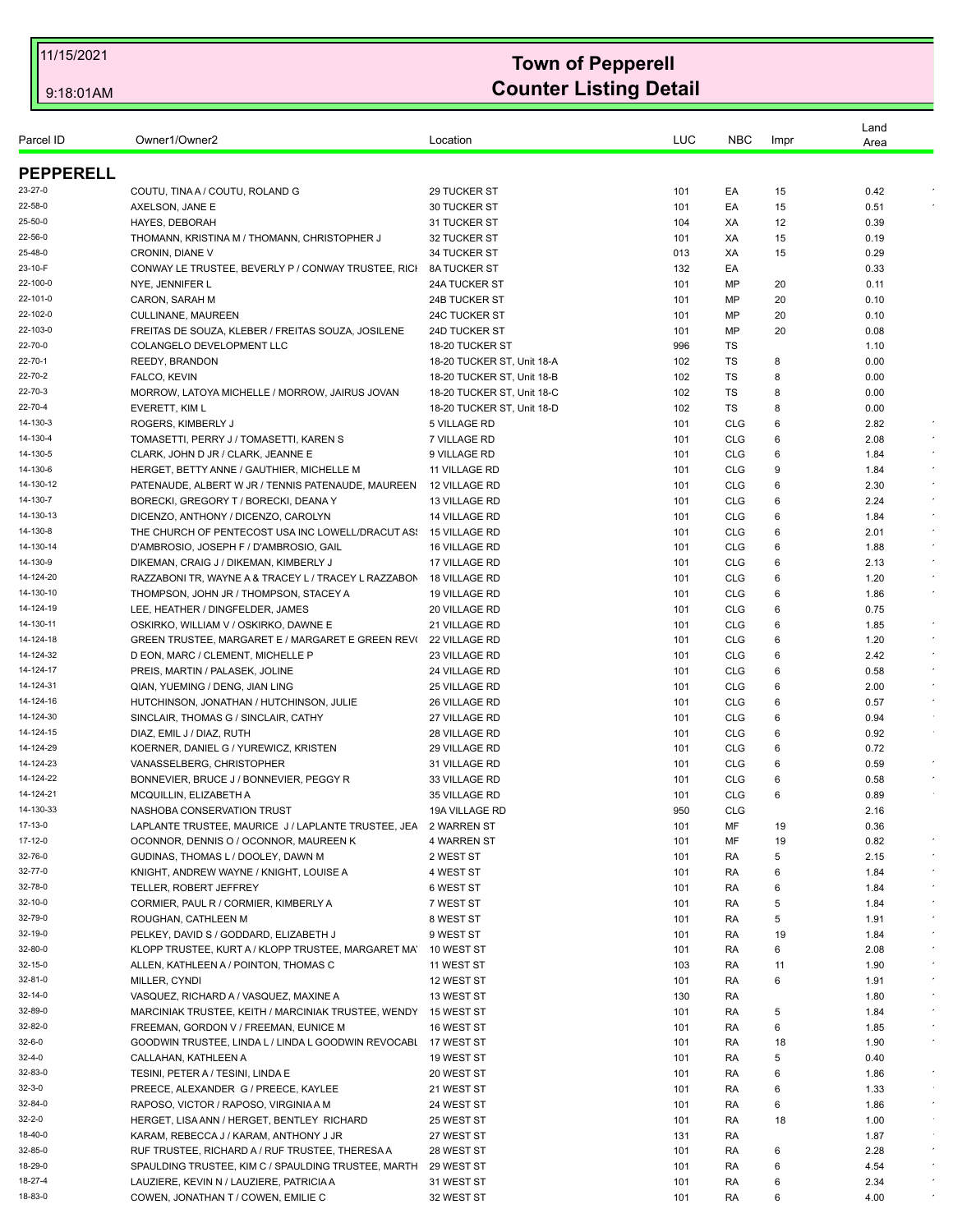# Town of Pepperell
## Counter Listing Detail

11/15/2021
9:18:01AM

| Parcel ID | Owner1/Owner2 | Location | LUC | NBC | Impr | Land Area |
|---|---|---|---|---|---|---|
| **PEPPERELL** | | | | | | |
| 23-27-0 | COUTU, TINA A / COUTU, ROLAND G | 29 TUCKER ST | 101 | EA | 15 | 0.42 |
| 22-58-0 | AXELSON, JANE E | 30 TUCKER ST | 101 | EA | 15 | 0.51 |
| 25-50-0 | HAYES, DEBORAH | 31 TUCKER ST | 104 | XA | 12 | 0.39 |
| 22-56-0 | THOMANN, KRISTINA M / THOMANN, CHRISTOPHER J | 32 TUCKER ST | 101 | XA | 15 | 0.19 |
| 25-48-0 | CRONIN, DIANE V | 34 TUCKER ST | 013 | XA | 15 | 0.29 |
| 23-10-F | CONWAY LE TRUSTEE, BEVERLY P / CONWAY TRUSTEE, RICI | 8A TUCKER ST | 132 | EA | | 0.33 |
| 22-100-0 | NYE, JENNIFER L | 24A TUCKER ST | 101 | MP | 20 | 0.11 |
| 22-101-0 | CARON, SARAH M | 24B TUCKER ST | 101 | MP | 20 | 0.10 |
| 22-102-0 | CULLINANE, MAUREEN | 24C TUCKER ST | 101 | MP | 20 | 0.10 |
| 22-103-0 | FREITAS DE SOUZA, KLEBER / FREITAS SOUZA, JOSILENE | 24D TUCKER ST | 101 | MP | 20 | 0.08 |
| 22-70-0 | COLANGELO DEVELOPMENT LLC | 18-20 TUCKER ST | 996 | TS | | 1.10 |
| 22-70-1 | REEDY, BRANDON | 18-20 TUCKER ST, Unit 18-A | 102 | TS | 8 | 0.00 |
| 22-70-2 | FALCO, KEVIN | 18-20 TUCKER ST, Unit 18-B | 102 | TS | 8 | 0.00 |
| 22-70-3 | MORROW, LATOYA MICHELLE / MORROW, JAIRUS JOVAN | 18-20 TUCKER ST, Unit 18-C | 102 | TS | 8 | 0.00 |
| 22-70-4 | EVERETT, KIM L | 18-20 TUCKER ST, Unit 18-D | 102 | TS | 8 | 0.00 |
| 14-130-3 | ROGERS, KIMBERLY J | 5 VILLAGE RD | 101 | CLG | 6 | 2.82 |
| 14-130-4 | TOMASETTI, PERRY J / TOMASETTI, KAREN S | 7 VILLAGE RD | 101 | CLG | 6 | 2.08 |
| 14-130-5 | CLARK, JOHN D JR / CLARK, JEANNE E | 9 VILLAGE RD | 101 | CLG | 6 | 1.84 |
| 14-130-6 | HERGET, BETTY ANNE / GAUTHIER, MICHELLE M | 11 VILLAGE RD | 101 | CLG | 9 | 1.84 |
| 14-130-12 | PATENAUDE, ALBERT W JR / TENNIS PATENAUDE, MAUREEN | 12 VILLAGE RD | 101 | CLG | 6 | 2.30 |
| 14-130-7 | BORECKI, GREGORY T / BORECKI, DEANA Y | 13 VILLAGE RD | 101 | CLG | 6 | 2.24 |
| 14-130-13 | DICENZO, ANTHONY / DICENZO, CAROLYN | 14 VILLAGE RD | 101 | CLG | 6 | 1.84 |
| 14-130-8 | THE CHURCH OF PENTECOST USA INC LOWELL/DRACUT ASS | 15 VILLAGE RD | 101 | CLG | 6 | 2.01 |
| 14-130-14 | D'AMBROSIO, JOSEPH F / D'AMBROSIO, GAIL | 16 VILLAGE RD | 101 | CLG | 6 | 1.88 |
| 14-130-9 | DIKEMAN, CRAIG J / DIKEMAN, KIMBERLY J | 17 VILLAGE RD | 101 | CLG | 6 | 2.13 |
| 14-124-20 | RAZZABONI TR, WAYNE A & TRACEY L / TRACEY L RAZZABON | 18 VILLAGE RD | 101 | CLG | 6 | 1.20 |
| 14-130-10 | THOMPSON, JOHN JR / THOMPSON, STACEY A | 19 VILLAGE RD | 101 | CLG | 6 | 1.86 |
| 14-124-19 | LEE, HEATHER / DINGFELDER, JAMES | 20 VILLAGE RD | 101 | CLG | 6 | 0.75 |
| 14-130-11 | OSKIRKO, WILLIAM V / OSKIRKO, DAWNE E | 21 VILLAGE RD | 101 | CLG | 6 | 1.85 |
| 14-124-18 | GREEN TRUSTEE, MARGARET E / MARGARET E GREEN REV( | 22 VILLAGE RD | 101 | CLG | 6 | 1.20 |
| 14-124-32 | D EON, MARC / CLEMENT, MICHELLE P | 23 VILLAGE RD | 101 | CLG | 6 | 2.42 |
| 14-124-17 | PREIS, MARTIN / PALASEK, JOLINE | 24 VILLAGE RD | 101 | CLG | 6 | 0.58 |
| 14-124-31 | QIAN, YUEMING / DENG, JIAN LING | 25 VILLAGE RD | 101 | CLG | 6 | 2.00 |
| 14-124-16 | HUTCHINSON, JONATHAN / HUTCHINSON, JULIE | 26 VILLAGE RD | 101 | CLG | 6 | 0.57 |
| 14-124-30 | SINCLAIR, THOMAS G / SINCLAIR, CATHY | 27 VILLAGE RD | 101 | CLG | 6 | 0.94 |
| 14-124-15 | DIAZ, EMIL J / DIAZ, RUTH | 28 VILLAGE RD | 101 | CLG | 6 | 0.92 |
| 14-124-29 | KOERNER, DANIEL G / YUREWICZ, KRISTEN | 29 VILLAGE RD | 101 | CLG | 6 | 0.72 |
| 14-124-23 | VANASSELBERG, CHRISTOPHER | 31 VILLAGE RD | 101 | CLG | 6 | 0.59 |
| 14-124-22 | BONNEVIER, BRUCE J / BONNEVIER, PEGGY R | 33 VILLAGE RD | 101 | CLG | 6 | 0.58 |
| 14-124-21 | MCQUILLIN, ELIZABETH A | 35 VILLAGE RD | 101 | CLG | 6 | 0.89 |
| 14-130-33 | NASHOBA CONSERVATION TRUST | 19A VILLAGE RD | 950 | CLG | | 2.16 |
| 17-13-0 | LAPLANTE TRUSTEE, MAURICE J / LAPLANTE TRUSTEE, JEA | 2 WARREN ST | 101 | MF | 19 | 0.36 |
| 17-12-0 | OCONNOR, DENNIS O / OCONNOR, MAUREEN K | 4 WARREN ST | 101 | MF | 19 | 0.82 |
| 32-76-0 | GUDINAS, THOMAS L / DOOLEY, DAWN M | 2 WEST ST | 101 | RA | 5 | 2.15 |
| 32-77-0 | KNIGHT, ANDREW WAYNE / KNIGHT, LOUISE A | 4 WEST ST | 101 | RA | 6 | 1.84 |
| 32-78-0 | TELLER, ROBERT JEFFREY | 6 WEST ST | 101 | RA | 6 | 1.84 |
| 32-10-0 | CORMIER, PAUL R / CORMIER, KIMBERLY A | 7 WEST ST | 101 | RA | 5 | 1.84 |
| 32-79-0 | ROUGHAN, CATHLEEN M | 8 WEST ST | 101 | RA | 5 | 1.91 |
| 32-19-0 | PELKEY, DAVID S / GODDARD, ELIZABETH J | 9 WEST ST | 101 | RA | 19 | 1.84 |
| 32-80-0 | KLOPP TRUSTEE, KURT A / KLOPP TRUSTEE, MARGARET MA | 10 WEST ST | 101 | RA | 6 | 2.08 |
| 32-15-0 | ALLEN, KATHLEEN A / POINTON, THOMAS C | 11 WEST ST | 103 | RA | 11 | 1.90 |
| 32-81-0 | MILLER, CYNDI | 12 WEST ST | 101 | RA | 6 | 1.91 |
| 32-14-0 | VASQUEZ, RICHARD A / VASQUEZ, MAXINE A | 13 WEST ST | 130 | RA | | 1.80 |
| 32-89-0 | MARCINIAK TRUSTEE, KEITH / MARCINIAK TRUSTEE, WENDY | 15 WEST ST | 101 | RA | 5 | 1.84 |
| 32-82-0 | FREEMAN, GORDON V / FREEMAN, EUNICE M | 16 WEST ST | 101 | RA | 6 | 1.85 |
| 32-6-0 | GOODWIN TRUSTEE, LINDA L / LINDA L GOODWIN REVOCABL | 17 WEST ST | 101 | RA | 18 | 1.90 |
| 32-4-0 | CALLAHAN, KATHLEEN A | 19 WEST ST | 101 | RA | 5 | 0.40 |
| 32-83-0 | TESINI, PETER A / TESINI, LINDA E | 20 WEST ST | 101 | RA | 6 | 1.86 |
| 32-3-0 | PREECE, ALEXANDER G / PREECE, KAYLEE | 21 WEST ST | 101 | RA | 6 | 1.33 |
| 32-84-0 | RAPOSO, VICTOR / RAPOSO, VIRGINIA A M | 24 WEST ST | 101 | RA | 6 | 1.86 |
| 32-2-0 | HERGET, LISA ANN / HERGET, BENTLEY RICHARD | 25 WEST ST | 101 | RA | 18 | 1.00 |
| 18-40-0 | KARAM, REBECCA J / KARAM, ANTHONY J JR | 27 WEST ST | 131 | RA | | 1.87 |
| 32-85-0 | RUF TRUSTEE, RICHARD A / RUF TRUSTEE, THERESA A | 28 WEST ST | 101 | RA | 6 | 2.28 |
| 18-29-0 | SPAULDING TRUSTEE, KIM C / SPAULDING TRUSTEE, MARTH | 29 WEST ST | 101 | RA | 6 | 4.54 |
| 18-27-4 | LAUZIERE, KEVIN N / LAUZIERE, PATRICIA A | 31 WEST ST | 101 | RA | 6 | 2.34 |
| 18-83-0 | COWEN, JONATHAN T / COWEN, EMILIE C | 32 WEST ST | 101 | RA | 6 | 4.00 |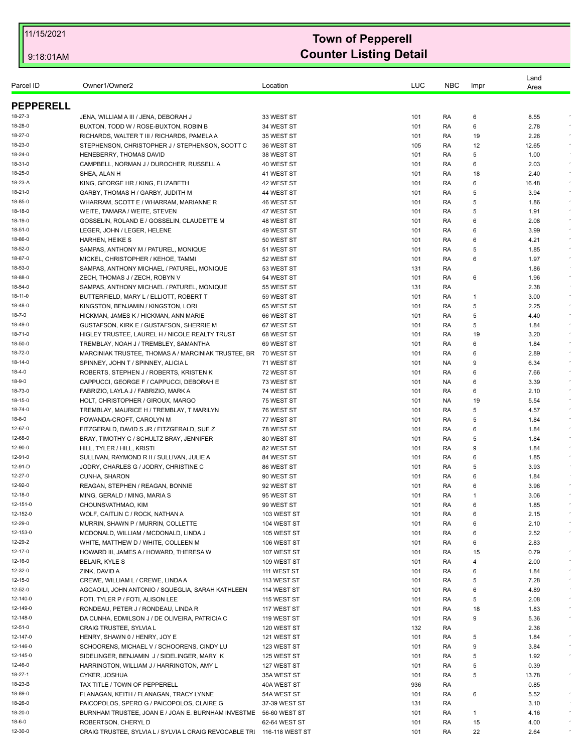11/15/2021

9:18:01AM

# Town of Pepperell
# Counter Listing Detail

| Parcel ID | Owner1/Owner2 | Location | LUC | NBC | Impr | Land Area |
|---|---|---|---|---|---|---|
| **PEPPERELL** | | | | | | |
| 18-27-3 | JENA, WILLIAM A III / JENA, DEBORAH J | 33 WEST ST | 101 | RA | 6 | 8.55 |
| 18-28-0 | BUXTON, TODD W / ROSE-BUXTON, ROBIN B | 34 WEST ST | 101 | RA | 6 | 2.78 |
| 18-27-0 | RICHARDS, WALTER T III / RICHARDS, PAMELA A | 35 WEST ST | 101 | RA | 19 | 2.26 |
| 18-23-0 | STEPHENSON, CHRISTOPHER J / STEPHENSON, SCOTT C | 36 WEST ST | 105 | RA | 12 | 12.65 |
| 18-24-0 | HENEBERRY, THOMAS DAVID | 38 WEST ST | 101 | RA | 5 | 1.00 |
| 18-31-0 | CAMPBELL, NORMAN J / DUROCHER, RUSSELL A | 40 WEST ST | 101 | RA | 6 | 2.03 |
| 18-25-0 | SHEA, ALAN H | 41 WEST ST | 101 | RA | 18 | 2.40 |
| 18-23-A | KING, GEORGE HR / KING, ELIZABETH | 42 WEST ST | 101 | RA | 6 | 16.48 |
| 18-21-0 | GARBY, THOMAS H / GARBY, JUDITH M | 44 WEST ST | 101 | RA | 5 | 3.94 |
| 18-85-0 | WHARRAM, SCOTT E / WHARRAM, MARIANNE R | 46 WEST ST | 101 | RA | 5 | 1.86 |
| 18-18-0 | WEITE, TAMARA / WEITE, STEVEN | 47 WEST ST | 101 | RA | 5 | 1.91 |
| 18-19-0 | GOSSELIN, ROLAND E / GOSSELIN, CLAUDETTE M | 48 WEST ST | 101 | RA | 6 | 2.08 |
| 18-51-0 | LEGER, JOHN / LEGER, HELENE | 49 WEST ST | 101 | RA | 6 | 3.99 |
| 18-86-0 | HARHEN, HEIKE S | 50 WEST ST | 101 | RA | 6 | 4.21 |
| 18-52-0 | SAMPAS, ANTHONY M / PATUREL, MONIQUE | 51 WEST ST | 101 | RA | 5 | 1.85 |
| 18-87-0 | MICKEL, CHRISTOPHER / KEHOE, TAMMI | 52 WEST ST | 101 | RA | 6 | 1.97 |
| 18-53-0 | SAMPAS, ANTHONY MICHAEL / PATUREL, MONIQUE | 53 WEST ST | 131 | RA | | 1.86 |
| 18-88-0 | ZECH, THOMAS J / ZECH, ROBYN V | 54 WEST ST | 101 | RA | 6 | 1.96 |
| 18-54-0 | SAMPAS, ANTHONY MICHAEL / PATUREL, MONIQUE | 55 WEST ST | 131 | RA | | 2.38 |
| 18-11-0 | BUTTERFIELD, MARY L / ELLIOTT, ROBERT T | 59 WEST ST | 101 | RA | 1 | 3.00 |
| 18-48-0 | KINGSTON, BENJAMIN / KINGSTON, LORI | 65 WEST ST | 101 | RA | 5 | 2.25 |
| 18-7-0 | HICKMAN, JAMES K / HICKMAN, ANN MARIE | 66 WEST ST | 101 | RA | 5 | 4.40 |
| 18-49-0 | GUSTAFSON, KIRK E / GUSTAFSON, SHERRIE M | 67 WEST ST | 101 | RA | 5 | 1.84 |
| 18-71-0 | HIGLEY TRUSTEE, LAUREL H / NICOLE REALTY TRUST | 68 WEST ST | 101 | RA | 19 | 3.20 |
| 18-50-0 | TREMBLAY, NOAH J / TREMBLEY, SAMANTHA | 69 WEST ST | 101 | RA | 6 | 1.84 |
| 18-72-0 | MARCINIAK TRUSTEE, THOMAS A / MARCINIAK TRUSTEE, BR | 70 WEST ST | 101 | RA | 6 | 2.89 |
| 18-14-0 | SPINNEY, JOHN T / SPINNEY, ALICIA L | 71 WEST ST | 101 | NA | 9 | 6.34 |
| 18-4-0 | ROBERTS, STEPHEN J / ROBERTS, KRISTEN K | 72 WEST ST | 101 | RA | 6 | 7.66 |
| 18-9-0 | CAPPUCCI, GEORGE F / CAPPUCCI, DEBORAH E | 73 WEST ST | 101 | NA | 6 | 3.39 |
| 18-73-0 | FABRIZIO, LAYLA J / FABRIZIO, MARK A | 74 WEST ST | 101 | RA | 6 | 2.10 |
| 18-15-0 | HOLT, CHRISTOPHER / GIROUX, MARGO | 75 WEST ST | 101 | NA | 19 | 5.54 |
| 18-74-0 | TREMBLAY, MAURICE H / TREMBLAY, T MARILYN | 76 WEST ST | 101 | RA | 5 | 4.57 |
| 18-8-0 | POWANDA-CROFT, CAROLYN M | 77 WEST ST | 101 | RA | 5 | 1.84 |
| 12-67-0 | FITZGERALD, DAVID S JR / FITZGERALD, SUE Z | 78 WEST ST | 101 | RA | 6 | 1.84 |
| 12-68-0 | BRAY, TIMOTHY C / SCHULTZ BRAY, JENNIFER | 80 WEST ST | 101 | RA | 5 | 1.84 |
| 12-90-0 | HILL, TYLER / HILL, KRISTI | 82 WEST ST | 101 | RA | 9 | 1.84 |
| 12-91-0 | SULLIVAN, RAYMOND R II / SULLIVAN, JULIE A | 84 WEST ST | 101 | RA | 6 | 1.85 |
| 12-91-D | JODRY, CHARLES G / JODRY, CHRISTINE C | 86 WEST ST | 101 | RA | 5 | 3.93 |
| 12-27-0 | CUNHA, SHARON | 90 WEST ST | 101 | RA | 6 | 1.84 |
| 12-92-0 | REAGAN, STEPHEN / REAGAN, BONNIE | 92 WEST ST | 101 | RA | 6 | 3.96 |
| 12-18-0 | MING, GERALD / MING, MARIA S | 95 WEST ST | 101 | RA | 1 | 3.06 |
| 12-151-0 | CHOUNSVATHMAO, KIM | 99 WEST ST | 101 | RA | 6 | 1.85 |
| 12-152-0 | WOLF, CAITLIN C / ROCK, NATHAN A | 103 WEST ST | 101 | RA | 6 | 2.15 |
| 12-29-0 | MURRIN, SHAWN P / MURRIN, COLLETTE | 104 WEST ST | 101 | RA | 6 | 2.10 |
| 12-153-0 | MCDONALD, WILLIAM / MCDONALD, LINDA J | 105 WEST ST | 101 | RA | 6 | 2.52 |
| 12-29-2 | WHITE, MATTHEW D / WHITE, COLLEEN M | 106 WEST ST | 101 | RA | 6 | 2.83 |
| 12-17-0 | HOWARD III, JAMES A / HOWARD, THERESA W | 107 WEST ST | 101 | RA | 15 | 0.79 |
| 12-16-0 | BELAIR, KYLE S | 109 WEST ST | 101 | RA | 4 | 2.00 |
| 12-32-0 | ZINK, DAVID A | 111 WEST ST | 101 | RA | 6 | 1.84 |
| 12-15-0 | CREWE, WILLIAM L / CREWE, LINDA A | 113 WEST ST | 101 | RA | 5 | 7.28 |
| 12-52-0 | AGCAOILI, JOHN ANTONIO / SQUEGLIA, SARAH KATHLEEN | 114 WEST ST | 101 | RA | 6 | 4.89 |
| 12-140-0 | FOTI, TYLER P / FOTI, ALISON LEE | 115 WEST ST | 101 | RA | 5 | 2.08 |
| 12-149-0 | RONDEAU, PETER J / RONDEAU, LINDA R | 117 WEST ST | 101 | RA | 18 | 1.83 |
| 12-148-0 | DA CUNHA, EDMILSON J / DE OLIVEIRA, PATRICIA C | 119 WEST ST | 101 | RA | 9 | 5.36 |
| 12-51-0 | CRAIG TRUSTEE, SYLVIA L | 120 WEST ST | 132 | RA | | 2.36 |
| 12-147-0 | HENRY, SHAWN 0 / HENRY, JOY E | 121 WEST ST | 101 | RA | 5 | 1.84 |
| 12-146-0 | SCHOORENS, MICHAEL V / SCHOORENS, CINDY LU | 123 WEST ST | 101 | RA | 9 | 3.84 |
| 12-145-0 | SIDELINGER, BENJAMIN J / SIDELINGER, MARY K | 125 WEST ST | 101 | RA | 5 | 1.92 |
| 12-46-0 | HARRINGTON, WILLIAM J / HARRINGTON, AMY L | 127 WEST ST | 101 | RA | 5 | 0.39 |
| 18-27-1 | CYKER, JOSHUA | 35A WEST ST | 101 | RA | 5 | 13.78 |
| 18-23-B | TAX TITLE / TOWN OF PEPPERELL | 40A WEST ST | 936 | RA | | 0.85 |
| 18-89-0 | FLANAGAN, KEITH / FLANAGAN, TRACY LYNNE | 54A WEST ST | 101 | RA | 6 | 5.52 |
| 18-26-0 | PAICOPOLOS, SPERO G / PAICOPOLOS, CLAIRE G | 37-39 WEST ST | 131 | RA | | 3.10 |
| 18-20-0 | BURNHAM TRUSTEE, JOAN E / JOAN E. BURNHAM INVESTME | 56-60 WEST ST | 101 | RA | 1 | 4.16 |
| 18-6-0 | ROBERTSON, CHERYL D | 62-64 WEST ST | 101 | RA | 15 | 4.00 |
| 12-30-0 | CRAIG TRUSTEE, SYLVIA L / SYLVIA L CRAIG REVOCABLE TRI | 116-118 WEST ST | 101 | RA | 22 | 2.64 |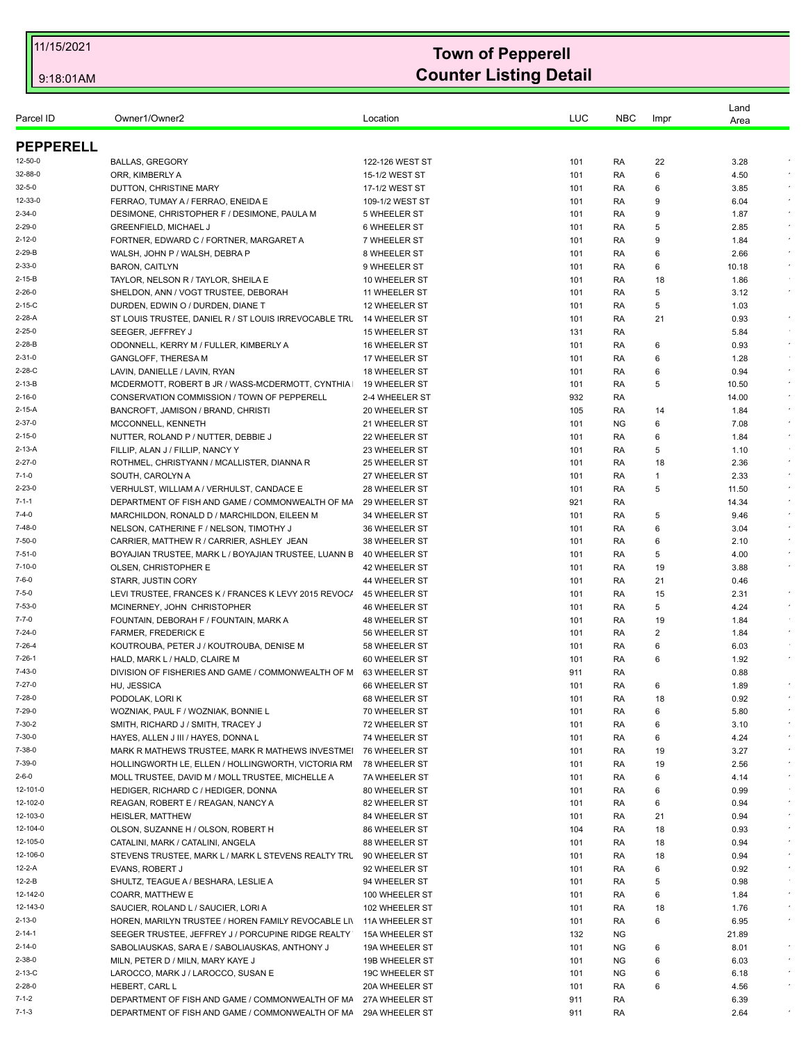# Town of Pepperell
## Counter Listing Detail

11/15/2021
9:18:01AM

| Parcel ID | Owner1/Owner2 | Location | LUC | NBC | Impr | Land Area |
|---|---|---|---|---|---|---|
| **PEPPERELL** | | | | | | |
| 12-50-0 | BALLAS, GREGORY | 122-126 WEST ST | 101 | RA | 22 | 3.28 |
| 32-88-0 | ORR, KIMBERLY A | 15-1/2 WEST ST | 101 | RA | 6 | 4.50 |
| 32-5-0 | DUTTON, CHRISTINE MARY | 17-1/2 WEST ST | 101 | RA | 6 | 3.85 |
| 12-33-0 | FERRAO, TUMAY A / FERRAO, ENEIDA E | 109-1/2 WEST ST | 101 | RA | 9 | 6.04 |
| 2-34-0 | DESIMONE, CHRISTOPHER F / DESIMONE, PAULA M | 5 WHEELER ST | 101 | RA | 9 | 1.87 |
| 2-29-0 | GREENFIELD, MICHAEL J | 6 WHEELER ST | 101 | RA | 5 | 2.85 |
| 2-12-0 | FORTNER, EDWARD C / FORTNER, MARGARET A | 7 WHEELER ST | 101 | RA | 9 | 1.84 |
| 2-29-B | WALSH, JOHN P / WALSH, DEBRA P | 8 WHEELER ST | 101 | RA | 6 | 2.66 |
| 2-33-0 | BARON, CAITLYN | 9 WHEELER ST | 101 | RA | 6 | 10.18 |
| 2-15-B | TAYLOR, NELSON R / TAYLOR, SHEILA E | 10 WHEELER ST | 101 | RA | 18 | 1.86 |
| 2-26-0 | SHELDON, ANN / VOGT TRUSTEE, DEBORAH | 11 WHEELER ST | 101 | RA | 5 | 3.12 |
| 2-15-C | DURDEN, EDWIN O / DURDEN, DIANE T | 12 WHEELER ST | 101 | RA | 5 | 1.03 |
| 2-28-A | ST LOUIS TRUSTEE, DANIEL R / ST LOUIS IRREVOCABLE TRU | 14 WHEELER ST | 101 | RA | 21 | 0.93 |
| 2-25-0 | SEEGER, JEFFREY J | 15 WHEELER ST | 131 | RA | | 5.84 |
| 2-28-B | ODONNELL, KERRY M / FULLER, KIMBERLY A | 16 WHEELER ST | 101 | RA | 6 | 0.93 |
| 2-31-0 | GANGLOFF, THERESA M | 17 WHEELER ST | 101 | RA | 6 | 1.28 |
| 2-28-C | LAVIN, DANIELLE / LAVIN, RYAN | 18 WHEELER ST | 101 | RA | 6 | 0.94 |
| 2-13-B | MCDERMOTT, ROBERT B JR / WASS-MCDERMOTT, CYNTHIA | 19 WHEELER ST | 101 | RA | 5 | 10.50 |
| 2-16-0 | CONSERVATION COMMISSION / TOWN OF PEPPERELL | 2-4 WHEELER ST | 932 | RA | | 14.00 |
| 2-15-A | BANCROFT, JAMISON / BRAND, CHRISTI | 20 WHEELER ST | 105 | RA | 14 | 1.84 |
| 2-37-0 | MCCONNELL, KENNETH | 21 WHEELER ST | 101 | NG | 6 | 7.08 |
| 2-15-0 | NUTTER, ROLAND P / NUTTER, DEBBIE J | 22 WHEELER ST | 101 | RA | 6 | 1.84 |
| 2-13-A | FILLIP, ALAN J / FILLIP, NANCY Y | 23 WHEELER ST | 101 | RA | 5 | 1.10 |
| 2-27-0 | ROTHMEL, CHRISTYANN / MCALLISTER, DIANNA R | 25 WHEELER ST | 101 | RA | 18 | 2.36 |
| 7-1-0 | SOUTH, CAROLYN A | 27 WHEELER ST | 101 | RA | 1 | 2.33 |
| 2-23-0 | VERHULST, WILLIAM A / VERHULST, CANDACE E | 28 WHEELER ST | 101 | RA | 5 | 11.50 |
| 7-1-1 | DEPARTMENT OF FISH AND GAME / COMMONWEALTH OF MA | 29 WHEELER ST | 921 | RA | | 14.34 |
| 7-4-0 | MARCHILDON, RONALD D / MARCHILDON, EILEEN M | 34 WHEELER ST | 101 | RA | 5 | 9.46 |
| 7-48-0 | NELSON, CATHERINE F / NELSON, TIMOTHY J | 36 WHEELER ST | 101 | RA | 6 | 3.04 |
| 7-50-0 | CARRIER, MATTHEW R / CARRIER, ASHLEY JEAN | 38 WHEELER ST | 101 | RA | 6 | 2.10 |
| 7-51-0 | BOYAJIAN TRUSTEE, MARK L / BOYAJIAN TRUSTEE, LUANN B | 40 WHEELER ST | 101 | RA | 5 | 4.00 |
| 7-10-0 | OLSEN, CHRISTOPHER E | 42 WHEELER ST | 101 | RA | 19 | 3.88 |
| 7-6-0 | STARR, JUSTIN CORY | 44 WHEELER ST | 101 | RA | 21 | 0.46 |
| 7-5-0 | LEVI TRUSTEE, FRANCES K / FRANCES K LEVY 2015 REVOCA | 45 WHEELER ST | 101 | RA | 15 | 2.31 |
| 7-53-0 | MCINERNEY, JOHN CHRISTOPHER | 46 WHEELER ST | 101 | RA | 5 | 4.24 |
| 7-7-0 | FOUNTAIN, DEBORAH F / FOUNTAIN, MARK A | 48 WHEELER ST | 101 | RA | 19 | 1.84 |
| 7-24-0 | FARMER, FREDERICK E | 56 WHEELER ST | 101 | RA | 2 | 1.84 |
| 7-26-4 | KOUTROUBA, PETER J / KOUTROUBA, DENISE M | 58 WHEELER ST | 101 | RA | 6 | 6.03 |
| 7-26-1 | HALD, MARK L / HALD, CLAIRE M | 60 WHEELER ST | 101 | RA | 6 | 1.92 |
| 7-43-0 | DIVISION OF FISHERIES AND GAME / COMMONWEALTH OF M | 63 WHEELER ST | 911 | RA | | 0.88 |
| 7-27-0 | HU, JESSICA | 66 WHEELER ST | 101 | RA | 6 | 1.89 |
| 7-28-0 | PODOLAK, LORI K | 68 WHEELER ST | 101 | RA | 18 | 0.92 |
| 7-29-0 | WOZNIAK, PAUL F / WOZNIAK, BONNIE L | 70 WHEELER ST | 101 | RA | 6 | 5.80 |
| 7-30-2 | SMITH, RICHARD J / SMITH, TRACEY J | 72 WHEELER ST | 101 | RA | 6 | 3.10 |
| 7-30-0 | HAYES, ALLEN J III / HAYES, DONNA L | 74 WHEELER ST | 101 | RA | 6 | 4.24 |
| 7-38-0 | MARK R MATHEWS TRUSTEE, MARK R MATHEWS INVESTMEI | 76 WHEELER ST | 101 | RA | 19 | 3.27 |
| 7-39-0 | HOLLINGWORTH LE, ELLEN / HOLLINGWORTH, VICTORIA RM | 78 WHEELER ST | 101 | RA | 19 | 2.56 |
| 2-6-0 | MOLL TRUSTEE, DAVID M / MOLL TRUSTEE, MICHELLE A | 7A WHEELER ST | 101 | RA | 6 | 4.14 |
| 12-101-0 | HEDIGER, RICHARD C / HEDIGER, DONNA | 80 WHEELER ST | 101 | RA | 6 | 0.99 |
| 12-102-0 | REAGAN, ROBERT E / REAGAN, NANCY A | 82 WHEELER ST | 101 | RA | 6 | 0.94 |
| 12-103-0 | HEISLER, MATTHEW | 84 WHEELER ST | 101 | RA | 21 | 0.94 |
| 12-104-0 | OLSON, SUZANNE H / OLSON, ROBERT H | 86 WHEELER ST | 104 | RA | 18 | 0.93 |
| 12-105-0 | CATALINI, MARK / CATALINI, ANGELA | 88 WHEELER ST | 101 | RA | 18 | 0.94 |
| 12-106-0 | STEVENS TRUSTEE, MARK L / MARK L STEVENS REALTY TRU | 90 WHEELER ST | 101 | RA | 18 | 0.94 |
| 12-2-A | EVANS, ROBERT J | 92 WHEELER ST | 101 | RA | 6 | 0.92 |
| 12-2-B | SHULTZ, TEAGUE A / BESHARA, LESLIE A | 94 WHEELER ST | 101 | RA | 5 | 0.98 |
| 12-142-0 | COARR, MATTHEW E | 100 WHEELER ST | 101 | RA | 6 | 1.84 |
| 12-143-0 | SAUCIER, ROLAND L / SAUCIER, LORI A | 102 WHEELER ST | 101 | RA | 18 | 1.76 |
| 2-13-0 | HOREN, MARILYN TRUSTEE / HOREN FAMILY REVOCABLE LI | 11A WHEELER ST | 101 | RA | 6 | 6.95 |
| 2-14-1 | SEEGER TRUSTEE, JEFFREY J / PORCUPINE RIDGE REALTY | 15A WHEELER ST | 132 | NG | | 21.89 |
| 2-14-0 | SABOLIAUSKAS, SARA E / SABOLIAUSKAS, ANTHONY J | 19A WHEELER ST | 101 | NG | 6 | 8.01 |
| 2-38-0 | MILN, PETER D / MILN, MARY KAYE J | 19B WHEELER ST | 101 | NG | 6 | 6.03 |
| 2-13-C | LAROCCO, MARK J / LAROCCO, SUSAN E | 19C WHEELER ST | 101 | NG | 6 | 6.18 |
| 2-28-0 | HEBERT, CARL L | 20A WHEELER ST | 101 | RA | 6 | 4.56 |
| 7-1-2 | DEPARTMENT OF FISH AND GAME / COMMONWEALTH OF MA | 27A WHEELER ST | 911 | RA | | 6.39 |
| 7-1-3 | DEPARTMENT OF FISH AND GAME / COMMONWEALTH OF MA | 29A WHEELER ST | 911 | RA | | 2.64 |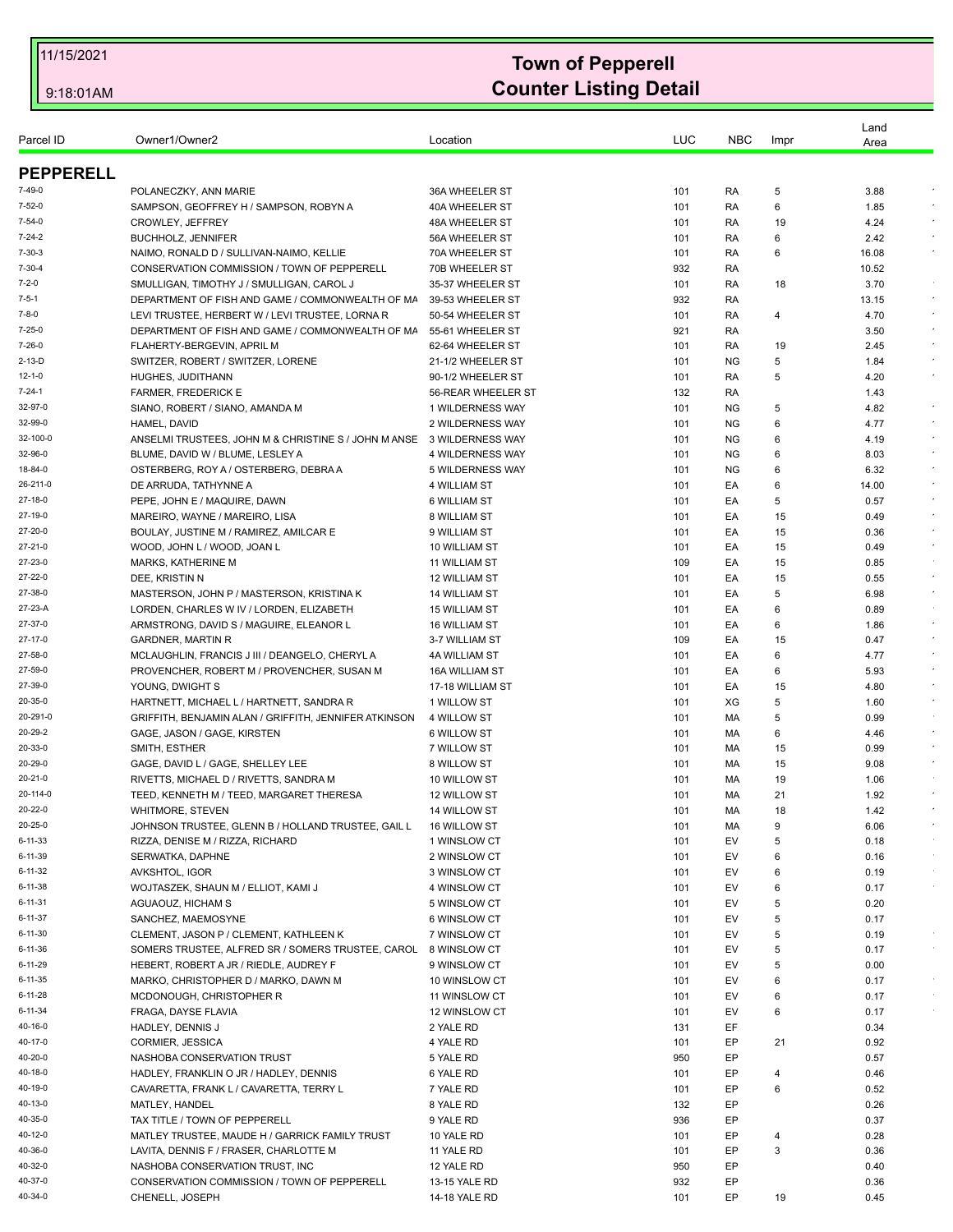# Town of Pepperell
## Counter Listing Detail

## PEPPERELL

| Parcel ID | Owner1/Owner2 | Location | LUC | NBC | Impr | Land Area |
|---|---|---|---|---|---|---|
| 7-49-0 | POLANECZKY, ANN MARIE | 36A WHEELER ST | 101 | RA | 5 | 3.88 |
| 7-52-0 | SAMPSON, GEOFFREY H / SAMPSON, ROBYN A | 40A WHEELER ST | 101 | RA | 6 | 1.85 |
| 7-54-0 | CROWLEY, JEFFREY | 48A WHEELER ST | 101 | RA | 19 | 4.24 |
| 7-24-2 | BUCHHOLZ, JENNIFER | 56A WHEELER ST | 101 | RA | 6 | 2.42 |
| 7-30-3 | NAIMO, RONALD D / SULLIVAN-NAIMO, KELLIE | 70A WHEELER ST | 101 | RA | 6 | 16.08 |
| 7-30-4 | CONSERVATION COMMISSION / TOWN OF PEPPERELL | 70B WHEELER ST | 932 | RA | | 10.52 |
| 7-2-0 | SMULLIGAN, TIMOTHY J / SMULLIGAN, CAROL J | 35-37 WHEELER ST | 101 | RA | 18 | 3.70 |
| 7-5-1 | DEPARTMENT OF FISH AND GAME / COMMONWEALTH OF MA | 39-53 WHEELER ST | 932 | RA | | 13.15 |
| 7-8-0 | LEVI TRUSTEE, HERBERT W / LEVI TRUSTEE, LORNA R | 50-54 WHEELER ST | 101 | RA | 4 | 4.70 |
| 7-25-0 | DEPARTMENT OF FISH AND GAME / COMMONWEALTH OF MA | 55-61 WHEELER ST | 921 | RA | | 3.50 |
| 7-26-0 | FLAHERTY-BERGEVIN, APRIL M | 62-64 WHEELER ST | 101 | RA | 19 | 2.45 |
| 2-13-D | SWITZER, ROBERT / SWITZER, LORENE | 21-1/2 WHEELER ST | 101 | NG | 5 | 1.84 |
| 12-1-0 | HUGHES, JUDITHANN | 90-1/2 WHEELER ST | 101 | RA | 5 | 4.20 |
| 7-24-1 | FARMER, FREDERICK E | 56-REAR WHEELER ST | 132 | RA | | 1.43 |
| 32-97-0 | SIANO, ROBERT / SIANO, AMANDA M | 1 WILDERNESS WAY | 101 | NG | 5 | 4.82 |
| 32-99-0 | HAMEL, DAVID | 2 WILDERNESS WAY | 101 | NG | 6 | 4.77 |
| 32-100-0 | ANSELMI TRUSTEES, JOHN M & CHRISTINE S / JOHN M ANSE | 3 WILDERNESS WAY | 101 | NG | 6 | 4.19 |
| 32-96-0 | BLUME, DAVID W / BLUME, LESLEY A | 4 WILDERNESS WAY | 101 | NG | 6 | 8.03 |
| 18-84-0 | OSTERBERG, ROY A / OSTERBERG, DEBRA A | 5 WILDERNESS WAY | 101 | NG | 6 | 6.32 |
| 26-211-0 | DE ARRUDA, TATHYNNE A | 4 WILLIAM ST | 101 | EA | 6 | 14.00 |
| 27-18-0 | PEPE, JOHN E / MAQUIRE, DAWN | 6 WILLIAM ST | 101 | EA | 5 | 0.57 |
| 27-19-0 | MAREIRO, WAYNE / MAREIRO, LISA | 8 WILLIAM ST | 101 | EA | 15 | 0.49 |
| 27-20-0 | BOULAY, JUSTINE M / RAMIREZ, AMILCAR E | 9 WILLIAM ST | 101 | EA | 15 | 0.36 |
| 27-21-0 | WOOD, JOHN L / WOOD, JOAN L | 10 WILLIAM ST | 101 | EA | 15 | 0.49 |
| 27-23-0 | MARKS, KATHERINE M | 11 WILLIAM ST | 109 | EA | 15 | 0.85 |
| 27-22-0 | DEE, KRISTIN N | 12 WILLIAM ST | 101 | EA | 15 | 0.55 |
| 27-38-0 | MASTERSON, JOHN P / MASTERSON, KRISTINA K | 14 WILLIAM ST | 101 | EA | 5 | 6.98 |
| 27-23-A | LORDEN, CHARLES W IV / LORDEN, ELIZABETH | 15 WILLIAM ST | 101 | EA | 6 | 0.89 |
| 27-37-0 | ARMSTRONG, DAVID S / MAGUIRE, ELEANOR L | 16 WILLIAM ST | 101 | EA | 6 | 1.86 |
| 27-17-0 | GARDNER, MARTIN R | 3-7 WILLIAM ST | 109 | EA | 15 | 0.47 |
| 27-58-0 | MCLAUGHLIN, FRANCIS J III / DEANGELO, CHERYL A | 4A WILLIAM ST | 101 | EA | 6 | 4.77 |
| 27-59-0 | PROVENCHER, ROBERT M / PROVENCHER, SUSAN M | 16A WILLIAM ST | 101 | EA | 6 | 5.93 |
| 27-39-0 | YOUNG, DWIGHT S | 17-18 WILLIAM ST | 101 | EA | 15 | 4.80 |
| 20-35-0 | HARTNETT, MICHAEL L / HARTNETT, SANDRA R | 1 WILLOW ST | 101 | XG | 5 | 1.60 |
| 20-291-0 | GRIFFITH, BENJAMIN ALAN / GRIFFITH, JENNIFER ATKINSON | 4 WILLOW ST | 101 | MA | 5 | 0.99 |
| 20-29-2 | GAGE, JASON / GAGE, KIRSTEN | 6 WILLOW ST | 101 | MA | 6 | 4.46 |
| 20-33-0 | SMITH, ESTHER | 7 WILLOW ST | 101 | MA | 15 | 0.99 |
| 20-29-0 | GAGE, DAVID L / GAGE, SHELLEY LEE | 8 WILLOW ST | 101 | MA | 15 | 9.08 |
| 20-21-0 | RIVETTS, MICHAEL D / RIVETTS, SANDRA M | 10 WILLOW ST | 101 | MA | 19 | 1.06 |
| 20-114-0 | TEED, KENNETH M / TEED, MARGARET THERESA | 12 WILLOW ST | 101 | MA | 21 | 1.92 |
| 20-22-0 | WHITMORE, STEVEN | 14 WILLOW ST | 101 | MA | 18 | 1.42 |
| 20-25-0 | JOHNSON TRUSTEE, GLENN B / HOLLAND TRUSTEE, GAIL L | 16 WILLOW ST | 101 | MA | 9 | 6.06 |
| 6-11-33 | RIZZA, DENISE M / RIZZA, RICHARD | 1 WINSLOW CT | 101 | EV | 5 | 0.18 |
| 6-11-39 | SERWATKA, DAPHNE | 2 WINSLOW CT | 101 | EV | 6 | 0.16 |
| 6-11-32 | AVKSHTOL, IGOR | 3 WINSLOW CT | 101 | EV | 6 | 0.19 |
| 6-11-38 | WOJTASZEK, SHAUN M / ELLIOT, KAMI J | 4 WINSLOW CT | 101 | EV | 6 | 0.17 |
| 6-11-31 | AGUAOUZ, HICHAM S | 5 WINSLOW CT | 101 | EV | 5 | 0.20 |
| 6-11-37 | SANCHEZ, MAEMOSYNE | 6 WINSLOW CT | 101 | EV | 5 | 0.17 |
| 6-11-30 | CLEMENT, JASON P / CLEMENT, KATHLEEN K | 7 WINSLOW CT | 101 | EV | 5 | 0.19 |
| 6-11-36 | SOMERS TRUSTEE, ALFRED SR / SOMERS TRUSTEE, CAROL | 8 WINSLOW CT | 101 | EV | 5 | 0.17 |
| 6-11-29 | HEBERT, ROBERT A JR / RIEDLE, AUDREY F | 9 WINSLOW CT | 101 | EV | 5 | 0.00 |
| 6-11-35 | MARKO, CHRISTOPHER D / MARKO, DAWN M | 10 WINSLOW CT | 101 | EV | 6 | 0.17 |
| 6-11-28 | MCDONOUGH, CHRISTOPHER R | 11 WINSLOW CT | 101 | EV | 6 | 0.17 |
| 6-11-34 | FRAGA, DAYSE FLAVIA | 12 WINSLOW CT | 101 | EV | 6 | 0.17 |
| 40-16-0 | HADLEY, DENNIS J | 2 YALE RD | 131 | EF | | 0.34 |
| 40-17-0 | CORMIER, JESSICA | 4 YALE RD | 101 | EP | 21 | 0.92 |
| 40-20-0 | NASHOBA CONSERVATION TRUST | 5 YALE RD | 950 | EP | | 0.57 |
| 40-18-0 | HADLEY, FRANKLIN O JR / HADLEY, DENNIS | 6 YALE RD | 101 | EP | 4 | 0.46 |
| 40-19-0 | CAVARETTA, FRANK L / CAVARETTA, TERRY L | 7 YALE RD | 101 | EP | 6 | 0.52 |
| 40-13-0 | MATLEY, HANDEL | 8 YALE RD | 132 | EP | | 0.26 |
| 40-35-0 | TAX TITLE / TOWN OF PEPPERELL | 9 YALE RD | 936 | EP | | 0.37 |
| 40-12-0 | MATLEY TRUSTEE, MAUDE H / GARRICK FAMILY TRUST | 10 YALE RD | 101 | EP | 4 | 0.28 |
| 40-36-0 | LAVITA, DENNIS F / FRASER, CHARLOTTE M | 11 YALE RD | 101 | EP | 3 | 0.36 |
| 40-32-0 | NASHOBA CONSERVATION TRUST, INC | 12 YALE RD | 950 | EP | | 0.40 |
| 40-37-0 | CONSERVATION COMMISSION / TOWN OF PEPPERELL | 13-15 YALE RD | 932 | EP | | 0.36 |
| 40-34-0 | CHENELL, JOSEPH | 14-18 YALE RD | 101 | EP | 19 | 0.45 |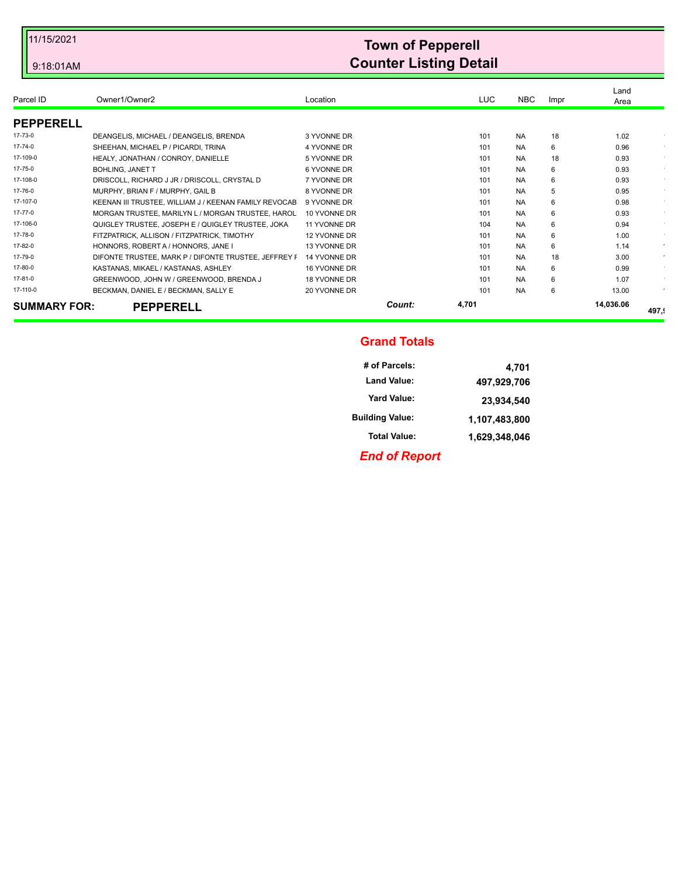# Town of Pepperell
## Counter Listing Detail

11/15/2021

9:18:01AM

| Parcel ID | Owner1/Owner2 | Location | LUC | NBC | Impr | Land Area |
|---|---|---|---|---|---|---|
| **PEPPERELL** | | | | | | |
| 17-73-0 | DEANGELIS, MICHAEL / DEANGELIS, BRENDA | 3 YVONNE DR | 101 | NA | 18 | 1.02 |
| 17-74-0 | SHEEHAN, MICHAEL P / PICARDI, TRINA | 4 YVONNE DR | 101 | NA | 6 | 0.96 |
| 17-109-0 | HEALY, JONATHAN / CONROY, DANIELLE | 5 YVONNE DR | 101 | NA | 18 | 0.93 |
| 17-75-0 | BOHLING, JANET T | 6 YVONNE DR | 101 | NA | 6 | 0.93 |
| 17-108-0 | DRISCOLL, RICHARD J JR / DRISCOLL, CRYSTAL D | 7 YVONNE DR | 101 | NA | 6 | 0.93 |
| 17-76-0 | MURPHY, BRIAN F / MURPHY, GAIL B | 8 YVONNE DR | 101 | NA | 5 | 0.95 |
| 17-107-0 | KEENAN III TRUSTEE, WILLIAM J / KEENAN FAMILY REVOCAB | 9 YVONNE DR | 101 | NA | 6 | 0.98 |
| 17-77-0 | MORGAN TRUSTEE, MARILYN L / MORGAN TRUSTEE, HAROL | 10 YVONNE DR | 101 | NA | 6 | 0.93 |
| 17-106-0 | QUIGLEY TRUSTEE, JOSEPH E / QUIGLEY TRUSTEE, JOKA | 11 YVONNE DR | 104 | NA | 6 | 0.94 |
| 17-78-0 | FITZPATRICK, ALLISON / FITZPATRICK, TIMOTHY | 12 YVONNE DR | 101 | NA | 6 | 1.00 |
| 17-82-0 | HONNORS, ROBERT A / HONNORS, JANE I | 13 YVONNE DR | 101 | NA | 6 | 1.14 |
| 17-79-0 | DIFONTE TRUSTEE, MARK P / DIFONTE TRUSTEE, JEFFREY F | 14 YVONNE DR | 101 | NA | 18 | 3.00 |
| 17-80-0 | KASTANAS, MIKAEL / KASTANAS, ASHLEY | 16 YVONNE DR | 101 | NA | 6 | 0.99 |
| 17-81-0 | GREENWOOD, JOHN W / GREENWOOD, BRENDA J | 18 YVONNE DR | 101 | NA | 6 | 1.07 |
| 17-110-0 | BECKMAN, DANIEL E / BECKMAN, SALLY E | 20 YVONNE DR | 101 | NA | 6 | 13.00 |
| **SUMMARY FOR:** | **PEPPERELL** | ***Count:*** | **4,701** | | | **14,036.06** |

## Grand Totals

| | |
|---|---|
| **# of Parcels:** | **4,701** |
| **Land Value:** | **497,929,706** |
| **Yard Value:** | **23,934,540** |
| **Building Value:** | **1,107,483,800** |
| **Total Value:** | **1,629,348,046** |

***End of Report***